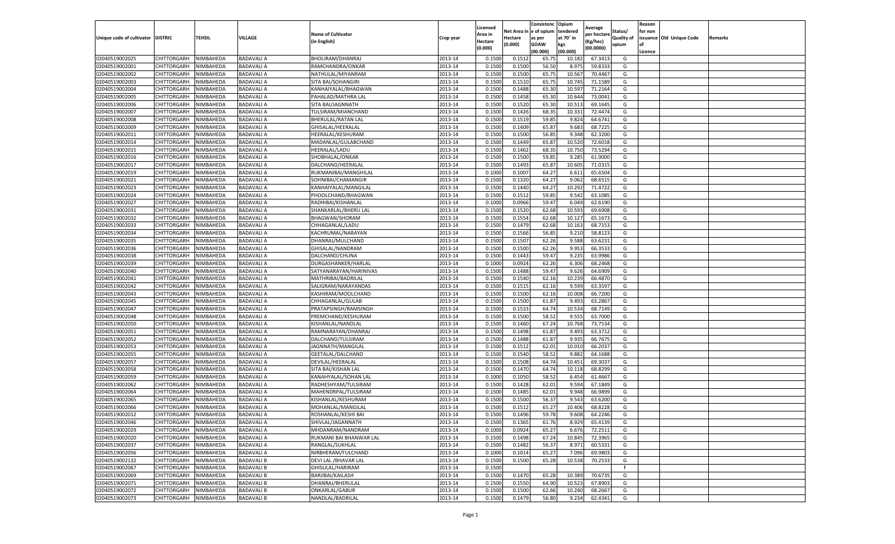| Unique code of cultivator | DISTRIC | TEHSIL | VILLAGE | Name of Cultivator (in English) | Crop year | Licensed Area in Hectare (0.000) | Net Area in Hectare (0.000) | Consistence of opium as per GOAW (00.000) | Opium tendered at 70° in kgs (00.000) | Average per hectare (Kg/hec) (00.0000) | Status/ Quality of opium | Reason for non issuance of Licence | Old Unique Code | Remarks |
|---|---|---|---|---|---|---|---|---|---|---|---|---|---|---|
| 02040519002025 | CHITTORGARH | NIMBAHEDA | BADAVALI A | BHOLIRAM/DHANRAJ | 2013-14 | 0.1500 | 0.1512 | 65.75 | 10.182 | 67.3413 | G | | | |
| 02040519002001 | CHITTORGARH | NIMBAHEDA | BADAVALI A | RAMCHANDRA/ONKAR | 2013-14 | 0.1500 | 0.1500 | 56.50 | 8.975 | 59.8333 | G | | | |
| 02040519002002 | CHITTORGARH | NIMBAHEDA | BADAVALI A | NATHULAL/MIYANRAM | 2013-14 | 0.1500 | 0.1500 | 65.75 | 10.567 | 70.4467 | G | | | |
| 02040519002003 | CHITTORGARH | NIMBAHEDA | BADAVALI A | SITA BAI/SOHANGIRI | 2013-14 | 0.1500 | 0.1510 | 65.75 | 10.745 | 71.1589 | G | | | |
| 02040519002004 | CHITTORGARH | NIMBAHEDA | BADAVALI A | KANHAIYALAL/BHAGWAN | 2013-14 | 0.1500 | 0.1488 | 65.30 | 10.597 | 71.2164 | G | | | |
| 02040519002005 | CHITTORGARH | NIMBAHEDA | BADAVALI A | PAHALAD/MATHRA LAL | 2013-14 | 0.1500 | 0.1458 | 65.30 | 10.644 | 73.0041 | G | | | |
| 02040519002006 | CHITTORGARH | NIMBAHEDA | BADAVALI A | SITA BAI/JAGNNATH | 2013-14 | 0.1500 | 0.1520 | 65.30 | 10.513 | 69.1645 | G | | | |
| 02040519002007 | CHITTORGARH | NIMBAHEDA | BADAVALI A | TULSIRAM/MIANCHAND | 2013-14 | 0.1500 | 0.1426 | 68.35 | 10.331 | 72.4474 | G | | | |
| 02040519002008 | CHITTORGARH | NIMBAHEDA | BADAVALI A | BHERULAL/RATAN LAL | 2013-14 | 0.1500 | 0.1519 | 59.85 | 9.824 | 64.6741 | G | | | |
| 02040519002009 | CHITTORGARH | NIMBAHEDA | BADAVALI A | GHISALAL/HEERALAL | 2013-14 | 0.1500 | 0.1409 | 65.87 | 9.683 | 68.7225 | G | | | |
| 02040519002011 | CHITTORGARH | NIMBAHEDA | BADAVALI A | HEERALAL/KESHURAM | 2013-14 | 0.1500 | 0.1500 | 56.85 | 9.348 | 62.3200 | G | | | |
| 02040519002014 | CHITTORGARH | NIMBAHEDA | BADAVALI A | MADANLAL/GULABCHAND | 2013-14 | 0.1500 | 0.1449 | 65.87 | 10.520 | 72.6018 | G | | | |
| 02040519002015 | CHITTORGARH | NIMBAHEDA | BADAVALI A | HEERALAL/LADU | 2013-14 | 0.1500 | 0.1462 | 68.35 | 10.750 | 73.5294 | G | | | |
| 02040519002016 | CHITTORGARH | NIMBAHEDA | BADAVALI A | SHOBHALAL/ONKAR | 2013-14 | 0.1500 | 0.1500 | 59.85 | 9.285 | 61.9000 | G | | | |
| 02040519002017 | CHITTORGARH | NIMBAHEDA | BADAVALI A | DALCHAND/HEERALAL | 2013-14 | 0.1500 | 0.1493 | 65.87 | 10.605 | 71.0315 | G | | | |
| 02040519002019 | CHITTORGARH | NIMBAHEDA | BADAVALI A | RUKMANIBAI/MANGHILAL | 2013-14 | 0.1000 | 0.1007 | 64.27 | 6.611 | 65.6504 | G | | | |
| 02040519002021 | CHITTORGARH | NIMBAHEDA | BADAVALI A | SOHNIBAI/CHAMANGIR | 2013-14 | 0.1500 | 0.1320 | 64.27 | 9.062 | 68.6515 | G | | | |
| 02040519002023 | CHITTORGARH | NIMBAHEDA | BADAVALI A | KANHAIYALAL/MANGILAL | 2013-14 | 0.1500 | 0.1440 | 64.27 | 10.292 | 71.4722 | G | | | |
| 02040519002024 | CHITTORGARH | NIMBAHEDA | BADAVALI A | PHOOLCHAND/BHAGWAN | 2013-14 | 0.1500 | 0.1512 | 59.85 | 9.542 | 63.1085 | G | | | |
| 02040519002027 | CHITTORGARH | NIMBAHEDA | BADAVALI A | RADHIBAI/KISHANLAL | 2013-14 | 0.1000 | 0.0966 | 59.47 | 6.049 | 62.6190 | G | | | |
| 02040519002031 | CHITTORGARH | NIMBAHEDA | BADAVALI A | SHANKARLAL/BHERU LAL | 2013-14 | 0.1500 | 0.1520 | 62.68 | 10.593 | 69.6908 | G | | | |
| 02040519002032 | CHITTORGARH | NIMBAHEDA | BADAVALI A | BHAGWAN/SHORAM | 2013-14 | 0.1500 | 0.1554 | 62.68 | 10.127 | 65.1673 | G | | | |
| 02040519002033 | CHITTORGARH | NIMBAHEDA | BADAVALI A | CHHAGANLAL/LADU | 2013-14 | 0.1500 | 0.1479 | 62.68 | 10.163 | 68.7153 | G | | | |
| 02040519002034 | CHITTORGARH | NIMBAHEDA | BADAVALI A | KACHRUMAL/NARAYAN | 2013-14 | 0.1500 | 0.1566 | 56.85 | 9.210 | 58.8123 | G | | | |
| 02040519002035 | CHITTORGARH | NIMBAHEDA | BADAVALI A | DHANRAJ/MULCHAND | 2013-14 | 0.1500 | 0.1507 | 62.26 | 9.588 | 63.6231 | G | | | |
| 02040519002036 | CHITTORGARH | NIMBAHEDA | BADAVALI A | GHISALAL/NANDRAM | 2013-14 | 0.1500 | 0.1500 | 62.26 | 9.953 | 66.3533 | G | | | |
| 02040519002038 | CHITTORGARH | NIMBAHEDA | BADAVALI A | DALCHAND/CHUNA | 2013-14 | 0.1500 | 0.1443 | 59.47 | 9.235 | 63.9986 | G | | | |
| 02040519002039 | CHITTORGARH | NIMBAHEDA | BADAVALI A | DURGASHANKER/HARLAL | 2013-14 | 0.1000 | 0.0924 | 62.26 | 6.306 | 68.2468 | G | | | |
| 02040519002040 | CHITTORGARH | NIMBAHEDA | BADAVALI A | SATYANARAYAN/HARINIVAS | 2013-14 | 0.1500 | 0.1488 | 59.47 | 9.626 | 64.6909 | G | | | |
| 02040519002041 | CHITTORGARH | NIMBAHEDA | BADAVALI A | MATHRIBAI/BADRILAL | 2013-14 | 0.1500 | 0.1540 | 62.16 | 10.239 | 66.4870 | G | | | |
| 02040519002042 | CHITTORGARH | NIMBAHEDA | BADAVALI A | SALIGRAM/NARAYANDAS | 2013-14 | 0.1500 | 0.1515 | 62.16 | 9.599 | 63.3597 | G | | | |
| 02040519002043 | CHITTORGARH | NIMBAHEDA | BADAVALI A | KASHIRAM/MOOLCHAND | 2013-14 | 0.1500 | 0.1500 | 62.16 | 10.008 | 66.7200 | G | | | |
| 02040519002045 | CHITTORGARH | NIMBAHEDA | BADAVALI A | CHHAGANLAL/GULAB | 2013-14 | 0.1500 | 0.1500 | 61.87 | 9.493 | 63.2867 | G | | | |
| 02040519002047 | CHITTORGARH | NIMBAHEDA | BADAVALI A | PRATAPSINGH/RAMSINGH | 2013-14 | 0.1500 | 0.1533 | 64.74 | 10.534 | 68.7149 | G | | | |
| 02040519002048 | CHITTORGARH | NIMBAHEDA | BADAVALI A | PREMCHAND/KESHURAM | 2013-14 | 0.1500 | 0.1500 | 58.52 | 9.555 | 63.7000 | G | | | |
| 02040519002050 | CHITTORGARH | NIMBAHEDA | BADAVALI A | KISHANLAL/NANDLAL | 2013-14 | 0.1500 | 0.1460 | 67.24 | 10.768 | 73.7534 | G | | | |
| 02040519002051 | CHITTORGARH | NIMBAHEDA | BADAVALI A | RAMNARAYAN/DHANRAJ | 2013-14 | 0.1500 | 0.1498 | 61.87 | 9.493 | 63.3712 | G | | | |
| 02040519002052 | CHITTORGARH | NIMBAHEDA | BADAVALI A | DALCHAND/TULSIRAM | 2013-14 | 0.1500 | 0.1488 | 61.87 | 9.935 | 66.7675 | G | | | |
| 02040519002053 | CHITTORGARH | NIMBAHEDA | BADAVALI A | JAGNNATH/MANGILAL | 2013-14 | 0.1500 | 0.1512 | 62.01 | 10.010 | 66.2037 | G | | | |
| 02040519002055 | CHITTORGARH | NIMBAHEDA | BADAVALI A | GEETALAL/DALCHAND | 2013-14 | 0.1500 | 0.1540 | 58.52 | 9.882 | 64.1688 | G | | | |
| 02040519002057 | CHITTORGARH | NIMBAHEDA | BADAVALI A | DEVILAL/HEERALAL | 2013-14 | 0.1500 | 0.1508 | 64.74 | 10.451 | 69.3037 | G | | | |
| 02040519002058 | CHITTORGARH | NIMBAHEDA | BADAVALI A | SITA BAI/KISHAN LAL | 2013-14 | 0.1500 | 0.1470 | 64.74 | 10.118 | 68.8299 | G | | | |
| 02040519002059 | CHITTORGARH | NIMBAHEDA | BADAVALI A | KANAHYALAL/SOHAN LAL | 2013-14 | 0.1000 | 0.1050 | 58.52 | 6.454 | 61.4667 | G | | | |
| 02040519002062 | CHITTORGARH | NIMBAHEDA | BADAVALI A | RADHESHYAM/TULSIRAM | 2013-14 | 0.1500 | 0.1428 | 62.01 | 9.594 | 67.1849 | G | | | |
| 02040519002064 | CHITTORGARH | NIMBAHEDA | BADAVALI A | MAHENDRPAL/TULSIRAM | 2013-14 | 0.1500 | 0.1485 | 62.01 | 9.948 | 66.9899 | G | | | |
| 02040519002065 | CHITTORGARH | NIMBAHEDA | BADAVALI A | KISHANLAL/KESHURAM | 2013-14 | 0.1500 | 0.1500 | 56.37 | 9.543 | 63.6200 | G | | | |
| 02040519002066 | CHITTORGARH | NIMBAHEDA | BADAVALI A | MOHANLAL/MANGILAL | 2013-14 | 0.1500 | 0.1512 | 65.27 | 10.406 | 68.8228 | G | | | |
| 02040519002012 | CHITTORGARH | NIMBAHEDA | BADAVALI A | ROSHANLAL/KESHI BAI | 2013-14 | 0.1500 | 0.1496 | 59.78 | 9.608 | 64.2246 | G | | | |
| 02040519002046 | CHITTORGARH | NIMBAHEDA | BADAVALI A | SHIVLAL/JAGANNATH | 2013-14 | 0.1500 | 0.1365 | 61.76 | 8.929 | 65.4139 | G | | | |
| 02040519002029 | CHITTORGARH | NIMBAHEDA | BADAVALI A | MHDANRAM/NANDRAM | 2013-14 | 0.1000 | 0.0924 | 65.27 | 6.676 | 72.2511 | G | | | |
| 02040519002020 | CHITTORGARH | NIMBAHEDA | BADAVALI A | RUKMANI BAI BHANWAR LAL | 2013-14 | 0.1500 | 0.1498 | 67.24 | 10.845 | 72.3965 | G | | | |
| 02040519002037 | CHITTORGARH | NIMBAHEDA | BADAVALI A | RANGLAL/SUKHLAL | 2013-14 | 0.1500 | 0.1482 | 56.37 | 8.971 | 60.5331 | G | | | |
| 02040519002056 | CHITTORGARH | NIMBAHEDA | BADAVALI A | NIRBHERAM/FULCHAND | 2013-14 | 0.1000 | 0.1014 | 65.27 | 7.096 | 69.9803 | G | | | |
| 02040519002132 | CHITTORGARH | NIMBAHEDA | BADAVALI B | DEVI LAL /BHAVAR LAL | 2013-14 | 0.1500 | 0.1500 | 65.28 | 10.538 | 70.2533 | G | | | |
| 02040519002067 | CHITTORGARH | NIMBAHEDA | BADAVALI B | GHISULAL/HARIRAM | 2013-14 | 0.1500 | | | | | F | | | |
| 02040519002069 | CHITTORGARH | NIMBAHEDA | BADAVALI B | BARJIBAI/KAILASH | 2013-14 | 0.1500 | 0.1470 | 65.28 | 10.389 | 70.6735 | G | | | |
| 02040519002071 | CHITTORGARH | NIMBAHEDA | BADAVALI B | DHANRAJ/BHERULAL | 2013-14 | 0.1500 | 0.1550 | 64.90 | 10.523 | 67.8903 | G | | | |
| 02040519002072 | CHITTORGARH | NIMBAHEDA | BADAVALI B | ONKARLAL/GABUR | 2013-14 | 0.1500 | 0.1500 | 62.66 | 10.240 | 68.2667 | G | | | |
| 02040519002073 | CHITTORGARH | NIMBAHEDA | BADAVALI B | NANDLAL/BADRILAL | 2013-14 | 0.1500 | 0.1479 | 56.80 | 9.234 | 62.4341 | G | | | |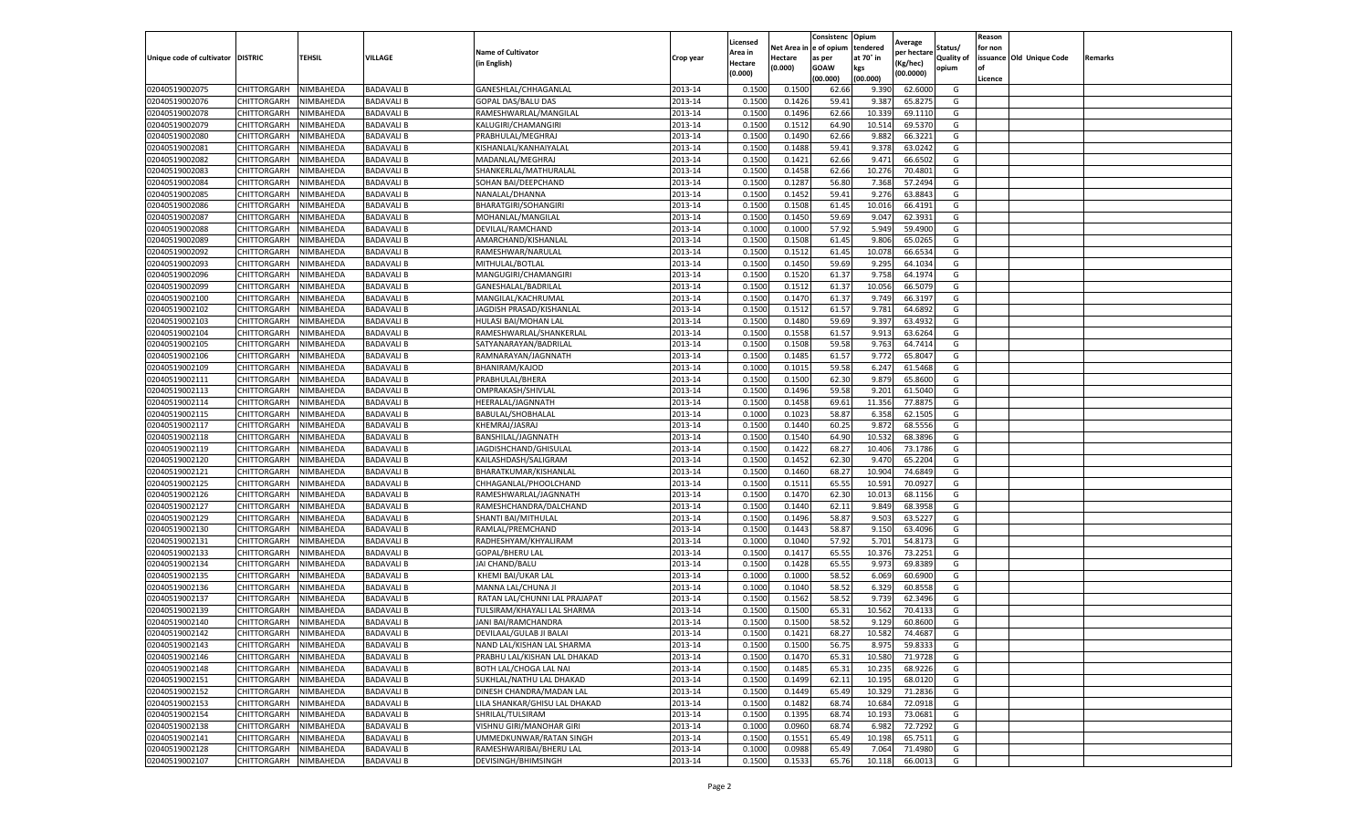| Unique code of cultivator | DISTRIC | TEHSIL | VILLAGE | Name of Cultivator (in English) | Crop year | Licensed Area in Hectare (0.000) | Net Area in Hectare (0.000) | Consistenc e of opium as per GOAW (00.000) | Opium tendered at 70° in kgs (00.000) | Average per hectare (Kg/hec) (00.0000) | Status/ Quality of opium | Reason for non issuance of Licence | Old Unique Code | Remarks |
|---|---|---|---|---|---|---|---|---|---|---|---|---|---|---|
| 02040519002075 | CHITTORGARH | NIMBAHEDA | BADAVALI B | GANESHLAL/CHHAGANLAL | 2013-14 | 0.1500 | 0.1500 | 62.66 | 9.390 | 62.6000 | G | | | |
| 02040519002076 | CHITTORGARH | NIMBAHEDA | BADAVALI B | GOPAL DAS/BALU DAS | 2013-14 | 0.1500 | 0.1426 | 59.41 | 9.387 | 65.8275 | G | | | |
| 02040519002078 | CHITTORGARH | NIMBAHEDA | BADAVALI B | RAMESHWARLAL/MANGILAL | 2013-14 | 0.1500 | 0.1496 | 62.66 | 10.339 | 69.1110 | G | | | |
| 02040519002079 | CHITTORGARH | NIMBAHEDA | BADAVALI B | KALUGIRI/CHAMANGIRI | 2013-14 | 0.1500 | 0.1512 | 64.90 | 10.514 | 69.5370 | G | | | |
| 02040519002080 | CHITTORGARH | NIMBAHEDA | BADAVALI B | PRABHULAL/MEGHRAJ | 2013-14 | 0.1500 | 0.1490 | 62.66 | 9.882 | 66.3221 | G | | | |
| 02040519002081 | CHITTORGARH | NIMBAHEDA | BADAVALI B | KISHANLAL/KANHAIYALAL | 2013-14 | 0.1500 | 0.1488 | 59.41 | 9.378 | 63.0242 | G | | | |
| 02040519002082 | CHITTORGARH | NIMBAHEDA | BADAVALI B | MADANLAL/MEGHRAJ | 2013-14 | 0.1500 | 0.1421 | 62.66 | 9.471 | 66.6502 | G | | | |
| 02040519002083 | CHITTORGARH | NIMBAHEDA | BADAVALI B | SHANKERLAL/MATHURALAL | 2013-14 | 0.1500 | 0.1458 | 62.66 | 10.276 | 70.4801 | G | | | |
| 02040519002084 | CHITTORGARH | NIMBAHEDA | BADAVALI B | SOHAN BAI/DEEPCHAND | 2013-14 | 0.1500 | 0.1287 | 56.80 | 7.368 | 57.2494 | G | | | |
| 02040519002085 | CHITTORGARH | NIMBAHEDA | BADAVALI B | NANALAL/DHANNA | 2013-14 | 0.1500 | 0.1452 | 59.41 | 9.276 | 63.8843 | G | | | |
| 02040519002086 | CHITTORGARH | NIMBAHEDA | BADAVALI B | BHARATGIRI/SOHANGIRI | 2013-14 | 0.1500 | 0.1508 | 61.45 | 10.016 | 66.4191 | G | | | |
| 02040519002087 | CHITTORGARH | NIMBAHEDA | BADAVALI B | MOHANLAL/MANGILAL | 2013-14 | 0.1500 | 0.1450 | 59.69 | 9.047 | 62.3931 | G | | | |
| 02040519002088 | CHITTORGARH | NIMBAHEDA | BADAVALI B | DEVILAL/RAMCHAND | 2013-14 | 0.1000 | 0.1000 | 57.92 | 5.949 | 59.4900 | G | | | |
| 02040519002089 | CHITTORGARH | NIMBAHEDA | BADAVALI B | AMARCHAND/KISHANLAL | 2013-14 | 0.1500 | 0.1508 | 61.45 | 9.806 | 65.0265 | G | | | |
| 02040519002092 | CHITTORGARH | NIMBAHEDA | BADAVALI B | RAMESHWAR/NARULAL | 2013-14 | 0.1500 | 0.1512 | 61.45 | 10.078 | 66.6534 | G | | | |
| 02040519002093 | CHITTORGARH | NIMBAHEDA | BADAVALI B | MITHULAL/BOTLAL | 2013-14 | 0.1500 | 0.1450 | 59.69 | 9.295 | 64.1034 | G | | | |
| 02040519002096 | CHITTORGARH | NIMBAHEDA | BADAVALI B | MANGUGIRI/CHAMANGIRI | 2013-14 | 0.1500 | 0.1520 | 61.37 | 9.758 | 64.1974 | G | | | |
| 02040519002099 | CHITTORGARH | NIMBAHEDA | BADAVALI B | GANESHALAL/BADRILAL | 2013-14 | 0.1500 | 0.1512 | 61.37 | 10.056 | 66.5079 | G | | | |
| 02040519002100 | CHITTORGARH | NIMBAHEDA | BADAVALI B | MANGILAL/KACHRUMAL | 2013-14 | 0.1500 | 0.1470 | 61.37 | 9.749 | 66.3197 | G | | | |
| 02040519002102 | CHITTORGARH | NIMBAHEDA | BADAVALI B | JAGDISH PRASAD/KISHANLAL | 2013-14 | 0.1500 | 0.1512 | 61.57 | 9.781 | 64.6892 | G | | | |
| 02040519002103 | CHITTORGARH | NIMBAHEDA | BADAVALI B | HULASI BAI/MOHAN LAL | 2013-14 | 0.1500 | 0.1480 | 59.69 | 9.397 | 63.4932 | G | | | |
| 02040519002104 | CHITTORGARH | NIMBAHEDA | BADAVALI B | RAMESHWARLAL/SHANKERLAL | 2013-14 | 0.1500 | 0.1558 | 61.57 | 9.913 | 63.6264 | G | | | |
| 02040519002105 | CHITTORGARH | NIMBAHEDA | BADAVALI B | SATYANARAYAN/BADRILAL | 2013-14 | 0.1500 | 0.1508 | 59.58 | 9.763 | 64.7414 | G | | | |
| 02040519002106 | CHITTORGARH | NIMBAHEDA | BADAVALI B | RAMNARAYAN/JAGNNATH | 2013-14 | 0.1500 | 0.1485 | 61.57 | 9.772 | 65.8047 | G | | | |
| 02040519002109 | CHITTORGARH | NIMBAHEDA | BADAVALI B | BHANIRAM/KAJOD | 2013-14 | 0.1000 | 0.1015 | 59.58 | 6.247 | 61.5468 | G | | | |
| 02040519002111 | CHITTORGARH | NIMBAHEDA | BADAVALI B | PRABHULAL/BHERA | 2013-14 | 0.1500 | 0.1500 | 62.30 | 9.879 | 65.8600 | G | | | |
| 02040519002113 | CHITTORGARH | NIMBAHEDA | BADAVALI B | OMPRAKASH/SHIVLAL | 2013-14 | 0.1500 | 0.1496 | 59.58 | 9.201 | 61.5040 | G | | | |
| 02040519002114 | CHITTORGARH | NIMBAHEDA | BADAVALI B | HEERALAL/JAGNNATH | 2013-14 | 0.1500 | 0.1458 | 69.61 | 11.356 | 77.8875 | G | | | |
| 02040519002115 | CHITTORGARH | NIMBAHEDA | BADAVALI B | BABULAL/SHOBHALAL | 2013-14 | 0.1000 | 0.1023 | 58.87 | 6.358 | 62.1505 | G | | | |
| 02040519002117 | CHITTORGARH | NIMBAHEDA | BADAVALI B | KHEMRAJ/JASRAJ | 2013-14 | 0.1500 | 0.1440 | 60.25 | 9.872 | 68.5556 | G | | | |
| 02040519002118 | CHITTORGARH | NIMBAHEDA | BADAVALI B | BANSHILAL/JAGNNATH | 2013-14 | 0.1500 | 0.1540 | 64.90 | 10.532 | 68.3896 | G | | | |
| 02040519002119 | CHITTORGARH | NIMBAHEDA | BADAVALI B | JAGDISHCHAND/GHISULAL | 2013-14 | 0.1500 | 0.1422 | 68.27 | 10.406 | 73.1786 | G | | | |
| 02040519002120 | CHITTORGARH | NIMBAHEDA | BADAVALI B | KAILASHDASH/SALIGRAM | 2013-14 | 0.1500 | 0.1452 | 62.30 | 9.470 | 65.2204 | G | | | |
| 02040519002121 | CHITTORGARH | NIMBAHEDA | BADAVALI B | BHARATKUMAR/KISHANLAL | 2013-14 | 0.1500 | 0.1460 | 68.27 | 10.904 | 74.6849 | G | | | |
| 02040519002125 | CHITTORGARH | NIMBAHEDA | BADAVALI B | CHHAGANLAL/PHOOLCHAND | 2013-14 | 0.1500 | 0.1511 | 65.55 | 10.591 | 70.0927 | G | | | |
| 02040519002126 | CHITTORGARH | NIMBAHEDA | BADAVALI B | RAMESHWARLAL/JAGNNATH | 2013-14 | 0.1500 | 0.1470 | 62.30 | 10.013 | 68.1156 | G | | | |
| 02040519002127 | CHITTORGARH | NIMBAHEDA | BADAVALI B | RAMESHCHANDRA/DALCHAND | 2013-14 | 0.1500 | 0.1440 | 62.11 | 9.849 | 68.3958 | G | | | |
| 02040519002129 | CHITTORGARH | NIMBAHEDA | BADAVALI B | SHANTI BAI/MITHULAL | 2013-14 | 0.1500 | 0.1496 | 58.87 | 9.503 | 63.5227 | G | | | |
| 02040519002130 | CHITTORGARH | NIMBAHEDA | BADAVALI B | RAMLAL/PREMCHAND | 2013-14 | 0.1500 | 0.1443 | 58.87 | 9.150 | 63.4096 | G | | | |
| 02040519002131 | CHITTORGARH | NIMBAHEDA | BADAVALI B | RADHESHYAM/KHYALIRAM | 2013-14 | 0.1000 | 0.1040 | 57.92 | 5.701 | 54.8173 | G | | | |
| 02040519002133 | CHITTORGARH | NIMBAHEDA | BADAVALI B | GOPAL/BHERU LAL | 2013-14 | 0.1500 | 0.1417 | 65.55 | 10.376 | 73.2251 | G | | | |
| 02040519002134 | CHITTORGARH | NIMBAHEDA | BADAVALI B | JAI CHAND/BALU | 2013-14 | 0.1500 | 0.1428 | 65.55 | 9.973 | 69.8389 | G | | | |
| 02040519002135 | CHITTORGARH | NIMBAHEDA | BADAVALI B | KHEMI BAI/UKAR LAL | 2013-14 | 0.1000 | 0.1000 | 58.52 | 6.069 | 60.6900 | G | | | |
| 02040519002136 | CHITTORGARH | NIMBAHEDA | BADAVALI B | MANNA LAL/CHUNA JI | 2013-14 | 0.1000 | 0.1040 | 58.52 | 6.329 | 60.8558 | G | | | |
| 02040519002137 | CHITTORGARH | NIMBAHEDA | BADAVALI B | RATAN LAL/CHUNNI LAL PRAJAPAT | 2013-14 | 0.1500 | 0.1562 | 58.52 | 9.739 | 62.3496 | G | | | |
| 02040519002139 | CHITTORGARH | NIMBAHEDA | BADAVALI B | TULSIRAM/KHAYALI LAL SHARMA | 2013-14 | 0.1500 | 0.1500 | 65.31 | 10.562 | 70.4133 | G | | | |
| 02040519002140 | CHITTORGARH | NIMBAHEDA | BADAVALI B | JANI BAI/RAMCHANDRA | 2013-14 | 0.1500 | 0.1500 | 58.52 | 9.129 | 60.8600 | G | | | |
| 02040519002142 | CHITTORGARH | NIMBAHEDA | BADAVALI B | DEVILAAL/GULAB JI BALAI | 2013-14 | 0.1500 | 0.1421 | 68.27 | 10.582 | 74.4687 | G | | | |
| 02040519002143 | CHITTORGARH | NIMBAHEDA | BADAVALI B | NAND LAL/KISHAN LAL SHARMA | 2013-14 | 0.1500 | 0.1500 | 56.75 | 8.975 | 59.8333 | G | | | |
| 02040519002146 | CHITTORGARH | NIMBAHEDA | BADAVALI B | PRABHU LAL/KISHAN LAL DHAKAD | 2013-14 | 0.1500 | 0.1470 | 65.31 | 10.580 | 71.9728 | G | | | |
| 02040519002148 | CHITTORGARH | NIMBAHEDA | BADAVALI B | BOTH LAL/CHOGA LAL NAI | 2013-14 | 0.1500 | 0.1485 | 65.31 | 10.235 | 68.9226 | G | | | |
| 02040519002151 | CHITTORGARH | NIMBAHEDA | BADAVALI B | SUKHLAL/NATHU LAL DHAKAD | 2013-14 | 0.1500 | 0.1499 | 62.11 | 10.195 | 68.0120 | G | | | |
| 02040519002152 | CHITTORGARH | NIMBAHEDA | BADAVALI B | DINESH CHANDRA/MADAN LAL | 2013-14 | 0.1500 | 0.1449 | 65.49 | 10.329 | 71.2836 | G | | | |
| 02040519002153 | CHITTORGARH | NIMBAHEDA | BADAVALI B | LILA SHANKAR/GHISU LAL DHAKAD | 2013-14 | 0.1500 | 0.1482 | 68.74 | 10.684 | 72.0918 | G | | | |
| 02040519002154 | CHITTORGARH | NIMBAHEDA | BADAVALI B | SHRILAL/TULSIRAM | 2013-14 | 0.1500 | 0.1395 | 68.74 | 10.193 | 73.0681 | G | | | |
| 02040519002138 | CHITTORGARH | NIMBAHEDA | BADAVALI B | VISHNU GIRI/MANOHAR GIRI | 2013-14 | 0.1000 | 0.0960 | 68.74 | 6.982 | 72.7292 | G | | | |
| 02040519002141 | CHITTORGARH | NIMBAHEDA | BADAVALI B | UMMEDKUNWAR/RATAN SINGH | 2013-14 | 0.1500 | 0.1551 | 65.49 | 10.198 | 65.7511 | G | | | |
| 02040519002128 | CHITTORGARH | NIMBAHEDA | BADAVALI B | RAMESHWARIBAI/BHERU LAL | 2013-14 | 0.1000 | 0.0988 | 65.49 | 7.064 | 71.4980 | G | | | |
| 02040519002107 | CHITTORGARH | NIMBAHEDA | BADAVALI B | DEVISINGH/BHIMSINGH | 2013-14 | 0.1500 | 0.1533 | 65.76 | 10.118 | 66.0013 | G | | | |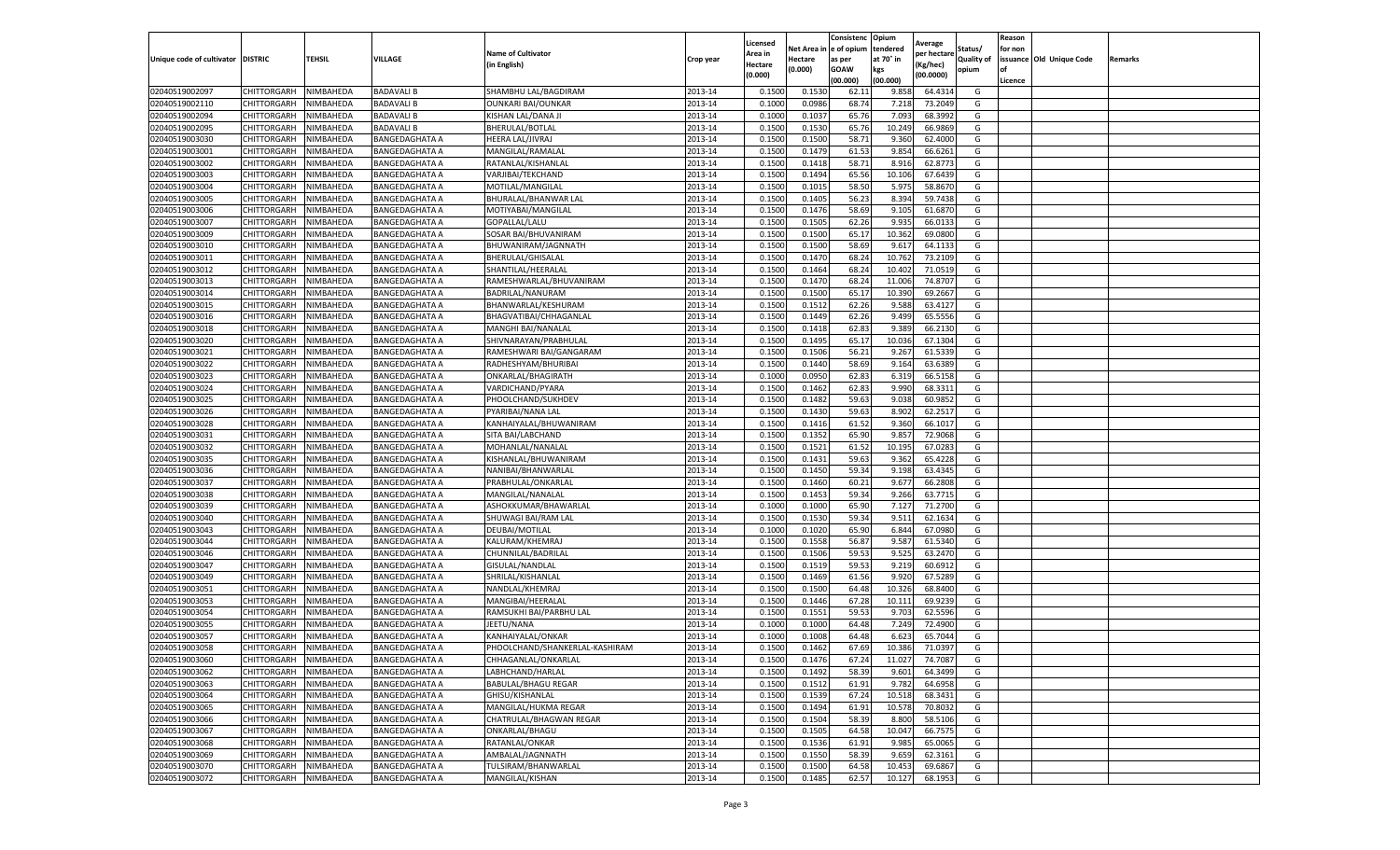| Unique code of cultivator | DISTRIC | TEHSIL | VILLAGE | Name of Cultivator (in English) | Crop year | Licensed Area in Hectare (0.000) | Net Area in Hectare (0.000) | Consistence of opium as per GOAW (00.000) | Opium tendered at 70° in kgs (00.000) | Average per hectare (Kg/hec) (00.0000) | Status/ Quality of opium | Reason for non issuance of Licence | Old Unique Code | Remarks |
|---|---|---|---|---|---|---|---|---|---|---|---|---|---|---|
| 02040519002097 | CHITTORGARH | NIMBAHEDA | BADAVALI B | SHAMBHU LAL/BAGDIRAM | 2013-14 | 0.1500 | 0.1530 | 62.11 | 9.858 | 64.4314 | G | | | |
| 02040519002110 | CHITTORGARH | NIMBAHEDA | BADAVALI B | OUNKARI BAI/OUNKAR | 2013-14 | 0.1000 | 0.0986 | 68.74 | 7.218 | 73.2049 | G | | | |
| 02040519002094 | CHITTORGARH | NIMBAHEDA | BADAVALI B | KISHAN LAL/DANA JI | 2013-14 | 0.1000 | 0.1037 | 65.76 | 7.093 | 68.3992 | G | | | |
| 02040519002095 | CHITTORGARH | NIMBAHEDA | BADAVALI B | BHERULAL/BOTLAL | 2013-14 | 0.1500 | 0.1530 | 65.76 | 10.249 | 66.9869 | G | | | |
| 02040519003030 | CHITTORGARH | NIMBAHEDA | BANGEDAGHATA A | HEERA LAL/JIVRAJ | 2013-14 | 0.1500 | 0.1500 | 58.71 | 9.360 | 62.4000 | G | | | |
| 02040519003001 | CHITTORGARH | NIMBAHEDA | BANGEDAGHATA A | MANGILAL/RAMALAL | 2013-14 | 0.1500 | 0.1479 | 61.53 | 9.854 | 66.6261 | G | | | |
| 02040519003002 | CHITTORGARH | NIMBAHEDA | BANGEDAGHATA A | RATANLAL/KISHANLAL | 2013-14 | 0.1500 | 0.1418 | 58.71 | 8.916 | 62.8773 | G | | | |
| 02040519003003 | CHITTORGARH | NIMBAHEDA | BANGEDAGHATA A | VARJIBAI/TEKCHAND | 2013-14 | 0.1500 | 0.1494 | 65.56 | 10.106 | 67.6439 | G | | | |
| 02040519003004 | CHITTORGARH | NIMBAHEDA | BANGEDAGHATA A | MOTILAL/MANGILAL | 2013-14 | 0.1500 | 0.1015 | 58.50 | 5.975 | 58.8670 | G | | | |
| 02040519003005 | CHITTORGARH | NIMBAHEDA | BANGEDAGHATA A | BHURALAL/BHANWAR LAL | 2013-14 | 0.1500 | 0.1405 | 56.23 | 8.394 | 59.7438 | G | | | |
| 02040519003006 | CHITTORGARH | NIMBAHEDA | BANGEDAGHATA A | MOTIYABAI/MANGILAL | 2013-14 | 0.1500 | 0.1476 | 58.69 | 9.105 | 61.6870 | G | | | |
| 02040519003007 | CHITTORGARH | NIMBAHEDA | BANGEDAGHATA A | GOPALLAL/LALU | 2013-14 | 0.1500 | 0.1505 | 62.26 | 9.935 | 66.0133 | G | | | |
| 02040519003009 | CHITTORGARH | NIMBAHEDA | BANGEDAGHATA A | SOSAR BAI/BHUVANIRAM | 2013-14 | 0.1500 | 0.1500 | 65.17 | 10.362 | 69.0800 | G | | | |
| 02040519003010 | CHITTORGARH | NIMBAHEDA | BANGEDAGHATA A | BHUWANIRAM/JAGNNATH | 2013-14 | 0.1500 | 0.1500 | 58.69 | 9.617 | 64.1133 | G | | | |
| 02040519003011 | CHITTORGARH | NIMBAHEDA | BANGEDAGHATA A | BHERULAL/GHISALAL | 2013-14 | 0.1500 | 0.1470 | 68.24 | 10.762 | 73.2109 | G | | | |
| 02040519003012 | CHITTORGARH | NIMBAHEDA | BANGEDAGHATA A | SHANTILAL/HEERALAL | 2013-14 | 0.1500 | 0.1464 | 68.24 | 10.402 | 71.0519 | G | | | |
| 02040519003013 | CHITTORGARH | NIMBAHEDA | BANGEDAGHATA A | RAMESHWARLAL/BHUVANIRAM | 2013-14 | 0.1500 | 0.1470 | 68.24 | 11.006 | 74.8707 | G | | | |
| 02040519003014 | CHITTORGARH | NIMBAHEDA | BANGEDAGHATA A | BADRILAL/NANURAM | 2013-14 | 0.1500 | 0.1500 | 65.17 | 10.390 | 69.2667 | G | | | |
| 02040519003015 | CHITTORGARH | NIMBAHEDA | BANGEDAGHATA A | BHANWARLAL/KESHURAM | 2013-14 | 0.1500 | 0.1512 | 62.26 | 9.588 | 63.4127 | G | | | |
| 02040519003016 | CHITTORGARH | NIMBAHEDA | BANGEDAGHATA A | BHAGVATIBAI/CHHAGANLAL | 2013-14 | 0.1500 | 0.1449 | 62.26 | 9.499 | 65.5556 | G | | | |
| 02040519003018 | CHITTORGARH | NIMBAHEDA | BANGEDAGHATA A | MANGHI BAI/NANALAL | 2013-14 | 0.1500 | 0.1418 | 62.83 | 9.389 | 66.2130 | G | | | |
| 02040519003020 | CHITTORGARH | NIMBAHEDA | BANGEDAGHATA A | SHIVNARAYAN/PRABHULAL | 2013-14 | 0.1500 | 0.1495 | 65.17 | 10.036 | 67.1304 | G | | | |
| 02040519003021 | CHITTORGARH | NIMBAHEDA | BANGEDAGHATA A | RAMESHWARI BAI/GANGARAM | 2013-14 | 0.1500 | 0.1506 | 56.21 | 9.267 | 61.5339 | G | | | |
| 02040519003022 | CHITTORGARH | NIMBAHEDA | BANGEDAGHATA A | RADHESHYAM/BHURIBAI | 2013-14 | 0.1500 | 0.1440 | 58.69 | 9.164 | 63.6389 | G | | | |
| 02040519003023 | CHITTORGARH | NIMBAHEDA | BANGEDAGHATA A | ONKARLAL/BHAGIRATH | 2013-14 | 0.1000 | 0.0950 | 62.83 | 6.319 | 66.5158 | G | | | |
| 02040519003024 | CHITTORGARH | NIMBAHEDA | BANGEDAGHATA A | VARDICHAND/PYARA | 2013-14 | 0.1500 | 0.1462 | 62.83 | 9.990 | 68.3311 | G | | | |
| 02040519003025 | CHITTORGARH | NIMBAHEDA | BANGEDAGHATA A | PHOOLCHAND/SUKHDEV | 2013-14 | 0.1500 | 0.1482 | 59.63 | 9.038 | 60.9852 | G | | | |
| 02040519003026 | CHITTORGARH | NIMBAHEDA | BANGEDAGHATA A | PYARIBAI/NANA LAL | 2013-14 | 0.1500 | 0.1430 | 59.63 | 8.902 | 62.2517 | G | | | |
| 02040519003028 | CHITTORGARH | NIMBAHEDA | BANGEDAGHATA A | KANHAIYALAL/BHUWANIRAM | 2013-14 | 0.1500 | 0.1416 | 61.52 | 9.360 | 66.1017 | G | | | |
| 02040519003031 | CHITTORGARH | NIMBAHEDA | BANGEDAGHATA A | SITA BAI/LABCHAND | 2013-14 | 0.1500 | 0.1352 | 65.90 | 9.857 | 72.9068 | G | | | |
| 02040519003032 | CHITTORGARH | NIMBAHEDA | BANGEDAGHATA A | MOHANLAL/NANALAL | 2013-14 | 0.1500 | 0.1521 | 61.52 | 10.195 | 67.0283 | G | | | |
| 02040519003035 | CHITTORGARH | NIMBAHEDA | BANGEDAGHATA A | KISHANLAL/BHUWANIRAM | 2013-14 | 0.1500 | 0.1431 | 59.63 | 9.362 | 65.4228 | G | | | |
| 02040519003036 | CHITTORGARH | NIMBAHEDA | BANGEDAGHATA A | NANIBAI/BHANWARLAL | 2013-14 | 0.1500 | 0.1450 | 59.34 | 9.198 | 63.4345 | G | | | |
| 02040519003037 | CHITTORGARH | NIMBAHEDA | BANGEDAGHATA A | PRABHULAL/ONKARLAL | 2013-14 | 0.1500 | 0.1460 | 60.21 | 9.677 | 66.2808 | G | | | |
| 02040519003038 | CHITTORGARH | NIMBAHEDA | BANGEDAGHATA A | MANGILAL/NANALAL | 2013-14 | 0.1500 | 0.1453 | 59.34 | 9.266 | 63.7715 | G | | | |
| 02040519003039 | CHITTORGARH | NIMBAHEDA | BANGEDAGHATA A | ASHOKKUMAR/BHAWARLAL | 2013-14 | 0.1000 | 0.1000 | 65.90 | 7.127 | 71.2700 | G | | | |
| 02040519003040 | CHITTORGARH | NIMBAHEDA | BANGEDAGHATA A | SHUWAGI BAI/RAM LAL | 2013-14 | 0.1500 | 0.1530 | 59.34 | 9.511 | 62.1634 | G | | | |
| 02040519003043 | CHITTORGARH | NIMBAHEDA | BANGEDAGHATA A | DEUBAI/MOTILAL | 2013-14 | 0.1000 | 0.1020 | 65.90 | 6.844 | 67.0980 | G | | | |
| 02040519003044 | CHITTORGARH | NIMBAHEDA | BANGEDAGHATA A | KALURAM/KHEMRAJ | 2013-14 | 0.1500 | 0.1558 | 56.87 | 9.587 | 61.5340 | G | | | |
| 02040519003046 | CHITTORGARH | NIMBAHEDA | BANGEDAGHATA A | CHUNNILAL/BADRILAL | 2013-14 | 0.1500 | 0.1506 | 59.53 | 9.525 | 63.2470 | G | | | |
| 02040519003047 | CHITTORGARH | NIMBAHEDA | BANGEDAGHATA A | GISULAL/NANDLAL | 2013-14 | 0.1500 | 0.1519 | 59.53 | 9.219 | 60.6912 | G | | | |
| 02040519003049 | CHITTORGARH | NIMBAHEDA | BANGEDAGHATA A | SHRILAL/KISHANLAL | 2013-14 | 0.1500 | 0.1469 | 61.56 | 9.920 | 67.5289 | G | | | |
| 02040519003051 | CHITTORGARH | NIMBAHEDA | BANGEDAGHATA A | NANDLAL/KHEMRAJ | 2013-14 | 0.1500 | 0.1500 | 64.48 | 10.326 | 68.8400 | G | | | |
| 02040519003053 | CHITTORGARH | NIMBAHEDA | BANGEDAGHATA A | MANGIBAI/HEERALAL | 2013-14 | 0.1500 | 0.1446 | 67.28 | 10.111 | 69.9239 | G | | | |
| 02040519003054 | CHITTORGARH | NIMBAHEDA | BANGEDAGHATA A | RAMSUKHI BAI/PARBHU LAL | 2013-14 | 0.1500 | 0.1551 | 59.53 | 9.703 | 62.5596 | G | | | |
| 02040519003055 | CHITTORGARH | NIMBAHEDA | BANGEDAGHATA A | JEETU/NANA | 2013-14 | 0.1000 | 0.1000 | 64.48 | 7.249 | 72.4900 | G | | | |
| 02040519003057 | CHITTORGARH | NIMBAHEDA | BANGEDAGHATA A | KANHAIYALAL/ONKAR | 2013-14 | 0.1000 | 0.1008 | 64.48 | 6.623 | 65.7044 | G | | | |
| 02040519003058 | CHITTORGARH | NIMBAHEDA | BANGEDAGHATA A | PHOOLCHAND/SHANKERLAL-KASHIRAM | 2013-14 | 0.1500 | 0.1462 | 67.69 | 10.386 | 71.0397 | G | | | |
| 02040519003060 | CHITTORGARH | NIMBAHEDA | BANGEDAGHATA A | CHHAGANLAL/ONKARLAL | 2013-14 | 0.1500 | 0.1476 | 67.24 | 11.027 | 74.7087 | G | | | |
| 02040519003062 | CHITTORGARH | NIMBAHEDA | BANGEDAGHATA A | LABHCHAND/HARLAL | 2013-14 | 0.1500 | 0.1492 | 58.39 | 9.601 | 64.3499 | G | | | |
| 02040519003063 | CHITTORGARH | NIMBAHEDA | BANGEDAGHATA A | BABULAL/BHAGU REGAR | 2013-14 | 0.1500 | 0.1512 | 61.91 | 9.782 | 64.6958 | G | | | |
| 02040519003064 | CHITTORGARH | NIMBAHEDA | BANGEDAGHATA A | GHISU/KISHANLAL | 2013-14 | 0.1500 | 0.1539 | 67.24 | 10.518 | 68.3431 | G | | | |
| 02040519003065 | CHITTORGARH | NIMBAHEDA | BANGEDAGHATA A | MANGILAL/HUKMA REGAR | 2013-14 | 0.1500 | 0.1494 | 61.91 | 10.578 | 70.8032 | G | | | |
| 02040519003066 | CHITTORGARH | NIMBAHEDA | BANGEDAGHATA A | CHATRULAL/BHAGWAN REGAR | 2013-14 | 0.1500 | 0.1504 | 58.39 | 8.800 | 58.5106 | G | | | |
| 02040519003067 | CHITTORGARH | NIMBAHEDA | BANGEDAGHATA A | ONKARLAL/BHAGU | 2013-14 | 0.1500 | 0.1505 | 64.58 | 10.047 | 66.7575 | G | | | |
| 02040519003068 | CHITTORGARH | NIMBAHEDA | BANGEDAGHATA A | RATANLAL/ONKAR | 2013-14 | 0.1500 | 0.1536 | 61.91 | 9.985 | 65.0065 | G | | | |
| 02040519003069 | CHITTORGARH | NIMBAHEDA | BANGEDAGHATA A | AMBALAL/JAGNNATH | 2013-14 | 0.1500 | 0.1550 | 58.39 | 9.659 | 62.3161 | G | | | |
| 02040519003070 | CHITTORGARH | NIMBAHEDA | BANGEDAGHATA A | TULSIRAM/BHANWARLAL | 2013-14 | 0.1500 | 0.1500 | 64.58 | 10.453 | 69.6867 | G | | | |
| 02040519003072 | CHITTORGARH | NIMBAHEDA | BANGEDAGHATA A | MANGILAL/KISHAN | 2013-14 | 0.1500 | 0.1485 | 62.57 | 10.127 | 68.1953 | G | | | |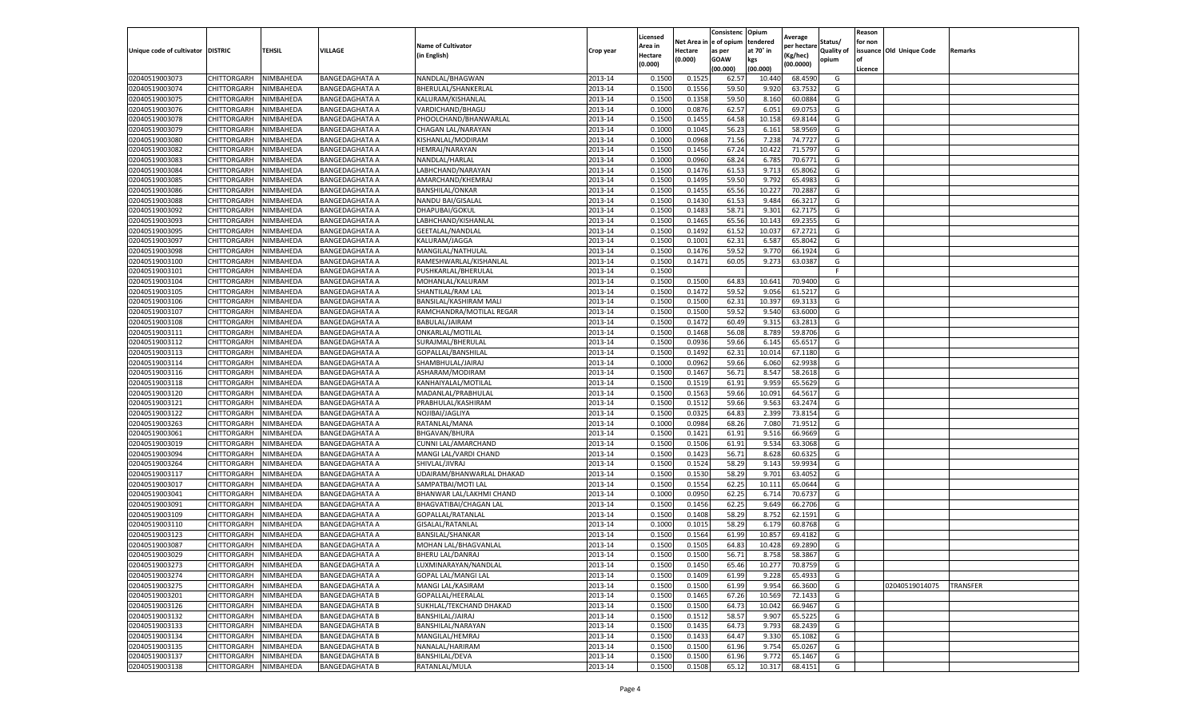| Unique code of cultivator | DISTRIC | TEHSIL | VILLAGE | Name of Cultivator (in English) | Crop year | Licensed Area in Hectare (0.000) | Net Area in Hectare (0.000) | Consistence of opium as per GOAW (00.000) | Opium tendered at 70° in kgs (00.000) | Average per hectare (Kg/hec) (00.0000) | Status/ Quality of opium | Reason for non issuance of Licence | Old Unique Code | Remarks |
|---|---|---|---|---|---|---|---|---|---|---|---|---|---|---|
| 02040519003073 | CHITTORGARH | NIMBAHEDA | BANGEDAGHATA A | NANDLAL/BHAGWAN | 2013-14 | 0.1500 | 0.1525 | 62.57 | 10.440 | 68.4590 | G | | | |
| 02040519003074 | CHITTORGARH | NIMBAHEDA | BANGEDAGHATA A | BHERULAL/SHANKERLAL | 2013-14 | 0.1500 | 0.1556 | 59.50 | 9.920 | 63.7532 | G | | | |
| 02040519003075 | CHITTORGARH | NIMBAHEDA | BANGEDAGHATA A | KALURAM/KISHANLAL | 2013-14 | 0.1500 | 0.1358 | 59.50 | 8.160 | 60.0884 | G | | | |
| 02040519003076 | CHITTORGARH | NIMBAHEDA | BANGEDAGHATA A | VARDICHAND/BHAGU | 2013-14 | 0.1000 | 0.0876 | 62.57 | 6.051 | 69.0753 | G | | | |
| 02040519003078 | CHITTORGARH | NIMBAHEDA | BANGEDAGHATA A | PHOOLCHAND/BHANWARLAL | 2013-14 | 0.1500 | 0.1455 | 64.58 | 10.158 | 69.8144 | G | | | |
| 02040519003079 | CHITTORGARH | NIMBAHEDA | BANGEDAGHATA A | CHAGAN LAL/NARAYAN | 2013-14 | 0.1000 | 0.1045 | 56.23 | 6.161 | 58.9569 | G | | | |
| 02040519003080 | CHITTORGARH | NIMBAHEDA | BANGEDAGHATA A | KISHANLAL/MODIRAM | 2013-14 | 0.1000 | 0.0968 | 71.56 | 7.238 | 74.7727 | G | | | |
| 02040519003082 | CHITTORGARH | NIMBAHEDA | BANGEDAGHATA A | HEMRAJ/NARAYAN | 2013-14 | 0.1500 | 0.1456 | 67.24 | 10.422 | 71.5797 | G | | | |
| 02040519003083 | CHITTORGARH | NIMBAHEDA | BANGEDAGHATA A | NANDLAL/HARLAL | 2013-14 | 0.1000 | 0.0960 | 68.24 | 6.785 | 70.6771 | G | | | |
| 02040519003084 | CHITTORGARH | NIMBAHEDA | BANGEDAGHATA A | LABHCHAND/NARAYAN | 2013-14 | 0.1500 | 0.1476 | 61.53 | 9.713 | 65.8062 | G | | | |
| 02040519003085 | CHITTORGARH | NIMBAHEDA | BANGEDAGHATA A | AMARCHAND/KHEMRAJ | 2013-14 | 0.1500 | 0.1495 | 59.50 | 9.792 | 65.4983 | G | | | |
| 02040519003086 | CHITTORGARH | NIMBAHEDA | BANGEDAGHATA A | BANSHILAL/ONKAR | 2013-14 | 0.1500 | 0.1455 | 65.56 | 10.227 | 70.2887 | G | | | |
| 02040519003088 | CHITTORGARH | NIMBAHEDA | BANGEDAGHATA A | NANDU BAI/GISALAL | 2013-14 | 0.1500 | 0.1430 | 61.53 | 9.484 | 66.3217 | G | | | |
| 02040519003092 | CHITTORGARH | NIMBAHEDA | BANGEDAGHATA A | DHAPUBAI/GOKUL | 2013-14 | 0.1500 | 0.1483 | 58.71 | 9.301 | 62.7175 | G | | | |
| 02040519003093 | CHITTORGARH | NIMBAHEDA | BANGEDAGHATA A | LABHCHAND/KISHANLAL | 2013-14 | 0.1500 | 0.1465 | 65.56 | 10.143 | 69.2355 | G | | | |
| 02040519003095 | CHITTORGARH | NIMBAHEDA | BANGEDAGHATA A | GEETALAL/NANDLAL | 2013-14 | 0.1500 | 0.1492 | 61.52 | 10.037 | 67.2721 | G | | | |
| 02040519003097 | CHITTORGARH | NIMBAHEDA | BANGEDAGHATA A | KALURAM/JAGGA | 2013-14 | 0.1500 | 0.1001 | 62.31 | 6.587 | 65.8042 | G | | | |
| 02040519003098 | CHITTORGARH | NIMBAHEDA | BANGEDAGHATA A | MANGILAL/NATHULAL | 2013-14 | 0.1500 | 0.1476 | 59.52 | 9.770 | 66.1924 | G | | | |
| 02040519003100 | CHITTORGARH | NIMBAHEDA | BANGEDAGHATA A | RAMESHWARLAL/KISHANLAL | 2013-14 | 0.1500 | 0.1471 | 60.05 | 9.273 | 63.0387 | G | | | |
| 02040519003101 | CHITTORGARH | NIMBAHEDA | BANGEDAGHATA A | PUSHKARLAL/BHERULAL | 2013-14 | 0.1500 | | | | | F | | | |
| 02040519003104 | CHITTORGARH | NIMBAHEDA | BANGEDAGHATA A | MOHANLAL/KALURAM | 2013-14 | 0.1500 | 0.1500 | 64.83 | 10.641 | 70.9400 | G | | | |
| 02040519003105 | CHITTORGARH | NIMBAHEDA | BANGEDAGHATA A | SHANTILAL/RAM LAL | 2013-14 | 0.1500 | 0.1472 | 59.52 | 9.056 | 61.5217 | G | | | |
| 02040519003106 | CHITTORGARH | NIMBAHEDA | BANGEDAGHATA A | BANSILAL/KASHIRAM MALI | 2013-14 | 0.1500 | 0.1500 | 62.31 | 10.397 | 69.3133 | G | | | |
| 02040519003107 | CHITTORGARH | NIMBAHEDA | BANGEDAGHATA A | RAMCHANDRA/MOTILAL REGAR | 2013-14 | 0.1500 | 0.1500 | 59.52 | 9.540 | 63.6000 | G | | | |
| 02040519003108 | CHITTORGARH | NIMBAHEDA | BANGEDAGHATA A | BABULAL/JAIRAM | 2013-14 | 0.1500 | 0.1472 | 60.49 | 9.315 | 63.2813 | G | | | |
| 02040519003111 | CHITTORGARH | NIMBAHEDA | BANGEDAGHATA A | ONKARLAL/MOTILAL | 2013-14 | 0.1500 | 0.1468 | 56.08 | 8.789 | 59.8706 | G | | | |
| 02040519003112 | CHITTORGARH | NIMBAHEDA | BANGEDAGHATA A | SURAJMAL/BHERULAL | 2013-14 | 0.1500 | 0.0936 | 59.66 | 6.145 | 65.6517 | G | | | |
| 02040519003113 | CHITTORGARH | NIMBAHEDA | BANGEDAGHATA A | GOPALLAL/BANSHILAL | 2013-14 | 0.1500 | 0.1492 | 62.31 | 10.014 | 67.1180 | G | | | |
| 02040519003114 | CHITTORGARH | NIMBAHEDA | BANGEDAGHATA A | SHAMBHULAL/JAIRAJ | 2013-14 | 0.1000 | 0.0962 | 59.66 | 6.060 | 62.9938 | G | | | |
| 02040519003116 | CHITTORGARH | NIMBAHEDA | BANGEDAGHATA A | ASHARAM/MODIRAM | 2013-14 | 0.1500 | 0.1467 | 56.71 | 8.547 | 58.2618 | G | | | |
| 02040519003118 | CHITTORGARH | NIMBAHEDA | BANGEDAGHATA A | KANHAIYALAL/MOTILAL | 2013-14 | 0.1500 | 0.1519 | 61.91 | 9.959 | 65.5629 | G | | | |
| 02040519003120 | CHITTORGARH | NIMBAHEDA | BANGEDAGHATA A | MADANLAL/PRABHULAL | 2013-14 | 0.1500 | 0.1563 | 59.66 | 10.091 | 64.5617 | G | | | |
| 02040519003121 | CHITTORGARH | NIMBAHEDA | BANGEDAGHATA A | PRABHULAL/KASHIRAM | 2013-14 | 0.1500 | 0.1512 | 59.66 | 9.563 | 63.2474 | G | | | |
| 02040519003122 | CHITTORGARH | NIMBAHEDA | BANGEDAGHATA A | NOJIBAI/JAGLIYA | 2013-14 | 0.1500 | 0.0325 | 64.83 | 2.399 | 73.8154 | G | | | |
| 02040519003263 | CHITTORGARH | NIMBAHEDA | BANGEDAGHATA A | RATANLAL/MANA | 2013-14 | 0.1000 | 0.0984 | 68.26 | 7.080 | 71.9512 | G | | | |
| 02040519003061 | CHITTORGARH | NIMBAHEDA | BANGEDAGHATA A | BHGAVAN/BHURA | 2013-14 | 0.1500 | 0.1421 | 61.91 | 9.516 | 66.9669 | G | | | |
| 02040519003019 | CHITTORGARH | NIMBAHEDA | BANGEDAGHATA A | CUNNI LAL/AMARCHAND | 2013-14 | 0.1500 | 0.1506 | 61.91 | 9.534 | 63.3068 | G | | | |
| 02040519003094 | CHITTORGARH | NIMBAHEDA | BANGEDAGHATA A | MANGI LAL/VARDI CHAND | 2013-14 | 0.1500 | 0.1423 | 56.71 | 8.628 | 60.6325 | G | | | |
| 02040519003264 | CHITTORGARH | NIMBAHEDA | BANGEDAGHATA A | SHIVLAL/JIVRAJ | 2013-14 | 0.1500 | 0.1524 | 58.29 | 9.143 | 59.9934 | G | | | |
| 02040519003117 | CHITTORGARH | NIMBAHEDA | BANGEDAGHATA A | UDAIRAM/BHANWARLAL DHAKAD | 2013-14 | 0.1500 | 0.1530 | 58.29 | 9.701 | 63.4052 | G | | | |
| 02040519003017 | CHITTORGARH | NIMBAHEDA | BANGEDAGHATA A | SAMPATBAI/MOTI LAL | 2013-14 | 0.1500 | 0.1554 | 62.25 | 10.111 | 65.0644 | G | | | |
| 02040519003041 | CHITTORGARH | NIMBAHEDA | BANGEDAGHATA A | BHANWAR LAL/LAKHMI CHAND | 2013-14 | 0.1000 | 0.0950 | 62.25 | 6.714 | 70.6737 | G | | | |
| 02040519003091 | CHITTORGARH | NIMBAHEDA | BANGEDAGHATA A | BHAGVATIBAI/CHAGAN LAL | 2013-14 | 0.1500 | 0.1456 | 62.25 | 9.649 | 66.2706 | G | | | |
| 02040519003109 | CHITTORGARH | NIMBAHEDA | BANGEDAGHATA A | GOPALLAL/RATANLAL | 2013-14 | 0.1500 | 0.1408 | 58.29 | 8.752 | 62.1591 | G | | | |
| 02040519003110 | CHITTORGARH | NIMBAHEDA | BANGEDAGHATA A | GISALAL/RATANLAL | 2013-14 | 0.1000 | 0.1015 | 58.29 | 6.179 | 60.8768 | G | | | |
| 02040519003123 | CHITTORGARH | NIMBAHEDA | BANGEDAGHATA A | BANSILAL/SHANKAR | 2013-14 | 0.1500 | 0.1564 | 61.99 | 10.857 | 69.4182 | G | | | |
| 02040519003087 | CHITTORGARH | NIMBAHEDA | BANGEDAGHATA A | MOHAN LAL/BHAGVANLAL | 2013-14 | 0.1500 | 0.1505 | 64.83 | 10.428 | 69.2890 | G | | | |
| 02040519003029 | CHITTORGARH | NIMBAHEDA | BANGEDAGHATA A | BHERU LAL/DANRAJ | 2013-14 | 0.1500 | 0.1500 | 56.71 | 8.758 | 58.3867 | G | | | |
| 02040519003273 | CHITTORGARH | NIMBAHEDA | BANGEDAGHATA A | LUXMINARAYAN/NANDLAL | 2013-14 | 0.1500 | 0.1450 | 65.46 | 10.277 | 70.8759 | G | | | |
| 02040519003274 | CHITTORGARH | NIMBAHEDA | BANGEDAGHATA A | GOPAL LAL/MANGI LAL | 2013-14 | 0.1500 | 0.1409 | 61.99 | 9.228 | 65.4933 | G | | | |
| 02040519003275 | CHITTORGARH | NIMBAHEDA | BANGEDAGHATA A | MANGI LAL/KASIRAM | 2013-14 | 0.1500 | 0.1500 | 61.99 | 9.954 | 66.3600 | G | | 02040519014075 | TRANSFER |
| 02040519003201 | CHITTORGARH | NIMBAHEDA | BANGEDAGHATA B | GOPALLAL/HEERALAL | 2013-14 | 0.1500 | 0.1465 | 67.26 | 10.569 | 72.1433 | G | | | |
| 02040519003126 | CHITTORGARH | NIMBAHEDA | BANGEDAGHATA B | SUKHLAL/TEKCHAND DHAKAD | 2013-14 | 0.1500 | 0.1500 | 64.73 | 10.042 | 66.9467 | G | | | |
| 02040519003132 | CHITTORGARH | NIMBAHEDA | BANGEDAGHATA B | BANSHILAL/JAIRAJ | 2013-14 | 0.1500 | 0.1512 | 58.57 | 9.907 | 65.5225 | G | | | |
| 02040519003133 | CHITTORGARH | NIMBAHEDA | BANGEDAGHATA B | BANSHILAL/NARAYAN | 2013-14 | 0.1500 | 0.1435 | 64.73 | 9.793 | 68.2439 | G | | | |
| 02040519003134 | CHITTORGARH | NIMBAHEDA | BANGEDAGHATA B | MANGILAL/HEMRAJ | 2013-14 | 0.1500 | 0.1433 | 64.47 | 9.330 | 65.1082 | G | | | |
| 02040519003135 | CHITTORGARH | NIMBAHEDA | BANGEDAGHATA B | NANALAL/HARIRAM | 2013-14 | 0.1500 | 0.1500 | 61.96 | 9.754 | 65.0267 | G | | | |
| 02040519003137 | CHITTORGARH | NIMBAHEDA | BANGEDAGHATA B | BANSHILAL/DEVA | 2013-14 | 0.1500 | 0.1500 | 61.96 | 9.772 | 65.1467 | G | | | |
| 02040519003138 | CHITTORGARH | NIMBAHEDA | BANGEDAGHATA B | RATANLAL/MULA | 2013-14 | 0.1500 | 0.1508 | 65.12 | 10.317 | 68.4151 | G | | | |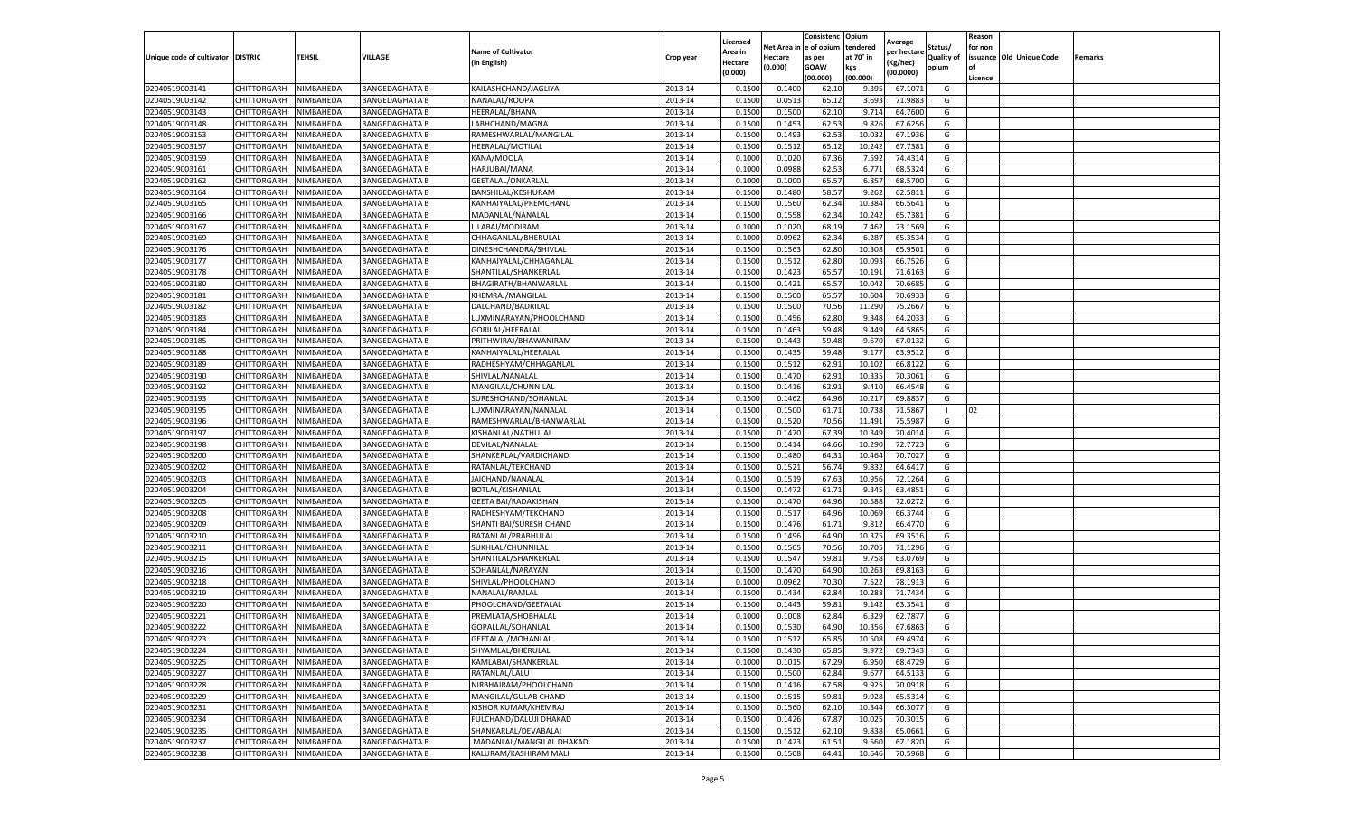| Unique code of cultivator | DISTRIC | TEHSIL | VILLAGE | Name of Cultivator (in English) | Crop year | Licensed Area in Hectare (0.000) | Net Area in Hectare (0.000) | Consistenc e of opium as per GOAW (00.000) | Opium tendered at 70° in kgs (00.000) | Average per hectare (Kg/hec) (00.0000) | Status/ Quality of opium | Reason for non issuance of Licence | Old Unique Code | Remarks |
|---|---|---|---|---|---|---|---|---|---|---|---|---|---|---|
| 02040519003141 | CHITTORGARH | NIMBAHEDA | BANGEDAGHATA B | KAILASHCHAND/JAGLIYA | 2013-14 | 0.1500 | 0.1400 | 62.10 | 9.395 | 67.1071 | G | | | |
| 02040519003142 | CHITTORGARH | NIMBAHEDA | BANGEDAGHATA B | NANALAL/ROOPA | 2013-14 | 0.1500 | 0.0513 | 65.12 | 3.693 | 71.9883 | G | | | |
| 02040519003143 | CHITTORGARH | NIMBAHEDA | BANGEDAGHATA B | HEERALAL/BHANA | 2013-14 | 0.1500 | 0.1500 | 62.10 | 9.714 | 64.7600 | G | | | |
| 02040519003148 | CHITTORGARH | NIMBAHEDA | BANGEDAGHATA B | LABHCHAND/MAGNA | 2013-14 | 0.1500 | 0.1453 | 62.53 | 9.826 | 67.6256 | G | | | |
| 02040519003153 | CHITTORGARH | NIMBAHEDA | BANGEDAGHATA B | RAMESHWARLAL/MANGILAL | 2013-14 | 0.1500 | 0.1493 | 62.53 | 10.032 | 67.1936 | G | | | |
| 02040519003157 | CHITTORGARH | NIMBAHEDA | BANGEDAGHATA B | HEERALAL/MOTILAL | 2013-14 | 0.1500 | 0.1512 | 65.12 | 10.242 | 67.7381 | G | | | |
| 02040519003159 | CHITTORGARH | NIMBAHEDA | BANGEDAGHATA B | KANA/MOOLA | 2013-14 | 0.1000 | 0.1020 | 67.36 | 7.592 | 74.4314 | G | | | |
| 02040519003161 | CHITTORGARH | NIMBAHEDA | BANGEDAGHATA B | HARJUBAI/MANA | 2013-14 | 0.1000 | 0.0988 | 62.53 | 6.771 | 68.5324 | G | | | |
| 02040519003162 | CHITTORGARH | NIMBAHEDA | BANGEDAGHATA B | GEETALAL/ONKARLAL | 2013-14 | 0.1000 | 0.1000 | 65.57 | 6.857 | 68.5700 | G | | | |
| 02040519003164 | CHITTORGARH | NIMBAHEDA | BANGEDAGHATA B | BANSHILAL/KESHURAM | 2013-14 | 0.1500 | 0.1480 | 58.57 | 9.262 | 62.5811 | G | | | |
| 02040519003165 | CHITTORGARH | NIMBAHEDA | BANGEDAGHATA B | KANHAIYALAL/PREMCHAND | 2013-14 | 0.1500 | 0.1560 | 62.34 | 10.384 | 66.5641 | G | | | |
| 02040519003166 | CHITTORGARH | NIMBAHEDA | BANGEDAGHATA B | MADANLAL/NANALAL | 2013-14 | 0.1500 | 0.1558 | 62.34 | 10.242 | 65.7381 | G | | | |
| 02040519003167 | CHITTORGARH | NIMBAHEDA | BANGEDAGHATA B | LILABAI/MODIRAM | 2013-14 | 0.1000 | 0.1020 | 68.19 | 7.462 | 73.1569 | G | | | |
| 02040519003169 | CHITTORGARH | NIMBAHEDA | BANGEDAGHATA B | CHHAGANLAL/BHERULAL | 2013-14 | 0.1000 | 0.0962 | 62.34 | 6.287 | 65.3534 | G | | | |
| 02040519003176 | CHITTORGARH | NIMBAHEDA | BANGEDAGHATA B | DINESHCHANDRA/SHIVLAL | 2013-14 | 0.1500 | 0.1563 | 62.80 | 10.308 | 65.9501 | G | | | |
| 02040519003177 | CHITTORGARH | NIMBAHEDA | BANGEDAGHATA B | KANHAIYALAL/CHHAGANLAL | 2013-14 | 0.1500 | 0.1512 | 62.80 | 10.093 | 66.7526 | G | | | |
| 02040519003178 | CHITTORGARH | NIMBAHEDA | BANGEDAGHATA B | SHANTILAL/SHANKERLAL | 2013-14 | 0.1500 | 0.1423 | 65.57 | 10.191 | 71.6163 | G | | | |
| 02040519003180 | CHITTORGARH | NIMBAHEDA | BANGEDAGHATA B | BHAGIRATH/BHANWARLAL | 2013-14 | 0.1500 | 0.1421 | 65.57 | 10.042 | 70.6685 | G | | | |
| 02040519003181 | CHITTORGARH | NIMBAHEDA | BANGEDAGHATA B | KHEMRAJ/MANGILAL | 2013-14 | 0.1500 | 0.1500 | 65.57 | 10.604 | 70.6933 | G | | | |
| 02040519003182 | CHITTORGARH | NIMBAHEDA | BANGEDAGHATA B | DALCHAND/BADRILAL | 2013-14 | 0.1500 | 0.1500 | 70.56 | 11.290 | 75.2667 | G | | | |
| 02040519003183 | CHITTORGARH | NIMBAHEDA | BANGEDAGHATA B | LUXMINARAYAN/PHOOLCHAND | 2013-14 | 0.1500 | 0.1456 | 62.80 | 9.348 | 64.2033 | G | | | |
| 02040519003184 | CHITTORGARH | NIMBAHEDA | BANGEDAGHATA B | GORILAL/HEERALAL | 2013-14 | 0.1500 | 0.1463 | 59.48 | 9.449 | 64.5865 | G | | | |
| 02040519003185 | CHITTORGARH | NIMBAHEDA | BANGEDAGHATA B | PRITHWIRAJ/BHAWANIRAM | 2013-14 | 0.1500 | 0.1443 | 59.48 | 9.670 | 67.0132 | G | | | |
| 02040519003188 | CHITTORGARH | NIMBAHEDA | BANGEDAGHATA B | KANHAIYALAL/HEERALAL | 2013-14 | 0.1500 | 0.1435 | 59.48 | 9.177 | 63.9512 | G | | | |
| 02040519003189 | CHITTORGARH | NIMBAHEDA | BANGEDAGHATA B | RADHESHYAM/CHHAGANLAL | 2013-14 | 0.1500 | 0.1512 | 62.91 | 10.102 | 66.8122 | G | | | |
| 02040519003190 | CHITTORGARH | NIMBAHEDA | BANGEDAGHATA B | SHIVLAL/NANALAL | 2013-14 | 0.1500 | 0.1470 | 62.91 | 10.335 | 70.3061 | G | | | |
| 02040519003192 | CHITTORGARH | NIMBAHEDA | BANGEDAGHATA B | MANGILAL/CHUNNILAL | 2013-14 | 0.1500 | 0.1416 | 62.91 | 9.410 | 66.4548 | G | | | |
| 02040519003193 | CHITTORGARH | NIMBAHEDA | BANGEDAGHATA B | SURESHCHAND/SOHANLAL | 2013-14 | 0.1500 | 0.1462 | 64.96 | 10.217 | 69.8837 | G | | | |
| 02040519003195 | CHITTORGARH | NIMBAHEDA | BANGEDAGHATA B | LUXMINARAYAN/NANALAL | 2013-14 | 0.1500 | 0.1500 | 61.71 | 10.738 | 71.5867 | I | 02 | | |
| 02040519003196 | CHITTORGARH | NIMBAHEDA | BANGEDAGHATA B | RAMESHWARLAL/BHANWARLAL | 2013-14 | 0.1500 | 0.1520 | 70.56 | 11.491 | 75.5987 | G | | | |
| 02040519003197 | CHITTORGARH | NIMBAHEDA | BANGEDAGHATA B | KISHANLAL/NATHULAL | 2013-14 | 0.1500 | 0.1470 | 67.39 | 10.349 | 70.4014 | G | | | |
| 02040519003198 | CHITTORGARH | NIMBAHEDA | BANGEDAGHATA B | DEVILAL/NANALAL | 2013-14 | 0.1500 | 0.1414 | 64.66 | 10.290 | 72.7723 | G | | | |
| 02040519003200 | CHITTORGARH | NIMBAHEDA | BANGEDAGHATA B | SHANKERLAL/VARDICHAND | 2013-14 | 0.1500 | 0.1480 | 64.31 | 10.464 | 70.7027 | G | | | |
| 02040519003202 | CHITTORGARH | NIMBAHEDA | BANGEDAGHATA B | RATANLAL/TEKCHAND | 2013-14 | 0.1500 | 0.1521 | 56.74 | 9.832 | 64.6417 | G | | | |
| 02040519003203 | CHITTORGARH | NIMBAHEDA | BANGEDAGHATA B | JAICHAND/NANALAL | 2013-14 | 0.1500 | 0.1519 | 67.63 | 10.956 | 72.1264 | G | | | |
| 02040519003204 | CHITTORGARH | NIMBAHEDA | BANGEDAGHATA B | BOTLAL/KISHANLAL | 2013-14 | 0.1500 | 0.1472 | 61.71 | 9.345 | 63.4851 | G | | | |
| 02040519003205 | CHITTORGARH | NIMBAHEDA | BANGEDAGHATA B | GEETA BAI/RADAKISHAN | 2013-14 | 0.1500 | 0.1470 | 64.96 | 10.588 | 72.0272 | G | | | |
| 02040519003208 | CHITTORGARH | NIMBAHEDA | BANGEDAGHATA B | RADHESHYAM/TEKCHAND | 2013-14 | 0.1500 | 0.1517 | 64.96 | 10.069 | 66.3744 | G | | | |
| 02040519003209 | CHITTORGARH | NIMBAHEDA | BANGEDAGHATA B | SHANTI BAI/SURESH CHAND | 2013-14 | 0.1500 | 0.1476 | 61.71 | 9.812 | 66.4770 | G | | | |
| 02040519003210 | CHITTORGARH | NIMBAHEDA | BANGEDAGHATA B | RATANLAL/PRABHULAL | 2013-14 | 0.1500 | 0.1496 | 64.90 | 10.375 | 69.3516 | G | | | |
| 02040519003211 | CHITTORGARH | NIMBAHEDA | BANGEDAGHATA B | SUKHLAL/CHUNNILAL | 2013-14 | 0.1500 | 0.1505 | 70.56 | 10.705 | 71.1296 | G | | | |
| 02040519003215 | CHITTORGARH | NIMBAHEDA | BANGEDAGHATA B | SHANTILAL/SHANKERLAL | 2013-14 | 0.1500 | 0.1547 | 59.81 | 9.758 | 63.0769 | G | | | |
| 02040519003216 | CHITTORGARH | NIMBAHEDA | BANGEDAGHATA B | SOHANLAL/NARAYAN | 2013-14 | 0.1500 | 0.1470 | 64.90 | 10.263 | 69.8163 | G | | | |
| 02040519003218 | CHITTORGARH | NIMBAHEDA | BANGEDAGHATA B | SHIVLAL/PHOOLCHAND | 2013-14 | 0.1000 | 0.0962 | 70.30 | 7.522 | 78.1913 | G | | | |
| 02040519003219 | CHITTORGARH | NIMBAHEDA | BANGEDAGHATA B | NANALAL/RAMLAL | 2013-14 | 0.1500 | 0.1434 | 62.84 | 10.288 | 71.7434 | G | | | |
| 02040519003220 | CHITTORGARH | NIMBAHEDA | BANGEDAGHATA B | PHOOLCHAND/GEETALAL | 2013-14 | 0.1500 | 0.1443 | 59.81 | 9.142 | 63.3541 | G | | | |
| 02040519003221 | CHITTORGARH | NIMBAHEDA | BANGEDAGHATA B | PREMLATA/SHOBHALAL | 2013-14 | 0.1000 | 0.1008 | 62.84 | 6.329 | 62.7877 | G | | | |
| 02040519003222 | CHITTORGARH | NIMBAHEDA | BANGEDAGHATA B | GOPALLAL/SOHANLAL | 2013-14 | 0.1500 | 0.1530 | 64.90 | 10.356 | 67.6863 | G | | | |
| 02040519003223 | CHITTORGARH | NIMBAHEDA | BANGEDAGHATA B | GEETALAL/MOHANLAL | 2013-14 | 0.1500 | 0.1512 | 65.85 | 10.508 | 69.4974 | G | | | |
| 02040519003224 | CHITTORGARH | NIMBAHEDA | BANGEDAGHATA B | SHYAMLAL/BHERULAL | 2013-14 | 0.1500 | 0.1430 | 65.85 | 9.972 | 69.7343 | G | | | |
| 02040519003225 | CHITTORGARH | NIMBAHEDA | BANGEDAGHATA B | KAMLABAI/SHANKERLAL | 2013-14 | 0.1000 | 0.1015 | 67.29 | 6.950 | 68.4729 | G | | | |
| 02040519003227 | CHITTORGARH | NIMBAHEDA | BANGEDAGHATA B | RATANLAL/LALU | 2013-14 | 0.1500 | 0.1500 | 62.84 | 9.677 | 64.5133 | G | | | |
| 02040519003228 | CHITTORGARH | NIMBAHEDA | BANGEDAGHATA B | NIRBHAIRAM/PHOOLCHAND | 2013-14 | 0.1500 | 0.1416 | 67.58 | 9.925 | 70.0918 | G | | | |
| 02040519003229 | CHITTORGARH | NIMBAHEDA | BANGEDAGHATA B | MANGILAL/GULAB CHAND | 2013-14 | 0.1500 | 0.1515 | 59.81 | 9.928 | 65.5314 | G | | | |
| 02040519003231 | CHITTORGARH | NIMBAHEDA | BANGEDAGHATA B | KISHOR KUMAR/KHEMRAJ | 2013-14 | 0.1500 | 0.1560 | 62.10 | 10.344 | 66.3077 | G | | | |
| 02040519003234 | CHITTORGARH | NIMBAHEDA | BANGEDAGHATA B | FULCHAND/DALUJI DHAKAD | 2013-14 | 0.1500 | 0.1426 | 67.87 | 10.025 | 70.3015 | G | | | |
| 02040519003235 | CHITTORGARH | NIMBAHEDA | BANGEDAGHATA B | SHANKARLAL/DEVABALAI | 2013-14 | 0.1500 | 0.1512 | 62.10 | 9.838 | 65.0661 | G | | | |
| 02040519003237 | CHITTORGARH | NIMBAHEDA | BANGEDAGHATA B | MADANLAL/MANGILAL DHAKAD | 2013-14 | 0.1500 | 0.1423 | 61.51 | 9.560 | 67.1820 | G | | | |
| 02040519003238 | CHITTORGARH | NIMBAHEDA | BANGEDAGHATA B | KALURAM/KASHIRAM MALI | 2013-14 | 0.1500 | 0.1508 | 64.41 | 10.646 | 70.5968 | G | | | |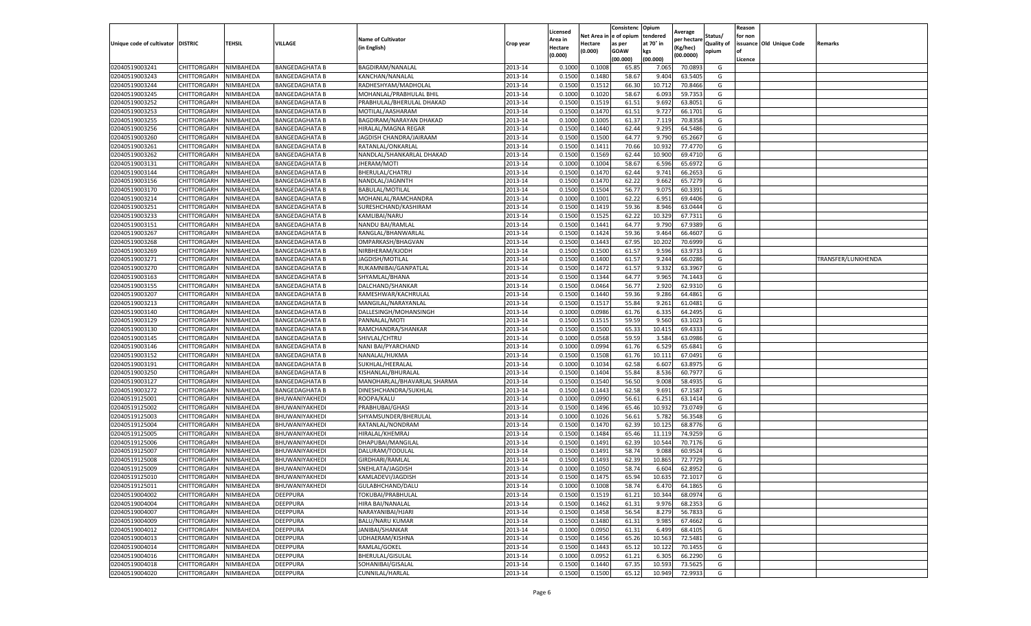| Unique code of cultivator | DISTRIC | TEHSIL | VILLAGE | Name of Cultivator (in English) | Crop year | Licensed Area in Hectare (0.000) | Net Area in Hectare (0.000) | Consistence of opium as per GOAW (00.000) | Opium tendered at 70° in kgs (00.000) | Average per hectare (Kg/hec) (00.0000) | Status/ Quality of opium | Reason for non issuance of Licence | Old Unique Code | Remarks |
|---|---|---|---|---|---|---|---|---|---|---|---|---|---|---|
| 02040519003241 | CHITTORGARH | NIMBAHEDA | BANGEDAGHATA B | BAGDIRAM/NANALAL | 2013-14 | 0.1000 | 0.1008 | 65.85 | 7.065 | 70.0893 | G | | | |
| 02040519003243 | CHITTORGARH | NIMBAHEDA | BANGEDAGHATA B | KANCHAN/NANALAL | 2013-14 | 0.1500 | 0.1480 | 58.67 | 9.404 | 63.5405 | G | | | |
| 02040519003244 | CHITTORGARH | NIMBAHEDA | BANGEDAGHATA B | RADHESHYAM/MADHOLAL | 2013-14 | 0.1500 | 0.1512 | 66.30 | 10.712 | 70.8466 | G | | | |
| 02040519003245 | CHITTORGARH | NIMBAHEDA | BANGEDAGHATA B | MOHANLAL/PRABHULAL BHIL | 2013-14 | 0.1000 | 0.1020 | 58.67 | 6.093 | 59.7353 | G | | | |
| 02040519003252 | CHITTORGARH | NIMBAHEDA | BANGEDAGHATA B | PRABHULAL/BHERULAL DHAKAD | 2013-14 | 0.1500 | 0.1519 | 61.51 | 9.692 | 63.8051 | G | | | |
| 02040519003253 | CHITTORGARH | NIMBAHEDA | BANGEDAGHATA B | MOTILAL/AASHARAM | 2013-14 | 0.1500 | 0.1470 | 61.51 | 9.727 | 66.1701 | G | | | |
| 02040519003255 | CHITTORGARH | NIMBAHEDA | BANGEDAGHATA B | BAGDIRAM/NARAYAN DHAKAD | 2013-14 | 0.1000 | 0.1005 | 61.37 | 7.119 | 70.8358 | G | | | |
| 02040519003256 | CHITTORGARH | NIMBAHEDA | BANGEDAGHATA B | HIRALAL/MAGNA REGAR | 2013-14 | 0.1500 | 0.1440 | 62.44 | 9.295 | 64.5486 | G | | | |
| 02040519003260 | CHITTORGARH | NIMBAHEDA | BANGEDAGHATA B | JAGDISH CHANDRA/JAIRAAM | 2013-14 | 0.1500 | 0.1500 | 64.77 | 9.790 | 65.2667 | G | | | |
| 02040519003261 | CHITTORGARH | NIMBAHEDA | BANGEDAGHATA B | RATANLAL/ONKARLAL | 2013-14 | 0.1500 | 0.1411 | 70.66 | 10.932 | 77.4770 | G | | | |
| 02040519003262 | CHITTORGARH | NIMBAHEDA | BANGEDAGHATA B | NANDLAL/SHANKARLAL DHAKAD | 2013-14 | 0.1500 | 0.1569 | 62.44 | 10.900 | 69.4710 | G | | | |
| 02040519003131 | CHITTORGARH | NIMBAHEDA | BANGEDAGHATA B | JHERAM/MOTI | 2013-14 | 0.1000 | 0.1004 | 58.67 | 6.596 | 65.6972 | G | | | |
| 02040519003144 | CHITTORGARH | NIMBAHEDA | BANGEDAGHATA B | BHERULAL/CHATRU | 2013-14 | 0.1500 | 0.1470 | 62.44 | 9.741 | 66.2653 | G | | | |
| 02040519003156 | CHITTORGARH | NIMBAHEDA | BANGEDAGHATA B | NANDLAL/JAGNNTH | 2013-14 | 0.1500 | 0.1470 | 62.22 | 9.662 | 65.7279 | G | | | |
| 02040519003170 | CHITTORGARH | NIMBAHEDA | BANGEDAGHATA B | BABULAL/MOTILAL | 2013-14 | 0.1500 | 0.1504 | 56.77 | 9.075 | 60.3391 | G | | | |
| 02040519003214 | CHITTORGARH | NIMBAHEDA | BANGEDAGHATA B | MOHANLAL/RAMCHANDRA | 2013-14 | 0.1000 | 0.1001 | 62.22 | 6.951 | 69.4406 | G | | | |
| 02040519003251 | CHITTORGARH | NIMBAHEDA | BANGEDAGHATA B | SURESHCHAND/KASHIRAM | 2013-14 | 0.1500 | 0.1419 | 59.36 | 8.946 | 63.0444 | G | | | |
| 02040519003233 | CHITTORGARH | NIMBAHEDA | BANGEDAGHATA B | KAMLIBAI/NARU | 2013-14 | 0.1500 | 0.1525 | 62.22 | 10.329 | 67.7311 | G | | | |
| 02040519003151 | CHITTORGARH | NIMBAHEDA | BANGEDAGHATA B | NANDU BAI/RAMLAL | 2013-14 | 0.1500 | 0.1441 | 64.77 | 9.790 | 67.9389 | G | | | |
| 02040519003267 | CHITTORGARH | NIMBAHEDA | BANGEDAGHATA B | RANGLAL/BHANWARLAL | 2013-14 | 0.1500 | 0.1424 | 59.36 | 9.464 | 66.4607 | G | | | |
| 02040519003268 | CHITTORGARH | NIMBAHEDA | BANGEDAGHATA B | OMPARKASH/BHAGVAN | 2013-14 | 0.1500 | 0.1443 | 67.95 | 10.202 | 70.6999 | G | | | |
| 02040519003269 | CHITTORGARH | NIMBAHEDA | BANGEDAGHATA B | NIRBHERAM/KJODH | 2013-14 | 0.1500 | 0.1500 | 61.57 | 9.596 | 63.9733 | G | | | |
| 02040519003271 | CHITTORGARH | NIMBAHEDA | BANGEDAGHATA B | JAGDISH/MOTILAL | 2013-14 | 0.1500 | 0.1400 | 61.57 | 9.244 | 66.0286 | G | | | TRANSFER/LUNKHENDA |
| 02040519003270 | CHITTORGARH | NIMBAHEDA | BANGEDAGHATA B | RUKAMNIBAI/GANPATLAL | 2013-14 | 0.1500 | 0.1472 | 61.57 | 9.332 | 63.3967 | G | | | |
| 02040519003163 | CHITTORGARH | NIMBAHEDA | BANGEDAGHATA B | SHYAMLAL/BHANA | 2013-14 | 0.1500 | 0.1344 | 64.77 | 9.965 | 74.1443 | G | | | |
| 02040519003155 | CHITTORGARH | NIMBAHEDA | BANGEDAGHATA B | DALCHAND/SHANKAR | 2013-14 | 0.1500 | 0.0464 | 56.77 | 2.920 | 62.9310 | G | | | |
| 02040519003207 | CHITTORGARH | NIMBAHEDA | BANGEDAGHATA B | RAMESHWAR/KACHRULAL | 2013-14 | 0.1500 | 0.1440 | 59.36 | 9.286 | 64.4861 | G | | | |
| 02040519003213 | CHITTORGARH | NIMBAHEDA | BANGEDAGHATA B | MANGILAL/NARAYANLAL | 2013-14 | 0.1500 | 0.1517 | 55.84 | 9.261 | 61.0481 | G | | | |
| 02040519003140 | CHITTORGARH | NIMBAHEDA | BANGEDAGHATA B | DALLESINGH/MOHANSINGH | 2013-14 | 0.1000 | 0.0986 | 61.76 | 6.335 | 64.2495 | G | | | |
| 02040519003129 | CHITTORGARH | NIMBAHEDA | BANGEDAGHATA B | PANNALAL/MOTI | 2013-14 | 0.1500 | 0.1515 | 59.59 | 9.560 | 63.1023 | G | | | |
| 02040519003130 | CHITTORGARH | NIMBAHEDA | BANGEDAGHATA B | RAMCHANDRA/SHANKAR | 2013-14 | 0.1500 | 0.1500 | 65.33 | 10.415 | 69.4333 | G | | | |
| 02040519003145 | CHITTORGARH | NIMBAHEDA | BANGEDAGHATA B | SHIVLAL/CHTRU | 2013-14 | 0.1000 | 0.0568 | 59.59 | 3.584 | 63.0986 | G | | | |
| 02040519003146 | CHITTORGARH | NIMBAHEDA | BANGEDAGHATA B | NANI BAI/PYARCHAND | 2013-14 | 0.1000 | 0.0994 | 61.76 | 6.529 | 65.6841 | G | | | |
| 02040519003152 | CHITTORGARH | NIMBAHEDA | BANGEDAGHATA B | NANALAL/HUKMA | 2013-14 | 0.1500 | 0.1508 | 61.76 | 10.111 | 67.0491 | G | | | |
| 02040519003191 | CHITTORGARH | NIMBAHEDA | BANGEDAGHATA B | SUKHLAL/HEERALAL | 2013-14 | 0.1000 | 0.1034 | 62.58 | 6.607 | 63.8975 | G | | | |
| 02040519003250 | CHITTORGARH | NIMBAHEDA | BANGEDAGHATA B | KISHANLAL/BHURALAL | 2013-14 | 0.1500 | 0.1404 | 55.84 | 8.536 | 60.7977 | G | | | |
| 02040519003127 | CHITTORGARH | NIMBAHEDA | BANGEDAGHATA B | MANOHARLAL/BHAVARLAL SHARMA | 2013-14 | 0.1500 | 0.1540 | 56.50 | 9.008 | 58.4935 | G | | | |
| 02040519003272 | CHITTORGARH | NIMBAHEDA | BANGEDAGHATA B | DINESHCHANDRA/SUKHLAL | 2013-14 | 0.1500 | 0.1443 | 62.58 | 9.691 | 67.1587 | G | | | |
| 02040519125001 | CHITTORGARH | NIMBAHEDA | BHUWANIYAKHEDI | ROOPA/KALU | 2013-14 | 0.1000 | 0.0990 | 56.61 | 6.251 | 63.1414 | G | | | |
| 02040519125002 | CHITTORGARH | NIMBAHEDA | BHUWANIYAKHEDI | PRABHUBAI/GHASI | 2013-14 | 0.1500 | 0.1496 | 65.46 | 10.932 | 73.0749 | G | | | |
| 02040519125003 | CHITTORGARH | NIMBAHEDA | BHUWANIYAKHEDI | SHYAMSUNDER/BHERULAL | 2013-14 | 0.1000 | 0.1026 | 56.61 | 5.782 | 56.3548 | G | | | |
| 02040519125004 | CHITTORGARH | NIMBAHEDA | BHUWANIYAKHEDI | RATANLAL/NONDRAM | 2013-14 | 0.1500 | 0.1470 | 62.39 | 10.125 | 68.8776 | G | | | |
| 02040519125005 | CHITTORGARH | NIMBAHEDA | BHUWANIYAKHEDI | HIRALAL/KHEMRAJ | 2013-14 | 0.1500 | 0.1484 | 65.46 | 11.119 | 74.9259 | G | | | |
| 02040519125006 | CHITTORGARH | NIMBAHEDA | BHUWANIYAKHEDI | DHAPUBAI/MANGILAL | 2013-14 | 0.1500 | 0.1491 | 62.39 | 10.544 | 70.7176 | G | | | |
| 02040519125007 | CHITTORGARH | NIMBAHEDA | BHUWANIYAKHEDI | DALURAM/TODULAL | 2013-14 | 0.1500 | 0.1491 | 58.74 | 9.088 | 60.9524 | G | | | |
| 02040519125008 | CHITTORGARH | NIMBAHEDA | BHUWANIYAKHEDI | GIRDHARI/RAMLAL | 2013-14 | 0.1500 | 0.1493 | 62.39 | 10.865 | 72.7729 | G | | | |
| 02040519125009 | CHITTORGARH | NIMBAHEDA | BHUWANIYAKHEDI | SNEHLATA/JAGDISH | 2013-14 | 0.1000 | 0.1050 | 58.74 | 6.604 | 62.8952 | G | | | |
| 02040519125010 | CHITTORGARH | NIMBAHEDA | BHUWANIYAKHEDI | KAMLADEVI/JAGDISH | 2013-14 | 0.1500 | 0.1475 | 65.94 | 10.635 | 72.1017 | G | | | |
| 02040519125011 | CHITTORGARH | NIMBAHEDA | BHUWANIYAKHEDI | GULABHCHAND/DALU | 2013-14 | 0.1000 | 0.1008 | 58.74 | 6.470 | 64.1865 | G | | | |
| 02040519004002 | CHITTORGARH | NIMBAHEDA | DEEPPURA | TOKUBAI/PRABHULAL | 2013-14 | 0.1500 | 0.1519 | 61.21 | 10.344 | 68.0974 | G | | | |
| 02040519004004 | CHITTORGARH | NIMBAHEDA | DEEPPURA | HIRA BAI/NANALAL | 2013-14 | 0.1500 | 0.1462 | 61.31 | 9.976 | 68.2353 | G | | | |
| 02040519004007 | CHITTORGARH | NIMBAHEDA | DEEPPURA | NARAYANIBAI/HJARI | 2013-14 | 0.1500 | 0.1458 | 56.54 | 8.279 | 56.7833 | G | | | |
| 02040519004009 | CHITTORGARH | NIMBAHEDA | DEEPPURA | BALU/NARU KUMAR | 2013-14 | 0.1500 | 0.1480 | 61.31 | 9.985 | 67.4662 | G | | | |
| 02040519004012 | CHITTORGARH | NIMBAHEDA | DEEPPURA | JANIBAI/SHANKAR | 2013-14 | 0.1000 | 0.0950 | 61.31 | 6.499 | 68.4105 | G | | | |
| 02040519004013 | CHITTORGARH | NIMBAHEDA | DEEPPURA | UDHAERAM/KISHNA | 2013-14 | 0.1500 | 0.1456 | 65.26 | 10.563 | 72.5481 | G | | | |
| 02040519004014 | CHITTORGARH | NIMBAHEDA | DEEPPURA | RAMLAL/GOKEL | 2013-14 | 0.1500 | 0.1443 | 65.12 | 10.122 | 70.1455 | G | | | |
| 02040519004016 | CHITTORGARH | NIMBAHEDA | DEEPPURA | BHERULAL/GISULAL | 2013-14 | 0.1000 | 0.0952 | 61.21 | 6.305 | 66.2290 | G | | | |
| 02040519004018 | CHITTORGARH | NIMBAHEDA | DEEPPURA | SOHANIBAI/GISALAL | 2013-14 | 0.1500 | 0.1440 | 67.35 | 10.593 | 73.5625 | G | | | |
| 02040519004020 | CHITTORGARH | NIMBAHEDA | DEEPPURA | CUNNILAL/HARLAL | 2013-14 | 0.1500 | 0.1500 | 65.12 | 10.949 | 72.9933 | G | | | |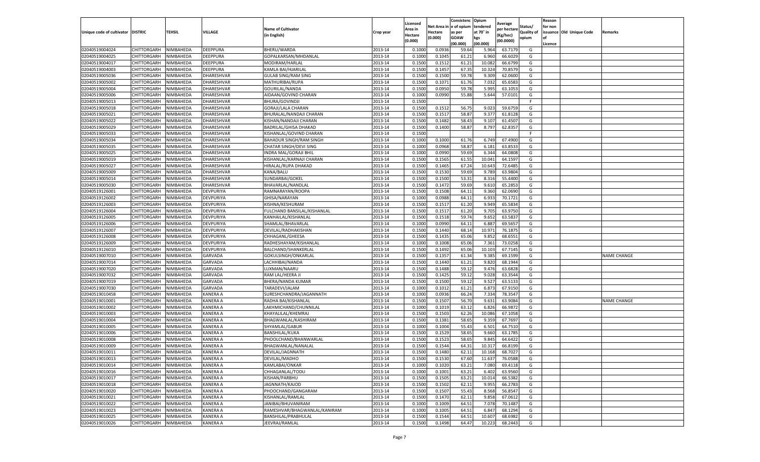| Unique code of cultivator | DISTRIC | TEHSIL | VILLAGE | Name of Cultivator (in English) | Crop year | Licensed Area in Hectare (0.000) | Net Area in Hectare (0.000) | Consistence of opium as per GOAW (00.000) | Opium tendered at 70° in kgs (00.000) | Average per hectare (Kg/hec) (00.0000) | Status/ Quality of opium | Reason for non issuance of Licence | Old Unique Code | Remarks |
|---|---|---|---|---|---|---|---|---|---|---|---|---|---|---|
| 02040519004024 | CHITTORGARH | NIMBAHEDA | DEEPPURA | BHERU/WARDA | 2013-14 | 0.1000 | 0.0936 | 59.64 | 5.964 | 63.7179 | G | | | |
| 02040519004025 | CHITTORGARH | NIMBAHEDA | DEEPPURA | GOPALKARSAN/MHDANLAL | 2013-14 | 0.1000 | 0.1045 | 61.21 | 6.960 | 66.6029 | G | | | |
| 02040519004017 | CHITTORGARH | NIMBAHEDA | DEEPPURA | MODIRAM/HARLAL | 2013-14 | 0.1500 | 0.1512 | 61.21 | 10.082 | 66.6799 | G | | | |
| 02040519004003 | CHITTORGARH | NIMBAHEDA | DEEPPURA | KAMLA BAI/HJARILAL | 2013-14 | 0.1500 | 0.1457 | 67.35 | 10.324 | 70.8579 | G | | | |
| 02040519005036 | CHITTORGARH | NIMBAHEDA | DHARESHVAR | GULAB SING/RAM SING | 2013-14 | 0.1500 | 0.1500 | 59.78 | 9.309 | 62.0600 | G | | | |
| 02040519005002 | CHITTORGARH | NIMBAHEDA | DHARESHVAR | MATHURIBAI/RUPA | 2013-14 | 0.1500 | 0.1071 | 61.76 | 7.032 | 65.6583 | G | | | |
| 02040519005004 | CHITTORGARH | NIMBAHEDA | DHARESHVAR | GOURILAL/NANDA | 2013-14 | 0.1500 | 0.0950 | 59.78 | 5.995 | 63.1053 | G | | | |
| 02040519005006 | CHITTORGARH | NIMBAHEDA | DHARESHVAR | AIDAAN/GOVIND CHARAN | 2013-14 | 0.1000 | 0.0990 | 55.88 | 5.644 | 57.0101 | G | | | |
| 02040519005013 | CHITTORGARH | NIMBAHEDA | DHARESHVAR | BHURA/GOVINDJI | 2013-14 | 0.1500 | | | | | F | | | |
| 02040519005018 | CHITTORGARH | NIMBAHEDA | DHARESHVAR | GORAJI/LALA CHARAN | 2013-14 | 0.1500 | 0.1512 | 56.75 | 9.023 | 59.6759 | G | | | |
| 02040519005021 | CHITTORGARH | NIMBAHEDA | DHARESHVAR | BHURALAL/NANDAJI CHARAN | 2013-14 | 0.1500 | 0.1517 | 58.87 | 9.377 | 61.8128 | G | | | |
| 02040519005022 | CHITTORGARH | NIMBAHEDA | DHARESHVAR | KISHAN/NANDAJI CHARAN | 2013-14 | 0.1500 | 0.1482 | 58.43 | 9.107 | 61.4507 | G | | | |
| 02040519005029 | CHITTORGARH | NIMBAHEDA | DHARESHVAR | BADRILAL/GHISA DHAKAD | 2013-14 | 0.1500 | 0.1400 | 58.87 | 8.797 | 62.8357 | G | | | |
| 02040519005033 | CHITTORGARH | NIMBAHEDA | DHARESHVAR | KISHANLAL/GOVIND CHARAN | 2013-14 | 0.1500 | | | | | F | | | |
| 02040519005034 | CHITTORGARH | NIMBAHEDA | DHARESHVAR | BAHADUR SINGH/RAM SINGH | 2013-14 | 0.1000 | 0.1000 | 61.76 | 6.749 | 67.4900 | G | | | |
| 02040519005035 | CHITTORGARH | NIMBAHEDA | DHARESHVAR | CHATAR SINGH/DEVI SING | 2013-14 | 0.1000 | 0.0968 | 58.87 | 6.181 | 63.8533 | G | | | |
| 02040519005025 | CHITTORGARH | NIMBAHEDA | DHARESHVAR | INDRA MAL/GORAJI BHIL | 2013-14 | 0.1000 | 0.0990 | 59.69 | 6.344 | 64.0808 | G | | | |
| 02040519005019 | CHITTORGARH | NIMBAHEDA | DHARESHVAR | KISHANLAL/KARNAJI CHARAN | 2013-14 | 0.1500 | 0.1565 | 61.55 | 10.041 | 64.1597 | G | | | |
| 02040519005027 | CHITTORGARH | NIMBAHEDA | DHARESHVAR | HIRALAL/RUPA DHAKAD | 2013-14 | 0.1500 | 0.1465 | 67.24 | 10.643 | 72.6485 | G | | | |
| 02040519005009 | CHITTORGARH | NIMBAHEDA | DHARESHVAR | KANA/BALU | 2013-14 | 0.1500 | 0.1530 | 59.69 | 9.789 | 63.9804 | G | | | |
| 02040519005014 | CHITTORGARH | NIMBAHEDA | DHARESHVAR | SUNDARBAI/GOKEL | 2013-14 | 0.1500 | 0.1500 | 53.31 | 8.316 | 55.4400 | G | | | |
| 02040519005030 | CHITTORGARH | NIMBAHEDA | DHARESHVAR | BHAVARLAL/NANDLAL | 2013-14 | 0.1500 | 0.1472 | 59.69 | 9.610 | 65.2853 | G | | | |
| 02040519126001 | CHITTORGARH | NIMBAHEDA | DEVPURIYA | RAMNARAYAN/ROOPA | 2013-14 | 0.1500 | 0.1508 | 64.11 | 9.360 | 62.0690 | G | | | |
| 02040519126002 | CHITTORGARH | NIMBAHEDA | DEVPURIYA | GHISA/NARAYAN | 2013-14 | 0.1000 | 0.0988 | 64.11 | 6.933 | 70.1721 | G | | | |
| 02040519126003 | CHITTORGARH | NIMBAHEDA | DEVPURIYA | KISHNA/KESHURAM | 2013-14 | 0.1500 | 0.1517 | 61.20 | 9.949 | 65.5834 | G | | | |
| 02040519126004 | CHITTORGARH | NIMBAHEDA | DEVPURIYA | FULCHAND BANSILAL/KISHANLAL | 2013-14 | 0.1500 | 0.1517 | 61.20 | 9.705 | 63.9750 | G | | | |
| 02040519126005 | CHITTORGARH | NIMBAHEDA | DEVPURIYA | KANHAILAL/KISHANLAL | 2013-14 | 0.1500 | 0.1518 | 59.74 | 9.652 | 63.5837 | G | | | |
| 02040519126006 | CHITTORGARH | NIMBAHEDA | DEVPURIYA | SHAMLAL/BHAVARLAL | 2013-14 | 0.1000 | 0.0990 | 64.11 | 6.887 | 69.5657 | G | | | |
| 02040519126007 | CHITTORGARH | NIMBAHEDA | DEVPURIYA | DEVILAL/RADHAKISHAN | 2013-14 | 0.1500 | 0.1440 | 68.14 | 10.971 | 76.1875 | G | | | |
| 02040519126008 | CHITTORGARH | NIMBAHEDA | DEVPURIYA | CHHAGANL/GHEESA | 2013-14 | 0.1500 | 0.1435 | 65.06 | 9.852 | 68.6551 | G | | | |
| 02040519126009 | CHITTORGARH | NIMBAHEDA | DEVPURIYA | RADHESHAYAM/KISHANLAL | 2013-14 | 0.1000 | 0.1008 | 65.06 | 7.361 | 73.0258 | G | | | |
| 02040519126010 | CHITTORGARH | NIMBAHEDA | DEVPURIYA | BALCHAND/SHANKERLAL | 2013-14 | 0.1500 | 0.1492 | 65.06 | 10.103 | 67.7145 | G | | | |
| 02040519007010 | CHITTORGARH | NIMBAHEDA | GARVADA | GOKULSINGH/ONKARLAL | 2013-14 | 0.1500 | 0.1357 | 61.34 | 9.385 | 69.1599 | G | | | NAME CHANGE |
| 02040519007014 | CHITTORGARH | NIMBAHEDA | GARVADA | LACHHIBAI/NANDA | 2013-14 | 0.1500 | 0.1440 | 61.21 | 9.820 | 68.1944 | G | | | |
| 02040519007020 | CHITTORGARH | NIMBAHEDA | GARVADA | LUXMAN/NAARU | 2013-14 | 0.1500 | 0.1488 | 59.12 | 9.476 | 63.6828 | G | | | |
| 02040519007032 | CHITTORGARH | NIMBAHEDA | GARVADA | RAM LAL/HEERA JI | 2013-14 | 0.1500 | 0.1425 | 59.12 | 9.028 | 63.3544 | G | | | |
| 02040519007019 | CHITTORGARH | NIMBAHEDA | GARVADA | BHERA/NANDA KUMAR | 2013-14 | 0.1500 | 0.1500 | 59.12 | 9.527 | 63.5133 | G | | | |
| 02040519007030 | CHITTORGARH | NIMBAHEDA | GARVADA | TARADEVI/JALAM | 2013-14 | 0.1000 | 0.1012 | 61.21 | 6.873 | 67.9150 | G | | | |
| 02040519010458 | CHITTORGARH | NIMBAHEDA | KANERA A | SURESHCHANDRA/JAGANNATH | 2013-14 | 0.1000 | 0.0936 | 66.24 | 7.334 | 78.3547 | G | | | |
| 02040519010001 | CHITTORGARH | NIMBAHEDA | KANERA A | RADHA BAI/KISHANLAL | 2013-14 | 0.1500 | 0.1507 | 56.70 | 9.631 | 63.9084 | G | | | NAME CHANGE |
| 02040519010002 | CHITTORGARH | NIMBAHEDA | KANERA A | LAKHMICHAND/CHUNNILAL | 2013-14 | 0.1000 | 0.1019 | 63.12 | 6.826 | 66.9872 | G | | | |
| 02040519010003 | CHITTORGARH | NIMBAHEDA | KANERA A | KHAYALILAL/KHEMRAJ | 2013-14 | 0.1500 | 0.1503 | 62.26 | 10.086 | 67.1058 | G | | | |
| 02040519010004 | CHITTORGARH | NIMBAHEDA | KANERA A | BHAGWANLAL/KASHIRAM | 2013-14 | 0.1500 | 0.1381 | 58.65 | 9.359 | 67.7697 | G | | | |
| 02040519010005 | CHITTORGARH | NIMBAHEDA | KANERA A | SHYAMLAL/GABUR | 2013-14 | 0.1000 | 0.1004 | 55.43 | 6.501 | 64.7510 | G | | | |
| 02040519010006 | CHITTORGARH | NIMBAHEDA | KANERA A | BANSHILAL/KUKA | 2013-14 | 0.1500 | 0.1529 | 58.65 | 9.660 | 63.1785 | G | | | |
| 02040519010008 | CHITTORGARH | NIMBAHEDA | KANERA A | PHOOLCHAND/BHANWARLAL | 2013-14 | 0.1500 | 0.1523 | 58.65 | 9.845 | 64.6422 | G | | | |
| 02040519010009 | CHITTORGARH | NIMBAHEDA | KANERA A | BHAGWANLAL/NANALAL | 2013-14 | 0.1500 | 0.1544 | 64.31 | 10.317 | 66.8199 | G | | | |
| 02040519010011 | CHITTORGARH | NIMBAHEDA | KANERA A | DEVILAL/JAGNNATH | 2013-14 | 0.1500 | 0.1480 | 62.11 | 10.168 | 68.7027 | G | | | |
| 02040519010013 | CHITTORGARH | NIMBAHEDA | KANERA A | DEVILAL/MADHO | 2013-14 | 0.1500 | 0.1530 | 67.60 | 11.637 | 76.0588 | G | | | |
| 02040519010014 | CHITTORGARH | NIMBAHEDA | KANERA A | KAMLABAI/ONKAR | 2013-14 | 0.1000 | 0.1020 | 63.21 | 7.080 | 69.4118 | G | | | |
| 02040519010016 | CHITTORGARH | NIMBAHEDA | KANERA A | CHHAGANLAL/TODU | 2013-14 | 0.1000 | 0.1001 | 63.21 | 6.402 | 63.9560 | G | | | |
| 02040519010017 | CHITTORGARH | NIMBAHEDA | KANERA A | KISHAN/PARBHU | 2013-14 | 0.1500 | 0.1505 | 63.21 | 10.014 | 66.5382 | G | | | |
| 02040519010018 | CHITTORGARH | NIMBAHEDA | KANERA A | JAGNNATH/KAJOD | 2013-14 | 0.1500 | 0.1502 | 62.11 | 9.955 | 66.2783 | G | | | |
| 02040519010020 | CHITTORGARH | NIMBAHEDA | KANERA A | PHOOCHAND/GANGARAM | 2013-14 | 0.1500 | 0.1507 | 55.43 | 8.568 | 56.8547 | G | | | |
| 02040519010021 | CHITTORGARH | NIMBAHEDA | KANERA A | KISHANLAL/RAMLAL | 2013-14 | 0.1500 | 0.1470 | 62.11 | 9.858 | 67.0612 | G | | | |
| 02040519010022 | CHITTORGARH | NIMBAHEDA | KANERA A | JANIBAI/BHUVANIRAM | 2013-14 | 0.1000 | 0.1009 | 64.51 | 7.078 | 70.1487 | G | | | |
| 02040519010023 | CHITTORGARH | NIMBAHEDA | KANERA A | RAMESHVAR/BHAGWANLAL/KANIRAM | 2013-14 | 0.1000 | 0.1005 | 64.51 | 6.847 | 68.1294 | G | | | |
| 02040519010025 | CHITTORGARH | NIMBAHEDA | KANERA A | BANSHILAL/PRABHULAL | 2013-14 | 0.1500 | 0.1544 | 64.51 | 10.607 | 68.6982 | G | | | |
| 02040519010026 | CHITTORGARH | NIMBAHEDA | KANERA A | JEEVRAJ/RAMLAL | 2013-14 | 0.1500 | 0.1498 | 64.47 | 10.223 | 68.2443 | G | | | |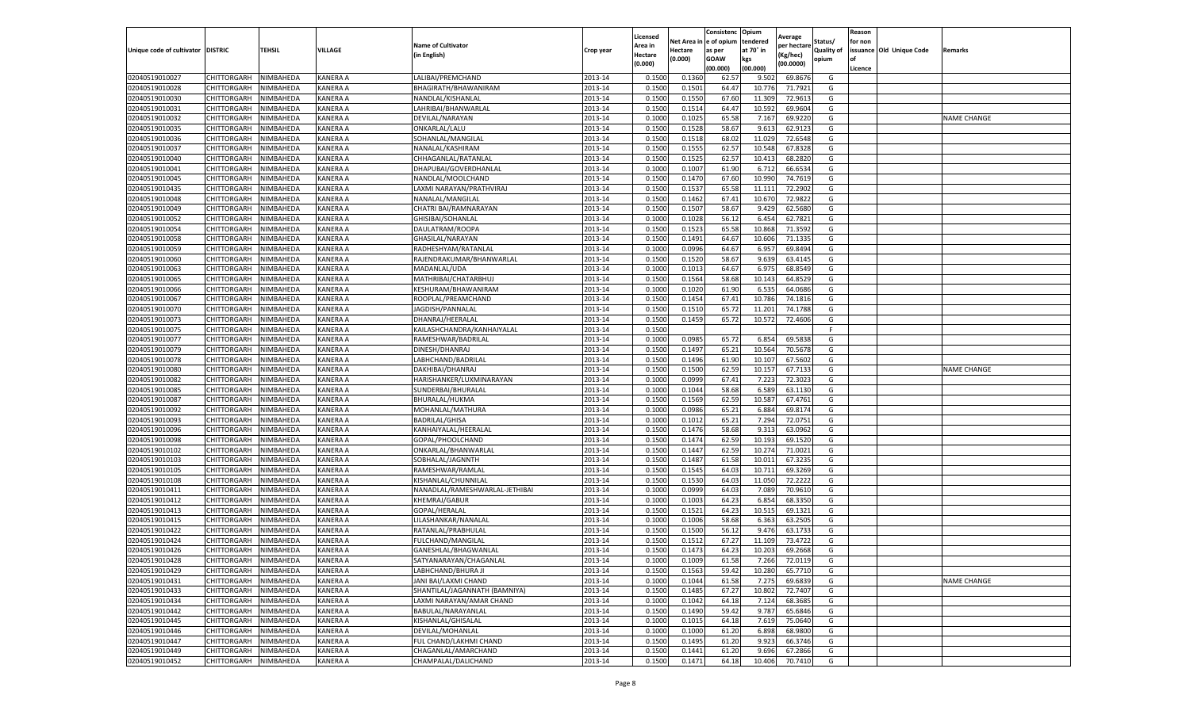| Unique code of cultivator | DISTRIC | TEHSIL | VILLAGE | Name of Cultivator (in English) | Crop year | Licensed Area in Hectare (0.000) | Net Area in Hectare (0.000) | Consistence of opium as per GOAW (00.000) | Opium tendered at 70° in kgs (00.000) | Average per hectare (Kg/hec) (00.0000) | Status/ Quality of opium | Reason for non issuance of Licence | Old Unique Code | Remarks |
|---|---|---|---|---|---|---|---|---|---|---|---|---|---|---|
| 02040519010027 | CHITTORGARH | NIMBAHEDA | KANERA A | LALIBAI/PREMCHAND | 2013-14 | 0.1500 | 0.1360 | 62.57 | 9.502 | 69.8676 | G | | | |
| 02040519010028 | CHITTORGARH | NIMBAHEDA | KANERA A | BHAGIRATH/BHAWANIRAM | 2013-14 | 0.1500 | 0.1501 | 64.47 | 10.776 | 71.7921 | G | | | |
| 02040519010030 | CHITTORGARH | NIMBAHEDA | KANERA A | NANDLAL/KISHANLAL | 2013-14 | 0.1500 | 0.1550 | 67.60 | 11.309 | 72.9613 | G | | | |
| 02040519010031 | CHITTORGARH | NIMBAHEDA | KANERA A | LAHRIBAI/BHANWARLAL | 2013-14 | 0.1500 | 0.1514 | 64.47 | 10.592 | 69.9604 | G | | | |
| 02040519010032 | CHITTORGARH | NIMBAHEDA | KANERA A | DEVILAL/NARAYAN | 2013-14 | 0.1000 | 0.1025 | 65.58 | 7.167 | 69.9220 | G | | | NAME CHANGE |
| 02040519010035 | CHITTORGARH | NIMBAHEDA | KANERA A | ONKARLAL/LALU | 2013-14 | 0.1500 | 0.1528 | 58.67 | 9.613 | 62.9123 | G | | | |
| 02040519010036 | CHITTORGARH | NIMBAHEDA | KANERA A | SOHANLAL/MANGILAL | 2013-14 | 0.1500 | 0.1518 | 68.02 | 11.029 | 72.6548 | G | | | |
| 02040519010037 | CHITTORGARH | NIMBAHEDA | KANERA A | NANALAL/KASHIRAM | 2013-14 | 0.1500 | 0.1555 | 62.57 | 10.548 | 67.8328 | G | | | |
| 02040519010040 | CHITTORGARH | NIMBAHEDA | KANERA A | CHHAGANLAL/RATANLAL | 2013-14 | 0.1500 | 0.1525 | 62.57 | 10.413 | 68.2820 | G | | | |
| 02040519010041 | CHITTORGARH | NIMBAHEDA | KANERA A | DHAPUBAI/GOVERDHANLAL | 2013-14 | 0.1000 | 0.1007 | 61.90 | 6.712 | 66.6534 | G | | | |
| 02040519010045 | CHITTORGARH | NIMBAHEDA | KANERA A | NANDLAL/MOOLCHAND | 2013-14 | 0.1500 | 0.1470 | 67.60 | 10.990 | 74.7619 | G | | | |
| 02040519010435 | CHITTORGARH | NIMBAHEDA | KANERA A | LAXMI NARAYAN/PRATHVIRAJ | 2013-14 | 0.1500 | 0.1537 | 65.58 | 11.111 | 72.2902 | G | | | |
| 02040519010048 | CHITTORGARH | NIMBAHEDA | KANERA A | NANALAL/MANGILAL | 2013-14 | 0.1500 | 0.1462 | 67.41 | 10.670 | 72.9822 | G | | | |
| 02040519010049 | CHITTORGARH | NIMBAHEDA | KANERA A | CHATRI BAI/RAMNARAYAN | 2013-14 | 0.1500 | 0.1507 | 58.67 | 9.429 | 62.5680 | G | | | |
| 02040519010052 | CHITTORGARH | NIMBAHEDA | KANERA A | GHISIBAI/SOHANLAL | 2013-14 | 0.1000 | 0.1028 | 56.12 | 6.454 | 62.7821 | G | | | |
| 02040519010054 | CHITTORGARH | NIMBAHEDA | KANERA A | DAULATRAM/ROOPA | 2013-14 | 0.1500 | 0.1523 | 65.58 | 10.868 | 71.3592 | G | | | |
| 02040519010058 | CHITTORGARH | NIMBAHEDA | KANERA A | GHASILAL/NARAYAN | 2013-14 | 0.1500 | 0.1491 | 64.67 | 10.606 | 71.1335 | G | | | |
| 02040519010059 | CHITTORGARH | NIMBAHEDA | KANERA A | RADHESHYAM/RATANLAL | 2013-14 | 0.1000 | 0.0996 | 64.67 | 6.957 | 69.8494 | G | | | |
| 02040519010060 | CHITTORGARH | NIMBAHEDA | KANERA A | RAJENDRAKUMAR/BHANWARLAL | 2013-14 | 0.1500 | 0.1520 | 58.67 | 9.639 | 63.4145 | G | | | |
| 02040519010063 | CHITTORGARH | NIMBAHEDA | KANERA A | MADANLAL/UDA | 2013-14 | 0.1000 | 0.1013 | 64.67 | 6.975 | 68.8549 | G | | | |
| 02040519010065 | CHITTORGARH | NIMBAHEDA | KANERA A | MATHRIBAI/CHATARBHUJ | 2013-14 | 0.1500 | 0.1564 | 58.68 | 10.143 | 64.8529 | G | | | |
| 02040519010066 | CHITTORGARH | NIMBAHEDA | KANERA A | KESHURAM/BHAWANIRAM | 2013-14 | 0.1000 | 0.1020 | 61.90 | 6.535 | 64.0686 | G | | | |
| 02040519010067 | CHITTORGARH | NIMBAHEDA | KANERA A | ROOPLAL/PREAMCHAND | 2013-14 | 0.1500 | 0.1454 | 67.41 | 10.786 | 74.1816 | G | | | |
| 02040519010070 | CHITTORGARH | NIMBAHEDA | KANERA A | JAGDISH/PANNALAL | 2013-14 | 0.1500 | 0.1510 | 65.72 | 11.201 | 74.1788 | G | | | |
| 02040519010073 | CHITTORGARH | NIMBAHEDA | KANERA A | DHANRAJ/HEERALAL | 2013-14 | 0.1500 | 0.1459 | 65.72 | 10.572 | 72.4606 | G | | | |
| 02040519010075 | CHITTORGARH | NIMBAHEDA | KANERA A | KAILASHCHANDRA/KANHAIYALAL | 2013-14 | 0.1500 | | | | | F | | | |
| 02040519010077 | CHITTORGARH | NIMBAHEDA | KANERA A | RAMESHWAR/BADRILAL | 2013-14 | 0.1000 | 0.0985 | 65.72 | 6.854 | 69.5838 | G | | | |
| 02040519010079 | CHITTORGARH | NIMBAHEDA | KANERA A | DINESH/DHANRAJ | 2013-14 | 0.1500 | 0.1497 | 65.21 | 10.564 | 70.5678 | G | | | |
| 02040519010078 | CHITTORGARH | NIMBAHEDA | KANERA A | LABHCHAND/BADRILAL | 2013-14 | 0.1500 | 0.1496 | 61.90 | 10.107 | 67.5602 | G | | | |
| 02040519010080 | CHITTORGARH | NIMBAHEDA | KANERA A | DAKHIBAI/DHANRAJ | 2013-14 | 0.1500 | 0.1500 | 62.59 | 10.157 | 67.7133 | G | | | NAME CHANGE |
| 02040519010082 | CHITTORGARH | NIMBAHEDA | KANERA A | HARISHANKER/LUXMINARAYAN | 2013-14 | 0.1000 | 0.0999 | 67.41 | 7.223 | 72.3023 | G | | | |
| 02040519010085 | CHITTORGARH | NIMBAHEDA | KANERA A | SUNDERBAI/BHURALAL | 2013-14 | 0.1000 | 0.1044 | 58.68 | 6.589 | 63.1130 | G | | | |
| 02040519010087 | CHITTORGARH | NIMBAHEDA | KANERA A | BHURALAL/HUKMA | 2013-14 | 0.1500 | 0.1569 | 62.59 | 10.587 | 67.4761 | G | | | |
| 02040519010092 | CHITTORGARH | NIMBAHEDA | KANERA A | MOHANLAL/MATHURA | 2013-14 | 0.1000 | 0.0986 | 65.21 | 6.884 | 69.8174 | G | | | |
| 02040519010093 | CHITTORGARH | NIMBAHEDA | KANERA A | BADRILAL/GHISA | 2013-14 | 0.1000 | 0.1012 | 65.21 | 7.294 | 72.0751 | G | | | |
| 02040519010096 | CHITTORGARH | NIMBAHEDA | KANERA A | KANHAIYALAL/HEERALAL | 2013-14 | 0.1500 | 0.1476 | 58.68 | 9.313 | 63.0962 | G | | | |
| 02040519010098 | CHITTORGARH | NIMBAHEDA | KANERA A | GOPAL/PHOOLCHAND | 2013-14 | 0.1500 | 0.1474 | 62.59 | 10.193 | 69.1520 | G | | | |
| 02040519010102 | CHITTORGARH | NIMBAHEDA | KANERA A | ONKARLAL/BHANWARLAL | 2013-14 | 0.1500 | 0.1447 | 62.59 | 10.274 | 71.0021 | G | | | |
| 02040519010103 | CHITTORGARH | NIMBAHEDA | KANERA A | SOBHALAL/JAGNNTH | 2013-14 | 0.1500 | 0.1487 | 61.58 | 10.011 | 67.3235 | G | | | |
| 02040519010105 | CHITTORGARH | NIMBAHEDA | KANERA A | RAMESHWAR/RAMLAL | 2013-14 | 0.1500 | 0.1545 | 64.03 | 10.711 | 69.3269 | G | | | |
| 02040519010108 | CHITTORGARH | NIMBAHEDA | KANERA A | KISHANLAL/CHUNNILAL | 2013-14 | 0.1500 | 0.1530 | 64.03 | 11.050 | 72.2222 | G | | | |
| 02040519010411 | CHITTORGARH | NIMBAHEDA | KANERA A | NANADLAL/RAMESHWARLAL-JETHIBAI | 2013-14 | 0.1000 | 0.0999 | 64.03 | 7.089 | 70.9610 | G | | | |
| 02040519010412 | CHITTORGARH | NIMBAHEDA | KANERA A | KHEMRAJ/GABUR | 2013-14 | 0.1000 | 0.1003 | 64.23 | 6.854 | 68.3350 | G | | | |
| 02040519010413 | CHITTORGARH | NIMBAHEDA | KANERA A | GOPAL/HERALAL | 2013-14 | 0.1500 | 0.1521 | 64.23 | 10.515 | 69.1321 | G | | | |
| 02040519010415 | CHITTORGARH | NIMBAHEDA | KANERA A | LILASHANKAR/NANALAL | 2013-14 | 0.1000 | 0.1006 | 58.68 | 6.363 | 63.2505 | G | | | |
| 02040519010422 | CHITTORGARH | NIMBAHEDA | KANERA A | RATANLAL/PRABHULAL | 2013-14 | 0.1500 | 0.1500 | 56.12 | 9.476 | 63.1733 | G | | | |
| 02040519010424 | CHITTORGARH | NIMBAHEDA | KANERA A | FULCHAND/MANGILAL | 2013-14 | 0.1500 | 0.1512 | 67.27 | 11.109 | 73.4722 | G | | | |
| 02040519010426 | CHITTORGARH | NIMBAHEDA | KANERA A | GANESHLAL/BHAGWANLAL | 2013-14 | 0.1500 | 0.1473 | 64.23 | 10.203 | 69.2668 | G | | | |
| 02040519010428 | CHITTORGARH | NIMBAHEDA | KANERA A | SATYANARAYAN/CHAGANLAL | 2013-14 | 0.1000 | 0.1009 | 61.58 | 7.266 | 72.0119 | G | | | |
| 02040519010429 | CHITTORGARH | NIMBAHEDA | KANERA A | LABHCHAND/BHURA JI | 2013-14 | 0.1500 | 0.1563 | 59.42 | 10.280 | 65.7710 | G | | | |
| 02040519010431 | CHITTORGARH | NIMBAHEDA | KANERA A | JANI BAI/LAXMI CHAND | 2013-14 | 0.1000 | 0.1044 | 61.58 | 7.275 | 69.6839 | G | | | NAME CHANGE |
| 02040519010433 | CHITTORGARH | NIMBAHEDA | KANERA A | SHANTILAL/JAGANNATH (BAMNIYA) | 2013-14 | 0.1500 | 0.1485 | 67.27 | 10.802 | 72.7407 | G | | | |
| 02040519010434 | CHITTORGARH | NIMBAHEDA | KANERA A | LAXMI NARAYAN/AMAR CHAND | 2013-14 | 0.1000 | 0.1042 | 64.18 | 7.124 | 68.3685 | G | | | |
| 02040519010442 | CHITTORGARH | NIMBAHEDA | KANERA A | BABULAL/NARAYANLAL | 2013-14 | 0.1500 | 0.1490 | 59.42 | 9.787 | 65.6846 | G | | | |
| 02040519010445 | CHITTORGARH | NIMBAHEDA | KANERA A | KISHANLAL/GHISALAL | 2013-14 | 0.1000 | 0.1015 | 64.18 | 7.619 | 75.0640 | G | | | |
| 02040519010446 | CHITTORGARH | NIMBAHEDA | KANERA A | DEVILAL/MOHANLAL | 2013-14 | 0.1000 | 0.1000 | 61.20 | 6.898 | 68.9800 | G | | | |
| 02040519010447 | CHITTORGARH | NIMBAHEDA | KANERA A | FUL CHAND/LAKHMI CHAND | 2013-14 | 0.1500 | 0.1495 | 61.20 | 9.923 | 66.3746 | G | | | |
| 02040519010449 | CHITTORGARH | NIMBAHEDA | KANERA A | CHAGANLAL/AMARCHAND | 2013-14 | 0.1500 | 0.1441 | 61.20 | 9.696 | 67.2866 | G | | | |
| 02040519010452 | CHITTORGARH | NIMBAHEDA | KANERA A | CHAMPALAL/DALICHAND | 2013-14 | 0.1500 | 0.1471 | 64.18 | 10.406 | 70.7410 | G | | | |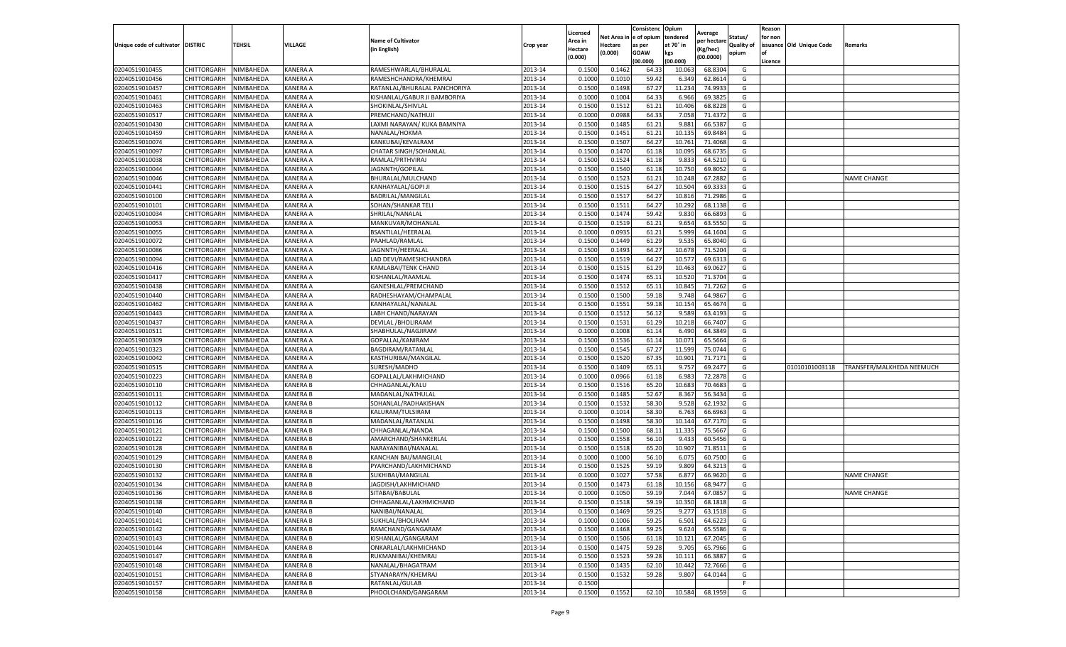| Unique code of cultivator | DISTRIC | TEHSIL | VILLAGE | Name of Cultivator (in English) | Crop year | Licensed Area in Hectare (0.000) | Net Area in Hectare (0.000) | Consistence of opium as per GOAW (00.000) | Opium tendered at 70° in kgs (00.000) | Average per hectare (Kg/hec) (00.0000) | Status/ Quality of opium | Reason for non issuance of Licence | Old Unique Code | Remarks |
|---|---|---|---|---|---|---|---|---|---|---|---|---|---|---|
| 02040519010455 | CHITTORGARH | NIMBAHEDA | KANERA A | RAMESHWARLAL/BHURALAL | 2013-14 | 0.1500 | 0.1462 | 64.33 | 10.063 | 68.8304 | G | | | |
| 02040519010456 | CHITTORGARH | NIMBAHEDA | KANERA A | RAMESHCHANDRA/KHEMRAJ | 2013-14 | 0.1000 | 0.1010 | 59.42 | 6.349 | 62.8614 | G | | | |
| 02040519010457 | CHITTORGARH | NIMBAHEDA | KANERA A | RATANLAL/BHURALAL PANCHORIYA | 2013-14 | 0.1500 | 0.1498 | 67.27 | 11.234 | 74.9933 | G | | | |
| 02040519010461 | CHITTORGARH | NIMBAHEDA | KANERA A | KISHANLAL/GABUR JI BAMBORIYA | 2013-14 | 0.1000 | 0.1004 | 64.33 | 6.966 | 69.3825 | G | | | |
| 02040519010463 | CHITTORGARH | NIMBAHEDA | KANERA A | SHOKINLAL/SHIVLAL | 2013-14 | 0.1500 | 0.1512 | 61.21 | 10.406 | 68.8228 | G | | | |
| 02040519010517 | CHITTORGARH | NIMBAHEDA | KANERA A | PREMCHAND/NATHUJI | 2013-14 | 0.1000 | 0.0988 | 64.33 | 7.058 | 71.4372 | G | | | |
| 02040519010430 | CHITTORGARH | NIMBAHEDA | KANERA A | LAXMI NARAYAN/ KUKA BAMNIYA | 2013-14 | 0.1500 | 0.1485 | 61.21 | 9.881 | 66.5387 | G | | | |
| 02040519010459 | CHITTORGARH | NIMBAHEDA | KANERA A | NANALAL/HOKMA | 2013-14 | 0.1500 | 0.1451 | 61.21 | 10.135 | 69.8484 | G | | | |
| 02040519010074 | CHITTORGARH | NIMBAHEDA | KANERA A | KANKUBAI/KEVALRAM | 2013-14 | 0.1500 | 0.1507 | 64.27 | 10.761 | 71.4068 | G | | | |
| 02040519010097 | CHITTORGARH | NIMBAHEDA | KANERA A | CHATAR SINGH/SOHANLAL | 2013-14 | 0.1500 | 0.1470 | 61.18 | 10.095 | 68.6735 | G | | | |
| 02040519010038 | CHITTORGARH | NIMBAHEDA | KANERA A | RAMLAL/PRTHVIRAJ | 2013-14 | 0.1500 | 0.1524 | 61.18 | 9.833 | 64.5210 | G | | | |
| 02040519010044 | CHITTORGARH | NIMBAHEDA | KANERA A | JAGNNTH/GOPILAL | 2013-14 | 0.1500 | 0.1540 | 61.18 | 10.750 | 69.8052 | G | | | |
| 02040519010046 | CHITTORGARH | NIMBAHEDA | KANERA A | BHURALAL/MULCHAND | 2013-14 | 0.1500 | 0.1523 | 61.21 | 10.248 | 67.2882 | G | | | NAME CHANGE |
| 02040519010441 | CHITTORGARH | NIMBAHEDA | KANERA A | KANHAYALAL/GOPI JI | 2013-14 | 0.1500 | 0.1515 | 64.27 | 10.504 | 69.3333 | G | | | |
| 02040519010100 | CHITTORGARH | NIMBAHEDA | KANERA A | BADRILAL/MANGILAL | 2013-14 | 0.1500 | 0.1517 | 64.27 | 10.816 | 71.2986 | G | | | |
| 02040519010101 | CHITTORGARH | NIMBAHEDA | KANERA A | SOHAN/SHANKAR TELI | 2013-14 | 0.1500 | 0.1511 | 64.27 | 10.292 | 68.1138 | G | | | |
| 02040519010034 | CHITTORGARH | NIMBAHEDA | KANERA A | SHRILAL/NANALAL | 2013-14 | 0.1500 | 0.1474 | 59.42 | 9.830 | 66.6893 | G | | | |
| 02040519010053 | CHITTORGARH | NIMBAHEDA | KANERA A | MANKUVAR/MOHANLAL | 2013-14 | 0.1500 | 0.1519 | 61.21 | 9.654 | 63.5550 | G | | | |
| 02040519010055 | CHITTORGARH | NIMBAHEDA | KANERA A | BSANTILAL/HEERALAL | 2013-14 | 0.1000 | 0.0935 | 61.21 | 5.999 | 64.1604 | G | | | |
| 02040519010072 | CHITTORGARH | NIMBAHEDA | KANERA A | PAAHLAD/RAMLAL | 2013-14 | 0.1500 | 0.1449 | 61.29 | 9.535 | 65.8040 | G | | | |
| 02040519010086 | CHITTORGARH | NIMBAHEDA | KANERA A | JAGNNTH/HEERALAL | 2013-14 | 0.1500 | 0.1493 | 64.27 | 10.678 | 71.5204 | G | | | |
| 02040519010094 | CHITTORGARH | NIMBAHEDA | KANERA A | LAD DEVI/RAMESHCHANDRA | 2013-14 | 0.1500 | 0.1519 | 64.27 | 10.577 | 69.6313 | G | | | |
| 02040519010416 | CHITTORGARH | NIMBAHEDA | KANERA A | KAMLABAI/TENK CHAND | 2013-14 | 0.1500 | 0.1515 | 61.29 | 10.463 | 69.0627 | G | | | |
| 02040519010417 | CHITTORGARH | NIMBAHEDA | KANERA A | KISHANLAL/RAAMLAL | 2013-14 | 0.1500 | 0.1474 | 65.11 | 10.520 | 71.3704 | G | | | |
| 02040519010438 | CHITTORGARH | NIMBAHEDA | KANERA A | GANESHLAL/PREMCHAND | 2013-14 | 0.1500 | 0.1512 | 65.11 | 10.845 | 71.7262 | G | | | |
| 02040519010440 | CHITTORGARH | NIMBAHEDA | KANERA A | RADHESHAYAM/CHAMPALAL | 2013-14 | 0.1500 | 0.1500 | 59.18 | 9.748 | 64.9867 | G | | | |
| 02040519010462 | CHITTORGARH | NIMBAHEDA | KANERA A | KANHAYALAL/NANALAL | 2013-14 | 0.1500 | 0.1551 | 59.18 | 10.154 | 65.4674 | G | | | |
| 02040519010443 | CHITTORGARH | NIMBAHEDA | KANERA A | LABH CHAND/NARAYAN | 2013-14 | 0.1500 | 0.1512 | 56.12 | 9.589 | 63.4193 | G | | | |
| 02040519010437 | CHITTORGARH | NIMBAHEDA | KANERA A | DEVILAL /BHOLIRAAM | 2013-14 | 0.1500 | 0.1531 | 61.29 | 10.218 | 66.7407 | G | | | |
| 02040519010511 | CHITTORGARH | NIMBAHEDA | KANERA A | SHABHULAL/NAGJIRAM | 2013-14 | 0.1000 | 0.1008 | 61.14 | 6.490 | 64.3849 | G | | | |
| 02040519010309 | CHITTORGARH | NIMBAHEDA | KANERA A | GOPALLAL/KANIRAM | 2013-14 | 0.1500 | 0.1536 | 61.14 | 10.071 | 65.5664 | G | | | |
| 02040519010323 | CHITTORGARH | NIMBAHEDA | KANERA A | BAGDIRAM/RATANLAL | 2013-14 | 0.1500 | 0.1545 | 67.27 | 11.599 | 75.0744 | G | | | |
| 02040519010042 | CHITTORGARH | NIMBAHEDA | KANERA A | KASTHURIBAI/MANGILAL | 2013-14 | 0.1500 | 0.1520 | 67.35 | 10.901 | 71.7171 | G | | | |
| 02040519010515 | CHITTORGARH | NIMBAHEDA | KANERA A | SURESH/MADHO | 2013-14 | 0.1500 | 0.1409 | 65.11 | 9.757 | 69.2477 | G | | 01010101003118 | TRANSFER/MALKHEDA NEEMUCH |
| 02040519010223 | CHITTORGARH | NIMBAHEDA | KANERA B | GOPALLAL/LAKHMICHAND | 2013-14 | 0.1000 | 0.0966 | 61.18 | 6.983 | 72.2878 | G | | | |
| 02040519010110 | CHITTORGARH | NIMBAHEDA | KANERA B | CHHAGANLAL/KALU | 2013-14 | 0.1500 | 0.1516 | 65.20 | 10.683 | 70.4683 | G | | | |
| 02040519010111 | CHITTORGARH | NIMBAHEDA | KANERA B | MADANLAL/NATHULAL | 2013-14 | 0.1500 | 0.1485 | 52.67 | 8.367 | 56.3434 | G | | | |
| 02040519010112 | CHITTORGARH | NIMBAHEDA | KANERA B | SOHANLAL/RADHAKISHAN | 2013-14 | 0.1500 | 0.1532 | 58.30 | 9.528 | 62.1932 | G | | | |
| 02040519010113 | CHITTORGARH | NIMBAHEDA | KANERA B | KALURAM/TULSIRAM | 2013-14 | 0.1000 | 0.1014 | 58.30 | 6.763 | 66.6963 | G | | | |
| 02040519010116 | CHITTORGARH | NIMBAHEDA | KANERA B | MADANLAL/RATANLAL | 2013-14 | 0.1500 | 0.1498 | 58.30 | 10.144 | 67.7170 | G | | | |
| 02040519010121 | CHITTORGARH | NIMBAHEDA | KANERA B | CHHAGANLAL/NANDA | 2013-14 | 0.1500 | 0.1500 | 68.11 | 11.335 | 75.5667 | G | | | |
| 02040519010122 | CHITTORGARH | NIMBAHEDA | KANERA B | AMARCHAND/SHANKERLAL | 2013-14 | 0.1500 | 0.1558 | 56.10 | 9.433 | 60.5456 | G | | | |
| 02040519010128 | CHITTORGARH | NIMBAHEDA | KANERA B | NARAYANIBAI/NANALAL | 2013-14 | 0.1500 | 0.1518 | 65.20 | 10.907 | 71.8511 | G | | | |
| 02040519010129 | CHITTORGARH | NIMBAHEDA | KANERA B | KANCHAN BAI/MANGILAL | 2013-14 | 0.1000 | 0.1000 | 56.10 | 6.075 | 60.7500 | G | | | |
| 02040519010130 | CHITTORGARH | NIMBAHEDA | KANERA B | PYARCHAND/LAKHMICHAND | 2013-14 | 0.1500 | 0.1525 | 59.19 | 9.809 | 64.3213 | G | | | |
| 02040519010132 | CHITTORGARH | NIMBAHEDA | KANERA B | SUKHIBAI/MANGILAL | 2013-14 | 0.1000 | 0.1027 | 57.58 | 6.877 | 66.9620 | G | | | NAME CHANGE |
| 02040519010134 | CHITTORGARH | NIMBAHEDA | KANERA B | JAGDISH/LAKHMICHAND | 2013-14 | 0.1500 | 0.1473 | 61.18 | 10.156 | 68.9477 | G | | | |
| 02040519010136 | CHITTORGARH | NIMBAHEDA | KANERA B | SITABAI/BABULAL | 2013-14 | 0.1000 | 0.1050 | 59.19 | 7.044 | 67.0857 | G | | | NAME CHANGE |
| 02040519010138 | CHITTORGARH | NIMBAHEDA | KANERA B | CHHAGANLAL/LAKHMICHAND | 2013-14 | 0.1500 | 0.1518 | 59.19 | 10.350 | 68.1818 | G | | | |
| 02040519010140 | CHITTORGARH | NIMBAHEDA | KANERA B | NANIBAI/NANALAL | 2013-14 | 0.1500 | 0.1469 | 59.25 | 9.277 | 63.1518 | G | | | |
| 02040519010141 | CHITTORGARH | NIMBAHEDA | KANERA B | SUKHLAL/BHOLIRAM | 2013-14 | 0.1000 | 0.1006 | 59.25 | 6.501 | 64.6223 | G | | | |
| 02040519010142 | CHITTORGARH | NIMBAHEDA | KANERA B | RAMCHAND/GANGARAM | 2013-14 | 0.1500 | 0.1468 | 59.25 | 9.624 | 65.5586 | G | | | |
| 02040519010143 | CHITTORGARH | NIMBAHEDA | KANERA B | KISHANLAL/GANGARAM | 2013-14 | 0.1500 | 0.1506 | 61.18 | 10.121 | 67.2045 | G | | | |
| 02040519010144 | CHITTORGARH | NIMBAHEDA | KANERA B | ONKARLAL/LAKHMICHAND | 2013-14 | 0.1500 | 0.1475 | 59.28 | 9.705 | 65.7966 | G | | | |
| 02040519010147 | CHITTORGARH | NIMBAHEDA | KANERA B | RUKMANIBAI/KHEMRAJ | 2013-14 | 0.1500 | 0.1523 | 59.28 | 10.111 | 66.3887 | G | | | |
| 02040519010148 | CHITTORGARH | NIMBAHEDA | KANERA B | NANALAL/BHAGATRAM | 2013-14 | 0.1500 | 0.1435 | 62.10 | 10.442 | 72.7666 | G | | | |
| 02040519010151 | CHITTORGARH | NIMBAHEDA | KANERA B | STYANARAYN/KHEMRAJ | 2013-14 | 0.1500 | 0.1532 | 59.28 | 9.807 | 64.0144 | G | | | |
| 02040519010157 | CHITTORGARH | NIMBAHEDA | KANERA B | RATANLAL/GULAB | 2013-14 | 0.1500 | | | | | F | | | |
| 02040519010158 | CHITTORGARH | NIMBAHEDA | KANERA B | PHOOLCHAND/GANGARAM | 2013-14 | 0.1500 | 0.1552 | 62.10 | 10.584 | 68.1959 | G | | | |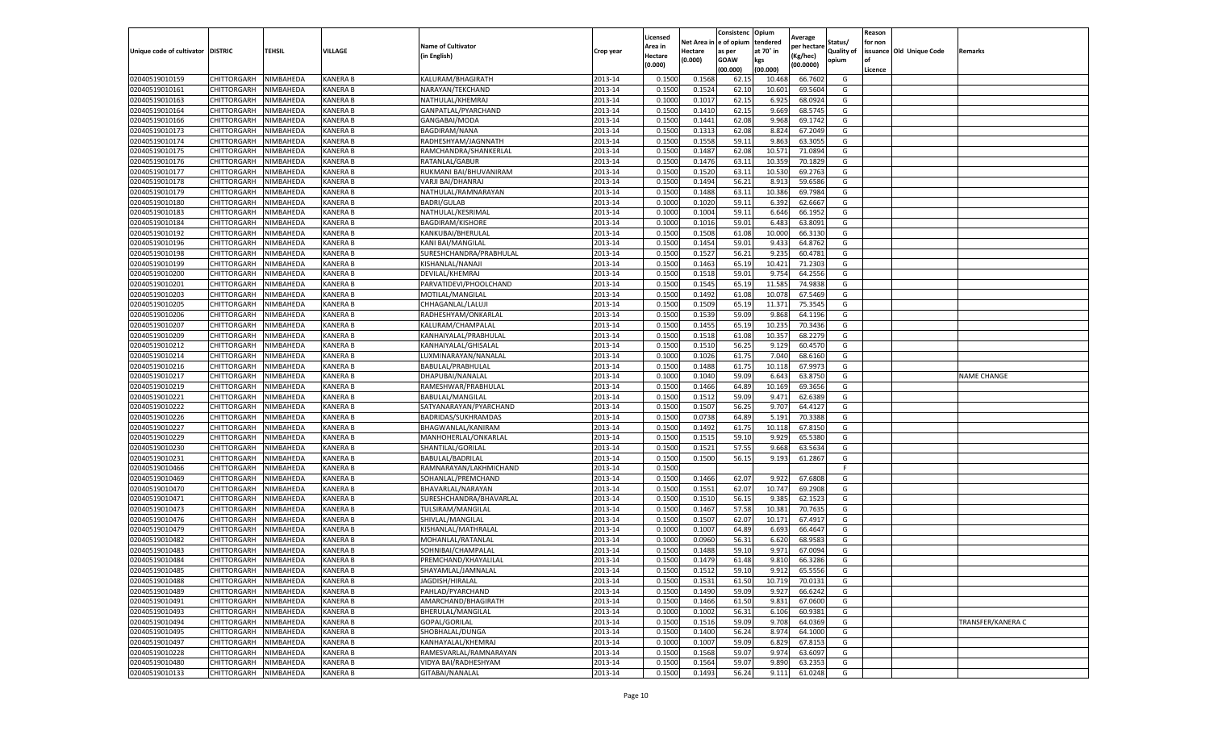| Unique code of cultivator | DISTRIC | TEHSIL | VILLAGE | Name of Cultivator (in English) | Crop year | Licensed Area in Hectare (0.000) | Net Area in Hectare (0.000) | Consistenc e of opium as per GOAW (00.000) | Opium tendered at 70° in kgs (00.000) | Average per hectare (Kg/hec) (00.0000) | Status/ Quality of opium | Reason for non issuance of Licence | Old Unique Code | Remarks |
|---|---|---|---|---|---|---|---|---|---|---|---|---|---|---|
| 02040519010159 | CHITTORGARH | NIMBAHEDA | KANERA B | KALURAM/BHAGIRATH | 2013-14 | 0.1500 | 0.1568 | 62.15 | 10.468 | 66.7602 | G | | | |
| 02040519010161 | CHITTORGARH | NIMBAHEDA | KANERA B | NARAYAN/TEKCHAND | 2013-14 | 0.1500 | 0.1524 | 62.10 | 10.601 | 69.5604 | G | | | |
| 02040519010163 | CHITTORGARH | NIMBAHEDA | KANERA B | NATHULAL/KHEMRAJ | 2013-14 | 0.1000 | 0.1017 | 62.15 | 6.925 | 68.0924 | G | | | |
| 02040519010164 | CHITTORGARH | NIMBAHEDA | KANERA B | GANPATLAL/PYARCHAND | 2013-14 | 0.1500 | 0.1410 | 62.15 | 9.669 | 68.5745 | G | | | |
| 02040519010166 | CHITTORGARH | NIMBAHEDA | KANERA B | GANGABAI/MODA | 2013-14 | 0.1500 | 0.1441 | 62.08 | 9.968 | 69.1742 | G | | | |
| 02040519010173 | CHITTORGARH | NIMBAHEDA | KANERA B | BAGDIRAM/NANA | 2013-14 | 0.1500 | 0.1313 | 62.08 | 8.824 | 67.2049 | G | | | |
| 02040519010174 | CHITTORGARH | NIMBAHEDA | KANERA B | RADHESHYAM/JAGNNATH | 2013-14 | 0.1500 | 0.1558 | 59.11 | 9.863 | 63.3055 | G | | | |
| 02040519010175 | CHITTORGARH | NIMBAHEDA | KANERA B | RAMCHANDRA/SHANKERLAL | 2013-14 | 0.1500 | 0.1487 | 62.08 | 10.571 | 71.0894 | G | | | |
| 02040519010176 | CHITTORGARH | NIMBAHEDA | KANERA B | RATANLAL/GABUR | 2013-14 | 0.1500 | 0.1476 | 63.11 | 10.359 | 70.1829 | G | | | |
| 02040519010177 | CHITTORGARH | NIMBAHEDA | KANERA B | RUKMANI BAI/BHUVANIRAM | 2013-14 | 0.1500 | 0.1520 | 63.11 | 10.530 | 69.2763 | G | | | |
| 02040519010178 | CHITTORGARH | NIMBAHEDA | KANERA B | VARJI BAI/DHANRAJ | 2013-14 | 0.1500 | 0.1494 | 56.21 | 8.913 | 59.6586 | G | | | |
| 02040519010179 | CHITTORGARH | NIMBAHEDA | KANERA B | NATHULAL/RAMNARAYAN | 2013-14 | 0.1500 | 0.1488 | 63.11 | 10.386 | 69.7984 | G | | | |
| 02040519010180 | CHITTORGARH | NIMBAHEDA | KANERA B | BADRI/GULAB | 2013-14 | 0.1000 | 0.1020 | 59.11 | 6.392 | 62.6667 | G | | | |
| 02040519010183 | CHITTORGARH | NIMBAHEDA | KANERA B | NATHULAL/KESRIMAL | 2013-14 | 0.1000 | 0.1004 | 59.11 | 6.646 | 66.1952 | G | | | |
| 02040519010184 | CHITTORGARH | NIMBAHEDA | KANERA B | BAGDIRAM/KISHORE | 2013-14 | 0.1000 | 0.1016 | 59.01 | 6.483 | 63.8091 | G | | | |
| 02040519010192 | CHITTORGARH | NIMBAHEDA | KANERA B | KANKUBAI/BHERULAL | 2013-14 | 0.1500 | 0.1508 | 61.08 | 10.000 | 66.3130 | G | | | |
| 02040519010196 | CHITTORGARH | NIMBAHEDA | KANERA B | KANI BAI/MANGILAL | 2013-14 | 0.1500 | 0.1454 | 59.01 | 9.433 | 64.8762 | G | | | |
| 02040519010198 | CHITTORGARH | NIMBAHEDA | KANERA B | SURESHCHANDRA/PRABHULAL | 2013-14 | 0.1500 | 0.1527 | 56.21 | 9.235 | 60.4781 | G | | | |
| 02040519010199 | CHITTORGARH | NIMBAHEDA | KANERA B | KISHANLAL/NANAJI | 2013-14 | 0.1500 | 0.1463 | 65.19 | 10.421 | 71.2303 | G | | | |
| 02040519010200 | CHITTORGARH | NIMBAHEDA | KANERA B | DEVILAL/KHEMRAJ | 2013-14 | 0.1500 | 0.1518 | 59.01 | 9.754 | 64.2556 | G | | | |
| 02040519010201 | CHITTORGARH | NIMBAHEDA | KANERA B | PARVATIDEVI/PHOOLCHAND | 2013-14 | 0.1500 | 0.1545 | 65.19 | 11.585 | 74.9838 | G | | | |
| 02040519010203 | CHITTORGARH | NIMBAHEDA | KANERA B | MOTILAL/MANGILAL | 2013-14 | 0.1500 | 0.1492 | 61.08 | 10.078 | 67.5469 | G | | | |
| 02040519010205 | CHITTORGARH | NIMBAHEDA | KANERA B | CHHAGANLAL/LALUJI | 2013-14 | 0.1500 | 0.1509 | 65.19 | 11.371 | 75.3545 | G | | | |
| 02040519010206 | CHITTORGARH | NIMBAHEDA | KANERA B | RADHESHYAM/ONKARLAL | 2013-14 | 0.1500 | 0.1539 | 59.09 | 9.868 | 64.1196 | G | | | |
| 02040519010207 | CHITTORGARH | NIMBAHEDA | KANERA B | KALURAM/CHAMPALAL | 2013-14 | 0.1500 | 0.1455 | 65.19 | 10.235 | 70.3436 | G | | | |
| 02040519010209 | CHITTORGARH | NIMBAHEDA | KANERA B | KANHAIYALAL/PRABHULAL | 2013-14 | 0.1500 | 0.1518 | 61.08 | 10.357 | 68.2279 | G | | | |
| 02040519010212 | CHITTORGARH | NIMBAHEDA | KANERA B | KANHAIYALAL/GHISALAL | 2013-14 | 0.1500 | 0.1510 | 56.25 | 9.129 | 60.4570 | G | | | |
| 02040519010214 | CHITTORGARH | NIMBAHEDA | KANERA B | LUXMINARAYAN/NANALAL | 2013-14 | 0.1000 | 0.1026 | 61.75 | 7.040 | 68.6160 | G | | | |
| 02040519010216 | CHITTORGARH | NIMBAHEDA | KANERA B | BABULAL/PRABHULAL | 2013-14 | 0.1500 | 0.1488 | 61.75 | 10.118 | 67.9973 | G | | | |
| 02040519010217 | CHITTORGARH | NIMBAHEDA | KANERA B | DHAPUBAI/NANALAL | 2013-14 | 0.1000 | 0.1040 | 59.09 | 6.643 | 63.8750 | G | | | NAME CHANGE |
| 02040519010219 | CHITTORGARH | NIMBAHEDA | KANERA B | RAMESHWAR/PRABHULAL | 2013-14 | 0.1500 | 0.1466 | 64.89 | 10.169 | 69.3656 | G | | | |
| 02040519010221 | CHITTORGARH | NIMBAHEDA | KANERA B | BABULAL/MANGILAL | 2013-14 | 0.1500 | 0.1512 | 59.09 | 9.471 | 62.6389 | G | | | |
| 02040519010222 | CHITTORGARH | NIMBAHEDA | KANERA B | SATYANARAYAN/PYARCHAND | 2013-14 | 0.1500 | 0.1507 | 56.25 | 9.707 | 64.4127 | G | | | |
| 02040519010226 | CHITTORGARH | NIMBAHEDA | KANERA B | BADRIDAS/SUKHRAMDAS | 2013-14 | 0.1500 | 0.0738 | 64.89 | 5.191 | 70.3388 | G | | | |
| 02040519010227 | CHITTORGARH | NIMBAHEDA | KANERA B | BHAGWANLAL/KANIRAM | 2013-14 | 0.1500 | 0.1492 | 61.75 | 10.118 | 67.8150 | G | | | |
| 02040519010229 | CHITTORGARH | NIMBAHEDA | KANERA B | MANHOHERLAL/ONKARLAL | 2013-14 | 0.1500 | 0.1515 | 59.10 | 9.929 | 65.5380 | G | | | |
| 02040519010230 | CHITTORGARH | NIMBAHEDA | KANERA B | SHANTILAL/GORILAL | 2013-14 | 0.1500 | 0.1521 | 57.55 | 9.668 | 63.5634 | G | | | |
| 02040519010231 | CHITTORGARH | NIMBAHEDA | KANERA B | BABULAL/BADRILAL | 2013-14 | 0.1500 | 0.1500 | 56.15 | 9.193 | 61.2867 | G | | | |
| 02040519010466 | CHITTORGARH | NIMBAHEDA | KANERA B | RAMNARAYAN/LAKHMICHAND | 2013-14 | 0.1500 | | | | | F | | | |
| 02040519010469 | CHITTORGARH | NIMBAHEDA | KANERA B | SOHANLAL/PREMCHAND | 2013-14 | 0.1500 | 0.1466 | 62.07 | 9.922 | 67.6808 | G | | | |
| 02040519010470 | CHITTORGARH | NIMBAHEDA | KANERA B | BHAVARLAL/NARAYAN | 2013-14 | 0.1500 | 0.1551 | 62.07 | 10.747 | 69.2908 | G | | | |
| 02040519010471 | CHITTORGARH | NIMBAHEDA | KANERA B | SURESHCHANDRA/BHAVARLAL | 2013-14 | 0.1500 | 0.1510 | 56.15 | 9.385 | 62.1523 | G | | | |
| 02040519010473 | CHITTORGARH | NIMBAHEDA | KANERA B | TULSIRAM/MANGILAL | 2013-14 | 0.1500 | 0.1467 | 57.58 | 10.381 | 70.7635 | G | | | |
| 02040519010476 | CHITTORGARH | NIMBAHEDA | KANERA B | SHIVLAL/MANGILAL | 2013-14 | 0.1500 | 0.1507 | 62.07 | 10.171 | 67.4917 | G | | | |
| 02040519010479 | CHITTORGARH | NIMBAHEDA | KANERA B | KISHANLAL/MATHRALAL | 2013-14 | 0.1000 | 0.1007 | 64.89 | 6.693 | 66.4647 | G | | | |
| 02040519010482 | CHITTORGARH | NIMBAHEDA | KANERA B | MOHANLAL/RATANLAL | 2013-14 | 0.1000 | 0.0960 | 56.31 | 6.620 | 68.9583 | G | | | |
| 02040519010483 | CHITTORGARH | NIMBAHEDA | KANERA B | SOHNIBAI/CHAMPALAL | 2013-14 | 0.1500 | 0.1488 | 59.10 | 9.971 | 67.0094 | G | | | |
| 02040519010484 | CHITTORGARH | NIMBAHEDA | KANERA B | PREMCHAND/KHAYALILAL | 2013-14 | 0.1500 | 0.1479 | 61.48 | 9.810 | 66.3286 | G | | | |
| 02040519010485 | CHITTORGARH | NIMBAHEDA | KANERA B | SHAYAMLAL/JAMNALAL | 2013-14 | 0.1500 | 0.1512 | 59.10 | 9.912 | 65.5556 | G | | | |
| 02040519010488 | CHITTORGARH | NIMBAHEDA | KANERA B | JAGDISH/HIRALAL | 2013-14 | 0.1500 | 0.1531 | 61.50 | 10.719 | 70.0131 | G | | | |
| 02040519010489 | CHITTORGARH | NIMBAHEDA | KANERA B | PAHLAD/PYARCHAND | 2013-14 | 0.1500 | 0.1490 | 59.09 | 9.927 | 66.6242 | G | | | |
| 02040519010491 | CHITTORGARH | NIMBAHEDA | KANERA B | AMARCHAND/BHAGIRATH | 2013-14 | 0.1500 | 0.1466 | 61.50 | 9.831 | 67.0600 | G | | | |
| 02040519010493 | CHITTORGARH | NIMBAHEDA | KANERA B | BHERULAL/MANGILAL | 2013-14 | 0.1000 | 0.1002 | 56.31 | 6.106 | 60.9381 | G | | | |
| 02040519010494 | CHITTORGARH | NIMBAHEDA | KANERA B | GOPAL/GORILAL | 2013-14 | 0.1500 | 0.1516 | 59.09 | 9.708 | 64.0369 | G | | | TRANSFER/KANERA C |
| 02040519010495 | CHITTORGARH | NIMBAHEDA | KANERA B | SHOBHALAL/DUNGA | 2013-14 | 0.1500 | 0.1400 | 56.24 | 8.974 | 64.1000 | G | | | |
| 02040519010497 | CHITTORGARH | NIMBAHEDA | KANERA B | KANHAYALAL/KHEMRAJ | 2013-14 | 0.1000 | 0.1007 | 59.09 | 6.829 | 67.8153 | G | | | |
| 02040519010228 | CHITTORGARH | NIMBAHEDA | KANERA B | RAMESVARLAL/RAMNARAYAN | 2013-14 | 0.1500 | 0.1568 | 59.07 | 9.974 | 63.6097 | G | | | |
| 02040519010480 | CHITTORGARH | NIMBAHEDA | KANERA B | VIDYA BAI/RADHESHYAM | 2013-14 | 0.1500 | 0.1564 | 59.07 | 9.890 | 63.2353 | G | | | |
| 02040519010133 | CHITTORGARH | NIMBAHEDA | KANERA B | GITABAI/NANALAL | 2013-14 | 0.1500 | 0.1493 | 56.24 | 9.111 | 61.0248 | G | | | |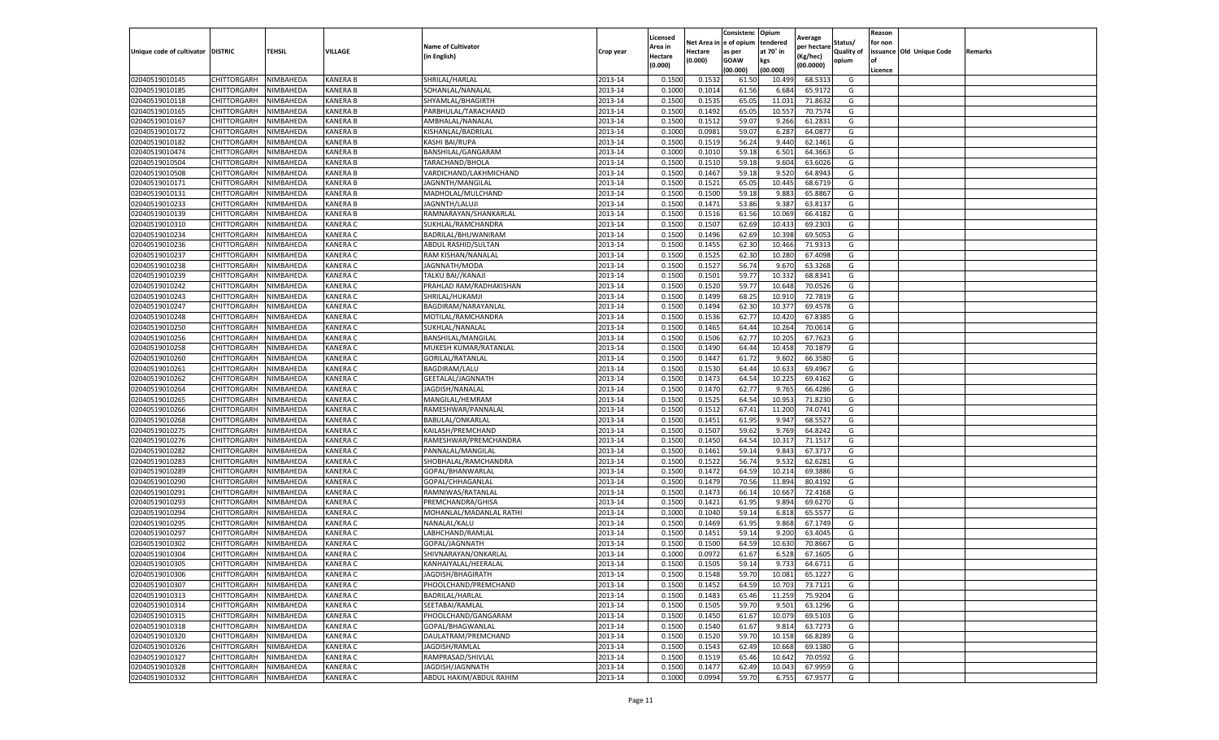| Unique code of cultivator | DISTRIC | TEHSIL | VILLAGE | Name of Cultivator (in English) | Crop year | Licensed Area in Hectare (0.000) | Net Area in Hectare (0.000) | Consistence of opium as per GOAW (00.000) | Opium tendered at 70° in kgs (00.000) | Average per hectare (Kg/hec) (00.0000) | Status/ Quality of opium | Reason for non issuance of Licence | Old Unique Code | Remarks |
|---|---|---|---|---|---|---|---|---|---|---|---|---|---|---|
| 02040519010145 | CHITTORGARH | NIMBAHEDA | KANERA B | SHRILAL/HARLAL | 2013-14 | 0.1500 | 0.1532 | 61.50 | 10.499 | 68.5313 | G | | | |
| 02040519010185 | CHITTORGARH | NIMBAHEDA | KANERA B | SOHANLAL/NANALAL | 2013-14 | 0.1000 | 0.1014 | 61.56 | 6.684 | 65.9172 | G | | | |
| 02040519010118 | CHITTORGARH | NIMBAHEDA | KANERA B | SHYAMLAL/BHAGIRTH | 2013-14 | 0.1500 | 0.1535 | 65.05 | 11.031 | 71.8632 | G | | | |
| 02040519010165 | CHITTORGARH | NIMBAHEDA | KANERA B | PARBHULAL/TARACHAND | 2013-14 | 0.1500 | 0.1492 | 65.05 | 10.557 | 70.7574 | G | | | |
| 02040519010167 | CHITTORGARH | NIMBAHEDA | KANERA B | AMBHALAL/NANALAL | 2013-14 | 0.1500 | 0.1512 | 59.07 | 9.266 | 61.2831 | G | | | |
| 02040519010172 | CHITTORGARH | NIMBAHEDA | KANERA B | KISHANLAL/BADRILAL | 2013-14 | 0.1000 | 0.0981 | 59.07 | 6.287 | 64.0877 | G | | | |
| 02040519010182 | CHITTORGARH | NIMBAHEDA | KANERA B | KASHI BAI/RUPA | 2013-14 | 0.1500 | 0.1519 | 56.24 | 9.440 | 62.1461 | G | | | |
| 02040519010474 | CHITTORGARH | NIMBAHEDA | KANERA B | BANSHILAL/GANGARAM | 2013-14 | 0.1000 | 0.1010 | 59.18 | 6.501 | 64.3663 | G | | | |
| 02040519010504 | CHITTORGARH | NIMBAHEDA | KANERA B | TARACHAND/BHOLA | 2013-14 | 0.1500 | 0.1510 | 59.18 | 9.604 | 63.6026 | G | | | |
| 02040519010508 | CHITTORGARH | NIMBAHEDA | KANERA B | VARDICHAND/LAKHMICHAND | 2013-14 | 0.1500 | 0.1467 | 59.18 | 9.520 | 64.8943 | G | | | |
| 02040519010171 | CHITTORGARH | NIMBAHEDA | KANERA B | JAGNNTH/MANGILAL | 2013-14 | 0.1500 | 0.1521 | 65.05 | 10.445 | 68.6719 | G | | | |
| 02040519010131 | CHITTORGARH | NIMBAHEDA | KANERA B | MADHOLAL/MULCHAND | 2013-14 | 0.1500 | 0.1500 | 59.18 | 9.883 | 65.8867 | G | | | |
| 02040519010233 | CHITTORGARH | NIMBAHEDA | KANERA B | JAGNNTH/LALUJI | 2013-14 | 0.1500 | 0.1471 | 53.86 | 9.387 | 63.8137 | G | | | |
| 02040519010139 | CHITTORGARH | NIMBAHEDA | KANERA B | RAMNARAYAN/SHANKARLAL | 2013-14 | 0.1500 | 0.1516 | 61.56 | 10.069 | 66.4182 | G | | | |
| 02040519010310 | CHITTORGARH | NIMBAHEDA | KANERA C | SUKHLAL/RAMCHANDRA | 2013-14 | 0.1500 | 0.1507 | 62.69 | 10.433 | 69.2303 | G | | | |
| 02040519010234 | CHITTORGARH | NIMBAHEDA | KANERA C | BADRILAL/BHUWANIRAM | 2013-14 | 0.1500 | 0.1496 | 62.69 | 10.398 | 69.5053 | G | | | |
| 02040519010236 | CHITTORGARH | NIMBAHEDA | KANERA C | ABDUL RASHID/SULTAN | 2013-14 | 0.1500 | 0.1455 | 62.30 | 10.466 | 71.9313 | G | | | |
| 02040519010237 | CHITTORGARH | NIMBAHEDA | KANERA C | RAM KISHAN/NANALAL | 2013-14 | 0.1500 | 0.1525 | 62.30 | 10.280 | 67.4098 | G | | | |
| 02040519010238 | CHITTORGARH | NIMBAHEDA | KANERA C | JAGNNATH/MODA | 2013-14 | 0.1500 | 0.1527 | 56.74 | 9.670 | 63.3268 | G | | | |
| 02040519010239 | CHITTORGARH | NIMBAHEDA | KANERA C | TALKU BAI//KANAJI | 2013-14 | 0.1500 | 0.1501 | 59.77 | 10.332 | 68.8341 | G | | | |
| 02040519010242 | CHITTORGARH | NIMBAHEDA | KANERA C | PRAHLAD RAM/RADHAKISHAN | 2013-14 | 0.1500 | 0.1520 | 59.77 | 10.648 | 70.0526 | G | | | |
| 02040519010243 | CHITTORGARH | NIMBAHEDA | KANERA C | SHRILAL/HUKAMJI | 2013-14 | 0.1500 | 0.1499 | 68.25 | 10.910 | 72.7819 | G | | | |
| 02040519010247 | CHITTORGARH | NIMBAHEDA | KANERA C | BAGDIRAM/NARAYANLAL | 2013-14 | 0.1500 | 0.1494 | 62.30 | 10.377 | 69.4578 | G | | | |
| 02040519010248 | CHITTORGARH | NIMBAHEDA | KANERA C | MOTILAL/RAMCHANDRA | 2013-14 | 0.1500 | 0.1536 | 62.77 | 10.420 | 67.8385 | G | | | |
| 02040519010250 | CHITTORGARH | NIMBAHEDA | KANERA C | SUKHLAL/NANALAL | 2013-14 | 0.1500 | 0.1465 | 64.44 | 10.264 | 70.0614 | G | | | |
| 02040519010256 | CHITTORGARH | NIMBAHEDA | KANERA C | BANSHILAL/MANGILAL | 2013-14 | 0.1500 | 0.1506 | 62.77 | 10.205 | 67.7623 | G | | | |
| 02040519010258 | CHITTORGARH | NIMBAHEDA | KANERA C | MUKESH KUMAR/RATANLAL | 2013-14 | 0.1500 | 0.1490 | 64.44 | 10.458 | 70.1879 | G | | | |
| 02040519010260 | CHITTORGARH | NIMBAHEDA | KANERA C | GORILAL/RATANLAL | 2013-14 | 0.1500 | 0.1447 | 61.72 | 9.602 | 66.3580 | G | | | |
| 02040519010261 | CHITTORGARH | NIMBAHEDA | KANERA C | BAGDIRAM/LALU | 2013-14 | 0.1500 | 0.1530 | 64.44 | 10.633 | 69.4967 | G | | | |
| 02040519010262 | CHITTORGARH | NIMBAHEDA | KANERA C | GEETALAL/JAGNNATH | 2013-14 | 0.1500 | 0.1473 | 64.54 | 10.225 | 69.4162 | G | | | |
| 02040519010264 | CHITTORGARH | NIMBAHEDA | KANERA C | JAGDISH/NANALAL | 2013-14 | 0.1500 | 0.1470 | 62.77 | 9.765 | 66.4286 | G | | | |
| 02040519010265 | CHITTORGARH | NIMBAHEDA | KANERA C | MANGILAL/HEMRAM | 2013-14 | 0.1500 | 0.1525 | 64.54 | 10.953 | 71.8230 | G | | | |
| 02040519010266 | CHITTORGARH | NIMBAHEDA | KANERA C | RAMESHWAR/PANNALAL | 2013-14 | 0.1500 | 0.1512 | 67.41 | 11.200 | 74.0741 | G | | | |
| 02040519010268 | CHITTORGARH | NIMBAHEDA | KANERA C | BABULAL/ONKARLAL | 2013-14 | 0.1500 | 0.1451 | 61.95 | 9.947 | 68.5527 | G | | | |
| 02040519010275 | CHITTORGARH | NIMBAHEDA | KANERA C | KAILASH/PREMCHAND | 2013-14 | 0.1500 | 0.1507 | 59.62 | 9.769 | 64.8242 | G | | | |
| 02040519010276 | CHITTORGARH | NIMBAHEDA | KANERA C | RAMESHWAR/PREMCHANDRA | 2013-14 | 0.1500 | 0.1450 | 64.54 | 10.317 | 71.1517 | G | | | |
| 02040519010282 | CHITTORGARH | NIMBAHEDA | KANERA C | PANNALAL/MANGILAL | 2013-14 | 0.1500 | 0.1461 | 59.14 | 9.843 | 67.3717 | G | | | |
| 02040519010283 | CHITTORGARH | NIMBAHEDA | KANERA C | SHOBHALAL/RAMCHANDRA | 2013-14 | 0.1500 | 0.1522 | 56.74 | 9.532 | 62.6281 | G | | | |
| 02040519010289 | CHITTORGARH | NIMBAHEDA | KANERA C | GOPAL/BHANWARLAL | 2013-14 | 0.1500 | 0.1472 | 64.59 | 10.214 | 69.3886 | G | | | |
| 02040519010290 | CHITTORGARH | NIMBAHEDA | KANERA C | GOPAL/CHHAGANLAL | 2013-14 | 0.1500 | 0.1479 | 70.56 | 11.894 | 80.4192 | G | | | |
| 02040519010291 | CHITTORGARH | NIMBAHEDA | KANERA C | RAMNIWAS/RATANLAL | 2013-14 | 0.1500 | 0.1473 | 66.14 | 10.667 | 72.4168 | G | | | |
| 02040519010293 | CHITTORGARH | NIMBAHEDA | KANERA C | PREMCHANDRA/GHISA | 2013-14 | 0.1500 | 0.1421 | 61.95 | 9.894 | 69.6270 | G | | | |
| 02040519010294 | CHITTORGARH | NIMBAHEDA | KANERA C | MOHANLAL/MADANLAL RATHI | 2013-14 | 0.1000 | 0.1040 | 59.14 | 6.818 | 65.5577 | G | | | |
| 02040519010295 | CHITTORGARH | NIMBAHEDA | KANERA C | NANALAL/KALU | 2013-14 | 0.1500 | 0.1469 | 61.95 | 9.868 | 67.1749 | G | | | |
| 02040519010297 | CHITTORGARH | NIMBAHEDA | KANERA C | LABHCHAND/RAMLAL | 2013-14 | 0.1500 | 0.1451 | 59.14 | 9.200 | 63.4045 | G | | | |
| 02040519010302 | CHITTORGARH | NIMBAHEDA | KANERA C | GOPAL/JAGNNATH | 2013-14 | 0.1500 | 0.1500 | 64.59 | 10.630 | 70.8667 | G | | | |
| 02040519010304 | CHITTORGARH | NIMBAHEDA | KANERA C | SHIVNARAYAN/ONKARLAL | 2013-14 | 0.1000 | 0.0972 | 61.67 | 6.528 | 67.1605 | G | | | |
| 02040519010305 | CHITTORGARH | NIMBAHEDA | KANERA C | KANHAIYALAL/HEERALAL | 2013-14 | 0.1500 | 0.1505 | 59.14 | 9.733 | 64.6711 | G | | | |
| 02040519010306 | CHITTORGARH | NIMBAHEDA | KANERA C | JAGDISH/BHAGIRATH | 2013-14 | 0.1500 | 0.1548 | 59.70 | 10.081 | 65.1227 | G | | | |
| 02040519010307 | CHITTORGARH | NIMBAHEDA | KANERA C | PHOOLCHAND/PREMCHAND | 2013-14 | 0.1500 | 0.1452 | 64.59 | 10.703 | 73.7121 | G | | | |
| 02040519010313 | CHITTORGARH | NIMBAHEDA | KANERA C | BADRILAL/HARLAL | 2013-14 | 0.1500 | 0.1483 | 65.46 | 11.259 | 75.9204 | G | | | |
| 02040519010314 | CHITTORGARH | NIMBAHEDA | KANERA C | SEETABAI/RAMLAL | 2013-14 | 0.1500 | 0.1505 | 59.70 | 9.501 | 63.1296 | G | | | |
| 02040519010315 | CHITTORGARH | NIMBAHEDA | KANERA C | PHOOLCHAND/GANGARAM | 2013-14 | 0.1500 | 0.1450 | 61.67 | 10.079 | 69.5103 | G | | | |
| 02040519010318 | CHITTORGARH | NIMBAHEDA | KANERA C | GOPAL/BHAGWANLAL | 2013-14 | 0.1500 | 0.1540 | 61.67 | 9.814 | 63.7273 | G | | | |
| 02040519010320 | CHITTORGARH | NIMBAHEDA | KANERA C | DAULATRAM/PREMCHAND | 2013-14 | 0.1500 | 0.1520 | 59.70 | 10.158 | 66.8289 | G | | | |
| 02040519010326 | CHITTORGARH | NIMBAHEDA | KANERA C | JAGDISH/RAMLAL | 2013-14 | 0.1500 | 0.1543 | 62.49 | 10.668 | 69.1380 | G | | | |
| 02040519010327 | CHITTORGARH | NIMBAHEDA | KANERA C | RAMPRASAD/SHIVLAL | 2013-14 | 0.1500 | 0.1519 | 65.46 | 10.642 | 70.0592 | G | | | |
| 02040519010328 | CHITTORGARH | NIMBAHEDA | KANERA C | JAGDISH/JAGNNATH | 2013-14 | 0.1500 | 0.1477 | 62.49 | 10.043 | 67.9959 | G | | | |
| 02040519010332 | CHITTORGARH | NIMBAHEDA | KANERA C | ABDUL HAKIM/ABDUL RAHIM | 2013-14 | 0.1000 | 0.0994 | 59.70 | 6.755 | 67.9577 | G | | | |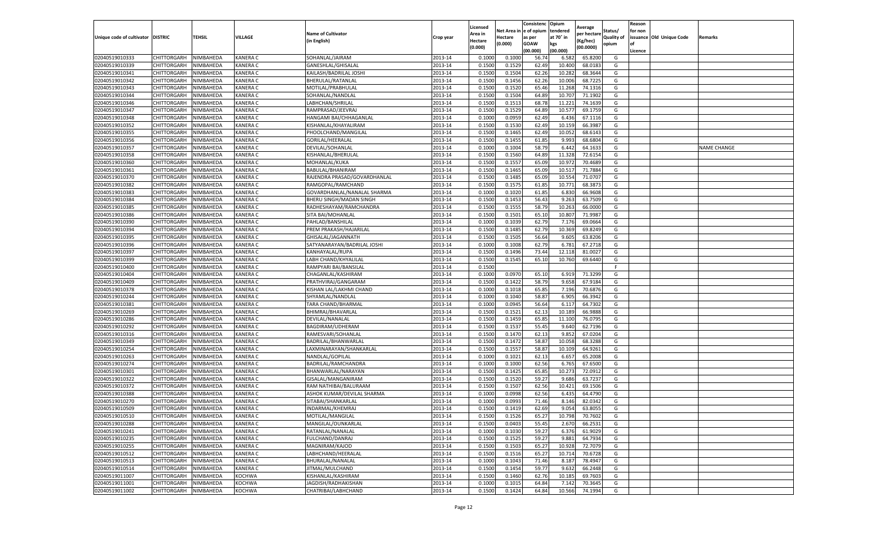| Unique code of cultivator | DISTRIC | TEHSIL | VILLAGE | Name of Cultivator (in English) | Crop year | Licensed Area in Hectare (0.000) | Net Area in Hectare (0.000) | Consistenc e of opium as per GOAW (00.000) | Opium tendered at 70° in kgs (00.000) | Average per hectare (Kg/hec) (00.0000) | Status/ Quality of opium | Reason for non issuance of Licence | Old Unique Code | Remarks |
|---|---|---|---|---|---|---|---|---|---|---|---|---|---|---|
| 02040519010333 | CHITTORGARH | NIMBAHEDA | KANERA C | SOHANLAL/JAIRAM | 2013-14 | 0.1000 | 0.1000 | 56.74 | 6.582 | 65.8200 | G | | | |
| 02040519010339 | CHITTORGARH | NIMBAHEDA | KANERA C | GANESHLAL/GHISALAL | 2013-14 | 0.1500 | 0.1529 | 62.49 | 10.400 | 68.0183 | G | | | |
| 02040519010341 | CHITTORGARH | NIMBAHEDA | KANERA C | KAILASH/BADRILAL JOSHI | 2013-14 | 0.1500 | 0.1504 | 62.26 | 10.282 | 68.3644 | G | | | |
| 02040519010342 | CHITTORGARH | NIMBAHEDA | KANERA C | BHERULAL/RATANLAL | 2013-14 | 0.1500 | 0.1456 | 62.26 | 10.006 | 68.7225 | G | | | |
| 02040519010343 | CHITTORGARH | NIMBAHEDA | KANERA C | MOTILAL/PRABHULAL | 2013-14 | 0.1500 | 0.1520 | 65.46 | 11.268 | 74.1316 | G | | | |
| 02040519010344 | CHITTORGARH | NIMBAHEDA | KANERA C | SOHANLAL/NANDLAL | 2013-14 | 0.1500 | 0.1504 | 64.89 | 10.707 | 71.1902 | G | | | |
| 02040519010346 | CHITTORGARH | NIMBAHEDA | KANERA C | LABHCHAN/SHRILAL | 2013-14 | 0.1500 | 0.1513 | 68.78 | 11.221 | 74.1639 | G | | | |
| 02040519010347 | CHITTORGARH | NIMBAHEDA | KANERA C | RAMPRASAD/JEEVRAJ | 2013-14 | 0.1500 | 0.1529 | 64.89 | 10.577 | 69.1759 | G | | | |
| 02040519010348 | CHITTORGARH | NIMBAHEDA | KANERA C | HANGAMI BAI/CHHAGANLAL | 2013-14 | 0.1000 | 0.0959 | 62.49 | 6.436 | 67.1116 | G | | | |
| 02040519010352 | CHITTORGARH | NIMBAHEDA | KANERA C | KISHANLAL/KHAYALIRAM | 2013-14 | 0.1500 | 0.1530 | 62.49 | 10.159 | 66.3987 | G | | | |
| 02040519010355 | CHITTORGARH | NIMBAHEDA | KANERA C | PHOOLCHAND/MANGILAL | 2013-14 | 0.1500 | 0.1465 | 62.49 | 10.052 | 68.6143 | G | | | |
| 02040519010356 | CHITTORGARH | NIMBAHEDA | KANERA C | GORILAL/HEERALAL | 2013-14 | 0.1500 | 0.1455 | 61.85 | 9.993 | 68.6804 | G | | | |
| 02040519010357 | CHITTORGARH | NIMBAHEDA | KANERA C | DEVILAL/SOHANLAL | 2013-14 | 0.1000 | 0.1004 | 58.79 | 6.442 | 64.1633 | G | | | NAME CHANGE |
| 02040519010358 | CHITTORGARH | NIMBAHEDA | KANERA C | KISHANLAL/BHERULAL | 2013-14 | 0.1500 | 0.1560 | 64.89 | 11.328 | 72.6154 | G | | | |
| 02040519010360 | CHITTORGARH | NIMBAHEDA | KANERA C | MOHANLAL/KUKA | 2013-14 | 0.1500 | 0.1557 | 65.09 | 10.972 | 70.4689 | G | | | |
| 02040519010361 | CHITTORGARH | NIMBAHEDA | KANERA C | BABULAL/BHANIRAM | 2013-14 | 0.1500 | 0.1465 | 65.09 | 10.517 | 71.7884 | G | | | |
| 02040519010370 | CHITTORGARH | NIMBAHEDA | KANERA C | RAJENDRA PRASAD/GOVARDHANLAL | 2013-14 | 0.1500 | 0.1485 | 65.09 | 10.554 | 71.0707 | G | | | |
| 02040519010382 | CHITTORGARH | NIMBAHEDA | KANERA C | RAMGOPAL/RAMCHAND | 2013-14 | 0.1500 | 0.1575 | 61.85 | 10.771 | 68.3873 | G | | | |
| 02040519010383 | CHITTORGARH | NIMBAHEDA | KANERA C | GOVARDHANLAL/NANALAL SHARMA | 2013-14 | 0.1000 | 0.1020 | 61.85 | 6.830 | 66.9608 | G | | | |
| 02040519010384 | CHITTORGARH | NIMBAHEDA | KANERA C | BHERU SINGH/MADAN SINGH | 2013-14 | 0.1500 | 0.1453 | 56.43 | 9.263 | 63.7509 | G | | | |
| 02040519010385 | CHITTORGARH | NIMBAHEDA | KANERA C | RADHESHAYAM/RAMCHANDRA | 2013-14 | 0.1500 | 0.1555 | 58.79 | 10.263 | 66.0000 | G | | | |
| 02040519010386 | CHITTORGARH | NIMBAHEDA | KANERA C | SITA BAI/MOHANLAL | 2013-14 | 0.1500 | 0.1501 | 65.10 | 10.807 | 71.9987 | G | | | |
| 02040519010390 | CHITTORGARH | NIMBAHEDA | KANERA C | PAHLAD/BANSHILAL | 2013-14 | 0.1000 | 0.1039 | 62.79 | 7.176 | 69.0664 | G | | | |
| 02040519010394 | CHITTORGARH | NIMBAHEDA | KANERA C | PREM PRAKASH/HAJARILAL | 2013-14 | 0.1500 | 0.1485 | 62.79 | 10.369 | 69.8249 | G | | | |
| 02040519010395 | CHITTORGARH | NIMBAHEDA | KANERA C | GHISALAL/JAGANNATH | 2013-14 | 0.1500 | 0.1505 | 56.64 | 9.605 | 63.8206 | G | | | |
| 02040519010396 | CHITTORGARH | NIMBAHEDA | KANERA C | SATYANARAYAN/BADRILAL JOSHI | 2013-14 | 0.1000 | 0.1008 | 62.79 | 6.781 | 67.2718 | G | | | |
| 02040519010397 | CHITTORGARH | NIMBAHEDA | KANERA C | KANHAYALAL/RUPA | 2013-14 | 0.1500 | 0.1496 | 73.44 | 12.118 | 81.0027 | G | | | |
| 02040519010399 | CHITTORGARH | NIMBAHEDA | KANERA C | LABH CHAND/KHYALILAL | 2013-14 | 0.1500 | 0.1545 | 65.10 | 10.760 | 69.6440 | G | | | |
| 02040519010400 | CHITTORGARH | NIMBAHEDA | KANERA C | RAMPYARI BAI/BANSILAL | 2013-14 | 0.1500 | | | | | F | | | |
| 02040519010404 | CHITTORGARH | NIMBAHEDA | KANERA C | CHAGANLAL/KASHIRAM | 2013-14 | 0.1000 | 0.0970 | 65.10 | 6.919 | 71.3299 | G | | | |
| 02040519010409 | CHITTORGARH | NIMBAHEDA | KANERA C | PRATHVIRAJ/GANGARAM | 2013-14 | 0.1500 | 0.1422 | 58.79 | 9.658 | 67.9184 | G | | | |
| 02040519010378 | CHITTORGARH | NIMBAHEDA | KANERA C | KISHAN LAL/LAKHMI CHAND | 2013-14 | 0.1000 | 0.1018 | 65.85 | 7.196 | 70.6876 | G | | | |
| 02040519010244 | CHITTORGARH | NIMBAHEDA | KANERA C | SHYAMLAL/NANDLAL | 2013-14 | 0.1000 | 0.1040 | 58.87 | 6.905 | 66.3942 | G | | | |
| 02040519010381 | CHITTORGARH | NIMBAHEDA | KANERA C | TARA CHAND/BHARMAL | 2013-14 | 0.1000 | 0.0945 | 56.64 | 6.117 | 64.7302 | G | | | |
| 02040519010269 | CHITTORGARH | NIMBAHEDA | KANERA C | BHIMRAJ/BHAVARLAL | 2013-14 | 0.1500 | 0.1521 | 62.13 | 10.189 | 66.9888 | G | | | |
| 02040519010286 | CHITTORGARH | NIMBAHEDA | KANERA C | DEVILAL/NANALAL | 2013-14 | 0.1500 | 0.1459 | 65.85 | 11.100 | 76.0795 | G | | | |
| 02040519010292 | CHITTORGARH | NIMBAHEDA | KANERA C | BAGDIRAM/UDHERAM | 2013-14 | 0.1500 | 0.1537 | 55.45 | 9.640 | 62.7196 | G | | | |
| 02040519010316 | CHITTORGARH | NIMBAHEDA | KANERA C | RAMESVARI/SOHANLAL | 2013-14 | 0.1500 | 0.1470 | 62.13 | 9.852 | 67.0204 | G | | | |
| 02040519010349 | CHITTORGARH | NIMBAHEDA | KANERA C | BADRILAL/BHANWARLAL | 2013-14 | 0.1500 | 0.1472 | 58.87 | 10.058 | 68.3288 | G | | | |
| 02040519010254 | CHITTORGARH | NIMBAHEDA | KANERA C | LAXMINARAYAN/SHANKARLAL | 2013-14 | 0.1500 | 0.1557 | 58.87 | 10.109 | 64.9261 | G | | | |
| 02040519010263 | CHITTORGARH | NIMBAHEDA | KANERA C | NANDLAL/GOPILAL | 2013-14 | 0.1000 | 0.1021 | 62.13 | 6.657 | 65.2008 | G | | | |
| 02040519010274 | CHITTORGARH | NIMBAHEDA | KANERA C | BADRILAL/RAMCHANDRA | 2013-14 | 0.1000 | 0.1000 | 62.56 | 6.765 | 67.6500 | G | | | |
| 02040519010301 | CHITTORGARH | NIMBAHEDA | KANERA C | BHANWARLAL/NARAYAN | 2013-14 | 0.1500 | 0.1425 | 65.85 | 10.273 | 72.0912 | G | | | |
| 02040519010322 | CHITTORGARH | NIMBAHEDA | KANERA C | GISALAL/MANGANIRAM | 2013-14 | 0.1500 | 0.1520 | 59.27 | 9.686 | 63.7237 | G | | | |
| 02040519010372 | CHITTORGARH | NIMBAHEDA | KANERA C | RAM NATHIBAI/BALURAAM | 2013-14 | 0.1500 | 0.1507 | 62.56 | 10.421 | 69.1506 | G | | | |
| 02040519010388 | CHITTORGARH | NIMBAHEDA | KANERA C | ASHOK KUMAR/DEVILAL SHARMA | 2013-14 | 0.1000 | 0.0998 | 62.56 | 6.435 | 64.4790 | G | | | |
| 02040519010270 | CHITTORGARH | NIMBAHEDA | KANERA C | SITABAI/SHANKARLAL | 2013-14 | 0.1000 | 0.0993 | 71.46 | 8.146 | 82.0342 | G | | | |
| 02040519010509 | CHITTORGARH | NIMBAHEDA | KANERA C | INDARMAL/KHEMRAJ | 2013-14 | 0.1500 | 0.1419 | 62.69 | 9.054 | 63.8055 | G | | | |
| 02040519010510 | CHITTORGARH | NIMBAHEDA | KANERA C | MOTILAL/MANGILAL | 2013-14 | 0.1500 | 0.1526 | 65.27 | 10.798 | 70.7602 | G | | | |
| 02040519010288 | CHITTORGARH | NIMBAHEDA | KANERA C | MANGILAL/OUNKARLAL | 2013-14 | 0.1500 | 0.0403 | 55.45 | 2.670 | 66.2531 | G | | | |
| 02040519010241 | CHITTORGARH | NIMBAHEDA | KANERA C | RATANLAL/NANALAL | 2013-14 | 0.1000 | 0.1030 | 59.27 | 6.376 | 61.9029 | G | | | |
| 02040519010235 | CHITTORGARH | NIMBAHEDA | KANERA C | FULCHAND/DANRAJ | 2013-14 | 0.1500 | 0.1525 | 59.27 | 9.881 | 64.7934 | G | | | |
| 02040519010255 | CHITTORGARH | NIMBAHEDA | KANERA C | MAGNIRAM/KAJOD | 2013-14 | 0.1500 | 0.1503 | 65.27 | 10.928 | 72.7079 | G | | | |
| 02040519010512 | CHITTORGARH | NIMBAHEDA | KANERA C | LABHCHAND/HEERALAL | 2013-14 | 0.1500 | 0.1516 | 65.27 | 10.714 | 70.6728 | G | | | |
| 02040519010513 | CHITTORGARH | NIMBAHEDA | KANERA C | BHURALAL/NANALAL | 2013-14 | 0.1000 | 0.1043 | 71.46 | 8.187 | 78.4947 | G | | | |
| 02040519010514 | CHITTORGARH | NIMBAHEDA | KANERA C | JITMAL/MULCHAND | 2013-14 | 0.1500 | 0.1454 | 59.77 | 9.632 | 66.2448 | G | | | |
| 02040519011007 | CHITTORGARH | NIMBAHEDA | KOCHWA | KISHANLAL/KASHIRAM | 2013-14 | 0.1500 | 0.1460 | 62.76 | 10.185 | 69.7603 | G | | | |
| 02040519011001 | CHITTORGARH | NIMBAHEDA | KOCHWA | JAGDISH/RADHAKISHAN | 2013-14 | 0.1000 | 0.1015 | 64.84 | 7.142 | 70.3645 | G | | | |
| 02040519011002 | CHITTORGARH | NIMBAHEDA | KOCHWA | CHATRIBAI/LABHCHAND | 2013-14 | 0.1500 | 0.1424 | 64.84 | 10.566 | 74.1994 | G | | | |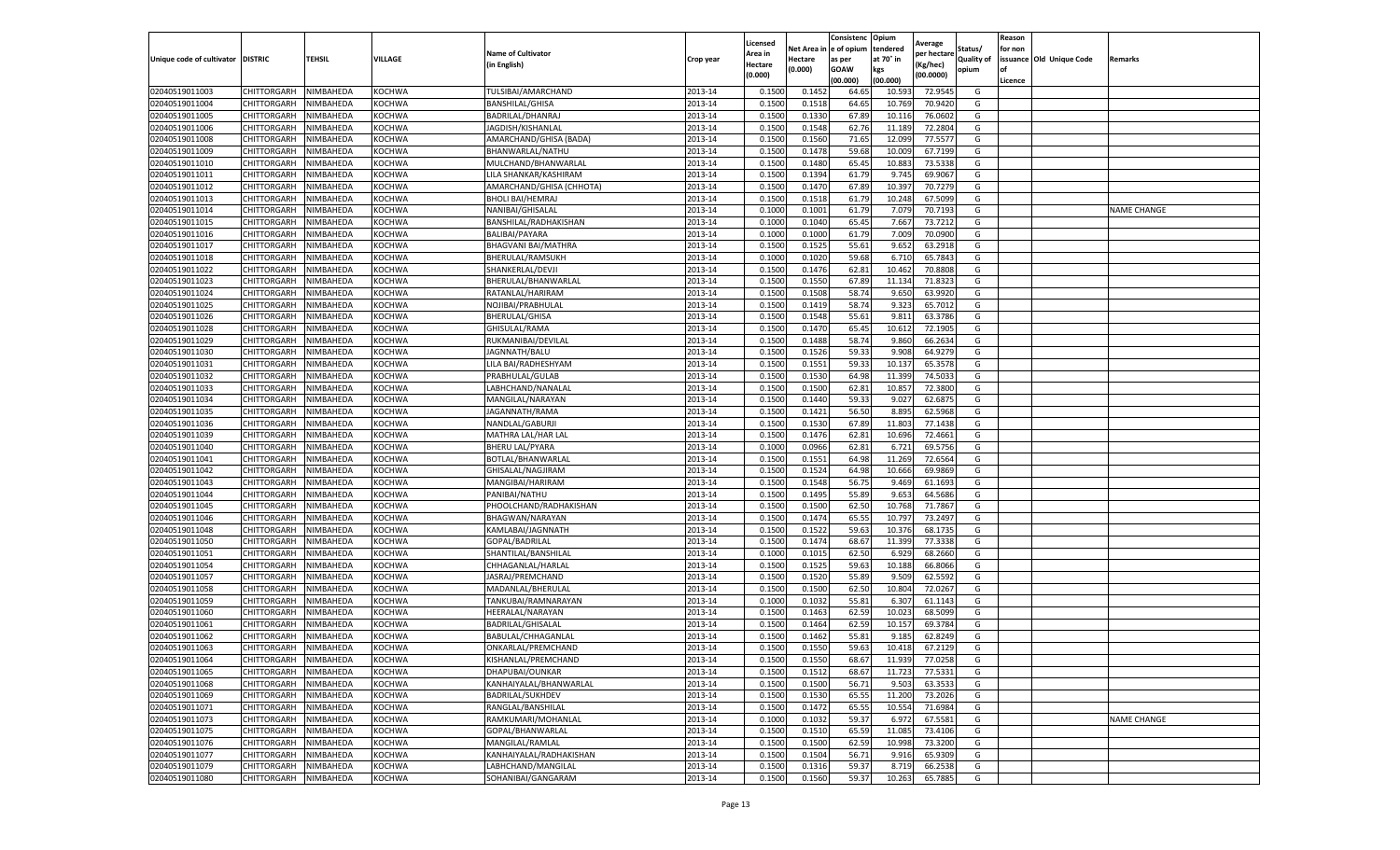| Unique code of cultivator | DISTRIC | TEHSIL | VILLAGE | Name of Cultivator (in English) | Crop year | Licensed Area in Hectare (0.000) | Net Area in Hectare (0.000) | Consistenc e of opium as per GOAW (00.000) | Opium tendered at 70° in kgs (00.000) | Average per hectare (Kg/hec) (00.0000) | Status/ Quality of opium | Reason for non issuance of Licence | Old Unique Code | Remarks |
|---|---|---|---|---|---|---|---|---|---|---|---|---|---|---|
| 02040519011003 | CHITTORGARH | NIMBAHEDA | KOCHWA | TULSIBAI/AMARCHAND | 2013-14 | 0.1500 | 0.1452 | 64.65 | 10.593 | 72.9545 | G | | | |
| 02040519011004 | CHITTORGARH | NIMBAHEDA | KOCHWA | BANSHILAL/GHISA | 2013-14 | 0.1500 | 0.1518 | 64.65 | 10.769 | 70.9420 | G | | | |
| 02040519011005 | CHITTORGARH | NIMBAHEDA | KOCHWA | BADRILAL/DHANRAJ | 2013-14 | 0.1500 | 0.1330 | 67.89 | 10.116 | 76.0602 | G | | | |
| 02040519011006 | CHITTORGARH | NIMBAHEDA | KOCHWA | JAGDISH/KISHANLAL | 2013-14 | 0.1500 | 0.1548 | 62.76 | 11.189 | 72.2804 | G | | | |
| 02040519011008 | CHITTORGARH | NIMBAHEDA | KOCHWA | AMARCHAND/GHISA (BADA) | 2013-14 | 0.1500 | 0.1560 | 71.65 | 12.099 | 77.5577 | G | | | |
| 02040519011009 | CHITTORGARH | NIMBAHEDA | KOCHWA | BHANWARLAL/NATHU | 2013-14 | 0.1500 | 0.1478 | 59.68 | 10.009 | 67.7199 | G | | | |
| 02040519011010 | CHITTORGARH | NIMBAHEDA | KOCHWA | MULCHAND/BHANWARLAL | 2013-14 | 0.1500 | 0.1480 | 65.45 | 10.883 | 73.5338 | G | | | |
| 02040519011011 | CHITTORGARH | NIMBAHEDA | KOCHWA | LILA SHANKAR/KASHIRAM | 2013-14 | 0.1500 | 0.1394 | 61.79 | 9.745 | 69.9067 | G | | | |
| 02040519011012 | CHITTORGARH | NIMBAHEDA | KOCHWA | AMARCHAND/GHISA (CHHOTA) | 2013-14 | 0.1500 | 0.1470 | 67.89 | 10.397 | 70.7279 | G | | | |
| 02040519011013 | CHITTORGARH | NIMBAHEDA | KOCHWA | BHOLI BAI/HEMRAJ | 2013-14 | 0.1500 | 0.1518 | 61.79 | 10.248 | 67.5099 | G | | | |
| 02040519011014 | CHITTORGARH | NIMBAHEDA | KOCHWA | NANIBAI/GHISALAL | 2013-14 | 0.1000 | 0.1001 | 61.79 | 7.079 | 70.7193 | G | | | NAME CHANGE |
| 02040519011015 | CHITTORGARH | NIMBAHEDA | KOCHWA | BANSHILAL/RADHAKISHAN | 2013-14 | 0.1000 | 0.1040 | 65.45 | 7.667 | 73.7212 | G | | | |
| 02040519011016 | CHITTORGARH | NIMBAHEDA | KOCHWA | BALIBAI/PAYARA | 2013-14 | 0.1000 | 0.1000 | 61.79 | 7.009 | 70.0900 | G | | | |
| 02040519011017 | CHITTORGARH | NIMBAHEDA | KOCHWA | BHAGVANI BAI/MATHRA | 2013-14 | 0.1500 | 0.1525 | 55.61 | 9.652 | 63.2918 | G | | | |
| 02040519011018 | CHITTORGARH | NIMBAHEDA | KOCHWA | BHERULAL/RAMSUKH | 2013-14 | 0.1000 | 0.1020 | 59.68 | 6.710 | 65.7843 | G | | | |
| 02040519011022 | CHITTORGARH | NIMBAHEDA | KOCHWA | SHANKERLAL/DEVJI | 2013-14 | 0.1500 | 0.1476 | 62.81 | 10.462 | 70.8808 | G | | | |
| 02040519011023 | CHITTORGARH | NIMBAHEDA | KOCHWA | BHERULAL/BHANWARLAL | 2013-14 | 0.1500 | 0.1550 | 67.89 | 11.134 | 71.8323 | G | | | |
| 02040519011024 | CHITTORGARH | NIMBAHEDA | KOCHWA | RATANLAL/HARIRAM | 2013-14 | 0.1500 | 0.1508 | 58.74 | 9.650 | 63.9920 | G | | | |
| 02040519011025 | CHITTORGARH | NIMBAHEDA | KOCHWA | NOJIBAI/PRABHULAL | 2013-14 | 0.1500 | 0.1419 | 58.74 | 9.323 | 65.7012 | G | | | |
| 02040519011026 | CHITTORGARH | NIMBAHEDA | KOCHWA | BHERULAL/GHISA | 2013-14 | 0.1500 | 0.1548 | 55.61 | 9.811 | 63.3786 | G | | | |
| 02040519011028 | CHITTORGARH | NIMBAHEDA | KOCHWA | GHISULAL/RAMA | 2013-14 | 0.1500 | 0.1470 | 65.45 | 10.612 | 72.1905 | G | | | |
| 02040519011029 | CHITTORGARH | NIMBAHEDA | KOCHWA | RUKMANIBAI/DEVILAL | 2013-14 | 0.1500 | 0.1488 | 58.74 | 9.860 | 66.2634 | G | | | |
| 02040519011030 | CHITTORGARH | NIMBAHEDA | KOCHWA | JAGNNATH/BALU | 2013-14 | 0.1500 | 0.1526 | 59.33 | 9.908 | 64.9279 | G | | | |
| 02040519011031 | CHITTORGARH | NIMBAHEDA | KOCHWA | LILA BAI/RADHESHYAM | 2013-14 | 0.1500 | 0.1551 | 59.33 | 10.137 | 65.3578 | G | | | |
| 02040519011032 | CHITTORGARH | NIMBAHEDA | KOCHWA | PRABHULAL/GULAB | 2013-14 | 0.1500 | 0.1530 | 64.98 | 11.399 | 74.5033 | G | | | |
| 02040519011033 | CHITTORGARH | NIMBAHEDA | KOCHWA | LABHCHAND/NANALAL | 2013-14 | 0.1500 | 0.1500 | 62.81 | 10.857 | 72.3800 | G | | | |
| 02040519011034 | CHITTORGARH | NIMBAHEDA | KOCHWA | MANGILAL/NARAYAN | 2013-14 | 0.1500 | 0.1440 | 59.33 | 9.027 | 62.6875 | G | | | |
| 02040519011035 | CHITTORGARH | NIMBAHEDA | KOCHWA | JAGANNATH/RAMA | 2013-14 | 0.1500 | 0.1421 | 56.50 | 8.895 | 62.5968 | G | | | |
| 02040519011036 | CHITTORGARH | NIMBAHEDA | KOCHWA | NANDLAL/GABURJI | 2013-14 | 0.1500 | 0.1530 | 67.89 | 11.803 | 77.1438 | G | | | |
| 02040519011039 | CHITTORGARH | NIMBAHEDA | KOCHWA | MATHRA LAL/HAR LAL | 2013-14 | 0.1500 | 0.1476 | 62.81 | 10.696 | 72.4661 | G | | | |
| 02040519011040 | CHITTORGARH | NIMBAHEDA | KOCHWA | BHERU LAL/PYARA | 2013-14 | 0.1000 | 0.0966 | 62.81 | 6.721 | 69.5756 | G | | | |
| 02040519011041 | CHITTORGARH | NIMBAHEDA | KOCHWA | BOTLAL/BHANWARLAL | 2013-14 | 0.1500 | 0.1551 | 64.98 | 11.269 | 72.6564 | G | | | |
| 02040519011042 | CHITTORGARH | NIMBAHEDA | KOCHWA | GHISALAL/NAGJIRAM | 2013-14 | 0.1500 | 0.1524 | 64.98 | 10.666 | 69.9869 | G | | | |
| 02040519011043 | CHITTORGARH | NIMBAHEDA | KOCHWA | MANGIBAI/HARIRAM | 2013-14 | 0.1500 | 0.1548 | 56.75 | 9.469 | 61.1693 | G | | | |
| 02040519011044 | CHITTORGARH | NIMBAHEDA | KOCHWA | PANIBAI/NATHU | 2013-14 | 0.1500 | 0.1495 | 55.89 | 9.653 | 64.5686 | G | | | |
| 02040519011045 | CHITTORGARH | NIMBAHEDA | KOCHWA | PHOOLCHAND/RADHAKISHAN | 2013-14 | 0.1500 | 0.1500 | 62.50 | 10.768 | 71.7867 | G | | | |
| 02040519011046 | CHITTORGARH | NIMBAHEDA | KOCHWA | BHAGWAN/NARAYAN | 2013-14 | 0.1500 | 0.1474 | 65.55 | 10.797 | 73.2497 | G | | | |
| 02040519011048 | CHITTORGARH | NIMBAHEDA | KOCHWA | KAMLABAI/JAGNNATH | 2013-14 | 0.1500 | 0.1522 | 59.63 | 10.376 | 68.1735 | G | | | |
| 02040519011050 | CHITTORGARH | NIMBAHEDA | KOCHWA | GOPAL/BADRILAL | 2013-14 | 0.1500 | 0.1474 | 68.67 | 11.399 | 77.3338 | G | | | |
| 02040519011051 | CHITTORGARH | NIMBAHEDA | KOCHWA | SHANTILAL/BANSHILAL | 2013-14 | 0.1000 | 0.1015 | 62.50 | 6.929 | 68.2660 | G | | | |
| 02040519011054 | CHITTORGARH | NIMBAHEDA | KOCHWA | CHHAGANLAL/HARLAL | 2013-14 | 0.1500 | 0.1525 | 59.63 | 10.188 | 66.8066 | G | | | |
| 02040519011057 | CHITTORGARH | NIMBAHEDA | KOCHWA | JASRAJ/PREMCHAND | 2013-14 | 0.1500 | 0.1520 | 55.89 | 9.509 | 62.5592 | G | | | |
| 02040519011058 | CHITTORGARH | NIMBAHEDA | KOCHWA | MADANLAL/BHERULAL | 2013-14 | 0.1500 | 0.1500 | 62.50 | 10.804 | 72.0267 | G | | | |
| 02040519011059 | CHITTORGARH | NIMBAHEDA | KOCHWA | TANKUBAI/RAMNARAYAN | 2013-14 | 0.1000 | 0.1032 | 55.81 | 6.307 | 61.1143 | G | | | |
| 02040519011060 | CHITTORGARH | NIMBAHEDA | KOCHWA | HEERALAL/NARAYAN | 2013-14 | 0.1500 | 0.1463 | 62.59 | 10.023 | 68.5099 | G | | | |
| 02040519011061 | CHITTORGARH | NIMBAHEDA | KOCHWA | BADRILAL/GHISALAL | 2013-14 | 0.1500 | 0.1464 | 62.59 | 10.157 | 69.3784 | G | | | |
| 02040519011062 | CHITTORGARH | NIMBAHEDA | KOCHWA | BABULAL/CHHAGANLAL | 2013-14 | 0.1500 | 0.1462 | 55.81 | 9.185 | 62.8249 | G | | | |
| 02040519011063 | CHITTORGARH | NIMBAHEDA | KOCHWA | ONKARLAL/PREMCHAND | 2013-14 | 0.1500 | 0.1550 | 59.63 | 10.418 | 67.2129 | G | | | |
| 02040519011064 | CHITTORGARH | NIMBAHEDA | KOCHWA | KISHANLAL/PREMCHAND | 2013-14 | 0.1500 | 0.1550 | 68.67 | 11.939 | 77.0258 | G | | | |
| 02040519011065 | CHITTORGARH | NIMBAHEDA | KOCHWA | DHAPUBAI/OUNKAR | 2013-14 | 0.1500 | 0.1512 | 68.67 | 11.723 | 77.5331 | G | | | |
| 02040519011068 | CHITTORGARH | NIMBAHEDA | KOCHWA | KANHAIYALAL/BHANWARLAL | 2013-14 | 0.1500 | 0.1500 | 56.71 | 9.503 | 63.3533 | G | | | |
| 02040519011069 | CHITTORGARH | NIMBAHEDA | KOCHWA | BADRILAL/SUKHDEV | 2013-14 | 0.1500 | 0.1530 | 65.55 | 11.200 | 73.2026 | G | | | |
| 02040519011071 | CHITTORGARH | NIMBAHEDA | KOCHWA | RANGLAL/BANSHILAL | 2013-14 | 0.1500 | 0.1472 | 65.55 | 10.554 | 71.6984 | G | | | |
| 02040519011073 | CHITTORGARH | NIMBAHEDA | KOCHWA | RAMKUMARI/MOHANLAL | 2013-14 | 0.1000 | 0.1032 | 59.37 | 6.972 | 67.5581 | G | | | NAME CHANGE |
| 02040519011075 | CHITTORGARH | NIMBAHEDA | KOCHWA | GOPAL/BHANWARLAL | 2013-14 | 0.1500 | 0.1510 | 65.59 | 11.085 | 73.4106 | G | | | |
| 02040519011076 | CHITTORGARH | NIMBAHEDA | KOCHWA | MANGILAL/RAMLAL | 2013-14 | 0.1500 | 0.1500 | 62.59 | 10.998 | 73.3200 | G | | | |
| 02040519011077 | CHITTORGARH | NIMBAHEDA | KOCHWA | KANHAIYALAL/RADHAKISHAN | 2013-14 | 0.1500 | 0.1504 | 56.71 | 9.916 | 65.9309 | G | | | |
| 02040519011079 | CHITTORGARH | NIMBAHEDA | KOCHWA | LABHCHAND/MANGILAL | 2013-14 | 0.1500 | 0.1316 | 59.37 | 8.719 | 66.2538 | G | | | |
| 02040519011080 | CHITTORGARH | NIMBAHEDA | KOCHWA | SOHANIBAI/GANGARAM | 2013-14 | 0.1500 | 0.1560 | 59.37 | 10.263 | 65.7885 | G | | | |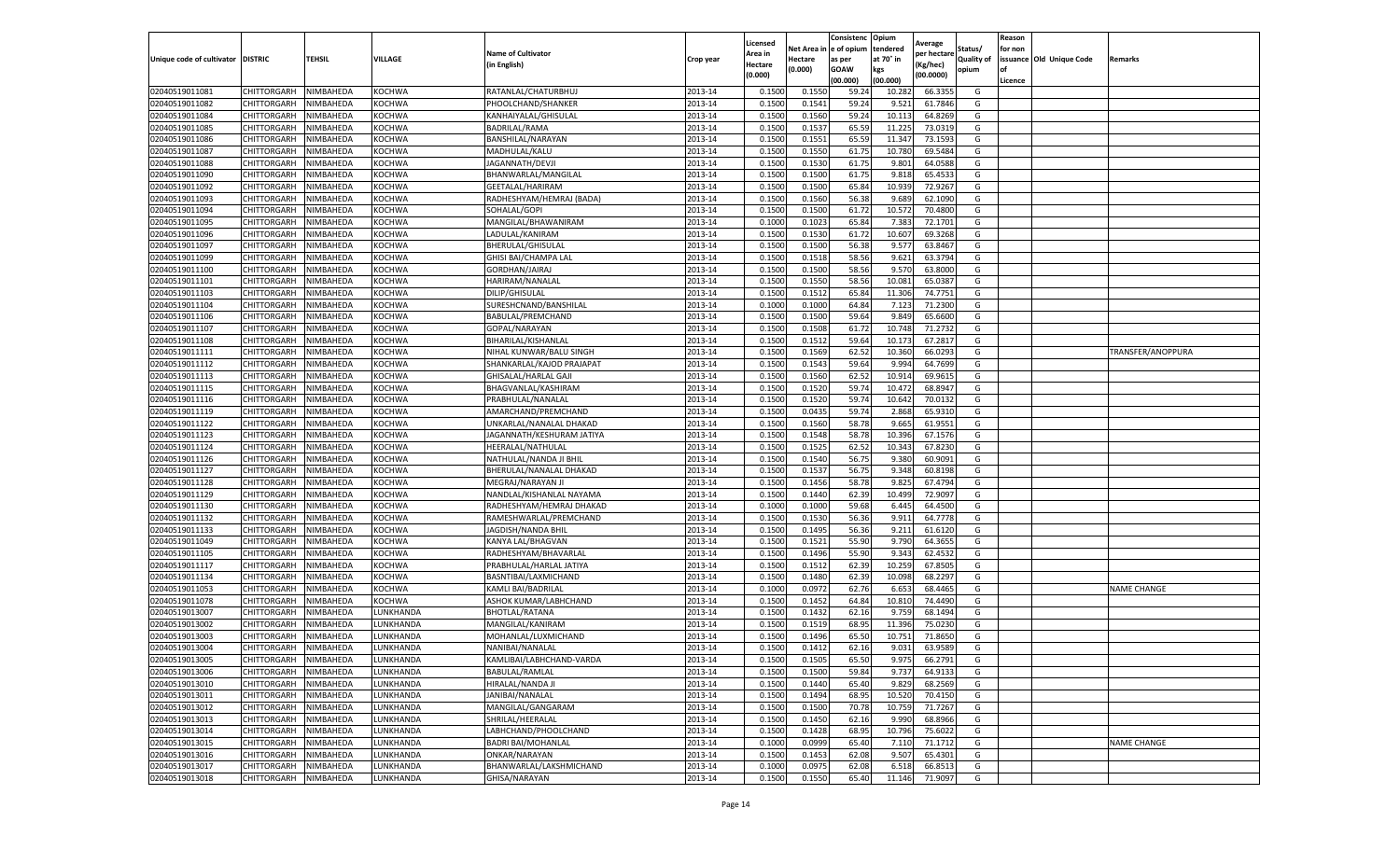| Unique code of cultivator | DISTRIC | TEHSIL | VILLAGE | Name of Cultivator (in English) | Crop year | Licensed Area in Hectare (0.000) | Net Area in Hectare (0.000) | Consistenc e of opium as per GOAW (00.000) | Opium tendered at 70° in kgs (00.000) | Average per hectare (Kg/hec) (00.0000) | Status/ Quality of opium | Reason for non issuance of Licence | Old Unique Code | Remarks |
|---|---|---|---|---|---|---|---|---|---|---|---|---|---|---|
| 02040519011081 | CHITTORGARH | NIMBAHEDA | KOCHWA | RATANLAL/CHATURBHUJ | 2013-14 | 0.1500 | 0.1550 | 59.24 | 10.282 | 66.3355 | G | | | |
| 02040519011082 | CHITTORGARH | NIMBAHEDA | KOCHWA | PHOOLCHAND/SHANKER | 2013-14 | 0.1500 | 0.1541 | 59.24 | 9.521 | 61.7846 | G | | | |
| 02040519011084 | CHITTORGARH | NIMBAHEDA | KOCHWA | KANHAIYALAL/GHISULAL | 2013-14 | 0.1500 | 0.1560 | 59.24 | 10.113 | 64.8269 | G | | | |
| 02040519011085 | CHITTORGARH | NIMBAHEDA | KOCHWA | BADRILAL/RAMA | 2013-14 | 0.1500 | 0.1537 | 65.59 | 11.225 | 73.0319 | G | | | |
| 02040519011086 | CHITTORGARH | NIMBAHEDA | KOCHWA | BANSHILAL/NARAYAN | 2013-14 | 0.1500 | 0.1551 | 65.59 | 11.347 | 73.1593 | G | | | |
| 02040519011087 | CHITTORGARH | NIMBAHEDA | KOCHWA | MADHULAL/KALU | 2013-14 | 0.1500 | 0.1550 | 61.75 | 10.780 | 69.5484 | G | | | |
| 02040519011088 | CHITTORGARH | NIMBAHEDA | KOCHWA | JAGANNATH/DEVJI | 2013-14 | 0.1500 | 0.1530 | 61.75 | 9.801 | 64.0588 | G | | | |
| 02040519011090 | CHITTORGARH | NIMBAHEDA | KOCHWA | BHANWARLAL/MANGILAL | 2013-14 | 0.1500 | 0.1500 | 61.75 | 9.818 | 65.4533 | G | | | |
| 02040519011092 | CHITTORGARH | NIMBAHEDA | KOCHWA | GEETALAL/HARIRAM | 2013-14 | 0.1500 | 0.1500 | 65.84 | 10.939 | 72.9267 | G | | | |
| 02040519011093 | CHITTORGARH | NIMBAHEDA | KOCHWA | RADHESHYAM/HEMRAJ (BADA) | 2013-14 | 0.1500 | 0.1560 | 56.38 | 9.689 | 62.1090 | G | | | |
| 02040519011094 | CHITTORGARH | NIMBAHEDA | KOCHWA | SOHALAL/GOPI | 2013-14 | 0.1500 | 0.1500 | 61.72 | 10.572 | 70.4800 | G | | | |
| 02040519011095 | CHITTORGARH | NIMBAHEDA | KOCHWA | MANGILAL/BHAWANIRAM | 2013-14 | 0.1000 | 0.1023 | 65.84 | 7.383 | 72.1701 | G | | | |
| 02040519011096 | CHITTORGARH | NIMBAHEDA | KOCHWA | LADULAL/KANIRAM | 2013-14 | 0.1500 | 0.1530 | 61.72 | 10.607 | 69.3268 | G | | | |
| 02040519011097 | CHITTORGARH | NIMBAHEDA | KOCHWA | BHERULAL/GHISULAL | 2013-14 | 0.1500 | 0.1500 | 56.38 | 9.577 | 63.8467 | G | | | |
| 02040519011099 | CHITTORGARH | NIMBAHEDA | KOCHWA | GHISI BAI/CHAMPA LAL | 2013-14 | 0.1500 | 0.1518 | 58.56 | 9.621 | 63.3794 | G | | | |
| 02040519011100 | CHITTORGARH | NIMBAHEDA | KOCHWA | GORDHAN/JAIRAJ | 2013-14 | 0.1500 | 0.1500 | 58.56 | 9.570 | 63.8000 | G | | | |
| 02040519011101 | CHITTORGARH | NIMBAHEDA | KOCHWA | HARIRAM/NANALAL | 2013-14 | 0.1500 | 0.1550 | 58.56 | 10.081 | 65.0387 | G | | | |
| 02040519011103 | CHITTORGARH | NIMBAHEDA | KOCHWA | DILIP/GHISULAL | 2013-14 | 0.1500 | 0.1512 | 65.84 | 11.306 | 74.7751 | G | | | |
| 02040519011104 | CHITTORGARH | NIMBAHEDA | KOCHWA | SURESHCNAND/BANSHILAL | 2013-14 | 0.1000 | 0.1000 | 64.84 | 7.123 | 71.2300 | G | | | |
| 02040519011106 | CHITTORGARH | NIMBAHEDA | KOCHWA | BABULAL/PREMCHAND | 2013-14 | 0.1500 | 0.1500 | 59.64 | 9.849 | 65.6600 | G | | | |
| 02040519011107 | CHITTORGARH | NIMBAHEDA | KOCHWA | GOPAL/NARAYAN | 2013-14 | 0.1500 | 0.1508 | 61.72 | 10.748 | 71.2732 | G | | | |
| 02040519011108 | CHITTORGARH | NIMBAHEDA | KOCHWA | BIHARILAL/KISHANLAL | 2013-14 | 0.1500 | 0.1512 | 59.64 | 10.173 | 67.2817 | G | | | |
| 02040519011111 | CHITTORGARH | NIMBAHEDA | KOCHWA | NIHAL KUNWAR/BALU SINGH | 2013-14 | 0.1500 | 0.1569 | 62.52 | 10.360 | 66.0293 | G | | | TRANSFER/ANOPPURA |
| 02040519011112 | CHITTORGARH | NIMBAHEDA | KOCHWA | SHANKARLAL/KAJOD PRAJAPAT | 2013-14 | 0.1500 | 0.1543 | 59.64 | 9.994 | 64.7699 | G | | | |
| 02040519011113 | CHITTORGARH | NIMBAHEDA | KOCHWA | GHISALAL/HARLAL GAJI | 2013-14 | 0.1500 | 0.1560 | 62.52 | 10.914 | 69.9615 | G | | | |
| 02040519011115 | CHITTORGARH | NIMBAHEDA | KOCHWA | BHAGVANLAL/KASHIRAM | 2013-14 | 0.1500 | 0.1520 | 59.74 | 10.472 | 68.8947 | G | | | |
| 02040519011116 | CHITTORGARH | NIMBAHEDA | KOCHWA | PRABHULAL/NANALAL | 2013-14 | 0.1500 | 0.1520 | 59.74 | 10.642 | 70.0132 | G | | | |
| 02040519011119 | CHITTORGARH | NIMBAHEDA | KOCHWA | AMARCHAND/PREMCHAND | 2013-14 | 0.1500 | 0.0435 | 59.74 | 2.868 | 65.9310 | G | | | |
| 02040519011122 | CHITTORGARH | NIMBAHEDA | KOCHWA | UNKARLAL/NANALAL DHAKAD | 2013-14 | 0.1500 | 0.1560 | 58.78 | 9.665 | 61.9551 | G | | | |
| 02040519011123 | CHITTORGARH | NIMBAHEDA | KOCHWA | JAGANNATH/KESHURAM JATIYA | 2013-14 | 0.1500 | 0.1548 | 58.78 | 10.396 | 67.1576 | G | | | |
| 02040519011124 | CHITTORGARH | NIMBAHEDA | KOCHWA | HEERALAL/NATHULAL | 2013-14 | 0.1500 | 0.1525 | 62.52 | 10.343 | 67.8230 | G | | | |
| 02040519011126 | CHITTORGARH | NIMBAHEDA | KOCHWA | NATHULAL/NANDA JI BHIL | 2013-14 | 0.1500 | 0.1540 | 56.75 | 9.380 | 60.9091 | G | | | |
| 02040519011127 | CHITTORGARH | NIMBAHEDA | KOCHWA | BHERULAL/NANALAL DHAKAD | 2013-14 | 0.1500 | 0.1537 | 56.75 | 9.348 | 60.8198 | G | | | |
| 02040519011128 | CHITTORGARH | NIMBAHEDA | KOCHWA | MEGRAJ/NARAYAN JI | 2013-14 | 0.1500 | 0.1456 | 58.78 | 9.825 | 67.4794 | G | | | |
| 02040519011129 | CHITTORGARH | NIMBAHEDA | KOCHWA | NANDLAL/KISHANLAL NAYAMA | 2013-14 | 0.1500 | 0.1440 | 62.39 | 10.499 | 72.9097 | G | | | |
| 02040519011130 | CHITTORGARH | NIMBAHEDA | KOCHWA | RADHESHYAM/HEMRAJ DHAKAD | 2013-14 | 0.1000 | 0.1000 | 59.68 | 6.445 | 64.4500 | G | | | |
| 02040519011132 | CHITTORGARH | NIMBAHEDA | KOCHWA | RAMESHWARLAL/PREMCHAND | 2013-14 | 0.1500 | 0.1530 | 56.36 | 9.911 | 64.7778 | G | | | |
| 02040519011133 | CHITTORGARH | NIMBAHEDA | KOCHWA | JAGDISH/NANDA BHIL | 2013-14 | 0.1500 | 0.1495 | 56.36 | 9.211 | 61.6120 | G | | | |
| 02040519011049 | CHITTORGARH | NIMBAHEDA | KOCHWA | KANYA LAL/BHAGVAN | 2013-14 | 0.1500 | 0.1521 | 55.90 | 9.790 | 64.3655 | G | | | |
| 02040519011105 | CHITTORGARH | NIMBAHEDA | KOCHWA | RADHESHYAM/BHAVARLAL | 2013-14 | 0.1500 | 0.1496 | 55.90 | 9.343 | 62.4532 | G | | | |
| 02040519011117 | CHITTORGARH | NIMBAHEDA | KOCHWA | PRABHULAL/HARLAL JATIYA | 2013-14 | 0.1500 | 0.1512 | 62.39 | 10.259 | 67.8505 | G | | | |
| 02040519011134 | CHITTORGARH | NIMBAHEDA | KOCHWA | BASNTIBAI/LAXMICHAND | 2013-14 | 0.1500 | 0.1480 | 62.39 | 10.098 | 68.2297 | G | | | |
| 02040519011053 | CHITTORGARH | NIMBAHEDA | KOCHWA | KAMLI BAI/BADRILAL | 2013-14 | 0.1000 | 0.0972 | 62.76 | 6.653 | 68.4465 | G | | | NAME CHANGE |
| 02040519011078 | CHITTORGARH | NIMBAHEDA | KOCHWA | ASHOK KUMAR/LABHCHAND | 2013-14 | 0.1500 | 0.1452 | 64.84 | 10.810 | 74.4490 | G | | | |
| 02040519013007 | CHITTORGARH | NIMBAHEDA | LUNKHANDA | BHOTLAL/RATANA | 2013-14 | 0.1500 | 0.1432 | 62.16 | 9.759 | 68.1494 | G | | | |
| 02040519013002 | CHITTORGARH | NIMBAHEDA | LUNKHANDA | MANGILAL/KANIRAM | 2013-14 | 0.1500 | 0.1519 | 68.95 | 11.396 | 75.0230 | G | | | |
| 02040519013003 | CHITTORGARH | NIMBAHEDA | LUNKHANDA | MOHANLAL/LUXMICHAND | 2013-14 | 0.1500 | 0.1496 | 65.50 | 10.751 | 71.8650 | G | | | |
| 02040519013004 | CHITTORGARH | NIMBAHEDA | LUNKHANDA | NANIBAI/NANALAL | 2013-14 | 0.1500 | 0.1412 | 62.16 | 9.031 | 63.9589 | G | | | |
| 02040519013005 | CHITTORGARH | NIMBAHEDA | LUNKHANDA | KAMLIBAI/LABHCHAND-VARDA | 2013-14 | 0.1500 | 0.1505 | 65.50 | 9.975 | 66.2791 | G | | | |
| 02040519013006 | CHITTORGARH | NIMBAHEDA | LUNKHANDA | BABULAL/RAMLAL | 2013-14 | 0.1500 | 0.1500 | 59.84 | 9.737 | 64.9133 | G | | | |
| 02040519013010 | CHITTORGARH | NIMBAHEDA | LUNKHANDA | HIRALAL/NANDA JI | 2013-14 | 0.1500 | 0.1440 | 65.40 | 9.829 | 68.2569 | G | | | |
| 02040519013011 | CHITTORGARH | NIMBAHEDA | LUNKHANDA | JANIBAI/NANALAL | 2013-14 | 0.1500 | 0.1494 | 68.95 | 10.520 | 70.4150 | G | | | |
| 02040519013012 | CHITTORGARH | NIMBAHEDA | LUNKHANDA | MANGILAL/GANGARAM | 2013-14 | 0.1500 | 0.1500 | 70.78 | 10.759 | 71.7267 | G | | | |
| 02040519013013 | CHITTORGARH | NIMBAHEDA | LUNKHANDA | SHRILAL/HEERALAL | 2013-14 | 0.1500 | 0.1450 | 62.16 | 9.990 | 68.8966 | G | | | |
| 02040519013014 | CHITTORGARH | NIMBAHEDA | LUNKHANDA | LABHCHAND/PHOOLCHAND | 2013-14 | 0.1500 | 0.1428 | 68.95 | 10.796 | 75.6022 | G | | | |
| 02040519013015 | CHITTORGARH | NIMBAHEDA | LUNKHANDA | BADRI BAI/MOHANLAL | 2013-14 | 0.1000 | 0.0999 | 65.40 | 7.110 | 71.1712 | G | | | NAME CHANGE |
| 02040519013016 | CHITTORGARH | NIMBAHEDA | LUNKHANDA | ONKAR/NARAYAN | 2013-14 | 0.1500 | 0.1453 | 62.08 | 9.507 | 65.4301 | G | | | |
| 02040519013017 | CHITTORGARH | NIMBAHEDA | LUNKHANDA | BHANWARLAL/LAKSHMICHAND | 2013-14 | 0.1000 | 0.0975 | 62.08 | 6.518 | 66.8513 | G | | | |
| 02040519013018 | CHITTORGARH | NIMBAHEDA | LUNKHANDA | GHISA/NARAYAN | 2013-14 | 0.1500 | 0.1550 | 65.40 | 11.146 | 71.9097 | G | | | |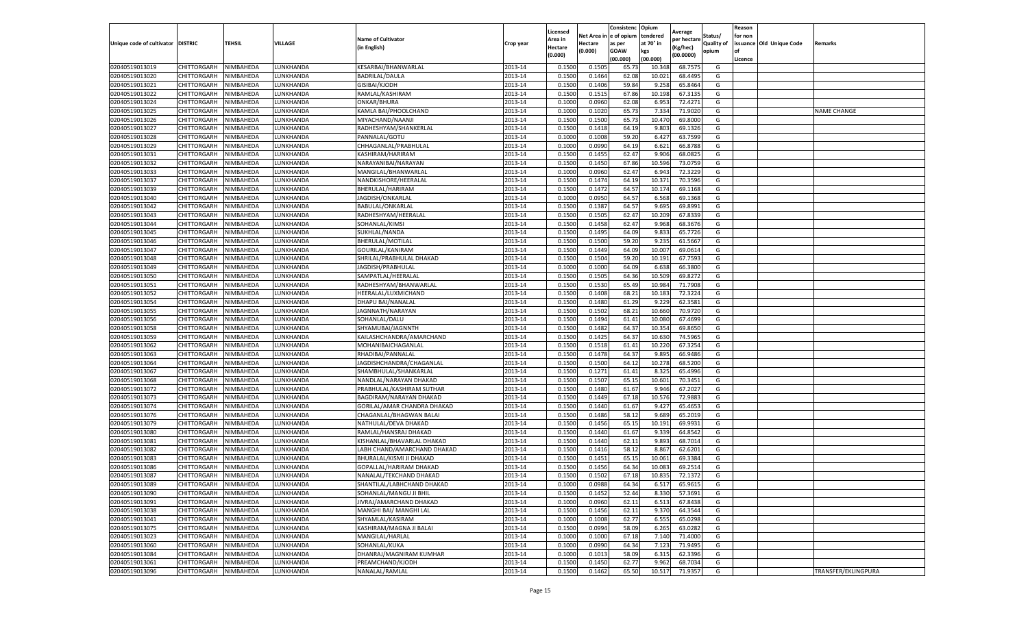| Unique code of cultivator | DISTRIC | TEHSIL | VILLAGE | Name of Cultivator (in English) | Crop year | Licensed Area in Hectare (0.000) | Net Area in Hectare (0.000) | Consistence of opium as per GOAW (00.000) | Opium tendered at 70° in kgs (00.000) | Average per hectare (Kg/hec) (00.0000) | Status/ Quality of opium | Reason for non issuance of Licence | Old Unique Code | Remarks |
|---|---|---|---|---|---|---|---|---|---|---|---|---|---|---|
| 02040519013019 | CHITTORGARH | NIMBAHEDA | LUNKHANDA | KESARBAI/BHANWARLAL | 2013-14 | 0.1500 | 0.1505 | 65.73 | 10.348 | 68.7575 | G | | | |
| 02040519013020 | CHITTORGARH | NIMBAHEDA | LUNKHANDA | BADRILAL/DAULA | 2013-14 | 0.1500 | 0.1464 | 62.08 | 10.021 | 68.4495 | G | | | |
| 02040519013021 | CHITTORGARH | NIMBAHEDA | LUNKHANDA | GISIBAI/KJODH | 2013-14 | 0.1500 | 0.1406 | 59.84 | 9.258 | 65.8464 | G | | | |
| 02040519013022 | CHITTORGARH | NIMBAHEDA | LUNKHANDA | RAMLAL/KASHIRAM | 2013-14 | 0.1500 | 0.1515 | 67.86 | 10.198 | 67.3135 | G | | | |
| 02040519013024 | CHITTORGARH | NIMBAHEDA | LUNKHANDA | ONKAR/BHURA | 2013-14 | 0.1000 | 0.0960 | 62.08 | 6.953 | 72.4271 | G | | | |
| 02040519013025 | CHITTORGARH | NIMBAHEDA | LUNKHANDA | KAMLA BAI/PHOOLCHAND | 2013-14 | 0.1000 | 0.1020 | 65.73 | 7.334 | 71.9020 | G | | | NAME CHANGE |
| 02040519013026 | CHITTORGARH | NIMBAHEDA | LUNKHANDA | MIYACHAND/NAANJI | 2013-14 | 0.1500 | 0.1500 | 65.73 | 10.470 | 69.8000 | G | | | |
| 02040519013027 | CHITTORGARH | NIMBAHEDA | LUNKHANDA | RADHESHYAM/SHANKERLAL | 2013-14 | 0.1500 | 0.1418 | 64.19 | 9.803 | 69.1326 | G | | | |
| 02040519013028 | CHITTORGARH | NIMBAHEDA | LUNKHANDA | PANNALAL/GOTU | 2013-14 | 0.1000 | 0.1008 | 59.20 | 6.427 | 63.7599 | G | | | |
| 02040519013029 | CHITTORGARH | NIMBAHEDA | LUNKHANDA | CHHAGANLAL/PRABHULAL | 2013-14 | 0.1000 | 0.0990 | 64.19 | 6.621 | 66.8788 | G | | | |
| 02040519013031 | CHITTORGARH | NIMBAHEDA | LUNKHANDA | KASHIRAM/HARIRAM | 2013-14 | 0.1500 | 0.1455 | 62.47 | 9.906 | 68.0825 | G | | | |
| 02040519013032 | CHITTORGARH | NIMBAHEDA | LUNKHANDA | NARAYANIBAI/NARAYAN | 2013-14 | 0.1500 | 0.1450 | 67.86 | 10.596 | 73.0759 | G | | | |
| 02040519013033 | CHITTORGARH | NIMBAHEDA | LUNKHANDA | MANGILAL/BHANWARLAL | 2013-14 | 0.1000 | 0.0960 | 62.47 | 6.943 | 72.3229 | G | | | |
| 02040519013037 | CHITTORGARH | NIMBAHEDA | LUNKHANDA | NANDKISHORE/HEERALAL | 2013-14 | 0.1500 | 0.1474 | 64.19 | 10.371 | 70.3596 | G | | | |
| 02040519013039 | CHITTORGARH | NIMBAHEDA | LUNKHANDA | BHERULAL/HARIRAM | 2013-14 | 0.1500 | 0.1472 | 64.57 | 10.174 | 69.1168 | G | | | |
| 02040519013040 | CHITTORGARH | NIMBAHEDA | LUNKHANDA | JAGDISH/ONKARLAL | 2013-14 | 0.1000 | 0.0950 | 64.57 | 6.568 | 69.1368 | G | | | |
| 02040519013042 | CHITTORGARH | NIMBAHEDA | LUNKHANDA | BABULAL/ONKARLAL | 2013-14 | 0.1500 | 0.1387 | 64.57 | 9.695 | 69.8991 | G | | | |
| 02040519013043 | CHITTORGARH | NIMBAHEDA | LUNKHANDA | RADHESHYAM/HEERALAL | 2013-14 | 0.1500 | 0.1505 | 62.47 | 10.209 | 67.8339 | G | | | |
| 02040519013044 | CHITTORGARH | NIMBAHEDA | LUNKHANDA | SOHANLAL/KIMSI | 2013-14 | 0.1500 | 0.1458 | 62.47 | 9.968 | 68.3676 | G | | | |
| 02040519013045 | CHITTORGARH | NIMBAHEDA | LUNKHANDA | SUKHLAL/NANDA | 2013-14 | 0.1500 | 0.1495 | 64.09 | 9.833 | 65.7726 | G | | | |
| 02040519013046 | CHITTORGARH | NIMBAHEDA | LUNKHANDA | BHERULAL/MOTILAL | 2013-14 | 0.1500 | 0.1500 | 59.20 | 9.235 | 61.5667 | G | | | |
| 02040519013047 | CHITTORGARH | NIMBAHEDA | LUNKHANDA | GOURILAL/KANIRAM | 2013-14 | 0.1500 | 0.1449 | 64.09 | 10.007 | 69.0614 | G | | | |
| 02040519013048 | CHITTORGARH | NIMBAHEDA | LUNKHANDA | SHRILAL/PRABHULAL DHAKAD | 2013-14 | 0.1500 | 0.1504 | 59.20 | 10.191 | 67.7593 | G | | | |
| 02040519013049 | CHITTORGARH | NIMBAHEDA | LUNKHANDA | JAGDISH/PRABHULAL | 2013-14 | 0.1000 | 0.1000 | 64.09 | 6.638 | 66.3800 | G | | | |
| 02040519013050 | CHITTORGARH | NIMBAHEDA | LUNKHANDA | SAMPATLAL/HEERALAL | 2013-14 | 0.1500 | 0.1505 | 64.36 | 10.509 | 69.8272 | G | | | |
| 02040519013051 | CHITTORGARH | NIMBAHEDA | LUNKHANDA | RADHESHYAM/BHANWARLAL | 2013-14 | 0.1500 | 0.1530 | 65.49 | 10.984 | 71.7908 | G | | | |
| 02040519013052 | CHITTORGARH | NIMBAHEDA | LUNKHANDA | HEERALAL/LUXMICHAND | 2013-14 | 0.1500 | 0.1408 | 68.21 | 10.183 | 72.3224 | G | | | |
| 02040519013054 | CHITTORGARH | NIMBAHEDA | LUNKHANDA | DHAPU BAI/NANALAL | 2013-14 | 0.1500 | 0.1480 | 61.29 | 9.229 | 62.3581 | G | | | |
| 02040519013055 | CHITTORGARH | NIMBAHEDA | LUNKHANDA | JAGNNATH/NARAYAN | 2013-14 | 0.1500 | 0.1502 | 68.21 | 10.660 | 70.9720 | G | | | |
| 02040519013056 | CHITTORGARH | NIMBAHEDA | LUNKHANDA | SOHANLAL/DALU | 2013-14 | 0.1500 | 0.1494 | 61.41 | 10.080 | 67.4699 | G | | | |
| 02040519013058 | CHITTORGARH | NIMBAHEDA | LUNKHANDA | SHYAMUBAI/JAGNNTH | 2013-14 | 0.1500 | 0.1482 | 64.37 | 10.354 | 69.8650 | G | | | |
| 02040519013059 | CHITTORGARH | NIMBAHEDA | LUNKHANDA | KAILASHCHANDRA/AMARCHAND | 2013-14 | 0.1500 | 0.1425 | 64.37 | 10.630 | 74.5965 | G | | | |
| 02040519013062 | CHITTORGARH | NIMBAHEDA | LUNKHANDA | MOHANIBAICHAGANLAL | 2013-14 | 0.1500 | 0.1518 | 61.41 | 10.220 | 67.3254 | G | | | |
| 02040519013063 | CHITTORGARH | NIMBAHEDA | LUNKHANDA | RHADIBAI/PANNALAL | 2013-14 | 0.1500 | 0.1478 | 64.37 | 9.895 | 66.9486 | G | | | |
| 02040519013064 | CHITTORGARH | NIMBAHEDA | LUNKHANDA | JAGDISHCHANDRA/CHAGANLAL | 2013-14 | 0.1500 | 0.1500 | 64.12 | 10.278 | 68.5200 | G | | | |
| 02040519013067 | CHITTORGARH | NIMBAHEDA | LUNKHANDA | SHAMBHULAL/SHANKARLAL | 2013-14 | 0.1500 | 0.1271 | 61.41 | 8.325 | 65.4996 | G | | | |
| 02040519013068 | CHITTORGARH | NIMBAHEDA | LUNKHANDA | NANDLAL/NARAYAN DHAKAD | 2013-14 | 0.1500 | 0.1507 | 65.15 | 10.601 | 70.3451 | G | | | |
| 02040519013072 | CHITTORGARH | NIMBAHEDA | LUNKHANDA | PRABHULAL/KASHIRAM SUTHAR | 2013-14 | 0.1500 | 0.1480 | 61.67 | 9.946 | 67.2027 | G | | | |
| 02040519013073 | CHITTORGARH | NIMBAHEDA | LUNKHANDA | BAGDIRAM/NARAYAN DHAKAD | 2013-14 | 0.1500 | 0.1449 | 67.18 | 10.576 | 72.9883 | G | | | |
| 02040519013074 | CHITTORGARH | NIMBAHEDA | LUNKHANDA | GORILAL/AMAR CHANDRA DHAKAD | 2013-14 | 0.1500 | 0.1440 | 61.67 | 9.427 | 65.4653 | G | | | |
| 02040519013076 | CHITTORGARH | NIMBAHEDA | LUNKHANDA | CHAGANLAL/BHAGWAN BALAI | 2013-14 | 0.1500 | 0.1486 | 58.12 | 9.689 | 65.2019 | G | | | |
| 02040519013079 | CHITTORGARH | NIMBAHEDA | LUNKHANDA | NATHULAL/DEVA DHAKAD | 2013-14 | 0.1500 | 0.1456 | 65.15 | 10.191 | 69.9931 | G | | | |
| 02040519013080 | CHITTORGARH | NIMBAHEDA | LUNKHANDA | RAMLAL/HANSRAJ DHAKAD | 2013-14 | 0.1500 | 0.1440 | 61.67 | 9.339 | 64.8542 | G | | | |
| 02040519013081 | CHITTORGARH | NIMBAHEDA | LUNKHANDA | KISHANLAL/BHAVARLAL DHAKAD | 2013-14 | 0.1500 | 0.1440 | 62.11 | 9.893 | 68.7014 | G | | | |
| 02040519013082 | CHITTORGARH | NIMBAHEDA | LUNKHANDA | LABH CHAND/AMARCHAND DHAKAD | 2013-14 | 0.1500 | 0.1416 | 58.12 | 8.867 | 62.6201 | G | | | |
| 02040519013083 | CHITTORGARH | NIMBAHEDA | LUNKHANDA | BHURALAL/KISMI JI DHAKAD | 2013-14 | 0.1500 | 0.1451 | 65.15 | 10.061 | 69.3384 | G | | | |
| 02040519013086 | CHITTORGARH | NIMBAHEDA | LUNKHANDA | GOPALLAL/HARIRAM DHAKAD | 2013-14 | 0.1500 | 0.1456 | 64.34 | 10.083 | 69.2514 | G | | | |
| 02040519013087 | CHITTORGARH | NIMBAHEDA | LUNKHANDA | NANALAL/TEKCHAND DHAKAD | 2013-14 | 0.1500 | 0.1502 | 67.18 | 10.835 | 72.1372 | G | | | |
| 02040519013089 | CHITTORGARH | NIMBAHEDA | LUNKHANDA | SHANTILAL/LABHCHAND DHAKAD | 2013-14 | 0.1000 | 0.0988 | 64.34 | 6.517 | 65.9615 | G | | | |
| 02040519013090 | CHITTORGARH | NIMBAHEDA | LUNKHANDA | SOHANLAL/MANGU JI BHIL | 2013-14 | 0.1500 | 0.1452 | 52.44 | 8.330 | 57.3691 | G | | | |
| 02040519013091 | CHITTORGARH | NIMBAHEDA | LUNKHANDA | JIVRAJ/AMARCHAND DHAKAD | 2013-14 | 0.1000 | 0.0960 | 62.11 | 6.513 | 67.8438 | G | | | |
| 02040519013038 | CHITTORGARH | NIMBAHEDA | LUNKHANDA | MANGHI BAI/ MANGHI LAL | 2013-14 | 0.1500 | 0.1456 | 62.11 | 9.370 | 64.3544 | G | | | |
| 02040519013041 | CHITTORGARH | NIMBAHEDA | LUNKHANDA | SHYAMLAL/KASIRAM | 2013-14 | 0.1000 | 0.1008 | 62.77 | 6.555 | 65.0298 | G | | | |
| 02040519013075 | CHITTORGARH | NIMBAHEDA | LUNKHANDA | KASHIRAM/MAGNA JI BALAI | 2013-14 | 0.1500 | 0.0994 | 58.09 | 6.265 | 63.0282 | G | | | |
| 02040519013023 | CHITTORGARH | NIMBAHEDA | LUNKHANDA | MANGILAL/HARLAL | 2013-14 | 0.1000 | 0.1000 | 67.18 | 7.140 | 71.4000 | G | | | |
| 02040519013060 | CHITTORGARH | NIMBAHEDA | LUNKHANDA | SOHANLAL/KUKA | 2013-14 | 0.1000 | 0.0990 | 64.34 | 7.123 | 71.9495 | G | | | |
| 02040519013084 | CHITTORGARH | NIMBAHEDA | LUNKHANDA | DHANRAJ/MAGNIRAM KUMHAR | 2013-14 | 0.1000 | 0.1013 | 58.09 | 6.315 | 62.3396 | G | | | |
| 02040519013061 | CHITTORGARH | NIMBAHEDA | LUNKHANDA | PREAMCHAND/KJODH | 2013-14 | 0.1500 | 0.1450 | 62.77 | 9.962 | 68.7034 | G | | | |
| 02040519013096 | CHITTORGARH | NIMBAHEDA | LUNKHANDA | NANALAL/RAMLAL | 2013-14 | 0.1500 | 0.1462 | 65.50 | 10.517 | 71.9357 | G | | | TRANSFER/EKLINGPURA |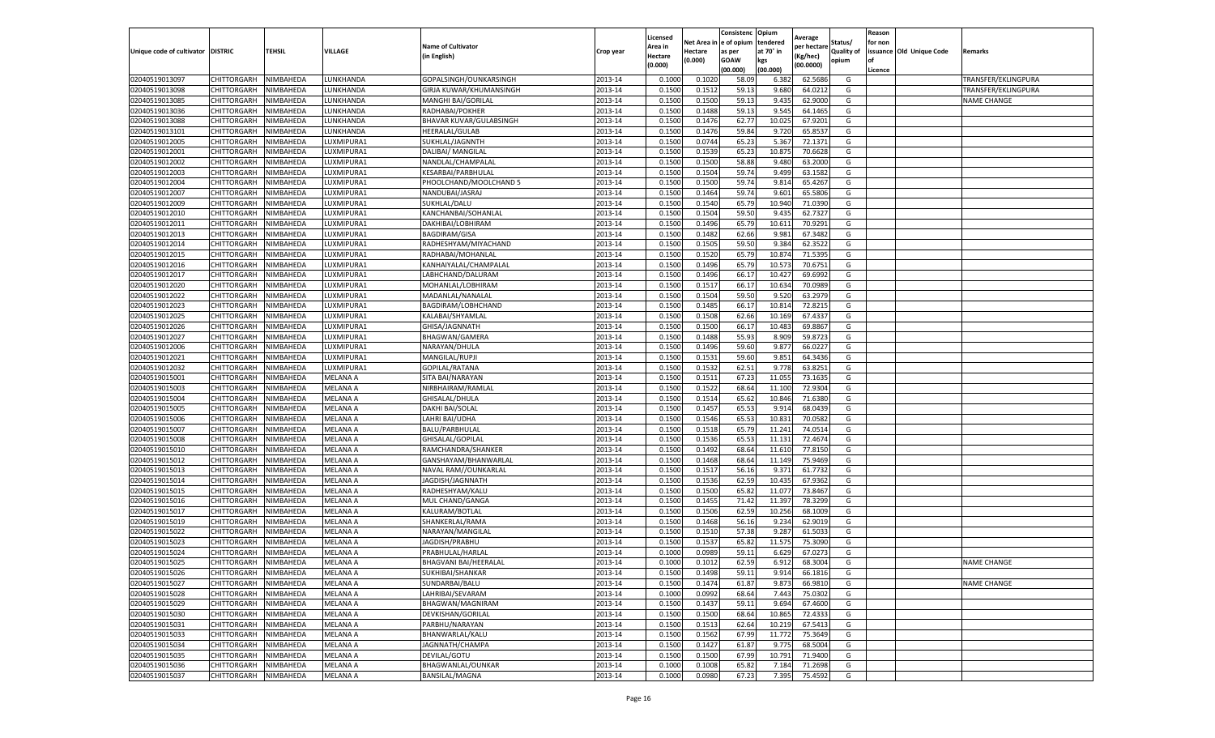| Unique code of cultivator | DISTRIC | TEHSIL | VILLAGE | Name of Cultivator (in English) | Crop year | Licensed Area in Hectare (0.000) | Net Area in Hectare (0.000) | Consistenc e of opium as per GOAW (00.000) | Opium tendered at 70° in kgs (00.000) | Average per hectare (Kg/hec) (00.0000) | Status/ Quality of opium | Reason for non issuance of Licence | Old Unique Code | Remarks |
|---|---|---|---|---|---|---|---|---|---|---|---|---|---|---|
| 02040519013097 | CHITTORGARH | NIMBAHEDA | LUNKHANDA | GOPALSINGH/OUNKARSINGH | 2013-14 | 0.1000 | 0.1020 | 58.09 | 6.382 | 62.5686 | G | | | TRANSFER/EKLINGPURA |
| 02040519013098 | CHITTORGARH | NIMBAHEDA | LUNKHANDA | GIRJA KUWAR/KHUMANSINGH | 2013-14 | 0.1500 | 0.1512 | 59.13 | 9.680 | 64.0212 | G | | | TRANSFER/EKLINGPURA |
| 02040519013085 | CHITTORGARH | NIMBAHEDA | LUNKHANDA | MANGHI BAI/GORILAL | 2013-14 | 0.1500 | 0.1500 | 59.13 | 9.435 | 62.9000 | G | | | NAME CHANGE |
| 02040519013036 | CHITTORGARH | NIMBAHEDA | LUNKHANDA | RADHABAI/POKHER | 2013-14 | 0.1500 | 0.1488 | 59.13 | 9.545 | 64.1465 | G | | | |
| 02040519013088 | CHITTORGARH | NIMBAHEDA | LUNKHANDA | BHAVAR KUVAR/GULABSINGH | 2013-14 | 0.1500 | 0.1476 | 62.77 | 10.025 | 67.9201 | G | | | |
| 02040519013101 | CHITTORGARH | NIMBAHEDA | LUNKHANDA | HEERALAL/GULAB | 2013-14 | 0.1500 | 0.1476 | 59.84 | 9.720 | 65.8537 | G | | | |
| 02040519012005 | CHITTORGARH | NIMBAHEDA | LUXMIPURA1 | SUKHLAL/JAGNNTH | 2013-14 | 0.1500 | 0.0744 | 65.23 | 5.367 | 72.1371 | G | | | |
| 02040519012001 | CHITTORGARH | NIMBAHEDA | LUXMIPURA1 | DALIBAI/ MANGILAL | 2013-14 | 0.1500 | 0.1539 | 65.23 | 10.875 | 70.6628 | G | | | |
| 02040519012002 | CHITTORGARH | NIMBAHEDA | LUXMIPURA1 | NANDLAL/CHAMPALAL | 2013-14 | 0.1500 | 0.1500 | 58.88 | 9.480 | 63.2000 | G | | | |
| 02040519012003 | CHITTORGARH | NIMBAHEDA | LUXMIPURA1 | KESARBAI/PARBHULAL | 2013-14 | 0.1500 | 0.1504 | 59.74 | 9.499 | 63.1582 | G | | | |
| 02040519012004 | CHITTORGARH | NIMBAHEDA | LUXMIPURA1 | PHOOLCHAND/MOOLCHAND 5 | 2013-14 | 0.1500 | 0.1500 | 59.74 | 9.814 | 65.4267 | G | | | |
| 02040519012007 | CHITTORGARH | NIMBAHEDA | LUXMIPURA1 | NANDUBAI/JASRAJ | 2013-14 | 0.1500 | 0.1464 | 59.74 | 9.601 | 65.5806 | G | | | |
| 02040519012009 | CHITTORGARH | NIMBAHEDA | LUXMIPURA1 | SUKHLAL/DALU | 2013-14 | 0.1500 | 0.1540 | 65.79 | 10.940 | 71.0390 | G | | | |
| 02040519012010 | CHITTORGARH | NIMBAHEDA | LUXMIPURA1 | KANCHANBAI/SOHANLAL | 2013-14 | 0.1500 | 0.1504 | 59.50 | 9.435 | 62.7327 | G | | | |
| 02040519012011 | CHITTORGARH | NIMBAHEDA | LUXMIPURA1 | DAKHIBAI/LOBHIRAM | 2013-14 | 0.1500 | 0.1496 | 65.79 | 10.611 | 70.9291 | G | | | |
| 02040519012013 | CHITTORGARH | NIMBAHEDA | LUXMIPURA1 | BAGDIRAM/GISA | 2013-14 | 0.1500 | 0.1482 | 62.66 | 9.981 | 67.3482 | G | | | |
| 02040519012014 | CHITTORGARH | NIMBAHEDA | LUXMIPURA1 | RADHESHYAM/MIYACHAND | 2013-14 | 0.1500 | 0.1505 | 59.50 | 9.384 | 62.3522 | G | | | |
| 02040519012015 | CHITTORGARH | NIMBAHEDA | LUXMIPURA1 | RADHABAI/MOHANLAL | 2013-14 | 0.1500 | 0.1520 | 65.79 | 10.874 | 71.5395 | G | | | |
| 02040519012016 | CHITTORGARH | NIMBAHEDA | LUXMIPURA1 | KANHAIYALAL/CHAMPALAL | 2013-14 | 0.1500 | 0.1496 | 65.79 | 10.573 | 70.6751 | G | | | |
| 02040519012017 | CHITTORGARH | NIMBAHEDA | LUXMIPURA1 | LABHCHAND/DALURAM | 2013-14 | 0.1500 | 0.1496 | 66.17 | 10.427 | 69.6992 | G | | | |
| 02040519012020 | CHITTORGARH | NIMBAHEDA | LUXMIPURA1 | MOHANLAL/LOBHIRAM | 2013-14 | 0.1500 | 0.1517 | 66.17 | 10.634 | 70.0989 | G | | | |
| 02040519012022 | CHITTORGARH | NIMBAHEDA | LUXMIPURA1 | MADANLAL/NANALAL | 2013-14 | 0.1500 | 0.1504 | 59.50 | 9.520 | 63.2979 | G | | | |
| 02040519012023 | CHITTORGARH | NIMBAHEDA | LUXMIPURA1 | BAGDIRAM/LOBHCHAND | 2013-14 | 0.1500 | 0.1485 | 66.17 | 10.814 | 72.8215 | G | | | |
| 02040519012025 | CHITTORGARH | NIMBAHEDA | LUXMIPURA1 | KALABAI/SHYAMLAL | 2013-14 | 0.1500 | 0.1508 | 62.66 | 10.169 | 67.4337 | G | | | |
| 02040519012026 | CHITTORGARH | NIMBAHEDA | LUXMIPURA1 | GHISA/JAGNNATH | 2013-14 | 0.1500 | 0.1500 | 66.17 | 10.483 | 69.8867 | G | | | |
| 02040519012027 | CHITTORGARH | NIMBAHEDA | LUXMIPURA1 | BHAGWAN/GAMERA | 2013-14 | 0.1500 | 0.1488 | 55.93 | 8.909 | 59.8723 | G | | | |
| 02040519012006 | CHITTORGARH | NIMBAHEDA | LUXMIPURA1 | NARAYAN/DHULA | 2013-14 | 0.1500 | 0.1496 | 59.60 | 9.877 | 66.0227 | G | | | |
| 02040519012021 | CHITTORGARH | NIMBAHEDA | LUXMIPURA1 | MANGILAL/RUPJI | 2013-14 | 0.1500 | 0.1531 | 59.60 | 9.851 | 64.3436 | G | | | |
| 02040519012032 | CHITTORGARH | NIMBAHEDA | LUXMIPURA1 | GOPILAL/RATANA | 2013-14 | 0.1500 | 0.1532 | 62.51 | 9.778 | 63.8251 | G | | | |
| 02040519015001 | CHITTORGARH | NIMBAHEDA | MELANA A | SITA BAI/NARAYAN | 2013-14 | 0.1500 | 0.1511 | 67.23 | 11.055 | 73.1635 | G | | | |
| 02040519015003 | CHITTORGARH | NIMBAHEDA | MELANA A | NIRBHAIRAM/RAMLAL | 2013-14 | 0.1500 | 0.1522 | 68.64 | 11.100 | 72.9304 | G | | | |
| 02040519015004 | CHITTORGARH | NIMBAHEDA | MELANA A | GHISALAL/DHULA | 2013-14 | 0.1500 | 0.1514 | 65.62 | 10.846 | 71.6380 | G | | | |
| 02040519015005 | CHITTORGARH | NIMBAHEDA | MELANA A | DAKHI BAI/SOLAL | 2013-14 | 0.1500 | 0.1457 | 65.53 | 9.914 | 68.0439 | G | | | |
| 02040519015006 | CHITTORGARH | NIMBAHEDA | MELANA A | LAHRI BAI/UDHA | 2013-14 | 0.1500 | 0.1546 | 65.53 | 10.831 | 70.0582 | G | | | |
| 02040519015007 | CHITTORGARH | NIMBAHEDA | MELANA A | BALU/PARBHULAL | 2013-14 | 0.1500 | 0.1518 | 65.79 | 11.241 | 74.0514 | G | | | |
| 02040519015008 | CHITTORGARH | NIMBAHEDA | MELANA A | GHISALAL/GOPILAL | 2013-14 | 0.1500 | 0.1536 | 65.53 | 11.131 | 72.4674 | G | | | |
| 02040519015010 | CHITTORGARH | NIMBAHEDA | MELANA A | RAMCHANDRA/SHANKER | 2013-14 | 0.1500 | 0.1492 | 68.64 | 11.610 | 77.8150 | G | | | |
| 02040519015012 | CHITTORGARH | NIMBAHEDA | MELANA A | GANSHAYAM/BHANWARLAL | 2013-14 | 0.1500 | 0.1468 | 68.64 | 11.149 | 75.9469 | G | | | |
| 02040519015013 | CHITTORGARH | NIMBAHEDA | MELANA A | NAVAL RAM//OUNKARLAL | 2013-14 | 0.1500 | 0.1517 | 56.16 | 9.371 | 61.7732 | G | | | |
| 02040519015014 | CHITTORGARH | NIMBAHEDA | MELANA A | JAGDISH/JAGNNATH | 2013-14 | 0.1500 | 0.1536 | 62.59 | 10.435 | 67.9362 | G | | | |
| 02040519015015 | CHITTORGARH | NIMBAHEDA | MELANA A | RADHESHYAM/KALU | 2013-14 | 0.1500 | 0.1500 | 65.82 | 11.077 | 73.8467 | G | | | |
| 02040519015016 | CHITTORGARH | NIMBAHEDA | MELANA A | MUL CHAND/GANGA | 2013-14 | 0.1500 | 0.1455 | 71.42 | 11.397 | 78.3299 | G | | | |
| 02040519015017 | CHITTORGARH | NIMBAHEDA | MELANA A | KALURAM/BOTLAL | 2013-14 | 0.1500 | 0.1506 | 62.59 | 10.256 | 68.1009 | G | | | |
| 02040519015019 | CHITTORGARH | NIMBAHEDA | MELANA A | SHANKERLAL/RAMA | 2013-14 | 0.1500 | 0.1468 | 56.16 | 9.234 | 62.9019 | G | | | |
| 02040519015022 | CHITTORGARH | NIMBAHEDA | MELANA A | NARAYAN/MANGILAL | 2013-14 | 0.1500 | 0.1510 | 57.38 | 9.287 | 61.5033 | G | | | |
| 02040519015023 | CHITTORGARH | NIMBAHEDA | MELANA A | JAGDISH/PRABHU | 2013-14 | 0.1500 | 0.1537 | 65.82 | 11.575 | 75.3090 | G | | | |
| 02040519015024 | CHITTORGARH | NIMBAHEDA | MELANA A | PRABHULAL/HARLAL | 2013-14 | 0.1000 | 0.0989 | 59.11 | 6.629 | 67.0273 | G | | | |
| 02040519015025 | CHITTORGARH | NIMBAHEDA | MELANA A | BHAGVANI BAI/HEERALAL | 2013-14 | 0.1000 | 0.1012 | 62.59 | 6.912 | 68.3004 | G | | | NAME CHANGE |
| 02040519015026 | CHITTORGARH | NIMBAHEDA | MELANA A | SUKHIBAI/SHANKAR | 2013-14 | 0.1500 | 0.1498 | 59.11 | 9.914 | 66.1816 | G | | | |
| 02040519015027 | CHITTORGARH | NIMBAHEDA | MELANA A | SUNDARBAI/BALU | 2013-14 | 0.1500 | 0.1474 | 61.87 | 9.873 | 66.9810 | G | | | NAME CHANGE |
| 02040519015028 | CHITTORGARH | NIMBAHEDA | MELANA A | LAHRIBAI/SEVARAM | 2013-14 | 0.1000 | 0.0992 | 68.64 | 7.443 | 75.0302 | G | | | |
| 02040519015029 | CHITTORGARH | NIMBAHEDA | MELANA A | BHAGWAN/MAGNIRAM | 2013-14 | 0.1500 | 0.1437 | 59.11 | 9.694 | 67.4600 | G | | | |
| 02040519015030 | CHITTORGARH | NIMBAHEDA | MELANA A | DEVKISHAN/GORILAL | 2013-14 | 0.1500 | 0.1500 | 68.64 | 10.865 | 72.4333 | G | | | |
| 02040519015031 | CHITTORGARH | NIMBAHEDA | MELANA A | PARBHU/NARAYAN | 2013-14 | 0.1500 | 0.1513 | 62.64 | 10.219 | 67.5413 | G | | | |
| 02040519015033 | CHITTORGARH | NIMBAHEDA | MELANA A | BHANWARLAL/KALU | 2013-14 | 0.1500 | 0.1562 | 67.99 | 11.772 | 75.3649 | G | | | |
| 02040519015034 | CHITTORGARH | NIMBAHEDA | MELANA A | JAGNNATH/CHAMPA | 2013-14 | 0.1500 | 0.1427 | 61.87 | 9.775 | 68.5004 | G | | | |
| 02040519015035 | CHITTORGARH | NIMBAHEDA | MELANA A | DEVILAL/GOTU | 2013-14 | 0.1500 | 0.1500 | 67.99 | 10.791 | 71.9400 | G | | | |
| 02040519015036 | CHITTORGARH | NIMBAHEDA | MELANA A | BHAGWANLAL/OUNKAR | 2013-14 | 0.1000 | 0.1008 | 65.82 | 7.184 | 71.2698 | G | | | |
| 02040519015037 | CHITTORGARH | NIMBAHEDA | MELANA A | BANSILAL/MAGNA | 2013-14 | 0.1000 | 0.0980 | 67.23 | 7.395 | 75.4592 | G | | | |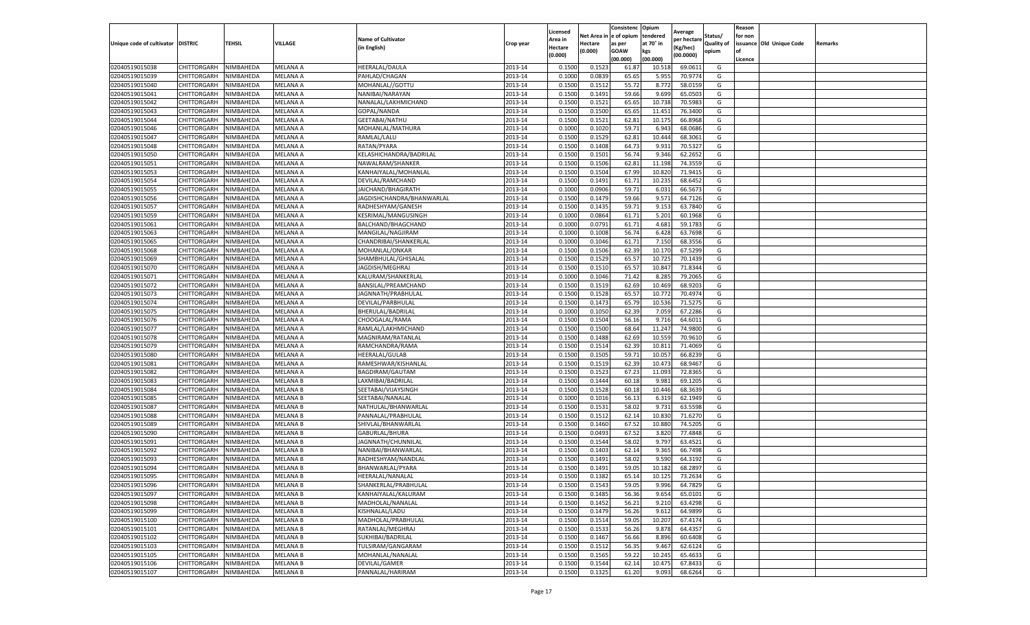| Unique code of cultivator | DISTRIC | TEHSIL | VILLAGE | Name of Cultivator (in English) | Crop year | Licensed Area in Hectare (0.000) | Net Area in Hectare (0.000) | Consistence of opium as per GOAW (00.000) | Opium tendered at 70° in kgs (00.000) | Average per hectare (Kg/hec) (00.0000) | Status/ Quality of opium | Reason for non issuance of Licence | Old Unique Code | Remarks |
|---|---|---|---|---|---|---|---|---|---|---|---|---|---|---|
| 02040519015038 | CHITTORGARH | NIMBAHEDA | MELANA A | HEERALAL/DAULA | 2013-14 | 0.1500 | 0.1523 | 61.87 | 10.518 | 69.0611 | G | | | |
| 02040519015039 | CHITTORGARH | NIMBAHEDA | MELANA A | PAHLAD/CHAGAN | 2013-14 | 0.1000 | 0.0839 | 65.65 | 5.955 | 70.9774 | G | | | |
| 02040519015040 | CHITTORGARH | NIMBAHEDA | MELANA A | MOHANLAL//GOTTU | 2013-14 | 0.1500 | 0.1512 | 55.72 | 8.772 | 58.0159 | G | | | |
| 02040519015041 | CHITTORGARH | NIMBAHEDA | MELANA A | NANIBAI/NARAYAN | 2013-14 | 0.1500 | 0.1491 | 59.66 | 9.699 | 65.0503 | G | | | |
| 02040519015042 | CHITTORGARH | NIMBAHEDA | MELANA A | NANALAL/LAKHMICHAND | 2013-14 | 0.1500 | 0.1521 | 65.65 | 10.738 | 70.5983 | G | | | |
| 02040519015043 | CHITTORGARH | NIMBAHEDA | MELANA A | GOPAL/NANDA | 2013-14 | 0.1500 | 0.1500 | 65.65 | 11.451 | 76.3400 | G | | | |
| 02040519015044 | CHITTORGARH | NIMBAHEDA | MELANA A | GEETABAI/NATHU | 2013-14 | 0.1500 | 0.1521 | 62.81 | 10.175 | 66.8968 | G | | | |
| 02040519015046 | CHITTORGARH | NIMBAHEDA | MELANA A | MOHANLAL/MATHURA | 2013-14 | 0.1000 | 0.1020 | 59.71 | 6.943 | 68.0686 | G | | | |
| 02040519015047 | CHITTORGARH | NIMBAHEDA | MELANA A | RAMLAL/LALU | 2013-14 | 0.1500 | 0.1529 | 62.81 | 10.444 | 68.3061 | G | | | |
| 02040519015048 | CHITTORGARH | NIMBAHEDA | MELANA A | RATAN/PYARA | 2013-14 | 0.1500 | 0.1408 | 64.73 | 9.931 | 70.5327 | G | | | |
| 02040519015050 | CHITTORGARH | NIMBAHEDA | MELANA A | KELASHICHANDRA/BADRILAL | 2013-14 | 0.1500 | 0.1501 | 56.74 | 9.346 | 62.2652 | G | | | |
| 02040519015051 | CHITTORGARH | NIMBAHEDA | MELANA A | NAWALRAM/SHANKER | 2013-14 | 0.1500 | 0.1506 | 62.81 | 11.198 | 74.3559 | G | | | |
| 02040519015053 | CHITTORGARH | NIMBAHEDA | MELANA A | KANHAIYALAL/MOHANLAL | 2013-14 | 0.1500 | 0.1504 | 67.99 | 10.820 | 71.9415 | G | | | |
| 02040519015054 | CHITTORGARH | NIMBAHEDA | MELANA A | DEVILAL/RAMCHAND | 2013-14 | 0.1500 | 0.1491 | 61.71 | 10.235 | 68.6452 | G | | | |
| 02040519015055 | CHITTORGARH | NIMBAHEDA | MELANA A | JAICHAND/BHAGIRATH | 2013-14 | 0.1000 | 0.0906 | 59.71 | 6.031 | 66.5673 | G | | | |
| 02040519015056 | CHITTORGARH | NIMBAHEDA | MELANA A | JAGDISHCHANDRA/BHANWARLAL | 2013-14 | 0.1500 | 0.1479 | 59.66 | 9.571 | 64.7126 | G | | | |
| 02040519015057 | CHITTORGARH | NIMBAHEDA | MELANA A | RADHESHYAM/GANESH | 2013-14 | 0.1500 | 0.1435 | 59.71 | 9.153 | 63.7840 | G | | | |
| 02040519015059 | CHITTORGARH | NIMBAHEDA | MELANA A | KESRIMAL/MANGUSINGH | 2013-14 | 0.1000 | 0.0864 | 61.71 | 5.201 | 60.1968 | G | | | |
| 02040519015061 | CHITTORGARH | NIMBAHEDA | MELANA A | BALCHAND/BHAGCHAND | 2013-14 | 0.1000 | 0.0791 | 61.71 | 4.681 | 59.1783 | G | | | |
| 02040519015063 | CHITTORGARH | NIMBAHEDA | MELANA A | MANGILAL/NAGJIRAM | 2013-14 | 0.1000 | 0.1008 | 56.74 | 6.428 | 63.7698 | G | | | |
| 02040519015065 | CHITTORGARH | NIMBAHEDA | MELANA A | CHANDRIBAI/SHANKERLAL | 2013-14 | 0.1000 | 0.1046 | 61.71 | 7.150 | 68.3556 | G | | | |
| 02040519015068 | CHITTORGARH | NIMBAHEDA | MELANA A | MOHANLAL/ONKAR | 2013-14 | 0.1500 | 0.1506 | 62.39 | 10.170 | 67.5299 | G | | | |
| 02040519015069 | CHITTORGARH | NIMBAHEDA | MELANA A | SHAMBHULAL/GHISALAL | 2013-14 | 0.1500 | 0.1529 | 65.57 | 10.725 | 70.1439 | G | | | |
| 02040519015070 | CHITTORGARH | NIMBAHEDA | MELANA A | JAGDISH/MEGHRAJ | 2013-14 | 0.1500 | 0.1510 | 65.57 | 10.847 | 71.8344 | G | | | |
| 02040519015071 | CHITTORGARH | NIMBAHEDA | MELANA A | KALURAM/SHANKERLAL | 2013-14 | 0.1000 | 0.1046 | 71.42 | 8.285 | 79.2065 | G | | | |
| 02040519015072 | CHITTORGARH | NIMBAHEDA | MELANA A | BANSILAL/PREAMCHAND | 2013-14 | 0.1500 | 0.1519 | 62.69 | 10.469 | 68.9203 | G | | | |
| 02040519015073 | CHITTORGARH | NIMBAHEDA | MELANA A | JAGNNATH/PRABHULAL | 2013-14 | 0.1500 | 0.1528 | 65.57 | 10.772 | 70.4974 | G | | | |
| 02040519015074 | CHITTORGARH | NIMBAHEDA | MELANA A | DEVILAL/PARBHULAL | 2013-14 | 0.1500 | 0.1473 | 65.79 | 10.536 | 71.5275 | G | | | |
| 02040519015075 | CHITTORGARH | NIMBAHEDA | MELANA A | BHERULAL/BADRILAL | 2013-14 | 0.1000 | 0.1050 | 62.39 | 7.059 | 67.2286 | G | | | |
| 02040519015076 | CHITTORGARH | NIMBAHEDA | MELANA A | CHOOGALAL/RAMA | 2013-14 | 0.1500 | 0.1504 | 56.16 | 9.716 | 64.6011 | G | | | |
| 02040519015077 | CHITTORGARH | NIMBAHEDA | MELANA A | RAMLAL/LAKHMICHAND | 2013-14 | 0.1500 | 0.1500 | 68.64 | 11.247 | 74.9800 | G | | | |
| 02040519015078 | CHITTORGARH | NIMBAHEDA | MELANA A | MAGNIRAM/RATANLAL | 2013-14 | 0.1500 | 0.1488 | 62.69 | 10.559 | 70.9610 | G | | | |
| 02040519015079 | CHITTORGARH | NIMBAHEDA | MELANA A | RAMCHANDRA/RAMA | 2013-14 | 0.1500 | 0.1514 | 62.39 | 10.811 | 71.4069 | G | | | |
| 02040519015080 | CHITTORGARH | NIMBAHEDA | MELANA A | HEERALAL/GULAB | 2013-14 | 0.1500 | 0.1505 | 59.71 | 10.057 | 66.8239 | G | | | |
| 02040519015081 | CHITTORGARH | NIMBAHEDA | MELANA A | RAMESHWAR/KISHANLAL | 2013-14 | 0.1500 | 0.1519 | 62.39 | 10.473 | 68.9467 | G | | | |
| 02040519015082 | CHITTORGARH | NIMBAHEDA | MELANA A | BAGDIRAM/GAUTAM | 2013-14 | 0.1500 | 0.1523 | 67.23 | 11.093 | 72.8365 | G | | | |
| 02040519015083 | CHITTORGARH | NIMBAHEDA | MELANA B | LAXMIBAI/BADRILAL | 2013-14 | 0.1500 | 0.1444 | 60.18 | 9.981 | 69.1205 | G | | | |
| 02040519015084 | CHITTORGARH | NIMBAHEDA | MELANA B | SEETABAI/VIJAYSINGH | 2013-14 | 0.1500 | 0.1528 | 60.18 | 10.446 | 68.3639 | G | | | |
| 02040519015085 | CHITTORGARH | NIMBAHEDA | MELANA B | SEETABAI/NANALAL | 2013-14 | 0.1000 | 0.1016 | 56.13 | 6.319 | 62.1949 | G | | | |
| 02040519015087 | CHITTORGARH | NIMBAHEDA | MELANA B | NATHULAL/BHANWARLAL | 2013-14 | 0.1500 | 0.1531 | 58.02 | 9.731 | 63.5598 | G | | | |
| 02040519015088 | CHITTORGARH | NIMBAHEDA | MELANA B | PANNALAL/PRABHULAL | 2013-14 | 0.1500 | 0.1512 | 62.14 | 10.830 | 71.6270 | G | | | |
| 02040519015089 | CHITTORGARH | NIMBAHEDA | MELANA B | SHIVLAL/BHANWARLAL | 2013-14 | 0.1500 | 0.1460 | 67.52 | 10.880 | 74.5205 | G | | | |
| 02040519015090 | CHITTORGARH | NIMBAHEDA | MELANA B | GABURLAL/BHURA | 2013-14 | 0.1500 | 0.0493 | 67.52 | 3.820 | 77.4848 | G | | | |
| 02040519015091 | CHITTORGARH | NIMBAHEDA | MELANA B | JAGNNATH/CHUNNILAL | 2013-14 | 0.1500 | 0.1544 | 58.02 | 9.797 | 63.4521 | G | | | |
| 02040519015092 | CHITTORGARH | NIMBAHEDA | MELANA B | NANIBAI/BHANWARLAL | 2013-14 | 0.1500 | 0.1403 | 62.14 | 9.365 | 66.7498 | G | | | |
| 02040519015093 | CHITTORGARH | NIMBAHEDA | MELANA B | RADHESHYAM/NANDLAL | 2013-14 | 0.1500 | 0.1491 | 58.02 | 9.590 | 64.3192 | G | | | |
| 02040519015094 | CHITTORGARH | NIMBAHEDA | MELANA B | BHANWARLAL/PYARA | 2013-14 | 0.1500 | 0.1491 | 59.05 | 10.182 | 68.2897 | G | | | |
| 02040519015095 | CHITTORGARH | NIMBAHEDA | MELANA B | HEERALAL/NANALAL | 2013-14 | 0.1500 | 0.1382 | 65.14 | 10.125 | 73.2634 | G | | | |
| 02040519015096 | CHITTORGARH | NIMBAHEDA | MELANA B | SHANKERLAL/PRABHULAL | 2013-14 | 0.1500 | 0.1543 | 59.05 | 9.996 | 64.7829 | G | | | |
| 02040519015097 | CHITTORGARH | NIMBAHEDA | MELANA B | KANHAIYALAL/KALURAM | 2013-14 | 0.1500 | 0.1485 | 56.36 | 9.654 | 65.0101 | G | | | |
| 02040519015098 | CHITTORGARH | NIMBAHEDA | MELANA B | MADHOLAL/NANALAL | 2013-14 | 0.1500 | 0.1452 | 56.21 | 9.210 | 63.4298 | G | | | |
| 02040519015099 | CHITTORGARH | NIMBAHEDA | MELANA B | KISHNALAL/LADU | 2013-14 | 0.1500 | 0.1479 | 56.26 | 9.612 | 64.9899 | G | | | |
| 02040519015100 | CHITTORGARH | NIMBAHEDA | MELANA B | MADHOLAL/PRABHULAL | 2013-14 | 0.1500 | 0.1514 | 59.05 | 10.207 | 67.4174 | G | | | |
| 02040519015101 | CHITTORGARH | NIMBAHEDA | MELANA B | RATANLAL/MEGHRAJ | 2013-14 | 0.1500 | 0.1533 | 56.26 | 9.878 | 64.4357 | G | | | |
| 02040519015102 | CHITTORGARH | NIMBAHEDA | MELANA B | SUKHIBAI/BADRILAL | 2013-14 | 0.1500 | 0.1467 | 56.66 | 8.896 | 60.6408 | G | | | |
| 02040519015103 | CHITTORGARH | NIMBAHEDA | MELANA B | TULSIRAM/GANGARAM | 2013-14 | 0.1500 | 0.1512 | 56.35 | 9.467 | 62.6124 | G | | | |
| 02040519015105 | CHITTORGARH | NIMBAHEDA | MELANA B | MOHANLAL/NANALAL | 2013-14 | 0.1500 | 0.1565 | 59.22 | 10.245 | 65.4633 | G | | | |
| 02040519015106 | CHITTORGARH | NIMBAHEDA | MELANA B | DEVILAL/GAMER | 2013-14 | 0.1500 | 0.1544 | 62.14 | 10.475 | 67.8433 | G | | | |
| 02040519015107 | CHITTORGARH | NIMBAHEDA | MELANA B | PANNALAL/HARIRAM | 2013-14 | 0.1500 | 0.1325 | 61.20 | 9.093 | 68.6264 | G | | | |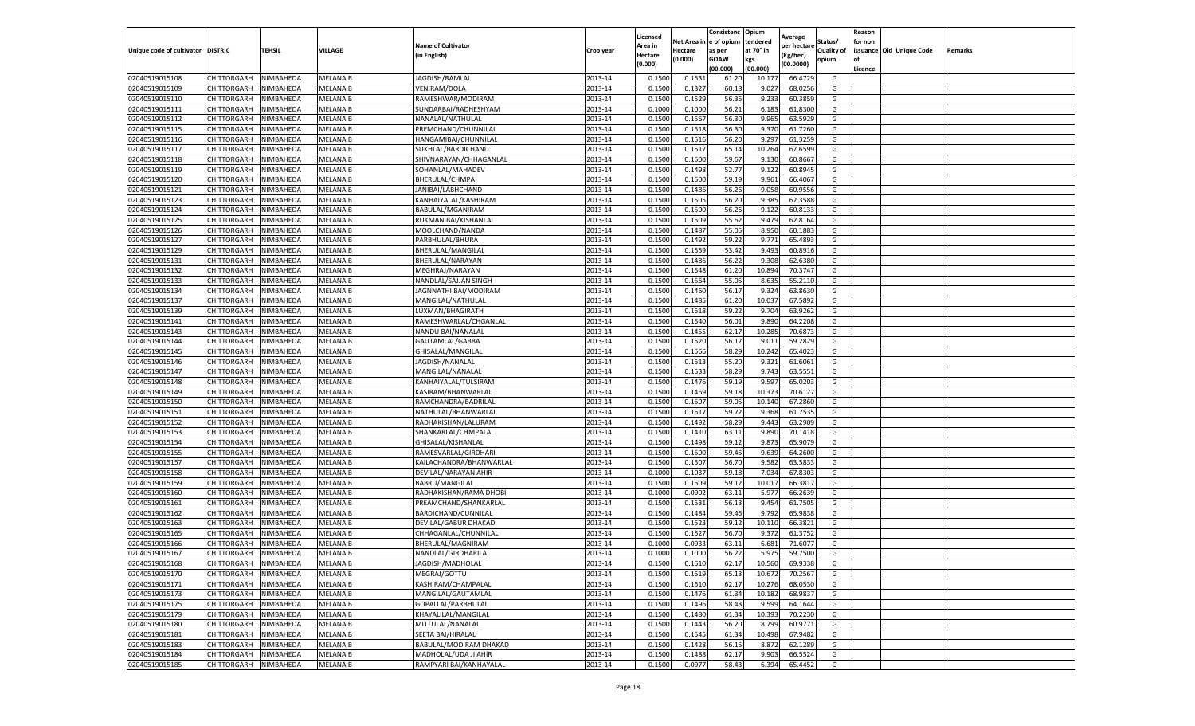| Unique code of cultivator | DISTRIC | TEHSIL | VILLAGE | Name of Cultivator (in English) | Crop year | Licensed Area in Hectare (0.000) | Net Area in Hectare (0.000) | Consistenc e of opium as per GOAW (00.000) | Opium tendered at 70° in kgs (00.000) | Average per hectare (Kg/hec) (00.0000) | Status/ Quality of opium | Reason for non issuance of Licence | Old Unique Code | Remarks |
|---|---|---|---|---|---|---|---|---|---|---|---|---|---|---|
| 02040519015108 | CHITTORGARH | NIMBAHEDA | MELANA B | JAGDISH/RAMLAL | 2013-14 | 0.1500 | 0.1531 | 61.20 | 10.177 | 66.4729 | G | | | |
| 02040519015109 | CHITTORGARH | NIMBAHEDA | MELANA B | VENIRAM/DOLA | 2013-14 | 0.1500 | 0.1327 | 60.18 | 9.027 | 68.0256 | G | | | |
| 02040519015110 | CHITTORGARH | NIMBAHEDA | MELANA B | RAMESHWAR/MODIRAM | 2013-14 | 0.1500 | 0.1529 | 56.35 | 9.233 | 60.3859 | G | | | |
| 02040519015111 | CHITTORGARH | NIMBAHEDA | MELANA B | SUNDARBAI/RADHESHYAM | 2013-14 | 0.1000 | 0.1000 | 56.21 | 6.183 | 61.8300 | G | | | |
| 02040519015112 | CHITTORGARH | NIMBAHEDA | MELANA B | NANALAL/NATHULAL | 2013-14 | 0.1500 | 0.1567 | 56.30 | 9.965 | 63.5929 | G | | | |
| 02040519015115 | CHITTORGARH | NIMBAHEDA | MELANA B | PREMCHAND/CHUNNILAL | 2013-14 | 0.1500 | 0.1518 | 56.30 | 9.370 | 61.7260 | G | | | |
| 02040519015116 | CHITTORGARH | NIMBAHEDA | MELANA B | HANGAMIBAI/CHUNNILAL | 2013-14 | 0.1500 | 0.1516 | 56.20 | 9.297 | 61.3259 | G | | | |
| 02040519015117 | CHITTORGARH | NIMBAHEDA | MELANA B | SUKHLAL/BARDICHAND | 2013-14 | 0.1500 | 0.1517 | 65.14 | 10.264 | 67.6599 | G | | | |
| 02040519015118 | CHITTORGARH | NIMBAHEDA | MELANA B | SHIVNARAYAN/CHHAGANLAL | 2013-14 | 0.1500 | 0.1500 | 59.67 | 9.130 | 60.8667 | G | | | |
| 02040519015119 | CHITTORGARH | NIMBAHEDA | MELANA B | SOHANLAL/MAHADEV | 2013-14 | 0.1500 | 0.1498 | 52.77 | 9.122 | 60.8945 | G | | | |
| 02040519015120 | CHITTORGARH | NIMBAHEDA | MELANA B | BHERULAL/CHMPA | 2013-14 | 0.1500 | 0.1500 | 59.19 | 9.961 | 66.4067 | G | | | |
| 02040519015121 | CHITTORGARH | NIMBAHEDA | MELANA B | JANIBAI/LABHCHAND | 2013-14 | 0.1500 | 0.1486 | 56.26 | 9.058 | 60.9556 | G | | | |
| 02040519015123 | CHITTORGARH | NIMBAHEDA | MELANA B | KANHAIYALAL/KASHIRAM | 2013-14 | 0.1500 | 0.1505 | 56.20 | 9.385 | 62.3588 | G | | | |
| 02040519015124 | CHITTORGARH | NIMBAHEDA | MELANA B | BABULAL/MGANIRAM | 2013-14 | 0.1500 | 0.1500 | 56.26 | 9.122 | 60.8133 | G | | | |
| 02040519015125 | CHITTORGARH | NIMBAHEDA | MELANA B | RUKMANIBAI/KISHANLAL | 2013-14 | 0.1500 | 0.1509 | 55.62 | 9.479 | 62.8164 | G | | | |
| 02040519015126 | CHITTORGARH | NIMBAHEDA | MELANA B | MOOLCHAND/NANDA | 2013-14 | 0.1500 | 0.1487 | 55.05 | 8.950 | 60.1883 | G | | | |
| 02040519015127 | CHITTORGARH | NIMBAHEDA | MELANA B | PARBHULAL/BHURA | 2013-14 | 0.1500 | 0.1492 | 59.22 | 9.771 | 65.4893 | G | | | |
| 02040519015129 | CHITTORGARH | NIMBAHEDA | MELANA B | BHERULAL/MANGILAL | 2013-14 | 0.1500 | 0.1559 | 53.42 | 9.493 | 60.8916 | G | | | |
| 02040519015131 | CHITTORGARH | NIMBAHEDA | MELANA B | BHERULAL/NARAYAN | 2013-14 | 0.1500 | 0.1486 | 56.22 | 9.308 | 62.6380 | G | | | |
| 02040519015132 | CHITTORGARH | NIMBAHEDA | MELANA B | MEGHRAJ/NARAYAN | 2013-14 | 0.1500 | 0.1548 | 61.20 | 10.894 | 70.3747 | G | | | |
| 02040519015133 | CHITTORGARH | NIMBAHEDA | MELANA B | NANDLAL/SAJJAN SINGH | 2013-14 | 0.1500 | 0.1564 | 55.05 | 8.635 | 55.2110 | G | | | |
| 02040519015134 | CHITTORGARH | NIMBAHEDA | MELANA B | JAGNNATHI BAI/MODIRAM | 2013-14 | 0.1500 | 0.1460 | 56.17 | 9.324 | 63.8630 | G | | | |
| 02040519015137 | CHITTORGARH | NIMBAHEDA | MELANA B | MANGILAL/NATHULAL | 2013-14 | 0.1500 | 0.1485 | 61.20 | 10.037 | 67.5892 | G | | | |
| 02040519015139 | CHITTORGARH | NIMBAHEDA | MELANA B | LUXMAN/BHAGIRATH | 2013-14 | 0.1500 | 0.1518 | 59.22 | 9.704 | 63.9262 | G | | | |
| 02040519015141 | CHITTORGARH | NIMBAHEDA | MELANA B | RAMESHWARLAL/CHGANLAL | 2013-14 | 0.1500 | 0.1540 | 56.01 | 9.890 | 64.2208 | G | | | |
| 02040519015143 | CHITTORGARH | NIMBAHEDA | MELANA B | NANDU BAI/NANALAL | 2013-14 | 0.1500 | 0.1455 | 62.17 | 10.285 | 70.6873 | G | | | |
| 02040519015144 | CHITTORGARH | NIMBAHEDA | MELANA B | GAUTAMLAL/GABBA | 2013-14 | 0.1500 | 0.1520 | 56.17 | 9.011 | 59.2829 | G | | | |
| 02040519015145 | CHITTORGARH | NIMBAHEDA | MELANA B | GHISALAL/MANGILAL | 2013-14 | 0.1500 | 0.1566 | 58.29 | 10.242 | 65.4023 | G | | | |
| 02040519015146 | CHITTORGARH | NIMBAHEDA | MELANA B | JAGDISH/NANALAL | 2013-14 | 0.1500 | 0.1513 | 55.20 | 9.321 | 61.6061 | G | | | |
| 02040519015147 | CHITTORGARH | NIMBAHEDA | MELANA B | MANGILAL/NANALAL | 2013-14 | 0.1500 | 0.1533 | 58.29 | 9.743 | 63.5551 | G | | | |
| 02040519015148 | CHITTORGARH | NIMBAHEDA | MELANA B | KANHAIYALAL/TULSIRAM | 2013-14 | 0.1500 | 0.1476 | 59.19 | 9.597 | 65.0203 | G | | | |
| 02040519015149 | CHITTORGARH | NIMBAHEDA | MELANA B | KASIRAM/BHANWARLAL | 2013-14 | 0.1500 | 0.1469 | 59.18 | 10.373 | 70.6127 | G | | | |
| 02040519015150 | CHITTORGARH | NIMBAHEDA | MELANA B | RAMCHANDRA/BADRILAL | 2013-14 | 0.1500 | 0.1507 | 59.05 | 10.140 | 67.2860 | G | | | |
| 02040519015151 | CHITTORGARH | NIMBAHEDA | MELANA B | NATHULAL/BHANWARLAL | 2013-14 | 0.1500 | 0.1517 | 59.72 | 9.368 | 61.7535 | G | | | |
| 02040519015152 | CHITTORGARH | NIMBAHEDA | MELANA B | RADHAKISHAN/LALURAM | 2013-14 | 0.1500 | 0.1492 | 58.29 | 9.443 | 63.2909 | G | | | |
| 02040519015153 | CHITTORGARH | NIMBAHEDA | MELANA B | SHANKARLAL/CHMPALAL | 2013-14 | 0.1500 | 0.1410 | 63.11 | 9.890 | 70.1418 | G | | | |
| 02040519015154 | CHITTORGARH | NIMBAHEDA | MELANA B | GHISALAL/KISHANLAL | 2013-14 | 0.1500 | 0.1498 | 59.12 | 9.873 | 65.9079 | G | | | |
| 02040519015155 | CHITTORGARH | NIMBAHEDA | MELANA B | RAMESVARLAL/GIRDHARI | 2013-14 | 0.1500 | 0.1500 | 59.45 | 9.639 | 64.2600 | G | | | |
| 02040519015157 | CHITTORGARH | NIMBAHEDA | MELANA B | KAILACHANDRA/BHANWARLAL | 2013-14 | 0.1500 | 0.1507 | 56.70 | 9.582 | 63.5833 | G | | | |
| 02040519015158 | CHITTORGARH | NIMBAHEDA | MELANA B | DEVILAL/NARAYAN AHIR | 2013-14 | 0.1000 | 0.1037 | 59.18 | 7.034 | 67.8303 | G | | | |
| 02040519015159 | CHITTORGARH | NIMBAHEDA | MELANA B | BABRU/MANGILAL | 2013-14 | 0.1500 | 0.1509 | 59.12 | 10.017 | 66.3817 | G | | | |
| 02040519015160 | CHITTORGARH | NIMBAHEDA | MELANA B | RADHAKISHAN/RAMA DHOBI | 2013-14 | 0.1000 | 0.0902 | 63.11 | 5.977 | 66.2639 | G | | | |
| 02040519015161 | CHITTORGARH | NIMBAHEDA | MELANA B | PREAMCHAND/SHANKARLAL | 2013-14 | 0.1500 | 0.1531 | 56.13 | 9.454 | 61.7505 | G | | | |
| 02040519015162 | CHITTORGARH | NIMBAHEDA | MELANA B | BARDICHAND/CUNNILAL | 2013-14 | 0.1500 | 0.1484 | 59.45 | 9.792 | 65.9838 | G | | | |
| 02040519015163 | CHITTORGARH | NIMBAHEDA | MELANA B | DEVILAL/GABUR DHAKAD | 2013-14 | 0.1500 | 0.1523 | 59.12 | 10.110 | 66.3821 | G | | | |
| 02040519015165 | CHITTORGARH | NIMBAHEDA | MELANA B | CHHAGANLAL/CHUNNILAL | 2013-14 | 0.1500 | 0.1527 | 56.70 | 9.372 | 61.3752 | G | | | |
| 02040519015166 | CHITTORGARH | NIMBAHEDA | MELANA B | BHERULAL/MAGNIRAM | 2013-14 | 0.1000 | 0.0933 | 63.11 | 6.681 | 71.6077 | G | | | |
| 02040519015167 | CHITTORGARH | NIMBAHEDA | MELANA B | NANDLAL/GIRDHARILAL | 2013-14 | 0.1000 | 0.1000 | 56.22 | 5.975 | 59.7500 | G | | | |
| 02040519015168 | CHITTORGARH | NIMBAHEDA | MELANA B | JAGDISH/MADHOLAL | 2013-14 | 0.1500 | 0.1510 | 62.17 | 10.560 | 69.9338 | G | | | |
| 02040519015170 | CHITTORGARH | NIMBAHEDA | MELANA B | MEGRAJ/GOTTU | 2013-14 | 0.1500 | 0.1519 | 65.13 | 10.672 | 70.2567 | G | | | |
| 02040519015171 | CHITTORGARH | NIMBAHEDA | MELANA B | KASHIRAM/CHAMPALAL | 2013-14 | 0.1500 | 0.1510 | 62.17 | 10.276 | 68.0530 | G | | | |
| 02040519015173 | CHITTORGARH | NIMBAHEDA | MELANA B | MANGILAL/GAUTAMLAL | 2013-14 | 0.1500 | 0.1476 | 61.34 | 10.182 | 68.9837 | G | | | |
| 02040519015175 | CHITTORGARH | NIMBAHEDA | MELANA B | GOPALLAL/PARBHULAL | 2013-14 | 0.1500 | 0.1496 | 58.43 | 9.599 | 64.1644 | G | | | |
| 02040519015179 | CHITTORGARH | NIMBAHEDA | MELANA B | KHAYALILAL/MANGILAL | 2013-14 | 0.1500 | 0.1480 | 61.34 | 10.393 | 70.2230 | G | | | |
| 02040519015180 | CHITTORGARH | NIMBAHEDA | MELANA B | MITTULAL/NANALAL | 2013-14 | 0.1500 | 0.1443 | 56.20 | 8.799 | 60.9771 | G | | | |
| 02040519015181 | CHITTORGARH | NIMBAHEDA | MELANA B | SEETA BAI/HIRALAL | 2013-14 | 0.1500 | 0.1545 | 61.34 | 10.498 | 67.9482 | G | | | |
| 02040519015183 | CHITTORGARH | NIMBAHEDA | MELANA B | BABULAL/MODIRAM DHAKAD | 2013-14 | 0.1500 | 0.1428 | 56.15 | 8.872 | 62.1289 | G | | | |
| 02040519015184 | CHITTORGARH | NIMBAHEDA | MELANA B | MADHOLAL/UDA JI AHIR | 2013-14 | 0.1500 | 0.1488 | 62.17 | 9.903 | 66.5524 | G | | | |
| 02040519015185 | CHITTORGARH | NIMBAHEDA | MELANA B | RAMPYARI BAI/KANHAYALAL | 2013-14 | 0.1500 | 0.0977 | 58.43 | 6.394 | 65.4452 | G | | | |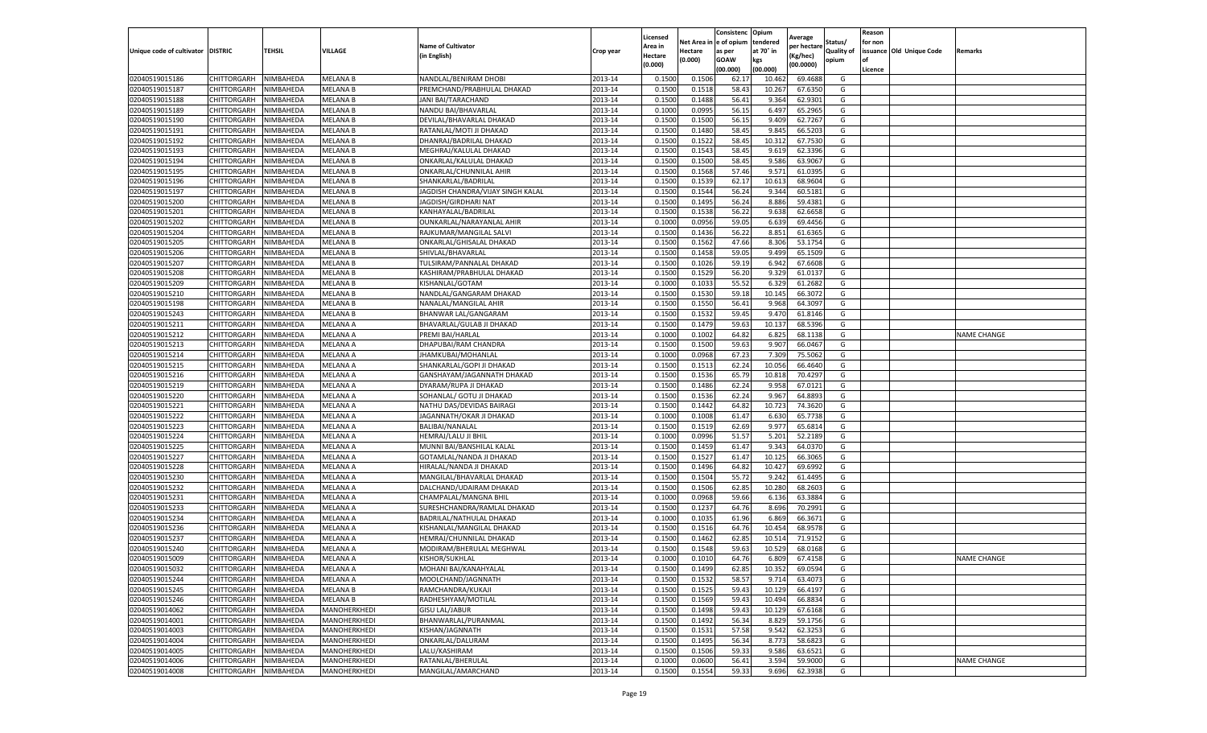| Unique code of cultivator | DISTRIC | TEHSIL | VILLAGE | Name of Cultivator (in English) | Crop year | Licensed Area in Hectare (0.000) | Net Area in Hectare (0.000) | Consistenc e of opium as per GOAW (00.000) | Opium tendered at 70° in kgs (00.000) | Average per hectare (Kg/hec) (00.0000) | Status/ Quality of opium | Reason for non issuance of Licence | Old Unique Code | Remarks |
|---|---|---|---|---|---|---|---|---|---|---|---|---|---|---|
| 02040519015186 | CHITTORGARH | NIMBAHEDA | MELANA B | NANDLAL/BENIRAM DHOBI | 2013-14 | 0.1500 | 0.1506 | 62.17 | 10.462 | 69.4688 | G | | | |
| 02040519015187 | CHITTORGARH | NIMBAHEDA | MELANA B | PREMCHAND/PRABHULAL DHAKAD | 2013-14 | 0.1500 | 0.1518 | 58.43 | 10.267 | 67.6350 | G | | | |
| 02040519015188 | CHITTORGARH | NIMBAHEDA | MELANA B | JANI BAI/TARACHAND | 2013-14 | 0.1500 | 0.1488 | 56.41 | 9.364 | 62.9301 | G | | | |
| 02040519015189 | CHITTORGARH | NIMBAHEDA | MELANA B | NANDU BAI/BHAVARLAL | 2013-14 | 0.1000 | 0.0995 | 56.15 | 6.497 | 65.2965 | G | | | |
| 02040519015190 | CHITTORGARH | NIMBAHEDA | MELANA B | DEVILAL/BHAVARLAL DHAKAD | 2013-14 | 0.1500 | 0.1500 | 56.15 | 9.409 | 62.7267 | G | | | |
| 02040519015191 | CHITTORGARH | NIMBAHEDA | MELANA B | RATANLAL/MOTI JI DHAKAD | 2013-14 | 0.1500 | 0.1480 | 58.45 | 9.845 | 66.5203 | G | | | |
| 02040519015192 | CHITTORGARH | NIMBAHEDA | MELANA B | DHANRAJ/BADRILAL DHAKAD | 2013-14 | 0.1500 | 0.1522 | 58.45 | 10.312 | 67.7530 | G | | | |
| 02040519015193 | CHITTORGARH | NIMBAHEDA | MELANA B | MEGHRAJ/KALULAL DHAKAD | 2013-14 | 0.1500 | 0.1543 | 58.45 | 9.619 | 62.3396 | G | | | |
| 02040519015194 | CHITTORGARH | NIMBAHEDA | MELANA B | ONKARLAL/KALULAL DHAKAD | 2013-14 | 0.1500 | 0.1500 | 58.45 | 9.586 | 63.9067 | G | | | |
| 02040519015195 | CHITTORGARH | NIMBAHEDA | MELANA B | ONKARLAL/CHUNNILAL AHIR | 2013-14 | 0.1500 | 0.1568 | 57.46 | 9.571 | 61.0395 | G | | | |
| 02040519015196 | CHITTORGARH | NIMBAHEDA | MELANA B | SHANKARLAL/BADRILAL | 2013-14 | 0.1500 | 0.1539 | 62.17 | 10.613 | 68.9604 | G | | | |
| 02040519015197 | CHITTORGARH | NIMBAHEDA | MELANA B | JAGDISH CHANDRA/VIJAY SINGH KALAL | 2013-14 | 0.1500 | 0.1544 | 56.24 | 9.344 | 60.5181 | G | | | |
| 02040519015200 | CHITTORGARH | NIMBAHEDA | MELANA B | JAGDISH/GIRDHARI NAT | 2013-14 | 0.1500 | 0.1495 | 56.24 | 8.886 | 59.4381 | G | | | |
| 02040519015201 | CHITTORGARH | NIMBAHEDA | MELANA B | KANHAYALAL/BADRILAL | 2013-14 | 0.1500 | 0.1538 | 56.22 | 9.638 | 62.6658 | G | | | |
| 02040519015202 | CHITTORGARH | NIMBAHEDA | MELANA B | OUNKARLAL/NARAYANLAL AHIR | 2013-14 | 0.1000 | 0.0956 | 59.05 | 6.639 | 69.4456 | G | | | |
| 02040519015204 | CHITTORGARH | NIMBAHEDA | MELANA B | RAJKUMAR/MANGILAL SALVI | 2013-14 | 0.1500 | 0.1436 | 56.22 | 8.851 | 61.6365 | G | | | |
| 02040519015205 | CHITTORGARH | NIMBAHEDA | MELANA B | ONKARLAL/GHISALAL DHAKAD | 2013-14 | 0.1500 | 0.1562 | 47.66 | 8.306 | 53.1754 | G | | | |
| 02040519015206 | CHITTORGARH | NIMBAHEDA | MELANA B | SHIVLAL/BHAVARLAL | 2013-14 | 0.1500 | 0.1458 | 59.05 | 9.499 | 65.1509 | G | | | |
| 02040519015207 | CHITTORGARH | NIMBAHEDA | MELANA B | TULSIRAM/PANNALAL DHAKAD | 2013-14 | 0.1500 | 0.1026 | 59.19 | 6.942 | 67.6608 | G | | | |
| 02040519015208 | CHITTORGARH | NIMBAHEDA | MELANA B | KASHIRAM/PRABHULAL DHAKAD | 2013-14 | 0.1500 | 0.1529 | 56.20 | 9.329 | 61.0137 | G | | | |
| 02040519015209 | CHITTORGARH | NIMBAHEDA | MELANA B | KISHANLAL/GOTAM | 2013-14 | 0.1000 | 0.1033 | 55.52 | 6.329 | 61.2682 | G | | | |
| 02040519015210 | CHITTORGARH | NIMBAHEDA | MELANA B | NANDLAL/GANGARAM DHAKAD | 2013-14 | 0.1500 | 0.1530 | 59.18 | 10.145 | 66.3072 | G | | | |
| 02040519015198 | CHITTORGARH | NIMBAHEDA | MELANA B | NANALAL/MANGILAL AHIR | 2013-14 | 0.1500 | 0.1550 | 56.41 | 9.968 | 64.3097 | G | | | |
| 02040519015243 | CHITTORGARH | NIMBAHEDA | MELANA B | BHANWAR LAL/GANGARAM | 2013-14 | 0.1500 | 0.1532 | 59.45 | 9.470 | 61.8146 | G | | | |
| 02040519015211 | CHITTORGARH | NIMBAHEDA | MELANA A | BHAVARLAL/GULAB JI DHAKAD | 2013-14 | 0.1500 | 0.1479 | 59.63 | 10.137 | 68.5396 | G | | | |
| 02040519015212 | CHITTORGARH | NIMBAHEDA | MELANA A | PREMI BAI/HARLAL | 2013-14 | 0.1000 | 0.1002 | 64.82 | 6.825 | 68.1138 | G | | | NAME CHANGE |
| 02040519015213 | CHITTORGARH | NIMBAHEDA | MELANA A | DHAPUBAI/RAM CHANDRA | 2013-14 | 0.1500 | 0.1500 | 59.63 | 9.907 | 66.0467 | G | | | |
| 02040519015214 | CHITTORGARH | NIMBAHEDA | MELANA A | JHAMKUBAI/MOHANLAL | 2013-14 | 0.1000 | 0.0968 | 67.23 | 7.309 | 75.5062 | G | | | |
| 02040519015215 | CHITTORGARH | NIMBAHEDA | MELANA A | SHANKARLAL/GOPI JI DHAKAD | 2013-14 | 0.1500 | 0.1513 | 62.24 | 10.056 | 66.4640 | G | | | |
| 02040519015216 | CHITTORGARH | NIMBAHEDA | MELANA A | GANSHAYAM/JAGANNATH DHAKAD | 2013-14 | 0.1500 | 0.1536 | 65.79 | 10.818 | 70.4297 | G | | | |
| 02040519015219 | CHITTORGARH | NIMBAHEDA | MELANA A | DYARAM/RUPA JI DHAKAD | 2013-14 | 0.1500 | 0.1486 | 62.24 | 9.958 | 67.0121 | G | | | |
| 02040519015220 | CHITTORGARH | NIMBAHEDA | MELANA A | SOHANLAL/ GOTU JI DHAKAD | 2013-14 | 0.1500 | 0.1536 | 62.24 | 9.967 | 64.8893 | G | | | |
| 02040519015221 | CHITTORGARH | NIMBAHEDA | MELANA A | NATHU DAS/DEVIDAS BAIRAGI | 2013-14 | 0.1500 | 0.1442 | 64.82 | 10.723 | 74.3620 | G | | | |
| 02040519015222 | CHITTORGARH | NIMBAHEDA | MELANA A | JAGANNATH/OKAR JI DHAKAD | 2013-14 | 0.1000 | 0.1008 | 61.47 | 6.630 | 65.7738 | G | | | |
| 02040519015223 | CHITTORGARH | NIMBAHEDA | MELANA A | BALIBAI/NANALAL | 2013-14 | 0.1500 | 0.1519 | 62.69 | 9.977 | 65.6814 | G | | | |
| 02040519015224 | CHITTORGARH | NIMBAHEDA | MELANA A | HEMRAJ/LALU JI BHIL | 2013-14 | 0.1000 | 0.0996 | 51.57 | 5.201 | 52.2189 | G | | | |
| 02040519015225 | CHITTORGARH | NIMBAHEDA | MELANA A | MUNNI BAI/BANSHILAL KALAL | 2013-14 | 0.1500 | 0.1459 | 61.47 | 9.343 | 64.0370 | G | | | |
| 02040519015227 | CHITTORGARH | NIMBAHEDA | MELANA A | GOTAMLAL/NANDA JI DHAKAD | 2013-14 | 0.1500 | 0.1527 | 61.47 | 10.125 | 66.3065 | G | | | |
| 02040519015228 | CHITTORGARH | NIMBAHEDA | MELANA A | HIRALAL/NANDA JI DHAKAD | 2013-14 | 0.1500 | 0.1496 | 64.82 | 10.427 | 69.6992 | G | | | |
| 02040519015230 | CHITTORGARH | NIMBAHEDA | MELANA A | MANGILAL/BHAVARLAL DHAKAD | 2013-14 | 0.1500 | 0.1504 | 55.72 | 9.242 | 61.4495 | G | | | |
| 02040519015232 | CHITTORGARH | NIMBAHEDA | MELANA A | DALCHAND/UDAIRAM DHAKAD | 2013-14 | 0.1500 | 0.1506 | 62.85 | 10.280 | 68.2603 | G | | | |
| 02040519015231 | CHITTORGARH | NIMBAHEDA | MELANA A | CHAMPALAL/MANGNA BHIL | 2013-14 | 0.1000 | 0.0968 | 59.66 | 6.136 | 63.3884 | G | | | |
| 02040519015233 | CHITTORGARH | NIMBAHEDA | MELANA A | SURESHCHANDRA/RAMLAL DHAKAD | 2013-14 | 0.1500 | 0.1237 | 64.76 | 8.696 | 70.2991 | G | | | |
| 02040519015234 | CHITTORGARH | NIMBAHEDA | MELANA A | BADRILAL/NATHULAL DHAKAD | 2013-14 | 0.1000 | 0.1035 | 61.96 | 6.869 | 66.3671 | G | | | |
| 02040519015236 | CHITTORGARH | NIMBAHEDA | MELANA A | KISHANLAL/MANGILAL DHAKAD | 2013-14 | 0.1500 | 0.1516 | 64.76 | 10.454 | 68.9578 | G | | | |
| 02040519015237 | CHITTORGARH | NIMBAHEDA | MELANA A | HEMRAJ/CHUNNILAL DHAKAD | 2013-14 | 0.1500 | 0.1462 | 62.85 | 10.514 | 71.9152 | G | | | |
| 02040519015240 | CHITTORGARH | NIMBAHEDA | MELANA A | MODIRAM/BHERULAL MEGHWAL | 2013-14 | 0.1500 | 0.1548 | 59.63 | 10.529 | 68.0168 | G | | | |
| 02040519015009 | CHITTORGARH | NIMBAHEDA | MELANA A | KISHOR/SUKHLAL | 2013-14 | 0.1000 | 0.1010 | 64.76 | 6.809 | 67.4158 | G | | | NAME CHANGE |
| 02040519015032 | CHITTORGARH | NIMBAHEDA | MELANA A | MOHANI BAI/KANAHYALAL | 2013-14 | 0.1500 | 0.1499 | 62.85 | 10.352 | 69.0594 | G | | | |
| 02040519015244 | CHITTORGARH | NIMBAHEDA | MELANA A | MOOLCHAND/JAGNNATH | 2013-14 | 0.1500 | 0.1532 | 58.57 | 9.714 | 63.4073 | G | | | |
| 02040519015245 | CHITTORGARH | NIMBAHEDA | MELANA B | RAMCHANDRA/KUKAJI | 2013-14 | 0.1500 | 0.1525 | 59.43 | 10.129 | 66.4197 | G | | | |
| 02040519015246 | CHITTORGARH | NIMBAHEDA | MELANA B | RADHESHYAM/MOTILAL | 2013-14 | 0.1500 | 0.1569 | 59.43 | 10.494 | 66.8834 | G | | | |
| 02040519014062 | CHITTORGARH | NIMBAHEDA | MANOHERKHEDI | GISU LAL/JABUR | 2013-14 | 0.1500 | 0.1498 | 59.43 | 10.129 | 67.6168 | G | | | |
| 02040519014001 | CHITTORGARH | NIMBAHEDA | MANOHERKHEDI | BHANWARLAL/PURANMAL | 2013-14 | 0.1500 | 0.1492 | 56.34 | 8.829 | 59.1756 | G | | | |
| 02040519014003 | CHITTORGARH | NIMBAHEDA | MANOHERKHEDI | KISHAN/JAGNNATH | 2013-14 | 0.1500 | 0.1531 | 57.58 | 9.542 | 62.3253 | G | | | |
| 02040519014004 | CHITTORGARH | NIMBAHEDA | MANOHERKHEDI | ONKARLAL/DALURAM | 2013-14 | 0.1500 | 0.1495 | 56.34 | 8.773 | 58.6823 | G | | | |
| 02040519014005 | CHITTORGARH | NIMBAHEDA | MANOHERKHEDI | LALU/KASHIRAM | 2013-14 | 0.1500 | 0.1506 | 59.33 | 9.586 | 63.6521 | G | | | |
| 02040519014006 | CHITTORGARH | NIMBAHEDA | MANOHERKHEDI | RATANLAL/BHERULAL | 2013-14 | 0.1000 | 0.0600 | 56.41 | 3.594 | 59.9000 | G | | | NAME CHANGE |
| 02040519014008 | CHITTORGARH | NIMBAHEDA | MANOHERKHEDI | MANGILAL/AMARCHAND | 2013-14 | 0.1500 | 0.1554 | 59.33 | 9.696 | 62.3938 | G | | | |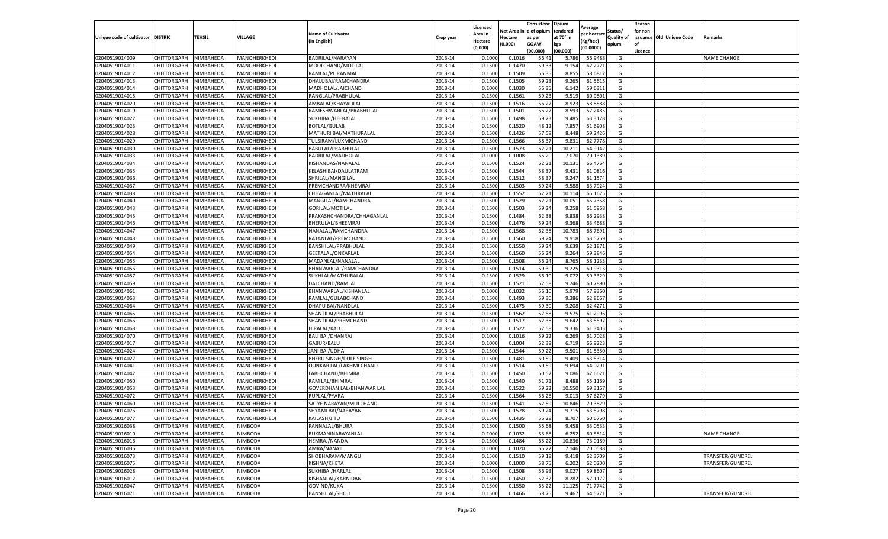| Unique code of cultivator | DISTRIC | TEHSIL | VILLAGE | Name of Cultivator (in English) | Crop year | Licensed Area in Hectare (0.000) | Net Area in Hectare (0.000) | Consistence of opium as per GOAW (00.000) | Opium tendered at 70° in kgs (00.000) | Average per hectare (Kg/hec) (00.0000) | Status/ Quality of opium | Reason for non issuance of Licence | Old Unique Code | Remarks |
|---|---|---|---|---|---|---|---|---|---|---|---|---|---|---|
| 02040519014009 | CHITTORGARH | NIMBAHEDA | MANOHERKHEDI | BADRILAL/NARAYAN | 2013-14 | 0.1000 | 0.1016 | 56.41 | 5.786 | 56.9488 | G | | | NAME CHANGE |
| 02040519014011 | CHITTORGARH | NIMBAHEDA | MANOHERKHEDI | MOOLCHAND/MOTILAL | 2013-14 | 0.1500 | 0.1470 | 59.33 | 9.154 | 62.2721 | G | | | |
| 02040519014012 | CHITTORGARH | NIMBAHEDA | MANOHERKHEDI | RAMLAL/PURANMAL | 2013-14 | 0.1500 | 0.1509 | 56.35 | 8.855 | 58.6812 | G | | | |
| 02040519014013 | CHITTORGARH | NIMBAHEDA | MANOHERKHEDI | DHALUBAI/RAMCHANDRA | 2013-14 | 0.1500 | 0.1505 | 59.23 | 9.265 | 61.5615 | G | | | |
| 02040519014014 | CHITTORGARH | NIMBAHEDA | MANOHERKHEDI | MADHOLAL/JAICHAND | 2013-14 | 0.1000 | 0.1030 | 56.35 | 6.142 | 59.6311 | G | | | |
| 02040519014015 | CHITTORGARH | NIMBAHEDA | MANOHERKHEDI | RANGLAL/PRABHULAL | 2013-14 | 0.1500 | 0.1561 | 59.23 | 9.519 | 60.9801 | G | | | |
| 02040519014020 | CHITTORGARH | NIMBAHEDA | MANOHERKHEDI | AMBALAL/KHAYALILAL | 2013-14 | 0.1500 | 0.1516 | 56.27 | 8.923 | 58.8588 | G | | | |
| 02040519014019 | CHITTORGARH | NIMBAHEDA | MANOHERKHEDI | RAMESHWARLAL/PRABHULAL | 2013-14 | 0.1500 | 0.1501 | 56.27 | 8.593 | 57.2485 | G | | | |
| 02040519014022 | CHITTORGARH | NIMBAHEDA | MANOHERKHEDI | SUKHIBAI/HEERALAL | 2013-14 | 0.1500 | 0.1498 | 59.23 | 9.485 | 63.3178 | G | | | |
| 02040519014023 | CHITTORGARH | NIMBAHEDA | MANOHERKHEDI | BOTLAL/GULAB | 2013-14 | 0.1500 | 0.1520 | 48.12 | 7.857 | 51.6908 | G | | | |
| 02040519014028 | CHITTORGARH | NIMBAHEDA | MANOHERKHEDI | MATHURI BAI/MATHURALAL | 2013-14 | 0.1500 | 0.1426 | 57.58 | 8.448 | 59.2426 | G | | | |
| 02040519014029 | CHITTORGARH | NIMBAHEDA | MANOHERKHEDI | TULSIRAM/LUXMICHAND | 2013-14 | 0.1500 | 0.1566 | 58.37 | 9.831 | 62.7778 | G | | | |
| 02040519014030 | CHITTORGARH | NIMBAHEDA | MANOHERKHEDI | BABULAL/PRABHULAL | 2013-14 | 0.1500 | 0.1573 | 62.21 | 10.211 | 64.9142 | G | | | |
| 02040519014033 | CHITTORGARH | NIMBAHEDA | MANOHERKHEDI | BADRILAL/MADHOLAL | 2013-14 | 0.1000 | 0.1008 | 65.20 | 7.070 | 70.1389 | G | | | |
| 02040519014034 | CHITTORGARH | NIMBAHEDA | MANOHERKHEDI | KISHANDAS/NANALAL | 2013-14 | 0.1500 | 0.1524 | 62.21 | 10.131 | 66.4764 | G | | | |
| 02040519014035 | CHITTORGARH | NIMBAHEDA | MANOHERKHEDI | KELASHIBAI/DAULATRAM | 2013-14 | 0.1500 | 0.1544 | 58.37 | 9.431 | 61.0816 | G | | | |
| 02040519014036 | CHITTORGARH | NIMBAHEDA | MANOHERKHEDI | SHRILAL/MANGILAL | 2013-14 | 0.1500 | 0.1512 | 58.37 | 9.247 | 61.1574 | G | | | |
| 02040519014037 | CHITTORGARH | NIMBAHEDA | MANOHERKHEDI | PREMCHANDRA/KHEMRAJ | 2013-14 | 0.1500 | 0.1503 | 59.24 | 9.588 | 63.7924 | G | | | |
| 02040519014038 | CHITTORGARH | NIMBAHEDA | MANOHERKHEDI | CHHAGANLAL/MATHRALAL | 2013-14 | 0.1500 | 0.1552 | 62.21 | 10.114 | 65.1675 | G | | | |
| 02040519014040 | CHITTORGARH | NIMBAHEDA | MANOHERKHEDI | MANGILAL/RAMCHANDRA | 2013-14 | 0.1500 | 0.1529 | 62.21 | 10.051 | 65.7358 | G | | | |
| 02040519014043 | CHITTORGARH | NIMBAHEDA | MANOHERKHEDI | GORILAL/MOTILAL | 2013-14 | 0.1500 | 0.1503 | 59.24 | 9.258 | 61.5968 | G | | | |
| 02040519014045 | CHITTORGARH | NIMBAHEDA | MANOHERKHEDI | PRAKASHCHANDRA/CHHAGANLAL | 2013-14 | 0.1500 | 0.1484 | 62.38 | 9.838 | 66.2938 | G | | | |
| 02040519014046 | CHITTORGARH | NIMBAHEDA | MANOHERKHEDI | BHERULAL/BHEEMRAJ | 2013-14 | 0.1500 | 0.1476 | 59.24 | 9.368 | 63.4688 | G | | | |
| 02040519014047 | CHITTORGARH | NIMBAHEDA | MANOHERKHEDI | NANALAL/RAMCHANDRA | 2013-14 | 0.1500 | 0.1568 | 62.38 | 10.783 | 68.7691 | G | | | |
| 02040519014048 | CHITTORGARH | NIMBAHEDA | MANOHERKHEDI | RATANLAL/PREMCHAND | 2013-14 | 0.1500 | 0.1560 | 59.24 | 9.918 | 63.5769 | G | | | |
| 02040519014049 | CHITTORGARH | NIMBAHEDA | MANOHERKHEDI | BANSHILAL/PRABHULAL | 2013-14 | 0.1500 | 0.1550 | 59.24 | 9.639 | 62.1871 | G | | | |
| 02040519014054 | CHITTORGARH | NIMBAHEDA | MANOHERKHEDI | GEETALAL/ONKARLAL | 2013-14 | 0.1500 | 0.1560 | 56.24 | 9.264 | 59.3846 | G | | | |
| 02040519014055 | CHITTORGARH | NIMBAHEDA | MANOHERKHEDI | MADANLAL/NANALAL | 2013-14 | 0.1500 | 0.1508 | 56.24 | 8.765 | 58.1233 | G | | | |
| 02040519014056 | CHITTORGARH | NIMBAHEDA | MANOHERKHEDI | BHANWARLAL/RAMCHANDRA | 2013-14 | 0.1500 | 0.1514 | 59.30 | 9.225 | 60.9313 | G | | | |
| 02040519014057 | CHITTORGARH | NIMBAHEDA | MANOHERKHEDI | SUKHLAL/MATHURALAL | 2013-14 | 0.1500 | 0.1529 | 56.10 | 9.072 | 59.3329 | G | | | |
| 02040519014059 | CHITTORGARH | NIMBAHEDA | MANOHERKHEDI | DALCHAND/RAMLAL | 2013-14 | 0.1500 | 0.1521 | 57.58 | 9.246 | 60.7890 | G | | | |
| 02040519014061 | CHITTORGARH | NIMBAHEDA | MANOHERKHEDI | BHANWARLAL/KISHANLAL | 2013-14 | 0.1000 | 0.1032 | 56.10 | 5.979 | 57.9360 | G | | | |
| 02040519014063 | CHITTORGARH | NIMBAHEDA | MANOHERKHEDI | RAMLAL/GULABCHAND | 2013-14 | 0.1500 | 0.1493 | 59.30 | 9.386 | 62.8667 | G | | | |
| 02040519014064 | CHITTORGARH | NIMBAHEDA | MANOHERKHEDI | DHAPU BAI/NANDLAL | 2013-14 | 0.1500 | 0.1475 | 59.30 | 9.208 | 62.4271 | G | | | |
| 02040519014065 | CHITTORGARH | NIMBAHEDA | MANOHERKHEDI | SHANTILAL/PRABHULAL | 2013-14 | 0.1500 | 0.1562 | 57.58 | 9.575 | 61.2996 | G | | | |
| 02040519014066 | CHITTORGARH | NIMBAHEDA | MANOHERKHEDI | SHANTILAL/PREMCHAND | 2013-14 | 0.1500 | 0.1517 | 62.38 | 9.642 | 63.5597 | G | | | |
| 02040519014068 | CHITTORGARH | NIMBAHEDA | MANOHERKHEDI | HIRALAL/KALU | 2013-14 | 0.1500 | 0.1522 | 57.58 | 9.336 | 61.3403 | G | | | |
| 02040519014070 | CHITTORGARH | NIMBAHEDA | MANOHERKHEDI | BALI BAI/DHANRAJ | 2013-14 | 0.1000 | 0.1016 | 59.22 | 6.269 | 61.7028 | G | | | |
| 02040519014017 | CHITTORGARH | NIMBAHEDA | MANOHERKHEDI | GABUR/BALU | 2013-14 | 0.1000 | 0.1004 | 62.38 | 6.719 | 66.9223 | G | | | |
| 02040519014024 | CHITTORGARH | NIMBAHEDA | MANOHERKHEDI | JANI BAI/UDHA | 2013-14 | 0.1500 | 0.1544 | 59.22 | 9.501 | 61.5350 | G | | | |
| 02040519014027 | CHITTORGARH | NIMBAHEDA | MANOHERKHEDI | BHERU SINGH/DULE SINGH | 2013-14 | 0.1500 | 0.1481 | 60.59 | 9.409 | 63.5314 | G | | | |
| 02040519014041 | CHITTORGARH | NIMBAHEDA | MANOHERKHEDI | OUNKAR LAL/LAKHMI CHAND | 2013-14 | 0.1500 | 0.1514 | 60.59 | 9.694 | 64.0291 | G | | | |
| 02040519014042 | CHITTORGARH | NIMBAHEDA | MANOHERKHEDI | LABHCHAND/BHIMRAJ | 2013-14 | 0.1500 | 0.1450 | 60.57 | 9.086 | 62.6621 | G | | | |
| 02040519014050 | CHITTORGARH | NIMBAHEDA | MANOHERKHEDI | RAM LAL/BHIMRAJ | 2013-14 | 0.1500 | 0.1540 | 51.71 | 8.488 | 55.1169 | G | | | |
| 02040519014053 | CHITTORGARH | NIMBAHEDA | MANOHERKHEDI | GOVERDHAN LAL/BHANWAR LAL | 2013-14 | 0.1500 | 0.1522 | 59.22 | 10.550 | 69.3167 | G | | | |
| 02040519014072 | CHITTORGARH | NIMBAHEDA | MANOHERKHEDI | RUPLAL/PYARA | 2013-14 | 0.1500 | 0.1564 | 56.28 | 9.013 | 57.6279 | G | | | |
| 02040519014060 | CHITTORGARH | NIMBAHEDA | MANOHERKHEDI | SATYE NARAYAN/MULCHAND | 2013-14 | 0.1500 | 0.1541 | 62.59 | 10.846 | 70.3829 | G | | | |
| 02040519014076 | CHITTORGARH | NIMBAHEDA | MANOHERKHEDI | SHYAMI BAI/NARAYAN | 2013-14 | 0.1500 | 0.1528 | 59.24 | 9.715 | 63.5798 | G | | | |
| 02040519014077 | CHITTORGARH | NIMBAHEDA | MANOHERKHEDI | KAILASH/JITU | 2013-14 | 0.1500 | 0.1435 | 56.28 | 8.707 | 60.6760 | G | | | |
| 02040519016038 | CHITTORGARH | NIMBAHEDA | NIMBODA | PANNALAL/BHURA | 2013-14 | 0.1500 | 0.1500 | 55.68 | 9.458 | 63.0533 | G | | | |
| 02040519016010 | CHITTORGARH | NIMBAHEDA | NIMBODA | RUKMANINARAYANLAL | 2013-14 | 0.1000 | 0.1032 | 55.68 | 6.252 | 60.5814 | G | | | NAME CHANGE |
| 02040519016016 | CHITTORGARH | NIMBAHEDA | NIMBODA | HEMRAJ/NANDA | 2013-14 | 0.1500 | 0.1484 | 65.22 | 10.836 | 73.0189 | G | | | |
| 02040519016036 | CHITTORGARH | NIMBAHEDA | NIMBODA | AMRA/NANAJI | 2013-14 | 0.1000 | 0.1020 | 65.22 | 7.146 | 70.0588 | G | | | |
| 02040519016073 | CHITTORGARH | NIMBAHEDA | NIMBODA | SHOBHARAM/MANGU | 2013-14 | 0.1500 | 0.1510 | 59.18 | 9.418 | 62.3709 | G | | | TRANSFER/GUNDREL |
| 02040519016075 | CHITTORGARH | NIMBAHEDA | NIMBODA | KISHNA/KHETA | 2013-14 | 0.1000 | 0.1000 | 58.75 | 6.202 | 62.0200 | G | | | TRANSFER/GUNDREL |
| 02040519016028 | CHITTORGARH | NIMBAHEDA | NIMBODA | SUKHIBAI/HARLAL | 2013-14 | 0.1500 | 0.1508 | 56.93 | 9.027 | 59.8607 | G | | | |
| 02040519016012 | CHITTORGARH | NIMBAHEDA | NIMBODA | KISHANLAL/KARNIDAN | 2013-14 | 0.1500 | 0.1450 | 52.32 | 8.282 | 57.1172 | G | | | |
| 02040519016047 | CHITTORGARH | NIMBAHEDA | NIMBODA | GOVIND/KUKA | 2013-14 | 0.1500 | 0.1550 | 65.22 | 11.125 | 71.7742 | G | | | |
| 02040519016071 | CHITTORGARH | NIMBAHEDA | NIMBODA | BANSHILAL/SHOJI | 2013-14 | 0.1500 | 0.1466 | 58.75 | 9.467 | 64.5771 | G | | | TRANSFER/GUNDREL |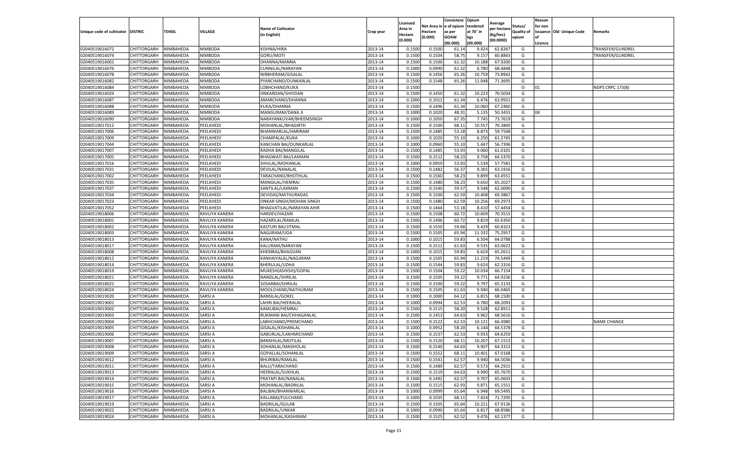| Unique code of cultivator | DISTRIC | TEHSIL | VILLAGE | Name of Cultivator (in English) | Crop year | Licensed Area in Hectare (0.000) | Net Area in Hectare (0.000) | Consistenc e of opium as per GOAW (00.000) | Opium tendered at 70° in kgs (00.000) | Average per hectare (Kg/hec) (00.0000) | Status/ Quality of opium | Reason for non issuance of Licence | Old Unique Code | Remarks |
|---|---|---|---|---|---|---|---|---|---|---|---|---|---|---|
| 02040519016072 | CHITTORGARH | NIMBAHEDA | NIMBODA | KISHNA/HIRA | 2013-14 | 0.1500 | 0.1500 | 61.14 | 9.424 | 62.8267 | G | | | TRANSFER/GUNDREL |
| 02040519016074 | CHITTORGARH | NIMBAHEDA | NIMBODA | GORU/MOTI | 2013-14 | 0.1500 | 0.1504 | 58.75 | 9.157 | 60.8843 | G | | | TRANSFER/GUNDREL |
| 02040519016001 | CHITTORGARH | NIMBAHEDA | NIMBODA | DHANNA/MANNA | 2013-14 | 0.1500 | 0.1500 | 61.32 | 10.188 | 67.9200 | G | | | |
| 02040519016076 | CHITTORGARH | NIMBAHEDA | NIMBODA | CUNNILAL/NARAYAN | 2013-14 | 0.1000 | 0.0990 | 61.32 | 6.780 | 68.4848 | G | | | |
| 02040519016078 | CHITTORGARH | NIMBAHEDA | NIMBODA | NIRBHERAM/GISALAL | 2013-14 | 0.1500 | 0.1456 | 65.26 | 10.759 | 73.8942 | G | | | |
| 02040519016082 | CHITTORGARH | NIMBAHEDA | NIMBODA | PYARCHAND/OUNKARLAL | 2013-14 | 0.1500 | 0.1548 | 65.26 | 11.048 | 71.3695 | G | | | |
| 02040519016084 | CHITTORGARH | NIMBAHEDA | NIMBODA | LOBHCHAND/KUKA | 2013-14 | 0.1500 | | | | | O | 01 | | NDPS CRPC 173(8) |
| 02040519016029 | CHITTORGARH | NIMBAHEDA | NIMBODA | ONKARDAN/SHIVDAN | 2013-14 | 0.1500 | 0.1450 | 61.32 | 10.223 | 70.5034 | G | | | |
| 02040519016087 | CHITTORGARH | NIMBAHEDA | NIMBODA | AMARCHAND/DHANNA | 2013-14 | 0.1000 | 0.1012 | 61.34 | 6.476 | 63.9921 | G | | | |
| 02040519016088 | CHITTORGARH | NIMBAHEDA | NIMBODA | KUKA/DHANNA | 2013-14 | 0.1500 | 0.1496 | 61.34 | 10.060 | 67.2460 | G | | | |
| 02040519016089 | CHITTORGARH | NIMBAHEDA | NIMBODA | MANGURAM/DANA JI | 2013-14 | 0.1000 | 0.1020 | 48.31 | 5.135 | 50.3431 | G | 04 | | |
| 02040519016090 | CHITTORGARH | NIMBAHEDA | NIMBODA | NARAYANKUVAR/BHEEMSINGH | 2013-14 | 0.1000 | 0.1050 | 67.35 | 7.745 | 73.7619 | G | | | |
| 02040519017012 | CHITTORGARH | NIMBAHEDA | PEELKHEDI | MOHANLAL/BHAGIRTH | 2013-14 | 0.1500 | 0.1500 | 68.11 | 10.557 | 70.3800 | G | | | |
| 02040519017006 | CHITTORGARH | NIMBAHEDA | PEELKHEDI | BHANWARLAL/HARIRAM | 2013-14 | 0.1500 | 0.1485 | 53.18 | 8.873 | 59.7508 | G | | | |
| 02040519017009 | CHITTORGARH | NIMBAHEDA | PEELKHEDI | CHAMPALAL/KUKA | 2013-14 | 0.1000 | 0.1020 | 55.10 | 6.250 | 61.2745 | G | | | |
| 02040519017044 | CHITTORGARH | NIMBAHEDA | PEELKHEDI | KANCHAN BAI/OUNKARLAL | 2013-14 | 0.1000 | 0.0960 | 55.10 | 5.447 | 56.7396 | G | | | |
| 02040519017007 | CHITTORGARH | NIMBAHEDA | PEELKHEDI | RADHA BAI/MANGILAL | 2013-14 | 0.1500 | 0.1485 | 53.93 | 9.060 | 61.0101 | G | | | |
| 02040519017005 | CHITTORGARH | NIMBAHEDA | PEELKHEDI | BHAGWATI BAI/LAXMAN | 2013-14 | 0.1500 | 0.1512 | 58.23 | 9.758 | 64.5370 | G | | | |
| 02040519017016 | CHITTORGARH | NIMBAHEDA | PEELKHEDI | SHIVLAL/MOHANLAL | 2013-14 | 0.1000 | 0.0959 | 53.93 | 5.539 | 57.7581 | G | | | |
| 02040519017031 | CHITTORGARH | NIMBAHEDA | PEELKHEDI | DEVILAL/NANALAL | 2013-14 | 0.1500 | 0.1482 | 56.37 | 9.365 | 63.1916 | G | | | |
| 02040519017002 | CHITTORGARH | NIMBAHEDA | PEELKHEDI | TARACHAND/BHOTHLAL | 2013-14 | 0.1500 | 0.1560 | 58.23 | 9.899 | 63.4551 | G | | | |
| 02040519017035 | CHITTORGARH | NIMBAHEDA | PEELKHEDI | MANGILAL/HEMRAJ | 2013-14 | 0.1500 | 0.1480 | 58.23 | 9.650 | 65.2027 | G | | | |
| 02040519017037 | CHITTORGARH | NIMBAHEDA | PEELKHEDI | SANTILAL/LAXMAN | 2013-14 | 0.1500 | 0.1540 | 59.57 | 9.548 | 62.0000 | G | | | |
| 02040519017034 | CHITTORGARH | NIMBAHEDA | PEELKHEDI | DEVIDAS/MATHURADAS | 2013-14 | 0.1500 | 0.1500 | 62.59 | 10.408 | 69.3867 | G | | | |
| 02040519017023 | CHITTORGARH | NIMBAHEDA | PEELKHEDI | ONKAR SINGH/MOHAN SINGH | 2013-14 | 0.1500 | 0.1480 | 62.59 | 10.256 | 69.2973 | G | | | |
| 02040519017052 | CHITTORGARH | NIMBAHEDA | PEELKHEDI | BHAGVATILAL/NARAYAN AHIR | 2013-14 | 0.1500 | 0.1464 | 53.18 | 8.410 | 57.4454 | G | | | |
| 02040519018006 | CHITTORGARH | NIMBAHEDA | RAVLIYA KANERA | HARDEV/HAZARI | 2013-14 | 0.1500 | 0.1508 | 60.72 | 10.609 | 70.3515 | G | | | |
| 02040519018001 | CHITTORGARH | NIMBAHEDA | RAVLIYA KANERA | HAZARILAL/RAMLAL | 2013-14 | 0.1500 | 0.1496 | 60.72 | 9.819 | 65.6350 | G | | | |
| 02040519018002 | CHITTORGARH | NIMBAHEDA | RAVLIYA KANERA | KASTURI BAI/JITMAL | 2013-14 | 0.1500 | 0.1550 | 59.68 | 9.429 | 60.8323 | G | | | |
| 02040519018003 | CHITTORGARH | NIMBAHEDA | RAVLIYA KANERA | NAGJIRAM/UDA | 2013-14 | 0.1500 | 0.1505 | 65.94 | 11.332 | 75.2957 | G | | | |
| 02040519018013 | CHITTORGARH | NIMBAHEDA | RAVLIYA KANERA | KANA/NATHU | 2013-14 | 0.1000 | 0.1015 | 59.83 | 6.504 | 64.0788 | G | | | |
| 02040519018017 | CHITTORGARH | NIMBAHEDA | RAVLIYA KANERA | KALURAM/NARAYAN | 2013-14 | 0.1500 | 0.1512 | 61.63 | 9.535 | 63.0622 | G | | | |
| 02040519018008 | CHITTORGARH | NIMBAHEDA | RAVLIYA KANERA | KHEMRAJ/BHAGVAN | 2013-14 | 0.1000 | 0.1015 | 59.83 | 6.624 | 65.2611 | G | | | |
| 02040519018012 | CHITTORGARH | NIMBAHEDA | RAVLIYA KANERA | KANHAIYALAL/NAGJIRAM | 2013-14 | 0.1500 | 0.1505 | 65.94 | 11.219 | 74.5449 | G | | | |
| 02040519018014 | CHITTORGARH | NIMBAHEDA | RAVLIYA KANERA | BHERULAL/UDHA | 2013-14 | 0.1500 | 0.1544 | 59.83 | 9.624 | 62.3316 | G | | | |
| 02040519018019 | CHITTORGARH | NIMBAHEDA | RAVLIYA KANERA | MUKESH(ASHISH)/GOPAL | 2013-14 | 0.1500 | 0.1504 | 59.22 | 10.034 | 66.7154 | G | | | |
| 02040519018021 | CHITTORGARH | NIMBAHEDA | RAVLIYA KANERA | NANDLAL/SHRILAL | 2013-14 | 0.1500 | 0.1505 | 59.22 | 9.771 | 64.9236 | G | | | |
| 02040519018022 | CHITTORGARH | NIMBAHEDA | RAVLIYA KANERA | SOSARBAI/SHRILAL | 2013-14 | 0.1500 | 0.1500 | 59.22 | 9.797 | 65.3133 | G | | | |
| 02040519018024 | CHITTORGARH | NIMBAHEDA | RAVLIYA KANERA | MOOLCHAND/NATHURAM | 2013-14 | 0.1500 | 0.1505 | 61.63 | 9.940 | 66.0465 | G | | | |
| 02040519019020 | CHITTORGARH | NIMBAHEDA | SARSI A | BANSILAL/GOKEL | 2013-14 | 0.1000 | 0.1000 | 64.12 | 6.815 | 68.1500 | G | | | |
| 02040519019001 | CHITTORGARH | NIMBAHEDA | SARSI A | LAHRI BAI/HEERALAL | 2013-14 | 0.1000 | 0.0994 | 62.53 | 6.780 | 68.2093 | G | | | |
| 02040519019002 | CHITTORGARH | NIMBAHEDA | SARSI A | KAMLIBAI/HEMRAJ | 2013-14 | 0.1500 | 0.1515 | 58.20 | 9.528 | 62.8911 | G | | | |
| 02040519019003 | CHITTORGARH | NIMBAHEDA | SARSI A | RUKMANI BAI/CHHAGANLAL | 2013-14 | 0.1500 | 0.1453 | 64.63 | 9.962 | 68.5616 | G | | | |
| 02040519019004 | CHITTORGARH | NIMBAHEDA | SARSI A | LABHCHAND/PREMCHAND | 2013-14 | 0.1500 | 0.1522 | 62.53 | 10.121 | 66.4980 | G | | | NAME CHANGE |
| 02040519019005 | CHITTORGARH | NIMBAHEDA | SARSI A | GISALAL/KISHANLAL | 2013-14 | 0.1000 | 0.0952 | 58.20 | 6.144 | 64.5378 | G | | | |
| 02040519019006 | CHITTORGARH | NIMBAHEDA | SARSI A | GABURLAL/LAKHMICHAND | 2013-14 | 0.1500 | 0.1537 | 62.53 | 9.933 | 64.6259 | G | | | |
| 02040519019007 | CHITTORGARH | NIMBAHEDA | SARSI A | BANSHILAL/MOTILAL | 2013-14 | 0.1500 | 0.1520 | 68.11 | 10.207 | 67.1513 | G | | | |
| 02040519019008 | CHITTORGARH | NIMBAHEDA | SARSI A | SOHANLAL/MADHOLAL | 2013-14 | 0.1500 | 0.1540 | 64.63 | 9.907 | 64.3312 | G | | | |
| 02040519019009 | CHITTORGARH | NIMBAHEDA | SARSI A | GOPALLAL/SOHANLAL | 2013-14 | 0.1500 | 0.1552 | 68.11 | 10.401 | 67.0168 | G | | | |
| 02040519019012 | CHITTORGARH | NIMBAHEDA | SARSI A | BHURIBAI/RAMLAL | 2013-14 | 0.1500 | 0.1541 | 62.57 | 9.940 | 64.5036 | G | | | |
| 02040519019011 | CHITTORGARH | NIMBAHEDA | SARSI A | BALU/TARACHAND | 2013-14 | 0.1500 | 0.1489 | 62.57 | 9.573 | 64.2915 | G | | | |
| 02040519019013 | CHITTORGARH | NIMBAHEDA | SARSI A | HEERALAL/SUKHLAL | 2013-14 | 0.1500 | 0.1519 | 64.63 | 9.990 | 65.7670 | G | | | |
| 02040519019014 | CHITTORGARH | NIMBAHEDA | SARSI A | PRATAPI BAI/NANALAL | 2013-14 | 0.1500 | 0.1492 | 62.57 | 9.707 | 65.0603 | G | | | |
| 02040519019015 | CHITTORGARH | NIMBAHEDA | SARSI A | MOHANLAL/BADRILAL | 2013-14 | 0.1500 | 0.1515 | 62.93 | 9.871 | 65.1551 | G | | | |
| 02040519019016 | CHITTORGARH | NIMBAHEDA | SARSI A | BALIBAI/BHANWARLAL | 2013-14 | 0.1000 | 0.0999 | 65.64 | 6.948 | 69.5495 | G | | | |
| 02040519019017 | CHITTORGARH | NIMBAHEDA | SARSI A | KALLABAI/FULCHAND | 2013-14 | 0.1000 | 0.1035 | 68.11 | 7.424 | 71.7295 | G | | | |
| 02040519019019 | CHITTORGARH | NIMBAHEDA | SARSI A | BADRILAL/GULAB | 2013-14 | 0.1500 | 0.1505 | 65.64 | 10.221 | 67.9136 | G | | | |
| 02040519019022 | CHITTORGARH | NIMBAHEDA | SARSI A | BADRILAL/UNKAR | 2013-14 | 0.1000 | 0.0990 | 65.64 | 6.817 | 68.8586 | G | | | |
| 02040519019024 | CHITTORGARH | NIMBAHEDA | SARSI A | MOHANLAL/KASHIRAM | 2013-14 | 0.1500 | 0.1525 | 62.52 | 9.476 | 62.1377 | G | | | |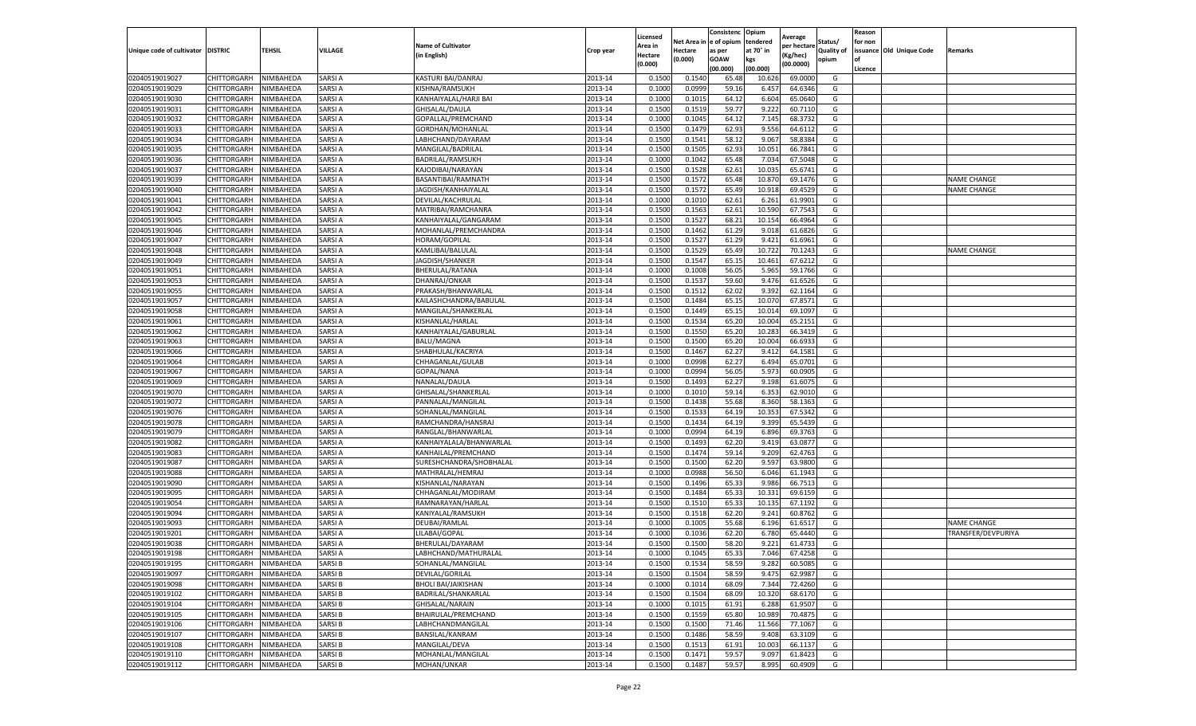| Unique code of cultivator | DISTRIC | TEHSIL | VILLAGE | Name of Cultivator (in English) | Crop year | Licensed Area in Hectare (0.000) | Net Area in Hectare (0.000) | Consistence of opium as per GOAW (00.000) | Opium tendered at 70° in kgs (00.000) | Average per hectare (Kg/hec) (00.0000) | Status/ Quality of opium | Reason for non issuance of Licence | Old Unique Code | Remarks |
|---|---|---|---|---|---|---|---|---|---|---|---|---|---|---|
| 02040519019027 | CHITTORGARH | NIMBAHEDA | SARSI A | KASTURI BAI/DANRAJ | 2013-14 | 0.1500 | 0.1540 | 65.48 | 10.626 | 69.0000 | G | | | |
| 02040519019029 | CHITTORGARH | NIMBAHEDA | SARSI A | KISHNA/RAMSUKH | 2013-14 | 0.1000 | 0.0999 | 59.16 | 6.457 | 64.6346 | G | | | |
| 02040519019030 | CHITTORGARH | NIMBAHEDA | SARSI A | KANHAIYALAL/HARJI BAI | 2013-14 | 0.1000 | 0.1015 | 64.12 | 6.604 | 65.0640 | G | | | |
| 02040519019031 | CHITTORGARH | NIMBAHEDA | SARSI A | GHISALAL/DAULA | 2013-14 | 0.1500 | 0.1519 | 59.77 | 9.222 | 60.7110 | G | | | |
| 02040519019032 | CHITTORGARH | NIMBAHEDA | SARSI A | GOPALLAL/PREMCHAND | 2013-14 | 0.1000 | 0.1045 | 64.12 | 7.145 | 68.3732 | G | | | |
| 02040519019033 | CHITTORGARH | NIMBAHEDA | SARSI A | GORDHAN/MOHANLAL | 2013-14 | 0.1500 | 0.1479 | 62.93 | 9.556 | 64.6112 | G | | | |
| 02040519019034 | CHITTORGARH | NIMBAHEDA | SARSI A | LABHCHAND/DAYARAM | 2013-14 | 0.1500 | 0.1541 | 58.12 | 9.067 | 58.8384 | G | | | |
| 02040519019035 | CHITTORGARH | NIMBAHEDA | SARSI A | MANGILAL/BADRILAL | 2013-14 | 0.1500 | 0.1505 | 62.93 | 10.051 | 66.7841 | G | | | |
| 02040519019036 | CHITTORGARH | NIMBAHEDA | SARSI A | BADRILAL/RAMSUKH | 2013-14 | 0.1000 | 0.1042 | 65.48 | 7.034 | 67.5048 | G | | | |
| 02040519019037 | CHITTORGARH | NIMBAHEDA | SARSI A | KAJODIBAI/NARAYAN | 2013-14 | 0.1500 | 0.1528 | 62.61 | 10.035 | 65.6741 | G | | | |
| 02040519019039 | CHITTORGARH | NIMBAHEDA | SARSI A | BASANTIBAI/RAMNATH | 2013-14 | 0.1500 | 0.1572 | 65.48 | 10.870 | 69.1476 | G | | | NAME CHANGE |
| 02040519019040 | CHITTORGARH | NIMBAHEDA | SARSI A | JAGDISH/KANHAIYALAL | 2013-14 | 0.1500 | 0.1572 | 65.49 | 10.918 | 69.4529 | G | | | NAME CHANGE |
| 02040519019041 | CHITTORGARH | NIMBAHEDA | SARSI A | DEVILAL/KACHRULAL | 2013-14 | 0.1000 | 0.1010 | 62.61 | 6.261 | 61.9901 | G | | | |
| 02040519019042 | CHITTORGARH | NIMBAHEDA | SARSI A | MATRIBAI/RAMCHANRA | 2013-14 | 0.1500 | 0.1563 | 62.61 | 10.590 | 67.7543 | G | | | |
| 02040519019045 | CHITTORGARH | NIMBAHEDA | SARSI A | KANHAIYALAL/GANGARAM | 2013-14 | 0.1500 | 0.1527 | 68.21 | 10.154 | 66.4964 | G | | | |
| 02040519019046 | CHITTORGARH | NIMBAHEDA | SARSI A | MOHANLAL/PREMCHANDRA | 2013-14 | 0.1500 | 0.1462 | 61.29 | 9.018 | 61.6826 | G | | | |
| 02040519019047 | CHITTORGARH | NIMBAHEDA | SARSI A | HORAM/GOPILAL | 2013-14 | 0.1500 | 0.1527 | 61.29 | 9.421 | 61.6961 | G | | | |
| 02040519019048 | CHITTORGARH | NIMBAHEDA | SARSI A | KAMLIBAI/BALULAL | 2013-14 | 0.1500 | 0.1529 | 65.49 | 10.722 | 70.1243 | G | | | NAME CHANGE |
| 02040519019049 | CHITTORGARH | NIMBAHEDA | SARSI A | JAGDISH/SHANKER | 2013-14 | 0.1500 | 0.1547 | 65.15 | 10.461 | 67.6212 | G | | | |
| 02040519019051 | CHITTORGARH | NIMBAHEDA | SARSI A | BHERULAL/RATANA | 2013-14 | 0.1000 | 0.1008 | 56.05 | 5.965 | 59.1766 | G | | | |
| 02040519019053 | CHITTORGARH | NIMBAHEDA | SARSI A | DHANRAJ/ONKAR | 2013-14 | 0.1500 | 0.1537 | 59.60 | 9.476 | 61.6526 | G | | | |
| 02040519019055 | CHITTORGARH | NIMBAHEDA | SARSI A | PRAKASH/BHANWARLAL | 2013-14 | 0.1500 | 0.1512 | 62.02 | 9.392 | 62.1164 | G | | | |
| 02040519019057 | CHITTORGARH | NIMBAHEDA | SARSI A | KAILASHCHANDRA/BABULAL | 2013-14 | 0.1500 | 0.1484 | 65.15 | 10.070 | 67.8571 | G | | | |
| 02040519019058 | CHITTORGARH | NIMBAHEDA | SARSI A | MANGILAL/SHANKERLAL | 2013-14 | 0.1500 | 0.1449 | 65.15 | 10.014 | 69.1097 | G | | | |
| 02040519019061 | CHITTORGARH | NIMBAHEDA | SARSI A | KISHANLAL/HARLAL | 2013-14 | 0.1500 | 0.1534 | 65.20 | 10.004 | 65.2151 | G | | | |
| 02040519019062 | CHITTORGARH | NIMBAHEDA | SARSI A | KANHAIYALAL/GABURLAL | 2013-14 | 0.1500 | 0.1550 | 65.20 | 10.283 | 66.3419 | G | | | |
| 02040519019063 | CHITTORGARH | NIMBAHEDA | SARSI A | BALU/MAGNA | 2013-14 | 0.1500 | 0.1500 | 65.20 | 10.004 | 66.6933 | G | | | |
| 02040519019066 | CHITTORGARH | NIMBAHEDA | SARSI A | SHABHULAL/KACRIYA | 2013-14 | 0.1500 | 0.1467 | 62.27 | 9.412 | 64.1581 | G | | | |
| 02040519019064 | CHITTORGARH | NIMBAHEDA | SARSI A | CHHAGANLAL/GULAB | 2013-14 | 0.1000 | 0.0998 | 62.27 | 6.494 | 65.0701 | G | | | |
| 02040519019067 | CHITTORGARH | NIMBAHEDA | SARSI A | GOPAL/NANA | 2013-14 | 0.1000 | 0.0994 | 56.05 | 5.973 | 60.0905 | G | | | |
| 02040519019069 | CHITTORGARH | NIMBAHEDA | SARSI A | NANALAL/DAULA | 2013-14 | 0.1500 | 0.1493 | 62.27 | 9.198 | 61.6075 | G | | | |
| 02040519019070 | CHITTORGARH | NIMBAHEDA | SARSI A | GHISALAL/SHANKERLAL | 2013-14 | 0.1000 | 0.1010 | 59.14 | 6.353 | 62.9010 | G | | | |
| 02040519019072 | CHITTORGARH | NIMBAHEDA | SARSI A | PANNALAL/MANGILAL | 2013-14 | 0.1500 | 0.1438 | 55.68 | 8.360 | 58.1363 | G | | | |
| 02040519019076 | CHITTORGARH | NIMBAHEDA | SARSI A | SOHANLAL/MANGILAL | 2013-14 | 0.1500 | 0.1533 | 64.19 | 10.353 | 67.5342 | G | | | |
| 02040519019078 | CHITTORGARH | NIMBAHEDA | SARSI A | RAMCHANDRA/HANSRAJ | 2013-14 | 0.1500 | 0.1434 | 64.19 | 9.399 | 65.5439 | G | | | |
| 02040519019079 | CHITTORGARH | NIMBAHEDA | SARSI A | RANGLAL/BHANWARLAL | 2013-14 | 0.1000 | 0.0994 | 64.19 | 6.896 | 69.3763 | G | | | |
| 02040519019082 | CHITTORGARH | NIMBAHEDA | SARSI A | KANHAIYALALA/BHANWARLAL | 2013-14 | 0.1500 | 0.1493 | 62.20 | 9.419 | 63.0877 | G | | | |
| 02040519019083 | CHITTORGARH | NIMBAHEDA | SARSI A | KANHAILAL/PREMCHAND | 2013-14 | 0.1500 | 0.1474 | 59.14 | 9.209 | 62.4763 | G | | | |
| 02040519019087 | CHITTORGARH | NIMBAHEDA | SARSI A | SURESHCHANDRA/SHOBHALAL | 2013-14 | 0.1500 | 0.1500 | 62.20 | 9.597 | 63.9800 | G | | | |
| 02040519019088 | CHITTORGARH | NIMBAHEDA | SARSI A | MATHRALAL/HEMRAJ | 2013-14 | 0.1000 | 0.0988 | 56.50 | 6.046 | 61.1943 | G | | | |
| 02040519019090 | CHITTORGARH | NIMBAHEDA | SARSI A | KISHANLAL/NARAYAN | 2013-14 | 0.1500 | 0.1496 | 65.33 | 9.986 | 66.7513 | G | | | |
| 02040519019095 | CHITTORGARH | NIMBAHEDA | SARSI A | CHHAGANLAL/MODIRAM | 2013-14 | 0.1500 | 0.1484 | 65.33 | 10.331 | 69.6159 | G | | | |
| 02040519019054 | CHITTORGARH | NIMBAHEDA | SARSI A | RAMNARAYAN/HARLAL | 2013-14 | 0.1500 | 0.1510 | 65.33 | 10.135 | 67.1192 | G | | | |
| 02040519019094 | CHITTORGARH | NIMBAHEDA | SARSI A | KANIYALAL/RAMSUKH | 2013-14 | 0.1500 | 0.1518 | 62.20 | 9.241 | 60.8762 | G | | | |
| 02040519019093 | CHITTORGARH | NIMBAHEDA | SARSI A | DEUBAI/RAMLAL | 2013-14 | 0.1000 | 0.1005 | 55.68 | 6.196 | 61.6517 | G | | | NAME CHANGE |
| 02040519019201 | CHITTORGARH | NIMBAHEDA | SARSI A | LILABAI/GOPAL | 2013-14 | 0.1000 | 0.1036 | 62.20 | 6.780 | 65.4440 | G | | | TRANSFER/DEVPURIYA |
| 02040519019038 | CHITTORGARH | NIMBAHEDA | SARSI A | BHERULAL/DAYARAM | 2013-14 | 0.1500 | 0.1500 | 58.20 | 9.221 | 61.4733 | G | | | |
| 02040519019198 | CHITTORGARH | NIMBAHEDA | SARSI A | LABHCHAND/MATHURALAL | 2013-14 | 0.1000 | 0.1045 | 65.33 | 7.046 | 67.4258 | G | | | |
| 02040519019195 | CHITTORGARH | NIMBAHEDA | SARSI B | SOHANLAL/MANGILAL | 2013-14 | 0.1500 | 0.1534 | 58.59 | 9.282 | 60.5085 | G | | | |
| 02040519019097 | CHITTORGARH | NIMBAHEDA | SARSI B | DEVILAL/GORILAL | 2013-14 | 0.1500 | 0.1504 | 58.59 | 9.475 | 62.9987 | G | | | |
| 02040519019098 | CHITTORGARH | NIMBAHEDA | SARSI B | BHOLI BAI/JAIKISHAN | 2013-14 | 0.1000 | 0.1014 | 68.09 | 7.344 | 72.4260 | G | | | |
| 02040519019102 | CHITTORGARH | NIMBAHEDA | SARSI B | BADRILAL/SHANKARLAL | 2013-14 | 0.1500 | 0.1504 | 68.09 | 10.320 | 68.6170 | G | | | |
| 02040519019104 | CHITTORGARH | NIMBAHEDA | SARSI B | GHISALAL/NARAIN | 2013-14 | 0.1000 | 0.1015 | 61.91 | 6.288 | 61.9507 | G | | | |
| 02040519019105 | CHITTORGARH | NIMBAHEDA | SARSI B | BHAIRULAL/PREMCHAND | 2013-14 | 0.1500 | 0.1559 | 65.80 | 10.989 | 70.4875 | G | | | |
| 02040519019106 | CHITTORGARH | NIMBAHEDA | SARSI B | LABHCHANDMANGILAL | 2013-14 | 0.1500 | 0.1500 | 71.46 | 11.566 | 77.1067 | G | | | |
| 02040519019107 | CHITTORGARH | NIMBAHEDA | SARSI B | BANSILAL/KANRAM | 2013-14 | 0.1500 | 0.1486 | 58.59 | 9.408 | 63.3109 | G | | | |
| 02040519019108 | CHITTORGARH | NIMBAHEDA | SARSI B | MANGILAL/DEVA | 2013-14 | 0.1500 | 0.1513 | 61.91 | 10.003 | 66.1137 | G | | | |
| 02040519019110 | CHITTORGARH | NIMBAHEDA | SARSI B | MOHANLAL/MANGILAL | 2013-14 | 0.1500 | 0.1471 | 59.57 | 9.097 | 61.8423 | G | | | |
| 02040519019112 | CHITTORGARH | NIMBAHEDA | SARSI B | MOHAN/UNKAR | 2013-14 | 0.1500 | 0.1487 | 59.57 | 8.995 | 60.4909 | G | | | |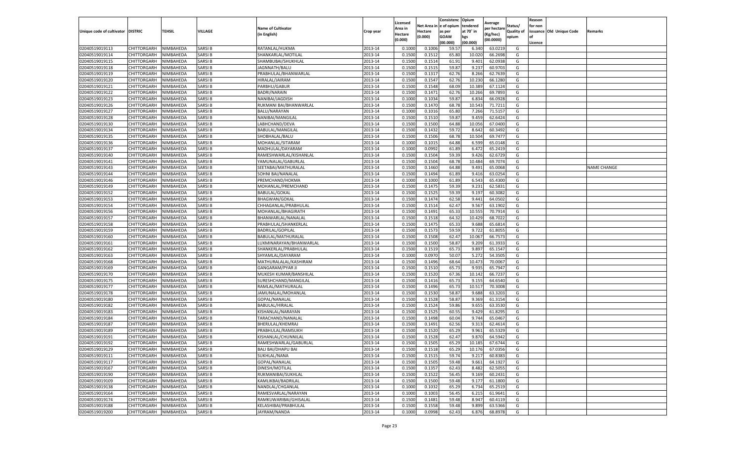| Unique code of cultivator | DISTRIC | TEHSIL | VILLAGE | Name of Cultivator (in English) | Crop year | Licensed Area in Hectare (0.000) | Net Area in Hectare (0.000) | Consistenc e of opium as per GOAW (00.000) | Opium tendered at 70° in kgs (00.000) | Average per hectare (Kg/hec) (00.0000) | Status/ Quality of opium | Reason for non issuance of Licence | Old Unique Code | Remarks |
|---|---|---|---|---|---|---|---|---|---|---|---|---|---|---|
| 02040519019113 | CHITTORGARH | NIMBAHEDA | SARSI B | RATANLAL/HUKMA | 2013-14 | 0.1000 | 0.1006 | 59.57 | 6.340 | 63.0219 | G | | | |
| 02040519019114 | CHITTORGARH | NIMBAHEDA | SARSI B | SHANKARLAL/MOTILAL | 2013-14 | 0.1500 | 0.1512 | 65.80 | 10.020 | 66.2698 | G | | | |
| 02040519019115 | CHITTORGARH | NIMBAHEDA | SARSI B | SHAMBUBAI/SHUKHLAL | 2013-14 | 0.1500 | 0.1514 | 61.91 | 9.401 | 62.0938 | G | | | |
| 02040519019118 | CHITTORGARH | NIMBAHEDA | SARSI B | JAGNNATH/BALU | 2013-14 | 0.1500 | 0.1515 | 59.87 | 9.237 | 60.9703 | G | | | |
| 02040519019119 | CHITTORGARH | NIMBAHEDA | SARSI B | PRABHULAL/BHANWARLAL | 2013-14 | 0.1500 | 0.1317 | 62.76 | 8.266 | 62.7639 | G | | | |
| 02040519019120 | CHITTORGARH | NIMBAHEDA | SARSI B | HIRALAL/JAIRAM | 2013-14 | 0.1500 | 0.1547 | 62.76 | 10.230 | 66.1280 | G | | | |
| 02040519019121 | CHITTORGARH | NIMBAHEDA | SARSI B | PARBHU/GABUR | 2013-14 | 0.1500 | 0.1548 | 68.09 | 10.389 | 67.1124 | G | | | |
| 02040519019122 | CHITTORGARH | NIMBAHEDA | SARSI B | BADRI/NARAIN | 2013-14 | 0.1500 | 0.1471 | 62.76 | 10.266 | 69.7893 | G | | | |
| 02040519019123 | CHITTORGARH | NIMBAHEDA | SARSI B | NANIBAI/JAGDISH | 2013-14 | 0.1000 | 0.1034 | 59.87 | 6.834 | 66.0928 | G | | | |
| 02040519019126 | CHITTORGARH | NIMBAHEDA | SARSI B | RUKMANI BAI/BHANWARLAL | 2013-14 | 0.1500 | 0.1470 | 68.78 | 10.543 | 71.7211 | G | | | |
| 02040519019127 | CHITTORGARH | NIMBAHEDA | SARSI B | BALU/NARAYAN | 2013-14 | 0.1000 | 0.1016 | 65.80 | 7.266 | 71.5157 | G | | | |
| 02040519019128 | CHITTORGARH | NIMBAHEDA | SARSI B | NANIBAI/MANGILAL | 2013-14 | 0.1500 | 0.1510 | 59.87 | 9.459 | 62.6424 | G | | | |
| 02040519019130 | CHITTORGARH | NIMBAHEDA | SARSI B | LABHCHAND/DEVA | 2013-14 | 0.1500 | 0.1500 | 64.88 | 10.056 | 67.0400 | G | | | |
| 02040519019134 | CHITTORGARH | NIMBAHEDA | SARSI B | BABULAL/MANGILAL | 2013-14 | 0.1500 | 0.1432 | 59.72 | 8.642 | 60.3492 | G | | | |
| 02040519019135 | CHITTORGARH | NIMBAHEDA | SARSI B | SHOBHALAL/BALU | 2013-14 | 0.1500 | 0.1506 | 68.78 | 10.504 | 69.7477 | G | | | |
| 02040519019136 | CHITTORGARH | NIMBAHEDA | SARSI B | MOHANLAL/SITARAM | 2013-14 | 0.1000 | 0.1015 | 64.88 | 6.599 | 65.0148 | G | | | |
| 02040519019137 | CHITTORGARH | NIMBAHEDA | SARSI B | MADHULAL/DAYARAM | 2013-14 | 0.1000 | 0.0992 | 61.89 | 6.472 | 65.2419 | G | | | |
| 02040519019140 | CHITTORGARH | NIMBAHEDA | SARSI B | RAMESHWARLAL/KISHANLAL | 2013-14 | 0.1500 | 0.1504 | 59.39 | 9.426 | 62.6729 | G | | | |
| 02040519019141 | CHITTORGARH | NIMBAHEDA | SARSI B | YAMUNALAL/GABURLAL | 2013-14 | 0.1500 | 0.1504 | 68.78 | 10.484 | 69.7074 | G | | | |
| 02040519019143 | CHITTORGARH | NIMBAHEDA | SARSI B | SEETABAI/MATHURALAL | 2013-14 | 0.1500 | 0.1460 | 64.88 | 9.491 | 65.0068 | G | | | NAME CHANGE |
| 02040519019144 | CHITTORGARH | NIMBAHEDA | SARSI B | SOHNI BAI/NANALAL | 2013-14 | 0.1500 | 0.1494 | 61.89 | 9.416 | 63.0254 | G | | | |
| 02040519019146 | CHITTORGARH | NIMBAHEDA | SARSI B | PREMCHAND/HOKMA | 2013-14 | 0.1000 | 0.1000 | 61.89 | 6.543 | 65.4300 | G | | | |
| 02040519019149 | CHITTORGARH | NIMBAHEDA | SARSI B | MOHANLAL/PREMCHAND | 2013-14 | 0.1500 | 0.1475 | 59.39 | 9.231 | 62.5831 | G | | | |
| 02040519019152 | CHITTORGARH | NIMBAHEDA | SARSI B | BABULAL/GOKAL | 2013-14 | 0.1500 | 0.1525 | 59.39 | 9.197 | 60.3082 | G | | | |
| 02040519019153 | CHITTORGARH | NIMBAHEDA | SARSI B | BHAGWAN/GOKAL | 2013-14 | 0.1500 | 0.1474 | 62.58 | 9.441 | 64.0502 | G | | | |
| 02040519019154 | CHITTORGARH | NIMBAHEDA | SARSI B | CHHAGANLAL/PRABHULAL | 2013-14 | 0.1500 | 0.1514 | 62.47 | 9.567 | 63.1902 | G | | | |
| 02040519019156 | CHITTORGARH | NIMBAHEDA | SARSI B | MOHANLAL/BHAGIRATH | 2013-14 | 0.1500 | 0.1491 | 65.33 | 10.555 | 70.7914 | G | | | |
| 02040519019157 | CHITTORGARH | NIMBAHEDA | SARSI B | BHANWARLAL/NANALAL | 2013-14 | 0.1500 | 0.1518 | 64.32 | 10.429 | 68.7022 | G | | | |
| 02040519019158 | CHITTORGARH | NIMBAHEDA | SARSI B | PRABHULAL/SHANKERLAL | 2013-14 | 0.1500 | 0.1475 | 65.33 | 9.688 | 65.6814 | G | | | |
| 02040519019159 | CHITTORGARH | NIMBAHEDA | SARSI B | BADRILAL/GOPILAL | 2013-14 | 0.1500 | 0.1573 | 59.59 | 9.722 | 61.8055 | G | | | |
| 02040519019160 | CHITTORGARH | NIMBAHEDA | SARSI B | BABULAL/MATHURALAL | 2013-14 | 0.1500 | 0.1508 | 62.47 | 10.067 | 66.7573 | G | | | |
| 02040519019161 | CHITTORGARH | NIMBAHEDA | SARSI B | LUXMINARAYAN/BHANWARLAL | 2013-14 | 0.1500 | 0.1500 | 58.87 | 9.209 | 61.3933 | G | | | |
| 02040519019162 | CHITTORGARH | NIMBAHEDA | SARSI B | SHANKERLAL/PRABHULAL | 2013-14 | 0.1500 | 0.1519 | 65.73 | 9.897 | 65.1547 | G | | | |
| 02040519019163 | CHITTORGARH | NIMBAHEDA | SARSI B | SHYAMLAL/DAYARAM | 2013-14 | 0.1000 | 0.0970 | 50.07 | 5.272 | 54.3505 | G | | | |
| 02040519019168 | CHITTORGARH | NIMBAHEDA | SARSI B | MATHURALALAL/KASHIRAM | 2013-14 | 0.1500 | 0.1496 | 68.64 | 10.473 | 70.0067 | G | | | |
| 02040519019169 | CHITTORGARH | NIMBAHEDA | SARSI B | GANGARAM/PYAR JI | 2013-14 | 0.1500 | 0.1510 | 65.73 | 9.935 | 65.7947 | G | | | |
| 02040519019170 | CHITTORGARH | NIMBAHEDA | SARSI B | MUKESH KUMAR/BANSHILAL | 2013-14 | 0.1500 | 0.1520 | 67.36 | 10.142 | 66.7237 | G | | | |
| 02040519019175 | CHITTORGARH | NIMBAHEDA | SARSI B | SURESHCHAND/MANGILAL | 2013-14 | 0.1500 | 0.1416 | 65.73 | 9.155 | 64.6540 | G | | | |
| 02040519019177 | CHITTORGARH | NIMBAHEDA | SARSI B | RAMLAL/MATHURALAL | 2013-14 | 0.1500 | 0.1496 | 65.73 | 10.517 | 70.3008 | G | | | |
| 02040519019178 | CHITTORGARH | NIMBAHEDA | SARSI B | JAMUNALAL/MOHANLAL | 2013-14 | 0.1500 | 0.1530 | 58.87 | 9.688 | 63.3203 | G | | | |
| 02040519019180 | CHITTORGARH | NIMBAHEDA | SARSI B | GOPAL/NANALAL | 2013-14 | 0.1500 | 0.1528 | 58.87 | 9.369 | 61.3154 | G | | | |
| 02040519019182 | CHITTORGARH | NIMBAHEDA | SARSI B | BABULAL/HIRALAL | 2013-14 | 0.1500 | 0.1524 | 59.86 | 9.655 | 63.3530 | G | | | |
| 02040519019183 | CHITTORGARH | NIMBAHEDA | SARSI B | KISHANLAL/NARAYAN | 2013-14 | 0.1500 | 0.1525 | 60.55 | 9.429 | 61.8295 | G | | | |
| 02040519019184 | CHITTORGARH | NIMBAHEDA | SARSI B | TARACHAND/NANALAL | 2013-14 | 0.1500 | 0.1498 | 60.04 | 9.744 | 65.0467 | G | | | |
| 02040519019187 | CHITTORGARH | NIMBAHEDA | SARSI B | BHERULAL/KHEMRAJ | 2013-14 | 0.1500 | 0.1491 | 62.56 | 9.313 | 62.4614 | G | | | |
| 02040519019189 | CHITTORGARH | NIMBAHEDA | SARSI B | PRABHULAL/RAMSUKH | 2013-14 | 0.1500 | 0.1520 | 65.29 | 9.961 | 65.5329 | G | | | |
| 02040519019191 | CHITTORGARH | NIMBAHEDA | SARSI B | KISHANLAL/CHUNNILAL | 2013-14 | 0.1500 | 0.1528 | 62.47 | 9.870 | 64.5942 | G | | | |
| 02040519019192 | CHITTORGARH | NIMBAHEDA | SARSI B | RAMESHWARLAL/GABURLAL | 2013-14 | 0.1500 | 0.1505 | 65.29 | 10.185 | 67.6744 | G | | | |
| 02040519019129 | CHITTORGARH | NIMBAHEDA | SARSI B | BALI BAI/DHAPU BAI | 2013-14 | 0.1500 | 0.1518 | 65.29 | 10.176 | 67.0356 | G | | | |
| 02040519019111 | CHITTORGARH | NIMBAHEDA | SARSI B | SUKHLAL/NANA | 2013-14 | 0.1500 | 0.1515 | 59.74 | 9.217 | 60.8383 | G | | | |
| 02040519019117 | CHITTORGARH | NIMBAHEDA | SARSI B | GOPAL/NANALAL | 2013-14 | 0.1500 | 0.1505 | 59.48 | 9.661 | 64.1927 | G | | | |
| 02040519019167 | CHITTORGARH | NIMBAHEDA | SARSI B | DINESH/MOTILAL | 2013-14 | 0.1500 | 0.1357 | 62.43 | 8.482 | 62.5055 | G | | | |
| 02040519019190 | CHITTORGARH | NIMBAHEDA | SARSI B | RUKMANIBAI/SUKHLAL | 2013-14 | 0.1500 | 0.1522 | 56.45 | 9.169 | 60.2431 | G | | | |
| 02040519019109 | CHITTORGARH | NIMBAHEDA | SARSI B | KAMLIKBAI/BADRILAL | 2013-14 | 0.1500 | 0.1500 | 59.48 | 9.177 | 61.1800 | G | | | |
| 02040519019138 | CHITTORGARH | NIMBAHEDA | SARSI B | NANDLAL/CHGANLAL | 2013-14 | 0.1000 | 0.1032 | 65.29 | 6.734 | 65.2519 | G | | | |
| 02040519019164 | CHITTORGARH | NIMBAHEDA | SARSI B | RAMESVARLAL/NARAYAN | 2013-14 | 0.1000 | 0.1003 | 56.45 | 6.215 | 61.9641 | G | | | |
| 02040519019174 | CHITTORGARH | NIMBAHEDA | SARSI B | RAMKUWARIBAI/GHISALAL | 2013-14 | 0.1500 | 0.1481 | 59.48 | 8.947 | 60.4119 | G | | | |
| 02040519019188 | CHITTORGARH | NIMBAHEDA | SARSI B | KELASHIBAI/PRABHULAL | 2013-14 | 0.1500 | 0.1558 | 59.48 | 9.899 | 63.5366 | G | | | |
| 02040519019200 | CHITTORGARH | NIMBAHEDA | SARSI B | JAYRAM/NANDA | 2013-14 | 0.1000 | 0.0998 | 62.43 | 6.876 | 68.8978 | G | | | |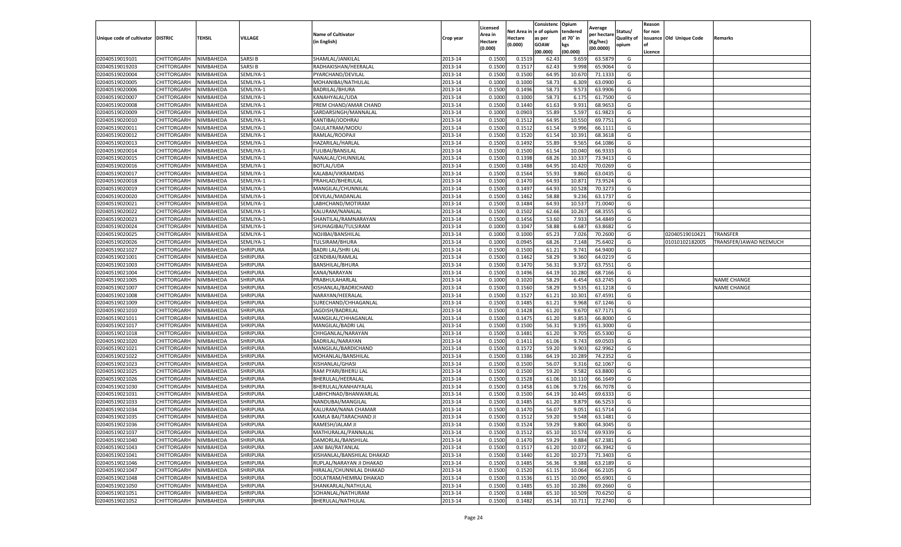| Unique code of cultivator | DISTRIC | TEHSIL | VILLAGE | Name of Cultivator (in English) | Crop year | Licensed Area in Hectare (0.000) | Net Area in Hectare (0.000) | Consistenc e of opium as per GOAW (00.000) | Opium tendered at 70° in kgs (00.000) | Average per hectare (Kg/hec) (00.0000) | Status/ Quality of opium | Reason for non issuance of Licence | Old Unique Code | Remarks |
|---|---|---|---|---|---|---|---|---|---|---|---|---|---|---|
| 02040519019101 | CHITTORGARH | NIMBAHEDA | SARSI B | SHAMLAL/JANKILAL | 2013-14 | 0.1500 | 0.1519 | 62.43 | 9.659 | 63.5879 | G | | | |
| 02040519019203 | CHITTORGARH | NIMBAHEDA | SARSI B | RADHAKISHAN/HEERALAL | 2013-14 | 0.1500 | 0.1517 | 62.43 | 9.998 | 65.9064 | G | | | |
| 02040519020004 | CHITTORGARH | NIMBAHEDA | SEMLIYA-1 | PYARCHAND/DEVILAL | 2013-14 | 0.1500 | 0.1500 | 64.95 | 10.670 | 71.1333 | G | | | |
| 02040519020005 | CHITTORGARH | NIMBAHEDA | SEMLIYA-1 | MOHANIBAI/NATHULAL | 2013-14 | 0.1000 | 0.1000 | 58.73 | 6.309 | 63.0900 | G | | | |
| 02040519020006 | CHITTORGARH | NIMBAHEDA | SEMLIYA-1 | BADRILAL/BHURA | 2013-14 | 0.1500 | 0.1496 | 58.73 | 9.573 | 63.9906 | G | | | |
| 02040519020007 | CHITTORGARH | NIMBAHEDA | SEMLIYA-1 | KANAHYALAL/UDA | 2013-14 | 0.1000 | 0.1000 | 58.73 | 6.175 | 61.7500 | G | | | |
| 02040519020008 | CHITTORGARH | NIMBAHEDA | SEMLIYA-1 | PREM CHAND/AMAR CHAND | 2013-14 | 0.1500 | 0.1440 | 61.63 | 9.931 | 68.9653 | G | | | |
| 02040519020009 | CHITTORGARH | NIMBAHEDA | SEMLIYA-1 | SARDARSINGH/MANNALAL | 2013-14 | 0.1000 | 0.0903 | 55.89 | 5.597 | 61.9823 | G | | | |
| 02040519020010 | CHITTORGARH | NIMBAHEDA | SEMLIYA-1 | KANTIBAI/JODHRAJ | 2013-14 | 0.1500 | 0.1512 | 64.95 | 10.550 | 69.7751 | G | | | |
| 02040519020011 | CHITTORGARH | NIMBAHEDA | SEMLIYA-1 | DAULATRAM/MODU | 2013-14 | 0.1500 | 0.1512 | 61.54 | 9.996 | 66.1111 | G | | | |
| 02040519020012 | CHITTORGARH | NIMBAHEDA | SEMLIYA-1 | RAMLAL/ROOPAJI | 2013-14 | 0.1500 | 0.1520 | 61.54 | 10.391 | 68.3618 | G | | | |
| 02040519020013 | CHITTORGARH | NIMBAHEDA | SEMLIYA-1 | HAZARILAL/HARLAL | 2013-14 | 0.1500 | 0.1492 | 55.89 | 9.565 | 64.1086 | G | | | |
| 02040519020014 | CHITTORGARH | NIMBAHEDA | SEMLIYA-1 | FULIBAI/BANSILAL | 2013-14 | 0.1500 | 0.1500 | 61.54 | 10.040 | 66.9333 | G | | | |
| 02040519020015 | CHITTORGARH | NIMBAHEDA | SEMLIYA-1 | NANALAL/CHUNNILAL | 2013-14 | 0.1500 | 0.1398 | 68.26 | 10.337 | 73.9413 | G | | | |
| 02040519020016 | CHITTORGARH | NIMBAHEDA | SEMLIYA-1 | BOTLAL/UDA | 2013-14 | 0.1500 | 0.1488 | 64.95 | 10.420 | 70.0269 | G | | | |
| 02040519020017 | CHITTORGARH | NIMBAHEDA | SEMLIYA-1 | KALABAI/VIKRAMDAS | 2013-14 | 0.1500 | 0.1564 | 55.93 | 9.860 | 63.0435 | G | | | |
| 02040519020018 | CHITTORGARH | NIMBAHEDA | SEMLIYA-1 | PRAHLAD/BHERULAL | 2013-14 | 0.1500 | 0.1470 | 64.93 | 10.871 | 73.9524 | G | | | |
| 02040519020019 | CHITTORGARH | NIMBAHEDA | SEMLIYA-1 | MANGILAL/CHUNNILAL | 2013-14 | 0.1500 | 0.1497 | 64.93 | 10.528 | 70.3273 | G | | | |
| 02040519020020 | CHITTORGARH | NIMBAHEDA | SEMLIYA-1 | DEVILAL/MADANLAL | 2013-14 | 0.1500 | 0.1462 | 58.88 | 9.236 | 63.1737 | G | | | |
| 02040519020021 | CHITTORGARH | NIMBAHEDA | SEMLIYA-1 | LABHCHAND/MOTIRAM | 2013-14 | 0.1500 | 0.1484 | 64.93 | 10.537 | 71.0040 | G | | | |
| 02040519020022 | CHITTORGARH | NIMBAHEDA | SEMLIYA-1 | KALURAM/NANALAL | 2013-14 | 0.1500 | 0.1502 | 62.66 | 10.267 | 68.3555 | G | | | |
| 02040519020023 | CHITTORGARH | NIMBAHEDA | SEMLIYA-1 | SHANTILAL/RAMNARAYAN | 2013-14 | 0.1500 | 0.1456 | 53.60 | 7.933 | 54.4849 | G | | | |
| 02040519020024 | CHITTORGARH | NIMBAHEDA | SEMLIYA-1 | SHUHAGIBAI/TULSIRAM | 2013-14 | 0.1000 | 0.1047 | 58.88 | 6.687 | 63.8682 | G | | | |
| 02040519020025 | CHITTORGARH | NIMBAHEDA | SEMLIYA-1 | NOJIBAI/BANSHILAL | 2013-14 | 0.1000 | 0.1000 | 65.23 | 7.026 | 70.2600 | G | | 02040519010421 | TRANSFER |
| 02040519020026 | CHITTORGARH | NIMBAHEDA | SEMLIYA-1 | TULSIRAM/BHURA | 2013-14 | 0.1000 | 0.0945 | 68.26 | 7.148 | 75.6402 | G | | 01010102182005 | TRANSFER/JAWAD NEEMUCH |
| 02040519021027 | CHITTORGARH | NIMBAHEDA | SHRIPURA | BADRI LAL/SHRI LAL | 2013-14 | 0.1500 | 0.1500 | 61.21 | 9.741 | 64.9400 | G | | | |
| 02040519021001 | CHITTORGARH | NIMBAHEDA | SHRIPURA | GENDIBAI/RAMLAL | 2013-14 | 0.1500 | 0.1462 | 58.29 | 9.360 | 64.0219 | G | | | |
| 02040519021003 | CHITTORGARH | NIMBAHEDA | SHRIPURA | BANSHILAL/BHURA | 2013-14 | 0.1500 | 0.1470 | 56.31 | 9.372 | 63.7551 | G | | | |
| 02040519021004 | CHITTORGARH | NIMBAHEDA | SHRIPURA | KANA/NARAYAN | 2013-14 | 0.1500 | 0.1496 | 64.19 | 10.280 | 68.7166 | G | | | |
| 02040519021005 | CHITTORGARH | NIMBAHEDA | SHRIPURA | PRABHULAHARLAL | 2013-14 | 0.1000 | 0.1020 | 58.29 | 6.454 | 63.2745 | G | | | NAME CHANGE |
| 02040519021007 | CHITTORGARH | NIMBAHEDA | SHRIPURA | KISHANLAL/BADRICHAND | 2013-14 | 0.1500 | 0.1560 | 58.29 | 9.535 | 61.1218 | G | | | NAME CHANGE |
| 02040519021008 | CHITTORGARH | NIMBAHEDA | SHRIPURA | NARAYAN/HEERALAL | 2013-14 | 0.1500 | 0.1527 | 61.21 | 10.301 | 67.4591 | G | | | |
| 02040519021009 | CHITTORGARH | NIMBAHEDA | SHRIPURA | SURECHAND/CHHAGANLAL | 2013-14 | 0.1500 | 0.1485 | 61.21 | 9.968 | 67.1246 | G | | | |
| 02040519021010 | CHITTORGARH | NIMBAHEDA | SHRIPURA | JAGDISH/BADRILAL | 2013-14 | 0.1500 | 0.1428 | 61.20 | 9.670 | 67.7171 | G | | | |
| 02040519021011 | CHITTORGARH | NIMBAHEDA | SHRIPURA | MANGILAL/CHHAGANLAL | 2013-14 | 0.1500 | 0.1475 | 61.20 | 9.853 | 66.8000 | G | | | |
| 02040519021017 | CHITTORGARH | NIMBAHEDA | SHRIPURA | MANGILAL/BADRI LAL | 2013-14 | 0.1500 | 0.1500 | 56.31 | 9.195 | 61.3000 | G | | | |
| 02040519021018 | CHITTORGARH | NIMBAHEDA | SHRIPURA | CHHGANLAL/NARAYAN | 2013-14 | 0.1500 | 0.1481 | 61.20 | 9.705 | 65.5300 | G | | | |
| 02040519021020 | CHITTORGARH | NIMBAHEDA | SHRIPURA | BADRILAL/NARAYAN | 2013-14 | 0.1500 | 0.1411 | 61.06 | 9.743 | 69.0503 | G | | | |
| 02040519021021 | CHITTORGARH | NIMBAHEDA | SHRIPURA | MANGILAL/BARDICHAND | 2013-14 | 0.1500 | 0.1572 | 59.20 | 9.903 | 62.9962 | G | | | |
| 02040519021022 | CHITTORGARH | NIMBAHEDA | SHRIPURA | MOHANLAL/BANSHILAL | 2013-14 | 0.1500 | 0.1386 | 64.19 | 10.289 | 74.2352 | G | | | |
| 02040519021023 | CHITTORGARH | NIMBAHEDA | SHRIPURA | KISHANLAL/GHASI | 2013-14 | 0.1500 | 0.1500 | 56.07 | 9.316 | 62.1067 | G | | | |
| 02040519021025 | CHITTORGARH | NIMBAHEDA | SHRIPURA | RAM PYARI/BHERU LAL | 2013-14 | 0.1500 | 0.1500 | 59.20 | 9.582 | 63.8800 | G | | | |
| 02040519021026 | CHITTORGARH | NIMBAHEDA | SHRIPURA | BHERULAL/HEERALAL | 2013-14 | 0.1500 | 0.1528 | 61.06 | 10.110 | 66.1649 | G | | | |
| 02040519021030 | CHITTORGARH | NIMBAHEDA | SHRIPURA | BHERULAL/KANHAIYALAL | 2013-14 | 0.1500 | 0.1458 | 61.06 | 9.726 | 66.7078 | G | | | |
| 02040519021031 | CHITTORGARH | NIMBAHEDA | SHRIPURA | LABHCHNAD/BHANWARLAL | 2013-14 | 0.1500 | 0.1500 | 64.19 | 10.445 | 69.6333 | G | | | |
| 02040519021033 | CHITTORGARH | NIMBAHEDA | SHRIPURA | NANDUBAI/MANGILAL | 2013-14 | 0.1500 | 0.1485 | 61.20 | 9.879 | 66.5253 | G | | | |
| 02040519021034 | CHITTORGARH | NIMBAHEDA | SHRIPURA | KALURAM/NANA CHAMAR | 2013-14 | 0.1500 | 0.1470 | 56.07 | 9.051 | 61.5714 | G | | | |
| 02040519021035 | CHITTORGARH | NIMBAHEDA | SHRIPURA | KAMLA BAI/TARACHAND JI | 2013-14 | 0.1500 | 0.1512 | 59.20 | 9.548 | 63.1481 | G | | | |
| 02040519021036 | CHITTORGARH | NIMBAHEDA | SHRIPURA | RAMESH/JALAM JI | 2013-14 | 0.1500 | 0.1524 | 59.29 | 9.800 | 64.3045 | G | | | |
| 02040519021037 | CHITTORGARH | NIMBAHEDA | SHRIPURA | MATHURALAL/PANNALAL | 2013-14 | 0.1500 | 0.1512 | 65.10 | 10.574 | 69.9339 | G | | | |
| 02040519021040 | CHITTORGARH | NIMBAHEDA | SHRIPURA | DAMORLAL/BANSHILAL | 2013-14 | 0.1500 | 0.1470 | 59.29 | 9.884 | 67.2381 | G | | | |
| 02040519021043 | CHITTORGARH | NIMBAHEDA | SHRIPURA | JANI BAI/RATANLAL | 2013-14 | 0.1500 | 0.1517 | 61.20 | 10.072 | 66.3942 | G | | | |
| 02040519021041 | CHITTORGARH | NIMBAHEDA | SHRIPURA | KISHANLAL/BANSHILAL DHAKAD | 2013-14 | 0.1500 | 0.1440 | 61.20 | 10.273 | 71.3403 | G | | | |
| 02040519021046 | CHITTORGARH | NIMBAHEDA | SHRIPURA | RUPLAL/NARAYAN JI DHAKAD | 2013-14 | 0.1500 | 0.1485 | 56.36 | 9.388 | 63.2189 | G | | | |
| 02040519021047 | CHITTORGARH | NIMBAHEDA | SHRIPURA | HIRALAL/CHUNNILAL DHAKAD | 2013-14 | 0.1500 | 0.1520 | 61.15 | 10.064 | 66.2105 | G | | | |
| 02040519021048 | CHITTORGARH | NIMBAHEDA | SHRIPURA | DOLATRAM/HEMRAJ DHAKAD | 2013-14 | 0.1500 | 0.1536 | 61.15 | 10.090 | 65.6901 | G | | | |
| 02040519021050 | CHITTORGARH | NIMBAHEDA | SHRIPURA | SHANKARLAL/NATHULAL | 2013-14 | 0.1500 | 0.1485 | 65.10 | 10.286 | 69.2660 | G | | | |
| 02040519021051 | CHITTORGARH | NIMBAHEDA | SHRIPURA | SOHANLAL/NATHURAM | 2013-14 | 0.1500 | 0.1488 | 65.10 | 10.509 | 70.6250 | G | | | |
| 02040519021052 | CHITTORGARH | NIMBAHEDA | SHRIPURA | BHERULAL/NATHULAL | 2013-14 | 0.1500 | 0.1482 | 65.14 | 10.711 | 72.2740 | G | | | |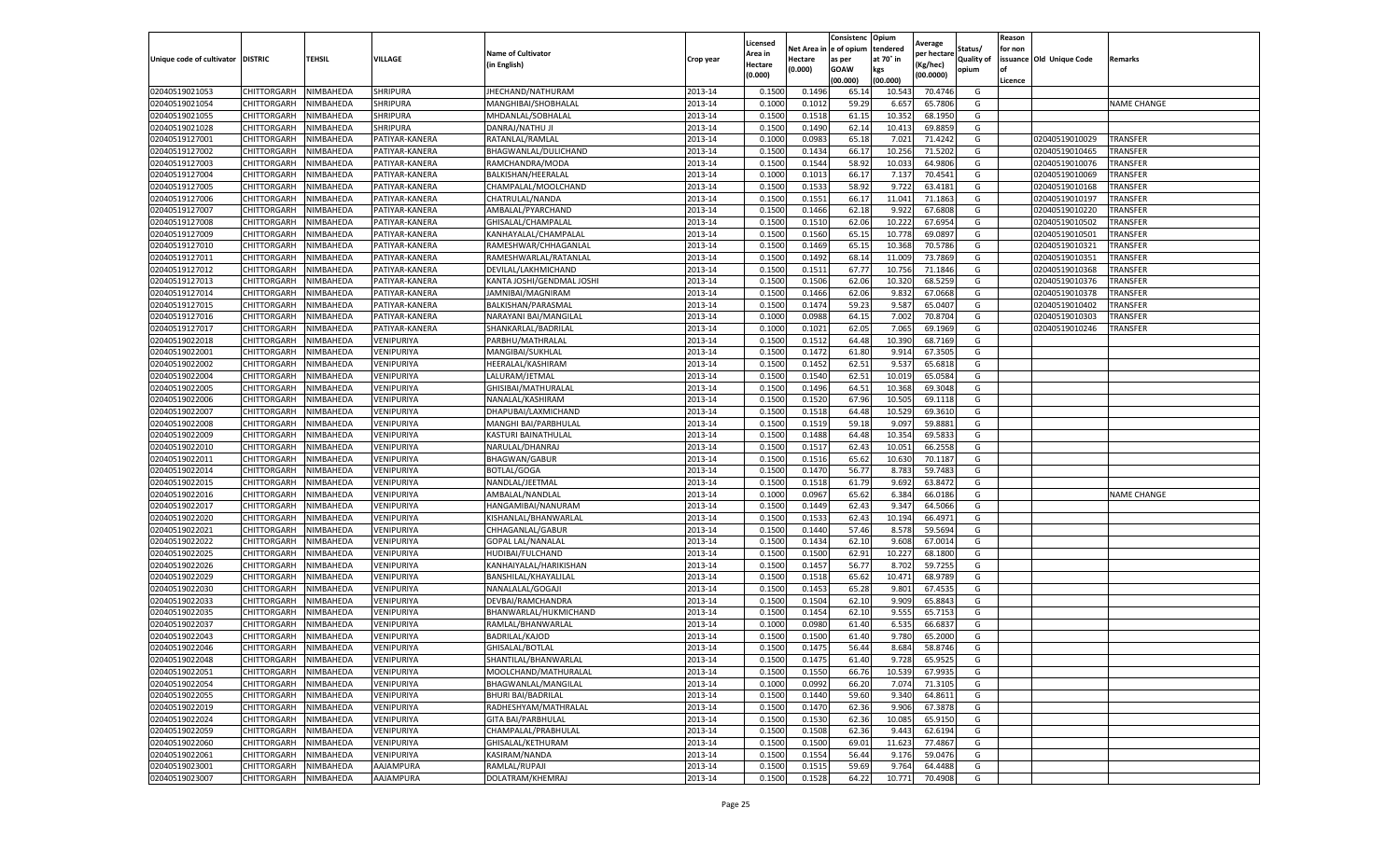| Unique code of cultivator | DISTRIC | TEHSIL | VILLAGE | Name of Cultivator (in English) | Crop year | Licensed Area in Hectare (0.000) | Net Area in Hectare (0.000) | Consistence of opium as per GOAW (00.000) | Opium tendered at 70° in kgs (00.000) | Average per hectare (Kg/hec) (00.0000) | Status/ Quality of opium | Reason for non issuance of Licence | Old Unique Code | Remarks |
|---|---|---|---|---|---|---|---|---|---|---|---|---|---|---|
| 02040519021053 | CHITTORGARH | NIMBAHEDA | SHRIPURA | JHECHAND/NATHURAM | 2013-14 | 0.1500 | 0.1496 | 65.14 | 10.543 | 70.4746 | G | | | |
| 02040519021054 | CHITTORGARH | NIMBAHEDA | SHRIPURA | MANGHIBAI/SHOBHALAL | 2013-14 | 0.1000 | 0.1012 | 59.29 | 6.657 | 65.7806 | G | | | NAME CHANGE |
| 02040519021055 | CHITTORGARH | NIMBAHEDA | SHRIPURA | MHDANLAL/SOBHALAL | 2013-14 | 0.1500 | 0.1518 | 61.15 | 10.352 | 68.1950 | G | | | |
| 02040519021028 | CHITTORGARH | NIMBAHEDA | SHRIPURA | DANRAJ/NATHU JI | 2013-14 | 0.1500 | 0.1490 | 62.14 | 10.413 | 69.8859 | G | | | |
| 02040519127001 | CHITTORGARH | NIMBAHEDA | PATIYAR-KANERA | RATANLAL/RAMLAL | 2013-14 | 0.1000 | 0.0983 | 65.18 | 7.021 | 71.4242 | G | | 02040519010029 | TRANSFER |
| 02040519127002 | CHITTORGARH | NIMBAHEDA | PATIYAR-KANERA | BHAGWANLAL/DULICHAND | 2013-14 | 0.1500 | 0.1434 | 66.17 | 10.256 | 71.5202 | G | | 02040519010465 | TRANSFER |
| 02040519127003 | CHITTORGARH | NIMBAHEDA | PATIYAR-KANERA | RAMCHANDRA/MODA | 2013-14 | 0.1500 | 0.1544 | 58.92 | 10.033 | 64.9806 | G | | 02040519010076 | TRANSFER |
| 02040519127004 | CHITTORGARH | NIMBAHEDA | PATIYAR-KANERA | BALKISHAN/HEERALAL | 2013-14 | 0.1000 | 0.1013 | 66.17 | 7.137 | 70.4541 | G | | 02040519010069 | TRANSFER |
| 02040519127005 | CHITTORGARH | NIMBAHEDA | PATIYAR-KANERA | CHAMPALAL/MOOLCHAND | 2013-14 | 0.1500 | 0.1533 | 58.92 | 9.722 | 63.4181 | G | | 02040519010168 | TRANSFER |
| 02040519127006 | CHITTORGARH | NIMBAHEDA | PATIYAR-KANERA | CHATRULAL/NANDA | 2013-14 | 0.1500 | 0.1551 | 66.17 | 11.041 | 71.1863 | G | | 02040519010197 | TRANSFER |
| 02040519127007 | CHITTORGARH | NIMBAHEDA | PATIYAR-KANERA | AMBALAL/PYARCHAND | 2013-14 | 0.1500 | 0.1466 | 62.18 | 9.922 | 67.6808 | G | | 02040519010220 | TRANSFER |
| 02040519127008 | CHITTORGARH | NIMBAHEDA | PATIYAR-KANERA | GHISALAL/CHAMPALAL | 2013-14 | 0.1500 | 0.1510 | 62.06 | 10.222 | 67.6954 | G | | 02040519010502 | TRANSFER |
| 02040519127009 | CHITTORGARH | NIMBAHEDA | PATIYAR-KANERA | KANHAYALAL/CHAMPALAL | 2013-14 | 0.1500 | 0.1560 | 65.15 | 10.778 | 69.0897 | G | | 02040519010501 | TRANSFER |
| 02040519127010 | CHITTORGARH | NIMBAHEDA | PATIYAR-KANERA | RAMESHWAR/CHHAGANLAL | 2013-14 | 0.1500 | 0.1469 | 65.15 | 10.368 | 70.5786 | G | | 02040519010321 | TRANSFER |
| 02040519127011 | CHITTORGARH | NIMBAHEDA | PATIYAR-KANERA | RAMESHWARLAL/RATANLAL | 2013-14 | 0.1500 | 0.1492 | 68.14 | 11.009 | 73.7869 | G | | 02040519010351 | TRANSFER |
| 02040519127012 | CHITTORGARH | NIMBAHEDA | PATIYAR-KANERA | DEVILAL/LAKHMICHAND | 2013-14 | 0.1500 | 0.1511 | 67.77 | 10.756 | 71.1846 | G | | 02040519010368 | TRANSFER |
| 02040519127013 | CHITTORGARH | NIMBAHEDA | PATIYAR-KANERA | KANTA JOSHI/GENDMAL JOSHI | 2013-14 | 0.1500 | 0.1506 | 62.06 | 10.320 | 68.5259 | G | | 02040519010376 | TRANSFER |
| 02040519127014 | CHITTORGARH | NIMBAHEDA | PATIYAR-KANERA | JAMNIBAI/MAGNIRAM | 2013-14 | 0.1500 | 0.1466 | 62.06 | 9.832 | 67.0668 | G | | 02040519010378 | TRANSFER |
| 02040519127015 | CHITTORGARH | NIMBAHEDA | PATIYAR-KANERA | BALKISHAN/PARASMAL | 2013-14 | 0.1500 | 0.1474 | 59.23 | 9.587 | 65.0407 | G | | 02040519010402 | TRANSFER |
| 02040519127016 | CHITTORGARH | NIMBAHEDA | PATIYAR-KANERA | NARAYANI BAI/MANGILAL | 2013-14 | 0.1000 | 0.0988 | 64.15 | 7.002 | 70.8704 | G | | 02040519010303 | TRANSFER |
| 02040519127017 | CHITTORGARH | NIMBAHEDA | PATIYAR-KANERA | SHANKARLAL/BADRILAL | 2013-14 | 0.1000 | 0.1021 | 62.05 | 7.065 | 69.1969 | G | | 02040519010246 | TRANSFER |
| 02040519022018 | CHITTORGARH | NIMBAHEDA | VENIPURIYA | PARBHU/MATHRALAL | 2013-14 | 0.1500 | 0.1512 | 64.48 | 10.390 | 68.7169 | G | | | |
| 02040519022001 | CHITTORGARH | NIMBAHEDA | VENIPURIYA | MANGIBAI/SUKHLAL | 2013-14 | 0.1500 | 0.1472 | 61.80 | 9.914 | 67.3505 | G | | | |
| 02040519022002 | CHITTORGARH | NIMBAHEDA | VENIPURIYA | HEERALAL/KASHIRAM | 2013-14 | 0.1500 | 0.1452 | 62.51 | 9.537 | 65.6818 | G | | | |
| 02040519022004 | CHITTORGARH | NIMBAHEDA | VENIPURIYA | LALURAM/JETMAL | 2013-14 | 0.1500 | 0.1540 | 62.51 | 10.019 | 65.0584 | G | | | |
| 02040519022005 | CHITTORGARH | NIMBAHEDA | VENIPURIYA | GHISIBAI/MATHURALAL | 2013-14 | 0.1500 | 0.1496 | 64.51 | 10.368 | 69.3048 | G | | | |
| 02040519022006 | CHITTORGARH | NIMBAHEDA | VENIPURIYA | NANALAL/KASHIRAM | 2013-14 | 0.1500 | 0.1520 | 67.96 | 10.505 | 69.1118 | G | | | |
| 02040519022007 | CHITTORGARH | NIMBAHEDA | VENIPURIYA | DHAPUBAI/LAXMICHAND | 2013-14 | 0.1500 | 0.1518 | 64.48 | 10.529 | 69.3610 | G | | | |
| 02040519022008 | CHITTORGARH | NIMBAHEDA | VENIPURIYA | MANGHI BAI/PARBHULAL | 2013-14 | 0.1500 | 0.1519 | 59.18 | 9.097 | 59.8881 | G | | | |
| 02040519022009 | CHITTORGARH | NIMBAHEDA | VENIPURIYA | KASTURI BAINATHULAL | 2013-14 | 0.1500 | 0.1488 | 64.48 | 10.354 | 69.5833 | G | | | |
| 02040519022010 | CHITTORGARH | NIMBAHEDA | VENIPURIYA | NARULAL/DHANRAJ | 2013-14 | 0.1500 | 0.1517 | 62.43 | 10.051 | 66.2558 | G | | | |
| 02040519022011 | CHITTORGARH | NIMBAHEDA | VENIPURIYA | BHAGWAN/GABUR | 2013-14 | 0.1500 | 0.1516 | 65.62 | 10.630 | 70.1187 | G | | | |
| 02040519022014 | CHITTORGARH | NIMBAHEDA | VENIPURIYA | BOTLAL/GOGA | 2013-14 | 0.1500 | 0.1470 | 56.77 | 8.783 | 59.7483 | G | | | |
| 02040519022015 | CHITTORGARH | NIMBAHEDA | VENIPURIYA | NANDLAL/JEETMAL | 2013-14 | 0.1500 | 0.1518 | 61.79 | 9.692 | 63.8472 | G | | | |
| 02040519022016 | CHITTORGARH | NIMBAHEDA | VENIPURIYA | AMBALAL/NANDLAL | 2013-14 | 0.1000 | 0.0967 | 65.62 | 6.384 | 66.0186 | G | | | NAME CHANGE |
| 02040519022017 | CHITTORGARH | NIMBAHEDA | VENIPURIYA | HANGAMIBAI/NANURAM | 2013-14 | 0.1500 | 0.1449 | 62.43 | 9.347 | 64.5066 | G | | | |
| 02040519022020 | CHITTORGARH | NIMBAHEDA | VENIPURIYA | KISHANLAL/BHANWARLAL | 2013-14 | 0.1500 | 0.1533 | 62.43 | 10.194 | 66.4971 | G | | | |
| 02040519022021 | CHITTORGARH | NIMBAHEDA | VENIPURIYA | CHHAGANLAL/GABUR | 2013-14 | 0.1500 | 0.1440 | 57.46 | 8.578 | 59.5694 | G | | | |
| 02040519022022 | CHITTORGARH | NIMBAHEDA | VENIPURIYA | GOPAL LAL/NANALAL | 2013-14 | 0.1500 | 0.1434 | 62.10 | 9.608 | 67.0014 | G | | | |
| 02040519022025 | CHITTORGARH | NIMBAHEDA | VENIPURIYA | HUDIBAI/FULCHAND | 2013-14 | 0.1500 | 0.1500 | 62.91 | 10.227 | 68.1800 | G | | | |
| 02040519022026 | CHITTORGARH | NIMBAHEDA | VENIPURIYA | KANHAIYALAL/HARIKISHAN | 2013-14 | 0.1500 | 0.1457 | 56.77 | 8.702 | 59.7255 | G | | | |
| 02040519022029 | CHITTORGARH | NIMBAHEDA | VENIPURIYA | BANSHILAL/KHAYALILAL | 2013-14 | 0.1500 | 0.1518 | 65.62 | 10.471 | 68.9789 | G | | | |
| 02040519022030 | CHITTORGARH | NIMBAHEDA | VENIPURIYA | NANALALAL/GOGAJI | 2013-14 | 0.1500 | 0.1453 | 65.28 | 9.801 | 67.4535 | G | | | |
| 02040519022033 | CHITTORGARH | NIMBAHEDA | VENIPURIYA | DEVBAI/RAMCHANDRA | 2013-14 | 0.1500 | 0.1504 | 62.10 | 9.909 | 65.8843 | G | | | |
| 02040519022035 | CHITTORGARH | NIMBAHEDA | VENIPURIYA | BHANWARLAL/HUKMICHAND | 2013-14 | 0.1500 | 0.1454 | 62.10 | 9.555 | 65.7153 | G | | | |
| 02040519022037 | CHITTORGARH | NIMBAHEDA | VENIPURIYA | RAMLAL/BHANWARLAL | 2013-14 | 0.1000 | 0.0980 | 61.40 | 6.535 | 66.6837 | G | | | |
| 02040519022043 | CHITTORGARH | NIMBAHEDA | VENIPURIYA | BADRILAL/KAJOD | 2013-14 | 0.1500 | 0.1500 | 61.40 | 9.780 | 65.2000 | G | | | |
| 02040519022046 | CHITTORGARH | NIMBAHEDA | VENIPURIYA | GHISALAL/BOTLAL | 2013-14 | 0.1500 | 0.1475 | 56.44 | 8.684 | 58.8746 | G | | | |
| 02040519022048 | CHITTORGARH | NIMBAHEDA | VENIPURIYA | SHANTILAL/BHANWARLAL | 2013-14 | 0.1500 | 0.1475 | 61.40 | 9.728 | 65.9525 | G | | | |
| 02040519022051 | CHITTORGARH | NIMBAHEDA | VENIPURIYA | MOOLCHAND/MATHURALAL | 2013-14 | 0.1500 | 0.1550 | 66.76 | 10.539 | 67.9935 | G | | | |
| 02040519022054 | CHITTORGARH | NIMBAHEDA | VENIPURIYA | BHAGWANLAL/MANGILAL | 2013-14 | 0.1000 | 0.0992 | 66.20 | 7.074 | 71.3105 | G | | | |
| 02040519022055 | CHITTORGARH | NIMBAHEDA | VENIPURIYA | BHURI BAI/BADRILAL | 2013-14 | 0.1500 | 0.1440 | 59.60 | 9.340 | 64.8611 | G | | | |
| 02040519022019 | CHITTORGARH | NIMBAHEDA | VENIPURIYA | RADHESHYAM/MATHRALAL | 2013-14 | 0.1500 | 0.1470 | 62.36 | 9.906 | 67.3878 | G | | | |
| 02040519022024 | CHITTORGARH | NIMBAHEDA | VENIPURIYA | GITA BAI/PARBHULAL | 2013-14 | 0.1500 | 0.1530 | 62.36 | 10.085 | 65.9150 | G | | | |
| 02040519022059 | CHITTORGARH | NIMBAHEDA | VENIPURIYA | CHAMPALAL/PRABHULAL | 2013-14 | 0.1500 | 0.1508 | 62.36 | 9.443 | 62.6194 | G | | | |
| 02040519022060 | CHITTORGARH | NIMBAHEDA | VENIPURIYA | GHISALAL/KETHURAM | 2013-14 | 0.1500 | 0.1500 | 69.01 | 11.623 | 77.4867 | G | | | |
| 02040519022061 | CHITTORGARH | NIMBAHEDA | VENIPURIYA | KASIRAM/NANDA | 2013-14 | 0.1500 | 0.1554 | 56.44 | 9.176 | 59.0476 | G | | | |
| 02040519023001 | CHITTORGARH | NIMBAHEDA | AAJAMPURA | RAMLAL/RUPAJI | 2013-14 | 0.1500 | 0.1515 | 59.69 | 9.764 | 64.4488 | G | | | |
| 02040519023007 | CHITTORGARH | NIMBAHEDA | AAJAMPURA | DOLATRAM/KHEMRAJ | 2013-14 | 0.1500 | 0.1528 | 64.22 | 10.771 | 70.4908 | G | | | |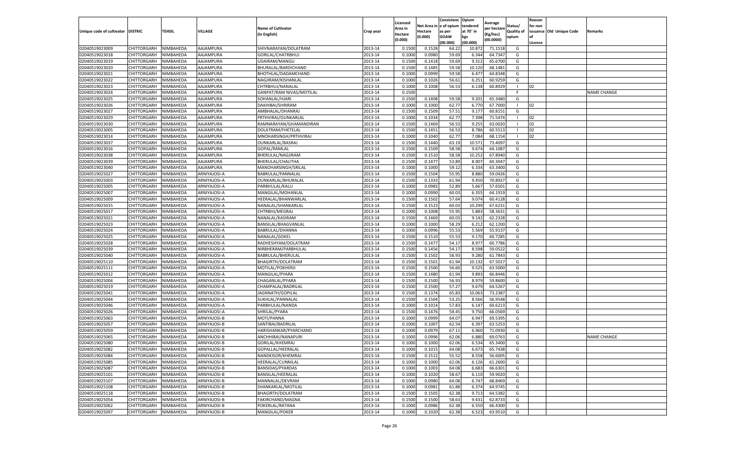| Unique code of cultivator | DISTRIC | TEHSIL | VILLAGE | Name of Cultivator (in English) | Crop year | Licensed Area in Hectare (0.000) | Net Area in Hectare (0.000) | Consistence of opium as per GOAW (00.000) | Opium tendered at 70° in kgs (00.000) | Average per hectare (Kg/hec) (00.0000) | Status/ Quality of opium | Reason for non issuance of Licence | Old Unique Code | Remarks |
|---|---|---|---|---|---|---|---|---|---|---|---|---|---|---|
| 02040519023009 | CHITTORGARH | NIMBAHEDA | AAJAMPURA | SHIVNARAYAN/DOLATRAM | 2013-14 | 0.1500 | 0.1528 | 64.22 | 10.872 | 71.1518 | G | | | |
| 02040519023018 | CHITTORGARH | NIMBAHEDA | AAJAMPURA | GORILAL/CHATRBHUJ | 2013-14 | 0.1000 | 0.0980 | 59.69 | 6.344 | 64.7347 | G | | | |
| 02040519023019 | CHITTORGARH | NIMBAHEDA | AAJAMPURA | UDAIRAM/MANGU | 2013-14 | 0.1500 | 0.1418 | 59.69 | 9.312 | 65.6700 | G | | | |
| 02040519023020 | CHITTORGARH | NIMBAHEDA | AAJAMPURA | BHURALAL/BARDICHAND | 2013-14 | 0.1500 | 0.1485 | 59.58 | 10.120 | 68.1481 | G | | | |
| 02040519023021 | CHITTORGARH | NIMBAHEDA | AAJAMPURA | BHOTHLAL/DADAMCHAND | 2013-14 | 0.1000 | 0.0999 | 59.58 | 6.477 | 64.8348 | G | | | |
| 02040519023022 | CHITTORGARH | NIMBAHEDA | AAJAMPURA | NAGJIRAM/KISHANLAL | 2013-14 | 0.1000 | 0.1026 | 56.61 | 6.251 | 60.9259 | G | | | |
| 02040519023023 | CHITTORGARH | NIMBAHEDA | AAJAMPURA | CHTRBHUJ/NANALAL | 2013-14 | 0.1000 | 0.1008 | 56.53 | 6.138 | 60.8929 | I | 02 | | |
| 02040519023024 | CHITTORGARH | NIMBAHEDA | AAJAMPURA | GANPAT/RAM NIVAS/MOTILAL | 2013-14 | 0.1500 | | | | | F | | | NAME CHANGE |
| 02040519023025 | CHITTORGARH | NIMBAHEDA | AAJAMPURA | SOHANLAL/HJARI | 2013-14 | 0.1500 | 0.1408 | 59.58 | 9.201 | 65.3480 | G | | | |
| 02040519023026 | CHITTORGARH | NIMBAHEDA | AAJAMPURA | DAKHIBAI/SHRIRAM | 2013-14 | 0.1000 | 0.1000 | 62.77 | 6.770 | 67.7000 | I | 02 | | |
| 02040519023027 | CHITTORGARH | NIMBAHEDA | AAJAMPURA | AMBHALAL/DHANRAJ | 2013-14 | 0.1500 | 0.1509 | 57.51 | 9.177 | 60.8151 | G | | | |
| 02040519023029 | CHITTORGARH | NIMBAHEDA | AAJAMPURA | PRTHVIRAJ/OUNKARLAL | 2013-14 | 0.1000 | 0.1034 | 62.77 | 7.398 | 71.5474 | I | 02 | | |
| 02040519023030 | CHITTORGARH | NIMBAHEDA | AAJAMPURA | RAMNARAYAN/GHAMANDIRAN | 2013-14 | 0.1500 | 0.1469 | 56.53 | 9.255 | 63.0020 | I | 02 | | |
| 02040519023005 | CHITTORGARH | NIMBAHEDA | AAJAMPURA | DOLATRAM/FHETELAL | 2013-14 | 0.1500 | 0.1451 | 56.53 | 8.786 | 60.5513 | I | 02 | | |
| 02040519023014 | CHITTORGARH | NIMBAHEDA | AAJAMPURA | MNOHARSINGH/PRTHVIRAJ | 2013-14 | 0.1000 | 0.1040 | 62.77 | 7.084 | 68.1154 | I | 02 | | |
| 02040519023037 | CHITTORGARH | NIMBAHEDA | AAJAMPURA | OUNKARLAL/BASRAJ | 2013-14 | 0.1500 | 0.1440 | 63.19 | 10.571 | 73.4097 | G | | | |
| 02040519023016 | CHITTORGARH | NIMBAHEDA | AAJAMPURA | GOPAL/RAMLAL | 2013-14 | 0.1500 | 0.1509 | 58.58 | 9.674 | 64.1087 | G | | | |
| 02040519023038 | CHITTORGARH | NIMBAHEDA | AAJAMPURA | BHERULAL/NAGJIRAM | 2013-14 | 0.1500 | 0.1510 | 58.58 | 10.252 | 67.8940 | G | | | |
| 02040519023039 | CHITTORGARH | NIMBAHEDA | AAJAMPURA | BHERULAL/CHAUTHA | 2013-14 | 0.1500 | 0.1477 | 53.89 | 8.907 | 60.3047 | G | | | |
| 02040519023040 | CHITTORGARH | NIMBAHEDA | AAJAMPURA | MANOHARSINGH/SRILAL | 2013-14 | 0.1000 | 0.1000 | 59.12 | 6.334 | 63.3400 | G | | | |
| 02040519025027 | CHITTORGARH | NIMBAHEDA | ARNIYAJOSI-A | BABRULAL/PANNALAL | 2013-14 | 0.1500 | 0.1504 | 55.95 | 8.880 | 59.0426 | G | | | |
| 02040519025003 | CHITTORGARH | NIMBAHEDA | ARNIYAJOSI-A | OUNKARLAL/BHURALAL | 2013-14 | 0.1500 | 0.1333 | 61.94 | 9.450 | 70.8927 | G | | | |
| 02040519025005 | CHITTORGARH | NIMBAHEDA | ARNIYAJOSI-A | PARBHULAL/KALU | 2013-14 | 0.1000 | 0.0983 | 52.89 | 5.667 | 57.6501 | G | | | |
| 02040519025007 | CHITTORGARH | NIMBAHEDA | ARNIYAJOSI-A | MANGILAL/MOHANLAL | 2013-14 | 0.1000 | 0.0990 | 60.03 | 6.355 | 64.1919 | G | | | |
| 02040519025009 | CHITTORGARH | NIMBAHEDA | ARNIYAJOSI-A | HEERALAL/BHANWARLAL | 2013-14 | 0.1500 | 0.1502 | 57.64 | 9.074 | 60.4128 | G | | | |
| 02040519025015 | CHITTORGARH | NIMBAHEDA | ARNIYAJOSI-A | NANALAL/SHANKARLAL | 2013-14 | 0.1500 | 0.1523 | 60.03 | 10.299 | 67.6231 | G | | | |
| 02040519025017 | CHITTORGARH | NIMBAHEDA | ARNIYAJOSI-A | CHTRBHJ/MEGRAJ | 2013-14 | 0.1000 | 0.1008 | 55.95 | 5.883 | 58.3631 | G | | | |
| 02040519025021 | CHITTORGARH | NIMBAHEDA | ARNIYAJOSI-A | NANALAL/KASIRAM | 2013-14 | 0.1500 | 0.1469 | 60.03 | 9.142 | 62.2328 | G | | | |
| 02040519025023 | CHITTORGARH | NIMBAHEDA | ARNIYAJOSI-A | BANSILAL/BHAGVANLAL | 2013-14 | 0.1000 | 0.1000 | 58.29 | 6.212 | 62.1200 | G | | | |
| 02040519025024 | CHITTORGARH | NIMBAHEDA | ARNIYAJOSI-A | BABRULAL/DHANNA | 2013-14 | 0.1000 | 0.0996 | 55.53 | 5.569 | 55.9137 | G | | | |
| 02040519025025 | CHITTORGARH | NIMBAHEDA | ARNIYAJOSI-A | NANALAL/GOKEL | 2013-14 | 0.1500 | 0.1510 | 55.53 | 9.170 | 60.7285 | G | | | |
| 02040519025028 | CHITTORGARH | NIMBAHEDA | ARNIYAJOSI-A | RADHESHYAM/DOLATRAM | 2013-14 | 0.1500 | 0.1477 | 54.17 | 8.977 | 60.7786 | G | | | |
| 02040519025039 | CHITTORGARH | NIMBAHEDA | ARNIYAJOSI-A | NIRBHERAM/PARBHULAL | 2013-14 | 0.1500 | 0.1456 | 54.17 | 8.598 | 59.0522 | G | | | |
| 02040519025040 | CHITTORGARH | NIMBAHEDA | ARNIYAJOSI-A | BABRULAL/BHERULAL | 2013-14 | 0.1500 | 0.1502 | 56.93 | 9.280 | 61.7843 | G | | | |
| 02040519025110 | CHITTORGARH | NIMBAHEDA | ARNIYAJOSI-A | BHAGIRTH/DOLATRAM | 2013-14 | 0.1500 | 0.1501 | 61.94 | 10.132 | 67.5017 | G | | | |
| 02040519025111 | CHITTORGARH | NIMBAHEDA | ARNIYAJOSI-A | MOTILAL/POKHERJI | 2013-14 | 0.1500 | 0.1500 | 56.60 | 9.525 | 63.5000 | G | | | |
| 02040519025012 | CHITTORGARH | NIMBAHEDA | ARNIYAJOSI-A | MANGILAL/PYARA | 2013-14 | 0.1500 | 0.1480 | 61.94 | 9.893 | 66.8446 | G | | | |
| 02040519025004 | CHITTORGARH | NIMBAHEDA | ARNIYAJOSI-A | CHAGANLAL/PYARA | 2013-14 | 0.1500 | 0.1500 | 56.93 | 8.979 | 59.8600 | G | | | |
| 02040519025019 | CHITTORGARH | NIMBAHEDA | ARNIYAJOSI-A | CHAMPALAL/BADRILAL | 2013-14 | 0.1500 | 0.1500 | 57.27 | 9.679 | 64.5267 | G | | | |
| 02040519025041 | CHITTORGARH | NIMBAHEDA | ARNIYAJOSI-A | JAGNNATH/GOPILAL | 2013-14 | 0.1500 | 0.1374 | 65.83 | 10.063 | 73.2387 | G | | | |
| 02040519025044 | CHITTORGARH | NIMBAHEDA | ARNIYAJOSI-A | SUKHLAL/PANNALAL | 2013-14 | 0.1500 | 0.1504 | 53.25 | 8.566 | 56.9548 | G | | | |
| 02040519025046 | CHITTORGARH | NIMBAHEDA | ARNIYAJOSI-A | PARBHULAL/NANDA | 2013-14 | 0.1000 | 0.1014 | 57.83 | 6.147 | 60.6213 | G | | | |
| 02040519025026 | CHITTORGARH | NIMBAHEDA | ARNIYAJOSI-A | SHRILAL/PYARA | 2013-14 | 0.1500 | 0.1476 | 59.45 | 9.750 | 66.0569 | G | | | |
| 02040519025063 | CHITTORGARH | NIMBAHEDA | ARNIYAJOSI-B | MOTI/PANNA | 2013-14 | 0.1000 | 0.0999 | 64.07 | 6.947 | 69.5395 | G | | | |
| 02040519025057 | CHITTORGARH | NIMBAHEDA | ARNIYAJOSI-B | SANTIBAI/BADRILAL | 2013-14 | 0.1000 | 0.1007 | 62.54 | 6.397 | 63.5253 | G | | | |
| 02040519025059 | CHITTORGARH | NIMBAHEDA | ARNIYAJOSI-B | HARISHANKAR/PYARCHAND | 2013-14 | 0.1000 | 0.0979 | 67.11 | 6.960 | 71.0930 | G | | | |
| 02040519025065 | CHITTORGARH | NIMBAHEDA | ARNIYAJOSI-B | ANCHHIBAI/NANAPURI | 2013-14 | 0.1000 | 0.0996 | 62.06 | 6.880 | 69.0763 | G | | | NAME CHANGE |
| 02040519025080 | CHITTORGARH | NIMBAHEDA | ARNIYAJOSI-B | GORILAL/KHEMRAJ | 2013-14 | 0.1000 | 0.1000 | 62.06 | 6.534 | 65.3400 | G | | | |
| 02040519025082 | CHITTORGARH | NIMBAHEDA | ARNIYAJOSI-B | GOPALLAL/HEERALAL | 2013-14 | 0.1000 | 0.1015 | 64.08 | 6.673 | 65.7438 | G | | | |
| 02040519025084 | CHITTORGARH | NIMBAHEDA | ARNIYAJOSI-B | NANDKISOR/KHEMRAJ | 2013-14 | 0.1500 | 0.1512 | 55.52 | 8.558 | 56.6005 | G | | | |
| 02040519025085 | CHITTORGARH | NIMBAHEDA | ARNIYAJOSI-B | HEERALAL/CUNNILAL | 2013-14 | 0.1000 | 0.1000 | 62.06 | 6.126 | 61.2600 | G | | | |
| 02040519025087 | CHITTORGARH | NIMBAHEDA | ARNIYAJOSI-B | BANSIDAS/PYARDAS | 2013-14 | 0.1000 | 0.1003 | 64.08 | 6.683 | 66.6301 | G | | | |
| 02040519025101 | CHITTORGARH | NIMBAHEDA | ARNIYAJOSI-B | BANSILAL/HEERALAL | 2013-14 | 0.1000 | 0.1020 | 58.67 | 6.110 | 59.9020 | G | | | |
| 02040519025107 | CHITTORGARH | NIMBAHEDA | ARNIYAJOSI-B | MANNALAL/DEVRAM | 2013-14 | 0.1000 | 0.0980 | 64.08 | 6.747 | 68.8469 | G | | | |
| 02040519025108 | CHITTORGARH | NIMBAHEDA | ARNIYAJOSI-B | SHANKARLAL/MOTILAL | 2013-14 | 0.1000 | 0.0981 | 61.88 | 6.374 | 64.9745 | G | | | |
| 02040519025118 | CHITTORGARH | NIMBAHEDA | ARNIYAJOSI-B | BHAGIRTH/DOLATRAM | 2013-14 | 0.1500 | 0.1505 | 62.38 | 9.713 | 64.5382 | G | | | |
| 02040519025054 | CHITTORGARH | NIMBAHEDA | ARNIYAJOSI-B | FAKIRCHAND/MAGNA | 2013-14 | 0.1500 | 0.1500 | 58.63 | 9.431 | 62.8733 | G | | | |
| 02040519025062 | CHITTORGARH | NIMBAHEDA | ARNIYAJOSI-B | POKERLAL/RATANA | 2013-14 | 0.1000 | 0.0986 | 62.38 | 6.550 | 66.4300 | G | | | |
| 02040519025097 | CHITTORGARH | NIMBAHEDA | ARNIYAJOSI-B | MANGILAL/POKER | 2013-14 | 0.1000 | 0.1020 | 62.38 | 6.523 | 63.9510 | G | | | |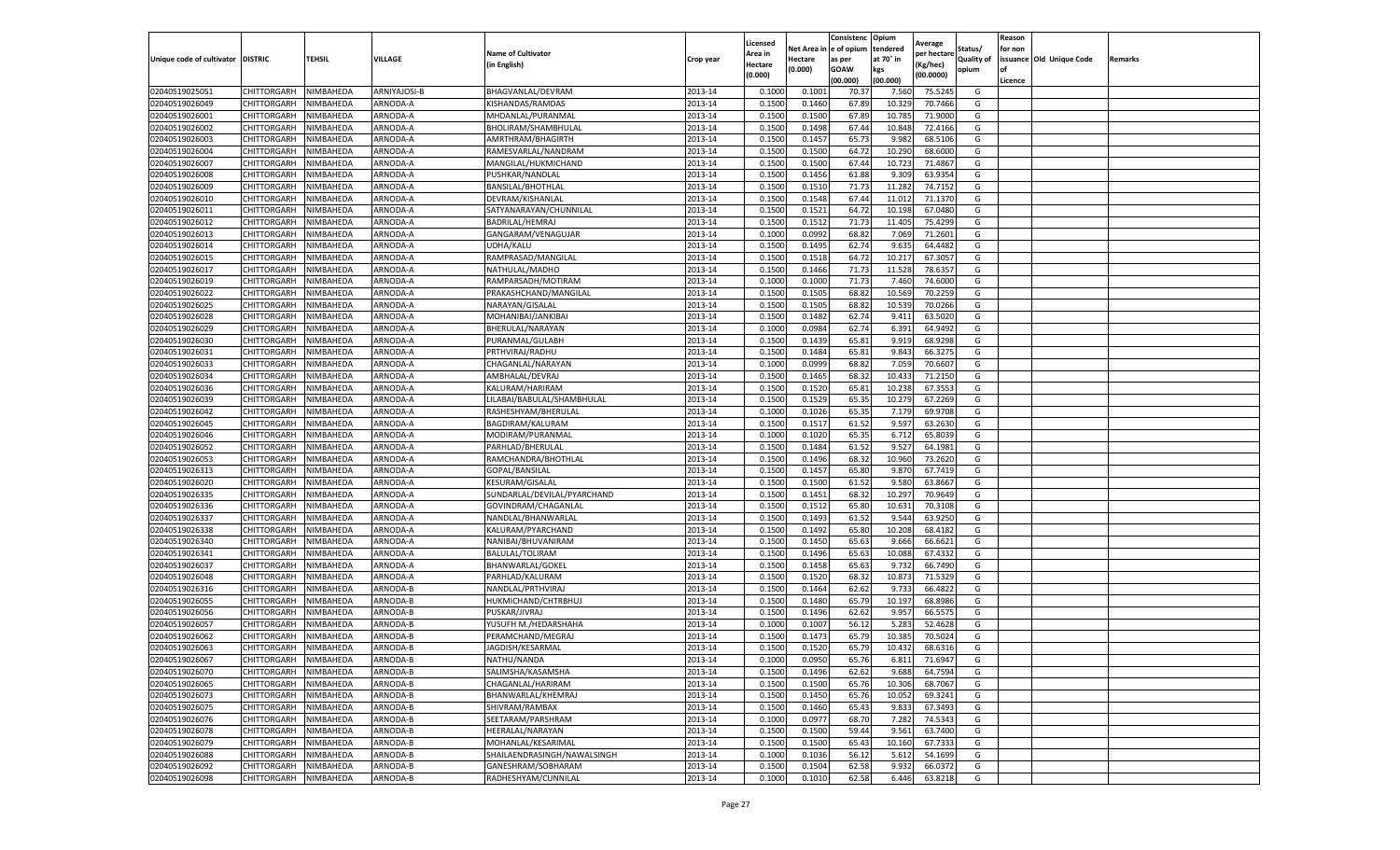| Unique code of cultivator | DISTRIC | TEHSIL | VILLAGE | Name of Cultivator (in English) | Crop year | Licensed Area in Hectare (0.000) | Net Area in Hectare (0.000) | Consistence of opium as per GOAW (00.000) | Opium tendered at 70° in kgs (00.000) | Average per hectare (Kg/hec) (00.0000) | Status/ Quality of opium | Reason for non issuance of Licence | Old Unique Code | Remarks |
|---|---|---|---|---|---|---|---|---|---|---|---|---|---|---|
| 02040519025051 | CHITTORGARH | NIMBAHEDA | ARNIYAJOSI-B | BHAGVANLAL/DEVRAM | 2013-14 | 0.1000 | 0.1001 | 70.37 | 7.560 | 75.5245 | G | | | |
| 02040519026049 | CHITTORGARH | NIMBAHEDA | ARNODA-A | KISHANDAS/RAMDAS | 2013-14 | 0.1500 | 0.1460 | 67.89 | 10.329 | 70.7466 | G | | | |
| 02040519026001 | CHITTORGARH | NIMBAHEDA | ARNODA-A | MHDANLAL/PURANMAL | 2013-14 | 0.1500 | 0.1500 | 67.89 | 10.785 | 71.9000 | G | | | |
| 02040519026002 | CHITTORGARH | NIMBAHEDA | ARNODA-A | BHOLIRAM/SHAMBHULAL | 2013-14 | 0.1500 | 0.1498 | 67.44 | 10.848 | 72.4166 | G | | | |
| 02040519026003 | CHITTORGARH | NIMBAHEDA | ARNODA-A | AMRTHRAM/BHAGIRTH | 2013-14 | 0.1500 | 0.1457 | 65.73 | 9.982 | 68.5106 | G | | | |
| 02040519026004 | CHITTORGARH | NIMBAHEDA | ARNODA-A | RAMESVARLAL/NANDRAM | 2013-14 | 0.1500 | 0.1500 | 64.72 | 10.290 | 68.6000 | G | | | |
| 02040519026007 | CHITTORGARH | NIMBAHEDA | ARNODA-A | MANGILAL/HUKMICHAND | 2013-14 | 0.1500 | 0.1500 | 67.44 | 10.723 | 71.4867 | G | | | |
| 02040519026008 | CHITTORGARH | NIMBAHEDA | ARNODA-A | PUSHKAR/NANDLAL | 2013-14 | 0.1500 | 0.1456 | 61.88 | 9.309 | 63.9354 | G | | | |
| 02040519026009 | CHITTORGARH | NIMBAHEDA | ARNODA-A | BANSILAL/BHOTHLAL | 2013-14 | 0.1500 | 0.1510 | 71.73 | 11.282 | 74.7152 | G | | | |
| 02040519026010 | CHITTORGARH | NIMBAHEDA | ARNODA-A | DEVRAM/KISHANLAL | 2013-14 | 0.1500 | 0.1548 | 67.44 | 11.012 | 71.1370 | G | | | |
| 02040519026011 | CHITTORGARH | NIMBAHEDA | ARNODA-A | SATYANARAYAN/CHUNNILAL | 2013-14 | 0.1500 | 0.1521 | 64.72 | 10.198 | 67.0480 | G | | | |
| 02040519026012 | CHITTORGARH | NIMBAHEDA | ARNODA-A | BADRILAL/HEMRAJ | 2013-14 | 0.1500 | 0.1512 | 71.73 | 11.405 | 75.4299 | G | | | |
| 02040519026013 | CHITTORGARH | NIMBAHEDA | ARNODA-A | GANGARAM/VENAGUJAR | 2013-14 | 0.1000 | 0.0992 | 68.82 | 7.069 | 71.2601 | G | | | |
| 02040519026014 | CHITTORGARH | NIMBAHEDA | ARNODA-A | UDHA/KALU | 2013-14 | 0.1500 | 0.1495 | 62.74 | 9.635 | 64.4482 | G | | | |
| 02040519026015 | CHITTORGARH | NIMBAHEDA | ARNODA-A | RAMPRASAD/MANGILAL | 2013-14 | 0.1500 | 0.1518 | 64.72 | 10.217 | 67.3057 | G | | | |
| 02040519026017 | CHITTORGARH | NIMBAHEDA | ARNODA-A | NATHULAL/MADHO | 2013-14 | 0.1500 | 0.1466 | 71.73 | 11.528 | 78.6357 | G | | | |
| 02040519026019 | CHITTORGARH | NIMBAHEDA | ARNODA-A | RAMPARSADH/MOTIRAM | 2013-14 | 0.1000 | 0.1000 | 71.73 | 7.460 | 74.6000 | G | | | |
| 02040519026022 | CHITTORGARH | NIMBAHEDA | ARNODA-A | PRAKASHCHAND/MANGILAL | 2013-14 | 0.1500 | 0.1505 | 68.82 | 10.569 | 70.2259 | G | | | |
| 02040519026025 | CHITTORGARH | NIMBAHEDA | ARNODA-A | NARAYAN/GISALAL | 2013-14 | 0.1500 | 0.1505 | 68.82 | 10.539 | 70.0266 | G | | | |
| 02040519026028 | CHITTORGARH | NIMBAHEDA | ARNODA-A | MOHANIBAI/JANKIBAI | 2013-14 | 0.1500 | 0.1482 | 62.74 | 9.411 | 63.5020 | G | | | |
| 02040519026029 | CHITTORGARH | NIMBAHEDA | ARNODA-A | BHERULAL/NARAYAN | 2013-14 | 0.1000 | 0.0984 | 62.74 | 6.391 | 64.9492 | G | | | |
| 02040519026030 | CHITTORGARH | NIMBAHEDA | ARNODA-A | PURANMAL/GULABH | 2013-14 | 0.1500 | 0.1439 | 65.81 | 9.919 | 68.9298 | G | | | |
| 02040519026031 | CHITTORGARH | NIMBAHEDA | ARNODA-A | PRTHVIRAJ/RADHU | 2013-14 | 0.1500 | 0.1484 | 65.81 | 9.843 | 66.3275 | G | | | |
| 02040519026033 | CHITTORGARH | NIMBAHEDA | ARNODA-A | CHAGANLAL/NARAYAN | 2013-14 | 0.1000 | 0.0999 | 68.82 | 7.059 | 70.6607 | G | | | |
| 02040519026034 | CHITTORGARH | NIMBAHEDA | ARNODA-A | AMBHALAL/DEVRAJ | 2013-14 | 0.1500 | 0.1465 | 68.32 | 10.433 | 71.2150 | G | | | |
| 02040519026036 | CHITTORGARH | NIMBAHEDA | ARNODA-A | KALURAM/HARIRAM | 2013-14 | 0.1500 | 0.1520 | 65.81 | 10.238 | 67.3553 | G | | | |
| 02040519026039 | CHITTORGARH | NIMBAHEDA | ARNODA-A | LILABAI/BABULAL/SHAMBHULAL | 2013-14 | 0.1500 | 0.1529 | 65.35 | 10.279 | 67.2269 | G | | | |
| 02040519026042 | CHITTORGARH | NIMBAHEDA | ARNODA-A | RASHESHYAM/BHERULAL | 2013-14 | 0.1000 | 0.1026 | 65.35 | 7.179 | 69.9708 | G | | | |
| 02040519026045 | CHITTORGARH | NIMBAHEDA | ARNODA-A | BAGDIRAM/KALURAM | 2013-14 | 0.1500 | 0.1517 | 61.52 | 9.597 | 63.2630 | G | | | |
| 02040519026046 | CHITTORGARH | NIMBAHEDA | ARNODA-A | MODIRAM/PURANMAL | 2013-14 | 0.1000 | 0.1020 | 65.35 | 6.712 | 65.8039 | G | | | |
| 02040519026052 | CHITTORGARH | NIMBAHEDA | ARNODA-A | PARHLAD/BHERULAL | 2013-14 | 0.1500 | 0.1484 | 61.52 | 9.527 | 64.1981 | G | | | |
| 02040519026053 | CHITTORGARH | NIMBAHEDA | ARNODA-A | RAMCHANDRA/BHOTHLAL | 2013-14 | 0.1500 | 0.1496 | 68.32 | 10.960 | 73.2620 | G | | | |
| 02040519026313 | CHITTORGARH | NIMBAHEDA | ARNODA-A | GOPAL/BANSILAL | 2013-14 | 0.1500 | 0.1457 | 65.80 | 9.870 | 67.7419 | G | | | |
| 02040519026020 | CHITTORGARH | NIMBAHEDA | ARNODA-A | KESURAM/GISALAL | 2013-14 | 0.1500 | 0.1500 | 61.52 | 9.580 | 63.8667 | G | | | |
| 02040519026335 | CHITTORGARH | NIMBAHEDA | ARNODA-A | SUNDARLAL/DEVILAL/PYARCHAND | 2013-14 | 0.1500 | 0.1451 | 68.32 | 10.297 | 70.9649 | G | | | |
| 02040519026336 | CHITTORGARH | NIMBAHEDA | ARNODA-A | GOVINDRAM/CHAGANLAL | 2013-14 | 0.1500 | 0.1512 | 65.80 | 10.631 | 70.3108 | G | | | |
| 02040519026337 | CHITTORGARH | NIMBAHEDA | ARNODA-A | NANDLAL/BHANWARLAL | 2013-14 | 0.1500 | 0.1493 | 61.52 | 9.544 | 63.9250 | G | | | |
| 02040519026338 | CHITTORGARH | NIMBAHEDA | ARNODA-A | KALURAM/PYARCHAND | 2013-14 | 0.1500 | 0.1492 | 65.80 | 10.208 | 68.4182 | G | | | |
| 02040519026340 | CHITTORGARH | NIMBAHEDA | ARNODA-A | NANIBAI/BHUVANIRAM | 2013-14 | 0.1500 | 0.1450 | 65.63 | 9.666 | 66.6621 | G | | | |
| 02040519026341 | CHITTORGARH | NIMBAHEDA | ARNODA-A | BALULAL/TOLIRAM | 2013-14 | 0.1500 | 0.1496 | 65.63 | 10.088 | 67.4332 | G | | | |
| 02040519026037 | CHITTORGARH | NIMBAHEDA | ARNODA-A | BHANWARLAL/GOKEL | 2013-14 | 0.1500 | 0.1458 | 65.63 | 9.732 | 66.7490 | G | | | |
| 02040519026048 | CHITTORGARH | NIMBAHEDA | ARNODA-A | PARHLAD/KALURAM | 2013-14 | 0.1500 | 0.1520 | 68.32 | 10.873 | 71.5329 | G | | | |
| 02040519026316 | CHITTORGARH | NIMBAHEDA | ARNODA-B | NANDLAL/PRTHVIRAJ | 2013-14 | 0.1500 | 0.1464 | 62.62 | 9.733 | 66.4822 | G | | | |
| 02040519026055 | CHITTORGARH | NIMBAHEDA | ARNODA-B | HUKMICHAND/CHTRBHUJ | 2013-14 | 0.1500 | 0.1480 | 65.79 | 10.197 | 68.8986 | G | | | |
| 02040519026056 | CHITTORGARH | NIMBAHEDA | ARNODA-B | PUSKAR/JIVRAJ | 2013-14 | 0.1500 | 0.1496 | 62.62 | 9.957 | 66.5575 | G | | | |
| 02040519026057 | CHITTORGARH | NIMBAHEDA | ARNODA-B | YUSUFH M./HEDARSHAHA | 2013-14 | 0.1000 | 0.1007 | 56.12 | 5.283 | 52.4628 | G | | | |
| 02040519026062 | CHITTORGARH | NIMBAHEDA | ARNODA-B | PERAMCHAND/MEGRAJ | 2013-14 | 0.1500 | 0.1473 | 65.79 | 10.385 | 70.5024 | G | | | |
| 02040519026063 | CHITTORGARH | NIMBAHEDA | ARNODA-B | JAGDISH/KESARMAL | 2013-14 | 0.1500 | 0.1520 | 65.79 | 10.432 | 68.6316 | G | | | |
| 02040519026067 | CHITTORGARH | NIMBAHEDA | ARNODA-B | NATHU/NANDA | 2013-14 | 0.1000 | 0.0950 | 65.76 | 6.811 | 71.6947 | G | | | |
| 02040519026070 | CHITTORGARH | NIMBAHEDA | ARNODA-B | SALIMSHA/KASAMSHA | 2013-14 | 0.1500 | 0.1496 | 62.62 | 9.688 | 64.7594 | G | | | |
| 02040519026065 | CHITTORGARH | NIMBAHEDA | ARNODA-B | CHAGANLAL/HARIRAM | 2013-14 | 0.1500 | 0.1500 | 65.76 | 10.306 | 68.7067 | G | | | |
| 02040519026073 | CHITTORGARH | NIMBAHEDA | ARNODA-B | BHANWARLAL/KHEMRAJ | 2013-14 | 0.1500 | 0.1450 | 65.76 | 10.052 | 69.3241 | G | | | |
| 02040519026075 | CHITTORGARH | NIMBAHEDA | ARNODA-B | SHIVRAM/RAMBAX | 2013-14 | 0.1500 | 0.1460 | 65.43 | 9.833 | 67.3493 | G | | | |
| 02040519026076 | CHITTORGARH | NIMBAHEDA | ARNODA-B | SEETARAM/PARSHRAM | 2013-14 | 0.1000 | 0.0977 | 68.70 | 7.282 | 74.5343 | G | | | |
| 02040519026078 | CHITTORGARH | NIMBAHEDA | ARNODA-B | HEERALAL/NARAYAN | 2013-14 | 0.1500 | 0.1500 | 59.44 | 9.561 | 63.7400 | G | | | |
| 02040519026079 | CHITTORGARH | NIMBAHEDA | ARNODA-B | MOHANLAL/KESARIMAL | 2013-14 | 0.1500 | 0.1500 | 65.43 | 10.160 | 67.7333 | G | | | |
| 02040519026088 | CHITTORGARH | NIMBAHEDA | ARNODA-B | SHAILAENDRASINGH/NAWALSINGH | 2013-14 | 0.1000 | 0.1036 | 56.12 | 5.612 | 54.1699 | G | | | |
| 02040519026092 | CHITTORGARH | NIMBAHEDA | ARNODA-B | GANESHRAM/SOBHARAM | 2013-14 | 0.1500 | 0.1504 | 62.58 | 9.932 | 66.0372 | G | | | |
| 02040519026098 | CHITTORGARH | NIMBAHEDA | ARNODA-B | RADHESHYAM/CUNNILAL | 2013-14 | 0.1000 | 0.1010 | 62.58 | 6.446 | 63.8218 | G | | | |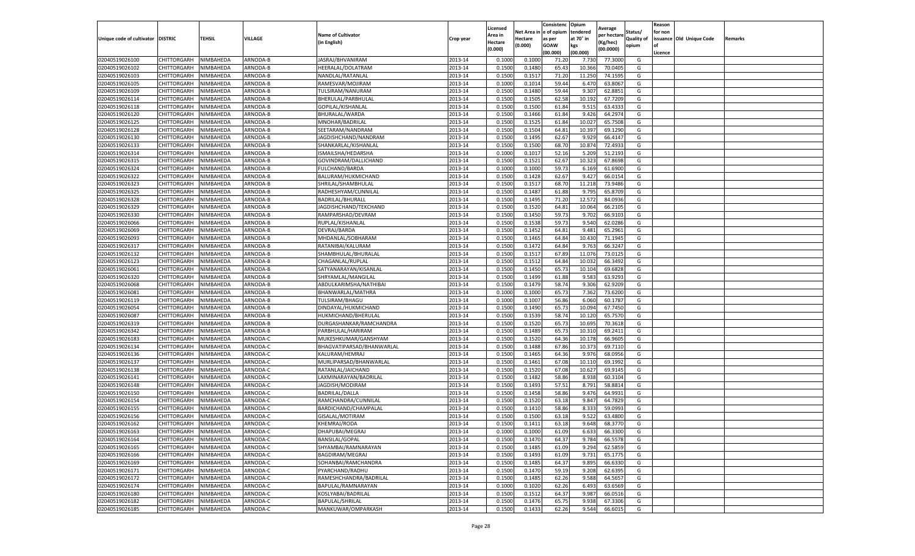| Unique code of cultivator | DISTRIC | TEHSIL | VILLAGE | Name of Cultivator (in English) | Crop year | Licensed Area in Hectare (0.000) | Net Area in Hectare (0.000) | Consistenc e of opium as per GOAW (00.000) | Opium tendered at 70° in kgs (00.000) | Average per hectare (Kg/hec) (00.0000) | Status/ Quality of opium | Reason for non issuance of Licence | Old Unique Code | Remarks |
|---|---|---|---|---|---|---|---|---|---|---|---|---|---|---|
| 02040519026100 | CHITTORGARH | NIMBAHEDA | ARNODA-B | JASRAJ/BHVANIRAM | 2013-14 | 0.1000 | 0.1000 | 71.20 | 7.730 | 77.3000 | G | | | |
| 02040519026102 | CHITTORGARH | NIMBAHEDA | ARNODA-B | HEERALAL/DOLATRAM | 2013-14 | 0.1500 | 0.1480 | 65.43 | 10.366 | 70.0405 | G | | | |
| 02040519026103 | CHITTORGARH | NIMBAHEDA | ARNODA-B | NANDLAL/RATANLAL | 2013-14 | 0.1500 | 0.1517 | 71.20 | 11.250 | 74.1595 | G | | | |
| 02040519026105 | CHITTORGARH | NIMBAHEDA | ARNODA-B | RAMESVAR/MOJIRAM | 2013-14 | 0.1000 | 0.1014 | 59.44 | 6.470 | 63.8067 | G | | | |
| 02040519026109 | CHITTORGARH | NIMBAHEDA | ARNODA-B | TULSIRAM/NANURAM | 2013-14 | 0.1500 | 0.1480 | 59.44 | 9.307 | 62.8851 | G | | | |
| 02040519026114 | CHITTORGARH | NIMBAHEDA | ARNODA-B | BHERULAL/PARBHULAL | 2013-14 | 0.1500 | 0.1505 | 62.58 | 10.192 | 67.7209 | G | | | |
| 02040519026118 | CHITTORGARH | NIMBAHEDA | ARNODA-B | GOPILAL/KISHANLAL | 2013-14 | 0.1500 | 0.1500 | 61.84 | 9.515 | 63.4333 | G | | | |
| 02040519026120 | CHITTORGARH | NIMBAHEDA | ARNODA-B | BHURALAL/WARDA | 2013-14 | 0.1500 | 0.1466 | 61.84 | 9.426 | 64.2974 | G | | | |
| 02040519026125 | CHITTORGARH | NIMBAHEDA | ARNODA-B | MNOHAR/BADRILAL | 2013-14 | 0.1500 | 0.1525 | 61.84 | 10.027 | 65.7508 | G | | | |
| 02040519026128 | CHITTORGARH | NIMBAHEDA | ARNODA-B | SEETARAM/NANDRAM | 2013-14 | 0.1500 | 0.1504 | 64.81 | 10.397 | 69.1290 | G | | | |
| 02040519026130 | CHITTORGARH | NIMBAHEDA | ARNODA-B | JAGDISHCHAND/NANDRAM | 2013-14 | 0.1500 | 0.1495 | 62.67 | 9.929 | 66.4147 | G | | | |
| 02040519026133 | CHITTORGARH | NIMBAHEDA | ARNODA-B | SHANKARLAL/KISHANLAL | 2013-14 | 0.1500 | 0.1500 | 68.70 | 10.874 | 72.4933 | G | | | |
| 02040519026314 | CHITTORGARH | NIMBAHEDA | ARNODA-B | ISMAILSHA/HEDARSHA | 2013-14 | 0.1000 | 0.1017 | 52.16 | 5.209 | 51.2193 | G | | | |
| 02040519026315 | CHITTORGARH | NIMBAHEDA | ARNODA-B | GOVINDRAM/DALLICHAND | 2013-14 | 0.1500 | 0.1521 | 62.67 | 10.323 | 67.8698 | G | | | |
| 02040519026324 | CHITTORGARH | NIMBAHEDA | ARNODA-B | FULCHAND/BARDA | 2013-14 | 0.1000 | 0.1000 | 59.73 | 6.169 | 61.6900 | G | | | |
| 02040519026322 | CHITTORGARH | NIMBAHEDA | ARNODA-B | BALURAM/HUKMICHAND | 2013-14 | 0.1500 | 0.1428 | 62.67 | 9.427 | 66.0154 | G | | | |
| 02040519026323 | CHITTORGARH | NIMBAHEDA | ARNODA-B | SHRILAL/SHAMBHULAL | 2013-14 | 0.1500 | 0.1517 | 68.70 | 11.218 | 73.9486 | G | | | |
| 02040519026325 | CHITTORGARH | NIMBAHEDA | ARNODA-B | RADHESHYAM/CUNNILAL | 2013-14 | 0.1500 | 0.1487 | 61.88 | 9.795 | 65.8709 | G | | | |
| 02040519026328 | CHITTORGARH | NIMBAHEDA | ARNODA-B | BADRILAL/BHURALL | 2013-14 | 0.1500 | 0.1495 | 71.20 | 12.572 | 84.0936 | G | | | |
| 02040519026329 | CHITTORGARH | NIMBAHEDA | ARNODA-B | JAGDISHCHAND/TEKCHAND | 2013-14 | 0.1500 | 0.1520 | 64.81 | 10.064 | 66.2105 | G | | | |
| 02040519026330 | CHITTORGARH | NIMBAHEDA | ARNODA-B | RAMPARSHAD/DEVRAM | 2013-14 | 0.1500 | 0.1450 | 59.73 | 9.702 | 66.9103 | G | | | |
| 02040519026066 | CHITTORGARH | NIMBAHEDA | ARNODA-B | RUPLAL/KISHANLAL | 2013-14 | 0.1500 | 0.1538 | 59.73 | 9.540 | 62.0286 | G | | | |
| 02040519026069 | CHITTORGARH | NIMBAHEDA | ARNODA-B | DEVRAJ/BARDA | 2013-14 | 0.1500 | 0.1452 | 64.81 | 9.481 | 65.2961 | G | | | |
| 02040519026093 | CHITTORGARH | NIMBAHEDA | ARNODA-B | MHDANLAL/SOBHARAM | 2013-14 | 0.1500 | 0.1465 | 64.84 | 10.430 | 71.1945 | G | | | |
| 02040519026317 | CHITTORGARH | NIMBAHEDA | ARNODA-B | RATANIBAI/KALURAM | 2013-14 | 0.1500 | 0.1472 | 64.84 | 9.763 | 66.3247 | G | | | |
| 02040519026132 | CHITTORGARH | NIMBAHEDA | ARNODA-B | SHAMBHULAL/BHURALAL | 2013-14 | 0.1500 | 0.1517 | 67.89 | 11.076 | 73.0125 | G | | | |
| 02040519026123 | CHITTORGARH | NIMBAHEDA | ARNODA-B | CHAGANLAL/RUPLAL | 2013-14 | 0.1500 | 0.1512 | 64.84 | 10.032 | 66.3492 | G | | | |
| 02040519026061 | CHITTORGARH | NIMBAHEDA | ARNODA-B | SATYANARAYAN/KISANLAL | 2013-14 | 0.1500 | 0.1450 | 65.73 | 10.104 | 69.6828 | G | | | |
| 02040519026320 | CHITTORGARH | NIMBAHEDA | ARNODA-B | SHRYAMLAL/MANGILAL | 2013-14 | 0.1500 | 0.1499 | 61.88 | 9.583 | 63.9293 | G | | | |
| 02040519026068 | CHITTORGARH | NIMBAHEDA | ARNODA-B | ABDULKARIMSHA/NATHIBAI | 2013-14 | 0.1500 | 0.1479 | 58.74 | 9.306 | 62.9209 | G | | | |
| 02040519026081 | CHITTORGARH | NIMBAHEDA | ARNODA-B | BHANWARLAL/MATHRA | 2013-14 | 0.1000 | 0.1000 | 65.73 | 7.362 | 73.6200 | G | | | |
| 02040519026119 | CHITTORGARH | NIMBAHEDA | ARNODA-B | TULSIRAM/BHAGU | 2013-14 | 0.1000 | 0.1007 | 56.86 | 6.060 | 60.1787 | G | | | |
| 02040519026054 | CHITTORGARH | NIMBAHEDA | ARNODA-B | DINDAYAL/HUKMICHAND | 2013-14 | 0.1500 | 0.1490 | 65.73 | 10.094 | 67.7450 | G | | | |
| 02040519026087 | CHITTORGARH | NIMBAHEDA | ARNODA-B | HUKMICHAND/BHERULAL | 2013-14 | 0.1500 | 0.1539 | 58.74 | 10.120 | 65.7570 | G | | | |
| 02040519026319 | CHITTORGARH | NIMBAHEDA | ARNODA-B | DURGASHANKAR/RAMCHANDRA | 2013-14 | 0.1500 | 0.1520 | 65.73 | 10.695 | 70.3618 | G | | | |
| 02040519026342 | CHITTORGARH | NIMBAHEDA | ARNODA-B | PARBHULAL/HARIRAM | 2013-14 | 0.1500 | 0.1489 | 65.73 | 10.310 | 69.2411 | G | | | |
| 02040519026183 | CHITTORGARH | NIMBAHEDA | ARNODA-C | MUKESHKUMAR/GANSHYAM | 2013-14 | 0.1500 | 0.1520 | 64.36 | 10.178 | 66.9605 | G | | | |
| 02040519026134 | CHITTORGARH | NIMBAHEDA | ARNODA-C | BHAGVATIPARSAD/BHANWARLAL | 2013-14 | 0.1500 | 0.1488 | 67.86 | 10.373 | 69.7110 | G | | | |
| 02040519026136 | CHITTORGARH | NIMBAHEDA | ARNODA-C | KALURAM/HEMRAJ | 2013-14 | 0.1500 | 0.1465 | 64.36 | 9.976 | 68.0956 | G | | | |
| 02040519026137 | CHITTORGARH | NIMBAHEDA | ARNODA-C | MURLIPARSAD/BHANWARLAL | 2013-14 | 0.1500 | 0.1461 | 67.08 | 10.110 | 69.1992 | G | | | |
| 02040519026138 | CHITTORGARH | NIMBAHEDA | ARNODA-C | RATANLAL/JAICHAND | 2013-14 | 0.1500 | 0.1520 | 67.08 | 10.627 | 69.9145 | G | | | |
| 02040519026141 | CHITTORGARH | NIMBAHEDA | ARNODA-C | LAXMINARAYAN/BADRILAL | 2013-14 | 0.1500 | 0.1482 | 58.86 | 8.938 | 60.3104 | G | | | |
| 02040519026148 | CHITTORGARH | NIMBAHEDA | ARNODA-C | JAGDISH/MODIRAM | 2013-14 | 0.1500 | 0.1493 | 57.51 | 8.791 | 58.8814 | G | | | |
| 02040519026150 | CHITTORGARH | NIMBAHEDA | ARNODA-C | BADRILAL/DALLA | 2013-14 | 0.1500 | 0.1458 | 58.86 | 9.476 | 64.9931 | G | | | |
| 02040519026154 | CHITTORGARH | NIMBAHEDA | ARNODA-C | RAMCHANDRA/CUNNILAL | 2013-14 | 0.1500 | 0.1520 | 63.18 | 9.847 | 64.7829 | G | | | |
| 02040519026155 | CHITTORGARH | NIMBAHEDA | ARNODA-C | BARDICHAND/CHAMPALAL | 2013-14 | 0.1500 | 0.1410 | 58.86 | 8.333 | 59.0993 | G | | | |
| 02040519026156 | CHITTORGARH | NIMBAHEDA | ARNODA-C | GISALAL/MOTIRAM | 2013-14 | 0.1500 | 0.1500 | 63.18 | 9.522 | 63.4800 | G | | | |
| 02040519026162 | CHITTORGARH | NIMBAHEDA | ARNODA-C | KHEMRAJ/RODA | 2013-14 | 0.1500 | 0.1411 | 63.18 | 9.648 | 68.3770 | G | | | |
| 02040519026163 | CHITTORGARH | NIMBAHEDA | ARNODA-C | DHAPUBAI/MEGRAJ | 2013-14 | 0.1000 | 0.1000 | 61.09 | 6.633 | 66.3300 | G | | | |
| 02040519026164 | CHITTORGARH | NIMBAHEDA | ARNODA-C | BANSILAL/GOPAL | 2013-14 | 0.1500 | 0.1470 | 64.37 | 9.784 | 66.5578 | G | | | |
| 02040519026165 | CHITTORGARH | NIMBAHEDA | ARNODA-C | SHYAMBAI/RAMNARAYAN | 2013-14 | 0.1500 | 0.1485 | 61.09 | 9.294 | 62.5859 | G | | | |
| 02040519026166 | CHITTORGARH | NIMBAHEDA | ARNODA-C | BAGDIRAM/MEGRAJ | 2013-14 | 0.1500 | 0.1493 | 61.09 | 9.731 | 65.1775 | G | | | |
| 02040519026169 | CHITTORGARH | NIMBAHEDA | ARNODA-C | SOHANBAI/RAMCHANDRA | 2013-14 | 0.1500 | 0.1485 | 64.37 | 9.895 | 66.6330 | G | | | |
| 02040519026171 | CHITTORGARH | NIMBAHEDA | ARNODA-C | PYARCHAND/RADHU | 2013-14 | 0.1500 | 0.1470 | 59.19 | 9.208 | 62.6395 | G | | | |
| 02040519026172 | CHITTORGARH | NIMBAHEDA | ARNODA-C | RAMESHCHANDRA/BADRILAL | 2013-14 | 0.1500 | 0.1485 | 62.26 | 9.588 | 64.5657 | G | | | |
| 02040519026174 | CHITTORGARH | NIMBAHEDA | ARNODA-C | BAPULAL/RAMNARAYAN | 2013-14 | 0.1000 | 0.1020 | 62.26 | 6.493 | 63.6569 | G | | | |
| 02040519026180 | CHITTORGARH | NIMBAHEDA | ARNODA-C | KOSLYABAI/BADRILAL | 2013-14 | 0.1500 | 0.1512 | 64.37 | 9.987 | 66.0516 | G | | | |
| 02040519026182 | CHITTORGARH | NIMBAHEDA | ARNODA-C | BAPULAL/SHRILAL | 2013-14 | 0.1500 | 0.1476 | 65.75 | 9.938 | 67.3306 | G | | | |
| 02040519026185 | CHITTORGARH | NIMBAHEDA | ARNODA-C | MANKUWAR/OMPARKASH | 2013-14 | 0.1500 | 0.1433 | 62.26 | 9.544 | 66.6015 | G | | | |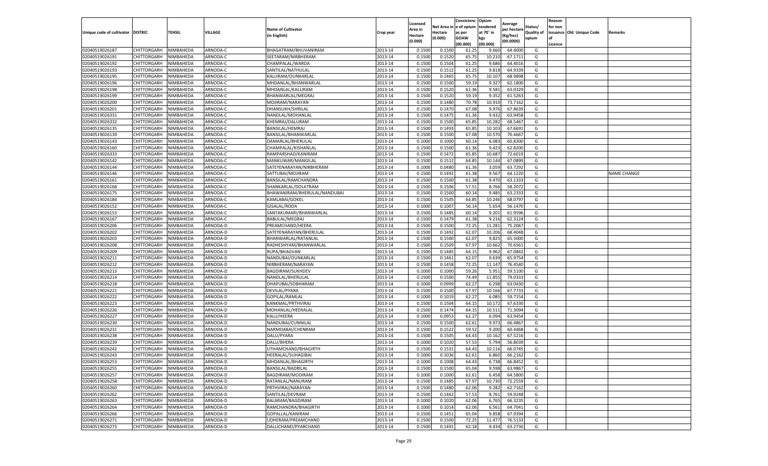| Unique code of cultivator | DISTRIC | TEHSIL | VILLAGE | Name of Cultivator (in English) | Crop year | Licensed Area in Hectare (0.000) | Net Area in Hectare (0.000) | Consistenc e of opium as per GOAW (00.000) | Opium tendered at 70° in kgs (00.000) | Average per hectare (Kg/hec) (00.0000) | Status/ Quality of opium | Reason for non issuance of Licence | Old Unique Code | Remarks |
|---|---|---|---|---|---|---|---|---|---|---|---|---|---|---|
| 02040519026187 | CHITTORGARH | NIMBAHEDA | ARNODA-C | BHAGATRAM/BHUVANIRAM | 2013-14 | 0.1500 | 0.1500 | 61.25 | 9.660 | 64.4000 | G | | | |
| 02040519026191 | CHITTORGARH | NIMBAHEDA | ARNODA-C | SEETARAM/NIRBHERAM | 2013-14 | 0.1500 | 0.1520 | 65.75 | 10.210 | 67.1711 | G | | | |
| 02040519026192 | CHITTORGARH | NIMBAHEDA | ARNODA-C | CHAMPALAL/WARDA | 2013-14 | 0.1500 | 0.1504 | 61.25 | 9.686 | 64.4016 | G | | | |
| 02040519026193 | CHITTORGARH | NIMBAHEDA | ARNODA-C | SANTILAL/NATHULAL | 2013-14 | 0.1500 | 0.1512 | 61.25 | 9.818 | 64.9339 | G | | | |
| 02040519026195 | CHITTORGARH | NIMBAHEDA | ARNODA-C | KALURAM/OUNKARLAL | 2013-14 | 0.1500 | 0.1465 | 65.75 | 10.107 | 68.9898 | G | | | |
| 02040519026196 | CHITTORGARH | NIMBAHEDA | ARNODA-C | MHDANLAL/BHANWARLAL | 2013-14 | 0.1500 | 0.1500 | 59.19 | 9.327 | 62.1800 | G | | | |
| 02040519026198 | CHITTORGARH | NIMBAHEDA | ARNODA-C | MHDANLAL/KALURAM | 2013-14 | 0.1500 | 0.1520 | 61.36 | 9.581 | 63.0329 | G | | | |
| 02040519026199 | CHITTORGARH | NIMBAHEDA | ARNODA-C | BHANWARLAL/MEGRAJ | 2013-14 | 0.1500 | 0.1520 | 59.19 | 9.352 | 61.5263 | G | | | |
| 02040519026200 | CHITTORGARH | NIMBAHEDA | ARNODA-C | MOJIRAM/NARAYAN | 2013-14 | 0.1500 | 0.1480 | 70.78 | 10.910 | 73.7162 | G | | | |
| 02040519026201 | CHITTORGARH | NIMBAHEDA | ARNODA-C | DHANSUKH/SHRILAL | 2013-14 | 0.1500 | 0.1470 | 67.08 | 9.976 | 67.8639 | G | | | |
| 02040519026331 | CHITTORGARH | NIMBAHEDA | ARNODA-C | NANDLAL/MOHANLAL | 2013-14 | 0.1500 | 0.1475 | 61.36 | 9.432 | 63.9458 | G | | | |
| 02040519026332 | CHITTORGARH | NIMBAHEDA | ARNODA-C | KHEMRAJ/DALURAM | 2013-14 | 0.1500 | 0.1500 | 65.85 | 10.282 | 68.5467 | G | | | |
| 02040519026135 | CHITTORGARH | NIMBAHEDA | ARNODA-C | BANSILAL/HEMRAJ | 2013-14 | 0.1500 | 0.1493 | 65.85 | 10.103 | 67.6691 | G | | | |
| 02040519026139 | CHITTORGARH | NIMBAHEDA | ARNODA-C | BANSILAL/BHANWARLAL | 2013-14 | 0.1500 | 0.1500 | 67.08 | 10.570 | 70.4667 | G | | | |
| 02040519026143 | CHITTORGARH | NIMBAHEDA | ARNODA-C | DAMARLAL/BHERULAL | 2013-14 | 0.1000 | 0.1000 | 60.14 | 6.083 | 60.8300 | G | | | |
| 02040519026160 | CHITTORGARH | NIMBAHEDA | ARNODA-C | CHAMPALAL/KISHANLAL | 2013-14 | 0.1500 | 0.1500 | 61.36 | 9.423 | 62.8200 | G | | | |
| 02040519026333 | CHITTORGARH | NIMBAHEDA | ARNODA-C | RAMPARSHAD/KANIRAM | 2013-14 | 0.1500 | 0.1472 | 65.85 | 10.687 | 72.6019 | G | | | |
| 02040519026142 | CHITTORGARH | NIMBAHEDA | ARNODA-C | MANKUWAR/MANGILAL | 2013-14 | 0.1500 | 0.1512 | 64.85 | 10.144 | 67.0899 | G | | | |
| 02040519026144 | CHITTORGARH | NIMBAHEDA | ARNODA-C | SATEYENARAYAN/NIRBHERAM | 2013-14 | 0.1000 | 0.0480 | 61.36 | 3.059 | 63.7292 | G | | | |
| 02040519026146 | CHITTORGARH | NIMBAHEDA | ARNODA-C | SATTUBAI/MOJIRAM | 2013-14 | 0.1500 | 0.1492 | 61.38 | 9.567 | 64.1220 | G | | | NAME CHANGE |
| 02040519026161 | CHITTORGARH | NIMBAHEDA | ARNODA-C | BANSILAL/RAMCHANDRA | 2013-14 | 0.1500 | 0.1500 | 61.38 | 9.470 | 63.1333 | G | | | |
| 02040519026168 | CHITTORGARH | NIMBAHEDA | ARNODA-C | SHANKARLAL/DOLATRAM | 2013-14 | 0.1500 | 0.1506 | 57.51 | 8.766 | 58.2072 | G | | | |
| 02040519026175 | CHITTORGARH | NIMBAHEDA | ARNODA-C | BHAWANIRAM/BHERULAL/NANDUBAI | 2013-14 | 0.1500 | 0.1500 | 60.14 | 9.485 | 63.2333 | G | | | |
| 02040519026184 | CHITTORGARH | NIMBAHEDA | ARNODA-C | KAMLABAI/GOKEL | 2013-14 | 0.1500 | 0.1505 | 64.85 | 10.246 | 68.0797 | G | | | |
| 02040519026152 | CHITTORGARH | NIMBAHEDA | ARNODA-C | GISALAL/RODA | 2013-14 | 0.1000 | 0.1007 | 56.14 | 5.654 | 56.1470 | G | | | |
| 02040519026153 | CHITTORGARH | NIMBAHEDA | ARNODA-C | SANTAKUMARI/BHANWARLAL | 2013-14 | 0.1500 | 0.1485 | 60.14 | 9.201 | 61.9596 | G | | | |
| 02040519026167 | CHITTORGARH | NIMBAHEDA | ARNODA-C | BABULAL/MEGRAJ | 2013-14 | 0.1500 | 0.1479 | 61.38 | 9.216 | 62.3124 | G | | | |
| 02040519026206 | CHITTORGARH | NIMBAHEDA | ARNODA-D | PREAMCHAND/HEERA | 2013-14 | 0.1500 | 0.1500 | 72.25 | 11.281 | 75.2067 | G | | | |
| 02040519026202 | CHITTORGARH | NIMBAHEDA | ARNODA-D | SATEYENARAYAN/BHERULAL | 2013-14 | 0.1500 | 0.1492 | 62.07 | 10.206 | 68.4048 | G | | | |
| 02040519026203 | CHITTORGARH | NIMBAHEDA | ARNODA-D | BHANWARLAL/RATANLAL | 2013-14 | 0.1500 | 0.1500 | 62.07 | 9.825 | 65.5000 | G | | | |
| 02040519026208 | CHITTORGARH | NIMBAHEDA | ARNODA-D | RADHESHYAM/BHANWARLAL | 2013-14 | 0.1500 | 0.1509 | 67.97 | 10.662 | 70.6561 | G | | | |
| 02040519026209 | CHITTORGARH | NIMBAHEDA | ARNODA-D | RUPA/BHAGVAN | 2013-14 | 0.1500 | 0.1485 | 64.15 | 9.962 | 67.0842 | G | | | |
| 02040519026211 | CHITTORGARH | NIMBAHEDA | ARNODA-D | NANDUBAI/OUNKARLAL | 2013-14 | 0.1500 | 0.1461 | 62.07 | 9.639 | 65.9754 | G | | | |
| 02040519026212 | CHITTORGARH | NIMBAHEDA | ARNODA-D | NIRBHERAM/NARAYAN | 2013-14 | 0.1500 | 0.1458 | 72.25 | 11.147 | 76.4540 | G | | | |
| 02040519026213 | CHITTORGARH | NIMBAHEDA | ARNODA-D | BAGDIRAM/SUKHDEV | 2013-14 | 0.1000 | 0.1000 | 59.26 | 5.951 | 59.5100 | G | | | |
| 02040519026214 | CHITTORGARH | NIMBAHEDA | ARNODA-D | NANDLAL/BHERULAL | 2013-14 | 0.1500 | 0.1500 | 74.49 | 11.855 | 79.0333 | G | | | |
| 02040519026218 | CHITTORGARH | NIMBAHEDA | ARNODA-D | DHAPUBAI/SOBHARAM | 2013-14 | 0.1000 | 0.0999 | 62.27 | 6.298 | 63.0430 | G | | | |
| 02040519026221 | CHITTORGARH | NIMBAHEDA | ARNODA-D | DEVILAL/PYARA | 2013-14 | 0.1500 | 0.1500 | 67.97 | 10.166 | 67.7733 | G | | | |
| 02040519026222 | CHITTORGARH | NIMBAHEDA | ARNODA-D | GOPILAL/RAMLAL | 2013-14 | 0.1000 | 0.1019 | 62.27 | 6.085 | 59.7154 | G | | | |
| 02040519026223 | CHITTORGARH | NIMBAHEDA | ARNODA-D | KANKMAL/PRTHVIRAJ | 2013-14 | 0.1500 | 0.1504 | 64.15 | 10.172 | 67.6330 | G | | | |
| 02040519026226 | CHITTORGARH | NIMBAHEDA | ARNODA-D | MOHANLAL/HEERALAL | 2013-14 | 0.1500 | 0.1474 | 64.15 | 10.511 | 71.3094 | G | | | |
| 02040519026227 | CHITTORGARH | NIMBAHEDA | ARNODA-D | KALU/HEERA | 2013-14 | 0.1000 | 0.0953 | 62.27 | 6.094 | 63.9454 | G | | | |
| 02040519026230 | CHITTORGARH | NIMBAHEDA | ARNODA-D | NANDUBAI/CUNNILAL | 2013-14 | 0.1500 | 0.1500 | 62.61 | 9.973 | 66.4867 | G | | | |
| 02040519026231 | CHITTORGARH | NIMBAHEDA | ARNODA-D | NARMDABAI/CHENRAM | 2013-14 | 0.1500 | 0.1522 | 59.52 | 9.200 | 60.4468 | G | | | |
| 02040519026238 | CHITTORGARH | NIMBAHEDA | ARNODA-D | DALU/PYARA | 2013-14 | 0.1500 | 0.1505 | 64.43 | 10.162 | 67.5216 | G | | | |
| 02040519026239 | CHITTORGARH | NIMBAHEDA | ARNODA-D | DALU/BHERA | 2013-14 | 0.1000 | 0.1020 | 57.53 | 5.794 | 56.8039 | G | | | |
| 02040519026242 | CHITTORGARH | NIMBAHEDA | ARNODA-D | UTHAMCHAND/BHAGIRTH | 2013-14 | 0.1500 | 0.1531 | 64.43 | 10.116 | 66.0745 | G | | | |
| 02040519026243 | CHITTORGARH | NIMBAHEDA | ARNODA-D | HEERALAL/SUHAGIBAI | 2013-14 | 0.1000 | 0.1036 | 62.61 | 6.860 | 66.2162 | G | | | |
| 02040519026253 | CHITTORGARH | NIMBAHEDA | ARNODA-D | MHDANLAL/BHAGIRTH | 2013-14 | 0.1000 | 0.1008 | 64.43 | 6.738 | 66.8452 | G | | | |
| 02040519026255 | CHITTORGARH | NIMBAHEDA | ARNODA-D | BANSILAL/BADRILAL | 2013-14 | 0.1500 | 0.1500 | 65.04 | 9.598 | 63.9867 | G | | | |
| 02040519026257 | CHITTORGARH | NIMBAHEDA | ARNODA-D | BAGDIRAM/MODIRAM | 2013-14 | 0.1000 | 0.1000 | 62.61 | 6.458 | 64.5800 | G | | | |
| 02040519026258 | CHITTORGARH | NIMBAHEDA | ARNODA-D | RATANLAL/NANURAM | 2013-14 | 0.1500 | 0.1485 | 67.97 | 10.730 | 72.2559 | G | | | |
| 02040519026260 | CHITTORGARH | NIMBAHEDA | ARNODA-D | PRTHVIRAJ/NARAYAN | 2013-14 | 0.1500 | 0.1480 | 62.06 | 9.282 | 62.7162 | G | | | |
| 02040519026262 | CHITTORGARH | NIMBAHEDA | ARNODA-D | SANTILAL/DEVRAM | 2013-14 | 0.1500 | 0.1462 | 57.53 | 8.761 | 59.9248 | G | | | |
| 02040519026263 | CHITTORGARH | NIMBAHEDA | ARNODA-D | BALARAM/BAGDIRAM | 2013-14 | 0.1000 | 0.1020 | 62.06 | 6.765 | 66.3235 | G | | | |
| 02040519026264 | CHITTORGARH | NIMBAHEDA | ARNODA-D | RAMCHANDRA/BHAGIRTH | 2013-14 | 0.1000 | 0.1014 | 62.06 | 6.561 | 64.7041 | G | | | |
| 02040519026266 | CHITTORGARH | NIMBAHEDA | ARNODA-D | GOPALLAL/KANIRAM | 2013-14 | 0.1500 | 0.1451 | 65.04 | 9.858 | 67.9394 | G | | | |
| 02040519026271 | CHITTORGARH | NIMBAHEDA | ARNODA-D | UDHERAM/PREAMCHAND | 2013-14 | 0.1500 | 0.1500 | 72.25 | 11.477 | 76.5133 | G | | | |
| 02040519026273 | CHITTORGARH | NIMBAHEDA | ARNODA-D | DALLICHAND/PYARCHAND | 2013-14 | 0.1500 | 0.1491 | 62.18 | 9.434 | 63.2730 | G | | | |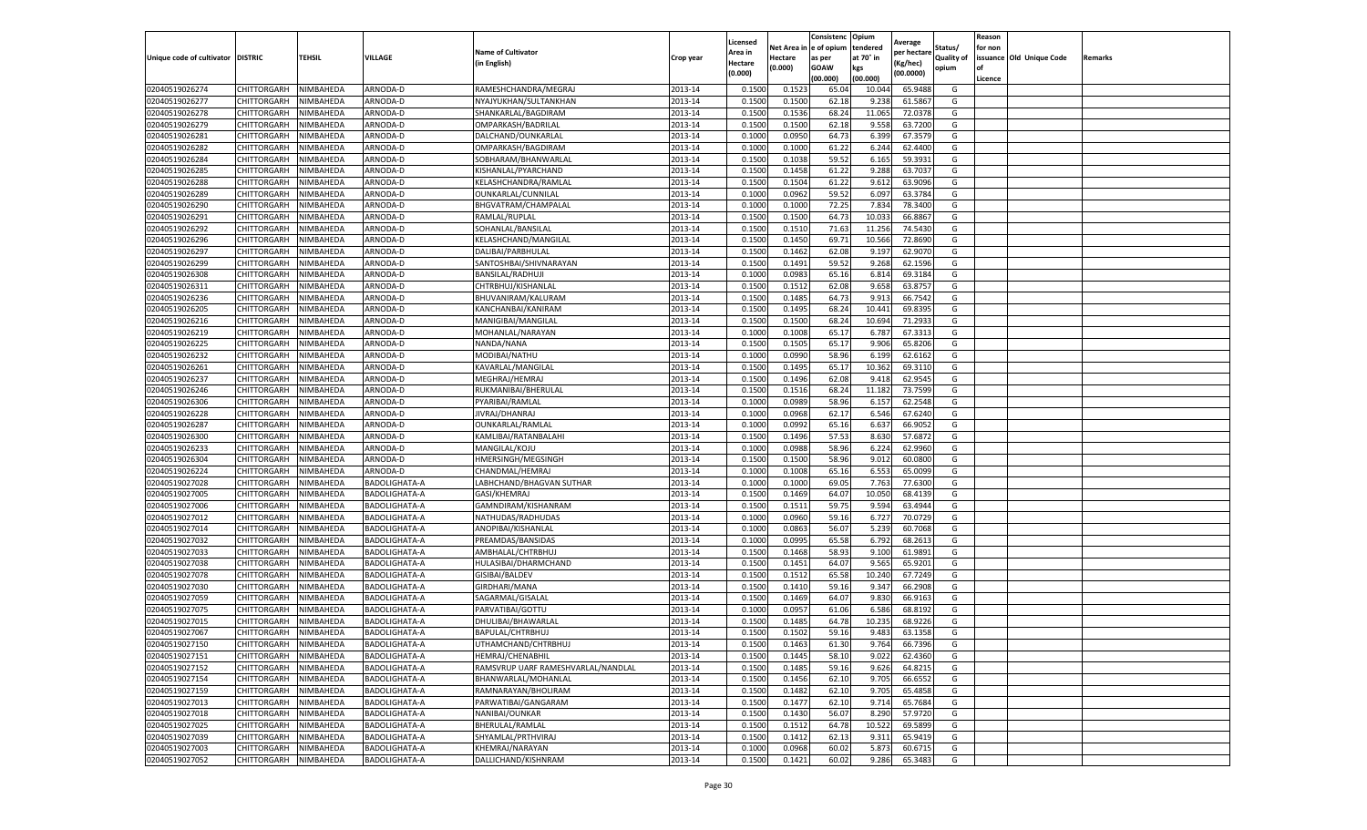| Unique code of cultivator | DISTRIC | TEHSIL | VILLAGE | Name of Cultivator (in English) | Crop year | Licensed Area in Hectare (0.000) | Net Area in Hectare (0.000) | Consistenc e of opium as per GOAW (00.000) | Opium tendered at 70˚ in kgs (00.000) | Average per hectare (Kg/hec) (00.0000) | Status/ Quality of opium | Reason for non issuance of Licence | Old Unique Code | Remarks |
|---|---|---|---|---|---|---|---|---|---|---|---|---|---|---|
| 02040519026274 | CHITTORGARH | NIMBAHEDA | ARNODA-D | RAMESHCHANDRA/MEGRAJ | 2013-14 | 0.1500 | 0.1523 | 65.04 | 10.044 | 65.9488 | G | | | |
| 02040519026277 | CHITTORGARH | NIMBAHEDA | ARNODA-D | NYAJYUKHAN/SULTANKHAN | 2013-14 | 0.1500 | 0.1500 | 62.18 | 9.238 | 61.5867 | G | | | |
| 02040519026278 | CHITTORGARH | NIMBAHEDA | ARNODA-D | SHANKARLAL/BAGDIRAM | 2013-14 | 0.1500 | 0.1536 | 68.24 | 11.065 | 72.0378 | G | | | |
| 02040519026279 | CHITTORGARH | NIMBAHEDA | ARNODA-D | OMPARKASH/BADRILAL | 2013-14 | 0.1500 | 0.1500 | 62.18 | 9.558 | 63.7200 | G | | | |
| 02040519026281 | CHITTORGARH | NIMBAHEDA | ARNODA-D | DALCHAND/OUNKARLAL | 2013-14 | 0.1000 | 0.0950 | 64.73 | 6.399 | 67.3579 | G | | | |
| 02040519026282 | CHITTORGARH | NIMBAHEDA | ARNODA-D | OMPARKASH/BAGDIRAM | 2013-14 | 0.1000 | 0.1000 | 61.22 | 6.244 | 62.4400 | G | | | |
| 02040519026284 | CHITTORGARH | NIMBAHEDA | ARNODA-D | SOBHARAM/BHANWARLAL | 2013-14 | 0.1500 | 0.1038 | 59.52 | 6.165 | 59.3931 | G | | | |
| 02040519026285 | CHITTORGARH | NIMBAHEDA | ARNODA-D | KISHANLAL/PYARCHAND | 2013-14 | 0.1500 | 0.1458 | 61.22 | 9.288 | 63.7037 | G | | | |
| 02040519026288 | CHITTORGARH | NIMBAHEDA | ARNODA-D | KELASHCHANDRA/RAMLAL | 2013-14 | 0.1500 | 0.1504 | 61.22 | 9.612 | 63.9096 | G | | | |
| 02040519026289 | CHITTORGARH | NIMBAHEDA | ARNODA-D | OUNKARLAL/CUNNILAL | 2013-14 | 0.1000 | 0.0962 | 59.52 | 6.097 | 63.3784 | G | | | |
| 02040519026290 | CHITTORGARH | NIMBAHEDA | ARNODA-D | BHGVATRAM/CHAMPALAL | 2013-14 | 0.1000 | 0.1000 | 72.25 | 7.834 | 78.3400 | G | | | |
| 02040519026291 | CHITTORGARH | NIMBAHEDA | ARNODA-D | RAMLAL/RUPLAL | 2013-14 | 0.1500 | 0.1500 | 64.73 | 10.033 | 66.8867 | G | | | |
| 02040519026292 | CHITTORGARH | NIMBAHEDA | ARNODA-D | SOHANLAL/BANSILAL | 2013-14 | 0.1500 | 0.1510 | 71.63 | 11.256 | 74.5430 | G | | | |
| 02040519026296 | CHITTORGARH | NIMBAHEDA | ARNODA-D | KELASHCHAND/MANGILAL | 2013-14 | 0.1500 | 0.1450 | 69.71 | 10.566 | 72.8690 | G | | | |
| 02040519026297 | CHITTORGARH | NIMBAHEDA | ARNODA-D | DALIBAI/PARBHULAL | 2013-14 | 0.1500 | 0.1462 | 62.08 | 9.197 | 62.9070 | G | | | |
| 02040519026299 | CHITTORGARH | NIMBAHEDA | ARNODA-D | SANTOSHBAI/SHIVNARAYAN | 2013-14 | 0.1500 | 0.1491 | 59.52 | 9.268 | 62.1596 | G | | | |
| 02040519026308 | CHITTORGARH | NIMBAHEDA | ARNODA-D | BANSILAL/RADHUJI | 2013-14 | 0.1000 | 0.0983 | 65.16 | 6.814 | 69.3184 | G | | | |
| 02040519026311 | CHITTORGARH | NIMBAHEDA | ARNODA-D | CHTRBHUJ/KISHANLAL | 2013-14 | 0.1500 | 0.1512 | 62.08 | 9.658 | 63.8757 | G | | | |
| 02040519026236 | CHITTORGARH | NIMBAHEDA | ARNODA-D | BHUVANIRAM/KALURAM | 2013-14 | 0.1500 | 0.1485 | 64.73 | 9.913 | 66.7542 | G | | | |
| 02040519026205 | CHITTORGARH | NIMBAHEDA | ARNODA-D | KANCHANBAI/KANIRAM | 2013-14 | 0.1500 | 0.1495 | 68.24 | 10.441 | 69.8395 | G | | | |
| 02040519026216 | CHITTORGARH | NIMBAHEDA | ARNODA-D | MANIGIBAI/MANGILAL | 2013-14 | 0.1500 | 0.1500 | 68.24 | 10.694 | 71.2933 | G | | | |
| 02040519026219 | CHITTORGARH | NIMBAHEDA | ARNODA-D | MOHANLAL/NARAYAN | 2013-14 | 0.1000 | 0.1008 | 65.17 | 6.787 | 67.3313 | G | | | |
| 02040519026225 | CHITTORGARH | NIMBAHEDA | ARNODA-D | NANDA/NANA | 2013-14 | 0.1500 | 0.1505 | 65.17 | 9.906 | 65.8206 | G | | | |
| 02040519026232 | CHITTORGARH | NIMBAHEDA | ARNODA-D | MODIBAI/NATHU | 2013-14 | 0.1000 | 0.0990 | 58.96 | 6.199 | 62.6162 | G | | | |
| 02040519026261 | CHITTORGARH | NIMBAHEDA | ARNODA-D | KAVARLAL/MANGILAL | 2013-14 | 0.1500 | 0.1495 | 65.17 | 10.362 | 69.3110 | G | | | |
| 02040519026237 | CHITTORGARH | NIMBAHEDA | ARNODA-D | MEGHRAJ/HEMRAJ | 2013-14 | 0.1500 | 0.1496 | 62.08 | 9.418 | 62.9545 | G | | | |
| 02040519026246 | CHITTORGARH | NIMBAHEDA | ARNODA-D | RUKMANIBAI/BHERULAL | 2013-14 | 0.1500 | 0.1516 | 68.24 | 11.182 | 73.7599 | G | | | |
| 02040519026306 | CHITTORGARH | NIMBAHEDA | ARNODA-D | PYARIBAI/RAMLAL | 2013-14 | 0.1000 | 0.0989 | 58.96 | 6.157 | 62.2548 | G | | | |
| 02040519026228 | CHITTORGARH | NIMBAHEDA | ARNODA-D | JIVRAJ/DHANRAJ | 2013-14 | 0.1000 | 0.0968 | 62.17 | 6.546 | 67.6240 | G | | | |
| 02040519026287 | CHITTORGARH | NIMBAHEDA | ARNODA-D | OUNKARLAL/RAMLAL | 2013-14 | 0.1000 | 0.0992 | 65.16 | 6.637 | 66.9052 | G | | | |
| 02040519026300 | CHITTORGARH | NIMBAHEDA | ARNODA-D | KAMLIBAI/RATANBALAHI | 2013-14 | 0.1500 | 0.1496 | 57.53 | 8.630 | 57.6872 | G | | | |
| 02040519026233 | CHITTORGARH | NIMBAHEDA | ARNODA-D | MANGILAL/KOJU | 2013-14 | 0.1000 | 0.0988 | 58.96 | 6.224 | 62.9960 | G | | | |
| 02040519026304 | CHITTORGARH | NIMBAHEDA | ARNODA-D | HMERSINGH/MEGSINGH | 2013-14 | 0.1500 | 0.1500 | 58.96 | 9.012 | 60.0800 | G | | | |
| 02040519026224 | CHITTORGARH | NIMBAHEDA | ARNODA-D | CHANDMAL/HEMRAJ | 2013-14 | 0.1000 | 0.1008 | 65.16 | 6.553 | 65.0099 | G | | | |
| 02040519027028 | CHITTORGARH | NIMBAHEDA | BADOLIGHATA-A | LABHCHAND/BHAGVAN SUTHAR | 2013-14 | 0.1000 | 0.1000 | 69.05 | 7.763 | 77.6300 | G | | | |
| 02040519027005 | CHITTORGARH | NIMBAHEDA | BADOLIGHATA-A | GASI/KHEMRAJ | 2013-14 | 0.1500 | 0.1469 | 64.07 | 10.050 | 68.4139 | G | | | |
| 02040519027006 | CHITTORGARH | NIMBAHEDA | BADOLIGHATA-A | GAMNDIRAM/KISHANRAM | 2013-14 | 0.1500 | 0.1511 | 59.75 | 9.594 | 63.4944 | G | | | |
| 02040519027012 | CHITTORGARH | NIMBAHEDA | BADOLIGHATA-A | NATHUDAS/RADHUDAS | 2013-14 | 0.1000 | 0.0960 | 59.16 | 6.727 | 70.0729 | G | | | |
| 02040519027014 | CHITTORGARH | NIMBAHEDA | BADOLIGHATA-A | ANOPIBAI/KISHANLAL | 2013-14 | 0.1000 | 0.0863 | 56.07 | 5.239 | 60.7068 | G | | | |
| 02040519027032 | CHITTORGARH | NIMBAHEDA | BADOLIGHATA-A | PREAMDAS/BANSIDAS | 2013-14 | 0.1000 | 0.0995 | 65.58 | 6.792 | 68.2613 | G | | | |
| 02040519027033 | CHITTORGARH | NIMBAHEDA | BADOLIGHATA-A | AMBHALAL/CHTRBHUJ | 2013-14 | 0.1500 | 0.1468 | 58.93 | 9.100 | 61.9891 | G | | | |
| 02040519027038 | CHITTORGARH | NIMBAHEDA | BADOLIGHATA-A | HULASIBAI/DHARMCHAND | 2013-14 | 0.1500 | 0.1451 | 64.07 | 9.565 | 65.9201 | G | | | |
| 02040519027078 | CHITTORGARH | NIMBAHEDA | BADOLIGHATA-A | GISIBAI/BALDEV | 2013-14 | 0.1500 | 0.1512 | 65.58 | 10.240 | 67.7249 | G | | | |
| 02040519027030 | CHITTORGARH | NIMBAHEDA | BADOLIGHATA-A | GIRDHARI/MANA | 2013-14 | 0.1500 | 0.1410 | 59.16 | 9.347 | 66.2908 | G | | | |
| 02040519027059 | CHITTORGARH | NIMBAHEDA | BADOLIGHATA-A | SAGARMAL/GISALAL | 2013-14 | 0.1500 | 0.1469 | 64.07 | 9.830 | 66.9163 | G | | | |
| 02040519027075 | CHITTORGARH | NIMBAHEDA | BADOLIGHATA-A | PARVATIBAI/GOTTU | 2013-14 | 0.1000 | 0.0957 | 61.06 | 6.586 | 68.8192 | G | | | |
| 02040519027015 | CHITTORGARH | NIMBAHEDA | BADOLIGHATA-A | DHULIBAI/BHAWARLAL | 2013-14 | 0.1500 | 0.1485 | 64.78 | 10.235 | 68.9226 | G | | | |
| 02040519027067 | CHITTORGARH | NIMBAHEDA | BADOLIGHATA-A | BAPULAL/CHTRBHUJ | 2013-14 | 0.1500 | 0.1502 | 59.16 | 9.483 | 63.1358 | G | | | |
| 02040519027150 | CHITTORGARH | NIMBAHEDA | BADOLIGHATA-A | UTHAMCHAND/CHTRBHUJ | 2013-14 | 0.1500 | 0.1463 | 61.30 | 9.764 | 66.7396 | G | | | |
| 02040519027151 | CHITTORGARH | NIMBAHEDA | BADOLIGHATA-A | HEMRAJ/CHENABHIL | 2013-14 | 0.1500 | 0.1445 | 58.10 | 9.022 | 62.4360 | G | | | |
| 02040519027152 | CHITTORGARH | NIMBAHEDA | BADOLIGHATA-A | RAMSVRUP UARF RAMESHVARLAL/NANDLAL | 2013-14 | 0.1500 | 0.1485 | 59.16 | 9.626 | 64.8215 | G | | | |
| 02040519027154 | CHITTORGARH | NIMBAHEDA | BADOLIGHATA-A | BHANWARLAL/MOHANLAL | 2013-14 | 0.1500 | 0.1456 | 62.10 | 9.705 | 66.6552 | G | | | |
| 02040519027159 | CHITTORGARH | NIMBAHEDA | BADOLIGHATA-A | RAMNARAYAN/BHOLIRAM | 2013-14 | 0.1500 | 0.1482 | 62.10 | 9.705 | 65.4858 | G | | | |
| 02040519027013 | CHITTORGARH | NIMBAHEDA | BADOLIGHATA-A | PARWATIBAI/GANGARAM | 2013-14 | 0.1500 | 0.1477 | 62.10 | 9.714 | 65.7684 | G | | | |
| 02040519027018 | CHITTORGARH | NIMBAHEDA | BADOLIGHATA-A | NANIBAI/OUNKAR | 2013-14 | 0.1500 | 0.1430 | 56.07 | 8.290 | 57.9720 | G | | | |
| 02040519027025 | CHITTORGARH | NIMBAHEDA | BADOLIGHATA-A | BHERULAL/RAMLAL | 2013-14 | 0.1500 | 0.1512 | 64.78 | 10.522 | 69.5899 | G | | | |
| 02040519027039 | CHITTORGARH | NIMBAHEDA | BADOLIGHATA-A | SHYAMLAL/PRTHVIRAJ | 2013-14 | 0.1500 | 0.1412 | 62.13 | 9.311 | 65.9419 | G | | | |
| 02040519027003 | CHITTORGARH | NIMBAHEDA | BADOLIGHATA-A | KHEMRAJ/NARAYAN | 2013-14 | 0.1000 | 0.0968 | 60.02 | 5.873 | 60.6715 | G | | | |
| 02040519027052 | CHITTORGARH | NIMBAHEDA | BADOLIGHATA-A | DALLICHAND/KISHNRAM | 2013-14 | 0.1500 | 0.1421 | 60.02 | 9.286 | 65.3483 | G | | | |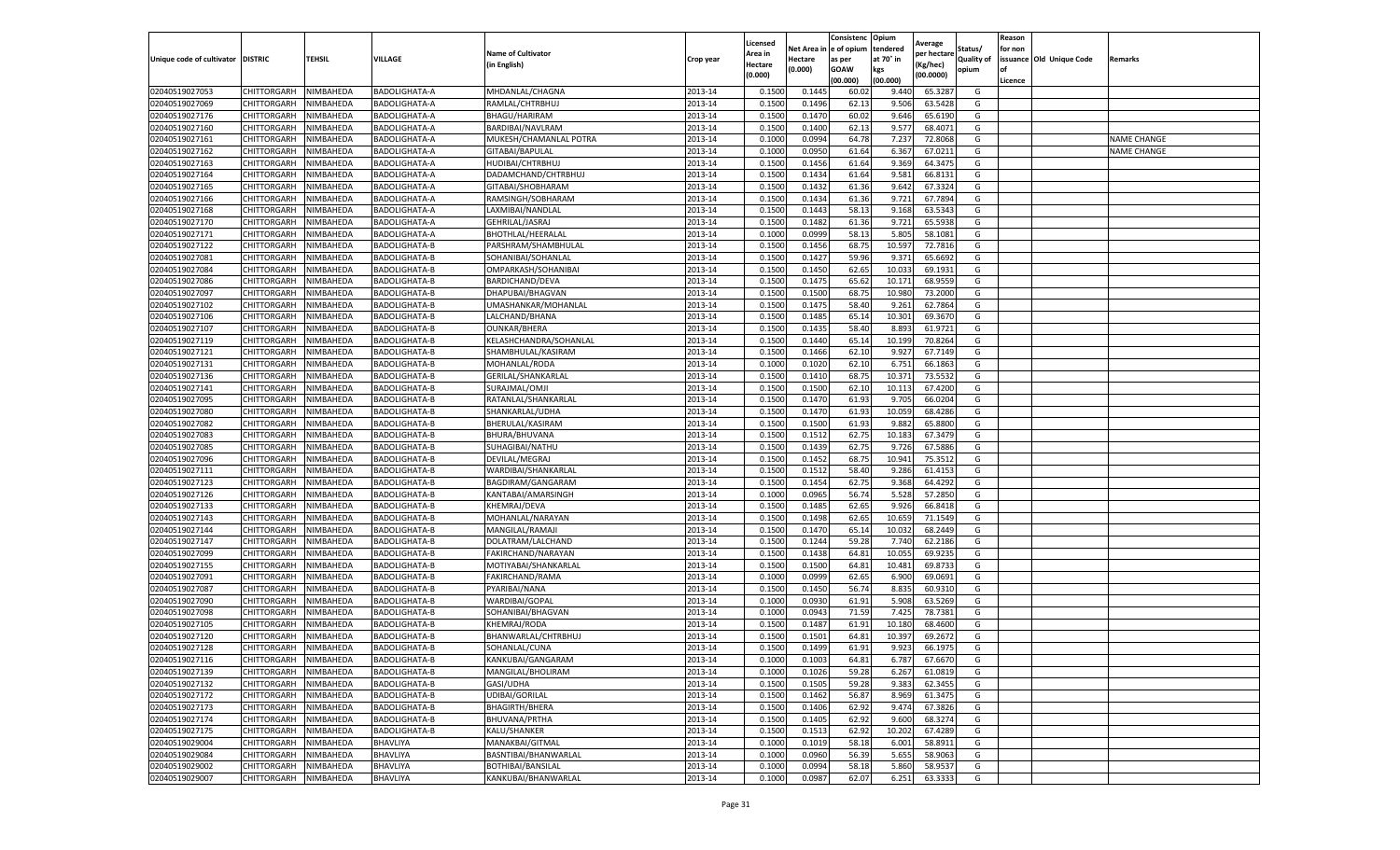| Unique code of cultivator | DISTRIC | TEHSIL | VILLAGE | Name of Cultivator (in English) | Crop year | Licensed Area in Hectare (0.000) | Net Area in Hectare (0.000) | Consistence of opium as per GOAW (00.000) | Opium tendered at 70° in kgs (00.000) | Average per hectare (Kg/hec) (00.0000) | Status/ Quality of opium | Reason for non issuance of Licence | Old Unique Code | Remarks |
|---|---|---|---|---|---|---|---|---|---|---|---|---|---|---|
| 02040519027053 | CHITTORGARH | NIMBAHEDA | BADOLIGHATA-A | MHDANLAL/CHAGNA | 2013-14 | 0.1500 | 0.1445 | 60.02 | 9.440 | 65.3287 | G | | | |
| 02040519027069 | CHITTORGARH | NIMBAHEDA | BADOLIGHATA-A | RAMLAL/CHTRBHUJ | 2013-14 | 0.1500 | 0.1496 | 62.13 | 9.506 | 63.5428 | G | | | |
| 02040519027176 | CHITTORGARH | NIMBAHEDA | BADOLIGHATA-A | BHAGU/HARIRAM | 2013-14 | 0.1500 | 0.1470 | 60.02 | 9.646 | 65.6190 | G | | | |
| 02040519027160 | CHITTORGARH | NIMBAHEDA | BADOLIGHATA-A | BARDIBAI/NAVLRAM | 2013-14 | 0.1500 | 0.1400 | 62.13 | 9.577 | 68.4071 | G | | | |
| 02040519027161 | CHITTORGARH | NIMBAHEDA | BADOLIGHATA-A | MUKESH/CHAMANLAL POTRA | 2013-14 | 0.1000 | 0.0994 | 64.78 | 7.237 | 72.8068 | G | | | NAME CHANGE |
| 02040519027162 | CHITTORGARH | NIMBAHEDA | BADOLIGHATA-A | GITABAI/BAPULAL | 2013-14 | 0.1000 | 0.0950 | 61.64 | 6.367 | 67.0211 | G | | | NAME CHANGE |
| 02040519027163 | CHITTORGARH | NIMBAHEDA | BADOLIGHATA-A | HUDIBAI/CHTRBHUJ | 2013-14 | 0.1500 | 0.1456 | 61.64 | 9.369 | 64.3475 | G | | | |
| 02040519027164 | CHITTORGARH | NIMBAHEDA | BADOLIGHATA-A | DADAMCHAND/CHTRBHUJ | 2013-14 | 0.1500 | 0.1434 | 61.64 | 9.581 | 66.8131 | G | | | |
| 02040519027165 | CHITTORGARH | NIMBAHEDA | BADOLIGHATA-A | GITABAI/SHOBHARAM | 2013-14 | 0.1500 | 0.1432 | 61.36 | 9.642 | 67.3324 | G | | | |
| 02040519027166 | CHITTORGARH | NIMBAHEDA | BADOLIGHATA-A | RAMSINGH/SOBHARAM | 2013-14 | 0.1500 | 0.1434 | 61.36 | 9.721 | 67.7894 | G | | | |
| 02040519027168 | CHITTORGARH | NIMBAHEDA | BADOLIGHATA-A | LAXMIBAI/NANDLAL | 2013-14 | 0.1500 | 0.1443 | 58.13 | 9.168 | 63.5343 | G | | | |
| 02040519027170 | CHITTORGARH | NIMBAHEDA | BADOLIGHATA-A | GEHRILAL/JASRAJ | 2013-14 | 0.1500 | 0.1482 | 61.36 | 9.721 | 65.5938 | G | | | |
| 02040519027171 | CHITTORGARH | NIMBAHEDA | BADOLIGHATA-A | BHOTHLAL/HEERALAL | 2013-14 | 0.1000 | 0.0999 | 58.13 | 5.805 | 58.1081 | G | | | |
| 02040519027122 | CHITTORGARH | NIMBAHEDA | BADOLIGHATA-B | PARSHRAM/SHAMBHULAL | 2013-14 | 0.1500 | 0.1456 | 68.75 | 10.597 | 72.7816 | G | | | |
| 02040519027081 | CHITTORGARH | NIMBAHEDA | BADOLIGHATA-B | SOHANIBAI/SOHANLAL | 2013-14 | 0.1500 | 0.1427 | 59.96 | 9.371 | 65.6692 | G | | | |
| 02040519027084 | CHITTORGARH | NIMBAHEDA | BADOLIGHATA-B | OMPARKASH/SOHANIBAI | 2013-14 | 0.1500 | 0.1450 | 62.65 | 10.033 | 69.1931 | G | | | |
| 02040519027086 | CHITTORGARH | NIMBAHEDA | BADOLIGHATA-B | BARDICHAND/DEVA | 2013-14 | 0.1500 | 0.1475 | 65.62 | 10.171 | 68.9559 | G | | | |
| 02040519027097 | CHITTORGARH | NIMBAHEDA | BADOLIGHATA-B | DHAPUBAI/BHAGVAN | 2013-14 | 0.1500 | 0.1500 | 68.75 | 10.980 | 73.2000 | G | | | |
| 02040519027102 | CHITTORGARH | NIMBAHEDA | BADOLIGHATA-B | UMASHANKAR/MOHANLAL | 2013-14 | 0.1500 | 0.1475 | 58.40 | 9.261 | 62.7864 | G | | | |
| 02040519027106 | CHITTORGARH | NIMBAHEDA | BADOLIGHATA-B | LALCHAND/BHANA | 2013-14 | 0.1500 | 0.1485 | 65.14 | 10.301 | 69.3670 | G | | | |
| 02040519027107 | CHITTORGARH | NIMBAHEDA | BADOLIGHATA-B | OUNKAR/BHERA | 2013-14 | 0.1500 | 0.1435 | 58.40 | 8.893 | 61.9721 | G | | | |
| 02040519027119 | CHITTORGARH | NIMBAHEDA | BADOLIGHATA-B | KELASHCHANDRA/SOHANLAL | 2013-14 | 0.1500 | 0.1440 | 65.14 | 10.199 | 70.8264 | G | | | |
| 02040519027121 | CHITTORGARH | NIMBAHEDA | BADOLIGHATA-B | SHAMBHULAL/KASIRAM | 2013-14 | 0.1500 | 0.1466 | 62.10 | 9.927 | 67.7149 | G | | | |
| 02040519027131 | CHITTORGARH | NIMBAHEDA | BADOLIGHATA-B | MOHANLAL/RODA | 2013-14 | 0.1000 | 0.1020 | 62.10 | 6.751 | 66.1863 | G | | | |
| 02040519027136 | CHITTORGARH | NIMBAHEDA | BADOLIGHATA-B | GERILAL/SHANKARLAL | 2013-14 | 0.1500 | 0.1410 | 68.75 | 10.371 | 73.5532 | G | | | |
| 02040519027141 | CHITTORGARH | NIMBAHEDA | BADOLIGHATA-B | SURAJMAL/OMJI | 2013-14 | 0.1500 | 0.1500 | 62.10 | 10.113 | 67.4200 | G | | | |
| 02040519027095 | CHITTORGARH | NIMBAHEDA | BADOLIGHATA-B | RATANLAL/SHANKARLAL | 2013-14 | 0.1500 | 0.1470 | 61.93 | 9.705 | 66.0204 | G | | | |
| 02040519027080 | CHITTORGARH | NIMBAHEDA | BADOLIGHATA-B | SHANKARLAL/UDHA | 2013-14 | 0.1500 | 0.1470 | 61.93 | 10.059 | 68.4286 | G | | | |
| 02040519027082 | CHITTORGARH | NIMBAHEDA | BADOLIGHATA-B | BHERULAL/KASIRAM | 2013-14 | 0.1500 | 0.1500 | 61.93 | 9.882 | 65.8800 | G | | | |
| 02040519027083 | CHITTORGARH | NIMBAHEDA | BADOLIGHATA-B | BHURA/BHUVANA | 2013-14 | 0.1500 | 0.1512 | 62.75 | 10.183 | 67.3479 | G | | | |
| 02040519027085 | CHITTORGARH | NIMBAHEDA | BADOLIGHATA-B | SUHAGIBAI/NATHU | 2013-14 | 0.1500 | 0.1439 | 62.75 | 9.726 | 67.5886 | G | | | |
| 02040519027096 | CHITTORGARH | NIMBAHEDA | BADOLIGHATA-B | DEVILAL/MEGRAJ | 2013-14 | 0.1500 | 0.1452 | 68.75 | 10.941 | 75.3512 | G | | | |
| 02040519027111 | CHITTORGARH | NIMBAHEDA | BADOLIGHATA-B | WARDIBAI/SHANKARLAL | 2013-14 | 0.1500 | 0.1512 | 58.40 | 9.286 | 61.4153 | G | | | |
| 02040519027123 | CHITTORGARH | NIMBAHEDA | BADOLIGHATA-B | BAGDIRAM/GANGARAM | 2013-14 | 0.1500 | 0.1454 | 62.75 | 9.368 | 64.4292 | G | | | |
| 02040519027126 | CHITTORGARH | NIMBAHEDA | BADOLIGHATA-B | KANTABAI/AMARSINGH | 2013-14 | 0.1000 | 0.0965 | 56.74 | 5.528 | 57.2850 | G | | | |
| 02040519027133 | CHITTORGARH | NIMBAHEDA | BADOLIGHATA-B | KHEMRAJ/DEVA | 2013-14 | 0.1500 | 0.1485 | 62.65 | 9.926 | 66.8418 | G | | | |
| 02040519027143 | CHITTORGARH | NIMBAHEDA | BADOLIGHATA-B | MOHANLAL/NARAYAN | 2013-14 | 0.1500 | 0.1498 | 62.65 | 10.659 | 71.1549 | G | | | |
| 02040519027144 | CHITTORGARH | NIMBAHEDA | BADOLIGHATA-B | MANGILAL/RAMAJI | 2013-14 | 0.1500 | 0.1470 | 65.14 | 10.032 | 68.2449 | G | | | |
| 02040519027147 | CHITTORGARH | NIMBAHEDA | BADOLIGHATA-B | DOLATRAM/LALCHAND | 2013-14 | 0.1500 | 0.1244 | 59.28 | 7.740 | 62.2186 | G | | | |
| 02040519027099 | CHITTORGARH | NIMBAHEDA | BADOLIGHATA-B | FAKIRCHAND/NARAYAN | 2013-14 | 0.1500 | 0.1438 | 64.81 | 10.055 | 69.9235 | G | | | |
| 02040519027155 | CHITTORGARH | NIMBAHEDA | BADOLIGHATA-B | MOTIYABAI/SHANKARLAL | 2013-14 | 0.1500 | 0.1500 | 64.81 | 10.481 | 69.8733 | G | | | |
| 02040519027091 | CHITTORGARH | NIMBAHEDA | BADOLIGHATA-B | FAKIRCHAND/RAMA | 2013-14 | 0.1000 | 0.0999 | 62.65 | 6.900 | 69.0691 | G | | | |
| 02040519027087 | CHITTORGARH | NIMBAHEDA | BADOLIGHATA-B | PYARIBAI/NANA | 2013-14 | 0.1500 | 0.1450 | 56.74 | 8.835 | 60.9310 | G | | | |
| 02040519027090 | CHITTORGARH | NIMBAHEDA | BADOLIGHATA-B | WARDIBAI/GOPAL | 2013-14 | 0.1000 | 0.0930 | 61.91 | 5.908 | 63.5269 | G | | | |
| 02040519027098 | CHITTORGARH | NIMBAHEDA | BADOLIGHATA-B | SOHANIBAI/BHAGVAN | 2013-14 | 0.1000 | 0.0943 | 71.59 | 7.425 | 78.7381 | G | | | |
| 02040519027105 | CHITTORGARH | NIMBAHEDA | BADOLIGHATA-B | KHEMRAJ/RODA | 2013-14 | 0.1500 | 0.1487 | 61.91 | 10.180 | 68.4600 | G | | | |
| 02040519027120 | CHITTORGARH | NIMBAHEDA | BADOLIGHATA-B | BHANWARLAL/CHTRBHUJ | 2013-14 | 0.1500 | 0.1501 | 64.81 | 10.397 | 69.2672 | G | | | |
| 02040519027128 | CHITTORGARH | NIMBAHEDA | BADOLIGHATA-B | SOHANLAL/CUNA | 2013-14 | 0.1500 | 0.1499 | 61.91 | 9.923 | 66.1975 | G | | | |
| 02040519027116 | CHITTORGARH | NIMBAHEDA | BADOLIGHATA-B | KANKUBAI/GANGARAM | 2013-14 | 0.1000 | 0.1003 | 64.81 | 6.787 | 67.6670 | G | | | |
| 02040519027139 | CHITTORGARH | NIMBAHEDA | BADOLIGHATA-B | MANGILAL/BHOLIRAM | 2013-14 | 0.1000 | 0.1026 | 59.28 | 6.267 | 61.0819 | G | | | |
| 02040519027132 | CHITTORGARH | NIMBAHEDA | BADOLIGHATA-B | GASI/UDHA | 2013-14 | 0.1500 | 0.1505 | 59.28 | 9.383 | 62.3455 | G | | | |
| 02040519027172 | CHITTORGARH | NIMBAHEDA | BADOLIGHATA-B | UDIBAI/GORILAL | 2013-14 | 0.1500 | 0.1462 | 56.87 | 8.969 | 61.3475 | G | | | |
| 02040519027173 | CHITTORGARH | NIMBAHEDA | BADOLIGHATA-B | BHAGIRTH/BHERA | 2013-14 | 0.1500 | 0.1406 | 62.92 | 9.474 | 67.3826 | G | | | |
| 02040519027174 | CHITTORGARH | NIMBAHEDA | BADOLIGHATA-B | BHUVANA/PRTHA | 2013-14 | 0.1500 | 0.1405 | 62.92 | 9.600 | 68.3274 | G | | | |
| 02040519027175 | CHITTORGARH | NIMBAHEDA | BADOLIGHATA-B | KALU/SHANKER | 2013-14 | 0.1500 | 0.1513 | 62.92 | 10.202 | 67.4289 | G | | | |
| 02040519029004 | CHITTORGARH | NIMBAHEDA | BHAVLIYA | MANAKBAI/GITMAL | 2013-14 | 0.1000 | 0.1019 | 58.18 | 6.001 | 58.8911 | G | | | |
| 02040519029084 | CHITTORGARH | NIMBAHEDA | BHAVLIYA | BASNTIBAI/BHANWARLAL | 2013-14 | 0.1000 | 0.0960 | 56.39 | 5.655 | 58.9063 | G | | | |
| 02040519029002 | CHITTORGARH | NIMBAHEDA | BHAVLIYA | BOTHIBAI/BANSILAL | 2013-14 | 0.1000 | 0.0994 | 58.18 | 5.860 | 58.9537 | G | | | |
| 02040519029007 | CHITTORGARH | NIMBAHEDA | BHAVLIYA | KANKUBAI/BHANWARLAL | 2013-14 | 0.1000 | 0.0987 | 62.07 | 6.251 | 63.3333 | G | | | |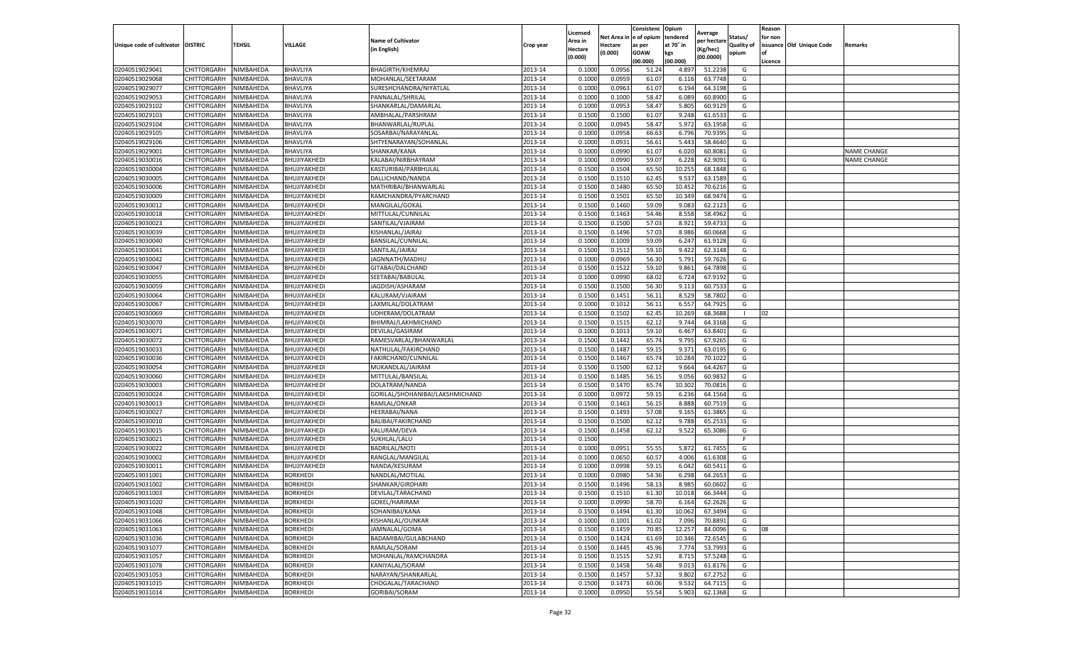| Unique code of cultivator | DISTRIC | TEHSIL | VILLAGE | Name of Cultivator (in English) | Crop year | Licensed Area in Hectare (0.000) | Net Area in Hectare (0.000) | Consistenc e of opium as per GOAW (00.000) | Opium tendered at 70° in kgs (00.000) | Average per hectare (Kg/hec) (00.0000) | Status/ Quality of opium | Reason for non issuance of Licence | Old Unique Code | Remarks |
|---|---|---|---|---|---|---|---|---|---|---|---|---|---|---|
| 02040519029041 | CHITTORGARH | NIMBAHEDA | BHAVLIYA | BHAGIRTH/KHEMRAJ | 2013-14 | 0.1000 | 0.0956 | 51.24 | 4.897 | 51.2238 | G | | | |
| 02040519029068 | CHITTORGARH | NIMBAHEDA | BHAVLIYA | MOHANLAL/SEETARAM | 2013-14 | 0.1000 | 0.0959 | 61.07 | 6.116 | 63.7748 | G | | | |
| 02040519029077 | CHITTORGARH | NIMBAHEDA | BHAVLIYA | SURESHCHANDRA/NIYATLAL | 2013-14 | 0.1000 | 0.0963 | 61.07 | 6.194 | 64.3198 | G | | | |
| 02040519029053 | CHITTORGARH | NIMBAHEDA | BHAVLIYA | PANNALAL/SHRILAL | 2013-14 | 0.1000 | 0.1000 | 58.47 | 6.089 | 60.8900 | G | | | |
| 02040519029102 | CHITTORGARH | NIMBAHEDA | BHAVLIYA | SHANKARLAL/DAMARLAL | 2013-14 | 0.1000 | 0.0953 | 58.47 | 5.805 | 60.9129 | G | | | |
| 02040519029103 | CHITTORGARH | NIMBAHEDA | BHAVLIYA | AMBHALAL/PARSHRAM | 2013-14 | 0.1500 | 0.1500 | 61.07 | 9.248 | 61.6533 | G | | | |
| 02040519029104 | CHITTORGARH | NIMBAHEDA | BHAVLIYA | BHANWARLAL/RUPLAL | 2013-14 | 0.1000 | 0.0945 | 58.47 | 5.972 | 63.1958 | G | | | |
| 02040519029105 | CHITTORGARH | NIMBAHEDA | BHAVLIYA | SOSARBAI/NARAYANLAL | 2013-14 | 0.1000 | 0.0958 | 66.63 | 6.796 | 70.9395 | G | | | |
| 02040519029106 | CHITTORGARH | NIMBAHEDA | BHAVLIYA | SHTYENARAYAN/SOHANLAL | 2013-14 | 0.1000 | 0.0931 | 56.61 | 5.443 | 58.4640 | G | | | |
| 02040519029001 | CHITTORGARH | NIMBAHEDA | BHAVLIYA | SHANKAR/KANA | 2013-14 | 0.1000 | 0.0990 | 61.07 | 6.020 | 60.8081 | G | | | NAME CHANGE |
| 02040519030016 | CHITTORGARH | NIMBAHEDA | BHUJIYAKHEDI | KALABAI/NIRBHAYRAM | 2013-14 | 0.1000 | 0.0990 | 59.07 | 6.228 | 62.9091 | G | | | NAME CHANGE |
| 02040519030004 | CHITTORGARH | NIMBAHEDA | BHUJIYAKHEDI | KASTURIBAI/PARBHULAL | 2013-14 | 0.1500 | 0.1504 | 65.50 | 10.255 | 68.1848 | G | | | |
| 02040519030005 | CHITTORGARH | NIMBAHEDA | BHUJIYAKHEDI | DALLICHAND/NANDA | 2013-14 | 0.1500 | 0.1510 | 62.45 | 9.537 | 63.1589 | G | | | |
| 02040519030006 | CHITTORGARH | NIMBAHEDA | BHUJIYAKHEDI | MATHRIBAI/BHANWARLAL | 2013-14 | 0.1500 | 0.1480 | 65.50 | 10.452 | 70.6216 | G | | | |
| 02040519030009 | CHITTORGARH | NIMBAHEDA | BHUJIYAKHEDI | RAMCHANDRA/PYARCHAND | 2013-14 | 0.1500 | 0.1501 | 65.50 | 10.349 | 68.9474 | G | | | |
| 02040519030012 | CHITTORGARH | NIMBAHEDA | BHUJIYAKHEDI | MANGILAL/GOKAL | 2013-14 | 0.1500 | 0.1460 | 59.09 | 9.083 | 62.2123 | G | | | |
| 02040519030018 | CHITTORGARH | NIMBAHEDA | BHUJIYAKHEDI | MITTULAL/CUNNILAL | 2013-14 | 0.1500 | 0.1463 | 54.46 | 8.558 | 58.4962 | G | | | |
| 02040519030023 | CHITTORGARH | NIMBAHEDA | BHUJIYAKHEDI | SANTILAL/VJAIRAM | 2013-14 | 0.1500 | 0.1500 | 57.03 | 8.921 | 59.4733 | G | | | |
| 02040519030039 | CHITTORGARH | NIMBAHEDA | BHUJIYAKHEDI | KISHANLAL/JAIRAJ | 2013-14 | 0.1500 | 0.1496 | 57.03 | 8.986 | 60.0668 | G | | | |
| 02040519030040 | CHITTORGARH | NIMBAHEDA | BHUJIYAKHEDI | BANSILAL/CUNNILAL | 2013-14 | 0.1000 | 0.1009 | 59.09 | 6.247 | 61.9128 | G | | | |
| 02040519030041 | CHITTORGARH | NIMBAHEDA | BHUJIYAKHEDI | SANTILAL/JAIRAJ | 2013-14 | 0.1500 | 0.1512 | 59.10 | 9.422 | 62.3148 | G | | | |
| 02040519030042 | CHITTORGARH | NIMBAHEDA | BHUJIYAKHEDI | JAGNNATH/MADHU | 2013-14 | 0.1000 | 0.0969 | 56.30 | 5.791 | 59.7626 | G | | | |
| 02040519030047 | CHITTORGARH | NIMBAHEDA | BHUJIYAKHEDI | GITABAI/DALCHAND | 2013-14 | 0.1500 | 0.1522 | 59.10 | 9.861 | 64.7898 | G | | | |
| 02040519030055 | CHITTORGARH | NIMBAHEDA | BHUJIYAKHEDI | SEETABAI/BABULAL | 2013-14 | 0.1000 | 0.0990 | 68.02 | 6.724 | 67.9192 | G | | | |
| 02040519030059 | CHITTORGARH | NIMBAHEDA | BHUJIYAKHEDI | JAGDISH/ASHARAM | 2013-14 | 0.1500 | 0.1500 | 56.30 | 9.113 | 60.7533 | G | | | |
| 02040519030064 | CHITTORGARH | NIMBAHEDA | BHUJIYAKHEDI | KALURAM/VJAIRAM | 2013-14 | 0.1500 | 0.1451 | 56.11 | 8.529 | 58.7802 | G | | | |
| 02040519030067 | CHITTORGARH | NIMBAHEDA | BHUJIYAKHEDI | LAXMILAL/DOLATRAM | 2013-14 | 0.1000 | 0.1012 | 56.11 | 6.557 | 64.7925 | G | | | |
| 02040519030069 | CHITTORGARH | NIMBAHEDA | BHUJIYAKHEDI | UDHERAM/DOLATRAM | 2013-14 | 0.1500 | 0.1502 | 62.45 | 10.269 | 68.3688 | I | 02 | | |
| 02040519030070 | CHITTORGARH | NIMBAHEDA | BHUJIYAKHEDI | BHIMRAJ/LAKHMICHAND | 2013-14 | 0.1500 | 0.1515 | 62.12 | 9.744 | 64.3168 | G | | | |
| 02040519030071 | CHITTORGARH | NIMBAHEDA | BHUJIYAKHEDI | DEVILAL/GASIRAM | 2013-14 | 0.1000 | 0.1013 | 59.10 | 6.467 | 63.8401 | G | | | |
| 02040519030072 | CHITTORGARH | NIMBAHEDA | BHUJIYAKHEDI | RAMESVARLAL/BHANWARLAL | 2013-14 | 0.1500 | 0.1442 | 65.74 | 9.795 | 67.9265 | G | | | |
| 02040519030033 | CHITTORGARH | NIMBAHEDA | BHUJIYAKHEDI | NATHULAL/FAKIRCHAND | 2013-14 | 0.1500 | 0.1487 | 59.15 | 9.371 | 63.0195 | G | | | |
| 02040519030036 | CHITTORGARH | NIMBAHEDA | BHUJIYAKHEDI | FAKIRCHAND/CUNNILAL | 2013-14 | 0.1500 | 0.1467 | 65.74 | 10.284 | 70.1022 | G | | | |
| 02040519030054 | CHITTORGARH | NIMBAHEDA | BHUJIYAKHEDI | MUKANDLAL/JAIRAM | 2013-14 | 0.1500 | 0.1500 | 62.12 | 9.664 | 64.4267 | G | | | |
| 02040519030060 | CHITTORGARH | NIMBAHEDA | BHUJIYAKHEDI | MITTULAL/BANSILAL | 2013-14 | 0.1500 | 0.1485 | 56.15 | 9.056 | 60.9832 | G | | | |
| 02040519030003 | CHITTORGARH | NIMBAHEDA | BHUJIYAKHEDI | DOLATRAM/NANDA | 2013-14 | 0.1500 | 0.1470 | 65.74 | 10.302 | 70.0816 | G | | | |
| 02040519030024 | CHITTORGARH | NIMBAHEDA | BHUJIYAKHEDI | GORILAL/SHOHANIBAI/LAKSHMICHAND | 2013-14 | 0.1000 | 0.0972 | 59.15 | 6.236 | 64.1564 | G | | | |
| 02040519030013 | CHITTORGARH | NIMBAHEDA | BHUJIYAKHEDI | RAMLAL/ONKAR | 2013-14 | 0.1500 | 0.1463 | 56.15 | 8.888 | 60.7519 | G | | | |
| 02040519030027 | CHITTORGARH | NIMBAHEDA | BHUJIYAKHEDI | HEERABAI/NANA | 2013-14 | 0.1500 | 0.1493 | 57.08 | 9.165 | 61.3865 | G | | | |
| 02040519030010 | CHITTORGARH | NIMBAHEDA | BHUJIYAKHEDI | BALIBAI/FAKIRCHAND | 2013-14 | 0.1500 | 0.1500 | 62.12 | 9.788 | 65.2533 | G | | | |
| 02040519030015 | CHITTORGARH | NIMBAHEDA | BHUJIYAKHEDI | KALURAM/DEVA | 2013-14 | 0.1500 | 0.1458 | 62.12 | 9.522 | 65.3086 | G | | | |
| 02040519030021 | CHITTORGARH | NIMBAHEDA | BHUJIYAKHEDI | SUKHLAL/LALU | 2013-14 | 0.1500 | | | | | F | | | |
| 02040519030022 | CHITTORGARH | NIMBAHEDA | BHUJIYAKHEDI | BADRILAL/MOTI | 2013-14 | 0.1000 | 0.0951 | 55.55 | 5.872 | 61.7455 | G | | | |
| 02040519030002 | CHITTORGARH | NIMBAHEDA | BHUJIYAKHEDI | RANGLAL/MANGILAL | 2013-14 | 0.1000 | 0.0650 | 60.57 | 4.006 | 61.6308 | G | | | |
| 02040519030011 | CHITTORGARH | NIMBAHEDA | BHUJIYAKHEDI | NANDA/KESURAM | 2013-14 | 0.1000 | 0.0998 | 59.15 | 6.042 | 60.5411 | G | | | |
| 02040519031001 | CHITTORGARH | NIMBAHEDA | BORKHEDI | NANDLAL/MOTILAL | 2013-14 | 0.1000 | 0.0980 | 54.36 | 6.298 | 64.2653 | G | | | |
| 02040519031002 | CHITTORGARH | NIMBAHEDA | BORKHEDI | SHANKAR/GIRDHARI | 2013-14 | 0.1500 | 0.1496 | 58.13 | 8.985 | 60.0602 | G | | | |
| 02040519031003 | CHITTORGARH | NIMBAHEDA | BORKHEDI | DEVILAL/TARACHAND | 2013-14 | 0.1500 | 0.1510 | 61.30 | 10.018 | 66.3444 | G | | | |
| 02040519031020 | CHITTORGARH | NIMBAHEDA | BORKHEDI | GOKEL/HARIRAM | 2013-14 | 0.1000 | 0.0990 | 58.70 | 6.164 | 62.2626 | G | | | |
| 02040519031048 | CHITTORGARH | NIMBAHEDA | BORKHEDI | SOHANIBAI/KANA | 2013-14 | 0.1500 | 0.1494 | 61.30 | 10.062 | 67.3494 | G | | | |
| 02040519031066 | CHITTORGARH | NIMBAHEDA | BORKHEDI | KISHANLAL/OUNKAR | 2013-14 | 0.1000 | 0.1001 | 61.02 | 7.096 | 70.8891 | G | | | |
| 02040519031063 | CHITTORGARH | NIMBAHEDA | BORKHEDI | JAMNALAL/GOMA | 2013-14 | 0.1500 | 0.1459 | 70.85 | 12.257 | 84.0096 | G | 08 | | |
| 02040519031036 | CHITTORGARH | NIMBAHEDA | BORKHEDI | BADAMIBAI/GULABCHAND | 2013-14 | 0.1500 | 0.1424 | 61.69 | 10.346 | 72.6545 | G | | | |
| 02040519031077 | CHITTORGARH | NIMBAHEDA | BORKHEDI | RAMLAL/SORAM | 2013-14 | 0.1500 | 0.1445 | 45.96 | 7.774 | 53.7993 | G | | | |
| 02040519031057 | CHITTORGARH | NIMBAHEDA | BORKHEDI | MOHANLAL/RAMCHANDRA | 2013-14 | 0.1500 | 0.1515 | 52.91 | 8.715 | 57.5248 | G | | | |
| 02040519031078 | CHITTORGARH | NIMBAHEDA | BORKHEDI | KANIYALAL/SORAM | 2013-14 | 0.1500 | 0.1458 | 56.48 | 9.013 | 61.8176 | G | | | |
| 02040519031053 | CHITTORGARH | NIMBAHEDA | BORKHEDI | NARAYAN/SHANKARLAL | 2013-14 | 0.1500 | 0.1457 | 57.32 | 9.802 | 67.2752 | G | | | |
| 02040519031015 | CHITTORGARH | NIMBAHEDA | BORKHEDI | CHOGALAL/TARACHAND | 2013-14 | 0.1500 | 0.1473 | 60.06 | 9.532 | 64.7115 | G | | | |
| 02040519031014 | CHITTORGARH | NIMBAHEDA | BORKHEDI | GORIBAI/SORAM | 2013-14 | 0.1000 | 0.0950 | 55.54 | 5.903 | 62.1368 | G | | | |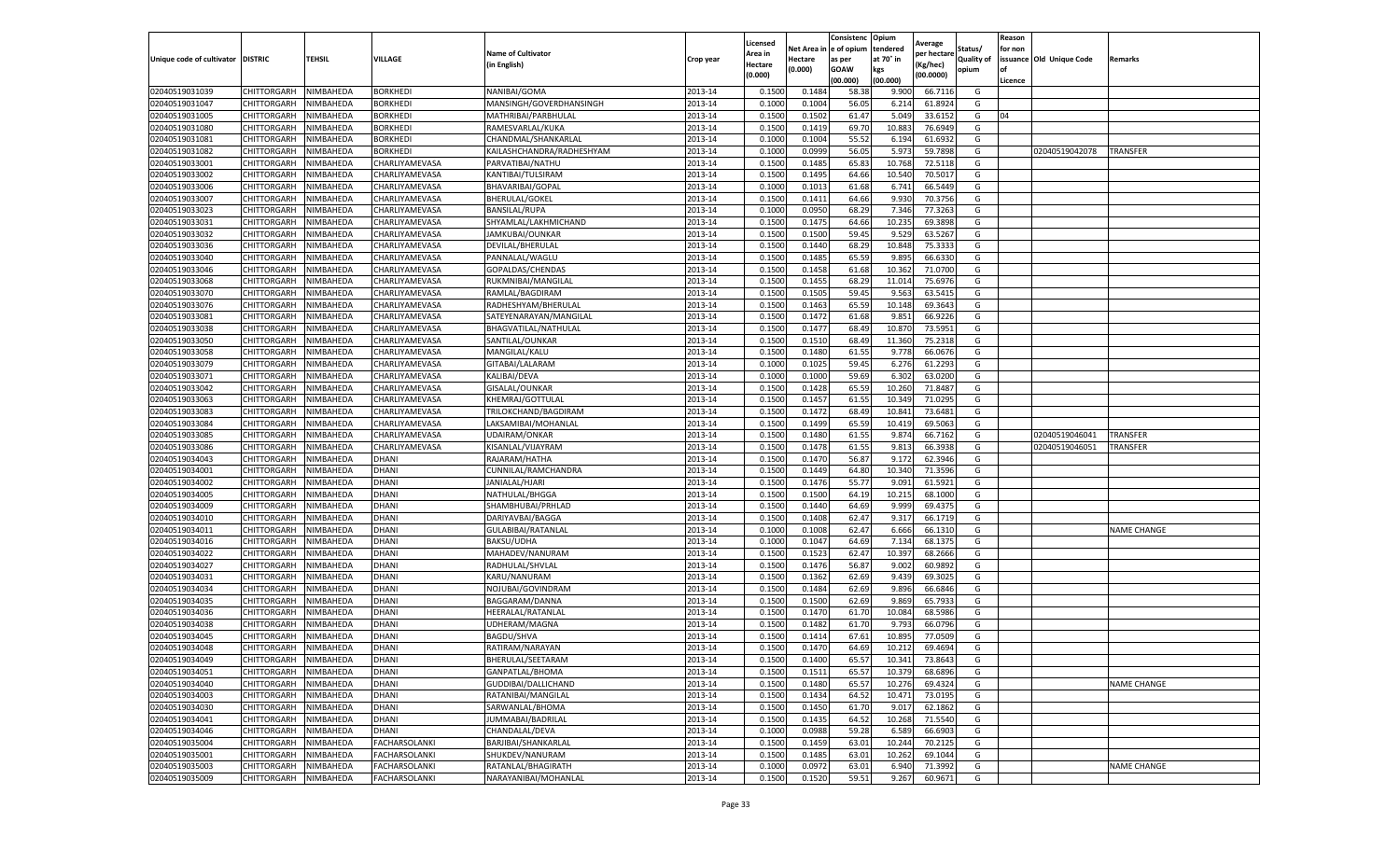| Unique code of cultivator | DISTRIC | TEHSIL | VILLAGE | Name of Cultivator (in English) | Crop year | Licensed Area in Hectare (0.000) | Net Area in Hectare (0.000) | Consistence of opium as per GOAW (00.000) | Opium tendered at 70° in kgs (00.000) | Average per hectare (Kg/hec) (00.0000) | Status/ Quality of opium | Reason for non issuance of Licence | Old Unique Code | Remarks |
|---|---|---|---|---|---|---|---|---|---|---|---|---|---|---|
| 02040519031039 | CHITTORGARH | NIMBAHEDA | BORKHEDI | NANIBAI/GOMA | 2013-14 | 0.1500 | 0.1484 | 58.38 | 9.900 | 66.7116 | G | | | |
| 02040519031047 | CHITTORGARH | NIMBAHEDA | BORKHEDI | MANSINGH/GOVERDHANSINGH | 2013-14 | 0.1000 | 0.1004 | 56.05 | 6.214 | 61.8924 | G | | | |
| 02040519031005 | CHITTORGARH | NIMBAHEDA | BORKHEDI | MATHRIBAI/PARBHULAL | 2013-14 | 0.1500 | 0.1502 | 61.47 | 5.049 | 33.6152 | G | 04 | | |
| 02040519031080 | CHITTORGARH | NIMBAHEDA | BORKHEDI | RAMESVARLAL/KUKA | 2013-14 | 0.1500 | 0.1419 | 69.70 | 10.883 | 76.6949 | G | | | |
| 02040519031081 | CHITTORGARH | NIMBAHEDA | BORKHEDI | CHANDMAL/SHANKARLAL | 2013-14 | 0.1000 | 0.1004 | 55.52 | 6.194 | 61.6932 | G | | | |
| 02040519031082 | CHITTORGARH | NIMBAHEDA | BORKHEDI | KAILASHCHANDRA/RADHESHYAM | 2013-14 | 0.1000 | 0.0999 | 56.05 | 5.973 | 59.7898 | G | | 02040519042078 | TRANSFER |
| 02040519033001 | CHITTORGARH | NIMBAHEDA | CHARLIYAMEVASA | PARVATIBAI/NATHU | 2013-14 | 0.1500 | 0.1485 | 65.83 | 10.768 | 72.5118 | G | | | |
| 02040519033002 | CHITTORGARH | NIMBAHEDA | CHARLIYAMEVASA | KANTIBAI/TULSIRAM | 2013-14 | 0.1500 | 0.1495 | 64.66 | 10.540 | 70.5017 | G | | | |
| 02040519033006 | CHITTORGARH | NIMBAHEDA | CHARLIYAMEVASA | BHAVARIBAI/GOPAL | 2013-14 | 0.1000 | 0.1013 | 61.68 | 6.741 | 66.5449 | G | | | |
| 02040519033007 | CHITTORGARH | NIMBAHEDA | CHARLIYAMEVASA | BHERULAL/GOKEL | 2013-14 | 0.1500 | 0.1411 | 64.66 | 9.930 | 70.3756 | G | | | |
| 02040519033023 | CHITTORGARH | NIMBAHEDA | CHARLIYAMEVASA | BANSILAL/RUPA | 2013-14 | 0.1000 | 0.0950 | 68.29 | 7.346 | 77.3263 | G | | | |
| 02040519033031 | CHITTORGARH | NIMBAHEDA | CHARLIYAMEVASA | SHYAMLAL/LAKHMICHAND | 2013-14 | 0.1500 | 0.1475 | 64.66 | 10.235 | 69.3898 | G | | | |
| 02040519033032 | CHITTORGARH | NIMBAHEDA | CHARLIYAMEVASA | JAMKUBAI/OUNKAR | 2013-14 | 0.1500 | 0.1500 | 59.45 | 9.529 | 63.5267 | G | | | |
| 02040519033036 | CHITTORGARH | NIMBAHEDA | CHARLIYAMEVASA | DEVILAL/BHERULAL | 2013-14 | 0.1500 | 0.1440 | 68.29 | 10.848 | 75.3333 | G | | | |
| 02040519033040 | CHITTORGARH | NIMBAHEDA | CHARLIYAMEVASA | PANNALAL/WAGLU | 2013-14 | 0.1500 | 0.1485 | 65.59 | 9.895 | 66.6330 | G | | | |
| 02040519033046 | CHITTORGARH | NIMBAHEDA | CHARLIYAMEVASA | GOPALDAS/CHENDAS | 2013-14 | 0.1500 | 0.1458 | 61.68 | 10.362 | 71.0700 | G | | | |
| 02040519033068 | CHITTORGARH | NIMBAHEDA | CHARLIYAMEVASA | RUKMNIBAI/MANGILAL | 2013-14 | 0.1500 | 0.1455 | 68.29 | 11.014 | 75.6976 | G | | | |
| 02040519033070 | CHITTORGARH | NIMBAHEDA | CHARLIYAMEVASA | RAMLAL/BAGDIRAM | 2013-14 | 0.1500 | 0.1505 | 59.45 | 9.563 | 63.5415 | G | | | |
| 02040519033076 | CHITTORGARH | NIMBAHEDA | CHARLIYAMEVASA | RADHESHYAM/BHERULAL | 2013-14 | 0.1500 | 0.1463 | 65.59 | 10.148 | 69.3643 | G | | | |
| 02040519033081 | CHITTORGARH | NIMBAHEDA | CHARLIYAMEVASA | SATEYENARAYAN/MANGILAL | 2013-14 | 0.1500 | 0.1472 | 61.68 | 9.851 | 66.9226 | G | | | |
| 02040519033038 | CHITTORGARH | NIMBAHEDA | CHARLIYAMEVASA | BHAGVATILAL/NATHULAL | 2013-14 | 0.1500 | 0.1477 | 68.49 | 10.870 | 73.5951 | G | | | |
| 02040519033050 | CHITTORGARH | NIMBAHEDA | CHARLIYAMEVASA | SANTILAL/OUNKAR | 2013-14 | 0.1500 | 0.1510 | 68.49 | 11.360 | 75.2318 | G | | | |
| 02040519033058 | CHITTORGARH | NIMBAHEDA | CHARLIYAMEVASA | MANGILAL/KALU | 2013-14 | 0.1500 | 0.1480 | 61.55 | 9.778 | 66.0676 | G | | | |
| 02040519033079 | CHITTORGARH | NIMBAHEDA | CHARLIYAMEVASA | GITABAI/LALARAM | 2013-14 | 0.1000 | 0.1025 | 59.45 | 6.276 | 61.2293 | G | | | |
| 02040519033071 | CHITTORGARH | NIMBAHEDA | CHARLIYAMEVASA | KALIBAI/DEVA | 2013-14 | 0.1000 | 0.1000 | 59.69 | 6.302 | 63.0200 | G | | | |
| 02040519033042 | CHITTORGARH | NIMBAHEDA | CHARLIYAMEVASA | GISALAL/OUNKAR | 2013-14 | 0.1500 | 0.1428 | 65.59 | 10.260 | 71.8487 | G | | | |
| 02040519033063 | CHITTORGARH | NIMBAHEDA | CHARLIYAMEVASA | KHEMRAJ/GOTTULAL | 2013-14 | 0.1500 | 0.1457 | 61.55 | 10.349 | 71.0295 | G | | | |
| 02040519033083 | CHITTORGARH | NIMBAHEDA | CHARLIYAMEVASA | TRILOKCHAND/BAGDIRAM | 2013-14 | 0.1500 | 0.1472 | 68.49 | 10.841 | 73.6481 | G | | | |
| 02040519033084 | CHITTORGARH | NIMBAHEDA | CHARLIYAMEVASA | LAKSAMIBAI/MOHANLAL | 2013-14 | 0.1500 | 0.1499 | 65.59 | 10.419 | 69.5063 | G | | | |
| 02040519033085 | CHITTORGARH | NIMBAHEDA | CHARLIYAMEVASA | UDAIRAM/ONKAR | 2013-14 | 0.1500 | 0.1480 | 61.55 | 9.874 | 66.7162 | G | | 02040519046041 | TRANSFER |
| 02040519033086 | CHITTORGARH | NIMBAHEDA | CHARLIYAMEVASA | KISANLAL/VIJAYRAM | 2013-14 | 0.1500 | 0.1478 | 61.55 | 9.813 | 66.3938 | G | | 02040519046051 | TRANSFER |
| 02040519034043 | CHITTORGARH | NIMBAHEDA | DHANI | RAJARAM/HATHA | 2013-14 | 0.1500 | 0.1470 | 56.87 | 9.172 | 62.3946 | G | | | |
| 02040519034001 | CHITTORGARH | NIMBAHEDA | DHANI | CUNNILAL/RAMCHANDRA | 2013-14 | 0.1500 | 0.1449 | 64.80 | 10.340 | 71.3596 | G | | | |
| 02040519034002 | CHITTORGARH | NIMBAHEDA | DHANI | JANIALAL/HJARI | 2013-14 | 0.1500 | 0.1476 | 55.77 | 9.091 | 61.5921 | G | | | |
| 02040519034005 | CHITTORGARH | NIMBAHEDA | DHANI | NATHULAL/BHGGA | 2013-14 | 0.1500 | 0.1500 | 64.19 | 10.215 | 68.1000 | G | | | |
| 02040519034009 | CHITTORGARH | NIMBAHEDA | DHANI | SHAMBHUBAI/PRHLAD | 2013-14 | 0.1500 | 0.1440 | 64.69 | 9.999 | 69.4375 | G | | | |
| 02040519034010 | CHITTORGARH | NIMBAHEDA | DHANI | DARIYAVBAI/BAGGA | 2013-14 | 0.1500 | 0.1408 | 62.47 | 9.317 | 66.1719 | G | | | |
| 02040519034011 | CHITTORGARH | NIMBAHEDA | DHANI | GULABIBAI/RATANLAL | 2013-14 | 0.1000 | 0.1008 | 62.47 | 6.666 | 66.1310 | G | | | NAME CHANGE |
| 02040519034016 | CHITTORGARH | NIMBAHEDA | DHANI | BAKSU/UDHA | 2013-14 | 0.1000 | 0.1047 | 64.69 | 7.134 | 68.1375 | G | | | |
| 02040519034022 | CHITTORGARH | NIMBAHEDA | DHANI | MAHADEV/NANURAM | 2013-14 | 0.1500 | 0.1523 | 62.47 | 10.397 | 68.2666 | G | | | |
| 02040519034027 | CHITTORGARH | NIMBAHEDA | DHANI | RADHULAL/SHVLAL | 2013-14 | 0.1500 | 0.1476 | 56.87 | 9.002 | 60.9892 | G | | | |
| 02040519034031 | CHITTORGARH | NIMBAHEDA | DHANI | KARU/NANURAM | 2013-14 | 0.1500 | 0.1362 | 62.69 | 9.439 | 69.3025 | G | | | |
| 02040519034034 | CHITTORGARH | NIMBAHEDA | DHANI | NOJUBAI/GOVINDRAM | 2013-14 | 0.1500 | 0.1484 | 62.69 | 9.896 | 66.6846 | G | | | |
| 02040519034035 | CHITTORGARH | NIMBAHEDA | DHANI | BAGGARAM/DANNA | 2013-14 | 0.1500 | 0.1500 | 62.69 | 9.869 | 65.7933 | G | | | |
| 02040519034036 | CHITTORGARH | NIMBAHEDA | DHANI | HEERALAL/RATANLAL | 2013-14 | 0.1500 | 0.1470 | 61.70 | 10.084 | 68.5986 | G | | | |
| 02040519034038 | CHITTORGARH | NIMBAHEDA | DHANI | UDHERAM/MAGNA | 2013-14 | 0.1500 | 0.1482 | 61.70 | 9.793 | 66.0796 | G | | | |
| 02040519034045 | CHITTORGARH | NIMBAHEDA | DHANI | BAGDU/SHVA | 2013-14 | 0.1500 | 0.1414 | 67.61 | 10.895 | 77.0509 | G | | | |
| 02040519034048 | CHITTORGARH | NIMBAHEDA | DHANI | RATIRAM/NARAYAN | 2013-14 | 0.1500 | 0.1470 | 64.69 | 10.212 | 69.4694 | G | | | |
| 02040519034049 | CHITTORGARH | NIMBAHEDA | DHANI | BHERULAL/SEETARAM | 2013-14 | 0.1500 | 0.1400 | 65.57 | 10.341 | 73.8643 | G | | | |
| 02040519034051 | CHITTORGARH | NIMBAHEDA | DHANI | GANPATLAL/BHOMA | 2013-14 | 0.1500 | 0.1511 | 65.57 | 10.379 | 68.6896 | G | | | |
| 02040519034040 | CHITTORGARH | NIMBAHEDA | DHANI | GUDDIBAI/DALLICHAND | 2013-14 | 0.1500 | 0.1480 | 65.57 | 10.276 | 69.4324 | G | | | NAME CHANGE |
| 02040519034003 | CHITTORGARH | NIMBAHEDA | DHANI | RATANIBAI/MANGILAL | 2013-14 | 0.1500 | 0.1434 | 64.52 | 10.471 | 73.0195 | G | | | |
| 02040519034030 | CHITTORGARH | NIMBAHEDA | DHANI | SARWANLAL/BHOMA | 2013-14 | 0.1500 | 0.1450 | 61.70 | 9.017 | 62.1862 | G | | | |
| 02040519034041 | CHITTORGARH | NIMBAHEDA | DHANI | JUMMABAI/BADRILAL | 2013-14 | 0.1500 | 0.1435 | 64.52 | 10.268 | 71.5540 | G | | | |
| 02040519034046 | CHITTORGARH | NIMBAHEDA | DHANI | CHANDALAL/DEVA | 2013-14 | 0.1000 | 0.0988 | 59.28 | 6.589 | 66.6903 | G | | | |
| 02040519035004 | CHITTORGARH | NIMBAHEDA | FACHARSOLANKI | BARJIBAI/SHANKARLAL | 2013-14 | 0.1500 | 0.1459 | 63.01 | 10.244 | 70.2125 | G | | | |
| 02040519035001 | CHITTORGARH | NIMBAHEDA | FACHARSOLANKI | SHUKDEV/NANURAM | 2013-14 | 0.1500 | 0.1485 | 63.01 | 10.262 | 69.1044 | G | | | |
| 02040519035003 | CHITTORGARH | NIMBAHEDA | FACHARSOLANKI | RATANLAL/BHAGIRATH | 2013-14 | 0.1000 | 0.0972 | 63.01 | 6.940 | 71.3992 | G | | | NAME CHANGE |
| 02040519035009 | CHITTORGARH | NIMBAHEDA | FACHARSOLANKI | NARAYANIBAI/MOHANLAL | 2013-14 | 0.1500 | 0.1520 | 59.51 | 9.267 | 60.9671 | G | | | |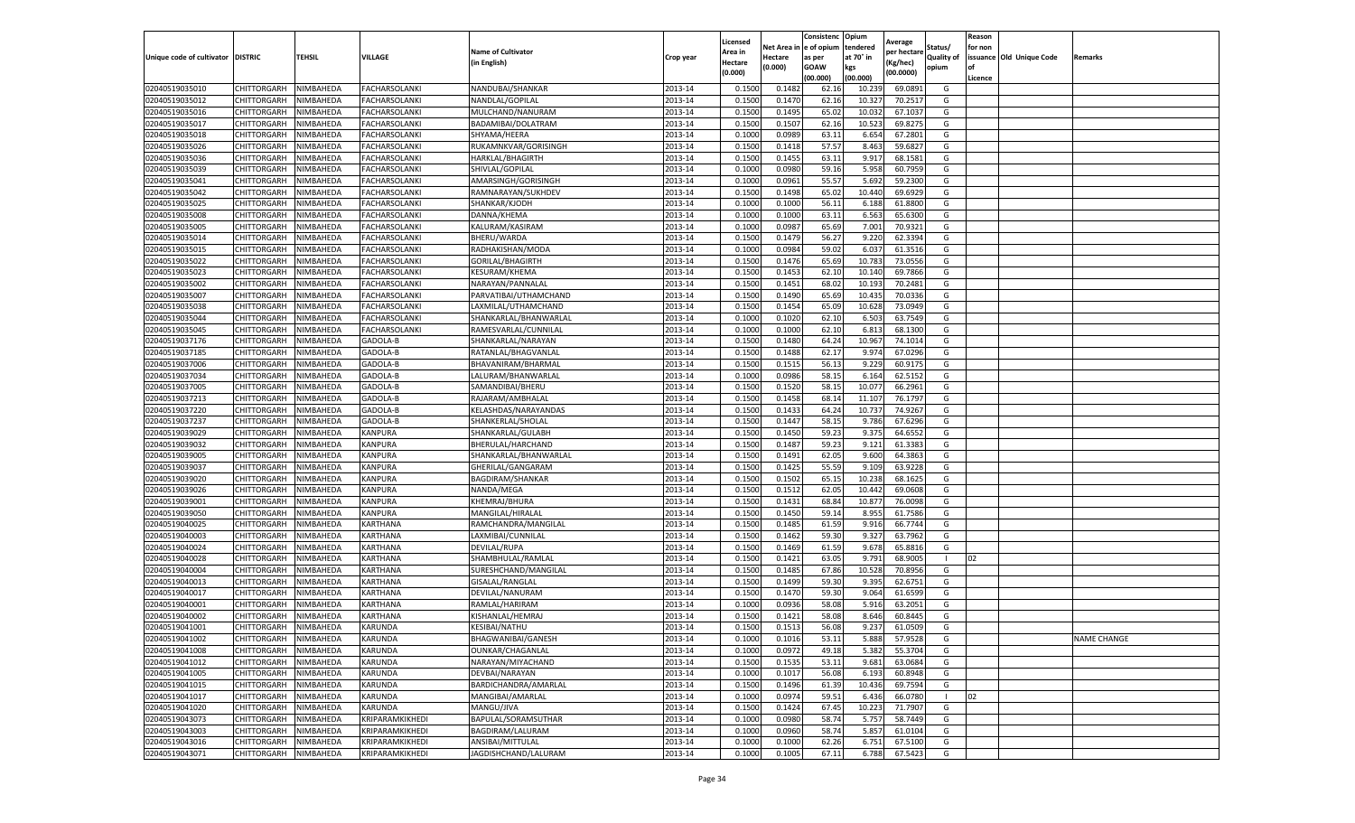| Unique code of cultivator | DISTRIC | TEHSIL | VILLAGE | Name of Cultivator (in English) | Crop year | Licensed Area in Hectare (0.000) | Net Area in Hectare (0.000) | Consistence of opium as per GOAW (00.000) | Opium tendered at 70° in kgs (00.000) | Average per hectare (Kg/hec) (00.0000) | Status/ Quality of opium | Reason for non issuance of Licence | Old Unique Code | Remarks |
|---|---|---|---|---|---|---|---|---|---|---|---|---|---|---|
| 02040519035010 | CHITTORGARH | NIMBAHEDA | FACHARSOLANKI | NANDUBAI/SHANKAR | 2013-14 | 0.1500 | 0.1482 | 62.16 | 10.239 | 69.0891 | G | | | |
| 02040519035012 | CHITTORGARH | NIMBAHEDA | FACHARSOLANKI | NANDLAL/GOPILAL | 2013-14 | 0.1500 | 0.1470 | 62.16 | 10.327 | 70.2517 | G | | | |
| 02040519035016 | CHITTORGARH | NIMBAHEDA | FACHARSOLANKI | MULCHAND/NANURAM | 2013-14 | 0.1500 | 0.1495 | 65.02 | 10.032 | 67.1037 | G | | | |
| 02040519035017 | CHITTORGARH | NIMBAHEDA | FACHARSOLANKI | BADAMIBAI/DOLATRAM | 2013-14 | 0.1500 | 0.1507 | 62.16 | 10.523 | 69.8275 | G | | | |
| 02040519035018 | CHITTORGARH | NIMBAHEDA | FACHARSOLANKI | SHYAMA/HEERA | 2013-14 | 0.1000 | 0.0989 | 63.11 | 6.654 | 67.2801 | G | | | |
| 02040519035026 | CHITTORGARH | NIMBAHEDA | FACHARSOLANKI | RUKAMNKVAR/GORISINGH | 2013-14 | 0.1500 | 0.1418 | 57.57 | 8.463 | 59.6827 | G | | | |
| 02040519035036 | CHITTORGARH | NIMBAHEDA | FACHARSOLANKI | HARKLAL/BHAGIRTH | 2013-14 | 0.1500 | 0.1455 | 63.11 | 9.917 | 68.1581 | G | | | |
| 02040519035039 | CHITTORGARH | NIMBAHEDA | FACHARSOLANKI | SHIVLAL/GOPILAL | 2013-14 | 0.1000 | 0.0980 | 59.16 | 5.958 | 60.7959 | G | | | |
| 02040519035041 | CHITTORGARH | NIMBAHEDA | FACHARSOLANKI | AMARSINGH/GORISINGH | 2013-14 | 0.1000 | 0.0961 | 55.57 | 5.692 | 59.2300 | G | | | |
| 02040519035042 | CHITTORGARH | NIMBAHEDA | FACHARSOLANKI | RAMNARAYAN/SUKHDEV | 2013-14 | 0.1500 | 0.1498 | 65.02 | 10.440 | 69.6929 | G | | | |
| 02040519035025 | CHITTORGARH | NIMBAHEDA | FACHARSOLANKI | SHANKAR/KJODH | 2013-14 | 0.1000 | 0.1000 | 56.11 | 6.188 | 61.8800 | G | | | |
| 02040519035008 | CHITTORGARH | NIMBAHEDA | FACHARSOLANKI | DANNA/KHEMA | 2013-14 | 0.1000 | 0.1000 | 63.11 | 6.563 | 65.6300 | G | | | |
| 02040519035005 | CHITTORGARH | NIMBAHEDA | FACHARSOLANKI | KALURAM/KASIRAM | 2013-14 | 0.1000 | 0.0987 | 65.69 | 7.001 | 70.9321 | G | | | |
| 02040519035014 | CHITTORGARH | NIMBAHEDA | FACHARSOLANKI | BHERU/WARDA | 2013-14 | 0.1500 | 0.1479 | 56.27 | 9.220 | 62.3394 | G | | | |
| 02040519035015 | CHITTORGARH | NIMBAHEDA | FACHARSOLANKI | RADHAKISHAN/MODA | 2013-14 | 0.1000 | 0.0984 | 59.02 | 6.037 | 61.3516 | G | | | |
| 02040519035022 | CHITTORGARH | NIMBAHEDA | FACHARSOLANKI | GORILAL/BHAGIRTH | 2013-14 | 0.1500 | 0.1476 | 65.69 | 10.783 | 73.0556 | G | | | |
| 02040519035023 | CHITTORGARH | NIMBAHEDA | FACHARSOLANKI | KESURAM/KHEMA | 2013-14 | 0.1500 | 0.1453 | 62.10 | 10.140 | 69.7866 | G | | | |
| 02040519035002 | CHITTORGARH | NIMBAHEDA | FACHARSOLANKI | NARAYAN/PANNALAL | 2013-14 | 0.1500 | 0.1451 | 68.02 | 10.193 | 70.2481 | G | | | |
| 02040519035007 | CHITTORGARH | NIMBAHEDA | FACHARSOLANKI | PARVATIBAI/UTHAMCHAND | 2013-14 | 0.1500 | 0.1490 | 65.69 | 10.435 | 70.0336 | G | | | |
| 02040519035038 | CHITTORGARH | NIMBAHEDA | FACHARSOLANKI | LAXMILAL/UTHAMCHAND | 2013-14 | 0.1500 | 0.1454 | 65.09 | 10.628 | 73.0949 | G | | | |
| 02040519035044 | CHITTORGARH | NIMBAHEDA | FACHARSOLANKI | SHANKARLAL/BHANWARLAL | 2013-14 | 0.1000 | 0.1020 | 62.10 | 6.503 | 63.7549 | G | | | |
| 02040519035045 | CHITTORGARH | NIMBAHEDA | FACHARSOLANKI | RAMESVARLAL/CUNNILAL | 2013-14 | 0.1000 | 0.1000 | 62.10 | 6.813 | 68.1300 | G | | | |
| 02040519037176 | CHITTORGARH | NIMBAHEDA | GADOLA-B | SHANKARLAL/NARAYAN | 2013-14 | 0.1500 | 0.1480 | 64.24 | 10.967 | 74.1014 | G | | | |
| 02040519037185 | CHITTORGARH | NIMBAHEDA | GADOLA-B | RATANLAL/BHAGVANLAL | 2013-14 | 0.1500 | 0.1488 | 62.17 | 9.974 | 67.0296 | G | | | |
| 02040519037006 | CHITTORGARH | NIMBAHEDA | GADOLA-B | BHAVANIRAM/BHARMAL | 2013-14 | 0.1500 | 0.1515 | 56.13 | 9.229 | 60.9175 | G | | | |
| 02040519037034 | CHITTORGARH | NIMBAHEDA | GADOLA-B | LALURAM/BHANWARLAL | 2013-14 | 0.1000 | 0.0986 | 58.15 | 6.164 | 62.5152 | G | | | |
| 02040519037005 | CHITTORGARH | NIMBAHEDA | GADOLA-B | SAMANDIBAI/BHERU | 2013-14 | 0.1500 | 0.1520 | 58.15 | 10.077 | 66.2961 | G | | | |
| 02040519037213 | CHITTORGARH | NIMBAHEDA | GADOLA-B | RAJARAM/AMBHALAL | 2013-14 | 0.1500 | 0.1458 | 68.14 | 11.107 | 76.1797 | G | | | |
| 02040519037220 | CHITTORGARH | NIMBAHEDA | GADOLA-B | KELASHDAS/NARAYANDAS | 2013-14 | 0.1500 | 0.1433 | 64.24 | 10.737 | 74.9267 | G | | | |
| 02040519037237 | CHITTORGARH | NIMBAHEDA | GADOLA-B | SHANKERLAL/SHOLAL | 2013-14 | 0.1500 | 0.1447 | 58.15 | 9.786 | 67.6296 | G | | | |
| 02040519039029 | CHITTORGARH | NIMBAHEDA | KANPURA | SHANKARLAL/GULABH | 2013-14 | 0.1500 | 0.1450 | 59.23 | 9.375 | 64.6552 | G | | | |
| 02040519039032 | CHITTORGARH | NIMBAHEDA | KANPURA | BHERULAL/HARCHAND | 2013-14 | 0.1500 | 0.1487 | 59.23 | 9.121 | 61.3383 | G | | | |
| 02040519039005 | CHITTORGARH | NIMBAHEDA | KANPURA | SHANKARLAL/BHANWARLAL | 2013-14 | 0.1500 | 0.1491 | 62.05 | 9.600 | 64.3863 | G | | | |
| 02040519039037 | CHITTORGARH | NIMBAHEDA | KANPURA | GHERILAL/GANGARAM | 2013-14 | 0.1500 | 0.1425 | 55.59 | 9.109 | 63.9228 | G | | | |
| 02040519039020 | CHITTORGARH | NIMBAHEDA | KANPURA | BAGDIRAM/SHANKAR | 2013-14 | 0.1500 | 0.1502 | 65.15 | 10.238 | 68.1625 | G | | | |
| 02040519039026 | CHITTORGARH | NIMBAHEDA | KANPURA | NANDA/MEGA | 2013-14 | 0.1500 | 0.1512 | 62.05 | 10.442 | 69.0608 | G | | | |
| 02040519039001 | CHITTORGARH | NIMBAHEDA | KANPURA | KHEMRAJ/BHURA | 2013-14 | 0.1500 | 0.1431 | 68.84 | 10.877 | 76.0098 | G | | | |
| 02040519039050 | CHITTORGARH | NIMBAHEDA | KANPURA | MANGILAL/HIRALAL | 2013-14 | 0.1500 | 0.1450 | 59.14 | 8.955 | 61.7586 | G | | | |
| 02040519040025 | CHITTORGARH | NIMBAHEDA | KARTHANA | RAMCHANDRA/MANGILAL | 2013-14 | 0.1500 | 0.1485 | 61.59 | 9.916 | 66.7744 | G | | | |
| 02040519040003 | CHITTORGARH | NIMBAHEDA | KARTHANA | LAXMIBAI/CUNNILAL | 2013-14 | 0.1500 | 0.1462 | 59.30 | 9.327 | 63.7962 | G | | | |
| 02040519040024 | CHITTORGARH | NIMBAHEDA | KARTHANA | DEVILAL/RUPA | 2013-14 | 0.1500 | 0.1469 | 61.59 | 9.678 | 65.8816 | G | | | |
| 02040519040028 | CHITTORGARH | NIMBAHEDA | KARTHANA | SHAMBHULAL/RAMLAL | 2013-14 | 0.1500 | 0.1421 | 63.05 | 9.791 | 68.9005 | I | 02 | | |
| 02040519040004 | CHITTORGARH | NIMBAHEDA | KARTHANA | SURESHCHAND/MANGILAL | 2013-14 | 0.1500 | 0.1485 | 67.86 | 10.528 | 70.8956 | G | | | |
| 02040519040013 | CHITTORGARH | NIMBAHEDA | KARTHANA | GISALAL/RANGLAL | 2013-14 | 0.1500 | 0.1499 | 59.30 | 9.395 | 62.6751 | G | | | |
| 02040519040017 | CHITTORGARH | NIMBAHEDA | KARTHANA | DEVILAL/NANURAM | 2013-14 | 0.1500 | 0.1470 | 59.30 | 9.064 | 61.6599 | G | | | |
| 02040519040001 | CHITTORGARH | NIMBAHEDA | KARTHANA | RAMLAL/HARIRAM | 2013-14 | 0.1000 | 0.0936 | 58.08 | 5.916 | 63.2051 | G | | | |
| 02040519040002 | CHITTORGARH | NIMBAHEDA | KARTHANA | KISHANLAL/HEMRAJ | 2013-14 | 0.1500 | 0.1421 | 58.08 | 8.646 | 60.8445 | G | | | |
| 02040519041001 | CHITTORGARH | NIMBAHEDA | KARUNDA | KESIBAI/NATHU | 2013-14 | 0.1500 | 0.1513 | 56.08 | 9.237 | 61.0509 | G | | | |
| 02040519041002 | CHITTORGARH | NIMBAHEDA | KARUNDA | BHAGWANIBAI/GANESH | 2013-14 | 0.1000 | 0.1016 | 53.11 | 5.888 | 57.9528 | G | | | NAME CHANGE |
| 02040519041008 | CHITTORGARH | NIMBAHEDA | KARUNDA | OUNKAR/CHAGANLAL | 2013-14 | 0.1000 | 0.0972 | 49.18 | 5.382 | 55.3704 | G | | | |
| 02040519041012 | CHITTORGARH | NIMBAHEDA | KARUNDA | NARAYAN/MIYACHAND | 2013-14 | 0.1500 | 0.1535 | 53.11 | 9.681 | 63.0684 | G | | | |
| 02040519041005 | CHITTORGARH | NIMBAHEDA | KARUNDA | DEVBAI/NARAYAN | 2013-14 | 0.1000 | 0.1017 | 56.08 | 6.193 | 60.8948 | G | | | |
| 02040519041015 | CHITTORGARH | NIMBAHEDA | KARUNDA | BARDICHANDRA/AMARLAL | 2013-14 | 0.1500 | 0.1496 | 61.39 | 10.436 | 69.7594 | G | | | |
| 02040519041017 | CHITTORGARH | NIMBAHEDA | KARUNDA | MANGIBAI/AMARLAL | 2013-14 | 0.1000 | 0.0974 | 59.51 | 6.436 | 66.0780 | I | 02 | | |
| 02040519041020 | CHITTORGARH | NIMBAHEDA | KARUNDA | MANGU/JIVA | 2013-14 | 0.1500 | 0.1424 | 67.45 | 10.223 | 71.7907 | G | | | |
| 02040519043073 | CHITTORGARH | NIMBAHEDA | KRIPARAMKIKHEDI | BAPULAL/SORAMSUTHAR | 2013-14 | 0.1000 | 0.0980 | 58.74 | 5.757 | 58.7449 | G | | | |
| 02040519043003 | CHITTORGARH | NIMBAHEDA | KRIPARAMKIKHEDI | BAGDIRAM/LALURAM | 2013-14 | 0.1000 | 0.0960 | 58.74 | 5.857 | 61.0104 | G | | | |
| 02040519043016 | CHITTORGARH | NIMBAHEDA | KRIPARAMKIKHEDI | ANSIBAI/MITTULAL | 2013-14 | 0.1000 | 0.1000 | 62.26 | 6.751 | 67.5100 | G | | | |
| 02040519043071 | CHITTORGARH | NIMBAHEDA | KRIPARAMKIKHEDI | JAGDISHCHAND/LALURAM | 2013-14 | 0.1000 | 0.1005 | 67.11 | 6.788 | 67.5423 | G | | | |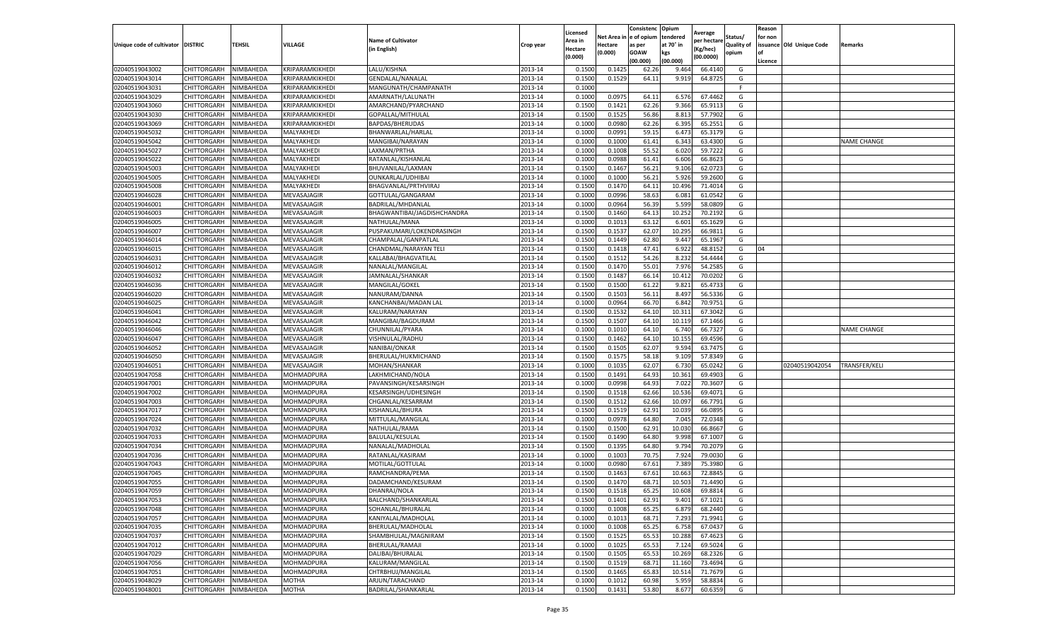| Unique code of cultivator | DISTRIC | TEHSIL | VILLAGE | Name of Cultivator (in English) | Crop year | Licensed Area in Hectare (0.000) | Net Area in Hectare (0.000) | Consistence of opium as per GOAW (00.000) | Opium tendered at 70° in kgs (00.000) | Average per hectare (Kg/hec) (00.0000) | Status/ Quality of opium | Reason for non issuance of Licence | Old Unique Code | Remarks |
|---|---|---|---|---|---|---|---|---|---|---|---|---|---|---|
| 02040519043002 | CHITTORGARH | NIMBAHEDA | KRIPARAMKIKHEDI | LALU/KISHNA | 2013-14 | 0.1500 | 0.1425 | 62.26 | 9.464 | 66.4140 | G | | | |
| 02040519043014 | CHITTORGARH | NIMBAHEDA | KRIPARAMKIKHEDI | GENDALAL/NANALAL | 2013-14 | 0.1500 | 0.1529 | 64.11 | 9.919 | 64.8725 | G | | | |
| 02040519043031 | CHITTORGARH | NIMBAHEDA | KRIPARAMKIKHEDI | MANGUNATH/CHAMPANATH | 2013-14 | 0.1000 | | | | | F | | | |
| 02040519043029 | CHITTORGARH | NIMBAHEDA | KRIPARAMKIKHEDI | AMARNATH/LALUNATH | 2013-14 | 0.1000 | 0.0975 | 64.11 | 6.576 | 67.4462 | G | | | |
| 02040519043060 | CHITTORGARH | NIMBAHEDA | KRIPARAMKIKHEDI | AMARCHAND/PYARCHAND | 2013-14 | 0.1500 | 0.1421 | 62.26 | 9.366 | 65.9113 | G | | | |
| 02040519043030 | CHITTORGARH | NIMBAHEDA | KRIPARAMKIKHEDI | GOPALLAL/MITHULAL | 2013-14 | 0.1500 | 0.1525 | 56.86 | 8.813 | 57.7902 | G | | | |
| 02040519043069 | CHITTORGARH | NIMBAHEDA | KRIPARAMKIKHEDI | BAPDAS/BHERUDAS | 2013-14 | 0.1000 | 0.0980 | 62.26 | 6.395 | 65.2551 | G | | | |
| 02040519045032 | CHITTORGARH | NIMBAHEDA | MALYAKHEDI | BHANWARLAL/HARLAL | 2013-14 | 0.1000 | 0.0991 | 59.15 | 6.473 | 65.3179 | G | | | |
| 02040519045042 | CHITTORGARH | NIMBAHEDA | MALYAKHEDI | MANGIBAI/NARAYAN | 2013-14 | 0.1000 | 0.1000 | 61.41 | 6.343 | 63.4300 | G | | | NAME CHANGE |
| 02040519045027 | CHITTORGARH | NIMBAHEDA | MALYAKHEDI | LAXMAN/PRTHA | 2013-14 | 0.1000 | 0.1008 | 55.52 | 6.020 | 59.7222 | G | | | |
| 02040519045022 | CHITTORGARH | NIMBAHEDA | MALYAKHEDI | RATANLAL/KISHANLAL | 2013-14 | 0.1000 | 0.0988 | 61.41 | 6.606 | 66.8623 | G | | | |
| 02040519045003 | CHITTORGARH | NIMBAHEDA | MALYAKHEDI | BHUVANILAL/LAXMAN | 2013-14 | 0.1500 | 0.1467 | 56.21 | 9.106 | 62.0723 | G | | | |
| 02040519045005 | CHITTORGARH | NIMBAHEDA | MALYAKHEDI | OUNKARLAL/UDHIBAI | 2013-14 | 0.1000 | 0.1000 | 56.21 | 5.926 | 59.2600 | G | | | |
| 02040519045008 | CHITTORGARH | NIMBAHEDA | MALYAKHEDI | BHAGVANLAL/PRTHVIRAJ | 2013-14 | 0.1500 | 0.1470 | 64.11 | 10.496 | 71.4014 | G | | | |
| 02040519046028 | CHITTORGARH | NIMBAHEDA | MEVASAJAGIR | GOTTULAL/GANGARAM | 2013-14 | 0.1000 | 0.0996 | 58.63 | 6.081 | 61.0542 | G | | | |
| 02040519046001 | CHITTORGARH | NIMBAHEDA | MEVASAJAGIR | BADRILAL/MHDANLAL | 2013-14 | 0.1000 | 0.0964 | 56.39 | 5.599 | 58.0809 | G | | | |
| 02040519046003 | CHITTORGARH | NIMBAHEDA | MEVASAJAGIR | BHAGWANTIBAI/JAGDISHCHANDRA | 2013-14 | 0.1500 | 0.1460 | 64.13 | 10.252 | 70.2192 | G | | | |
| 02040519046005 | CHITTORGARH | NIMBAHEDA | MEVASAJAGIR | NATHULAL/MANA | 2013-14 | 0.1000 | 0.1013 | 63.12 | 6.601 | 65.1629 | G | | | |
| 02040519046007 | CHITTORGARH | NIMBAHEDA | MEVASAJAGIR | PUSPAKUMARI/LOKENDRASINGH | 2013-14 | 0.1500 | 0.1537 | 62.07 | 10.295 | 66.9811 | G | | | |
| 02040519046014 | CHITTORGARH | NIMBAHEDA | MEVASAJAGIR | CHAMPALAL/GANPATLAL | 2013-14 | 0.1500 | 0.1449 | 62.80 | 9.447 | 65.1967 | G | | | |
| 02040519046015 | CHITTORGARH | NIMBAHEDA | MEVASAJAGIR | CHANDMAL/NARAYAN TELI | 2013-14 | 0.1500 | 0.1418 | 47.41 | 6.922 | 48.8152 | G | 04 | | |
| 02040519046031 | CHITTORGARH | NIMBAHEDA | MEVASAJAGIR | KALLABAI/BHAGVATILAL | 2013-14 | 0.1500 | 0.1512 | 54.26 | 8.232 | 54.4444 | G | | | |
| 02040519046012 | CHITTORGARH | NIMBAHEDA | MEVASAJAGIR | NANALAL/MANGILAL | 2013-14 | 0.1500 | 0.1470 | 55.01 | 7.976 | 54.2585 | G | | | |
| 02040519046032 | CHITTORGARH | NIMBAHEDA | MEVASAJAGIR | JAMNALAL/SHANKAR | 2013-14 | 0.1500 | 0.1487 | 66.14 | 10.412 | 70.0202 | G | | | |
| 02040519046036 | CHITTORGARH | NIMBAHEDA | MEVASAJAGIR | MANGILAL/GOKEL | 2013-14 | 0.1500 | 0.1500 | 61.22 | 9.821 | 65.4733 | G | | | |
| 02040519046020 | CHITTORGARH | NIMBAHEDA | MEVASAJAGIR | NANURAM/DANNA | 2013-14 | 0.1500 | 0.1503 | 56.11 | 8.497 | 56.5336 | G | | | |
| 02040519046025 | CHITTORGARH | NIMBAHEDA | MEVASAJAGIR | KANCHANBAI/MADAN LAL | 2013-14 | 0.1000 | 0.0964 | 66.70 | 6.842 | 70.9751 | G | | | |
| 02040519046041 | CHITTORGARH | NIMBAHEDA | MEVASAJAGIR | KALURAM/NARAYAN | 2013-14 | 0.1500 | 0.1532 | 64.10 | 10.311 | 67.3042 | G | | | |
| 02040519046042 | CHITTORGARH | NIMBAHEDA | MEVASAJAGIR | MANGIBAI/BAGDURAM | 2013-14 | 0.1500 | 0.1507 | 64.10 | 10.119 | 67.1466 | G | | | |
| 02040519046046 | CHITTORGARH | NIMBAHEDA | MEVASAJAGIR | CHUNNILAL/PYARA | 2013-14 | 0.1000 | 0.1010 | 64.10 | 6.740 | 66.7327 | G | | | NAME CHANGE |
| 02040519046047 | CHITTORGARH | NIMBAHEDA | MEVASAJAGIR | VISHNULAL/RADHU | 2013-14 | 0.1500 | 0.1462 | 64.10 | 10.155 | 69.4596 | G | | | |
| 02040519046052 | CHITTORGARH | NIMBAHEDA | MEVASAJAGIR | NANIBAI/ONKAR | 2013-14 | 0.1500 | 0.1505 | 62.07 | 9.594 | 63.7475 | G | | | |
| 02040519046050 | CHITTORGARH | NIMBAHEDA | MEVASAJAGIR | BHERULAL/HUKMICHAND | 2013-14 | 0.1500 | 0.1575 | 58.18 | 9.109 | 57.8349 | G | | | |
| 02040519046051 | CHITTORGARH | NIMBAHEDA | MEVASAJAGIR | MOHAN/SHANKAR | 2013-14 | 0.1000 | 0.1035 | 62.07 | 6.730 | 65.0242 | G | | 02040519042054 | TRANSFER/KELI |
| 02040519047058 | CHITTORGARH | NIMBAHEDA | MOHMADPURA | LAKHMICHAND/NOLA | 2013-14 | 0.1500 | 0.1491 | 64.93 | 10.361 | 69.4903 | G | | | |
| 02040519047001 | CHITTORGARH | NIMBAHEDA | MOHMADPURA | PAVANSINGH/KESARSINGH | 2013-14 | 0.1000 | 0.0998 | 64.93 | 7.022 | 70.3607 | G | | | |
| 02040519047002 | CHITTORGARH | NIMBAHEDA | MOHMADPURA | KESARSINGH/UDHESINGH | 2013-14 | 0.1500 | 0.1518 | 62.66 | 10.536 | 69.4071 | G | | | |
| 02040519047003 | CHITTORGARH | NIMBAHEDA | MOHMADPURA | CHGANLAL/KESARRAM | 2013-14 | 0.1500 | 0.1512 | 62.66 | 10.097 | 66.7791 | G | | | |
| 02040519047017 | CHITTORGARH | NIMBAHEDA | MOHMADPURA | KISHANLAL/BHURA | 2013-14 | 0.1500 | 0.1519 | 62.91 | 10.039 | 66.0895 | G | | | |
| 02040519047024 | CHITTORGARH | NIMBAHEDA | MOHMADPURA | MITTULAL/MANGILAL | 2013-14 | 0.1000 | 0.0978 | 64.80 | 7.045 | 72.0348 | G | | | |
| 02040519047032 | CHITTORGARH | NIMBAHEDA | MOHMADPURA | NATHULAL/RAMA | 2013-14 | 0.1500 | 0.1500 | 62.91 | 10.030 | 66.8667 | G | | | |
| 02040519047033 | CHITTORGARH | NIMBAHEDA | MOHMADPURA | BALULAL/KESULAL | 2013-14 | 0.1500 | 0.1490 | 64.80 | 9.998 | 67.1007 | G | | | |
| 02040519047034 | CHITTORGARH | NIMBAHEDA | MOHMADPURA | NANALAL/MADHOLAL | 2013-14 | 0.1500 | 0.1395 | 64.80 | 9.794 | 70.2079 | G | | | |
| 02040519047036 | CHITTORGARH | NIMBAHEDA | MOHMADPURA | RATANLAL/KASIRAM | 2013-14 | 0.1000 | 0.1003 | 70.75 | 7.924 | 79.0030 | G | | | |
| 02040519047043 | CHITTORGARH | NIMBAHEDA | MOHMADPURA | MOTILAL/GOTTULAL | 2013-14 | 0.1000 | 0.0980 | 67.61 | 7.389 | 75.3980 | G | | | |
| 02040519047045 | CHITTORGARH | NIMBAHEDA | MOHMADPURA | RAMCHANDRA/PEMA | 2013-14 | 0.1500 | 0.1463 | 67.61 | 10.663 | 72.8845 | G | | | |
| 02040519047055 | CHITTORGARH | NIMBAHEDA | MOHMADPURA | DADAMCHAND/KESURAM | 2013-14 | 0.1500 | 0.1470 | 68.71 | 10.503 | 71.4490 | G | | | |
| 02040519047059 | CHITTORGARH | NIMBAHEDA | MOHMADPURA | DHANRAJ/NOLA | 2013-14 | 0.1500 | 0.1518 | 65.25 | 10.608 | 69.8814 | G | | | |
| 02040519047053 | CHITTORGARH | NIMBAHEDA | MOHMADPURA | BALCHAND/SHANKARLAL | 2013-14 | 0.1500 | 0.1401 | 62.91 | 9.401 | 67.1021 | G | | | |
| 02040519047048 | CHITTORGARH | NIMBAHEDA | MOHMADPURA | SOHANLAL/BHURALAL | 2013-14 | 0.1000 | 0.1008 | 65.25 | 6.879 | 68.2440 | G | | | |
| 02040519047057 | CHITTORGARH | NIMBAHEDA | MOHMADPURA | KANIYALAL/MADHOLAL | 2013-14 | 0.1000 | 0.1013 | 68.71 | 7.293 | 71.9941 | G | | | |
| 02040519047035 | CHITTORGARH | NIMBAHEDA | MOHMADPURA | BHERULAL/MADHOLAL | 2013-14 | 0.1000 | 0.1008 | 65.25 | 6.758 | 67.0437 | G | | | |
| 02040519047037 | CHITTORGARH | NIMBAHEDA | MOHMADPURA | SHAMBHULAL/MAGNIRAM | 2013-14 | 0.1500 | 0.1525 | 65.53 | 10.288 | 67.4623 | G | | | |
| 02040519047012 | CHITTORGARH | NIMBAHEDA | MOHMADPURA | BHERULAL/RAMAJI | 2013-14 | 0.1000 | 0.1025 | 65.53 | 7.124 | 69.5024 | G | | | |
| 02040519047029 | CHITTORGARH | NIMBAHEDA | MOHMADPURA | DALIBAI/BHURALAL | 2013-14 | 0.1500 | 0.1505 | 65.53 | 10.269 | 68.2326 | G | | | |
| 02040519047056 | CHITTORGARH | NIMBAHEDA | MOHMADPURA | KALURAM/MANGILAL | 2013-14 | 0.1500 | 0.1519 | 68.71 | 11.160 | 73.4694 | G | | | |
| 02040519047051 | CHITTORGARH | NIMBAHEDA | MOHMADPURA | CHTRBHUJ/MANGILAL | 2013-14 | 0.1500 | 0.1465 | 65.83 | 10.514 | 71.7679 | G | | | |
| 02040519048029 | CHITTORGARH | NIMBAHEDA | MOTHA | ARJUN/TARACHAND | 2013-14 | 0.1000 | 0.1012 | 60.98 | 5.959 | 58.8834 | G | | | |
| 02040519048001 | CHITTORGARH | NIMBAHEDA | MOTHA | BADRILAL/SHANKARLAL | 2013-14 | 0.1500 | 0.1431 | 53.80 | 8.677 | 60.6359 | G | | | |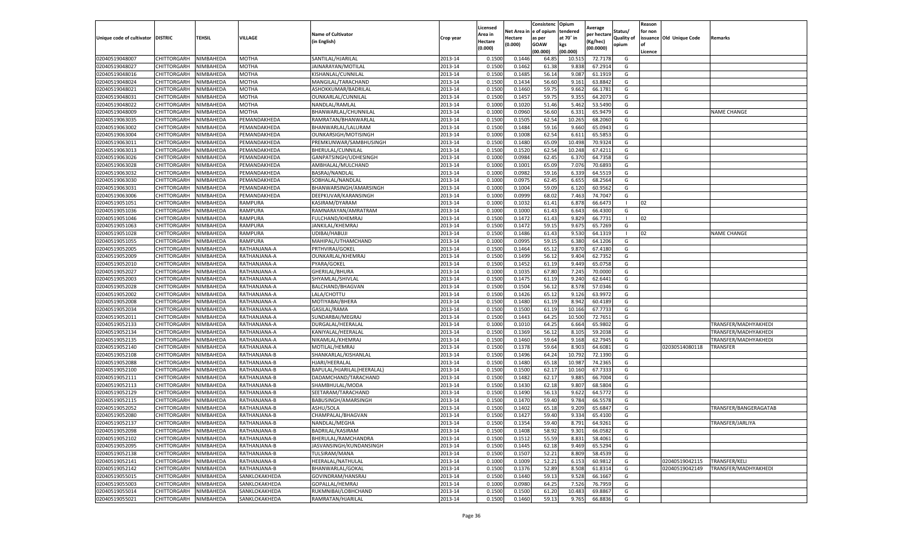| Unique code of cultivator | DISTRIC | TEHSIL | VILLAGE | Name of Cultivator (in English) | Crop year | Licensed Area in Hectare (0.000) | Net Area in Hectare (0.000) | Consistenc e of opium as per GOAW (00.000) | Opium tendered at 70° in kgs (00.000) | Average per hectare (Kg/hec) (00.0000) | Status/ Quality of opium | Reason for non issuance of Licence | Old Unique Code | Remarks |
|---|---|---|---|---|---|---|---|---|---|---|---|---|---|---|
| 02040519048007 | CHITTORGARH | NIMBAHEDA | MOTHA | SANTILAL/HJARILAL | 2013-14 | 0.1500 | 0.1446 | 64.85 | 10.515 | 72.7178 | G | | | |
| 02040519048027 | CHITTORGARH | NIMBAHEDA | MOTHA | JAINARAYAN/MOTILAL | 2013-14 | 0.1500 | 0.1462 | 61.38 | 9.838 | 67.2914 | G | | | |
| 02040519048016 | CHITTORGARH | NIMBAHEDA | MOTHA | KISHANLAL/CUNNILAL | 2013-14 | 0.1500 | 0.1485 | 56.14 | 9.087 | 61.1919 | G | | | |
| 02040519048024 | CHITTORGARH | NIMBAHEDA | MOTHA | MANGILAL/TARACHAND | 2013-14 | 0.1500 | 0.1434 | 56.60 | 9.161 | 63.8842 | G | | | |
| 02040519048021 | CHITTORGARH | NIMBAHEDA | MOTHA | ASHOKKUMAR/BADRILAL | 2013-14 | 0.1500 | 0.1460 | 59.75 | 9.662 | 66.1781 | G | | | |
| 02040519048031 | CHITTORGARH | NIMBAHEDA | MOTHA | OUNKARLAL/CUNNILAL | 2013-14 | 0.1500 | 0.1457 | 59.75 | 9.355 | 64.2073 | G | | | |
| 02040519048022 | CHITTORGARH | NIMBAHEDA | MOTHA | NANDLAL/RAMLAL | 2013-14 | 0.1000 | 0.1020 | 51.46 | 5.462 | 53.5490 | G | | | |
| 02040519048009 | CHITTORGARH | NIMBAHEDA | MOTHA | BHANWARLAL/CHUNNILAL | 2013-14 | 0.1000 | 0.0960 | 56.60 | 6.331 | 65.9479 | G | | | NAME CHANGE |
| 02040519063035 | CHITTORGARH | NIMBAHEDA | PEMANDAKHEDA | RAMRATAN/BHANWARLAL | 2013-14 | 0.1500 | 0.1505 | 62.54 | 10.265 | 68.2060 | G | | | |
| 02040519063002 | CHITTORGARH | NIMBAHEDA | PEMANDAKHEDA | BHANWARLAL/LALURAM | 2013-14 | 0.1500 | 0.1484 | 59.16 | 9.660 | 65.0943 | G | | | |
| 02040519063004 | CHITTORGARH | NIMBAHEDA | PEMANDAKHEDA | OUNKARSIGH/MOTISINGH | 2013-14 | 0.1000 | 0.1008 | 62.54 | 6.611 | 65.5853 | G | | | |
| 02040519063011 | CHITTORGARH | NIMBAHEDA | PEMANDAKHEDA | PREMKUNWAR/SAMBHUSINGH | 2013-14 | 0.1500 | 0.1480 | 65.09 | 10.498 | 70.9324 | G | | | |
| 02040519063013 | CHITTORGARH | NIMBAHEDA | PEMANDAKHEDA | BHERULAL/CUNNILAL | 2013-14 | 0.1500 | 0.1520 | 62.54 | 10.248 | 67.4211 | G | | | |
| 02040519063026 | CHITTORGARH | NIMBAHEDA | PEMANDAKHEDA | GANPATSINGH/UDHESINGH | 2013-14 | 0.1000 | 0.0984 | 62.45 | 6.370 | 64.7358 | G | | | |
| 02040519063028 | CHITTORGARH | NIMBAHEDA | PEMANDAKHEDA | AMBHALAL/MULCHAND | 2013-14 | 0.1000 | 0.1001 | 65.09 | 7.076 | 70.6893 | G | | | |
| 02040519063032 | CHITTORGARH | NIMBAHEDA | PEMANDAKHEDA | BASRAJ/NANDLAL | 2013-14 | 0.1000 | 0.0982 | 59.16 | 6.339 | 64.5519 | G | | | |
| 02040519063030 | CHITTORGARH | NIMBAHEDA | PEMANDAKHEDA | SOBHALAL/NANDLAL | 2013-14 | 0.1000 | 0.0975 | 62.45 | 6.655 | 68.2564 | G | | | |
| 02040519063031 | CHITTORGARH | NIMBAHEDA | PEMANDAKHEDA | BHANWARSINGH/AMARSINGH | 2013-14 | 0.1000 | 0.1004 | 59.09 | 6.120 | 60.9562 | G | | | |
| 02040519063006 | CHITTORGARH | NIMBAHEDA | PEMANDAKHEDA | DEEPKUVAR/KARANSINGH | 2013-14 | 0.1000 | 0.0999 | 68.02 | 7.463 | 74.7047 | G | | | |
| 02040519051051 | CHITTORGARH | NIMBAHEDA | RAMPURA | KASIRAM/DYARAM | 2013-14 | 0.1000 | 0.1032 | 61.41 | 6.878 | 66.6473 | I | 02 | | |
| 02040519051036 | CHITTORGARH | NIMBAHEDA | RAMPURA | RAMNARAYAN/AMRATRAM | 2013-14 | 0.1000 | 0.1000 | 61.43 | 6.643 | 66.4300 | G | | | |
| 02040519051046 | CHITTORGARH | NIMBAHEDA | RAMPURA | FULCHAND/KHEMRAJ | 2013-14 | 0.1500 | 0.1472 | 61.43 | 9.829 | 66.7731 | I | 02 | | |
| 02040519051063 | CHITTORGARH | NIMBAHEDA | RAMPURA | JANKILAL/KHEMRAJ | 2013-14 | 0.1500 | 0.1472 | 59.15 | 9.675 | 65.7269 | G | | | |
| 02040519051028 | CHITTORGARH | NIMBAHEDA | RAMPURA | UDIBAI/HABUJI | 2013-14 | 0.1500 | 0.1486 | 61.43 | 9.530 | 64.1319 | I | 02 | | NAME CHANGE |
| 02040519051055 | CHITTORGARH | NIMBAHEDA | RAMPURA | MAHIPAL/UTHAMCHAND | 2013-14 | 0.1000 | 0.0995 | 59.15 | 6.380 | 64.1206 | G | | | |
| 02040519052005 | CHITTORGARH | NIMBAHEDA | RATHANJANA-A | PRTHVIRAJ/GOKEL | 2013-14 | 0.1500 | 0.1464 | 65.12 | 9.870 | 67.4180 | G | | | |
| 02040519052009 | CHITTORGARH | NIMBAHEDA | RATHANJANA-A | OUNKARLAL/KHEMRAJ | 2013-14 | 0.1500 | 0.1499 | 56.12 | 9.404 | 62.7352 | G | | | |
| 02040519052010 | CHITTORGARH | NIMBAHEDA | RATHANJANA-A | PYARA/GOKEL | 2013-14 | 0.1500 | 0.1452 | 61.19 | 9.449 | 65.0758 | G | | | |
| 02040519052027 | CHITTORGARH | NIMBAHEDA | RATHANJANA-A | GHERILAL/BHURA | 2013-14 | 0.1000 | 0.1035 | 67.80 | 7.245 | 70.0000 | G | | | |
| 02040519052003 | CHITTORGARH | NIMBAHEDA | RATHANJANA-A | SHYAMLAL/SHIVLAL | 2013-14 | 0.1500 | 0.1475 | 61.19 | 9.240 | 62.6441 | G | | | |
| 02040519052028 | CHITTORGARH | NIMBAHEDA | RATHANJANA-A | BALCHAND/BHAGVAN | 2013-14 | 0.1500 | 0.1504 | 56.12 | 8.578 | 57.0346 | G | | | |
| 02040519052002 | CHITTORGARH | NIMBAHEDA | RATHANJANA-A | LALA/CHOTTU | 2013-14 | 0.1500 | 0.1426 | 65.12 | 9.126 | 63.9972 | G | | | |
| 02040519052008 | CHITTORGARH | NIMBAHEDA | RATHANJANA-A | MOTIYABAI/BHERA | 2013-14 | 0.1500 | 0.1480 | 61.19 | 8.942 | 60.4189 | G | | | |
| 02040519052034 | CHITTORGARH | NIMBAHEDA | RATHANJANA-A | GASILAL/RAMA | 2013-14 | 0.1500 | 0.1500 | 61.19 | 10.166 | 67.7733 | G | | | |
| 02040519052011 | CHITTORGARH | NIMBAHEDA | RATHANJANA-A | SUNDARBAI/MEGRAJ | 2013-14 | 0.1500 | 0.1443 | 64.25 | 10.500 | 72.7651 | G | | | |
| 02040519052133 | CHITTORGARH | NIMBAHEDA | RATHANJANA-A | DURGALAL/HEERALAL | 2013-14 | 0.1000 | 0.1010 | 64.25 | 6.664 | 65.9802 | G | | | TRANSFER/MADHYAKHEDI |
| 02040519052134 | CHITTORGARH | NIMBAHEDA | RATHANJANA-A | KANIYALAL/HEERALAL | 2013-14 | 0.1500 | 0.1369 | 56.12 | 8.105 | 59.2038 | G | | | TRANSFER/MADHYAKHEDI |
| 02040519052135 | CHITTORGARH | NIMBAHEDA | RATHANJANA-A | NIKAMLAL/KHEMRAJ | 2013-14 | 0.1500 | 0.1460 | 59.64 | 9.168 | 62.7945 | G | | | TRANSFER/MADHYAKHEDI |
| 02040519052140 | CHITTORGARH | NIMBAHEDA | RATHANJANA-A | MOTILAL/HEMRAJ | 2013-14 | 0.1500 | 0.1378 | 59.64 | 8.903 | 64.6081 | G | | 02030514080118 | TRANSFER |
| 02040519052108 | CHITTORGARH | NIMBAHEDA | RATHANJANA-B | SHANKARLAL/KISHANLAL | 2013-14 | 0.1500 | 0.1496 | 64.24 | 10.792 | 72.1390 | G | | | |
| 02040519052088 | CHITTORGARH | NIMBAHEDA | RATHANJANA-B | HJARI/HEERALAL | 2013-14 | 0.1500 | 0.1480 | 65.18 | 10.987 | 74.2365 | G | | | |
| 02040519052100 | CHITTORGARH | NIMBAHEDA | RATHANJANA-B | BAPULAL/HJARILAL(HEERALAL) | 2013-14 | 0.1500 | 0.1500 | 62.17 | 10.160 | 67.7333 | G | | | |
| 02040519052111 | CHITTORGARH | NIMBAHEDA | RATHANJANA-B | DADAMCHAND/TARACHAND | 2013-14 | 0.1500 | 0.1482 | 62.17 | 9.885 | 66.7004 | G | | | |
| 02040519052113 | CHITTORGARH | NIMBAHEDA | RATHANJANA-B | SHAMBHULAL/MODA | 2013-14 | 0.1500 | 0.1430 | 62.18 | 9.807 | 68.5804 | G | | | |
| 02040519052129 | CHITTORGARH | NIMBAHEDA | RATHANJANA-B | SEETARAM/TARACHAND | 2013-14 | 0.1500 | 0.1490 | 56.13 | 9.622 | 64.5772 | G | | | |
| 02040519052115 | CHITTORGARH | NIMBAHEDA | RATHANJANA-B | BABUSINGH/AMARSINGH | 2013-14 | 0.1500 | 0.1470 | 59.40 | 9.784 | 66.5578 | G | | | |
| 02040519052052 | CHITTORGARH | NIMBAHEDA | RATHANJANA-B | ASHU/SOLA | 2013-14 | 0.1500 | 0.1402 | 65.18 | 9.209 | 65.6847 | G | | | TRANSFER/BANGERAGATAB |
| 02040519052080 | CHITTORGARH | NIMBAHEDA | RATHANJANA-B | CHAMPALAL/BHAGVAN | 2013-14 | 0.1500 | 0.1427 | 59.40 | 9.334 | 65.4100 | G | | | |
| 02040519052137 | CHITTORGARH | NIMBAHEDA | RATHANJANA-B | NANDLAL/MEGHA | 2013-14 | 0.1500 | 0.1354 | 59.40 | 8.791 | 64.9261 | G | | | TRANSFER/JARLIYA |
| 02040519052098 | CHITTORGARH | NIMBAHEDA | RATHANJANA-B | BADRILAL/KASIRAM | 2013-14 | 0.1500 | 0.1408 | 58.92 | 9.301 | 66.0582 | G | | | |
| 02040519052102 | CHITTORGARH | NIMBAHEDA | RATHANJANA-B | BHERULAL/RAMCHANDRA | 2013-14 | 0.1500 | 0.1512 | 55.59 | 8.831 | 58.4061 | G | | | |
| 02040519052095 | CHITTORGARH | NIMBAHEDA | RATHANJANA-B | JASVANSINGH/KUNDANSINGH | 2013-14 | 0.1500 | 0.1445 | 62.18 | 9.469 | 65.5294 | G | | | |
| 02040519052138 | CHITTORGARH | NIMBAHEDA | RATHANJANA-B | TULSIRAM/MANA | 2013-14 | 0.1500 | 0.1507 | 52.21 | 8.809 | 58.4539 | G | | | |
| 02040519052141 | CHITTORGARH | NIMBAHEDA | RATHANJANA-B | HEERALAL/NATHULAL | 2013-14 | 0.1000 | 0.1009 | 52.21 | 6.153 | 60.9812 | G | | 02040519042115 | TRANSFER/KELI |
| 02040519052142 | CHITTORGARH | NIMBAHEDA | RATHANJANA-B | BHANWARLAL/GOKAL | 2013-14 | 0.1500 | 0.1376 | 52.89 | 8.508 | 61.8314 | G | | 02040519042149 | TRANSFER/MADHYAKHEDI |
| 02040519055015 | CHITTORGARH | NIMBAHEDA | SANKLOKAKHEDA | GOVINDRAM/HANSRAJ | 2013-14 | 0.1500 | 0.1440 | 59.13 | 9.528 | 66.1667 | G | | | |
| 02040519055003 | CHITTORGARH | NIMBAHEDA | SANKLOKAKHEDA | GOPALLAL/HEMRAJ | 2013-14 | 0.1000 | 0.0980 | 64.25 | 7.526 | 76.7959 | G | | | |
| 02040519055014 | CHITTORGARH | NIMBAHEDA | SANKLOKAKHEDA | RUKMNIBAI/LOBHCHAND | 2013-14 | 0.1500 | 0.1500 | 61.20 | 10.483 | 69.8867 | G | | | |
| 02040519055021 | CHITTORGARH | NIMBAHEDA | SANKLOKAKHEDA | RAMRATAN/HJARILAL | 2013-14 | 0.1500 | 0.1460 | 59.13 | 9.765 | 66.8836 | G | | | |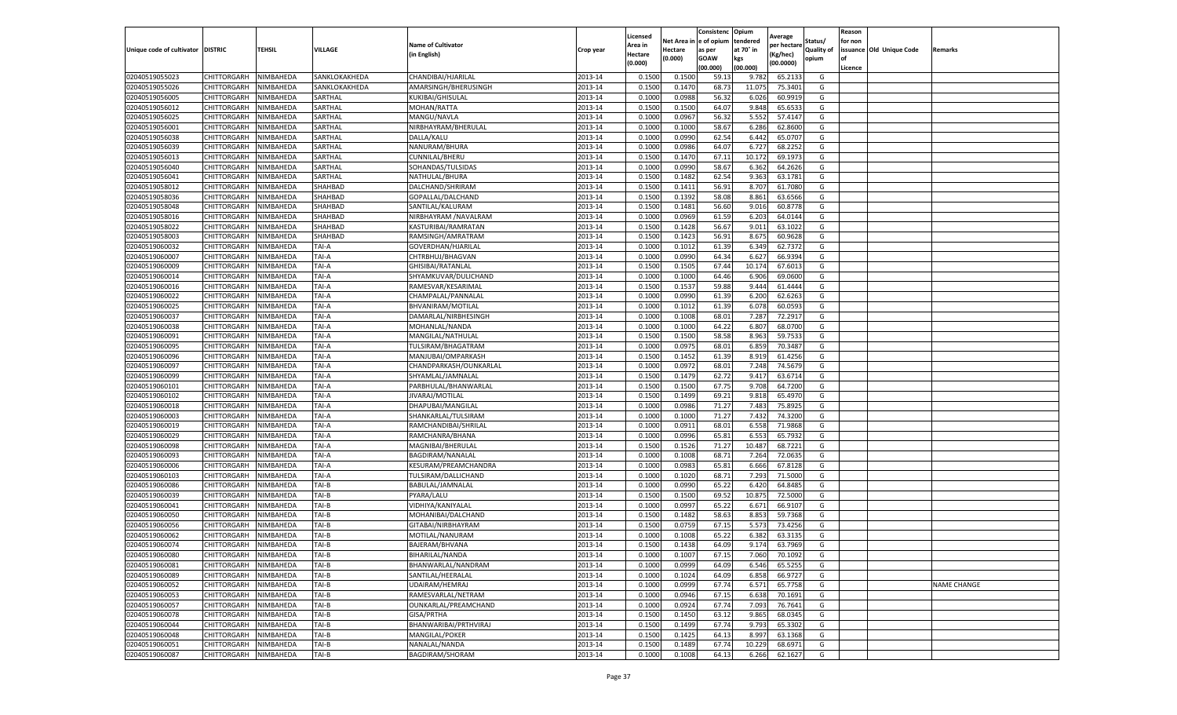| Unique code of cultivator | DISTRIC | TEHSIL | VILLAGE | Name of Cultivator (in English) | Crop year | Licensed Area in Hectare (0.000) | Net Area in Hectare (0.000) | Consistenc e of opium as per GOAW (00.000) | Opium tendered at 70° in kgs (00.000) | Average per hectare (Kg/hec) (00.0000) | Status/ Quality of opium | Reason for non issuance of Licence | Old Unique Code | Remarks |
|---|---|---|---|---|---|---|---|---|---|---|---|---|---|---|
| 02040519055023 | CHITTORGARH | NIMBAHEDA | SANKLOKAKHEDA | CHANDIBAI/HJARILAL | 2013-14 | 0.1500 | 0.1500 | 59.13 | 9.782 | 65.2133 | G | | | |
| 02040519055026 | CHITTORGARH | NIMBAHEDA | SANKLOKAKHEDA | AMARSINGH/BHERUSINGH | 2013-14 | 0.1500 | 0.1470 | 68.73 | 11.075 | 75.3401 | G | | | |
| 02040519056005 | CHITTORGARH | NIMBAHEDA | SARTHAL | KUKIBAI/GHISULAL | 2013-14 | 0.1000 | 0.0988 | 56.32 | 6.026 | 60.9919 | G | | | |
| 02040519056012 | CHITTORGARH | NIMBAHEDA | SARTHAL | MOHAN/RATTA | 2013-14 | 0.1500 | 0.1500 | 64.07 | 9.848 | 65.6533 | G | | | |
| 02040519056025 | CHITTORGARH | NIMBAHEDA | SARTHAL | MANGU/NAVLA | 2013-14 | 0.1000 | 0.0967 | 56.32 | 5.552 | 57.4147 | G | | | |
| 02040519056001 | CHITTORGARH | NIMBAHEDA | SARTHAL | NIRBHAYRAM/BHERULAL | 2013-14 | 0.1000 | 0.1000 | 58.67 | 6.286 | 62.8600 | G | | | |
| 02040519056038 | CHITTORGARH | NIMBAHEDA | SARTHAL | DALLA/KALU | 2013-14 | 0.1000 | 0.0990 | 62.54 | 6.442 | 65.0707 | G | | | |
| 02040519056039 | CHITTORGARH | NIMBAHEDA | SARTHAL | NANURAM/BHURA | 2013-14 | 0.1000 | 0.0986 | 64.07 | 6.727 | 68.2252 | G | | | |
| 02040519056013 | CHITTORGARH | NIMBAHEDA | SARTHAL | CUNNILAL/BHERU | 2013-14 | 0.1500 | 0.1470 | 67.11 | 10.172 | 69.1973 | G | | | |
| 02040519056040 | CHITTORGARH | NIMBAHEDA | SARTHAL | SOHANDAS/TULSIDAS | 2013-14 | 0.1000 | 0.0990 | 58.67 | 6.362 | 64.2626 | G | | | |
| 02040519056041 | CHITTORGARH | NIMBAHEDA | SARTHAL | NATHULAL/BHURA | 2013-14 | 0.1500 | 0.1482 | 62.54 | 9.363 | 63.1781 | G | | | |
| 02040519058012 | CHITTORGARH | NIMBAHEDA | SHAHBAD | DALCHAND/SHRIRAM | 2013-14 | 0.1500 | 0.1411 | 56.91 | 8.707 | 61.7080 | G | | | |
| 02040519058036 | CHITTORGARH | NIMBAHEDA | SHAHBAD | GOPALLAL/DALCHAND | 2013-14 | 0.1500 | 0.1392 | 58.08 | 8.861 | 63.6566 | G | | | |
| 02040519058048 | CHITTORGARH | NIMBAHEDA | SHAHBAD | SANTILAL/KALURAM | 2013-14 | 0.1500 | 0.1481 | 56.60 | 9.016 | 60.8778 | G | | | |
| 02040519058016 | CHITTORGARH | NIMBAHEDA | SHAHBAD | NIRBHAYRAM /NAVALRAM | 2013-14 | 0.1000 | 0.0969 | 61.59 | 6.203 | 64.0144 | G | | | |
| 02040519058022 | CHITTORGARH | NIMBAHEDA | SHAHBAD | KASTURIBAI/RAMRATAN | 2013-14 | 0.1500 | 0.1428 | 56.67 | 9.011 | 63.1022 | G | | | |
| 02040519058003 | CHITTORGARH | NIMBAHEDA | SHAHBAD | RAMSINGH/AMRATRAM | 2013-14 | 0.1500 | 0.1423 | 56.91 | 8.675 | 60.9628 | G | | | |
| 02040519060032 | CHITTORGARH | NIMBAHEDA | TAI-A | GOVERDHAN/HJARILAL | 2013-14 | 0.1000 | 0.1012 | 61.39 | 6.349 | 62.7372 | G | | | |
| 02040519060007 | CHITTORGARH | NIMBAHEDA | TAI-A | CHTRBHUJ/BHAGVAN | 2013-14 | 0.1000 | 0.0990 | 64.34 | 6.627 | 66.9394 | G | | | |
| 02040519060009 | CHITTORGARH | NIMBAHEDA | TAI-A | GHISIBAI/RATANLAL | 2013-14 | 0.1500 | 0.1505 | 67.44 | 10.174 | 67.6013 | G | | | |
| 02040519060014 | CHITTORGARH | NIMBAHEDA | TAI-A | SHYAMKUVAR/DULICHAND | 2013-14 | 0.1000 | 0.1000 | 64.46 | 6.906 | 69.0600 | G | | | |
| 02040519060016 | CHITTORGARH | NIMBAHEDA | TAI-A | RAMESVAR/KESARIMAL | 2013-14 | 0.1500 | 0.1537 | 59.88 | 9.444 | 61.4444 | G | | | |
| 02040519060022 | CHITTORGARH | NIMBAHEDA | TAI-A | CHAMPALAL/PANNALAL | 2013-14 | 0.1000 | 0.0990 | 61.39 | 6.200 | 62.6263 | G | | | |
| 02040519060025 | CHITTORGARH | NIMBAHEDA | TAI-A | BHVANIRAM/MOTILAL | 2013-14 | 0.1000 | 0.1012 | 61.39 | 6.078 | 60.0593 | G | | | |
| 02040519060037 | CHITTORGARH | NIMBAHEDA | TAI-A | DAMARLAL/NIRBHESINGH | 2013-14 | 0.1000 | 0.1008 | 68.01 | 7.287 | 72.2917 | G | | | |
| 02040519060038 | CHITTORGARH | NIMBAHEDA | TAI-A | MOHANLAL/NANDA | 2013-14 | 0.1000 | 0.1000 | 64.22 | 6.807 | 68.0700 | G | | | |
| 02040519060091 | CHITTORGARH | NIMBAHEDA | TAI-A | MANGILAL/NATHULAL | 2013-14 | 0.1500 | 0.1500 | 58.58 | 8.963 | 59.7533 | G | | | |
| 02040519060095 | CHITTORGARH | NIMBAHEDA | TAI-A | TULSIRAM/BHAGATRAM | 2013-14 | 0.1000 | 0.0975 | 68.01 | 6.859 | 70.3487 | G | | | |
| 02040519060096 | CHITTORGARH | NIMBAHEDA | TAI-A | MANJUBAI/OMPARKASH | 2013-14 | 0.1500 | 0.1452 | 61.39 | 8.919 | 61.4256 | G | | | |
| 02040519060097 | CHITTORGARH | NIMBAHEDA | TAI-A | CHANDPARKASH/OUNKARLAL | 2013-14 | 0.1000 | 0.0972 | 68.01 | 7.248 | 74.5679 | G | | | |
| 02040519060099 | CHITTORGARH | NIMBAHEDA | TAI-A | SHYAMLAL/JAMNALAL | 2013-14 | 0.1500 | 0.1479 | 62.72 | 9.417 | 63.6714 | G | | | |
| 02040519060101 | CHITTORGARH | NIMBAHEDA | TAI-A | PARBHULAL/BHANWARLAL | 2013-14 | 0.1500 | 0.1500 | 67.75 | 9.708 | 64.7200 | G | | | |
| 02040519060102 | CHITTORGARH | NIMBAHEDA | TAI-A | JIVARAJ/MOTILAL | 2013-14 | 0.1500 | 0.1499 | 69.21 | 9.818 | 65.4970 | G | | | |
| 02040519060018 | CHITTORGARH | NIMBAHEDA | TAI-A | DHAPUBAI/MANGILAL | 2013-14 | 0.1000 | 0.0986 | 71.27 | 7.483 | 75.8925 | G | | | |
| 02040519060003 | CHITTORGARH | NIMBAHEDA | TAI-A | SHANKARLAL/TULSIRAM | 2013-14 | 0.1000 | 0.1000 | 71.27 | 7.432 | 74.3200 | G | | | |
| 02040519060019 | CHITTORGARH | NIMBAHEDA | TAI-A | RAMCHANDIBAI/SHRILAL | 2013-14 | 0.1000 | 0.0911 | 68.01 | 6.558 | 71.9868 | G | | | |
| 02040519060029 | CHITTORGARH | NIMBAHEDA | TAI-A | RAMCHANRA/BHANA | 2013-14 | 0.1000 | 0.0996 | 65.81 | 6.553 | 65.7932 | G | | | |
| 02040519060098 | CHITTORGARH | NIMBAHEDA | TAI-A | MAGNIBAI/BHERULAL | 2013-14 | 0.1500 | 0.1526 | 71.27 | 10.487 | 68.7221 | G | | | |
| 02040519060093 | CHITTORGARH | NIMBAHEDA | TAI-A | BAGDIRAM/NANALAL | 2013-14 | 0.1000 | 0.1008 | 68.71 | 7.264 | 72.0635 | G | | | |
| 02040519060006 | CHITTORGARH | NIMBAHEDA | TAI-A | KESURAM/PREAMCHANDRA | 2013-14 | 0.1000 | 0.0983 | 65.81 | 6.666 | 67.8128 | G | | | |
| 02040519060103 | CHITTORGARH | NIMBAHEDA | TAI-A | TULSIRAM/DALLICHAND | 2013-14 | 0.1000 | 0.1020 | 68.71 | 7.293 | 71.5000 | G | | | |
| 02040519060086 | CHITTORGARH | NIMBAHEDA | TAI-B | BABULAL/JAMNALAL | 2013-14 | 0.1000 | 0.0990 | 65.22 | 6.420 | 64.8485 | G | | | |
| 02040519060039 | CHITTORGARH | NIMBAHEDA | TAI-B | PYARA/LALU | 2013-14 | 0.1500 | 0.1500 | 69.52 | 10.875 | 72.5000 | G | | | |
| 02040519060041 | CHITTORGARH | NIMBAHEDA | TAI-B | VIDHIYA/KANIYALAL | 2013-14 | 0.1000 | 0.0997 | 65.22 | 6.671 | 66.9107 | G | | | |
| 02040519060050 | CHITTORGARH | NIMBAHEDA | TAI-B | MOHANIBAI/DALCHAND | 2013-14 | 0.1500 | 0.1482 | 58.63 | 8.853 | 59.7368 | G | | | |
| 02040519060056 | CHITTORGARH | NIMBAHEDA | TAI-B | GITABAI/NIRBHAYRAM | 2013-14 | 0.1500 | 0.0759 | 67.15 | 5.573 | 73.4256 | G | | | |
| 02040519060062 | CHITTORGARH | NIMBAHEDA | TAI-B | MOTILAL/NANURAM | 2013-14 | 0.1000 | 0.1008 | 65.22 | 6.382 | 63.3135 | G | | | |
| 02040519060074 | CHITTORGARH | NIMBAHEDA | TAI-B | BAJERAM/BHVANA | 2013-14 | 0.1500 | 0.1438 | 64.09 | 9.174 | 63.7969 | G | | | |
| 02040519060080 | CHITTORGARH | NIMBAHEDA | TAI-B | BIHARILAL/NANDA | 2013-14 | 0.1000 | 0.1007 | 67.15 | 7.060 | 70.1092 | G | | | |
| 02040519060081 | CHITTORGARH | NIMBAHEDA | TAI-B | BHANWARLAL/NANDRAM | 2013-14 | 0.1000 | 0.0999 | 64.09 | 6.546 | 65.5255 | G | | | |
| 02040519060089 | CHITTORGARH | NIMBAHEDA | TAI-B | SANTILAL/HEERALAL | 2013-14 | 0.1000 | 0.1024 | 64.09 | 6.858 | 66.9727 | G | | | |
| 02040519060052 | CHITTORGARH | NIMBAHEDA | TAI-B | UDAIRAM/HEMRAJ | 2013-14 | 0.1000 | 0.0999 | 67.74 | 6.571 | 65.7758 | G | | | NAME CHANGE |
| 02040519060053 | CHITTORGARH | NIMBAHEDA | TAI-B | RAMESVARLAL/NETRAM | 2013-14 | 0.1000 | 0.0946 | 67.15 | 6.638 | 70.1691 | G | | | |
| 02040519060057 | CHITTORGARH | NIMBAHEDA | TAI-B | OUNKARLAL/PREAMCHAND | 2013-14 | 0.1000 | 0.0924 | 67.74 | 7.093 | 76.7641 | G | | | |
| 02040519060078 | CHITTORGARH | NIMBAHEDA | TAI-B | GISA/PRTHA | 2013-14 | 0.1500 | 0.1450 | 63.12 | 9.865 | 68.0345 | G | | | |
| 02040519060044 | CHITTORGARH | NIMBAHEDA | TAI-B | BHANWARIBAI/PRTHVIRAJ | 2013-14 | 0.1500 | 0.1499 | 67.74 | 9.793 | 65.3302 | G | | | |
| 02040519060048 | CHITTORGARH | NIMBAHEDA | TAI-B | MANGILAL/POKER | 2013-14 | 0.1500 | 0.1425 | 64.13 | 8.997 | 63.1368 | G | | | |
| 02040519060051 | CHITTORGARH | NIMBAHEDA | TAI-B | NANALAL/NANDA | 2013-14 | 0.1500 | 0.1489 | 67.74 | 10.229 | 68.6971 | G | | | |
| 02040519060087 | CHITTORGARH | NIMBAHEDA | TAI-B | BAGDIRAM/SHORAM | 2013-14 | 0.1000 | 0.1008 | 64.13 | 6.266 | 62.1627 | G | | | |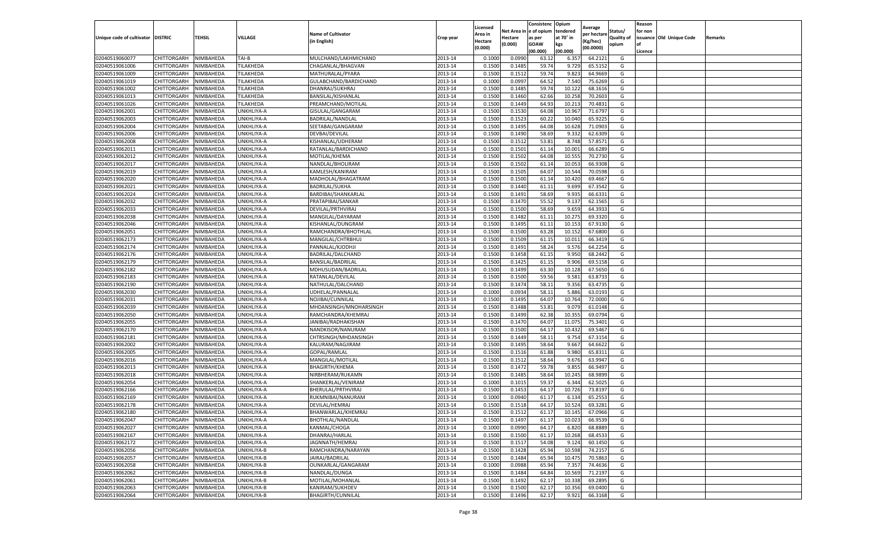| Unique code of cultivator | DISTRIC | TEHSIL | VILLAGE | Name of Cultivator (in English) | Crop year | Licensed Area in Hectare (0.000) | Net Area in Hectare (0.000) | Consistence of opium as per GOAW (00.000) | Opium tendered at 70° in kgs (00.000) | Average per hectare (Kg/hec) (00.0000) | Status/ Quality of opium | Reason for non issuance of Licence | Old Unique Code | Remarks |
|---|---|---|---|---|---|---|---|---|---|---|---|---|---|---|
| 02040519060077 | CHITTORGARH | NIMBAHEDA | TAI-B | MULCHAND/LAKHMICHAND | 2013-14 | 0.1000 | 0.0990 | 63.12 | 6.357 | 64.2121 | G | | | |
| 02040519061006 | CHITTORGARH | NIMBAHEDA | TILAKHEDA | CHAGANLAL/BHAGVAN | 2013-14 | 0.1500 | 0.1485 | 59.74 | 9.729 | 65.5152 | G | | | |
| 02040519061009 | CHITTORGARH | NIMBAHEDA | TILAKHEDA | MATHURALAL/PYARA | 2013-14 | 0.1500 | 0.1512 | 59.74 | 9.823 | 64.9669 | G | | | |
| 02040519061019 | CHITTORGARH | NIMBAHEDA | TILAKHEDA | GULABCHAND/BARDICHAND | 2013-14 | 0.1000 | 0.0997 | 64.52 | 7.540 | 75.6269 | G | | | |
| 02040519061002 | CHITTORGARH | NIMBAHEDA | TILAKHEDA | DHANRAJ/SUKHRAJ | 2013-14 | 0.1500 | 0.1485 | 59.74 | 10.122 | 68.1616 | G | | | |
| 02040519061013 | CHITTORGARH | NIMBAHEDA | TILAKHEDA | BANSILAL/KISHANLAL | 2013-14 | 0.1500 | 0.1460 | 62.66 | 10.258 | 70.2603 | G | | | |
| 02040519061026 | CHITTORGARH | NIMBAHEDA | TILAKHEDA | PREAMCHAND/MOTILAL | 2013-14 | 0.1500 | 0.1449 | 64.93 | 10.213 | 70.4831 | G | | | |
| 02040519062001 | CHITTORGARH | NIMBAHEDA | UNKHLIYA-A | GISULAL/GANGARAM | 2013-14 | 0.1500 | 0.1530 | 64.08 | 10.967 | 71.6797 | G | | | |
| 02040519062003 | CHITTORGARH | NIMBAHEDA | UNKHLIYA-A | BADRILAL/NANDLAL | 2013-14 | 0.1500 | 0.1523 | 60.22 | 10.040 | 65.9225 | G | | | |
| 02040519062004 | CHITTORGARH | NIMBAHEDA | UNKHLIYA-A | SEETABAI/GANGARAM | 2013-14 | 0.1500 | 0.1495 | 64.08 | 10.628 | 71.0903 | G | | | |
| 02040519062006 | CHITTORGARH | NIMBAHEDA | UNKHLIYA-A | DEVBAI/DEVILAL | 2013-14 | 0.1500 | 0.1490 | 58.69 | 9.332 | 62.6309 | G | | | |
| 02040519062008 | CHITTORGARH | NIMBAHEDA | UNKHLIYA-A | KISHANLAL/UDHERAM | 2013-14 | 0.1500 | 0.1512 | 53.81 | 8.748 | 57.8571 | G | | | |
| 02040519062011 | CHITTORGARH | NIMBAHEDA | UNKHLIYA-A | RATANLAL/BARDICHAND | 2013-14 | 0.1500 | 0.1501 | 61.14 | 10.001 | 66.6289 | G | | | |
| 02040519062012 | CHITTORGARH | NIMBAHEDA | UNKHLIYA-A | MOTILAL/KHEMA | 2013-14 | 0.1500 | 0.1502 | 64.08 | 10.555 | 70.2730 | G | | | |
| 02040519062017 | CHITTORGARH | NIMBAHEDA | UNKHLIYA-A | NANDLAL/BHOLIRAM | 2013-14 | 0.1500 | 0.1502 | 61.14 | 10.053 | 66.9308 | G | | | |
| 02040519062019 | CHITTORGARH | NIMBAHEDA | UNKHLIYA-A | KAMLESH/KANIRAM | 2013-14 | 0.1500 | 0.1505 | 64.07 | 10.544 | 70.0598 | G | | | |
| 02040519062020 | CHITTORGARH | NIMBAHEDA | UNKHLIYA-A | MADHOLAL/BHAGATRAM | 2013-14 | 0.1500 | 0.1500 | 61.14 | 10.420 | 69.4667 | G | | | |
| 02040519062021 | CHITTORGARH | NIMBAHEDA | UNKHLIYA-A | BADRILAL/SUKHA | 2013-14 | 0.1500 | 0.1440 | 61.11 | 9.699 | 67.3542 | G | | | |
| 02040519062024 | CHITTORGARH | NIMBAHEDA | UNKHLIYA-A | BARDIBAI/SHANKARLAL | 2013-14 | 0.1500 | 0.1491 | 58.69 | 9.935 | 66.6331 | G | | | |
| 02040519062032 | CHITTORGARH | NIMBAHEDA | UNKHLIYA-A | PRATAPIBAI/SANKAR | 2013-14 | 0.1500 | 0.1470 | 55.52 | 9.137 | 62.1565 | G | | | |
| 02040519062033 | CHITTORGARH | NIMBAHEDA | UNKHLIYA-A | DEVILAL/PRTHVIRAJ | 2013-14 | 0.1500 | 0.1500 | 58.69 | 9.659 | 64.3933 | G | | | |
| 02040519062038 | CHITTORGARH | NIMBAHEDA | UNKHLIYA-A | MANGILAL/DAYARAM | 2013-14 | 0.1500 | 0.1482 | 61.11 | 10.275 | 69.3320 | G | | | |
| 02040519062046 | CHITTORGARH | NIMBAHEDA | UNKHLIYA-A | KISHANLAL/DUNGRAM | 2013-14 | 0.1500 | 0.1495 | 61.11 | 10.153 | 67.9130 | G | | | |
| 02040519062051 | CHITTORGARH | NIMBAHEDA | UNKHLIYA-A | RAMCHANDRA/BHOTHLAL | 2013-14 | 0.1500 | 0.1500 | 63.28 | 10.152 | 67.6800 | G | | | |
| 02040519062173 | CHITTORGARH | NIMBAHEDA | UNKHLIYA-A | MANGILAL/CHTRBHUJ | 2013-14 | 0.1500 | 0.1509 | 61.15 | 10.011 | 66.3419 | G | | | |
| 02040519062174 | CHITTORGARH | NIMBAHEDA | UNKHLIYA-A | PANNALAL/KJODHJI | 2013-14 | 0.1500 | 0.1491 | 58.24 | 9.576 | 64.2254 | G | | | |
| 02040519062176 | CHITTORGARH | NIMBAHEDA | UNKHLIYA-A | BADRILAL/DALCHAND | 2013-14 | 0.1500 | 0.1458 | 61.15 | 9.950 | 68.2442 | G | | | |
| 02040519062179 | CHITTORGARH | NIMBAHEDA | UNKHLIYA-A | BANSILAL/BADRILAL | 2013-14 | 0.1500 | 0.1425 | 61.15 | 9.906 | 69.5158 | G | | | |
| 02040519062182 | CHITTORGARH | NIMBAHEDA | UNKHLIYA-A | MDHUSUDAN/BADRILAL | 2013-14 | 0.1500 | 0.1499 | 63.30 | 10.128 | 67.5650 | G | | | |
| 02040519062183 | CHITTORGARH | NIMBAHEDA | UNKHLIYA-A | RATANLAL/DEVILAL | 2013-14 | 0.1500 | 0.1500 | 59.56 | 9.581 | 63.8733 | G | | | |
| 02040519062190 | CHITTORGARH | NIMBAHEDA | UNKHLIYA-A | NATHULAL/DALCHAND | 2013-14 | 0.1500 | 0.1474 | 58.11 | 9.356 | 63.4735 | G | | | |
| 02040519062030 | CHITTORGARH | NIMBAHEDA | UNKHLIYA-A | UDHELAL/PANNALAL | 2013-14 | 0.1000 | 0.0934 | 58.11 | 5.886 | 63.0193 | G | | | |
| 02040519062031 | CHITTORGARH | NIMBAHEDA | UNKHLIYA-A | NOJIBAI/CUNNILAL | 2013-14 | 0.1500 | 0.1495 | 64.07 | 10.764 | 72.0000 | G | | | |
| 02040519062039 | CHITTORGARH | NIMBAHEDA | UNKHLIYA-A | MHDANSINGH/MNOHARSINGH | 2013-14 | 0.1500 | 0.1488 | 53.81 | 9.079 | 61.0148 | G | | | |
| 02040519062050 | CHITTORGARH | NIMBAHEDA | UNKHLIYA-A | RAMCHANDRA/KHEMRAJ | 2013-14 | 0.1500 | 0.1499 | 62.38 | 10.355 | 69.0794 | G | | | |
| 02040519062055 | CHITTORGARH | NIMBAHEDA | UNKHLIYA-A | JANIBAI/RADHAKISHAN | 2013-14 | 0.1500 | 0.1470 | 64.07 | 11.075 | 75.3401 | G | | | |
| 02040519062170 | CHITTORGARH | NIMBAHEDA | UNKHLIYA-A | NANDKISOR/NANURAM | 2013-14 | 0.1500 | 0.1500 | 64.17 | 10.432 | 69.5467 | G | | | |
| 02040519062181 | CHITTORGARH | NIMBAHEDA | UNKHLIYA-A | CHTRSINGH/MHDANSINGH | 2013-14 | 0.1500 | 0.1449 | 58.11 | 9.754 | 67.3154 | G | | | |
| 02040519062002 | CHITTORGARH | NIMBAHEDA | UNKHLIYA-A | KALURAM/NAGJIRAM | 2013-14 | 0.1500 | 0.1495 | 58.64 | 9.667 | 64.6622 | G | | | |
| 02040519062005 | CHITTORGARH | NIMBAHEDA | UNKHLIYA-A | GOPAL/RAMLAL | 2013-14 | 0.1500 | 0.1516 | 61.88 | 9.980 | 65.8311 | G | | | |
| 02040519062016 | CHITTORGARH | NIMBAHEDA | UNKHLIYA-A | MANGILAL/MOTILAL | 2013-14 | 0.1500 | 0.1512 | 58.64 | 9.676 | 63.9947 | G | | | |
| 02040519062013 | CHITTORGARH | NIMBAHEDA | UNKHLIYA-A | BHAGIRTH/KHEMA | 2013-14 | 0.1500 | 0.1472 | 59.78 | 9.855 | 66.9497 | G | | | |
| 02040519062018 | CHITTORGARH | NIMBAHEDA | UNKHLIYA-A | NIRBHERAM/RUKAMN | 2013-14 | 0.1500 | 0.1485 | 58.64 | 10.245 | 68.9899 | G | | | |
| 02040519062054 | CHITTORGARH | NIMBAHEDA | UNKHLIYA-A | SHANKERLAL/VENIRAM | 2013-14 | 0.1000 | 0.1015 | 59.37 | 6.344 | 62.5025 | G | | | |
| 02040519062166 | CHITTORGARH | NIMBAHEDA | UNKHLIYA-A | BHERULAL/PRTHVIRAJ | 2013-14 | 0.1500 | 0.1453 | 64.17 | 10.726 | 73.8197 | G | | | |
| 02040519062169 | CHITTORGARH | NIMBAHEDA | UNKHLIYA-A | RUKMNIBAI/NANURAM | 2013-14 | 0.1000 | 0.0940 | 61.17 | 6.134 | 65.2553 | G | | | |
| 02040519062178 | CHITTORGARH | NIMBAHEDA | UNKHLIYA-A | DEVILAL/HEMRAJ | 2013-14 | 0.1500 | 0.1518 | 64.17 | 10.524 | 69.3281 | G | | | |
| 02040519062180 | CHITTORGARH | NIMBAHEDA | UNKHLIYA-A | BHANWARLAL/KHEMRAJ | 2013-14 | 0.1500 | 0.1512 | 61.17 | 10.145 | 67.0966 | G | | | |
| 02040519062047 | CHITTORGARH | NIMBAHEDA | UNKHLIYA-A | BHOTHLAL/NANDLAL | 2013-14 | 0.1500 | 0.1497 | 61.17 | 10.023 | 66.9539 | G | | | |
| 02040519062027 | CHITTORGARH | NIMBAHEDA | UNKHLIYA-A | KANMAL/CHOGA | 2013-14 | 0.1000 | 0.0990 | 64.17 | 6.820 | 68.8889 | G | | | |
| 02040519062167 | CHITTORGARH | NIMBAHEDA | UNKHLIYA-A | DHANRAJ/HARLAL | 2013-14 | 0.1500 | 0.1500 | 61.17 | 10.268 | 68.4533 | G | | | |
| 02040519062172 | CHITTORGARH | NIMBAHEDA | UNKHLIYA-A | JAGNNATH/HEMRAJ | 2013-14 | 0.1500 | 0.1517 | 54.08 | 9.124 | 60.1450 | G | | | |
| 02040519062056 | CHITTORGARH | NIMBAHEDA | UNKHLIYA-B | RAMCHANDRA/NARAYAN | 2013-14 | 0.1500 | 0.1428 | 65.94 | 10.598 | 74.2157 | G | | | |
| 02040519062057 | CHITTORGARH | NIMBAHEDA | UNKHLIYA-B | JAIRAJ/BADRILAL | 2013-14 | 0.1500 | 0.1484 | 65.94 | 10.475 | 70.5863 | G | | | |
| 02040519062058 | CHITTORGARH | NIMBAHEDA | UNKHLIYA-B | OUNKARLAL/GANGARAM | 2013-14 | 0.1000 | 0.0988 | 65.94 | 7.357 | 74.4636 | G | | | |
| 02040519062062 | CHITTORGARH | NIMBAHEDA | UNKHLIYA-B | NANDLAL/DUNGA | 2013-14 | 0.1500 | 0.1484 | 64.84 | 10.569 | 71.2197 | G | | | |
| 02040519062061 | CHITTORGARH | NIMBAHEDA | UNKHLIYA-B | MOTILAL/MOHANLAL | 2013-14 | 0.1500 | 0.1492 | 62.17 | 10.338 | 69.2895 | G | | | |
| 02040519062063 | CHITTORGARH | NIMBAHEDA | UNKHLIYA-B | KANIRAM/SUKHDEV | 2013-14 | 0.1500 | 0.1500 | 62.17 | 10.356 | 69.0400 | G | | | |
| 02040519062064 | CHITTORGARH | NIMBAHEDA | UNKHLIYA-B | BHAGIRTH/CUNNILAL | 2013-14 | 0.1500 | 0.1496 | 62.17 | 9.921 | 66.3168 | G | | | |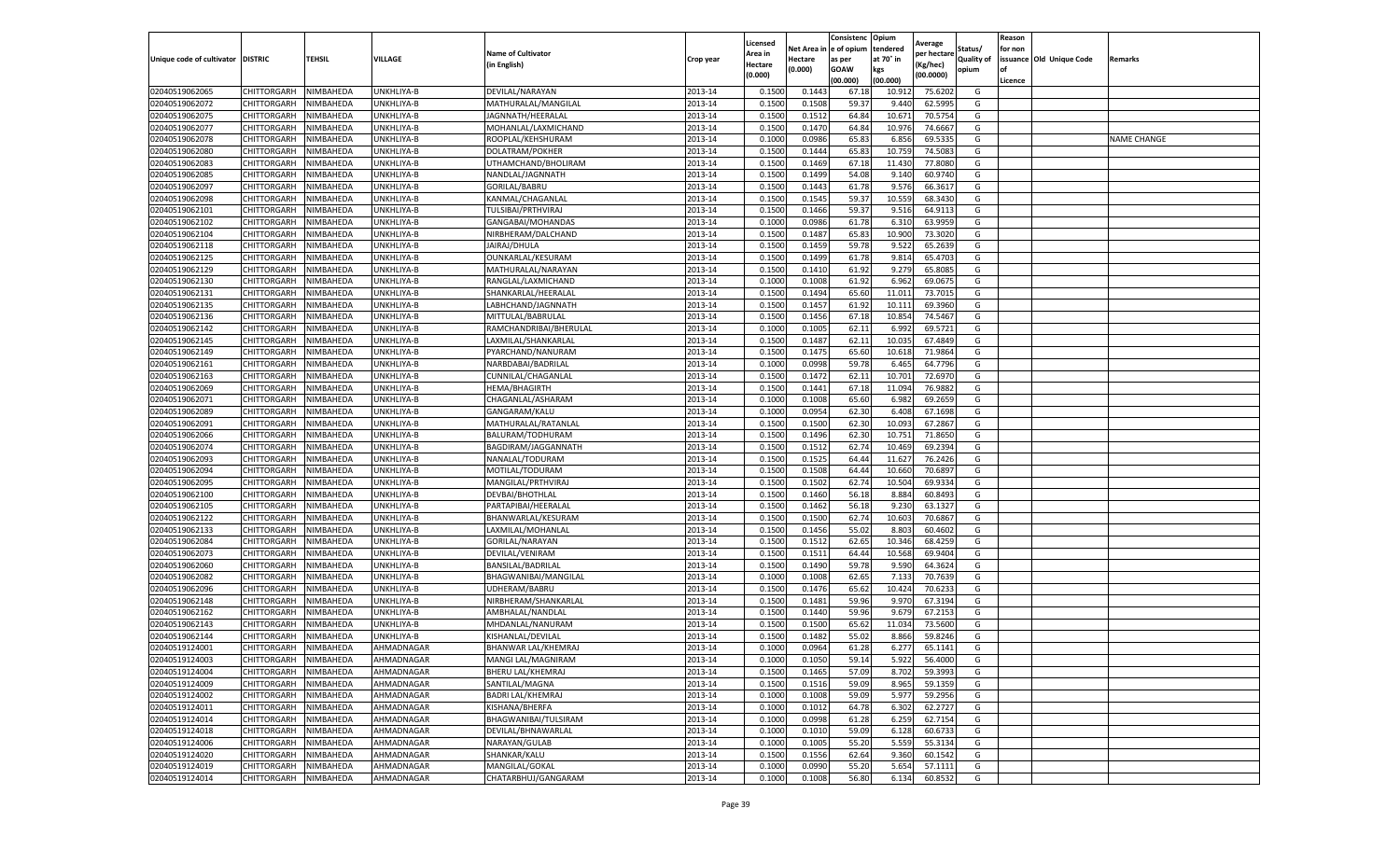| Unique code of cultivator | DISTRIC | TEHSIL | VILLAGE | Name of Cultivator (in English) | Crop year | Licensed Area in Hectare (0.000) | Net Area in Hectare (0.000) | Consistenc e of opium as per GOAW (00.000) | Opium tendered at 70° in kgs (00.000) | Average per hectare (Kg/hec) (00.0000) | Status/ Quality of opium | Reason for non issuance of Licence | Old Unique Code | Remarks |
|---|---|---|---|---|---|---|---|---|---|---|---|---|---|---|
| 02040519062065 | CHITTORGARH | NIMBAHEDA | UNKHLIYA-B | DEVILAL/NARAYAN | 2013-14 | 0.1500 | 0.1443 | 67.18 | 10.912 | 75.6202 | G | | | |
| 02040519062072 | CHITTORGARH | NIMBAHEDA | UNKHLIYA-B | MATHURALAL/MANGILAL | 2013-14 | 0.1500 | 0.1508 | 59.37 | 9.440 | 62.5995 | G | | | |
| 02040519062075 | CHITTORGARH | NIMBAHEDA | UNKHLIYA-B | JAGNNATH/HEERALAL | 2013-14 | 0.1500 | 0.1512 | 64.84 | 10.671 | 70.5754 | G | | | |
| 02040519062077 | CHITTORGARH | NIMBAHEDA | UNKHLIYA-B | MOHANLAL/LAXMICHAND | 2013-14 | 0.1500 | 0.1470 | 64.84 | 10.976 | 74.6667 | G | | | |
| 02040519062078 | CHITTORGARH | NIMBAHEDA | UNKHLIYA-B | ROOPLAL/KEHSHURAM | 2013-14 | 0.1000 | 0.0986 | 65.83 | 6.856 | 69.5335 | G | | | NAME CHANGE |
| 02040519062080 | CHITTORGARH | NIMBAHEDA | UNKHLIYA-B | DOLATRAM/POKHER | 2013-14 | 0.1500 | 0.1444 | 65.83 | 10.759 | 74.5083 | G | | | |
| 02040519062083 | CHITTORGARH | NIMBAHEDA | UNKHLIYA-B | UTHAMCHAND/BHOLIRAM | 2013-14 | 0.1500 | 0.1469 | 67.18 | 11.430 | 77.8080 | G | | | |
| 02040519062085 | CHITTORGARH | NIMBAHEDA | UNKHLIYA-B | NANDLAL/JAGNNATH | 2013-14 | 0.1500 | 0.1499 | 54.08 | 9.140 | 60.9740 | G | | | |
| 02040519062097 | CHITTORGARH | NIMBAHEDA | UNKHLIYA-B | GORILAL/BABRU | 2013-14 | 0.1500 | 0.1443 | 61.78 | 9.576 | 66.3617 | G | | | |
| 02040519062098 | CHITTORGARH | NIMBAHEDA | UNKHLIYA-B | KANMAL/CHAGANLAL | 2013-14 | 0.1500 | 0.1545 | 59.37 | 10.559 | 68.3430 | G | | | |
| 02040519062101 | CHITTORGARH | NIMBAHEDA | UNKHLIYA-B | TULSIBAI/PRTHVIRAJ | 2013-14 | 0.1500 | 0.1466 | 59.37 | 9.516 | 64.9113 | G | | | |
| 02040519062102 | CHITTORGARH | NIMBAHEDA | UNKHLIYA-B | GANGABAI/MOHANDAS | 2013-14 | 0.1000 | 0.0986 | 61.78 | 6.310 | 63.9959 | G | | | |
| 02040519062104 | CHITTORGARH | NIMBAHEDA | UNKHLIYA-B | NIRBHERAM/DALCHAND | 2013-14 | 0.1500 | 0.1487 | 65.83 | 10.900 | 73.3020 | G | | | |
| 02040519062118 | CHITTORGARH | NIMBAHEDA | UNKHLIYA-B | JAIRAJ/DHULA | 2013-14 | 0.1500 | 0.1459 | 59.78 | 9.522 | 65.2639 | G | | | |
| 02040519062125 | CHITTORGARH | NIMBAHEDA | UNKHLIYA-B | OUNKARLAL/KESURAM | 2013-14 | 0.1500 | 0.1499 | 61.78 | 9.814 | 65.4703 | G | | | |
| 02040519062129 | CHITTORGARH | NIMBAHEDA | UNKHLIYA-B | MATHURALAL/NARAYAN | 2013-14 | 0.1500 | 0.1410 | 61.92 | 9.279 | 65.8085 | G | | | |
| 02040519062130 | CHITTORGARH | NIMBAHEDA | UNKHLIYA-B | RANGLAL/LAXMICHAND | 2013-14 | 0.1000 | 0.1008 | 61.92 | 6.962 | 69.0675 | G | | | |
| 02040519062131 | CHITTORGARH | NIMBAHEDA | UNKHLIYA-B | SHANKARLAL/HEERALAL | 2013-14 | 0.1500 | 0.1494 | 65.60 | 11.011 | 73.7015 | G | | | |
| 02040519062135 | CHITTORGARH | NIMBAHEDA | UNKHLIYA-B | LABHCHAND/JAGNNATH | 2013-14 | 0.1500 | 0.1457 | 61.92 | 10.111 | 69.3960 | G | | | |
| 02040519062136 | CHITTORGARH | NIMBAHEDA | UNKHLIYA-B | MITTULAL/BABRULAL | 2013-14 | 0.1500 | 0.1456 | 67.18 | 10.854 | 74.5467 | G | | | |
| 02040519062142 | CHITTORGARH | NIMBAHEDA | UNKHLIYA-B | RAMCHANDRIBAI/BHERULAL | 2013-14 | 0.1000 | 0.1005 | 62.11 | 6.992 | 69.5721 | G | | | |
| 02040519062145 | CHITTORGARH | NIMBAHEDA | UNKHLIYA-B | LAXMILAL/SHANKARLAL | 2013-14 | 0.1500 | 0.1487 | 62.11 | 10.035 | 67.4849 | G | | | |
| 02040519062149 | CHITTORGARH | NIMBAHEDA | UNKHLIYA-B | PYARCHAND/NANURAM | 2013-14 | 0.1500 | 0.1475 | 65.60 | 10.618 | 71.9864 | G | | | |
| 02040519062161 | CHITTORGARH | NIMBAHEDA | UNKHLIYA-B | NARBDABAI/BADRILAL | 2013-14 | 0.1000 | 0.0998 | 59.78 | 6.465 | 64.7796 | G | | | |
| 02040519062163 | CHITTORGARH | NIMBAHEDA | UNKHLIYA-B | CUNNILAL/CHAGANLAL | 2013-14 | 0.1500 | 0.1472 | 62.11 | 10.701 | 72.6970 | G | | | |
| 02040519062069 | CHITTORGARH | NIMBAHEDA | UNKHLIYA-B | HEMA/BHAGIRTH | 2013-14 | 0.1500 | 0.1441 | 67.18 | 11.094 | 76.9882 | G | | | |
| 02040519062071 | CHITTORGARH | NIMBAHEDA | UNKHLIYA-B | CHAGANLAL/ASHARAM | 2013-14 | 0.1000 | 0.1008 | 65.60 | 6.982 | 69.2659 | G | | | |
| 02040519062089 | CHITTORGARH | NIMBAHEDA | UNKHLIYA-B | GANGARAM/KALU | 2013-14 | 0.1000 | 0.0954 | 62.30 | 6.408 | 67.1698 | G | | | |
| 02040519062091 | CHITTORGARH | NIMBAHEDA | UNKHLIYA-B | MATHURALAL/RATANLAL | 2013-14 | 0.1500 | 0.1500 | 62.30 | 10.093 | 67.2867 | G | | | |
| 02040519062066 | CHITTORGARH | NIMBAHEDA | UNKHLIYA-B | BALURAM/TODHURAM | 2013-14 | 0.1500 | 0.1496 | 62.30 | 10.751 | 71.8650 | G | | | |
| 02040519062074 | CHITTORGARH | NIMBAHEDA | UNKHLIYA-B | BAGDIRAM/JAGGANNATH | 2013-14 | 0.1500 | 0.1512 | 62.74 | 10.469 | 69.2394 | G | | | |
| 02040519062093 | CHITTORGARH | NIMBAHEDA | UNKHLIYA-B | NANALAL/TODURAM | 2013-14 | 0.1500 | 0.1525 | 64.44 | 11.627 | 76.2426 | G | | | |
| 02040519062094 | CHITTORGARH | NIMBAHEDA | UNKHLIYA-B | MOTILAL/TODURAM | 2013-14 | 0.1500 | 0.1508 | 64.44 | 10.660 | 70.6897 | G | | | |
| 02040519062095 | CHITTORGARH | NIMBAHEDA | UNKHLIYA-B | MANGILAL/PRTHVIRAJ | 2013-14 | 0.1500 | 0.1502 | 62.74 | 10.504 | 69.9334 | G | | | |
| 02040519062100 | CHITTORGARH | NIMBAHEDA | UNKHLIYA-B | DEVBAI/BHOTHLAL | 2013-14 | 0.1500 | 0.1460 | 56.18 | 8.884 | 60.8493 | G | | | |
| 02040519062105 | CHITTORGARH | NIMBAHEDA | UNKHLIYA-B | PARTAPIBAI/HEERALAL | 2013-14 | 0.1500 | 0.1462 | 56.18 | 9.230 | 63.1327 | G | | | |
| 02040519062122 | CHITTORGARH | NIMBAHEDA | UNKHLIYA-B | BHANWARLAL/KESURAM | 2013-14 | 0.1500 | 0.1500 | 62.74 | 10.603 | 70.6867 | G | | | |
| 02040519062133 | CHITTORGARH | NIMBAHEDA | UNKHLIYA-B | LAXMILAL/MOHANLAL | 2013-14 | 0.1500 | 0.1456 | 55.02 | 8.803 | 60.4602 | G | | | |
| 02040519062084 | CHITTORGARH | NIMBAHEDA | UNKHLIYA-B | GORILAL/NARAYAN | 2013-14 | 0.1500 | 0.1512 | 62.65 | 10.346 | 68.4259 | G | | | |
| 02040519062073 | CHITTORGARH | NIMBAHEDA | UNKHLIYA-B | DEVILAL/VENIRAM | 2013-14 | 0.1500 | 0.1511 | 64.44 | 10.568 | 69.9404 | G | | | |
| 02040519062060 | CHITTORGARH | NIMBAHEDA | UNKHLIYA-B | BANSILAL/BADRILAL | 2013-14 | 0.1500 | 0.1490 | 59.78 | 9.590 | 64.3624 | G | | | |
| 02040519062082 | CHITTORGARH | NIMBAHEDA | UNKHLIYA-B | BHAGWANIBAI/MANGILAL | 2013-14 | 0.1000 | 0.1008 | 62.65 | 7.133 | 70.7639 | G | | | |
| 02040519062096 | CHITTORGARH | NIMBAHEDA | UNKHLIYA-B | UDHERAM/BABRU | 2013-14 | 0.1500 | 0.1476 | 65.62 | 10.424 | 70.6233 | G | | | |
| 02040519062148 | CHITTORGARH | NIMBAHEDA | UNKHLIYA-B | NIRBHERAM/SHANKARLAL | 2013-14 | 0.1500 | 0.1481 | 59.96 | 9.970 | 67.3194 | G | | | |
| 02040519062162 | CHITTORGARH | NIMBAHEDA | UNKHLIYA-B | AMBHALAL/NANDLAL | 2013-14 | 0.1500 | 0.1440 | 59.96 | 9.679 | 67.2153 | G | | | |
| 02040519062143 | CHITTORGARH | NIMBAHEDA | UNKHLIYA-B | MHDANLAL/NANURAM | 2013-14 | 0.1500 | 0.1500 | 65.62 | 11.034 | 73.5600 | G | | | |
| 02040519062144 | CHITTORGARH | NIMBAHEDA | UNKHLIYA-B | KISHANLAL/DEVILAL | 2013-14 | 0.1500 | 0.1482 | 55.02 | 8.866 | 59.8246 | G | | | |
| 02040519124001 | CHITTORGARH | NIMBAHEDA | AHMADNAGAR | BHANWAR LAL/KHEMRAJ | 2013-14 | 0.1000 | 0.0964 | 61.28 | 6.277 | 65.1141 | G | | | |
| 02040519124003 | CHITTORGARH | NIMBAHEDA | AHMADNAGAR | MANGI LAL/MAGNIRAM | 2013-14 | 0.1000 | 0.1050 | 59.14 | 5.922 | 56.4000 | G | | | |
| 02040519124004 | CHITTORGARH | NIMBAHEDA | AHMADNAGAR | BHERU LAL/KHEMRAJ | 2013-14 | 0.1500 | 0.1465 | 57.09 | 8.702 | 59.3993 | G | | | |
| 02040519124009 | CHITTORGARH | NIMBAHEDA | AHMADNAGAR | SANTILAL/MAGNA | 2013-14 | 0.1500 | 0.1516 | 59.09 | 8.965 | 59.1359 | G | | | |
| 02040519124002 | CHITTORGARH | NIMBAHEDA | AHMADNAGAR | BADRI LAL/KHEMRAJ | 2013-14 | 0.1000 | 0.1008 | 59.09 | 5.977 | 59.2956 | G | | | |
| 02040519124011 | CHITTORGARH | NIMBAHEDA | AHMADNAGAR | KISHANA/BHERFA | 2013-14 | 0.1000 | 0.1012 | 64.78 | 6.302 | 62.2727 | G | | | |
| 02040519124014 | CHITTORGARH | NIMBAHEDA | AHMADNAGAR | BHAGWANIBAI/TULSIRAM | 2013-14 | 0.1000 | 0.0998 | 61.28 | 6.259 | 62.7154 | G | | | |
| 02040519124018 | CHITTORGARH | NIMBAHEDA | AHMADNAGAR | DEVILAL/BHNAWARLAL | 2013-14 | 0.1000 | 0.1010 | 59.09 | 6.128 | 60.6733 | G | | | |
| 02040519124006 | CHITTORGARH | NIMBAHEDA | AHMADNAGAR | NARAYAN/GULAB | 2013-14 | 0.1000 | 0.1005 | 55.20 | 5.559 | 55.3134 | G | | | |
| 02040519124020 | CHITTORGARH | NIMBAHEDA | AHMADNAGAR | SHANKAR/KALU | 2013-14 | 0.1500 | 0.1556 | 62.64 | 9.360 | 60.1542 | G | | | |
| 02040519124019 | CHITTORGARH | NIMBAHEDA | AHMADNAGAR | MANGILAL/GOKAL | 2013-14 | 0.1000 | 0.0990 | 55.20 | 5.654 | 57.1111 | G | | | |
| 02040519124014 | CHITTORGARH | NIMBAHEDA | AHMADNAGAR | CHATARBHUJ/GANGARAM | 2013-14 | 0.1000 | 0.1008 | 56.80 | 6.134 | 60.8532 | G | | | |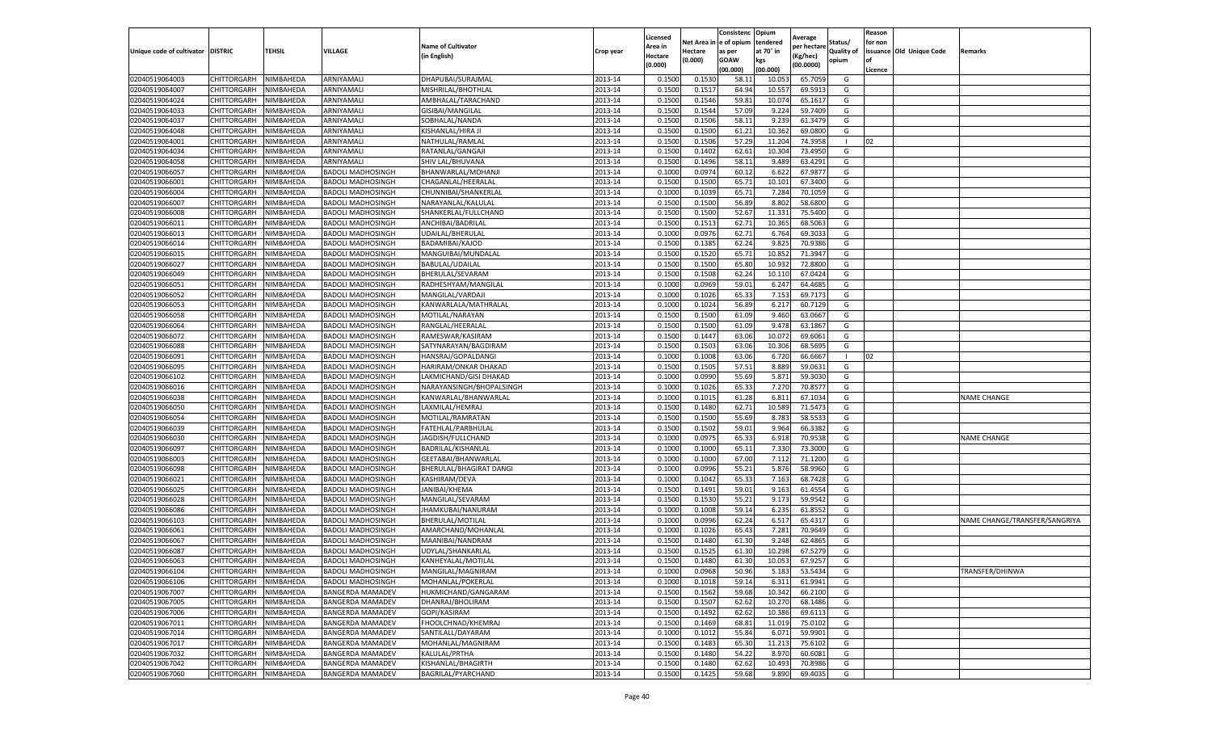| Unique code of cultivator | DISTRIC | TEHSIL | VILLAGE | Name of Cultivator (in English) | Crop year | Licensed Area in Hectare (0.000) | Net Area in Hectare (0.000) | Consistence of opium as per GOAW (00.000) | Opium tendered at 70° in kgs (00.000) | Average per hectare (Kg/hec) (00.0000) | Status/ Quality of opium | Reason for non issuance of Licence | Old Unique Code | Remarks |
|---|---|---|---|---|---|---|---|---|---|---|---|---|---|---|
| 02040519064003 | CHITTORGARH | NIMBAHEDA | ARNIYAMALI | DHAPUBAI/SURAJMAL | 2013-14 | 0.1500 | 0.1530 | 58.11 | 10.053 | 65.7059 | G | | | |
| 02040519064007 | CHITTORGARH | NIMBAHEDA | ARNIYAMALI | MISHRILAL/BHOTHLAL | 2013-14 | 0.1500 | 0.1517 | 64.94 | 10.557 | 69.5913 | G | | | |
| 02040519064024 | CHITTORGARH | NIMBAHEDA | ARNIYAMALI | AMBHALAL/TARACHAND | 2013-14 | 0.1500 | 0.1546 | 59.81 | 10.074 | 65.1617 | G | | | |
| 02040519064033 | CHITTORGARH | NIMBAHEDA | ARNIYAMALI | GISIBAI/MANGILAL | 2013-14 | 0.1500 | 0.1544 | 57.09 | 9.224 | 59.7409 | G | | | |
| 02040519064037 | CHITTORGARH | NIMBAHEDA | ARNIYAMALI | SOBHALAL/NANDA | 2013-14 | 0.1500 | 0.1506 | 58.11 | 9.239 | 61.3479 | G | | | |
| 02040519064048 | CHITTORGARH | NIMBAHEDA | ARNIYAMALI | KISHANLAL/HIRA JI | 2013-14 | 0.1500 | 0.1500 | 61.21 | 10.362 | 69.0800 | G | | | |
| 02040519064001 | CHITTORGARH | NIMBAHEDA | ARNIYAMALI | NATHULAL/RAMLAL | 2013-14 | 0.1500 | 0.1506 | 57.29 | 11.204 | 74.3958 | I | 02 | | |
| 02040519064034 | CHITTORGARH | NIMBAHEDA | ARNIYAMALI | RATANLAL/GANGAJI | 2013-14 | 0.1500 | 0.1402 | 62.61 | 10.304 | 73.4950 | G | | | |
| 02040519064058 | CHITTORGARH | NIMBAHEDA | ARNIYAMALI | SHIV LAL/BHUVANA | 2013-14 | 0.1500 | 0.1496 | 58.11 | 9.489 | 63.4291 | G | | | |
| 02040519066057 | CHITTORGARH | NIMBAHEDA | BADOLI MADHOSINGH | BHANWARLAL/MOHANJI | 2013-14 | 0.1000 | 0.0974 | 60.12 | 6.622 | 67.9877 | G | | | |
| 02040519066001 | CHITTORGARH | NIMBAHEDA | BADOLI MADHOSINGH | CHAGANLAL/HEERALAL | 2013-14 | 0.1500 | 0.1500 | 65.71 | 10.101 | 67.3400 | G | | | |
| 02040519066004 | CHITTORGARH | NIMBAHEDA | BADOLI MADHOSINGH | CHUNNIBAI/SHANKERLAL | 2013-14 | 0.1000 | 0.1039 | 65.71 | 7.284 | 70.1059 | G | | | |
| 02040519066007 | CHITTORGARH | NIMBAHEDA | BADOLI MADHOSINGH | NARAYANLAL/KALULAL | 2013-14 | 0.1500 | 0.1500 | 56.89 | 8.802 | 58.6800 | G | | | |
| 02040519066008 | CHITTORGARH | NIMBAHEDA | BADOLI MADHOSINGH | SHANKERLAL/FULLCHAND | 2013-14 | 0.1500 | 0.1500 | 52.67 | 11.331 | 75.5400 | G | | | |
| 02040519066011 | CHITTORGARH | NIMBAHEDA | BADOLI MADHOSINGH | ANCHIBAI/BADRILAL | 2013-14 | 0.1500 | 0.1513 | 62.71 | 10.365 | 68.5063 | G | | | |
| 02040519066013 | CHITTORGARH | NIMBAHEDA | BADOLI MADHOSINGH | UDAILAL/BHERULAL | 2013-14 | 0.1000 | 0.0976 | 62.71 | 6.764 | 69.3033 | G | | | |
| 02040519066014 | CHITTORGARH | NIMBAHEDA | BADOLI MADHOSINGH | BADAMIBAI/KAJOD | 2013-14 | 0.1500 | 0.1385 | 62.24 | 9.825 | 70.9386 | G | | | |
| 02040519066015 | CHITTORGARH | NIMBAHEDA | BADOLI MADHOSINGH | MANGUIBAI/MUNDALAL | 2013-14 | 0.1500 | 0.1520 | 65.71 | 10.852 | 71.3947 | G | | | |
| 02040519066027 | CHITTORGARH | NIMBAHEDA | BADOLI MADHOSINGH | BABULAL/UDAILAL | 2013-14 | 0.1500 | 0.1500 | 65.80 | 10.932 | 72.8800 | G | | | |
| 02040519066049 | CHITTORGARH | NIMBAHEDA | BADOLI MADHOSINGH | BHERULAL/SEVARAM | 2013-14 | 0.1500 | 0.1508 | 62.24 | 10.110 | 67.0424 | G | | | |
| 02040519066051 | CHITTORGARH | NIMBAHEDA | BADOLI MADHOSINGH | RADHESHYAM/MANGILAL | 2013-14 | 0.1000 | 0.0969 | 59.01 | 6.247 | 64.4685 | G | | | |
| 02040519066052 | CHITTORGARH | NIMBAHEDA | BADOLI MADHOSINGH | MANGILAL/VARDAJI | 2013-14 | 0.1000 | 0.1026 | 65.33 | 7.153 | 69.7173 | G | | | |
| 02040519066053 | CHITTORGARH | NIMBAHEDA | BADOLI MADHOSINGH | KANWARLALA/MATHRALAL | 2013-14 | 0.1000 | 0.1024 | 56.89 | 6.217 | 60.7129 | G | | | |
| 02040519066058 | CHITTORGARH | NIMBAHEDA | BADOLI MADHOSINGH | MOTILAL/NARAYAN | 2013-14 | 0.1500 | 0.1500 | 61.09 | 9.460 | 63.0667 | G | | | |
| 02040519066064 | CHITTORGARH | NIMBAHEDA | BADOLI MADHOSINGH | RANGLAL/HEERALAL | 2013-14 | 0.1500 | 0.1500 | 61.09 | 9.478 | 63.1867 | G | | | |
| 02040519066072 | CHITTORGARH | NIMBAHEDA | BADOLI MADHOSINGH | RAMESWAR/KASIRAM | 2013-14 | 0.1500 | 0.1447 | 63.06 | 10.072 | 69.6061 | G | | | |
| 02040519066088 | CHITTORGARH | NIMBAHEDA | BADOLI MADHOSINGH | SATYNARAYAN/BAGDIRAM | 2013-14 | 0.1500 | 0.1503 | 63.06 | 10.306 | 68.5695 | G | | | |
| 02040519066091 | CHITTORGARH | NIMBAHEDA | BADOLI MADHOSINGH | HANSRAJ/GOPALDANGI | 2013-14 | 0.1000 | 0.1008 | 63.06 | 6.720 | 66.6667 | I | 02 | | |
| 02040519066095 | CHITTORGARH | NIMBAHEDA | BADOLI MADHOSINGH | HARIRAM/ONKAR DHAKAD | 2013-14 | 0.1500 | 0.1505 | 57.51 | 8.889 | 59.0631 | G | | | |
| 02040519066102 | CHITTORGARH | NIMBAHEDA | BADOLI MADHOSINGH | LAKMICHAND/GISI DHAKAD | 2013-14 | 0.1000 | 0.0990 | 55.69 | 5.871 | 59.3030 | G | | | |
| 02040519066016 | CHITTORGARH | NIMBAHEDA | BADOLI MADHOSINGH | NARAYANSINGH/BHOPALSINGH | 2013-14 | 0.1000 | 0.1026 | 65.33 | 7.270 | 70.8577 | G | | | |
| 02040519066038 | CHITTORGARH | NIMBAHEDA | BADOLI MADHOSINGH | KANWARLAL/BHANWARLAL | 2013-14 | 0.1000 | 0.1015 | 61.28 | 6.811 | 67.1034 | G | | | NAME CHANGE |
| 02040519066050 | CHITTORGARH | NIMBAHEDA | BADOLI MADHOSINGH | LAXMILAL/HEMRAJ | 2013-14 | 0.1500 | 0.1480 | 62.71 | 10.589 | 71.5473 | G | | | |
| 02040519066054 | CHITTORGARH | NIMBAHEDA | BADOLI MADHOSINGH | MOTILAL/RAMRATAN | 2013-14 | 0.1500 | 0.1500 | 55.69 | 8.783 | 58.5533 | G | | | |
| 02040519066039 | CHITTORGARH | NIMBAHEDA | BADOLI MADHOSINGH | FATEHLAL/PARBHULAL | 2013-14 | 0.1500 | 0.1502 | 59.01 | 9.964 | 66.3382 | G | | | |
| 02040519066030 | CHITTORGARH | NIMBAHEDA | BADOLI MADHOSINGH | JAGDISH/FULLCHAND | 2013-14 | 0.1000 | 0.0975 | 65.33 | 6.918 | 70.9538 | G | | | NAME CHANGE |
| 02040519066097 | CHITTORGARH | NIMBAHEDA | BADOLI MADHOSINGH | BADRILAL/KISHANLAL | 2013-14 | 0.1000 | 0.1000 | 65.11 | 7.330 | 73.3000 | G | | | |
| 02040519066003 | CHITTORGARH | NIMBAHEDA | BADOLI MADHOSINGH | GEETABAI/BHANWARLAL | 2013-14 | 0.1000 | 0.1000 | 67.00 | 7.112 | 71.1200 | G | | | |
| 02040519066098 | CHITTORGARH | NIMBAHEDA | BADOLI MADHOSINGH | BHERULAL/BHAGIRAT DANGI | 2013-14 | 0.1000 | 0.0996 | 55.21 | 5.876 | 58.9960 | G | | | |
| 02040519066021 | CHITTORGARH | NIMBAHEDA | BADOLI MADHOSINGH | KASHIRAM/DEVA | 2013-14 | 0.1000 | 0.1042 | 65.33 | 7.163 | 68.7428 | G | | | |
| 02040519066025 | CHITTORGARH | NIMBAHEDA | BADOLI MADHOSINGH | JANIBAI/KHEMA | 2013-14 | 0.1500 | 0.1491 | 59.01 | 9.163 | 61.4554 | G | | | |
| 02040519066028 | CHITTORGARH | NIMBAHEDA | BADOLI MADHOSINGH | MANGILAL/SEVARAM | 2013-14 | 0.1500 | 0.1530 | 55.21 | 9.173 | 59.9542 | G | | | |
| 02040519066086 | CHITTORGARH | NIMBAHEDA | BADOLI MADHOSINGH | JHAMKUBAI/NANURAM | 2013-14 | 0.1000 | 0.1008 | 59.14 | 6.235 | 61.8552 | G | | | |
| 02040519066103 | CHITTORGARH | NIMBAHEDA | BADOLI MADHOSINGH | BHERULAL/MOTILAL | 2013-14 | 0.1000 | 0.0996 | 62.24 | 6.517 | 65.4317 | G | | | NAME CHANGE/TRANSFER/SANGRIYA |
| 02040519066061 | CHITTORGARH | NIMBAHEDA | BADOLI MADHOSINGH | AMARCHAND/MOHANLAL | 2013-14 | 0.1000 | 0.1026 | 65.43 | 7.281 | 70.9649 | G | | | |
| 02040519066067 | CHITTORGARH | NIMBAHEDA | BADOLI MADHOSINGH | MAANIBAI/NANDRAM | 2013-14 | 0.1500 | 0.1480 | 61.30 | 9.248 | 62.4865 | G | | | |
| 02040519066087 | CHITTORGARH | NIMBAHEDA | BADOLI MADHOSINGH | UDYLAL/SHANKARLAL | 2013-14 | 0.1500 | 0.1525 | 61.30 | 10.298 | 67.5279 | G | | | |
| 02040519066063 | CHITTORGARH | NIMBAHEDA | BADOLI MADHOSINGH | KANHEYALAL/MOTILAL | 2013-14 | 0.1500 | 0.1480 | 61.30 | 10.053 | 67.9257 | G | | | |
| 02040519066104 | CHITTORGARH | NIMBAHEDA | BADOLI MADHOSINGH | MANGILAL/MAGNIRAM | 2013-14 | 0.1000 | 0.0968 | 50.96 | 5.183 | 53.5434 | G | | | TRANSFER/DHINWA |
| 02040519066106 | CHITTORGARH | NIMBAHEDA | BADOLI MADHOSINGH | MOHANLAL/POKERLAL | 2013-14 | 0.1000 | 0.1018 | 59.14 | 6.311 | 61.9941 | G | | | |
| 02040519067007 | CHITTORGARH | NIMBAHEDA | BANGERDA MAMADEV | HUKMICHAND/GANGARAM | 2013-14 | 0.1500 | 0.1562 | 59.68 | 10.342 | 66.2100 | G | | | |
| 02040519067005 | CHITTORGARH | NIMBAHEDA | BANGERDA MAMADEV | DHANRAJ/BHOLIRAM | 2013-14 | 0.1500 | 0.1507 | 62.62 | 10.270 | 68.1486 | G | | | |
| 02040519067006 | CHITTORGARH | NIMBAHEDA | BANGERDA MAMADEV | GOPI/KASIRAM | 2013-14 | 0.1500 | 0.1492 | 62.62 | 10.386 | 69.6113 | G | | | |
| 02040519067011 | CHITTORGARH | NIMBAHEDA | BANGERDA MAMADEV | FHOOLCHNAD/KHEMRAJ | 2013-14 | 0.1500 | 0.1469 | 68.81 | 11.019 | 75.0102 | G | | | |
| 02040519067014 | CHITTORGARH | NIMBAHEDA | BANGERDA MAMADEV | SANTILALL/DAYARAM | 2013-14 | 0.1000 | 0.1012 | 55.84 | 6.071 | 59.9901 | G | | | |
| 02040519067017 | CHITTORGARH | NIMBAHEDA | BANGERDA MAMADEV | MOHANLAL/MAGNIRAM | 2013-14 | 0.1500 | 0.1483 | 65.30 | 11.213 | 75.6102 | G | | | |
| 02040519067032 | CHITTORGARH | NIMBAHEDA | BANGERDA MAMADEV | KALULAL/PRTHA | 2013-14 | 0.1500 | 0.1480 | 54.22 | 8.970 | 60.6081 | G | | | |
| 02040519067042 | CHITTORGARH | NIMBAHEDA | BANGERDA MAMADEV | KISHANLAL/BHAGIRTH | 2013-14 | 0.1500 | 0.1480 | 62.62 | 10.493 | 70.8986 | G | | | |
| 02040519067060 | CHITTORGARH | NIMBAHEDA | BANGERDA MAMADEV | BAGRILAL/PYARCHAND | 2013-14 | 0.1500 | 0.1425 | 59.68 | 9.890 | 69.4035 | G | | | |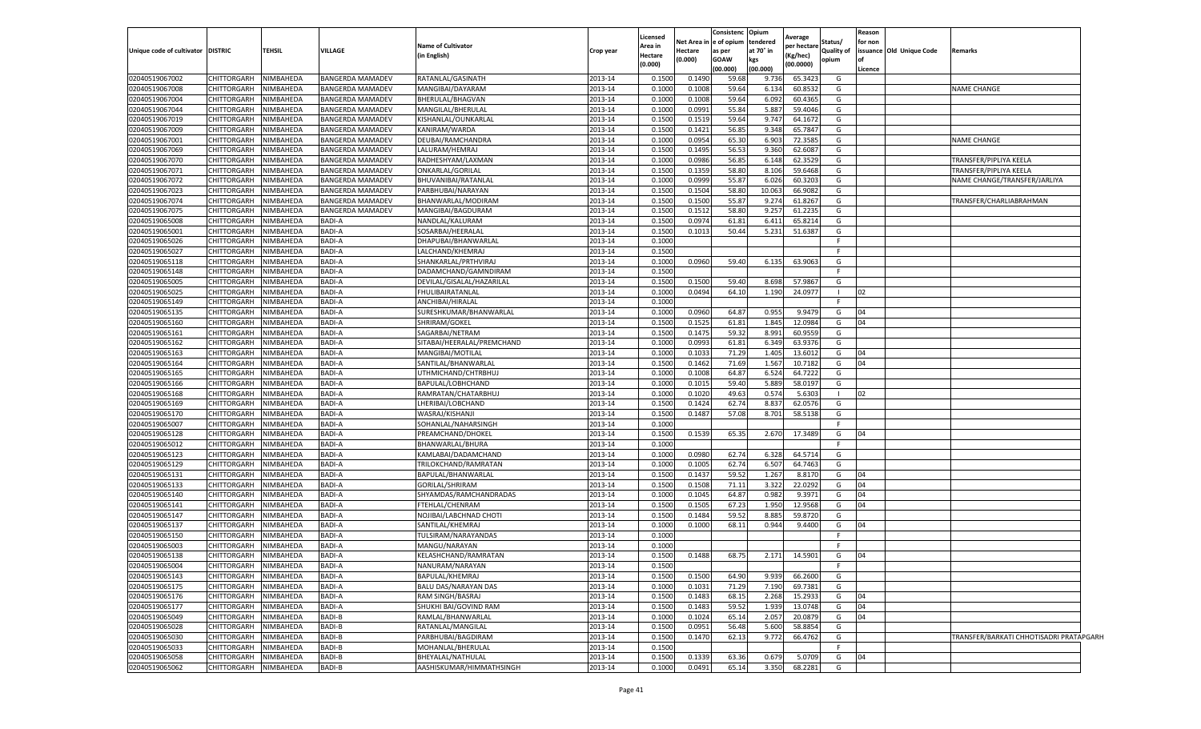| Unique code of cultivator | DISTRIC | TEHSIL | VILLAGE | Name of Cultivator (in English) | Crop year | Licensed Area in Hectare (0.000) | Net Area in Hectare (0.000) | Consistence of opium as per GOAW (00.000) | Opium tendered at 70° in kgs (00.000) | Average per hectare (Kg/hec) (00.0000) | Status/ Quality of opium | Reason for non issuance of Licence | Old Unique Code | Remarks |
|---|---|---|---|---|---|---|---|---|---|---|---|---|---|---|
| 02040519067002 | CHITTORGARH | NIMBAHEDA | BANGERDA MAMADEV | RATANLAL/GASINATH | 2013-14 | 0.1500 | 0.1490 | 59.68 | 9.736 | 65.3423 | G | | | |
| 02040519067008 | CHITTORGARH | NIMBAHEDA | BANGERDA MAMADEV | MANGIBAI/DAYARAM | 2013-14 | 0.1000 | 0.1008 | 59.64 | 6.134 | 60.8532 | G | | | NAME CHANGE |
| 02040519067004 | CHITTORGARH | NIMBAHEDA | BANGERDA MAMADEV | BHERULAL/BHAGVAN | 2013-14 | 0.1000 | 0.1008 | 59.64 | 6.092 | 60.4365 | G | | | |
| 02040519067044 | CHITTORGARH | NIMBAHEDA | BANGERDA MAMADEV | MANGILAL/BHERULAL | 2013-14 | 0.1000 | 0.0991 | 55.84 | 5.887 | 59.4046 | G | | | |
| 02040519067019 | CHITTORGARH | NIMBAHEDA | BANGERDA MAMADEV | KISHANLAL/OUNKARLAL | 2013-14 | 0.1500 | 0.1519 | 59.64 | 9.747 | 64.1672 | G | | | |
| 02040519067009 | CHITTORGARH | NIMBAHEDA | BANGERDA MAMADEV | KANIRAM/WARDA | 2013-14 | 0.1500 | 0.1421 | 56.85 | 9.348 | 65.7847 | G | | | |
| 02040519067001 | CHITTORGARH | NIMBAHEDA | BANGERDA MAMADEV | DEUBAI/RAMCHANDRA | 2013-14 | 0.1000 | 0.0954 | 65.30 | 6.903 | 72.3585 | G | | | NAME CHANGE |
| 02040519067069 | CHITTORGARH | NIMBAHEDA | BANGERDA MAMADEV | LALURAM/HEMRAJ | 2013-14 | 0.1500 | 0.1495 | 56.53 | 9.360 | 62.6087 | G | | | |
| 02040519067070 | CHITTORGARH | NIMBAHEDA | BANGERDA MAMADEV | RADHESHYAM/LAXMAN | 2013-14 | 0.1000 | 0.0986 | 56.85 | 6.148 | 62.3529 | G | | | TRANSFER/PIPLIYA KEELA |
| 02040519067071 | CHITTORGARH | NIMBAHEDA | BANGERDA MAMADEV | ONKARLAL/GORILAL | 2013-14 | 0.1500 | 0.1359 | 58.80 | 8.106 | 59.6468 | G | | | TRANSFER/PIPLIYA KEELA |
| 02040519067072 | CHITTORGARH | NIMBAHEDA | BANGERDA MAMADEV | BHUVANIBAI/RATANLAL | 2013-14 | 0.1000 | 0.0999 | 55.87 | 6.026 | 60.3203 | G | | | NAME CHANGE/TRANSFER/JARLIYA |
| 02040519067023 | CHITTORGARH | NIMBAHEDA | BANGERDA MAMADEV | PARBHUBAI/NARAYAN | 2013-14 | 0.1500 | 0.1504 | 58.80 | 10.063 | 66.9082 | G | | | |
| 02040519067074 | CHITTORGARH | NIMBAHEDA | BANGERDA MAMADEV | BHANWARLAL/MODIRAM | 2013-14 | 0.1500 | 0.1500 | 55.87 | 9.274 | 61.8267 | G | | | TRANSFER/CHARLIABRAHMAN |
| 02040519067075 | CHITTORGARH | NIMBAHEDA | BANGERDA MAMADEV | MANGIBAI/BAGDURAM | 2013-14 | 0.1500 | 0.1512 | 58.80 | 9.257 | 61.2235 | G | | | |
| 02040519065008 | CHITTORGARH | NIMBAHEDA | BADI-A | NANDLAL/KALURAM | 2013-14 | 0.1500 | 0.0974 | 61.81 | 6.411 | 65.8214 | G | | | |
| 02040519065001 | CHITTORGARH | NIMBAHEDA | BADI-A | SOSARBAI/HEERALAL | 2013-14 | 0.1500 | 0.1013 | 50.44 | 5.231 | 51.6387 | G | | | |
| 02040519065026 | CHITTORGARH | NIMBAHEDA | BADI-A | DHAPUBAI/BHANWARLAL | 2013-14 | 0.1000 | | | | | F | | | |
| 02040519065027 | CHITTORGARH | NIMBAHEDA | BADI-A | LALCHAND/KHEMRAJ | 2013-14 | 0.1500 | | | | | F | | | |
| 02040519065118 | CHITTORGARH | NIMBAHEDA | BADI-A | SHANKARLAL/PRTHVIRAJ | 2013-14 | 0.1000 | 0.0960 | 59.40 | 6.135 | 63.9063 | G | | | |
| 02040519065148 | CHITTORGARH | NIMBAHEDA | BADI-A | DADAMCHAND/GAMNDIRAM | 2013-14 | 0.1500 | | | | | F | | | |
| 02040519065005 | CHITTORGARH | NIMBAHEDA | BADI-A | DEVILAL/GISALAL/HAZARILAL | 2013-14 | 0.1500 | 0.1500 | 59.40 | 8.698 | 57.9867 | G | | | |
| 02040519065025 | CHITTORGARH | NIMBAHEDA | BADI-A | FHULIBAIRATANLAL | 2013-14 | 0.1000 | 0.0494 | 64.10 | 1.190 | 24.0977 | I | 02 | | |
| 02040519065149 | CHITTORGARH | NIMBAHEDA | BADI-A | ANCHIBAI/HIRALAL | 2013-14 | 0.1000 | | | | | F | | | |
| 02040519065135 | CHITTORGARH | NIMBAHEDA | BADI-A | SURESHKUMAR/BHANWARLAL | 2013-14 | 0.1000 | 0.0960 | 64.87 | 0.955 | 9.9479 | G | 04 | | |
| 02040519065160 | CHITTORGARH | NIMBAHEDA | BADI-A | SHRIRAM/GOKEL | 2013-14 | 0.1500 | 0.1525 | 61.81 | 1.845 | 12.0984 | G | 04 | | |
| 02040519065161 | CHITTORGARH | NIMBAHEDA | BADI-A | SAGARBAI/NETRAM | 2013-14 | 0.1500 | 0.1475 | 59.32 | 8.991 | 60.9559 | G | | | |
| 02040519065162 | CHITTORGARH | NIMBAHEDA | BADI-A | SITABAI/HEERALAL/PREMCHAND | 2013-14 | 0.1000 | 0.0993 | 61.81 | 6.349 | 63.9376 | G | | | |
| 02040519065163 | CHITTORGARH | NIMBAHEDA | BADI-A | MANGIBAI/MOTILAL | 2013-14 | 0.1000 | 0.1033 | 71.29 | 1.405 | 13.6012 | G | 04 | | |
| 02040519065164 | CHITTORGARH | NIMBAHEDA | BADI-A | SANTILAL/BHANWARLAL | 2013-14 | 0.1500 | 0.1462 | 71.69 | 1.567 | 10.7182 | G | 04 | | |
| 02040519065165 | CHITTORGARH | NIMBAHEDA | BADI-A | UTHMICHAND/CHTRBHUJ | 2013-14 | 0.1000 | 0.1008 | 64.87 | 6.524 | 64.7222 | G | | | |
| 02040519065166 | CHITTORGARH | NIMBAHEDA | BADI-A | BAPULAL/LOBHCHAND | 2013-14 | 0.1000 | 0.1015 | 59.40 | 5.889 | 58.0197 | G | | | |
| 02040519065168 | CHITTORGARH | NIMBAHEDA | BADI-A | RAMRATAN/CHATARBHUJ | 2013-14 | 0.1000 | 0.1020 | 49.63 | 0.574 | 5.6303 | I | 02 | | |
| 02040519065169 | CHITTORGARH | NIMBAHEDA | BADI-A | LHERIBAI/LOBCHAND | 2013-14 | 0.1500 | 0.1424 | 62.74 | 8.837 | 62.0576 | G | | | |
| 02040519065170 | CHITTORGARH | NIMBAHEDA | BADI-A | WASRAJ/KISHANJI | 2013-14 | 0.1500 | 0.1487 | 57.08 | 8.701 | 58.5138 | G | | | |
| 02040519065007 | CHITTORGARH | NIMBAHEDA | BADI-A | SOHANLAL/NAHARSINGH | 2013-14 | 0.1000 | | | | | F | | | |
| 02040519065128 | CHITTORGARH | NIMBAHEDA | BADI-A | PREAMCHAND/DHOKEL | 2013-14 | 0.1500 | 0.1539 | 65.35 | 2.670 | 17.3489 | G | 04 | | |
| 02040519065012 | CHITTORGARH | NIMBAHEDA | BADI-A | BHANWARLAL/BHURA | 2013-14 | 0.1000 | | | | | F | | | |
| 02040519065123 | CHITTORGARH | NIMBAHEDA | BADI-A | KAMLABAI/DADAMCHAND | 2013-14 | 0.1000 | 0.0980 | 62.74 | 6.328 | 64.5714 | G | | | |
| 02040519065129 | CHITTORGARH | NIMBAHEDA | BADI-A | TRILOKCHAND/RAMRATAN | 2013-14 | 0.1000 | 0.1005 | 62.74 | 6.507 | 64.7463 | G | | | |
| 02040519065131 | CHITTORGARH | NIMBAHEDA | BADI-A | BAPULAL/BHANWARLAL | 2013-14 | 0.1500 | 0.1437 | 59.52 | 1.267 | 8.8170 | G | 04 | | |
| 02040519065133 | CHITTORGARH | NIMBAHEDA | BADI-A | GORILAL/SHRIRAM | 2013-14 | 0.1500 | 0.1508 | 71.11 | 3.322 | 22.0292 | G | 04 | | |
| 02040519065140 | CHITTORGARH | NIMBAHEDA | BADI-A | SHYAMDAS/RAMCHANDRADAS | 2013-14 | 0.1000 | 0.1045 | 64.87 | 0.982 | 9.3971 | G | 04 | | |
| 02040519065141 | CHITTORGARH | NIMBAHEDA | BADI-A | FTEHLAL/CHENRAM | 2013-14 | 0.1500 | 0.1505 | 67.23 | 1.950 | 12.9568 | G | 04 | | |
| 02040519065147 | CHITTORGARH | NIMBAHEDA | BADI-A | NOJIBAI/LABCHNAD CHOTI | 2013-14 | 0.1500 | 0.1484 | 59.52 | 8.885 | 59.8720 | G | | | |
| 02040519065137 | CHITTORGARH | NIMBAHEDA | BADI-A | SANTILAL/KHEMRAJ | 2013-14 | 0.1000 | 0.1000 | 68.11 | 0.944 | 9.4400 | G | 04 | | |
| 02040519065150 | CHITTORGARH | NIMBAHEDA | BADI-A | TULSIRAM/NARAYANDAS | 2013-14 | 0.1000 | | | | | F | | | |
| 02040519065003 | CHITTORGARH | NIMBAHEDA | BADI-A | MANGU/NARAYAN | 2013-14 | 0.1000 | | | | | F | | | |
| 02040519065138 | CHITTORGARH | NIMBAHEDA | BADI-A | KELASHCHAND/RAMRATAN | 2013-14 | 0.1500 | 0.1488 | 68.75 | 2.171 | 14.5901 | G | 04 | | |
| 02040519065004 | CHITTORGARH | NIMBAHEDA | BADI-A | NANURAM/NARAYAN | 2013-14 | 0.1500 | | | | | F | | | |
| 02040519065143 | CHITTORGARH | NIMBAHEDA | BADI-A | BAPULAL/KHEMRAJ | 2013-14 | 0.1500 | 0.1500 | 64.90 | 9.939 | 66.2600 | G | | | |
| 02040519065175 | CHITTORGARH | NIMBAHEDA | BADI-A | BALU DAS/NARAYAN DAS | 2013-14 | 0.1000 | 0.1031 | 71.29 | 7.190 | 69.7381 | G | | | |
| 02040519065176 | CHITTORGARH | NIMBAHEDA | BADI-A | RAM SINGH/BASRAJ | 2013-14 | 0.1500 | 0.1483 | 68.15 | 2.268 | 15.2933 | G | 04 | | |
| 02040519065177 | CHITTORGARH | NIMBAHEDA | BADI-A | SHUKHI BAI/GOVIND RAM | 2013-14 | 0.1500 | 0.1483 | 59.52 | 1.939 | 13.0748 | G | 04 | | |
| 02040519065049 | CHITTORGARH | NIMBAHEDA | BADI-B | RAMLAL/BHANWARLAL | 2013-14 | 0.1000 | 0.1024 | 65.14 | 2.057 | 20.0879 | G | 04 | | |
| 02040519065028 | CHITTORGARH | NIMBAHEDA | BADI-B | RATANLAL/MANGILAL | 2013-14 | 0.1500 | 0.0951 | 56.48 | 5.600 | 58.8854 | G | | | |
| 02040519065030 | CHITTORGARH | NIMBAHEDA | BADI-B | PARBHUBAI/BAGDIRAM | 2013-14 | 0.1500 | 0.1470 | 62.13 | 9.772 | 66.4762 | G | | | TRANSFER/BARKATI CHHOTISADRI PRATAPGARH |
| 02040519065033 | CHITTORGARH | NIMBAHEDA | BADI-B | MOHANLAL/BHERULAL | 2013-14 | 0.1500 | | | | | F | | | |
| 02040519065058 | CHITTORGARH | NIMBAHEDA | BADI-B | BHEYALAL/NATHULAL | 2013-14 | 0.1500 | 0.1339 | 63.36 | 0.679 | 5.0709 | G | 04 | | |
| 02040519065062 | CHITTORGARH | NIMBAHEDA | BADI-B | AASHISKUMAR/HIMMATHSINGH | 2013-14 | 0.1000 | 0.0491 | 65.14 | 3.350 | 68.2281 | G | | | |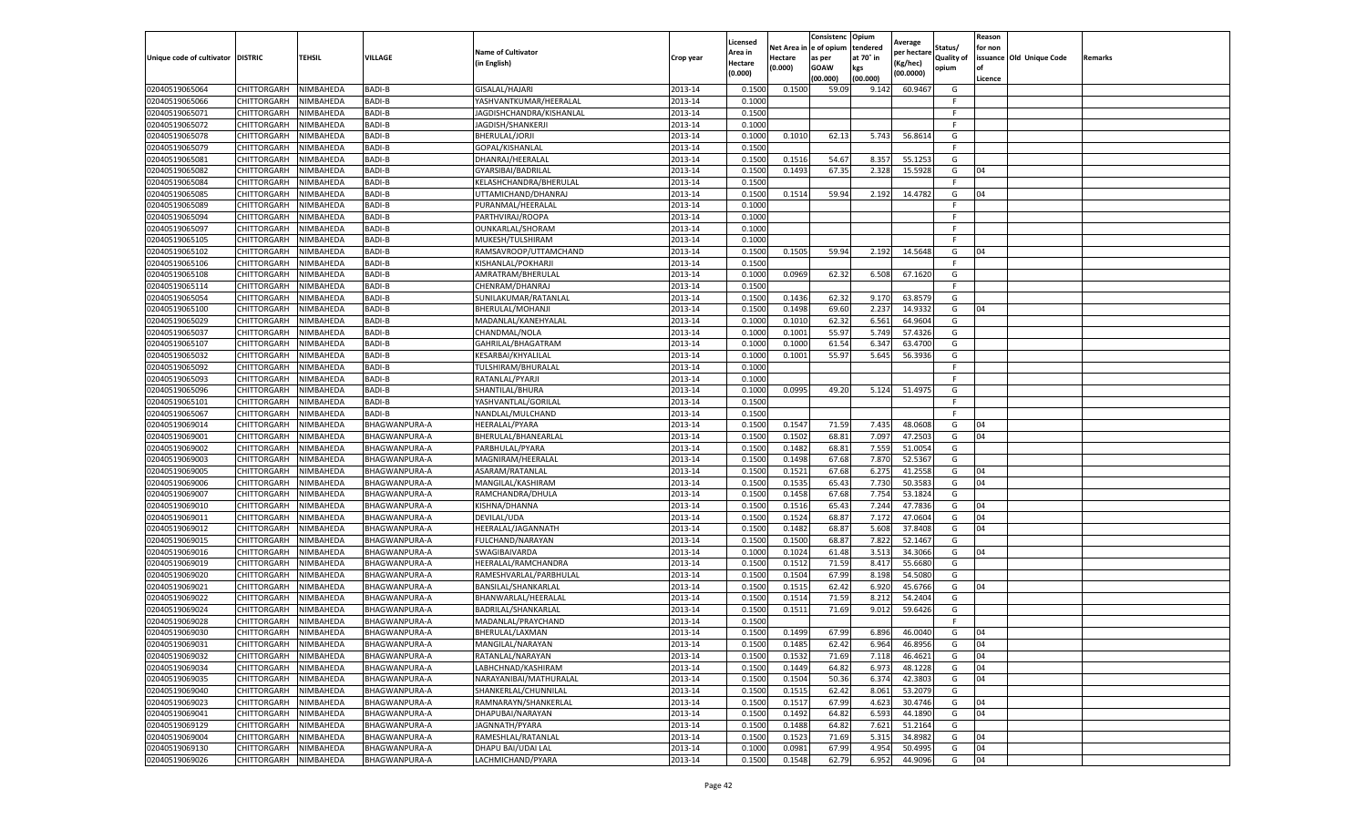| Unique code of cultivator | DISTRIC | TEHSIL | VILLAGE | Name of Cultivator (in English) | Crop year | Licensed Area in Hectare (0.000) | Net Area in Hectare (0.000) | Consistenc e of opium as per GOAW (00.000) | Opium tendered at 70° in kgs (00.000) | Average per hectare (Kg/hec) (00.0000) | Status/ Quality of opium | Reason for non issuance of Licence | Old Unique Code | Remarks |
|---|---|---|---|---|---|---|---|---|---|---|---|---|---|---|
| 02040519065064 | CHITTORGARH | NIMBAHEDA | BADI-B | GISALAL/HAJARI | 2013-14 | 0.1500 | 0.1500 | 59.09 | 9.142 | 60.9467 | G | | | |
| 02040519065066 | CHITTORGARH | NIMBAHEDA | BADI-B | YASHVANTKUMAR/HEERALAL | 2013-14 | 0.1000 | | | | | F | | | |
| 02040519065071 | CHITTORGARH | NIMBAHEDA | BADI-B | JAGDISHCHANDRA/KISHANLAL | 2013-14 | 0.1500 | | | | | F | | | |
| 02040519065072 | CHITTORGARH | NIMBAHEDA | BADI-B | JAGDISH/SHANKERJI | 2013-14 | 0.1000 | | | | | F | | | |
| 02040519065078 | CHITTORGARH | NIMBAHEDA | BADI-B | BHERULAL/JORJI | 2013-14 | 0.1000 | 0.1010 | 62.13 | 5.743 | 56.8614 | G | | | |
| 02040519065079 | CHITTORGARH | NIMBAHEDA | BADI-B | GOPAL/KISHANLAL | 2013-14 | 0.1500 | | | | | F | | | |
| 02040519065081 | CHITTORGARH | NIMBAHEDA | BADI-B | DHANRAJ/HEERALAL | 2013-14 | 0.1500 | 0.1516 | 54.67 | 8.357 | 55.1253 | G | | | |
| 02040519065082 | CHITTORGARH | NIMBAHEDA | BADI-B | GYARSIBAI/BADRILAL | 2013-14 | 0.1500 | 0.1493 | 67.35 | 2.328 | 15.5928 | G | 04 | | |
| 02040519065084 | CHITTORGARH | NIMBAHEDA | BADI-B | KELASHCHANDRA/BHERULAL | 2013-14 | 0.1500 | | | | | F | | | |
| 02040519065085 | CHITTORGARH | NIMBAHEDA | BADI-B | UTTAMICHAND/DHANRAJ | 2013-14 | 0.1500 | 0.1514 | 59.94 | 2.192 | 14.4782 | G | 04 | | |
| 02040519065089 | CHITTORGARH | NIMBAHEDA | BADI-B | PURANMAL/HEERALAL | 2013-14 | 0.1000 | | | | | F | | | |
| 02040519065094 | CHITTORGARH | NIMBAHEDA | BADI-B | PARTHVIRAJ/ROOPA | 2013-14 | 0.1000 | | | | | F | | | |
| 02040519065097 | CHITTORGARH | NIMBAHEDA | BADI-B | OUNKARLAL/SHORAM | 2013-14 | 0.1000 | | | | | F | | | |
| 02040519065105 | CHITTORGARH | NIMBAHEDA | BADI-B | MUKESH/TULSHIRAM | 2013-14 | 0.1000 | | | | | F | | | |
| 02040519065102 | CHITTORGARH | NIMBAHEDA | BADI-B | RAMSAVROOP/UTTAMCHAND | 2013-14 | 0.1500 | 0.1505 | 59.94 | 2.192 | 14.5648 | G | 04 | | |
| 02040519065106 | CHITTORGARH | NIMBAHEDA | BADI-B | KISHANLAL/POKHARJI | 2013-14 | 0.1500 | | | | | F | | | |
| 02040519065108 | CHITTORGARH | NIMBAHEDA | BADI-B | AMRATRAM/BHERULAL | 2013-14 | 0.1000 | 0.0969 | 62.32 | 6.508 | 67.1620 | G | | | |
| 02040519065114 | CHITTORGARH | NIMBAHEDA | BADI-B | CHENRAM/DHANRAJ | 2013-14 | 0.1500 | | | | | F | | | |
| 02040519065054 | CHITTORGARH | NIMBAHEDA | BADI-B | SUNILAKUMAR/RATANLAL | 2013-14 | 0.1500 | 0.1436 | 62.32 | 9.170 | 63.8579 | G | | | |
| 02040519065100 | CHITTORGARH | NIMBAHEDA | BADI-B | BHERULAL/MOHANJI | 2013-14 | 0.1500 | 0.1498 | 69.60 | 2.237 | 14.9332 | G | 04 | | |
| 02040519065029 | CHITTORGARH | NIMBAHEDA | BADI-B | MADANLAL/KANEHYALAL | 2013-14 | 0.1000 | 0.1010 | 62.32 | 6.561 | 64.9604 | G | | | |
| 02040519065037 | CHITTORGARH | NIMBAHEDA | BADI-B | CHANDMAL/NOLA | 2013-14 | 0.1000 | 0.1001 | 55.97 | 5.749 | 57.4326 | G | | | |
| 02040519065107 | CHITTORGARH | NIMBAHEDA | BADI-B | GAHRILAL/BHAGATRAM | 2013-14 | 0.1000 | 0.1000 | 61.54 | 6.347 | 63.4700 | G | | | |
| 02040519065032 | CHITTORGARH | NIMBAHEDA | BADI-B | KESARBAI/KHYALILAL | 2013-14 | 0.1000 | 0.1001 | 55.97 | 5.645 | 56.3936 | G | | | |
| 02040519065092 | CHITTORGARH | NIMBAHEDA | BADI-B | TULSHIRAM/BHURALAL | 2013-14 | 0.1000 | | | | | F | | | |
| 02040519065093 | CHITTORGARH | NIMBAHEDA | BADI-B | RATANLAL/PYARJI | 2013-14 | 0.1000 | | | | | F | | | |
| 02040519065096 | CHITTORGARH | NIMBAHEDA | BADI-B | SHANTILAL/BHURA | 2013-14 | 0.1000 | 0.0995 | 49.20 | 5.124 | 51.4975 | G | | | |
| 02040519065101 | CHITTORGARH | NIMBAHEDA | BADI-B | YASHVANTLAL/GORILAL | 2013-14 | 0.1500 | | | | | F | | | |
| 02040519065067 | CHITTORGARH | NIMBAHEDA | BADI-B | NANDLAL/MULCHAND | 2013-14 | 0.1500 | | | | | F | | | |
| 02040519069014 | CHITTORGARH | NIMBAHEDA | BHAGWANPURA-A | HEERALAL/PYARA | 2013-14 | 0.1500 | 0.1547 | 71.59 | 7.435 | 48.0608 | G | 04 | | |
| 02040519069001 | CHITTORGARH | NIMBAHEDA | BHAGWANPURA-A | BHERULAL/BHANEARLAL | 2013-14 | 0.1500 | 0.1502 | 68.81 | 7.097 | 47.2503 | G | 04 | | |
| 02040519069002 | CHITTORGARH | NIMBAHEDA | BHAGWANPURA-A | PARBHULAL/PYARA | 2013-14 | 0.1500 | 0.1482 | 68.81 | 7.559 | 51.0054 | G | | | |
| 02040519069003 | CHITTORGARH | NIMBAHEDA | BHAGWANPURA-A | MAGNIRAM/HEERALAL | 2013-14 | 0.1500 | 0.1498 | 67.68 | 7.870 | 52.5367 | G | | | |
| 02040519069005 | CHITTORGARH | NIMBAHEDA | BHAGWANPURA-A | ASARAM/RATANLAL | 2013-14 | 0.1500 | 0.1521 | 67.68 | 6.275 | 41.2558 | G | 04 | | |
| 02040519069006 | CHITTORGARH | NIMBAHEDA | BHAGWANPURA-A | MANGILAL/KASHIRAM | 2013-14 | 0.1500 | 0.1535 | 65.43 | 7.730 | 50.3583 | G | 04 | | |
| 02040519069007 | CHITTORGARH | NIMBAHEDA | BHAGWANPURA-A | RAMCHANDRA/DHULA | 2013-14 | 0.1500 | 0.1458 | 67.68 | 7.754 | 53.1824 | G | | | |
| 02040519069010 | CHITTORGARH | NIMBAHEDA | BHAGWANPURA-A | KISHNA/DHANNA | 2013-14 | 0.1500 | 0.1516 | 65.43 | 7.244 | 47.7836 | G | 04 | | |
| 02040519069011 | CHITTORGARH | NIMBAHEDA | BHAGWANPURA-A | DEVILAL/UDA | 2013-14 | 0.1500 | 0.1524 | 68.87 | 7.172 | 47.0604 | G | 04 | | |
| 02040519069012 | CHITTORGARH | NIMBAHEDA | BHAGWANPURA-A | HEERALAL/JAGANNATH | 2013-14 | 0.1500 | 0.1482 | 68.87 | 5.608 | 37.8408 | G | 04 | | |
| 02040519069015 | CHITTORGARH | NIMBAHEDA | BHAGWANPURA-A | FULCHAND/NARAYAN | 2013-14 | 0.1500 | 0.1500 | 68.87 | 7.822 | 52.1467 | G | | | |
| 02040519069016 | CHITTORGARH | NIMBAHEDA | BHAGWANPURA-A | SWAGIBAIVARDA | 2013-14 | 0.1000 | 0.1024 | 61.48 | 3.513 | 34.3066 | G | 04 | | |
| 02040519069019 | CHITTORGARH | NIMBAHEDA | BHAGWANPURA-A | HEERALAL/RAMCHANDRA | 2013-14 | 0.1500 | 0.1512 | 71.59 | 8.417 | 55.6680 | G | | | |
| 02040519069020 | CHITTORGARH | NIMBAHEDA | BHAGWANPURA-A | RAMESHVARLAL/PARBHULAL | 2013-14 | 0.1500 | 0.1504 | 67.99 | 8.198 | 54.5080 | G | | | |
| 02040519069021 | CHITTORGARH | NIMBAHEDA | BHAGWANPURA-A | BANSILAL/SHANKARLAL | 2013-14 | 0.1500 | 0.1515 | 62.42 | 6.920 | 45.6766 | G | 04 | | |
| 02040519069022 | CHITTORGARH | NIMBAHEDA | BHAGWANPURA-A | BHANWARLAL/HEERALAL | 2013-14 | 0.1500 | 0.1514 | 71.59 | 8.212 | 54.2404 | G | | | |
| 02040519069024 | CHITTORGARH | NIMBAHEDA | BHAGWANPURA-A | BADRILAL/SHANKARLAL | 2013-14 | 0.1500 | 0.1511 | 71.69 | 9.012 | 59.6426 | G | | | |
| 02040519069028 | CHITTORGARH | NIMBAHEDA | BHAGWANPURA-A | MADANLAL/PRAYCHAND | 2013-14 | 0.1500 | | | | | F | | | |
| 02040519069030 | CHITTORGARH | NIMBAHEDA | BHAGWANPURA-A | BHERULAL/LAXMAN | 2013-14 | 0.1500 | 0.1499 | 67.99 | 6.896 | 46.0040 | G | 04 | | |
| 02040519069031 | CHITTORGARH | NIMBAHEDA | BHAGWANPURA-A | MANGILAL/NARAYAN | 2013-14 | 0.1500 | 0.1485 | 62.42 | 6.964 | 46.8956 | G | 04 | | |
| 02040519069032 | CHITTORGARH | NIMBAHEDA | BHAGWANPURA-A | RATANLAL/NARAYAN | 2013-14 | 0.1500 | 0.1532 | 71.69 | 7.118 | 46.4621 | G | 04 | | |
| 02040519069034 | CHITTORGARH | NIMBAHEDA | BHAGWANPURA-A | LABHCHNAD/KASHIRAM | 2013-14 | 0.1500 | 0.1449 | 64.82 | 6.973 | 48.1228 | G | 04 | | |
| 02040519069035 | CHITTORGARH | NIMBAHEDA | BHAGWANPURA-A | NARAYANIBAI/MATHURALAL | 2013-14 | 0.1500 | 0.1504 | 50.36 | 6.374 | 42.3803 | G | 04 | | |
| 02040519069040 | CHITTORGARH | NIMBAHEDA | BHAGWANPURA-A | SHANKERLAL/CHUNNILAL | 2013-14 | 0.1500 | 0.1515 | 62.42 | 8.061 | 53.2079 | G | | | |
| 02040519069023 | CHITTORGARH | NIMBAHEDA | BHAGWANPURA-A | RAMNARAYN/SHANKERLAL | 2013-14 | 0.1500 | 0.1517 | 67.99 | 4.623 | 30.4746 | G | 04 | | |
| 02040519069041 | CHITTORGARH | NIMBAHEDA | BHAGWANPURA-A | DHAPUBAI/NARAYAN | 2013-14 | 0.1500 | 0.1492 | 64.82 | 6.593 | 44.1890 | G | 04 | | |
| 02040519069129 | CHITTORGARH | NIMBAHEDA | BHAGWANPURA-A | JAGNNATH/PYARA | 2013-14 | 0.1500 | 0.1488 | 64.82 | 7.621 | 51.2164 | G | | | |
| 02040519069004 | CHITTORGARH | NIMBAHEDA | BHAGWANPURA-A | RAMESHLAL/RATANLAL | 2013-14 | 0.1500 | 0.1523 | 71.69 | 5.315 | 34.8982 | G | 04 | | |
| 02040519069130 | CHITTORGARH | NIMBAHEDA | BHAGWANPURA-A | DHAPU BAI/UDAI LAL | 2013-14 | 0.1000 | 0.0981 | 67.99 | 4.954 | 50.4995 | G | 04 | | |
| 02040519069026 | CHITTORGARH | NIMBAHEDA | BHAGWANPURA-A | LACHMICHAND/PYARA | 2013-14 | 0.1500 | 0.1548 | 62.79 | 6.952 | 44.9096 | G | 04 | | |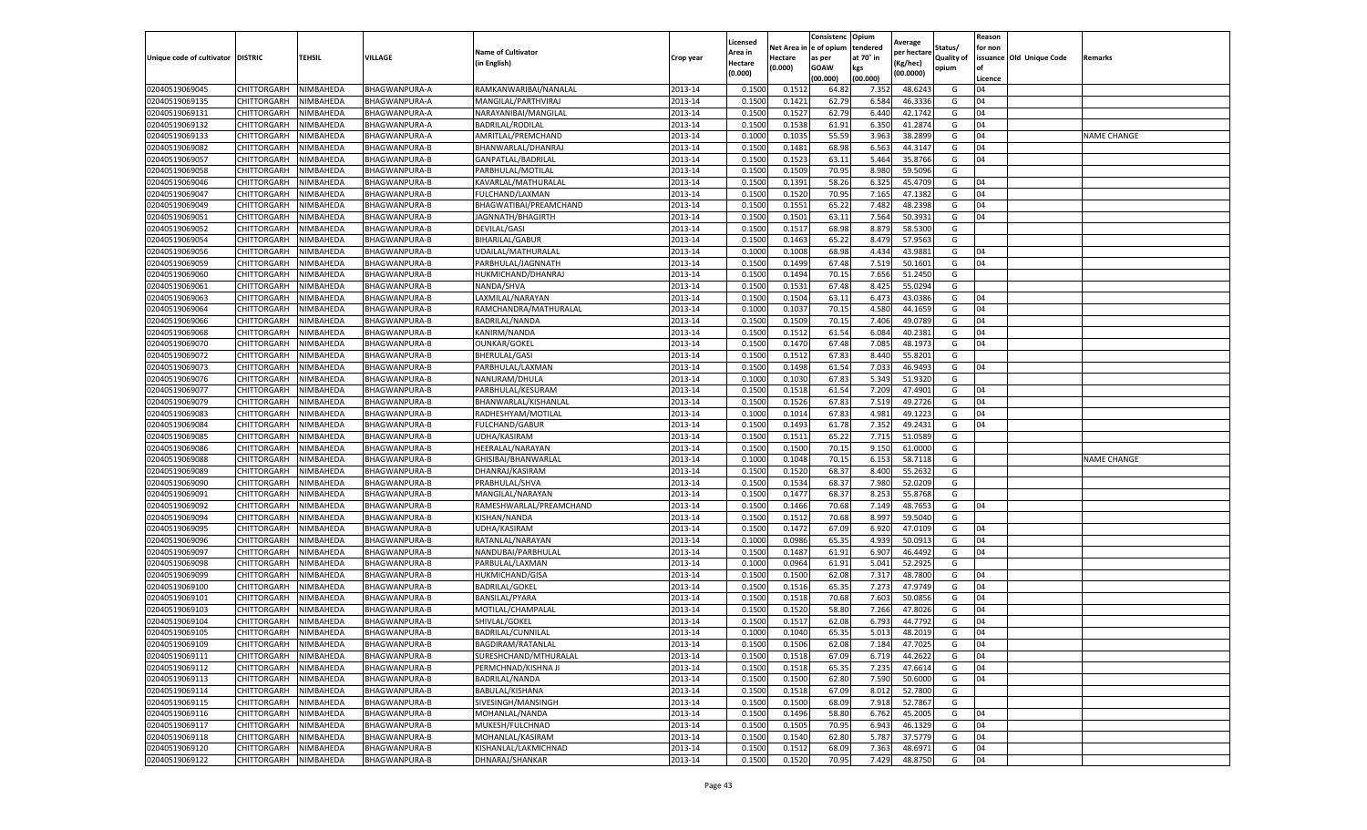| Unique code of cultivator | DISTRIC | TEHSIL | VILLAGE | Name of Cultivator (in English) | Crop year | Licensed Area in Hectare (0.000) | Net Area in Hectare (0.000) | Consistenc e of opium as per GOAW (00.000) | Opium tendered at 70˚ in kgs (00.000) | Average per hectare (Kg/hec) (00.0000) | Status/ Quality of opium | Reason for non issuance of Licence | Old Unique Code | Remarks |
|---|---|---|---|---|---|---|---|---|---|---|---|---|---|---|
| 02040519069045 | CHITTORGARH | NIMBAHEDA | BHAGWANPURA-A | RAMKANWARIBAI/NANALAL | 2013-14 | 0.1500 | 0.1512 | 64.82 | 7.352 | 48.6243 | G | 04 | | |
| 02040519069135 | CHITTORGARH | NIMBAHEDA | BHAGWANPURA-A | MANGILAL/PARTHVIRAJ | 2013-14 | 0.1500 | 0.1421 | 62.79 | 6.584 | 46.3336 | G | 04 | | |
| 02040519069131 | CHITTORGARH | NIMBAHEDA | BHAGWANPURA-A | NARAYANIBAI/MANGILAL | 2013-14 | 0.1500 | 0.1527 | 62.79 | 6.440 | 42.1742 | G | 04 | | |
| 02040519069132 | CHITTORGARH | NIMBAHEDA | BHAGWANPURA-A | BADRILAL/RODILAL | 2013-14 | 0.1500 | 0.1538 | 61.91 | 6.350 | 41.2874 | G | 04 | | |
| 02040519069133 | CHITTORGARH | NIMBAHEDA | BHAGWANPURA-A | AMRITLAL/PREMCHAND | 2013-14 | 0.1000 | 0.1035 | 55.59 | 3.963 | 38.2899 | G | 04 | | NAME CHANGE |
| 02040519069082 | CHITTORGARH | NIMBAHEDA | BHAGWANPURA-B | BHANWARLAL/DHANRAJ | 2013-14 | 0.1500 | 0.1481 | 68.98 | 6.563 | 44.3147 | G | 04 | | |
| 02040519069057 | CHITTORGARH | NIMBAHEDA | BHAGWANPURA-B | GANPATLAL/BADRILAL | 2013-14 | 0.1500 | 0.1523 | 63.11 | 5.464 | 35.8766 | G | 04 | | |
| 02040519069058 | CHITTORGARH | NIMBAHEDA | BHAGWANPURA-B | PARBHULAL/MOTILAL | 2013-14 | 0.1500 | 0.1509 | 70.95 | 8.980 | 59.5096 | G | | | |
| 02040519069046 | CHITTORGARH | NIMBAHEDA | BHAGWANPURA-B | KAVARLAL/MATHURALAL | 2013-14 | 0.1500 | 0.1391 | 58.26 | 6.325 | 45.4709 | G | 04 | | |
| 02040519069047 | CHITTORGARH | NIMBAHEDA | BHAGWANPURA-B | FULCHAND/LAXMAN | 2013-14 | 0.1500 | 0.1520 | 70.95 | 7.165 | 47.1382 | G | 04 | | |
| 02040519069049 | CHITTORGARH | NIMBAHEDA | BHAGWANPURA-B | BHAGWATIBAI/PREAMCHAND | 2013-14 | 0.1500 | 0.1551 | 65.22 | 7.482 | 48.2398 | G | 04 | | |
| 02040519069051 | CHITTORGARH | NIMBAHEDA | BHAGWANPURA-B | JAGNNATH/BHAGIRTH | 2013-14 | 0.1500 | 0.1501 | 63.11 | 7.564 | 50.3931 | G | 04 | | |
| 02040519069052 | CHITTORGARH | NIMBAHEDA | BHAGWANPURA-B | DEVILAL/GASI | 2013-14 | 0.1500 | 0.1517 | 68.98 | 8.879 | 58.5300 | G | | | |
| 02040519069054 | CHITTORGARH | NIMBAHEDA | BHAGWANPURA-B | BIHARILAL/GABUR | 2013-14 | 0.1500 | 0.1463 | 65.22 | 8.479 | 57.9563 | G | | | |
| 02040519069056 | CHITTORGARH | NIMBAHEDA | BHAGWANPURA-B | UDAILAL/MATHURALAL | 2013-14 | 0.1000 | 0.1008 | 68.98 | 4.434 | 43.9881 | G | 04 | | |
| 02040519069059 | CHITTORGARH | NIMBAHEDA | BHAGWANPURA-B | PARBHULAL/JAGNNATH | 2013-14 | 0.1500 | 0.1499 | 67.48 | 7.519 | 50.1601 | G | 04 | | |
| 02040519069060 | CHITTORGARH | NIMBAHEDA | BHAGWANPURA-B | HUKMICHAND/DHANRAJ | 2013-14 | 0.1500 | 0.1494 | 70.15 | 7.656 | 51.2450 | G | | | |
| 02040519069061 | CHITTORGARH | NIMBAHEDA | BHAGWANPURA-B | NANDA/SHVA | 2013-14 | 0.1500 | 0.1531 | 67.48 | 8.425 | 55.0294 | G | | | |
| 02040519069063 | CHITTORGARH | NIMBAHEDA | BHAGWANPURA-B | LAXMILAL/NARAYAN | 2013-14 | 0.1500 | 0.1504 | 63.11 | 6.473 | 43.0386 | G | 04 | | |
| 02040519069064 | CHITTORGARH | NIMBAHEDA | BHAGWANPURA-B | RAMCHANDRA/MATHURALAL | 2013-14 | 0.1000 | 0.1037 | 70.15 | 4.580 | 44.1659 | G | 04 | | |
| 02040519069066 | CHITTORGARH | NIMBAHEDA | BHAGWANPURA-B | BADRILAL/NANDA | 2013-14 | 0.1500 | 0.1509 | 70.15 | 7.406 | 49.0789 | G | 04 | | |
| 02040519069068 | CHITTORGARH | NIMBAHEDA | BHAGWANPURA-B | KANIRM/NANDA | 2013-14 | 0.1500 | 0.1512 | 61.54 | 6.084 | 40.2381 | G | 04 | | |
| 02040519069070 | CHITTORGARH | NIMBAHEDA | BHAGWANPURA-B | OUNKAR/GOKEL | 2013-14 | 0.1500 | 0.1470 | 67.48 | 7.085 | 48.1973 | G | 04 | | |
| 02040519069072 | CHITTORGARH | NIMBAHEDA | BHAGWANPURA-B | BHERULAL/GASI | 2013-14 | 0.1500 | 0.1512 | 67.83 | 8.440 | 55.8201 | G | | | |
| 02040519069073 | CHITTORGARH | NIMBAHEDA | BHAGWANPURA-B | PARBHULAL/LAXMAN | 2013-14 | 0.1500 | 0.1498 | 61.54 | 7.033 | 46.9493 | G | 04 | | |
| 02040519069076 | CHITTORGARH | NIMBAHEDA | BHAGWANPURA-B | NANURAM/DHULA | 2013-14 | 0.1000 | 0.1030 | 67.83 | 5.349 | 51.9320 | G | | | |
| 02040519069077 | CHITTORGARH | NIMBAHEDA | BHAGWANPURA-B | PARBHULAL/KESURAM | 2013-14 | 0.1500 | 0.1518 | 61.54 | 7.209 | 47.4901 | G | 04 | | |
| 02040519069079 | CHITTORGARH | NIMBAHEDA | BHAGWANPURA-B | BHANWARLAL/KISHANLAL | 2013-14 | 0.1500 | 0.1526 | 67.83 | 7.519 | 49.2726 | G | 04 | | |
| 02040519069083 | CHITTORGARH | NIMBAHEDA | BHAGWANPURA-B | RADHESHYAM/MOTILAL | 2013-14 | 0.1000 | 0.1014 | 67.83 | 4.981 | 49.1223 | G | 04 | | |
| 02040519069084 | CHITTORGARH | NIMBAHEDA | BHAGWANPURA-B | FULCHAND/GABUR | 2013-14 | 0.1500 | 0.1493 | 61.78 | 7.352 | 49.2431 | G | 04 | | |
| 02040519069085 | CHITTORGARH | NIMBAHEDA | BHAGWANPURA-B | UDHA/KASIRAM | 2013-14 | 0.1500 | 0.1511 | 65.22 | 7.715 | 51.0589 | G | | | |
| 02040519069086 | CHITTORGARH | NIMBAHEDA | BHAGWANPURA-B | HEERALAL/NARAYAN | 2013-14 | 0.1500 | 0.1500 | 70.15 | 9.150 | 61.0000 | G | | | |
| 02040519069088 | CHITTORGARH | NIMBAHEDA | BHAGWANPURA-B | GHISIBAI/BHANWARLAL | 2013-14 | 0.1000 | 0.1048 | 70.15 | 6.153 | 58.7118 | G | | | NAME CHANGE |
| 02040519069089 | CHITTORGARH | NIMBAHEDA | BHAGWANPURA-B | DHANRAJ/KASIRAM | 2013-14 | 0.1500 | 0.1520 | 68.37 | 8.400 | 55.2632 | G | | | |
| 02040519069090 | CHITTORGARH | NIMBAHEDA | BHAGWANPURA-B | PRABHULAL/SHVA | 2013-14 | 0.1500 | 0.1534 | 68.37 | 7.980 | 52.0209 | G | | | |
| 02040519069091 | CHITTORGARH | NIMBAHEDA | BHAGWANPURA-B | MANGILAL/NARAYAN | 2013-14 | 0.1500 | 0.1477 | 68.37 | 8.253 | 55.8768 | G | | | |
| 02040519069092 | CHITTORGARH | NIMBAHEDA | BHAGWANPURA-B | RAMESHWARLAL/PREAMCHAND | 2013-14 | 0.1500 | 0.1466 | 70.68 | 7.149 | 48.7653 | G | 04 | | |
| 02040519069094 | CHITTORGARH | NIMBAHEDA | BHAGWANPURA-B | KISHAN/NANDA | 2013-14 | 0.1500 | 0.1512 | 70.68 | 8.997 | 59.5040 | G | | | |
| 02040519069095 | CHITTORGARH | NIMBAHEDA | BHAGWANPURA-B | UDHA/KASIRAM | 2013-14 | 0.1500 | 0.1472 | 67.09 | 6.920 | 47.0109 | G | 04 | | |
| 02040519069096 | CHITTORGARH | NIMBAHEDA | BHAGWANPURA-B | RATANLAL/NARAYAN | 2013-14 | 0.1000 | 0.0986 | 65.35 | 4.939 | 50.0913 | G | 04 | | |
| 02040519069097 | CHITTORGARH | NIMBAHEDA | BHAGWANPURA-B | NANDUBAI/PARBHULAL | 2013-14 | 0.1500 | 0.1487 | 61.91 | 6.907 | 46.4492 | G | 04 | | |
| 02040519069098 | CHITTORGARH | NIMBAHEDA | BHAGWANPURA-B | PARBULAL/LAXMAN | 2013-14 | 0.1000 | 0.0964 | 61.91 | 5.041 | 52.2925 | G | | | |
| 02040519069099 | CHITTORGARH | NIMBAHEDA | BHAGWANPURA-B | HUKMICHAND/GISA | 2013-14 | 0.1500 | 0.1500 | 62.08 | 7.317 | 48.7800 | G | 04 | | |
| 02040519069100 | CHITTORGARH | NIMBAHEDA | BHAGWANPURA-B | BADRILAL/GOKEL | 2013-14 | 0.1500 | 0.1516 | 65.35 | 7.273 | 47.9749 | G | 04 | | |
| 02040519069101 | CHITTORGARH | NIMBAHEDA | BHAGWANPURA-B | BANSILAL/PYARA | 2013-14 | 0.1500 | 0.1518 | 70.68 | 7.603 | 50.0856 | G | 04 | | |
| 02040519069103 | CHITTORGARH | NIMBAHEDA | BHAGWANPURA-B | MOTILAL/CHAMPALAL | 2013-14 | 0.1500 | 0.1520 | 58.80 | 7.266 | 47.8026 | G | 04 | | |
| 02040519069104 | CHITTORGARH | NIMBAHEDA | BHAGWANPURA-B | SHIVLAL/GOKEL | 2013-14 | 0.1500 | 0.1517 | 62.08 | 6.793 | 44.7792 | G | 04 | | |
| 02040519069105 | CHITTORGARH | NIMBAHEDA | BHAGWANPURA-B | BADRILAL/CUNNILAL | 2013-14 | 0.1000 | 0.1040 | 65.35 | 5.013 | 48.2019 | G | 04 | | |
| 02040519069109 | CHITTORGARH | NIMBAHEDA | BHAGWANPURA-B | BAGDIRAM/RATANLAL | 2013-14 | 0.1500 | 0.1506 | 62.08 | 7.184 | 47.7025 | G | 04 | | |
| 02040519069111 | CHITTORGARH | NIMBAHEDA | BHAGWANPURA-B | SURESHCHAND/MTHURALAL | 2013-14 | 0.1500 | 0.1518 | 67.09 | 6.719 | 44.2622 | G | 04 | | |
| 02040519069112 | CHITTORGARH | NIMBAHEDA | BHAGWANPURA-B | PERMCHNAD/KISHNA JI | 2013-14 | 0.1500 | 0.1518 | 65.35 | 7.235 | 47.6614 | G | 04 | | |
| 02040519069113 | CHITTORGARH | NIMBAHEDA | BHAGWANPURA-B | BADRILAL/NANDA | 2013-14 | 0.1500 | 0.1500 | 62.80 | 7.590 | 50.6000 | G | 04 | | |
| 02040519069114 | CHITTORGARH | NIMBAHEDA | BHAGWANPURA-B | BABULAL/KISHANA | 2013-14 | 0.1500 | 0.1518 | 67.09 | 8.012 | 52.7800 | G | | | |
| 02040519069115 | CHITTORGARH | NIMBAHEDA | BHAGWANPURA-B | SIVESINGH/MANSINGH | 2013-14 | 0.1500 | 0.1500 | 68.09 | 7.918 | 52.7867 | G | | | |
| 02040519069116 | CHITTORGARH | NIMBAHEDA | BHAGWANPURA-B | MOHANLAL/NANDA | 2013-14 | 0.1500 | 0.1496 | 58.80 | 6.762 | 45.2005 | G | 04 | | |
| 02040519069117 | CHITTORGARH | NIMBAHEDA | BHAGWANPURA-B | MUKESH/FULCHNAD | 2013-14 | 0.1500 | 0.1505 | 70.95 | 6.943 | 46.1329 | G | 04 | | |
| 02040519069118 | CHITTORGARH | NIMBAHEDA | BHAGWANPURA-B | MOHANLAL/KASIRAM | 2013-14 | 0.1500 | 0.1540 | 62.80 | 5.787 | 37.5779 | G | 04 | | |
| 02040519069120 | CHITTORGARH | NIMBAHEDA | BHAGWANPURA-B | KISHANLAL/LAKMICHNAD | 2013-14 | 0.1500 | 0.1512 | 68.09 | 7.363 | 48.6971 | G | 04 | | |
| 02040519069122 | CHITTORGARH | NIMBAHEDA | BHAGWANPURA-B | DHNARAJ/SHANKAR | 2013-14 | 0.1500 | 0.1520 | 70.95 | 7.429 | 48.8750 | G | 04 | | |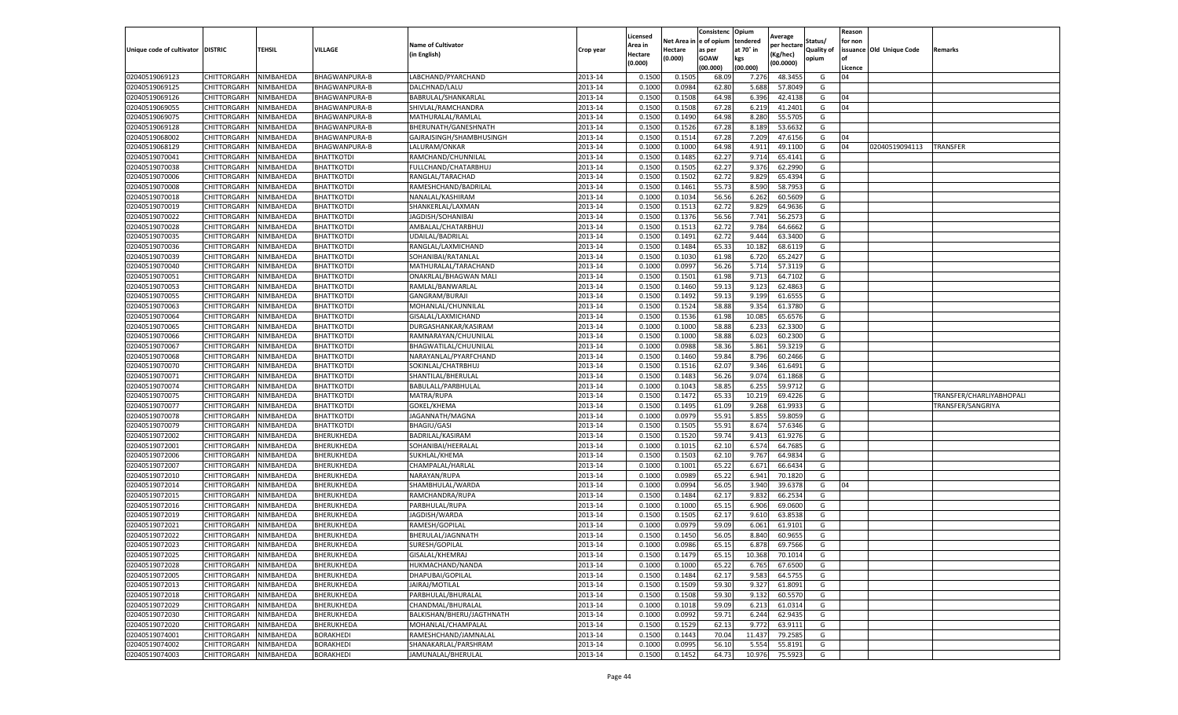| Unique code of cultivator | DISTRIC | TEHSIL | VILLAGE | Name of Cultivator (in English) | Crop year | Licensed Area in Hectare (0.000) | Net Area in Hectare (0.000) | Consistence of opium as per GOAW (00.000) | Opium tendered at 70° in kgs (00.000) | Average per hectare (Kg/hec) (00.0000) | Status/ Quality of opium | Reason for non issuance of Licence | Old Unique Code | Remarks |
|---|---|---|---|---|---|---|---|---|---|---|---|---|---|---|
| 02040519069123 | CHITTORGARH | NIMBAHEDA | BHAGWANPURA-B | LABCHAND/PYARCHAND | 2013-14 | 0.1500 | 0.1505 | 68.09 | 7.276 | 48.3455 | G | 04 | | |
| 02040519069125 | CHITTORGARH | NIMBAHEDA | BHAGWANPURA-B | DALCHNAD/LALU | 2013-14 | 0.1000 | 0.0984 | 62.80 | 5.688 | 57.8049 | G | | | |
| 02040519069126 | CHITTORGARH | NIMBAHEDA | BHAGWANPURA-B | BABRULAL/SHANKARLAL | 2013-14 | 0.1500 | 0.1508 | 64.98 | 6.396 | 42.4138 | G | 04 | | |
| 02040519069055 | CHITTORGARH | NIMBAHEDA | BHAGWANPURA-B | SHIVLAL/RAMCHANDRA | 2013-14 | 0.1500 | 0.1508 | 67.28 | 6.219 | 41.2401 | G | 04 | | |
| 02040519069075 | CHITTORGARH | NIMBAHEDA | BHAGWANPURA-B | MATHURALAL/RAMLAL | 2013-14 | 0.1500 | 0.1490 | 64.98 | 8.280 | 55.5705 | G | | | |
| 02040519069128 | CHITTORGARH | NIMBAHEDA | BHAGWANPURA-B | BHERUNATH/GANESHNATH | 2013-14 | 0.1500 | 0.1526 | 67.28 | 8.189 | 53.6632 | G | | | |
| 02040519068002 | CHITTORGARH | NIMBAHEDA | BHAGWANPURA-B | GAJRAJSINGH/SHAMBHUSINGH | 2013-14 | 0.1500 | 0.1514 | 67.28 | 7.209 | 47.6156 | G | 04 | | |
| 02040519068129 | CHITTORGARH | NIMBAHEDA | BHAGWANPURA-B | LALURAM/ONKAR | 2013-14 | 0.1000 | 0.1000 | 64.98 | 4.911 | 49.1100 | G | 04 | 02040519094113 | TRANSFER |
| 02040519070041 | CHITTORGARH | NIMBAHEDA | BHATTKOTDI | RAMCHAND/CHUNNILAL | 2013-14 | 0.1500 | 0.1485 | 62.27 | 9.714 | 65.4141 | G | | | |
| 02040519070038 | CHITTORGARH | NIMBAHEDA | BHATTKOTDI | FULLCHAND/CHATARBHUJ | 2013-14 | 0.1500 | 0.1505 | 62.27 | 9.376 | 62.2990 | G | | | |
| 02040519070006 | CHITTORGARH | NIMBAHEDA | BHATTKOTDI | RANGLAL/TARACHAD | 2013-14 | 0.1500 | 0.1502 | 62.72 | 9.829 | 65.4394 | G | | | |
| 02040519070008 | CHITTORGARH | NIMBAHEDA | BHATTKOTDI | RAMESHCHAND/BADRILAL | 2013-14 | 0.1500 | 0.1461 | 55.73 | 8.590 | 58.7953 | G | | | |
| 02040519070018 | CHITTORGARH | NIMBAHEDA | BHATTKOTDI | NANALAL/KASHIRAM | 2013-14 | 0.1000 | 0.1034 | 56.56 | 6.262 | 60.5609 | G | | | |
| 02040519070019 | CHITTORGARH | NIMBAHEDA | BHATTKOTDI | SHANKERLAL/LAXMAN | 2013-14 | 0.1500 | 0.1513 | 62.72 | 9.829 | 64.9636 | G | | | |
| 02040519070022 | CHITTORGARH | NIMBAHEDA | BHATTKOTDI | JAGDISH/SOHANIBAI | 2013-14 | 0.1500 | 0.1376 | 56.56 | 7.741 | 56.2573 | G | | | |
| 02040519070028 | CHITTORGARH | NIMBAHEDA | BHATTKOTDI | AMBALAL/CHATARBHUJ | 2013-14 | 0.1500 | 0.1513 | 62.72 | 9.784 | 64.6662 | G | | | |
| 02040519070035 | CHITTORGARH | NIMBAHEDA | BHATTKOTDI | UDAILAL/BADRILAL | 2013-14 | 0.1500 | 0.1491 | 62.72 | 9.444 | 63.3400 | G | | | |
| 02040519070036 | CHITTORGARH | NIMBAHEDA | BHATTKOTDI | RANGLAL/LAXMICHAND | 2013-14 | 0.1500 | 0.1484 | 65.33 | 10.182 | 68.6119 | G | | | |
| 02040519070039 | CHITTORGARH | NIMBAHEDA | BHATTKOTDI | SOHANIBAI/RATANLAL | 2013-14 | 0.1500 | 0.1030 | 61.98 | 6.720 | 65.2427 | G | | | |
| 02040519070040 | CHITTORGARH | NIMBAHEDA | BHATTKOTDI | MATHURALAL/TARACHAND | 2013-14 | 0.1000 | 0.0997 | 56.26 | 5.714 | 57.3119 | G | | | |
| 02040519070051 | CHITTORGARH | NIMBAHEDA | BHATTKOTDI | ONAKRLAL/BHAGWAN MALI | 2013-14 | 0.1500 | 0.1501 | 61.98 | 9.713 | 64.7102 | G | | | |
| 02040519070053 | CHITTORGARH | NIMBAHEDA | BHATTKOTDI | RAMLAL/BANWARLAL | 2013-14 | 0.1500 | 0.1460 | 59.13 | 9.123 | 62.4863 | G | | | |
| 02040519070055 | CHITTORGARH | NIMBAHEDA | BHATTKOTDI | GANGRAM/BURAJI | 2013-14 | 0.1500 | 0.1492 | 59.13 | 9.199 | 61.6555 | G | | | |
| 02040519070063 | CHITTORGARH | NIMBAHEDA | BHATTKOTDI | MOHANLAL/CHUNNILAL | 2013-14 | 0.1500 | 0.1524 | 58.88 | 9.354 | 61.3780 | G | | | |
| 02040519070064 | CHITTORGARH | NIMBAHEDA | BHATTKOTDI | GISALAL/LAXMICHAND | 2013-14 | 0.1500 | 0.1536 | 61.98 | 10.085 | 65.6576 | G | | | |
| 02040519070065 | CHITTORGARH | NIMBAHEDA | BHATTKOTDI | DURGASHANKAR/KASIRAM | 2013-14 | 0.1000 | 0.1000 | 58.88 | 6.233 | 62.3300 | G | | | |
| 02040519070066 | CHITTORGARH | NIMBAHEDA | BHATTKOTDI | RAMNARAYAN/CHUUNILAL | 2013-14 | 0.1500 | 0.1000 | 58.88 | 6.023 | 60.2300 | G | | | |
| 02040519070067 | CHITTORGARH | NIMBAHEDA | BHATTKOTDI | BHAGWATILAL/CHUUNILAL | 2013-14 | 0.1000 | 0.0988 | 58.36 | 5.861 | 59.3219 | G | | | |
| 02040519070068 | CHITTORGARH | NIMBAHEDA | BHATTKOTDI | NARAYANLAL/PYARFCHAND | 2013-14 | 0.1500 | 0.1460 | 59.84 | 8.796 | 60.2466 | G | | | |
| 02040519070070 | CHITTORGARH | NIMBAHEDA | BHATTKOTDI | SOKINLAL/CHATRBHUJ | 2013-14 | 0.1500 | 0.1516 | 62.07 | 9.346 | 61.6491 | G | | | |
| 02040519070071 | CHITTORGARH | NIMBAHEDA | BHATTKOTDI | SHANTILAL/BHERULAL | 2013-14 | 0.1500 | 0.1483 | 56.26 | 9.074 | 61.1868 | G | | | |
| 02040519070074 | CHITTORGARH | NIMBAHEDA | BHATTKOTDI | BABULALL/PARBHULAL | 2013-14 | 0.1000 | 0.1043 | 58.85 | 6.255 | 59.9712 | G | | | |
| 02040519070075 | CHITTORGARH | NIMBAHEDA | BHATTKOTDI | MATRA/RUPA | 2013-14 | 0.1500 | 0.1472 | 65.33 | 10.219 | 69.4226 | G | | | TRANSFER/CHARLIYABHOPALI |
| 02040519070077 | CHITTORGARH | NIMBAHEDA | BHATTKOTDI | GOKEL/KHEMA | 2013-14 | 0.1500 | 0.1495 | 61.09 | 9.268 | 61.9933 | G | | | TRANSFER/SANGRIYA |
| 02040519070078 | CHITTORGARH | NIMBAHEDA | BHATTKOTDI | JAGANNATH/MAGNA | 2013-14 | 0.1000 | 0.0979 | 55.91 | 5.855 | 59.8059 | G | | | |
| 02040519070079 | CHITTORGARH | NIMBAHEDA | BHATTKOTDI | BHAGIU/GASI | 2013-14 | 0.1500 | 0.1505 | 55.91 | 8.674 | 57.6346 | G | | | |
| 02040519072002 | CHITTORGARH | NIMBAHEDA | BHERUKHEDA | BADRILAL/KASIRAM | 2013-14 | 0.1500 | 0.1520 | 59.74 | 9.413 | 61.9276 | G | | | |
| 02040519072001 | CHITTORGARH | NIMBAHEDA | BHERUKHEDA | SOHANIBAI/HEERALAL | 2013-14 | 0.1000 | 0.1015 | 62.10 | 6.574 | 64.7685 | G | | | |
| 02040519072006 | CHITTORGARH | NIMBAHEDA | BHERUKHEDA | SUKHLAL/KHEMA | 2013-14 | 0.1500 | 0.1503 | 62.10 | 9.767 | 64.9834 | G | | | |
| 02040519072007 | CHITTORGARH | NIMBAHEDA | BHERUKHEDA | CHAMPALAL/HARLAL | 2013-14 | 0.1000 | 0.1001 | 65.22 | 6.671 | 66.6434 | G | | | |
| 02040519072010 | CHITTORGARH | NIMBAHEDA | BHERUKHEDA | NARAYAN/RUPA | 2013-14 | 0.1000 | 0.0989 | 65.22 | 6.941 | 70.1820 | G | | | |
| 02040519072014 | CHITTORGARH | NIMBAHEDA | BHERUKHEDA | SHAMBHULAL/WARDA | 2013-14 | 0.1000 | 0.0994 | 56.05 | 3.940 | 39.6378 | G | 04 | | |
| 02040519072015 | CHITTORGARH | NIMBAHEDA | BHERUKHEDA | RAMCHANDRA/RUPA | 2013-14 | 0.1500 | 0.1484 | 62.17 | 9.832 | 66.2534 | G | | | |
| 02040519072016 | CHITTORGARH | NIMBAHEDA | BHERUKHEDA | PARBHULAL/RUPA | 2013-14 | 0.1000 | 0.1000 | 65.15 | 6.906 | 69.0600 | G | | | |
| 02040519072019 | CHITTORGARH | NIMBAHEDA | BHERUKHEDA | JAGDISH/WARDA | 2013-14 | 0.1500 | 0.1505 | 62.17 | 9.610 | 63.8538 | G | | | |
| 02040519072021 | CHITTORGARH | NIMBAHEDA | BHERUKHEDA | RAMESH/GOPILAL | 2013-14 | 0.1000 | 0.0979 | 59.09 | 6.061 | 61.9101 | G | | | |
| 02040519072022 | CHITTORGARH | NIMBAHEDA | BHERUKHEDA | BHERULAL/JAGNNATH | 2013-14 | 0.1500 | 0.1450 | 56.05 | 8.840 | 60.9655 | G | | | |
| 02040519072023 | CHITTORGARH | NIMBAHEDA | BHERUKHEDA | SURESH/GOPILAL | 2013-14 | 0.1000 | 0.0986 | 65.15 | 6.878 | 69.7566 | G | | | |
| 02040519072025 | CHITTORGARH | NIMBAHEDA | BHERUKHEDA | GISALAL/KHEMRAJ | 2013-14 | 0.1500 | 0.1479 | 65.15 | 10.368 | 70.1014 | G | | | |
| 02040519072028 | CHITTORGARH | NIMBAHEDA | BHERUKHEDA | HUKMACHAND/NANDA | 2013-14 | 0.1000 | 0.1000 | 65.22 | 6.765 | 67.6500 | G | | | |
| 02040519072005 | CHITTORGARH | NIMBAHEDA | BHERUKHEDA | DHAPUBAI/GOPILAL | 2013-14 | 0.1500 | 0.1484 | 62.17 | 9.583 | 64.5755 | G | | | |
| 02040519072013 | CHITTORGARH | NIMBAHEDA | BHERUKHEDA | JAIRAJ/MOTILAL | 2013-14 | 0.1500 | 0.1509 | 59.30 | 9.327 | 61.8091 | G | | | |
| 02040519072018 | CHITTORGARH | NIMBAHEDA | BHERUKHEDA | PARBHULAL/BHURALAL | 2013-14 | 0.1500 | 0.1508 | 59.30 | 9.132 | 60.5570 | G | | | |
| 02040519072029 | CHITTORGARH | NIMBAHEDA | BHERUKHEDA | CHANDMAL/BHURALAL | 2013-14 | 0.1000 | 0.1018 | 59.09 | 6.213 | 61.0314 | G | | | |
| 02040519072030 | CHITTORGARH | NIMBAHEDA | BHERUKHEDA | BALKISHAN/BHERU/JAGTHNATH | 2013-14 | 0.1000 | 0.0992 | 59.71 | 6.244 | 62.9435 | G | | | |
| 02040519072020 | CHITTORGARH | NIMBAHEDA | BHERUKHEDA | MOHANLAL/CHAMPALAL | 2013-14 | 0.1500 | 0.1529 | 62.13 | 9.772 | 63.9111 | G | | | |
| 02040519074001 | CHITTORGARH | NIMBAHEDA | BORAKHEDI | RAMESHCHAND/JAMNALAL | 2013-14 | 0.1500 | 0.1443 | 70.04 | 11.437 | 79.2585 | G | | | |
| 02040519074002 | CHITTORGARH | NIMBAHEDA | BORAKHEDI | SHANAKARLAL/PARSHRAM | 2013-14 | 0.1000 | 0.0995 | 56.10 | 5.554 | 55.8191 | G | | | |
| 02040519074003 | CHITTORGARH | NIMBAHEDA | BORAKHEDI | JAMUNALAL/BHERULAL | 2013-14 | 0.1500 | 0.1452 | 64.73 | 10.976 | 75.5923 | G | | | |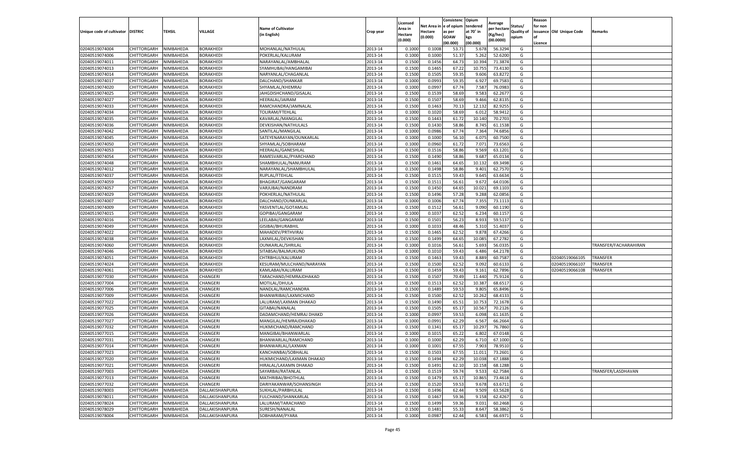| Unique code of cultivator | DISTRIC | TEHSIL | VILLAGE | Name of Cultivator (in English) | Crop year | Licensed Area in Hectare (0.000) | Net Area in Hectare (0.000) | Consistenc e of opium as per GOAW (00.000) | Opium tendered at 70˚ in kgs (00.000) | Average per hectare (Kg/hec) (00.0000) | Status/ Quality of opium | Reason for non issuance of Licence | Old Unique Code | Remarks |
|---|---|---|---|---|---|---|---|---|---|---|---|---|---|---|
| 02040519074004 | CHITTORGARH | NIMBAHEDA | BORAKHEDI | MOHANLAL/NATHULAL | 2013-14 | 0.1000 | 0.1008 | 53.71 | 5.678 | 56.3294 | G | | | |
| 02040519074006 | CHITTORGARH | NIMBAHEDA | BORAKHEDI | POKERLAL/KALURAM | 2013-14 | 0.1000 | 0.1000 | 51.37 | 5.262 | 52.6200 | G | | | |
| 02040519074011 | CHITTORGARH | NIMBAHEDA | BORAKHEDI | NARAYANLAL/AMBHALAL | 2013-14 | 0.1500 | 0.1456 | 64.73 | 10.394 | 71.3874 | G | | | |
| 02040519074013 | CHITTORGARH | NIMBAHEDA | BORAKHEDI | SYAMHUBAI/HANGAMIBAI | 2013-14 | 0.1500 | 0.1465 | 67.22 | 10.755 | 73.4130 | G | | | |
| 02040519074014 | CHITTORGARH | NIMBAHEDA | BORAKHEDI | NARYANLAL/CHAGANLAL | 2013-14 | 0.1500 | 0.1505 | 59.35 | 9.606 | 63.8272 | G | | | |
| 02040519074017 | CHITTORGARH | NIMBAHEDA | BORAKHEDI | DALCHAND/SHANKAR | 2013-14 | 0.1000 | 0.0993 | 59.35 | 6.927 | 69.7583 | G | | | |
| 02040519074020 | CHITTORGARH | NIMBAHEDA | BORAKHEDI | SHYAMLAL/KHEMRAJ | 2013-14 | 0.1000 | 0.0997 | 67.74 | 7.587 | 76.0983 | G | | | |
| 02040519074025 | CHITTORGARH | NIMBAHEDA | BORAKHEDI | JAHGDISHCHAND/GISALAL | 2013-14 | 0.1500 | 0.1539 | 58.69 | 9.583 | 62.2677 | G | | | |
| 02040519074027 | CHITTORGARH | NIMBAHEDA | BORAKHEDI | HEERALAL/JAIRAM | 2013-14 | 0.1500 | 0.1507 | 58.69 | 9.466 | 62.8135 | G | | | |
| 02040519074033 | CHITTORGARH | NIMBAHEDA | BORAKHEDI | RAMCHANDRA/JAMNALAL | 2013-14 | 0.1500 | 0.1463 | 70.13 | 12.132 | 82.9255 | G | | | |
| 02040519074034 | CHITTORGARH | NIMBAHEDA | BORAKHEDI | TOLIRAM/FTEHLAL | 2013-14 | 0.1000 | 0.1020 | 58.69 | 6.012 | 58.9412 | G | | | |
| 02040519074035 | CHITTORGARH | NIMBAHEDA | BORAKHEDI | KAVARLAL/MANGILAL | 2013-14 | 0.1500 | 0.1443 | 61.72 | 10.140 | 70.2703 | G | | | |
| 02040519074036 | CHITTORGARH | NIMBAHEDA | BORAKHEDI | DEVKISHAN/NATHULALS | 2013-14 | 0.1500 | 0.1430 | 58.86 | 8.745 | 61.1538 | G | | | |
| 02040519074042 | CHITTORGARH | NIMBAHEDA | BORAKHEDI | SANTILAL/MANGILAL | 2013-14 | 0.1000 | 0.0986 | 67.74 | 7.364 | 74.6856 | G | | | |
| 02040519074045 | CHITTORGARH | NIMBAHEDA | BORAKHEDI | SATEYENARAYAN/OUNKARLAL | 2013-14 | 0.1000 | 0.1000 | 56.10 | 6.075 | 60.7500 | G | | | |
| 02040519074050 | CHITTORGARH | NIMBAHEDA | BORAKHEDI | SHYAMLAL/SOBHARAM | 2013-14 | 0.1000 | 0.0960 | 61.72 | 7.071 | 73.6563 | G | | | |
| 02040519074053 | CHITTORGARH | NIMBAHEDA | BORAKHEDI | HEERALAL/GANESHLAL | 2013-14 | 0.1500 | 0.1516 | 58.86 | 9.569 | 63.1201 | G | | | |
| 02040519074054 | CHITTORGARH | NIMBAHEDA | BORAKHEDI | RAMESVARLAL/PYARCHAND | 2013-14 | 0.1500 | 0.1490 | 58.86 | 9.687 | 65.0134 | G | | | |
| 02040519074048 | CHITTORGARH | NIMBAHEDA | BORAKHEDI | SHAMBHULAL/NANURAM | 2013-14 | 0.1500 | 0.1461 | 64.65 | 10.132 | 69.3498 | G | | | |
| 02040519074012 | CHITTORGARH | NIMBAHEDA | BORAKHEDI | NARAYANLAL/SHAMBHULAL | 2013-14 | 0.1500 | 0.1498 | 58.86 | 9.401 | 62.7570 | G | | | |
| 02040519074037 | CHITTORGARH | NIMBAHEDA | BORAKHEDI | RUPLAL/FTEHLAL | 2013-14 | 0.1500 | 0.1515 | 59.43 | 9.645 | 63.6634 | G | | | |
| 02040519074059 | CHITTORGARH | NIMBAHEDA | BORAKHEDI | BHAGIRAT/GANGARAM | 2013-14 | 0.1500 | 0.1511 | 56.61 | 9.672 | 64.0106 | G | | | |
| 02040519074057 | CHITTORGARH | NIMBAHEDA | BORAKHEDI | VARJUBAI/NANDRAM | 2013-14 | 0.1500 | 0.1450 | 64.65 | 10.021 | 69.1103 | G | | | |
| 02040519074029 | CHITTORGARH | NIMBAHEDA | BORAKHEDI | POKHERLAL/NATHULAL | 2013-14 | 0.1500 | 0.1496 | 57.28 | 9.288 | 62.0856 | G | | | |
| 02040519074007 | CHITTORGARH | NIMBAHEDA | BORAKHEDI | DALCHAND/OUNKARLAL | 2013-14 | 0.1000 | 0.1006 | 67.74 | 7.355 | 73.1113 | G | | | |
| 02040519074009 | CHITTORGARH | NIMBAHEDA | BORAKHEDI | YASVENTLAL/GOTAMLAL | 2013-14 | 0.1500 | 0.1512 | 56.61 | 9.090 | 60.1190 | G | | | |
| 02040519074015 | CHITTORGARH | NIMBAHEDA | BORAKHEDI | GOPIBAI/GANGARAM | 2013-14 | 0.1000 | 0.1037 | 62.52 | 6.234 | 60.1157 | G | | | |
| 02040519074016 | CHITTORGARH | NIMBAHEDA | BORAKHEDI | LEELABAI/GANGARAM | 2013-14 | 0.1500 | 0.1501 | 56.23 | 8.933 | 59.5137 | G | | | |
| 02040519074049 | CHITTORGARH | NIMBAHEDA | BORAKHEDI | GISIBAI/BHURABHIL | 2013-14 | 0.1000 | 0.1033 | 48.46 | 5.310 | 51.4037 | G | | | |
| 02040519074022 | CHITTORGARH | NIMBAHEDA | BORAKHEDI | MAHADEV/PRTHVIRAJ | 2013-14 | 0.1500 | 0.1465 | 62.52 | 9.878 | 67.4266 | G | | | |
| 02040519074038 | CHITTORGARH | NIMBAHEDA | BORAKHEDI | LAXMILAL/DEVKISHAN | 2013-14 | 0.1500 | 0.1499 | 64.65 | 10.085 | 67.2782 | G | | | |
| 02040519074060 | CHITTORGARH | NIMBAHEDA | BORAKHEDI | OUNKARLAL/SHRILAL | 2013-14 | 0.1000 | 0.1016 | 56.61 | 5.693 | 56.0335 | G | | | TRANSFER/FACHARAHIRAN |
| 02040519074046 | CHITTORGARH | NIMBAHEDA | BORAKHEDI | SITABSAI/BALMUKUND | 2013-14 | 0.1000 | 0.1010 | 59.43 | 6.486 | 64.2178 | G | | | |
| 02040519074051 | CHITTORGARH | NIMBAHEDA | BORAKHEDI | CHTRBHUJ/KALURAM | 2013-14 | 0.1500 | 0.1463 | 59.43 | 8.889 | 60.7587 | G | | 02040519066105 | TRANSFER |
| 02040519074024 | CHITTORGARH | NIMBAHEDA | BORAKHEDI | KESURAM/MULCHAND/NARAYAN | 2013-14 | 0.1500 | 0.1500 | 62.52 | 9.092 | 60.6133 | G | | 02040519066107 | TRANSFER |
| 02040519074061 | CHITTORGARH | NIMBAHEDA | BORAKHEDI | KAMLABAI/KALURAM | 2013-14 | 0.1500 | 0.1459 | 59.43 | 9.161 | 62.7896 | G | | 02040519066108 | TRANSFER |
| 02040519077030 | CHITTORGARH | NIMBAHEDA | CHANGERI | TARACHAND/HEMRAJDHAKAD | 2013-14 | 0.1500 | 0.1507 | 70.49 | 11.440 | 75.9124 | G | | | |
| 02040519077004 | CHITTORGARH | NIMBAHEDA | CHANGERI | MOTILAL/DHULA | 2013-14 | 0.1500 | 0.1513 | 62.52 | 10.387 | 68.6517 | G | | | |
| 02040519077006 | CHITTORGARH | NIMBAHEDA | CHANGERI | NANDLAL/RAMCHANDRA | 2013-14 | 0.1500 | 0.1489 | 59.53 | 9.805 | 65.8496 | G | | | |
| 02040519077009 | CHITTORGARH | NIMBAHEDA | CHANGERI | BHANWRIBAI/LAXMICHAND | 2013-14 | 0.1500 | 0.1500 | 62.52 | 10.262 | 68.4133 | G | | | |
| 02040519077022 | CHITTORGARH | NIMBAHEDA | CHANGERI | LALURAM/LAXMAN DHAKAD | 2013-14 | 0.1500 | 0.1490 | 65.51 | 10.753 | 72.1678 | G | | | |
| 02040519077025 | CHITTORGARH | NIMBAHEDA | CHANGERI | GITABAI/NANALAL | 2013-14 | 0.1500 | 0.1505 | 65.17 | 10.567 | 70.2126 | G | | | |
| 02040519077026 | CHITTORGARH | NIMBAHEDA | CHANGERI | DADAMCHAND/HEMRAJ DHAKD | 2013-14 | 0.1000 | 0.0997 | 59.53 | 6.098 | 61.1635 | G | | | |
| 02040519077027 | CHITTORGARH | NIMBAHEDA | CHANGERI | MANGILAL/HEMRAJDHAKAD | 2013-14 | 0.1000 | 0.0991 | 62.29 | 6.567 | 66.2664 | G | | | |
| 02040519077032 | CHITTORGARH | NIMBAHEDA | CHANGERI | HUKMICHAND/RAMCHAND | 2013-14 | 0.1500 | 0.1341 | 65.17 | 10.297 | 76.7860 | G | | | |
| 02040519077015 | CHITTORGARH | NIMBAHEDA | CHANGERI | MANGIBAI/BHANWARLAL | 2013-14 | 0.1000 | 0.1015 | 65.22 | 6.802 | 67.0148 | G | | | |
| 02040519077031 | CHITTORGARH | NIMBAHEDA | CHANGERI | BHANWARLAL/RAMCHAND | 2013-14 | 0.1000 | 0.1000 | 62.29 | 6.710 | 67.1000 | G | | | |
| 02040519077014 | CHITTORGARH | NIMBAHEDA | CHANGERI | BHANWARLAL/LAXMAN | 2013-14 | 0.1000 | 0.1001 | 67.55 | 7.903 | 78.9510 | G | | | |
| 02040519077023 | CHITTORGARH | NIMBAHEDA | CHANGERI | KANCHANBAI/SOBHALAL | 2013-14 | 0.1500 | 0.1503 | 67.55 | 11.011 | 73.2601 | G | | | |
| 02040519077020 | CHITTORGARH | NIMBAHEDA | CHANGERI | HUKMICHAND/LAXMAN DHAKAD | 2013-14 | 0.1500 | 0.1494 | 62.29 | 10.038 | 67.1888 | G | | | |
| 02040519077021 | CHITTORGARH | NIMBAHEDA | CHANGERI | HIRALAL/LAXAMN DHAKAD | 2013-14 | 0.1500 | 0.1491 | 62.10 | 10.158 | 68.1288 | G | | | |
| 02040519077003 | CHITTORGARH | NIMBAHEDA | CHANGERI | SAYARBAI/RATANLAL | 2013-14 | 0.1500 | 0.1519 | 59.74 | 9.533 | 62.7584 | G | | | TRANSFER/LASDHAVAN |
| 02040519077013 | CHITTORGARH | NIMBAHEDA | CHANGERI | MATHRIBAI/BHOTHLAL | 2013-14 | 0.1500 | 0.1479 | 65.17 | 10.865 | 73.4618 | G | | | |
| 02040519077032 | CHITTORGARH | NIMBAHEDA | CHANGERI | DARIYAKANWAR/SOHANSINGH | 2013-14 | 0.1500 | 0.1520 | 59.53 | 9.678 | 63.6711 | G | | | |
| 02040519078003 | CHITTORGARH | NIMBAHEDA | DALLAKISHANPURA | SUKHLAL/PARBHULAL | 2013-14 | 0.1500 | 0.1496 | 62.44 | 9.509 | 63.5628 | G | | | |
| 02040519078011 | CHITTORGARH | NIMBAHEDA | DALLAKISHANPURA | FULCHAND/SHANKARLAL | 2013-14 | 0.1500 | 0.1467 | 59.36 | 9.158 | 62.4267 | G | | | |
| 02040519078024 | CHITTORGARH | NIMBAHEDA | DALLAKISHANPURA | LALURAM/TARACHAND | 2013-14 | 0.1500 | 0.1499 | 59.36 | 9.031 | 60.2468 | G | | | |
| 02040519078029 | CHITTORGARH | NIMBAHEDA | DALLAKISHANPURA | SURESH/NANALAL | 2013-14 | 0.1500 | 0.1481 | 55.33 | 8.647 | 58.3862 | G | | | |
| 02040519078004 | CHITTORGARH | NIMBAHEDA | DALLAKISHANPURA | SOBHARAM/PYARA | 2013-14 | 0.1000 | 0.0987 | 62.44 | 6.583 | 66.6971 | G | | | |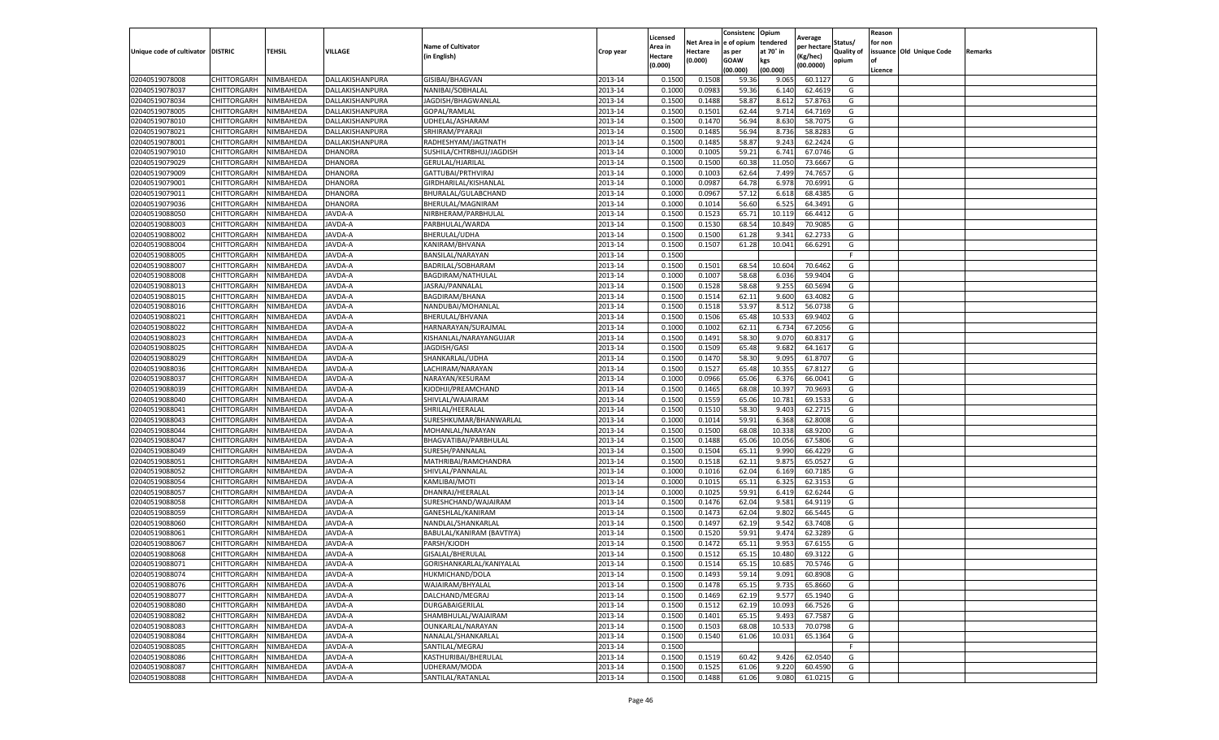| Unique code of cultivator | DISTRIC | TEHSIL | VILLAGE | Name of Cultivator (in English) | Crop year | Licensed Area in Hectare (0.000) | Net Area in Hectare (0.000) | Consistence of opium as per GOAW (00.000) | Opium tendered at 70° in kgs (00.000) | Average per hectare (Kg/hec) (00.0000) | Status/ Quality of opium | Reason for non issuance of Licence | Old Unique Code | Remarks |
|---|---|---|---|---|---|---|---|---|---|---|---|---|---|---|
| 02040519078008 | CHITTORGARH | NIMBAHEDA | DALLAKISHANPURA | GISIBAI/BHAGVAN | 2013-14 | 0.1500 | 0.1508 | 59.36 | 9.065 | 60.1127 | G | | | |
| 02040519078037 | CHITTORGARH | NIMBAHEDA | DALLAKISHANPURA | NANIBAI/SOBHALAL | 2013-14 | 0.1000 | 0.0983 | 59.36 | 6.140 | 62.4619 | G | | | |
| 02040519078034 | CHITTORGARH | NIMBAHEDA | DALLAKISHANPURA | JAGDISH/BHAGWANLAL | 2013-14 | 0.1500 | 0.1488 | 58.87 | 8.612 | 57.8763 | G | | | |
| 02040519078005 | CHITTORGARH | NIMBAHEDA | DALLAKISHANPURA | GOPAL/RAMLAL | 2013-14 | 0.1500 | 0.1501 | 62.44 | 9.714 | 64.7169 | G | | | |
| 02040519078010 | CHITTORGARH | NIMBAHEDA | DALLAKISHANPURA | UDHELAL/ASHARAM | 2013-14 | 0.1500 | 0.1470 | 56.94 | 8.630 | 58.7075 | G | | | |
| 02040519078021 | CHITTORGARH | NIMBAHEDA | DALLAKISHANPURA | SRHIRAM/PYARAJI | 2013-14 | 0.1500 | 0.1485 | 56.94 | 8.736 | 58.8283 | G | | | |
| 02040519078001 | CHITTORGARH | NIMBAHEDA | DALLAKISHANPURA | RADHESHYAM/JAGTNATH | 2013-14 | 0.1500 | 0.1485 | 58.87 | 9.243 | 62.2424 | G | | | |
| 02040519079010 | CHITTORGARH | NIMBAHEDA | DHANORA | SUSHILA/CHTRBHUJ/JAGDISH | 2013-14 | 0.1000 | 0.1005 | 59.21 | 6.741 | 67.0746 | G | | | |
| 02040519079029 | CHITTORGARH | NIMBAHEDA | DHANORA | GERULAL/HJARILAL | 2013-14 | 0.1500 | 0.1500 | 60.38 | 11.050 | 73.6667 | G | | | |
| 02040519079009 | CHITTORGARH | NIMBAHEDA | DHANORA | GATTUBAI/PRTHVIRAJ | 2013-14 | 0.1000 | 0.1003 | 62.64 | 7.499 | 74.7657 | G | | | |
| 02040519079001 | CHITTORGARH | NIMBAHEDA | DHANORA | GIRDHARILAL/KISHANLAL | 2013-14 | 0.1000 | 0.0987 | 64.78 | 6.978 | 70.6991 | G | | | |
| 02040519079011 | CHITTORGARH | NIMBAHEDA | DHANORA | BHURALAL/GULABCHAND | 2013-14 | 0.1000 | 0.0967 | 57.12 | 6.618 | 68.4385 | G | | | |
| 02040519079036 | CHITTORGARH | NIMBAHEDA | DHANORA | BHERULAL/MAGNIRAM | 2013-14 | 0.1000 | 0.1014 | 56.60 | 6.525 | 64.3491 | G | | | |
| 02040519088050 | CHITTORGARH | NIMBAHEDA | JAVDA-A | NIRBHERAM/PARBHULAL | 2013-14 | 0.1500 | 0.1523 | 65.71 | 10.119 | 66.4412 | G | | | |
| 02040519088003 | CHITTORGARH | NIMBAHEDA | JAVDA-A | PARBHULAL/WARDA | 2013-14 | 0.1500 | 0.1530 | 68.54 | 10.849 | 70.9085 | G | | | |
| 02040519088002 | CHITTORGARH | NIMBAHEDA | JAVDA-A | BHERULAL/UDHA | 2013-14 | 0.1500 | 0.1500 | 61.28 | 9.341 | 62.2733 | G | | | |
| 02040519088004 | CHITTORGARH | NIMBAHEDA | JAVDA-A | KANIRAM/BHVANA | 2013-14 | 0.1500 | 0.1507 | 61.28 | 10.041 | 66.6291 | G | | | |
| 02040519088005 | CHITTORGARH | NIMBAHEDA | JAVDA-A | BANSILAL/NARAYAN | 2013-14 | 0.1500 | | | | | F | | | |
| 02040519088007 | CHITTORGARH | NIMBAHEDA | JAVDA-A | BADRILAL/SOBHARAM | 2013-14 | 0.1500 | 0.1501 | 68.54 | 10.604 | 70.6462 | G | | | |
| 02040519088008 | CHITTORGARH | NIMBAHEDA | JAVDA-A | BAGDIRAM/NATHULAL | 2013-14 | 0.1000 | 0.1007 | 58.68 | 6.036 | 59.9404 | G | | | |
| 02040519088013 | CHITTORGARH | NIMBAHEDA | JAVDA-A | JASRAJ/PANNALAL | 2013-14 | 0.1500 | 0.1528 | 58.68 | 9.255 | 60.5694 | G | | | |
| 02040519088015 | CHITTORGARH | NIMBAHEDA | JAVDA-A | BAGDIRAM/BHANA | 2013-14 | 0.1500 | 0.1514 | 62.11 | 9.600 | 63.4082 | G | | | |
| 02040519088016 | CHITTORGARH | NIMBAHEDA | JAVDA-A | NANDUBAI/MOHANLAL | 2013-14 | 0.1500 | 0.1518 | 53.97 | 8.512 | 56.0738 | G | | | |
| 02040519088021 | CHITTORGARH | NIMBAHEDA | JAVDA-A | BHERULAL/BHVANA | 2013-14 | 0.1500 | 0.1506 | 65.48 | 10.533 | 69.9402 | G | | | |
| 02040519088022 | CHITTORGARH | NIMBAHEDA | JAVDA-A | HARNARAYAN/SURAJMAL | 2013-14 | 0.1000 | 0.1002 | 62.11 | 6.734 | 67.2056 | G | | | |
| 02040519088023 | CHITTORGARH | NIMBAHEDA | JAVDA-A | KISHANLAL/NARAYANGUJAR | 2013-14 | 0.1500 | 0.1491 | 58.30 | 9.070 | 60.8317 | G | | | |
| 02040519088025 | CHITTORGARH | NIMBAHEDA | JAVDA-A | JAGDISH/GASI | 2013-14 | 0.1500 | 0.1509 | 65.48 | 9.682 | 64.1617 | G | | | |
| 02040519088029 | CHITTORGARH | NIMBAHEDA | JAVDA-A | SHANKARLAL/UDHA | 2013-14 | 0.1500 | 0.1470 | 58.30 | 9.095 | 61.8707 | G | | | |
| 02040519088036 | CHITTORGARH | NIMBAHEDA | JAVDA-A | LACHIRAM/NARAYAN | 2013-14 | 0.1500 | 0.1527 | 65.48 | 10.355 | 67.8127 | G | | | |
| 02040519088037 | CHITTORGARH | NIMBAHEDA | JAVDA-A | NARAYAN/KESURAM | 2013-14 | 0.1000 | 0.0966 | 65.06 | 6.376 | 66.0041 | G | | | |
| 02040519088039 | CHITTORGARH | NIMBAHEDA | JAVDA-A | KJODHJI/PREAMCHAND | 2013-14 | 0.1500 | 0.1465 | 68.08 | 10.397 | 70.9693 | G | | | |
| 02040519088040 | CHITTORGARH | NIMBAHEDA | JAVDA-A | SHIVLAL/WAJAIRAM | 2013-14 | 0.1500 | 0.1559 | 65.06 | 10.781 | 69.1533 | G | | | |
| 02040519088041 | CHITTORGARH | NIMBAHEDA | JAVDA-A | SHRILAL/HEERALAL | 2013-14 | 0.1500 | 0.1510 | 58.30 | 9.403 | 62.2715 | G | | | |
| 02040519088043 | CHITTORGARH | NIMBAHEDA | JAVDA-A | SURESHKUMAR/BHANWARLAL | 2013-14 | 0.1000 | 0.1014 | 59.91 | 6.368 | 62.8008 | G | | | |
| 02040519088044 | CHITTORGARH | NIMBAHEDA | JAVDA-A | MOHANLAL/NARAYAN | 2013-14 | 0.1500 | 0.1500 | 68.08 | 10.338 | 68.9200 | G | | | |
| 02040519088047 | CHITTORGARH | NIMBAHEDA | JAVDA-A | BHAGVATIBAI/PARBHULAL | 2013-14 | 0.1500 | 0.1488 | 65.06 | 10.056 | 67.5806 | G | | | |
| 02040519088049 | CHITTORGARH | NIMBAHEDA | JAVDA-A | SURESH/PANNALAL | 2013-14 | 0.1500 | 0.1504 | 65.11 | 9.990 | 66.4229 | G | | | |
| 02040519088051 | CHITTORGARH | NIMBAHEDA | JAVDA-A | MATHRIBAI/RAMCHANDRA | 2013-14 | 0.1500 | 0.1518 | 62.11 | 9.875 | 65.0527 | G | | | |
| 02040519088052 | CHITTORGARH | NIMBAHEDA | JAVDA-A | SHIVLAL/PANNALAL | 2013-14 | 0.1000 | 0.1016 | 62.04 | 6.169 | 60.7185 | G | | | |
| 02040519088054 | CHITTORGARH | NIMBAHEDA | JAVDA-A | KAMLIBAI/MOTI | 2013-14 | 0.1000 | 0.1015 | 65.11 | 6.325 | 62.3153 | G | | | |
| 02040519088057 | CHITTORGARH | NIMBAHEDA | JAVDA-A | DHANRAJ/HEERALAL | 2013-14 | 0.1000 | 0.1025 | 59.91 | 6.419 | 62.6244 | G | | | |
| 02040519088058 | CHITTORGARH | NIMBAHEDA | JAVDA-A | SURESHCHAND/WAJAIRAM | 2013-14 | 0.1500 | 0.1476 | 62.04 | 9.581 | 64.9119 | G | | | |
| 02040519088059 | CHITTORGARH | NIMBAHEDA | JAVDA-A | GANESHLAL/KANIRAM | 2013-14 | 0.1500 | 0.1473 | 62.04 | 9.802 | 66.5445 | G | | | |
| 02040519088060 | CHITTORGARH | NIMBAHEDA | JAVDA-A | NANDLAL/SHANKARLAL | 2013-14 | 0.1500 | 0.1497 | 62.19 | 9.542 | 63.7408 | G | | | |
| 02040519088061 | CHITTORGARH | NIMBAHEDA | JAVDA-A | BABULAL/KANIRAM (BAVTIYA) | 2013-14 | 0.1500 | 0.1520 | 59.91 | 9.474 | 62.3289 | G | | | |
| 02040519088067 | CHITTORGARH | NIMBAHEDA | JAVDA-A | PARSH/KJODH | 2013-14 | 0.1500 | 0.1472 | 65.11 | 9.953 | 67.6155 | G | | | |
| 02040519088068 | CHITTORGARH | NIMBAHEDA | JAVDA-A | GISALAL/BHERULAL | 2013-14 | 0.1500 | 0.1512 | 65.15 | 10.480 | 69.3122 | G | | | |
| 02040519088071 | CHITTORGARH | NIMBAHEDA | JAVDA-A | GORISHANKARLAL/KANIYALAL | 2013-14 | 0.1500 | 0.1514 | 65.15 | 10.685 | 70.5746 | G | | | |
| 02040519088074 | CHITTORGARH | NIMBAHEDA | JAVDA-A | HUKMICHAND/DOLA | 2013-14 | 0.1500 | 0.1493 | 59.14 | 9.091 | 60.8908 | G | | | |
| 02040519088076 | CHITTORGARH | NIMBAHEDA | JAVDA-A | WAJAIRAM/BHYALAL | 2013-14 | 0.1500 | 0.1478 | 65.15 | 9.735 | 65.8660 | G | | | |
| 02040519088077 | CHITTORGARH | NIMBAHEDA | JAVDA-A | DALCHAND/MEGRAJ | 2013-14 | 0.1500 | 0.1469 | 62.19 | 9.577 | 65.1940 | G | | | |
| 02040519088080 | CHITTORGARH | NIMBAHEDA | JAVDA-A | DURGABAIGERILAL | 2013-14 | 0.1500 | 0.1512 | 62.19 | 10.093 | 66.7526 | G | | | |
| 02040519088082 | CHITTORGARH | NIMBAHEDA | JAVDA-A | SHAMBHULAL/WAJAIRAM | 2013-14 | 0.1500 | 0.1401 | 65.15 | 9.493 | 67.7587 | G | | | |
| 02040519088083 | CHITTORGARH | NIMBAHEDA | JAVDA-A | OUNKARLAL/NARAYAN | 2013-14 | 0.1500 | 0.1503 | 68.08 | 10.533 | 70.0798 | G | | | |
| 02040519088084 | CHITTORGARH | NIMBAHEDA | JAVDA-A | NANALAL/SHANKARLAL | 2013-14 | 0.1500 | 0.1540 | 61.06 | 10.031 | 65.1364 | G | | | |
| 02040519088085 | CHITTORGARH | NIMBAHEDA | JAVDA-A | SANTILAL/MEGRAJ | 2013-14 | 0.1500 | | | | | F | | | |
| 02040519088086 | CHITTORGARH | NIMBAHEDA | JAVDA-A | KASTHURIBAI/BHERULAL | 2013-14 | 0.1500 | 0.1519 | 60.42 | 9.426 | 62.0540 | G | | | |
| 02040519088087 | CHITTORGARH | NIMBAHEDA | JAVDA-A | UDHERAM/MODA | 2013-14 | 0.1500 | 0.1525 | 61.06 | 9.220 | 60.4590 | G | | | |
| 02040519088088 | CHITTORGARH | NIMBAHEDA | JAVDA-A | SANTILAL/RATANLAL | 2013-14 | 0.1500 | 0.1488 | 61.06 | 9.080 | 61.0215 | G | | | |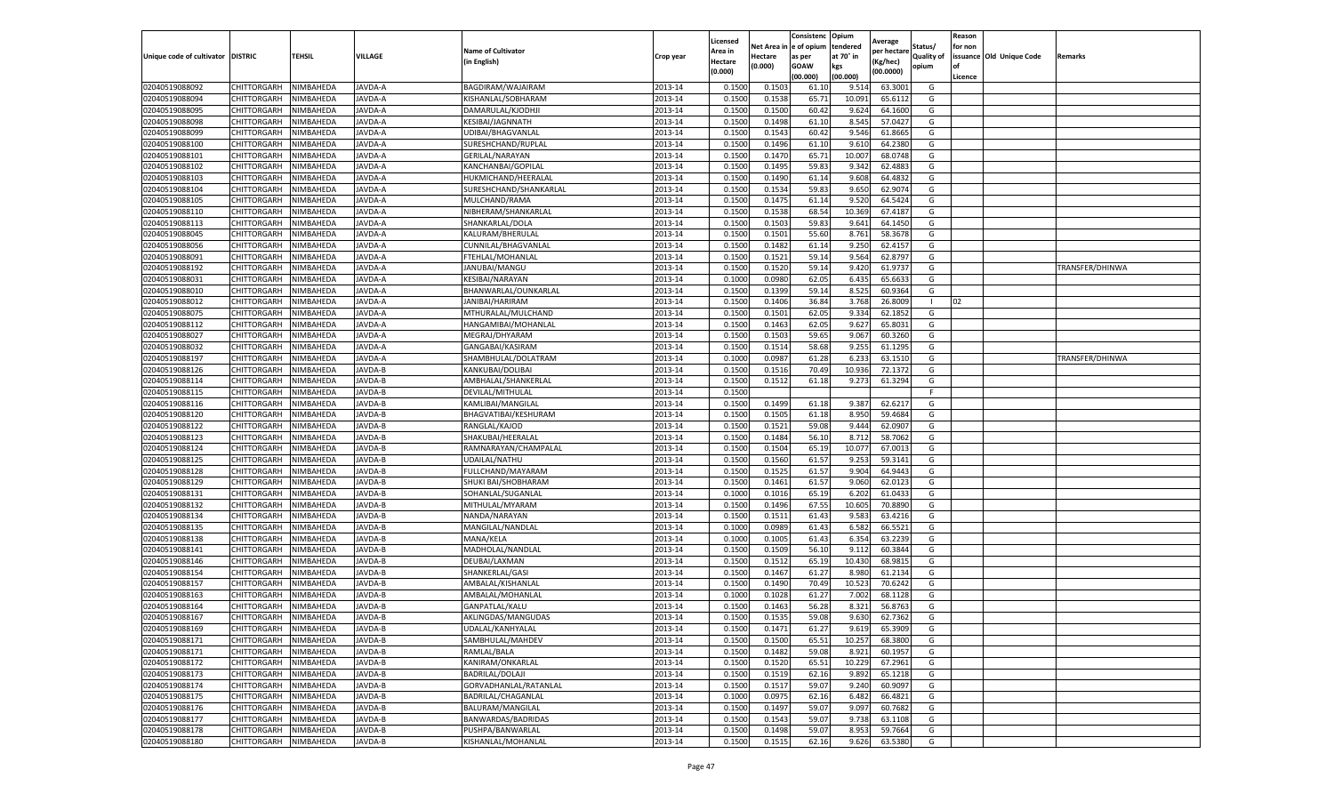| Unique code of cultivator | DISTRIC | TEHSIL | VILLAGE | Name of Cultivator (in English) | Crop year | Licensed Area in Hectare (0.000) | Net Area in Hectare (0.000) | Consistenc e of opium as per GOAW (00.000) | Opium tendered at 70° in kgs (00.000) | Average per hectare (Kg/hec) (00.0000) | Status/ Quality of opium | Reason for non issuance of Licence | Old Unique Code | Remarks |
|---|---|---|---|---|---|---|---|---|---|---|---|---|---|---|
| 02040519088092 | CHITTORGARH | NIMBAHEDA | JAVDA-A | BAGDIRAM/WAJAIRAM | 2013-14 | 0.1500 | 0.1503 | 61.10 | 9.514 | 63.3001 | G | | | |
| 02040519088094 | CHITTORGARH | NIMBAHEDA | JAVDA-A | KISHANLAL/SOBHARAM | 2013-14 | 0.1500 | 0.1538 | 65.71 | 10.091 | 65.6112 | G | | | |
| 02040519088095 | CHITTORGARH | NIMBAHEDA | JAVDA-A | DAMARULAL/KJODHJI | 2013-14 | 0.1500 | 0.1500 | 60.42 | 9.624 | 64.1600 | G | | | |
| 02040519088098 | CHITTORGARH | NIMBAHEDA | JAVDA-A | KESIBAI/JAGNNATH | 2013-14 | 0.1500 | 0.1498 | 61.10 | 8.545 | 57.0427 | G | | | |
| 02040519088099 | CHITTORGARH | NIMBAHEDA | JAVDA-A | UDIBAI/BHAGVANLAL | 2013-14 | 0.1500 | 0.1543 | 60.42 | 9.546 | 61.8665 | G | | | |
| 02040519088100 | CHITTORGARH | NIMBAHEDA | JAVDA-A | SURESHCHAND/RUPLAL | 2013-14 | 0.1500 | 0.1496 | 61.10 | 9.610 | 64.2380 | G | | | |
| 02040519088101 | CHITTORGARH | NIMBAHEDA | JAVDA-A | GERILAL/NARAYAN | 2013-14 | 0.1500 | 0.1470 | 65.71 | 10.007 | 68.0748 | G | | | |
| 02040519088102 | CHITTORGARH | NIMBAHEDA | JAVDA-A | KANCHANBAI/GOPILAL | 2013-14 | 0.1500 | 0.1495 | 59.83 | 9.342 | 62.4883 | G | | | |
| 02040519088103 | CHITTORGARH | NIMBAHEDA | JAVDA-A | HUKMICHAND/HEERALAL | 2013-14 | 0.1500 | 0.1490 | 61.14 | 9.608 | 64.4832 | G | | | |
| 02040519088104 | CHITTORGARH | NIMBAHEDA | JAVDA-A | SURESHCHAND/SHANKARLAL | 2013-14 | 0.1500 | 0.1534 | 59.83 | 9.650 | 62.9074 | G | | | |
| 02040519088105 | CHITTORGARH | NIMBAHEDA | JAVDA-A | MULCHAND/RAMA | 2013-14 | 0.1500 | 0.1475 | 61.14 | 9.520 | 64.5424 | G | | | |
| 02040519088110 | CHITTORGARH | NIMBAHEDA | JAVDA-A | NIBHERAM/SHANKARLAL | 2013-14 | 0.1500 | 0.1538 | 68.54 | 10.369 | 67.4187 | G | | | |
| 02040519088113 | CHITTORGARH | NIMBAHEDA | JAVDA-A | SHANKARLAL/DOLA | 2013-14 | 0.1500 | 0.1503 | 59.83 | 9.641 | 64.1450 | G | | | |
| 02040519088045 | CHITTORGARH | NIMBAHEDA | JAVDA-A | KALURAM/BHERULAL | 2013-14 | 0.1500 | 0.1501 | 55.60 | 8.761 | 58.3678 | G | | | |
| 02040519088056 | CHITTORGARH | NIMBAHEDA | JAVDA-A | CUNNILAL/BHAGVANLAL | 2013-14 | 0.1500 | 0.1482 | 61.14 | 9.250 | 62.4157 | G | | | |
| 02040519088091 | CHITTORGARH | NIMBAHEDA | JAVDA-A | FTEHLAL/MOHANLAL | 2013-14 | 0.1500 | 0.1521 | 59.14 | 9.564 | 62.8797 | G | | | |
| 02040519088192 | CHITTORGARH | NIMBAHEDA | JAVDA-A | JANUBAI/MANGU | 2013-14 | 0.1500 | 0.1520 | 59.14 | 9.420 | 61.9737 | G | | | TRANSFER/DHINWA |
| 02040519088031 | CHITTORGARH | NIMBAHEDA | JAVDA-A | KESIBAI/NARAYAN | 2013-14 | 0.1000 | 0.0980 | 62.05 | 6.435 | 65.6633 | G | | | |
| 02040519088010 | CHITTORGARH | NIMBAHEDA | JAVDA-A | BHANWARLAL/OUNKARLAL | 2013-14 | 0.1500 | 0.1399 | 59.14 | 8.525 | 60.9364 | G | | | |
| 02040519088012 | CHITTORGARH | NIMBAHEDA | JAVDA-A | JANIBAI/HARIRAM | 2013-14 | 0.1500 | 0.1406 | 36.84 | 3.768 | 26.8009 | I | 02 | | |
| 02040519088075 | CHITTORGARH | NIMBAHEDA | JAVDA-A | MTHURALAL/MULCHAND | 2013-14 | 0.1500 | 0.1501 | 62.05 | 9.334 | 62.1852 | G | | | |
| 02040519088112 | CHITTORGARH | NIMBAHEDA | JAVDA-A | HANGAMIBAI/MOHANLAL | 2013-14 | 0.1500 | 0.1463 | 62.05 | 9.627 | 65.8031 | G | | | |
| 02040519088027 | CHITTORGARH | NIMBAHEDA | JAVDA-A | MEGRAJ/DHYARAM | 2013-14 | 0.1500 | 0.1503 | 59.65 | 9.067 | 60.3260 | G | | | |
| 02040519088032 | CHITTORGARH | NIMBAHEDA | JAVDA-A | GANGABAI/KASIRAM | 2013-14 | 0.1500 | 0.1514 | 58.68 | 9.255 | 61.1295 | G | | | |
| 02040519088197 | CHITTORGARH | NIMBAHEDA | JAVDA-A | SHAMBHULAL/DOLATRAM | 2013-14 | 0.1000 | 0.0987 | 61.28 | 6.233 | 63.1510 | G | | | TRANSFER/DHINWA |
| 02040519088126 | CHITTORGARH | NIMBAHEDA | JAVDA-B | KANKUBAI/DOLIBAI | 2013-14 | 0.1500 | 0.1516 | 70.49 | 10.936 | 72.1372 | G | | | |
| 02040519088114 | CHITTORGARH | NIMBAHEDA | JAVDA-B | AMBHALAL/SHANKERLAL | 2013-14 | 0.1500 | 0.1512 | 61.18 | 9.273 | 61.3294 | G | | | |
| 02040519088115 | CHITTORGARH | NIMBAHEDA | JAVDA-B | DEVILAL/MITHULAL | 2013-14 | 0.1500 | | | | | F | | | |
| 02040519088116 | CHITTORGARH | NIMBAHEDA | JAVDA-B | KAMLIBAI/MANGILAL | 2013-14 | 0.1500 | 0.1499 | 61.18 | 9.387 | 62.6217 | G | | | |
| 02040519088120 | CHITTORGARH | NIMBAHEDA | JAVDA-B | BHAGVATIBAI/KESHURAM | 2013-14 | 0.1500 | 0.1505 | 61.18 | 8.950 | 59.4684 | G | | | |
| 02040519088122 | CHITTORGARH | NIMBAHEDA | JAVDA-B | RANGLAL/KAJOD | 2013-14 | 0.1500 | 0.1521 | 59.08 | 9.444 | 62.0907 | G | | | |
| 02040519088123 | CHITTORGARH | NIMBAHEDA | JAVDA-B | SHAKUBAI/HEERALAL | 2013-14 | 0.1500 | 0.1484 | 56.10 | 8.712 | 58.7062 | G | | | |
| 02040519088124 | CHITTORGARH | NIMBAHEDA | JAVDA-B | RAMNARAYAN/CHAMPALAL | 2013-14 | 0.1500 | 0.1504 | 65.19 | 10.077 | 67.0013 | G | | | |
| 02040519088125 | CHITTORGARH | NIMBAHEDA | JAVDA-B | UDAILAL/NATHU | 2013-14 | 0.1500 | 0.1560 | 61.57 | 9.253 | 59.3141 | G | | | |
| 02040519088128 | CHITTORGARH | NIMBAHEDA | JAVDA-B | FULLCHAND/MAYARAM | 2013-14 | 0.1500 | 0.1525 | 61.57 | 9.904 | 64.9443 | G | | | |
| 02040519088129 | CHITTORGARH | NIMBAHEDA | JAVDA-B | SHUKI BAI/SHOBHARAM | 2013-14 | 0.1500 | 0.1461 | 61.57 | 9.060 | 62.0123 | G | | | |
| 02040519088131 | CHITTORGARH | NIMBAHEDA | JAVDA-B | SOHANLAL/SUGANLAL | 2013-14 | 0.1000 | 0.1016 | 65.19 | 6.202 | 61.0433 | G | | | |
| 02040519088132 | CHITTORGARH | NIMBAHEDA | JAVDA-B | MITHULAL/MYARAM | 2013-14 | 0.1500 | 0.1496 | 67.55 | 10.605 | 70.8890 | G | | | |
| 02040519088134 | CHITTORGARH | NIMBAHEDA | JAVDA-B | NANDA/NARAYAN | 2013-14 | 0.1500 | 0.1511 | 61.43 | 9.583 | 63.4216 | G | | | |
| 02040519088135 | CHITTORGARH | NIMBAHEDA | JAVDA-B | MANGILAL/NANDLAL | 2013-14 | 0.1000 | 0.0989 | 61.43 | 6.582 | 66.5521 | G | | | |
| 02040519088138 | CHITTORGARH | NIMBAHEDA | JAVDA-B | MANA/KELA | 2013-14 | 0.1000 | 0.1005 | 61.43 | 6.354 | 63.2239 | G | | | |
| 02040519088141 | CHITTORGARH | NIMBAHEDA | JAVDA-B | MADHOLAL/NANDLAL | 2013-14 | 0.1500 | 0.1509 | 56.10 | 9.112 | 60.3844 | G | | | |
| 02040519088146 | CHITTORGARH | NIMBAHEDA | JAVDA-B | DEUBAI/LAXMAN | 2013-14 | 0.1500 | 0.1512 | 65.19 | 10.430 | 68.9815 | G | | | |
| 02040519088154 | CHITTORGARH | NIMBAHEDA | JAVDA-B | SHANKERLAL/GASI | 2013-14 | 0.1500 | 0.1467 | 61.27 | 8.980 | 61.2134 | G | | | |
| 02040519088157 | CHITTORGARH | NIMBAHEDA | JAVDA-B | AMBALAL/KISHANLAL | 2013-14 | 0.1500 | 0.1490 | 70.49 | 10.523 | 70.6242 | G | | | |
| 02040519088163 | CHITTORGARH | NIMBAHEDA | JAVDA-B | AMBALAL/MOHANLAL | 2013-14 | 0.1000 | 0.1028 | 61.27 | 7.002 | 68.1128 | G | | | |
| 02040519088164 | CHITTORGARH | NIMBAHEDA | JAVDA-B | GANPATLAL/KALU | 2013-14 | 0.1500 | 0.1463 | 56.28 | 8.321 | 56.8763 | G | | | |
| 02040519088167 | CHITTORGARH | NIMBAHEDA | JAVDA-B | AKLINGDAS/MANGUDAS | 2013-14 | 0.1500 | 0.1535 | 59.08 | 9.630 | 62.7362 | G | | | |
| 02040519088169 | CHITTORGARH | NIMBAHEDA | JAVDA-B | UDALAL/KANHYALAL | 2013-14 | 0.1500 | 0.1471 | 61.27 | 9.619 | 65.3909 | G | | | |
| 02040519088171 | CHITTORGARH | NIMBAHEDA | JAVDA-B | SAMBHULAL/MAHDEV | 2013-14 | 0.1500 | 0.1500 | 65.51 | 10.257 | 68.3800 | G | | | |
| 02040519088171 | CHITTORGARH | NIMBAHEDA | JAVDA-B | RAMLAL/BALA | 2013-14 | 0.1500 | 0.1482 | 59.08 | 8.921 | 60.1957 | G | | | |
| 02040519088172 | CHITTORGARH | NIMBAHEDA | JAVDA-B | KANIRAM/ONKARLAL | 2013-14 | 0.1500 | 0.1520 | 65.51 | 10.229 | 67.2961 | G | | | |
| 02040519088173 | CHITTORGARH | NIMBAHEDA | JAVDA-B | BADRILAL/DOLAJI | 2013-14 | 0.1500 | 0.1519 | 62.16 | 9.892 | 65.1218 | G | | | |
| 02040519088174 | CHITTORGARH | NIMBAHEDA | JAVDA-B | GORVADHANLAL/RATANLAL | 2013-14 | 0.1500 | 0.1517 | 59.07 | 9.240 | 60.9097 | G | | | |
| 02040519088175 | CHITTORGARH | NIMBAHEDA | JAVDA-B | BADRILAL/CHAGANLAL | 2013-14 | 0.1000 | 0.0975 | 62.16 | 6.482 | 66.4821 | G | | | |
| 02040519088176 | CHITTORGARH | NIMBAHEDA | JAVDA-B | BALURAM/MANGILAL | 2013-14 | 0.1500 | 0.1497 | 59.07 | 9.097 | 60.7682 | G | | | |
| 02040519088177 | CHITTORGARH | NIMBAHEDA | JAVDA-B | BANWARDAS/BADRIDAS | 2013-14 | 0.1500 | 0.1543 | 59.07 | 9.738 | 63.1108 | G | | | |
| 02040519088178 | CHITTORGARH | NIMBAHEDA | JAVDA-B | PUSHPA/BANWARLAL | 2013-14 | 0.1500 | 0.1498 | 59.07 | 8.953 | 59.7664 | G | | | |
| 02040519088180 | CHITTORGARH | NIMBAHEDA | JAVDA-B | KISHANLAL/MOHANLAL | 2013-14 | 0.1500 | 0.1515 | 62.16 | 9.626 | 63.5380 | G | | | |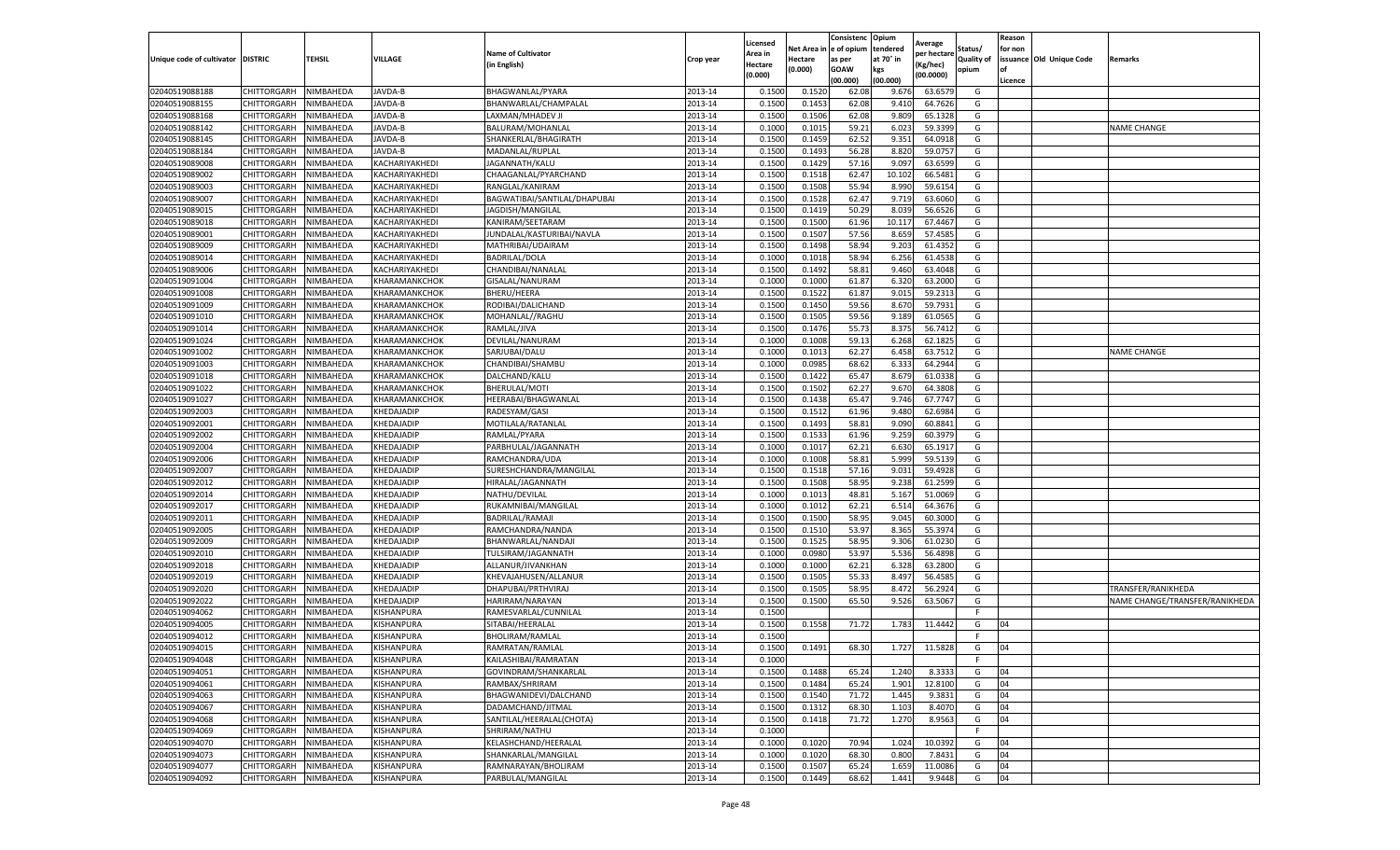| Unique code of cultivator | DISTRIC | TEHSIL | VILLAGE | Name of Cultivator (in English) | Crop year | Licensed Area in Hectare (0.000) | Net Area in Hectare (0.000) | Consistence of opium as per GOAW (00.000) | Opium tendered at 70° in kgs (00.000) | Average per hectare (Kg/hec) (00.0000) | Status/ Quality of opium | Reason for non issuance of Licence | Old Unique Code | Remarks |
|---|---|---|---|---|---|---|---|---|---|---|---|---|---|---|
| 02040519088188 | CHITTORGARH | NIMBAHEDA | JAVDA-B | BHAGWANLAL/PYARA | 2013-14 | 0.1500 | 0.1520 | 62.08 | 9.676 | 63.6579 | G | | | |
| 02040519088155 | CHITTORGARH | NIMBAHEDA | JAVDA-B | BHANWARLAL/CHAMPALAL | 2013-14 | 0.1500 | 0.1453 | 62.08 | 9.410 | 64.7626 | G | | | |
| 02040519088168 | CHITTORGARH | NIMBAHEDA | JAVDA-B | LAXMAN/MHADEV JI | 2013-14 | 0.1500 | 0.1506 | 62.08 | 9.809 | 65.1328 | G | | | |
| 02040519088142 | CHITTORGARH | NIMBAHEDA | JAVDA-B | BALURAM/MOHANLAL | 2013-14 | 0.1000 | 0.1015 | 59.21 | 6.023 | 59.3399 | G | | | NAME CHANGE |
| 02040519088145 | CHITTORGARH | NIMBAHEDA | JAVDA-B | SHANKERLAL/BHAGIRATH | 2013-14 | 0.1500 | 0.1459 | 62.52 | 9.351 | 64.0918 | G | | | |
| 02040519088184 | CHITTORGARH | NIMBAHEDA | JAVDA-B | MADANLAL/RUPLAL | 2013-14 | 0.1500 | 0.1493 | 56.28 | 8.820 | 59.0757 | G | | | |
| 02040519089008 | CHITTORGARH | NIMBAHEDA | KACHARIYAKHEDI | JAGANNATH/KALU | 2013-14 | 0.1500 | 0.1429 | 57.16 | 9.097 | 63.6599 | G | | | |
| 02040519089002 | CHITTORGARH | NIMBAHEDA | KACHARIYAKHEDI | CHAAGANLAL/PYARCHAND | 2013-14 | 0.1500 | 0.1518 | 62.47 | 10.102 | 66.5481 | G | | | |
| 02040519089003 | CHITTORGARH | NIMBAHEDA | KACHARIYAKHEDI | RANGLAL/KANIRAM | 2013-14 | 0.1500 | 0.1508 | 55.94 | 8.990 | 59.6154 | G | | | |
| 02040519089007 | CHITTORGARH | NIMBAHEDA | KACHARIYAKHEDI | BAGWATIBAI/SANTILAL/DHAPUBAI | 2013-14 | 0.1500 | 0.1528 | 62.47 | 9.719 | 63.6060 | G | | | |
| 02040519089015 | CHITTORGARH | NIMBAHEDA | KACHARIYAKHEDI | JAGDISH/MANGILAL | 2013-14 | 0.1500 | 0.1419 | 50.29 | 8.039 | 56.6526 | G | | | |
| 02040519089018 | CHITTORGARH | NIMBAHEDA | KACHARIYAKHEDI | KANIRAM/SEETARAM | 2013-14 | 0.1500 | 0.1500 | 61.96 | 10.117 | 67.4467 | G | | | |
| 02040519089001 | CHITTORGARH | NIMBAHEDA | KACHARIYAKHEDI | JUNDALAL/KASTURIBAI/NAVLA | 2013-14 | 0.1500 | 0.1507 | 57.56 | 8.659 | 57.4585 | G | | | |
| 02040519089009 | CHITTORGARH | NIMBAHEDA | KACHARIYAKHEDI | MATHRIBAI/UDAIRAM | 2013-14 | 0.1500 | 0.1498 | 58.94 | 9.203 | 61.4352 | G | | | |
| 02040519089014 | CHITTORGARH | NIMBAHEDA | KACHARIYAKHEDI | BADRILAL/DOLA | 2013-14 | 0.1000 | 0.1018 | 58.94 | 6.256 | 61.4538 | G | | | |
| 02040519089006 | CHITTORGARH | NIMBAHEDA | KACHARIYAKHEDI | CHANDIBAI/NANALAL | 2013-14 | 0.1500 | 0.1492 | 58.81 | 9.460 | 63.4048 | G | | | |
| 02040519091004 | CHITTORGARH | NIMBAHEDA | KHARAMANKCHOK | GISALAL/NANURAM | 2013-14 | 0.1000 | 0.1000 | 61.87 | 6.320 | 63.2000 | G | | | |
| 02040519091008 | CHITTORGARH | NIMBAHEDA | KHARAMANKCHOK | BHERU/HEERA | 2013-14 | 0.1500 | 0.1522 | 61.87 | 9.015 | 59.2313 | G | | | |
| 02040519091009 | CHITTORGARH | NIMBAHEDA | KHARAMANKCHOK | RODIBAI/DALICHAND | 2013-14 | 0.1500 | 0.1450 | 59.56 | 8.670 | 59.7931 | G | | | |
| 02040519091010 | CHITTORGARH | NIMBAHEDA | KHARAMANKCHOK | MOHANLAL//RAGHU | 2013-14 | 0.1500 | 0.1505 | 59.56 | 9.189 | 61.0565 | G | | | |
| 02040519091014 | CHITTORGARH | NIMBAHEDA | KHARAMANKCHOK | RAMLAL/JIVA | 2013-14 | 0.1500 | 0.1476 | 55.73 | 8.375 | 56.7412 | G | | | |
| 02040519091024 | CHITTORGARH | NIMBAHEDA | KHARAMANKCHOK | DEVILAL/NANURAM | 2013-14 | 0.1000 | 0.1008 | 59.13 | 6.268 | 62.1825 | G | | | |
| 02040519091002 | CHITTORGARH | NIMBAHEDA | KHARAMANKCHOK | SARJUBAI/DALU | 2013-14 | 0.1000 | 0.1013 | 62.27 | 6.458 | 63.7512 | G | | | NAME CHANGE |
| 02040519091003 | CHITTORGARH | NIMBAHEDA | KHARAMANKCHOK | CHANDIBAI/SHAMBU | 2013-14 | 0.1000 | 0.0985 | 68.62 | 6.333 | 64.2944 | G | | | |
| 02040519091018 | CHITTORGARH | NIMBAHEDA | KHARAMANKCHOK | DALCHAND/KALU | 2013-14 | 0.1500 | 0.1422 | 65.47 | 8.679 | 61.0338 | G | | | |
| 02040519091022 | CHITTORGARH | NIMBAHEDA | KHARAMANKCHOK | BHERULAL/MOTI | 2013-14 | 0.1500 | 0.1502 | 62.27 | 9.670 | 64.3808 | G | | | |
| 02040519091027 | CHITTORGARH | NIMBAHEDA | KHARAMANKCHOK | HEERABAI/BHAGWANLAL | 2013-14 | 0.1500 | 0.1438 | 65.47 | 9.746 | 67.7747 | G | | | |
| 02040519092003 | CHITTORGARH | NIMBAHEDA | KHEDAJADIP | RADESYAM/GASI | 2013-14 | 0.1500 | 0.1512 | 61.96 | 9.480 | 62.6984 | G | | | |
| 02040519092001 | CHITTORGARH | NIMBAHEDA | KHEDAJADIP | MOTILALA/RATANLAL | 2013-14 | 0.1500 | 0.1493 | 58.81 | 9.090 | 60.8841 | G | | | |
| 02040519092002 | CHITTORGARH | NIMBAHEDA | KHEDAJADIP | RAMLAL/PYARA | 2013-14 | 0.1500 | 0.1533 | 61.96 | 9.259 | 60.3979 | G | | | |
| 02040519092004 | CHITTORGARH | NIMBAHEDA | KHEDAJADIP | PARBHULAL/JAGANNATH | 2013-14 | 0.1000 | 0.1017 | 62.21 | 6.630 | 65.1917 | G | | | |
| 02040519092006 | CHITTORGARH | NIMBAHEDA | KHEDAJADIP | RAMCHANDRA/UDA | 2013-14 | 0.1000 | 0.1008 | 58.81 | 5.999 | 59.5139 | G | | | |
| 02040519092007 | CHITTORGARH | NIMBAHEDA | KHEDAJADIP | SURESHCHANDRA/MANGILAL | 2013-14 | 0.1500 | 0.1518 | 57.16 | 9.031 | 59.4928 | G | | | |
| 02040519092012 | CHITTORGARH | NIMBAHEDA | KHEDAJADIP | HIRALAL/JAGANNATH | 2013-14 | 0.1500 | 0.1508 | 58.95 | 9.238 | 61.2599 | G | | | |
| 02040519092014 | CHITTORGARH | NIMBAHEDA | KHEDAJADIP | NATHU/DEVILAL | 2013-14 | 0.1000 | 0.1013 | 48.81 | 5.167 | 51.0069 | G | | | |
| 02040519092017 | CHITTORGARH | NIMBAHEDA | KHEDAJADIP | RUKAMNIBAI/MANGILAL | 2013-14 | 0.1000 | 0.1012 | 62.21 | 6.514 | 64.3676 | G | | | |
| 02040519092011 | CHITTORGARH | NIMBAHEDA | KHEDAJADIP | BADRILAL/RAMAJI | 2013-14 | 0.1500 | 0.1500 | 58.95 | 9.045 | 60.3000 | G | | | |
| 02040519092005 | CHITTORGARH | NIMBAHEDA | KHEDAJADIP | RAMCHANDRA/NANDA | 2013-14 | 0.1500 | 0.1510 | 53.97 | 8.365 | 55.3974 | G | | | |
| 02040519092009 | CHITTORGARH | NIMBAHEDA | KHEDAJADIP | BHANWARLAL/NANDAJI | 2013-14 | 0.1500 | 0.1525 | 58.95 | 9.306 | 61.0230 | G | | | |
| 02040519092010 | CHITTORGARH | NIMBAHEDA | KHEDAJADIP | TULSIRAM/JAGANNATH | 2013-14 | 0.1000 | 0.0980 | 53.97 | 5.536 | 56.4898 | G | | | |
| 02040519092018 | CHITTORGARH | NIMBAHEDA | KHEDAJADIP | ALLANUR/JIVANKHAN | 2013-14 | 0.1000 | 0.1000 | 62.21 | 6.328 | 63.2800 | G | | | |
| 02040519092019 | CHITTORGARH | NIMBAHEDA | KHEDAJADIP | KHEVAJAHUSEN/ALLANUR | 2013-14 | 0.1500 | 0.1505 | 55.33 | 8.497 | 56.4585 | G | | | |
| 02040519092020 | CHITTORGARH | NIMBAHEDA | KHEDAJADIP | DHAPUBAI/PRTHVIRAJ | 2013-14 | 0.1500 | 0.1505 | 58.95 | 8.472 | 56.2924 | G | | | TRANSFER/RANIKHEDA |
| 02040519092022 | CHITTORGARH | NIMBAHEDA | KHEDAJADIP | HARIRAM/NARAYAN | 2013-14 | 0.1500 | 0.1500 | 65.50 | 9.526 | 63.5067 | G | | | NAME CHANGE/TRANSFER/RANIKHEDA |
| 02040519094062 | CHITTORGARH | NIMBAHEDA | KISHANPURA | RAMESVARLAL/CUNNILAL | 2013-14 | 0.1500 | | | | | F | | | |
| 02040519094005 | CHITTORGARH | NIMBAHEDA | KISHANPURA | SITABAI/HEERALAL | 2013-14 | 0.1500 | 0.1558 | 71.72 | 1.783 | 11.4442 | G | 04 | | |
| 02040519094012 | CHITTORGARH | NIMBAHEDA | KISHANPURA | BHOLIRAM/RAMLAL | 2013-14 | 0.1500 | | | | | F | | | |
| 02040519094015 | CHITTORGARH | NIMBAHEDA | KISHANPURA | RAMRATAN/RAMLAL | 2013-14 | 0.1500 | 0.1491 | 68.30 | 1.727 | 11.5828 | G | 04 | | |
| 02040519094048 | CHITTORGARH | NIMBAHEDA | KISHANPURA | KAILASHIBAI/RAMRATAN | 2013-14 | 0.1000 | | | | | F | | | |
| 02040519094051 | CHITTORGARH | NIMBAHEDA | KISHANPURA | GOVINDRAM/SHANKARLAL | 2013-14 | 0.1500 | 0.1488 | 65.24 | 1.240 | 8.3333 | G | 04 | | |
| 02040519094061 | CHITTORGARH | NIMBAHEDA | KISHANPURA | RAMBAX/SHRIRAM | 2013-14 | 0.1500 | 0.1484 | 65.24 | 1.901 | 12.8100 | G | 04 | | |
| 02040519094063 | CHITTORGARH | NIMBAHEDA | KISHANPURA | BHAGWANIDEVI/DALCHAND | 2013-14 | 0.1500 | 0.1540 | 71.72 | 1.445 | 9.3831 | G | 04 | | |
| 02040519094067 | CHITTORGARH | NIMBAHEDA | KISHANPURA | DADAMCHAND/JITMAL | 2013-14 | 0.1500 | 0.1312 | 68.30 | 1.103 | 8.4070 | G | 04 | | |
| 02040519094068 | CHITTORGARH | NIMBAHEDA | KISHANPURA | SANTILAL/HEERALAL(CHOTA) | 2013-14 | 0.1500 | 0.1418 | 71.72 | 1.270 | 8.9563 | G | 04 | | |
| 02040519094069 | CHITTORGARH | NIMBAHEDA | KISHANPURA | SHRIRAM/NATHU | 2013-14 | 0.1000 | | | | | F | | | |
| 02040519094070 | CHITTORGARH | NIMBAHEDA | KISHANPURA | KELASHCHAND/HEERALAL | 2013-14 | 0.1000 | 0.1020 | 70.94 | 1.024 | 10.0392 | G | 04 | | |
| 02040519094073 | CHITTORGARH | NIMBAHEDA | KISHANPURA | SHANKARLAL/MANGILAL | 2013-14 | 0.1000 | 0.1020 | 68.30 | 0.800 | 7.8431 | G | 04 | | |
| 02040519094077 | CHITTORGARH | NIMBAHEDA | KISHANPURA | RAMNARAYAN/BHOLIRAM | 2013-14 | 0.1500 | 0.1507 | 65.24 | 1.659 | 11.0086 | G | 04 | | |
| 02040519094092 | CHITTORGARH | NIMBAHEDA | KISHANPURA | PARBULAL/MANGILAL | 2013-14 | 0.1500 | 0.1449 | 68.62 | 1.441 | 9.9448 | G | 04 | | |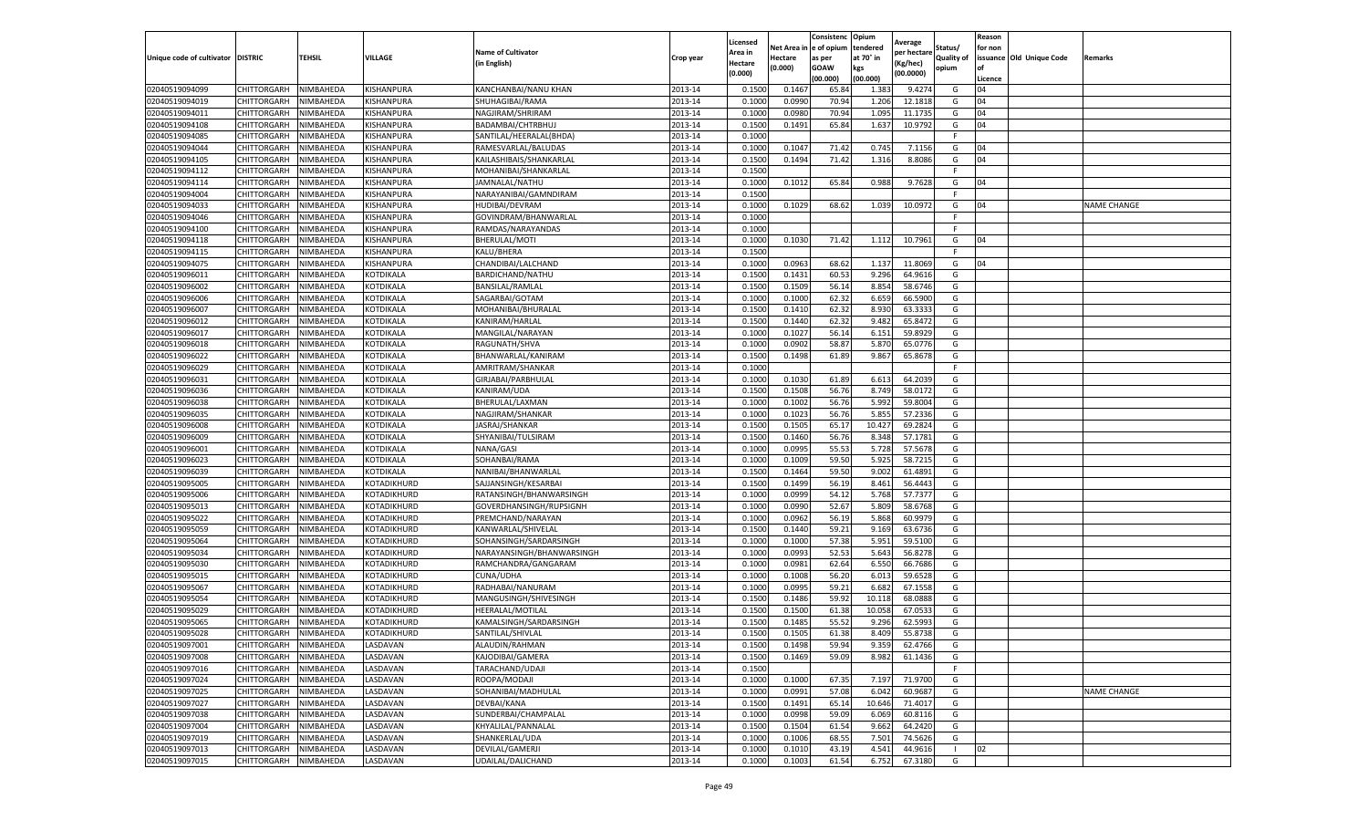| Unique code of cultivator | DISTRIC | TEHSIL | VILLAGE | Name of Cultivator (in English) | Crop year | Licensed Area in Hectare (0.000) | Net Area in Hectare (0.000) | Consistenc e of opium as per GOAW (00.000) | Opium tendered at 70° in kgs (00.000) | Average per hectare (Kg/hec) (00.0000) | Status/ Quality of opium | Reason for non issuance of Licence | Old Unique Code | Remarks |
|---|---|---|---|---|---|---|---|---|---|---|---|---|---|---|
| 02040519094099 | CHITTORGARH | NIMBAHEDA | KISHANPURA | KANCHANBAI/NANU KHAN | 2013-14 | 0.1500 | 0.1467 | 65.84 | 1.383 | 9.4274 | G | 04 | | |
| 02040519094019 | CHITTORGARH | NIMBAHEDA | KISHANPURA | SHUHAGIBAI/RAMA | 2013-14 | 0.1000 | 0.0990 | 70.94 | 1.206 | 12.1818 | G | 04 | | |
| 02040519094011 | CHITTORGARH | NIMBAHEDA | KISHANPURA | NAGJIRAM/SHRIRAM | 2013-14 | 0.1000 | 0.0980 | 70.94 | 1.095 | 11.1735 | G | 04 | | |
| 02040519094108 | CHITTORGARH | NIMBAHEDA | KISHANPURA | BADAMBAI/CHTRBHUJ | 2013-14 | 0.1500 | 0.1491 | 65.84 | 1.637 | 10.9792 | G | 04 | | |
| 02040519094085 | CHITTORGARH | NIMBAHEDA | KISHANPURA | SANTILAL/HEERALAL(BHDA) | 2013-14 | 0.1000 | | | | | F | | | |
| 02040519094044 | CHITTORGARH | NIMBAHEDA | KISHANPURA | RAMESVARLAL/BALUDAS | 2013-14 | 0.1000 | 0.1047 | 71.42 | 0.745 | 7.1156 | G | 04 | | |
| 02040519094105 | CHITTORGARH | NIMBAHEDA | KISHANPURA | KAILASHIBAIS/SHANKARLAL | 2013-14 | 0.1500 | 0.1494 | 71.42 | 1.316 | 8.8086 | G | 04 | | |
| 02040519094112 | CHITTORGARH | NIMBAHEDA | KISHANPURA | MOHANIBAI/SHANKARLAL | 2013-14 | 0.1500 | | | | | F | | | |
| 02040519094114 | CHITTORGARH | NIMBAHEDA | KISHANPURA | JAMNALAL/NATHU | 2013-14 | 0.1000 | 0.1012 | 65.84 | 0.988 | 9.7628 | G | 04 | | |
| 02040519094004 | CHITTORGARH | NIMBAHEDA | KISHANPURA | NARAYANIBAI/GAMNDIRAM | 2013-14 | 0.1500 | | | | | F | | | |
| 02040519094033 | CHITTORGARH | NIMBAHEDA | KISHANPURA | HUDIBAI/DEVRAM | 2013-14 | 0.1000 | 0.1029 | 68.62 | 1.039 | 10.0972 | G | 04 | | NAME CHANGE |
| 02040519094046 | CHITTORGARH | NIMBAHEDA | KISHANPURA | GOVINDRAM/BHANWARLAL | 2013-14 | 0.1000 | | | | | F | | | |
| 02040519094100 | CHITTORGARH | NIMBAHEDA | KISHANPURA | RAMDAS/NARAYANDAS | 2013-14 | 0.1000 | | | | | F | | | |
| 02040519094118 | CHITTORGARH | NIMBAHEDA | KISHANPURA | BHERULAL/MOTI | 2013-14 | 0.1000 | 0.1030 | 71.42 | 1.112 | 10.7961 | G | 04 | | |
| 02040519094115 | CHITTORGARH | NIMBAHEDA | KISHANPURA | KALU/BHERA | 2013-14 | 0.1500 | | | | | F | | | |
| 02040519094075 | CHITTORGARH | NIMBAHEDA | KISHANPURA | CHANDIBAI/LALCHAND | 2013-14 | 0.1000 | 0.0963 | 68.62 | 1.137 | 11.8069 | G | 04 | | |
| 02040519096011 | CHITTORGARH | NIMBAHEDA | KOTDIKALA | BARDICHAND/NATHU | 2013-14 | 0.1500 | 0.1431 | 60.53 | 9.296 | 64.9616 | G | | | |
| 02040519096002 | CHITTORGARH | NIMBAHEDA | KOTDIKALA | BANSILAL/RAMLAL | 2013-14 | 0.1500 | 0.1509 | 56.14 | 8.854 | 58.6746 | G | | | |
| 02040519096006 | CHITTORGARH | NIMBAHEDA | KOTDIKALA | SAGARBAI/GOTAM | 2013-14 | 0.1000 | 0.1000 | 62.32 | 6.659 | 66.5900 | G | | | |
| 02040519096007 | CHITTORGARH | NIMBAHEDA | KOTDIKALA | MOHANIBAI/BHURALAL | 2013-14 | 0.1500 | 0.1410 | 62.32 | 8.930 | 63.3333 | G | | | |
| 02040519096012 | CHITTORGARH | NIMBAHEDA | KOTDIKALA | KANIRAM/HARLAL | 2013-14 | 0.1500 | 0.1440 | 62.32 | 9.482 | 65.8472 | G | | | |
| 02040519096017 | CHITTORGARH | NIMBAHEDA | KOTDIKALA | MANGILAL/NARAYAN | 2013-14 | 0.1000 | 0.1027 | 56.14 | 6.151 | 59.8929 | G | | | |
| 02040519096018 | CHITTORGARH | NIMBAHEDA | KOTDIKALA | RAGUNATH/SHVA | 2013-14 | 0.1000 | 0.0902 | 58.87 | 5.870 | 65.0776 | G | | | |
| 02040519096022 | CHITTORGARH | NIMBAHEDA | KOTDIKALA | BHANWARLAL/KANIRAM | 2013-14 | 0.1500 | 0.1498 | 61.89 | 9.867 | 65.8678 | G | | | |
| 02040519096029 | CHITTORGARH | NIMBAHEDA | KOTDIKALA | AMRITRAM/SHANKAR | 2013-14 | 0.1000 | | | | | F | | | |
| 02040519096031 | CHITTORGARH | NIMBAHEDA | KOTDIKALA | GIRJABAI/PARBHULAL | 2013-14 | 0.1000 | 0.1030 | 61.89 | 6.613 | 64.2039 | G | | | |
| 02040519096036 | CHITTORGARH | NIMBAHEDA | KOTDIKALA | KANIRAM/UDA | 2013-14 | 0.1500 | 0.1508 | 56.76 | 8.749 | 58.0172 | G | | | |
| 02040519096038 | CHITTORGARH | NIMBAHEDA | KOTDIKALA | BHERULAL/LAXMAN | 2013-14 | 0.1000 | 0.1002 | 56.76 | 5.992 | 59.8004 | G | | | |
| 02040519096035 | CHITTORGARH | NIMBAHEDA | KOTDIKALA | NAGJIRAM/SHANKAR | 2013-14 | 0.1000 | 0.1023 | 56.76 | 5.855 | 57.2336 | G | | | |
| 02040519096008 | CHITTORGARH | NIMBAHEDA | KOTDIKALA | JASRAJ/SHANKAR | 2013-14 | 0.1500 | 0.1505 | 65.17 | 10.427 | 69.2824 | G | | | |
| 02040519096009 | CHITTORGARH | NIMBAHEDA | KOTDIKALA | SHYANIBAI/TULSIRAM | 2013-14 | 0.1500 | 0.1460 | 56.76 | 8.348 | 57.1781 | G | | | |
| 02040519096001 | CHITTORGARH | NIMBAHEDA | KOTDIKALA | NANA/GASI | 2013-14 | 0.1000 | 0.0995 | 55.53 | 5.728 | 57.5678 | G | | | |
| 02040519096023 | CHITTORGARH | NIMBAHEDA | KOTDIKALA | SOHANBAI/RAMA | 2013-14 | 0.1000 | 0.1009 | 59.50 | 5.925 | 58.7215 | G | | | |
| 02040519096039 | CHITTORGARH | NIMBAHEDA | KOTDIKALA | NANIBAI/BHANWARLAL | 2013-14 | 0.1500 | 0.1464 | 59.50 | 9.002 | 61.4891 | G | | | |
| 02040519095005 | CHITTORGARH | NIMBAHEDA | KOTADIKHURD | SAJJANSINGH/KESARBAI | 2013-14 | 0.1500 | 0.1499 | 56.19 | 8.461 | 56.4443 | G | | | |
| 02040519095006 | CHITTORGARH | NIMBAHEDA | KOTADIKHURD | RATANSINGH/BHANWARSINGH | 2013-14 | 0.1000 | 0.0999 | 54.12 | 5.768 | 57.7377 | G | | | |
| 02040519095013 | CHITTORGARH | NIMBAHEDA | KOTADIKHURD | GOVERDHANSINGH/RUPSIGNH | 2013-14 | 0.1000 | 0.0990 | 52.67 | 5.809 | 58.6768 | G | | | |
| 02040519095022 | CHITTORGARH | NIMBAHEDA | KOTADIKHURD | PREMCHAND/NARAYAN | 2013-14 | 0.1000 | 0.0962 | 56.19 | 5.868 | 60.9979 | G | | | |
| 02040519095059 | CHITTORGARH | NIMBAHEDA | KOTADIKHURD | KANWARLAL/SHIVELAL | 2013-14 | 0.1500 | 0.1440 | 59.21 | 9.169 | 63.6736 | G | | | |
| 02040519095064 | CHITTORGARH | NIMBAHEDA | KOTADIKHURD | SOHANSINGH/SARDARSINGH | 2013-14 | 0.1000 | 0.1000 | 57.38 | 5.951 | 59.5100 | G | | | |
| 02040519095034 | CHITTORGARH | NIMBAHEDA | KOTADIKHURD | NARAYANSINGH/BHANWARSINGH | 2013-14 | 0.1000 | 0.0993 | 52.53 | 5.643 | 56.8278 | G | | | |
| 02040519095030 | CHITTORGARH | NIMBAHEDA | KOTADIKHURD | RAMCHANDRA/GANGARAM | 2013-14 | 0.1000 | 0.0981 | 62.64 | 6.550 | 66.7686 | G | | | |
| 02040519095015 | CHITTORGARH | NIMBAHEDA | KOTADIKHURD | CUNA/UDHA | 2013-14 | 0.1000 | 0.1008 | 56.20 | 6.013 | 59.6528 | G | | | |
| 02040519095067 | CHITTORGARH | NIMBAHEDA | KOTADIKHURD | RADHABAI/NANURAM | 2013-14 | 0.1000 | 0.0995 | 59.21 | 6.682 | 67.1558 | G | | | |
| 02040519095054 | CHITTORGARH | NIMBAHEDA | KOTADIKHURD | MANGUSINGH/SHIVESINGH | 2013-14 | 0.1500 | 0.1486 | 59.92 | 10.118 | 68.0888 | G | | | |
| 02040519095029 | CHITTORGARH | NIMBAHEDA | KOTADIKHURD | HEERALAL/MOTILAL | 2013-14 | 0.1500 | 0.1500 | 61.38 | 10.058 | 67.0533 | G | | | |
| 02040519095065 | CHITTORGARH | NIMBAHEDA | KOTADIKHURD | KAMALSINGH/SARDARSINGH | 2013-14 | 0.1500 | 0.1485 | 55.52 | 9.296 | 62.5993 | G | | | |
| 02040519095028 | CHITTORGARH | NIMBAHEDA | KOTADIKHURD | SANTILAL/SHIVLAL | 2013-14 | 0.1500 | 0.1505 | 61.38 | 8.409 | 55.8738 | G | | | |
| 02040519097001 | CHITTORGARH | NIMBAHEDA | LASDAVAN | ALAUDIN/RAHMAN | 2013-14 | 0.1500 | 0.1498 | 59.94 | 9.359 | 62.4766 | G | | | |
| 02040519097008 | CHITTORGARH | NIMBAHEDA | LASDAVAN | KAJODIBAI/GAMERA | 2013-14 | 0.1500 | 0.1469 | 59.09 | 8.982 | 61.1436 | G | | | |
| 02040519097016 | CHITTORGARH | NIMBAHEDA | LASDAVAN | TARACHAND/UDAJI | 2013-14 | 0.1500 | | | | | F | | | |
| 02040519097024 | CHITTORGARH | NIMBAHEDA | LASDAVAN | ROOPA/MODAJI | 2013-14 | 0.1000 | 0.1000 | 67.35 | 7.197 | 71.9700 | G | | | |
| 02040519097025 | CHITTORGARH | NIMBAHEDA | LASDAVAN | SOHANIBAI/MADHULAL | 2013-14 | 0.1000 | 0.0991 | 57.08 | 6.042 | 60.9687 | G | | | NAME CHANGE |
| 02040519097027 | CHITTORGARH | NIMBAHEDA | LASDAVAN | DEVBAI/KANA | 2013-14 | 0.1500 | 0.1491 | 65.14 | 10.646 | 71.4017 | G | | | |
| 02040519097038 | CHITTORGARH | NIMBAHEDA | LASDAVAN | SUNDERBAI/CHAMPALAL | 2013-14 | 0.1000 | 0.0998 | 59.09 | 6.069 | 60.8116 | G | | | |
| 02040519097004 | CHITTORGARH | NIMBAHEDA | LASDAVAN | KHYALILAL/PANNALAL | 2013-14 | 0.1500 | 0.1504 | 61.54 | 9.662 | 64.2420 | G | | | |
| 02040519097019 | CHITTORGARH | NIMBAHEDA | LASDAVAN | SHANKERLAL/UDA | 2013-14 | 0.1000 | 0.1006 | 68.55 | 7.501 | 74.5626 | G | | | |
| 02040519097013 | CHITTORGARH | NIMBAHEDA | LASDAVAN | DEVILAL/GAMERJI | 2013-14 | 0.1000 | 0.1010 | 43.19 | 4.541 | 44.9616 | I | 02 | | |
| 02040519097015 | CHITTORGARH | NIMBAHEDA | LASDAVAN | UDAILAL/DALICHAND | 2013-14 | 0.1000 | 0.1003 | 61.54 | 6.752 | 67.3180 | G | | | |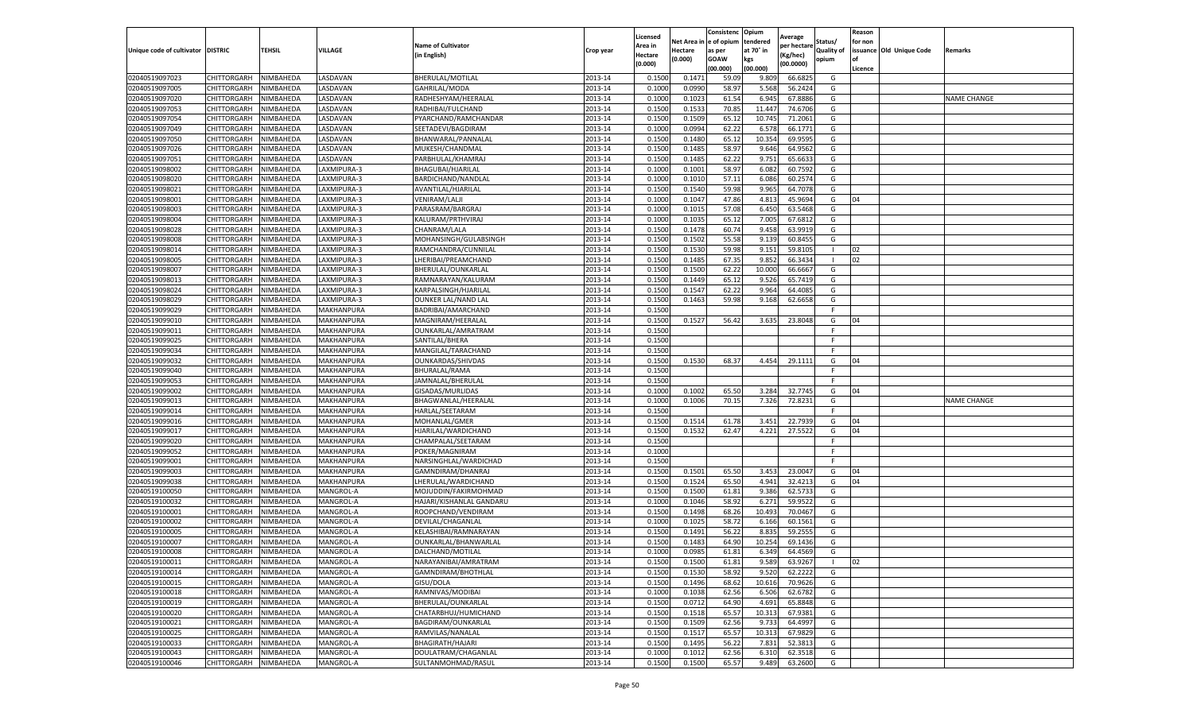| Unique code of cultivator | DISTRIC | TEHSIL | VILLAGE | Name of Cultivator (in English) | Crop year | Licensed Area in Hectare (0.000) | Net Area in Hectare (0.000) | Consistenc e of opium as per GOAW (00.000) | Opium tendered at 70° in kgs (00.000) | Average per hectare (Kg/hec) (00.0000) | Status/ Quality of opium | Reason for non issuance of Licence | Old Unique Code | Remarks |
|---|---|---|---|---|---|---|---|---|---|---|---|---|---|---|
| 02040519097023 | CHITTORGARH | NIMBAHEDA | LASDAVAN | BHERULAL/MOTILAL | 2013-14 | 0.1500 | 0.1471 | 59.09 | 9.809 | 66.6825 | G | | | |
| 02040519097005 | CHITTORGARH | NIMBAHEDA | LASDAVAN | GAHRILAL/MODA | 2013-14 | 0.1000 | 0.0990 | 58.97 | 5.568 | 56.2424 | G | | | |
| 02040519097020 | CHITTORGARH | NIMBAHEDA | LASDAVAN | RADHESHYAM/HEERALAL | 2013-14 | 0.1000 | 0.1023 | 61.54 | 6.945 | 67.8886 | G | | | NAME CHANGE |
| 02040519097053 | CHITTORGARH | NIMBAHEDA | LASDAVAN | RADHIBAI/FULCHAND | 2013-14 | 0.1500 | 0.1533 | 70.85 | 11.447 | 74.6706 | G | | | |
| 02040519097054 | CHITTORGARH | NIMBAHEDA | LASDAVAN | PYARCHAND/RAMCHANDAR | 2013-14 | 0.1500 | 0.1509 | 65.12 | 10.745 | 71.2061 | G | | | |
| 02040519097049 | CHITTORGARH | NIMBAHEDA | LASDAVAN | SEETADEVI/BAGDIRAM | 2013-14 | 0.1000 | 0.0994 | 62.22 | 6.578 | 66.1771 | G | | | |
| 02040519097050 | CHITTORGARH | NIMBAHEDA | LASDAVAN | BHANWARAL/PANNALAL | 2013-14 | 0.1500 | 0.1480 | 65.12 | 10.354 | 69.9595 | G | | | |
| 02040519097026 | CHITTORGARH | NIMBAHEDA | LASDAVAN | MUKESH/CHANDMAL | 2013-14 | 0.1500 | 0.1485 | 58.97 | 9.646 | 64.9562 | G | | | |
| 02040519097051 | CHITTORGARH | NIMBAHEDA | LASDAVAN | PARBHULAL/KHAMRAJ | 2013-14 | 0.1500 | 0.1485 | 62.22 | 9.751 | 65.6633 | G | | | |
| 02040519098002 | CHITTORGARH | NIMBAHEDA | LAXMIPURA-3 | BHAGUBAI/HJARILAL | 2013-14 | 0.1000 | 0.1001 | 58.97 | 6.082 | 60.7592 | G | | | |
| 02040519098020 | CHITTORGARH | NIMBAHEDA | LAXMIPURA-3 | BARDICHAND/NANDLAL | 2013-14 | 0.1000 | 0.1010 | 57.11 | 6.086 | 60.2574 | G | | | |
| 02040519098021 | CHITTORGARH | NIMBAHEDA | LAXMIPURA-3 | AVANTILAL/HJARILAL | 2013-14 | 0.1500 | 0.1540 | 59.98 | 9.965 | 64.7078 | G | | | |
| 02040519098001 | CHITTORGARH | NIMBAHEDA | LAXMIPURA-3 | VENIRAM/LALJI | 2013-14 | 0.1000 | 0.1047 | 47.86 | 4.813 | 45.9694 | G | 04 | | |
| 02040519098003 | CHITTORGARH | NIMBAHEDA | LAXMIPURA-3 | PARASRAM/BARGRAJ | 2013-14 | 0.1000 | 0.1015 | 57.08 | 6.450 | 63.5468 | G | | | |
| 02040519098004 | CHITTORGARH | NIMBAHEDA | LAXMIPURA-3 | KALURAM/PRTHVIRAJ | 2013-14 | 0.1000 | 0.1035 | 65.12 | 7.005 | 67.6812 | G | | | |
| 02040519098028 | CHITTORGARH | NIMBAHEDA | LAXMIPURA-3 | CHANRAM/LALA | 2013-14 | 0.1500 | 0.1478 | 60.74 | 9.458 | 63.9919 | G | | | |
| 02040519098008 | CHITTORGARH | NIMBAHEDA | LAXMIPURA-3 | MOHANSINGH/GULABSINGH | 2013-14 | 0.1500 | 0.1502 | 55.58 | 9.139 | 60.8455 | G | | | |
| 02040519098014 | CHITTORGARH | NIMBAHEDA | LAXMIPURA-3 | RAMCHANDRA/CUNNILAL | 2013-14 | 0.1500 | 0.1530 | 59.98 | 9.151 | 59.8105 | I | 02 | | |
| 02040519098005 | CHITTORGARH | NIMBAHEDA | LAXMIPURA-3 | LHERIBAI/PREAMCHAND | 2013-14 | 0.1500 | 0.1485 | 67.35 | 9.852 | 66.3434 | I | 02 | | |
| 02040519098007 | CHITTORGARH | NIMBAHEDA | LAXMIPURA-3 | BHERULAL/OUNKARLAL | 2013-14 | 0.1500 | 0.1500 | 62.22 | 10.000 | 66.6667 | G | | | |
| 02040519098013 | CHITTORGARH | NIMBAHEDA | LAXMIPURA-3 | RAMNARAYAN/KALURAM | 2013-14 | 0.1500 | 0.1449 | 65.12 | 9.526 | 65.7419 | G | | | |
| 02040519098024 | CHITTORGARH | NIMBAHEDA | LAXMIPURA-3 | KARPALSINGH/HJARILAL | 2013-14 | 0.1500 | 0.1547 | 62.22 | 9.964 | 64.4085 | G | | | |
| 02040519098029 | CHITTORGARH | NIMBAHEDA | LAXMIPURA-3 | OUNKER LAL/NAND LAL | 2013-14 | 0.1500 | 0.1463 | 59.98 | 9.168 | 62.6658 | G | | | |
| 02040519099029 | CHITTORGARH | NIMBAHEDA | MAKHANPURA | BADRIBAI/AMARCHAND | 2013-14 | 0.1500 | | | | | F | | | |
| 02040519099010 | CHITTORGARH | NIMBAHEDA | MAKHANPURA | MAGNIRAM/HEERALAL | 2013-14 | 0.1500 | 0.1527 | 56.42 | 3.635 | 23.8048 | G | 04 | | |
| 02040519099011 | CHITTORGARH | NIMBAHEDA | MAKHANPURA | OUNKARLAL/AMRATRAM | 2013-14 | 0.1500 | | | | | F | | | |
| 02040519099025 | CHITTORGARH | NIMBAHEDA | MAKHANPURA | SANTILAL/BHERA | 2013-14 | 0.1500 | | | | | F | | | |
| 02040519099034 | CHITTORGARH | NIMBAHEDA | MAKHANPURA | MANGILAL/TARACHAND | 2013-14 | 0.1500 | | | | | F | | | |
| 02040519099032 | CHITTORGARH | NIMBAHEDA | MAKHANPURA | OUNKARDAS/SHIVDAS | 2013-14 | 0.1500 | 0.1530 | 68.37 | 4.454 | 29.1111 | G | 04 | | |
| 02040519099040 | CHITTORGARH | NIMBAHEDA | MAKHANPURA | BHURALAL/RAMA | 2013-14 | 0.1500 | | | | | F | | | |
| 02040519099053 | CHITTORGARH | NIMBAHEDA | MAKHANPURA | JAMNALAL/BHERULAL | 2013-14 | 0.1500 | | | | | F | | | |
| 02040519099002 | CHITTORGARH | NIMBAHEDA | MAKHANPURA | GISADAS/MURLIDAS | 2013-14 | 0.1000 | 0.1002 | 65.50 | 3.284 | 32.7745 | G | 04 | | |
| 02040519099013 | CHITTORGARH | NIMBAHEDA | MAKHANPURA | BHAGWANLAL/HEERALAL | 2013-14 | 0.1000 | 0.1006 | 70.15 | 7.326 | 72.8231 | G | | | NAME CHANGE |
| 02040519099014 | CHITTORGARH | NIMBAHEDA | MAKHANPURA | HARLAL/SEETARAM | 2013-14 | 0.1500 | | | | | F | | | |
| 02040519099016 | CHITTORGARH | NIMBAHEDA | MAKHANPURA | MOHANLAL/GMER | 2013-14 | 0.1500 | 0.1514 | 61.78 | 3.451 | 22.7939 | G | 04 | | |
| 02040519099017 | CHITTORGARH | NIMBAHEDA | MAKHANPURA | HJARILAL/WARDICHAND | 2013-14 | 0.1500 | 0.1532 | 62.47 | 4.221 | 27.5522 | G | 04 | | |
| 02040519099020 | CHITTORGARH | NIMBAHEDA | MAKHANPURA | CHAMPALAL/SEETARAM | 2013-14 | 0.1500 | | | | | F | | | |
| 02040519099052 | CHITTORGARH | NIMBAHEDA | MAKHANPURA | POKER/MAGNIRAM | 2013-14 | 0.1000 | | | | | F | | | |
| 02040519099001 | CHITTORGARH | NIMBAHEDA | MAKHANPURA | NARSINGHLAL/WARDICHAD | 2013-14 | 0.1500 | | | | | F | | | |
| 02040519099003 | CHITTORGARH | NIMBAHEDA | MAKHANPURA | GAMNDIRAM/DHANRAJ | 2013-14 | 0.1500 | 0.1501 | 65.50 | 3.453 | 23.0047 | G | 04 | | |
| 02040519099038 | CHITTORGARH | NIMBAHEDA | MAKHANPURA | LHERULAL/WARDICHAND | 2013-14 | 0.1500 | 0.1524 | 65.50 | 4.941 | 32.4213 | G | 04 | | |
| 02040519100050 | CHITTORGARH | NIMBAHEDA | MANGROL-A | MOJUDDIN/FAKIRMOHMAD | 2013-14 | 0.1500 | 0.1500 | 61.81 | 9.386 | 62.5733 | G | | | |
| 02040519100032 | CHITTORGARH | NIMBAHEDA | MANGROL-A | HAJARI/KISHANLAL GANDARU | 2013-14 | 0.1000 | 0.1046 | 58.92 | 6.271 | 59.9522 | G | | | |
| 02040519100001 | CHITTORGARH | NIMBAHEDA | MANGROL-A | ROOPCHAND/VENDIRAM | 2013-14 | 0.1500 | 0.1498 | 68.26 | 10.493 | 70.0467 | G | | | |
| 02040519100002 | CHITTORGARH | NIMBAHEDA | MANGROL-A | DEVILAL/CHAGANLAL | 2013-14 | 0.1000 | 0.1025 | 58.72 | 6.166 | 60.1561 | G | | | |
| 02040519100005 | CHITTORGARH | NIMBAHEDA | MANGROL-A | KELASHIBAI/RAMNARAYAN | 2013-14 | 0.1500 | 0.1491 | 56.22 | 8.835 | 59.2555 | G | | | |
| 02040519100007 | CHITTORGARH | NIMBAHEDA | MANGROL-A | OUNKARLAL/BHANWARLAL | 2013-14 | 0.1500 | 0.1483 | 64.90 | 10.254 | 69.1436 | G | | | |
| 02040519100008 | CHITTORGARH | NIMBAHEDA | MANGROL-A | DALCHAND/MOTILAL | 2013-14 | 0.1000 | 0.0985 | 61.81 | 6.349 | 64.4569 | G | | | |
| 02040519100011 | CHITTORGARH | NIMBAHEDA | MANGROL-A | NARAYANIBAI/AMRATRAM | 2013-14 | 0.1500 | 0.1500 | 61.81 | 9.589 | 63.9267 | I | 02 | | |
| 02040519100014 | CHITTORGARH | NIMBAHEDA | MANGROL-A | GAMNDIRAM/BHOTHLAL | 2013-14 | 0.1500 | 0.1530 | 58.92 | 9.520 | 62.2222 | G | | | |
| 02040519100015 | CHITTORGARH | NIMBAHEDA | MANGROL-A | GISU/DOLA | 2013-14 | 0.1500 | 0.1496 | 68.62 | 10.616 | 70.9626 | G | | | |
| 02040519100018 | CHITTORGARH | NIMBAHEDA | MANGROL-A | RAMNIVAS/MODIBAI | 2013-14 | 0.1000 | 0.1038 | 62.56 | 6.506 | 62.6782 | G | | | |
| 02040519100019 | CHITTORGARH | NIMBAHEDA | MANGROL-A | BHERULAL/OUNKARLAL | 2013-14 | 0.1500 | 0.0712 | 64.90 | 4.691 | 65.8848 | G | | | |
| 02040519100020 | CHITTORGARH | NIMBAHEDA | MANGROL-A | CHATARBHUJ/HUMICHAND | 2013-14 | 0.1500 | 0.1518 | 65.57 | 10.313 | 67.9381 | G | | | |
| 02040519100021 | CHITTORGARH | NIMBAHEDA | MANGROL-A | BAGDIRAM/OUNKARLAL | 2013-14 | 0.1500 | 0.1509 | 62.56 | 9.733 | 64.4997 | G | | | |
| 02040519100025 | CHITTORGARH | NIMBAHEDA | MANGROL-A | RAMVILAS/NANALAL | 2013-14 | 0.1500 | 0.1517 | 65.57 | 10.313 | 67.9829 | G | | | |
| 02040519100033 | CHITTORGARH | NIMBAHEDA | MANGROL-A | BHAGIRATH/HAJARI | 2013-14 | 0.1500 | 0.1495 | 56.22 | 7.831 | 52.3813 | G | | | |
| 02040519100043 | CHITTORGARH | NIMBAHEDA | MANGROL-A | DOULATRAM/CHAGANLAL | 2013-14 | 0.1000 | 0.1012 | 62.56 | 6.310 | 62.3518 | G | | | |
| 02040519100046 | CHITTORGARH | NIMBAHEDA | MANGROL-A | SULTANMOHMAD/RASUL | 2013-14 | 0.1500 | 0.1500 | 65.57 | 9.489 | 63.2600 | G | | | |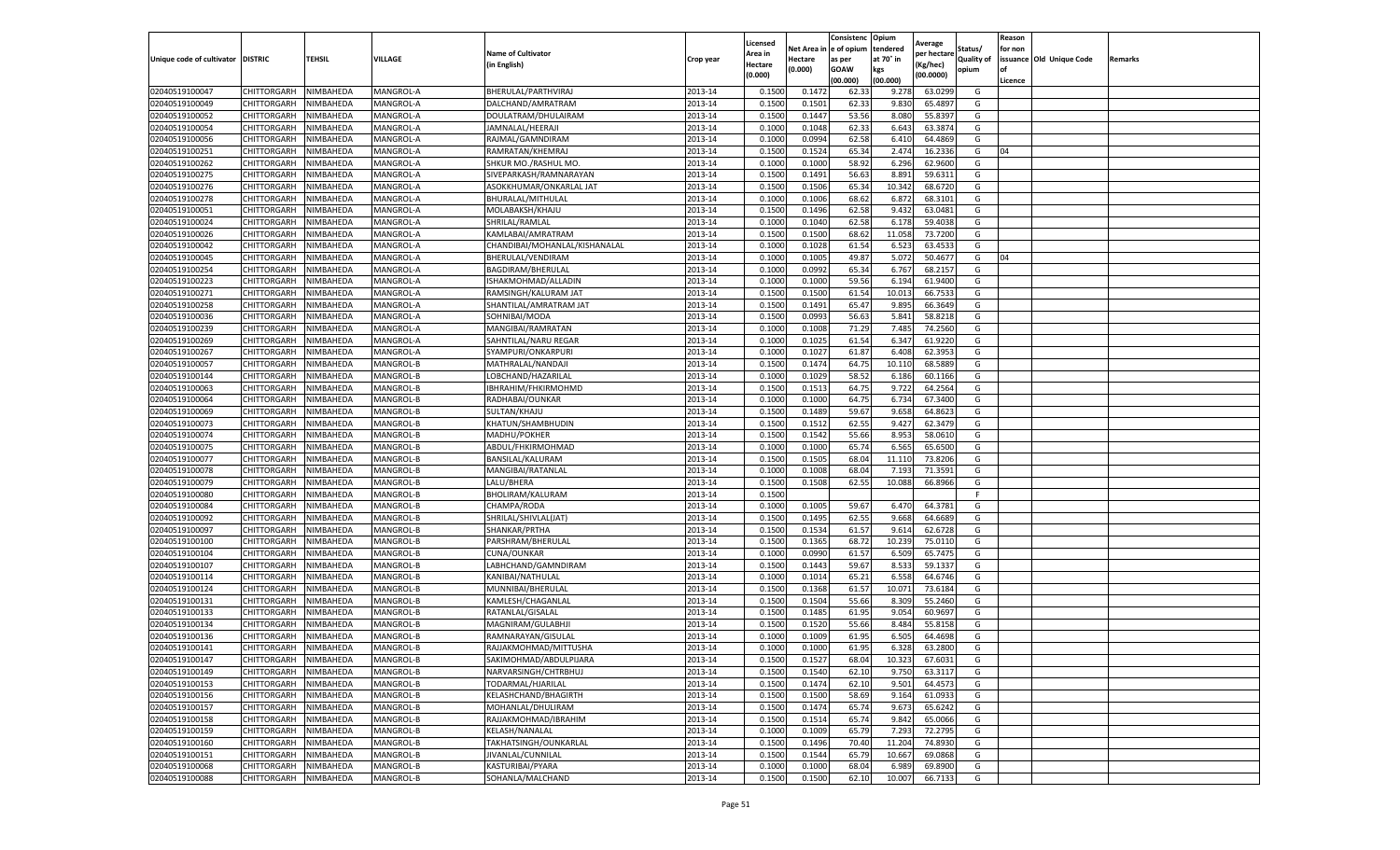| Unique code of cultivator | DISTRIC | TEHSIL | VILLAGE | Name of Cultivator (in English) | Crop year | Licensed Area in Hectare (0.000) | Net Area in Hectare (0.000) | Consistence of opium as per GOAW (00.000) | Opium tendered at 70° in kgs (00.000) | Average per hectare (Kg/hec) (00.0000) | Status/ Quality of opium | Reason for non issuance of Licence | Old Unique Code | Remarks |
|---|---|---|---|---|---|---|---|---|---|---|---|---|---|---|
| 02040519100047 | CHITTORGARH | NIMBAHEDA | MANGROL-A | BHERULAL/PARTHVIRAJ | 2013-14 | 0.1500 | 0.1472 | 62.33 | 9.278 | 63.0299 | G | | | |
| 02040519100049 | CHITTORGARH | NIMBAHEDA | MANGROL-A | DALCHAND/AMRATRAM | 2013-14 | 0.1500 | 0.1501 | 62.33 | 9.830 | 65.4897 | G | | | |
| 02040519100052 | CHITTORGARH | NIMBAHEDA | MANGROL-A | DOULATRAM/DHULAIRAM | 2013-14 | 0.1500 | 0.1447 | 53.56 | 8.080 | 55.8397 | G | | | |
| 02040519100054 | CHITTORGARH | NIMBAHEDA | MANGROL-A | JAMNALAL/HEERAJI | 2013-14 | 0.1000 | 0.1048 | 62.33 | 6.643 | 63.3874 | G | | | |
| 02040519100056 | CHITTORGARH | NIMBAHEDA | MANGROL-A | RAJMAL/GAMNDIRAM | 2013-14 | 0.1000 | 0.0994 | 62.58 | 6.410 | 64.4869 | G | | | |
| 02040519100251 | CHITTORGARH | NIMBAHEDA | MANGROL-A | RAMRATAN/KHEMRAJ | 2013-14 | 0.1500 | 0.1524 | 65.34 | 2.474 | 16.2336 | G | 04 | | |
| 02040519100262 | CHITTORGARH | NIMBAHEDA | MANGROL-A | SHKUR MO./RASHUL MO. | 2013-14 | 0.1000 | 0.1000 | 58.92 | 6.296 | 62.9600 | G | | | |
| 02040519100275 | CHITTORGARH | NIMBAHEDA | MANGROL-A | SIVEPARKASH/RAMNARAYAN | 2013-14 | 0.1500 | 0.1491 | 56.63 | 8.891 | 59.6311 | G | | | |
| 02040519100276 | CHITTORGARH | NIMBAHEDA | MANGROL-A | ASOKKHUMAR/ONKARLAL JAT | 2013-14 | 0.1500 | 0.1506 | 65.34 | 10.342 | 68.6720 | G | | | |
| 02040519100278 | CHITTORGARH | NIMBAHEDA | MANGROL-A | BHURALAL/MITHULAL | 2013-14 | 0.1000 | 0.1006 | 68.62 | 6.872 | 68.3101 | G | | | |
| 02040519100051 | CHITTORGARH | NIMBAHEDA | MANGROL-A | MOLABAKSH/KHAJU | 2013-14 | 0.1500 | 0.1496 | 62.58 | 9.432 | 63.0481 | G | | | |
| 02040519100024 | CHITTORGARH | NIMBAHEDA | MANGROL-A | SHRILAL/RAMLAL | 2013-14 | 0.1000 | 0.1040 | 62.58 | 6.178 | 59.4038 | G | | | |
| 02040519100026 | CHITTORGARH | NIMBAHEDA | MANGROL-A | KAMLABAI/AMRATRAM | 2013-14 | 0.1500 | 0.1500 | 68.62 | 11.058 | 73.7200 | G | | | |
| 02040519100042 | CHITTORGARH | NIMBAHEDA | MANGROL-A | CHANDIBAI/MOHANLAL/KISHANALAL | 2013-14 | 0.1000 | 0.1028 | 61.54 | 6.523 | 63.4533 | G | | | |
| 02040519100045 | CHITTORGARH | NIMBAHEDA | MANGROL-A | BHERULAL/VENDIRAM | 2013-14 | 0.1000 | 0.1005 | 49.87 | 5.072 | 50.4677 | G | 04 | | |
| 02040519100254 | CHITTORGARH | NIMBAHEDA | MANGROL-A | BAGDIRAM/BHERULAL | 2013-14 | 0.1000 | 0.0992 | 65.34 | 6.767 | 68.2157 | G | | | |
| 02040519100223 | CHITTORGARH | NIMBAHEDA | MANGROL-A | ISHAKMOHMAD/ALLADIN | 2013-14 | 0.1000 | 0.1000 | 59.56 | 6.194 | 61.9400 | G | | | |
| 02040519100271 | CHITTORGARH | NIMBAHEDA | MANGROL-A | RAMSINGH/KALURAM JAT | 2013-14 | 0.1500 | 0.1500 | 61.54 | 10.013 | 66.7533 | G | | | |
| 02040519100258 | CHITTORGARH | NIMBAHEDA | MANGROL-A | SHANTILAL/AMRATRAM JAT | 2013-14 | 0.1500 | 0.1491 | 65.47 | 9.895 | 66.3649 | G | | | |
| 02040519100036 | CHITTORGARH | NIMBAHEDA | MANGROL-A | SOHNIBAI/MODA | 2013-14 | 0.1500 | 0.0993 | 56.63 | 5.841 | 58.8218 | G | | | |
| 02040519100239 | CHITTORGARH | NIMBAHEDA | MANGROL-A | MANGIBAI/RAMRATAN | 2013-14 | 0.1000 | 0.1008 | 71.29 | 7.485 | 74.2560 | G | | | |
| 02040519100269 | CHITTORGARH | NIMBAHEDA | MANGROL-A | SAHNTILAL/NARU REGAR | 2013-14 | 0.1000 | 0.1025 | 61.54 | 6.347 | 61.9220 | G | | | |
| 02040519100267 | CHITTORGARH | NIMBAHEDA | MANGROL-A | SYAMPURI/ONKARPURI | 2013-14 | 0.1000 | 0.1027 | 61.87 | 6.408 | 62.3953 | G | | | |
| 02040519100057 | CHITTORGARH | NIMBAHEDA | MANGROL-B | MATHRALAL/NANDAJI | 2013-14 | 0.1500 | 0.1474 | 64.75 | 10.110 | 68.5889 | G | | | |
| 02040519100144 | CHITTORGARH | NIMBAHEDA | MANGROL-B | LOBCHAND/HAZARILAL | 2013-14 | 0.1000 | 0.1029 | 58.52 | 6.186 | 60.1166 | G | | | |
| 02040519100063 | CHITTORGARH | NIMBAHEDA | MANGROL-B | IBHRAHIM/FHKIRMOHMD | 2013-14 | 0.1500 | 0.1513 | 64.75 | 9.722 | 64.2564 | G | | | |
| 02040519100064 | CHITTORGARH | NIMBAHEDA | MANGROL-B | RADHABAI/OUNKAR | 2013-14 | 0.1000 | 0.1000 | 64.75 | 6.734 | 67.3400 | G | | | |
| 02040519100069 | CHITTORGARH | NIMBAHEDA | MANGROL-B | SULTAN/KHAJU | 2013-14 | 0.1500 | 0.1489 | 59.67 | 9.658 | 64.8623 | G | | | |
| 02040519100073 | CHITTORGARH | NIMBAHEDA | MANGROL-B | KHATUN/SHAMBHUDIN | 2013-14 | 0.1500 | 0.1512 | 62.55 | 9.427 | 62.3479 | G | | | |
| 02040519100074 | CHITTORGARH | NIMBAHEDA | MANGROL-B | MADHU/POKHER | 2013-14 | 0.1500 | 0.1542 | 55.66 | 8.953 | 58.0610 | G | | | |
| 02040519100075 | CHITTORGARH | NIMBAHEDA | MANGROL-B | ABDUL/FHKIRMOHMAD | 2013-14 | 0.1000 | 0.1000 | 65.74 | 6.565 | 65.6500 | G | | | |
| 02040519100077 | CHITTORGARH | NIMBAHEDA | MANGROL-B | BANSILAL/KALURAM | 2013-14 | 0.1500 | 0.1505 | 68.04 | 11.110 | 73.8206 | G | | | |
| 02040519100078 | CHITTORGARH | NIMBAHEDA | MANGROL-B | MANGIBAI/RATANLAL | 2013-14 | 0.1000 | 0.1008 | 68.04 | 7.193 | 71.3591 | G | | | |
| 02040519100079 | CHITTORGARH | NIMBAHEDA | MANGROL-B | LALU/BHERA | 2013-14 | 0.1500 | 0.1508 | 62.55 | 10.088 | 66.8966 | G | | | |
| 02040519100080 | CHITTORGARH | NIMBAHEDA | MANGROL-B | BHOLIRAM/KALURAM | 2013-14 | 0.1500 | | | | | F | | | |
| 02040519100084 | CHITTORGARH | NIMBAHEDA | MANGROL-B | CHAMPA/RODA | 2013-14 | 0.1000 | 0.1005 | 59.67 | 6.470 | 64.3781 | G | | | |
| 02040519100092 | CHITTORGARH | NIMBAHEDA | MANGROL-B | SHRILAL/SHIVLAL(JAT) | 2013-14 | 0.1500 | 0.1495 | 62.55 | 9.668 | 64.6689 | G | | | |
| 02040519100097 | CHITTORGARH | NIMBAHEDA | MANGROL-B | SHANKAR/PRTHA | 2013-14 | 0.1500 | 0.1534 | 61.57 | 9.614 | 62.6728 | G | | | |
| 02040519100100 | CHITTORGARH | NIMBAHEDA | MANGROL-B | PARSHRAM/BHERULAL | 2013-14 | 0.1500 | 0.1365 | 68.72 | 10.239 | 75.0110 | G | | | |
| 02040519100104 | CHITTORGARH | NIMBAHEDA | MANGROL-B | CUNA/OUNKAR | 2013-14 | 0.1000 | 0.0990 | 61.57 | 6.509 | 65.7475 | G | | | |
| 02040519100107 | CHITTORGARH | NIMBAHEDA | MANGROL-B | LABHCHAND/GAMNDIRAM | 2013-14 | 0.1500 | 0.1443 | 59.67 | 8.533 | 59.1337 | G | | | |
| 02040519100114 | CHITTORGARH | NIMBAHEDA | MANGROL-B | KANIBAI/NATHULAL | 2013-14 | 0.1000 | 0.1014 | 65.21 | 6.558 | 64.6746 | G | | | |
| 02040519100124 | CHITTORGARH | NIMBAHEDA | MANGROL-B | MUNNIBAI/BHERULAL | 2013-14 | 0.1500 | 0.1368 | 61.57 | 10.071 | 73.6184 | G | | | |
| 02040519100131 | CHITTORGARH | NIMBAHEDA | MANGROL-B | KAMLESH/CHAGANLAL | 2013-14 | 0.1500 | 0.1504 | 55.66 | 8.309 | 55.2460 | G | | | |
| 02040519100133 | CHITTORGARH | NIMBAHEDA | MANGROL-B | RATANLAL/GISALAL | 2013-14 | 0.1500 | 0.1485 | 61.95 | 9.054 | 60.9697 | G | | | |
| 02040519100134 | CHITTORGARH | NIMBAHEDA | MANGROL-B | MAGNIRAM/GULABHJI | 2013-14 | 0.1500 | 0.1520 | 55.66 | 8.484 | 55.8158 | G | | | |
| 02040519100136 | CHITTORGARH | NIMBAHEDA | MANGROL-B | RAMNARAYAN/GISULAL | 2013-14 | 0.1000 | 0.1009 | 61.95 | 6.505 | 64.4698 | G | | | |
| 02040519100141 | CHITTORGARH | NIMBAHEDA | MANGROL-B | RAJJAKMOHMAD/MITTUSHA | 2013-14 | 0.1000 | 0.1000 | 61.95 | 6.328 | 63.2800 | G | | | |
| 02040519100147 | CHITTORGARH | NIMBAHEDA | MANGROL-B | SAKIMOHMAD/ABDULPIJARA | 2013-14 | 0.1500 | 0.1527 | 68.04 | 10.323 | 67.6031 | G | | | |
| 02040519100149 | CHITTORGARH | NIMBAHEDA | MANGROL-B | NARVARSINGH/CHTRBHUJ | 2013-14 | 0.1500 | 0.1540 | 62.10 | 9.750 | 63.3117 | G | | | |
| 02040519100153 | CHITTORGARH | NIMBAHEDA | MANGROL-B | TODARMAL/HJARILAL | 2013-14 | 0.1500 | 0.1474 | 62.10 | 9.501 | 64.4573 | G | | | |
| 02040519100156 | CHITTORGARH | NIMBAHEDA | MANGROL-B | KELASHCHAND/BHAGIRTH | 2013-14 | 0.1500 | 0.1500 | 58.69 | 9.164 | 61.0933 | G | | | |
| 02040519100157 | CHITTORGARH | NIMBAHEDA | MANGROL-B | MOHANLAL/DHULIRAM | 2013-14 | 0.1500 | 0.1474 | 65.74 | 9.673 | 65.6242 | G | | | |
| 02040519100158 | CHITTORGARH | NIMBAHEDA | MANGROL-B | RAJJAKMOHMAD/IBRAHIM | 2013-14 | 0.1500 | 0.1514 | 65.74 | 9.842 | 65.0066 | G | | | |
| 02040519100159 | CHITTORGARH | NIMBAHEDA | MANGROL-B | KELASH/NANALAL | 2013-14 | 0.1000 | 0.1009 | 65.79 | 7.293 | 72.2795 | G | | | |
| 02040519100160 | CHITTORGARH | NIMBAHEDA | MANGROL-B | TAKHATSINGH/OUNKARLAL | 2013-14 | 0.1500 | 0.1496 | 70.40 | 11.204 | 74.8930 | G | | | |
| 02040519100151 | CHITTORGARH | NIMBAHEDA | MANGROL-B | JIVANLAL/CUNNILAL | 2013-14 | 0.1500 | 0.1544 | 65.79 | 10.667 | 69.0868 | G | | | |
| 02040519100068 | CHITTORGARH | NIMBAHEDA | MANGROL-B | KASTURIBAI/PYARA | 2013-14 | 0.1000 | 0.1000 | 68.04 | 6.989 | 69.8900 | G | | | |
| 02040519100088 | CHITTORGARH | NIMBAHEDA | MANGROL-B | SOHANLA/MALCHAND | 2013-14 | 0.1500 | 0.1500 | 62.10 | 10.007 | 66.7133 | G | | | |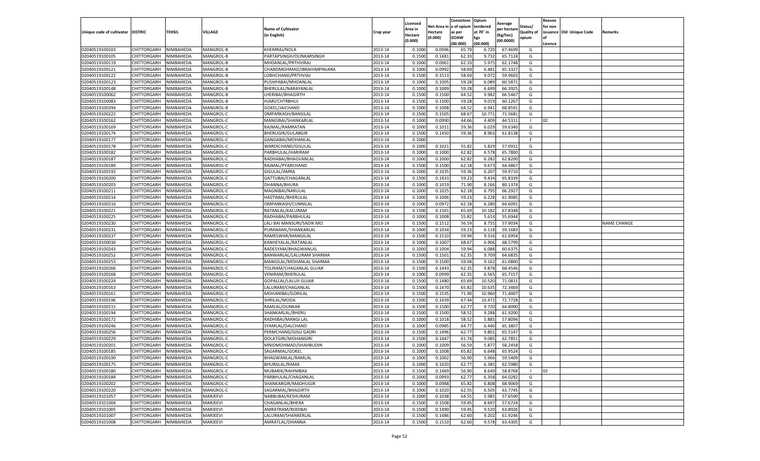| Unique code of cultivator | DISTRIC | TEHSIL | VILLAGE | Name of Cultivator (in English) | Crop year | Licensed Area in Hectare (0.000) | Net Area in Hectare (0.000) | Consistenc e of opium as per GOAW (00.000) | Opium tendered at 70° in kgs (00.000) | Average per hectare (Kg/hec) (00.0000) | Status/ Quality of opium | Reason for non issuance of Licence | Old Unique Code | Remarks |
|---|---|---|---|---|---|---|---|---|---|---|---|---|---|---|
| 02040519100103 | CHITTORGARH | NIMBAHEDA | MANGROL-B | KHEMRAJ/NOLA | 2013-14 | 0.1000 | 0.0996 | 65.79 | 6.720 | 67.4699 | G | | | |
| 02040519100105 | CHITTORGARH | NIMBAHEDA | MANGROL-B | PARTAPSINGH/OUNKARSINGH | 2013-14 | 0.1500 | 0.1481 | 62.33 | 9.732 | 65.7124 | G | | | |
| 02040519100119 | CHITTORGARH | NIMBAHEDA | MANGROL-B | MHDANLAL/PRTHVIRAJ | 2013-14 | 0.1000 | 0.0961 | 62.33 | 5.975 | 62.1748 | G | | | |
| 02040519100121 | CHITTORGARH | NIMBAHEDA | MANGROL-B | CHANDMOHMAD/IBRAHIMPINJARA | 2013-14 | 0.1000 | 0.0992 | 58.69 | 6.481 | 65.3327 | G | | | |
| 02040519100122 | CHITTORGARH | NIMBAHEDA | MANGROL-B | LOBHCHAND/PRTHVIAJ | 2013-14 | 0.1500 | 0.1513 | 58.69 | 9.072 | 59.9603 | G | | | |
| 02040519100123 | CHITTORGARH | NIMBAHEDA | MANGROL-B | PUSHPABAI/MHDANLAL | 2013-14 | 0.1000 | 0.1005 | 59.28 | 6.089 | 60.5871 | G | | | |
| 02040519100148 | CHITTORGARH | NIMBAHEDA | MANGROL-B | BHERULAL/NARAYANLAL | 2013-14 | 0.1000 | 0.1009 | 59.28 | 6.699 | 66.3925 | G | | | |
| 02040519100062 | CHITTORGARH | NIMBAHEDA | MANGROL-B | LHERIBAI/BHAGIRTH | 2013-14 | 0.1500 | 0.1500 | 64.52 | 9.982 | 66.5467 | G | | | |
| 02040519100083 | CHITTORGARH | NIMBAHEDA | MANGROL-B | HJARI/CHTRBHUJ | 2013-14 | 0.1500 | 0.1500 | 59.28 | 9.019 | 60.1267 | G | | | |
| 02040519100294 | CHITTORGARH | NIMBAHEDA | MANGROL-B | GOKEL/JAICHAND | 2013-14 | 0.1000 | 0.1008 | 64.52 | 6.941 | 68.8591 | G | | | |
| 02040519100222 | CHITTORGARH | NIMBAHEDA | MANGROL-C | OMPARKASH/BANSILAL | 2013-14 | 0.1500 | 0.1505 | 68.67 | 10.771 | 71.5681 | G | | | |
| 02040519100162 | CHITTORGARH | NIMBAHEDA | MANGROL-C | MANGIBAI/SHANKARLAL | 2013-14 | 0.1000 | 0.0990 | 44.66 | 4.409 | 44.5311 | I | 02 | | |
| 02040519100169 | CHITTORGARH | NIMBAHEDA | MANGROL-C | RAJMAL/RAMRATAN | 2013-14 | 0.1000 | 0.1011 | 59.36 | 6.029 | 59.6340 | G | | | |
| 02040519100174 | CHITTORGARH | NIMBAHEDA | MANGROL-C | BHERUGIR/GULABGIR | 2013-14 | 0.1500 | 0.1450 | 59.36 | 8.963 | 61.8138 | G | | | |
| 02040519100177 | CHITTORGARH | NIMBAHEDA | MANGROL-C | GANGABAI/MOHANLAL | 2013-14 | 0.1000 | | | | | F | | | |
| 02040519100178 | CHITTORGARH | NIMBAHEDA | MANGROL-C | WARDICHAND/GISULAL | 2013-14 | 0.1000 | 0.1021 | 55.82 | 5.829 | 57.0911 | G | | | |
| 02040519100182 | CHITTORGARH | NIMBAHEDA | MANGROL-C | PARBHULAL/HARIRAM | 2013-14 | 0.1000 | 0.1000 | 62.82 | 6.578 | 65.7800 | G | | | |
| 02040519100187 | CHITTORGARH | NIMBAHEDA | MANGROL-C | RADHABAI/BHAGVANLAL | 2013-14 | 0.1000 | 0.1000 | 62.82 | 6.282 | 62.8200 | G | | | |
| 02040519100189 | CHITTORGARH | NIMBAHEDA | MANGROL-C | RAJMAL/PYARCHAND | 2013-14 | 0.1500 | 0.1500 | 62.18 | 9.673 | 64.4867 | G | | | |
| 02040519100192 | CHITTORGARH | NIMBAHEDA | MANGROL-C | GISULAL/AMRA | 2013-14 | 0.1000 | 0.1035 | 59.36 | 6.207 | 59.9710 | G | | | |
| 02040519100200 | CHITTORGARH | NIMBAHEDA | MANGROL-C | GATTUBAI/CHAGANLAL | 2013-14 | 0.1500 | 0.1433 | 59.23 | 9.434 | 65.8339 | G | | | |
| 02040519100203 | CHITTORGARH | NIMBAHEDA | MANGROL-C | DHANNA/BHURA | 2013-14 | 0.1000 | 0.1019 | 71.90 | 8.166 | 80.1374 | G | | | |
| 02040519100211 | CHITTORGARH | NIMBAHEDA | MANGROL-C | MAGNIBAI/NARULAL | 2013-14 | 0.1000 | 0.1025 | 62.18 | 6.795 | 66.2927 | G | | | |
| 02040519100214 | CHITTORGARH | NIMBAHEDA | MANGROL-C | HASTIMAL/BHERULAL | 2013-14 | 0.1000 | 0.1006 | 59.23 | 6.228 | 61.9085 | G | | | |
| 02040519100216 | CHITTORGARH | NIMBAHEDA | MANGROL-C | OMPARKASH/CUNNILAL | 2013-14 | 0.1000 | 0.0972 | 62.18 | 6.280 | 64.6091 | G | | | |
| 02040519100221 | CHITTORGARH | NIMBAHEDA | MANGROL-C | RATANLAL/KALURAM | 2013-14 | 0.1500 | 0.1501 | 65.69 | 10.182 | 67.8348 | G | | | |
| 02040519100225 | CHITTORGARH | NIMBAHEDA | MANGROL-C | RADHABAI/PARBHULAL | 2013-14 | 0.1000 | 0.1008 | 55.82 | 5.614 | 55.6944 | G | | | |
| 02040519100230 | CHITTORGARH | NIMBAHEDA | MANGROL-C | LALI BAI MANSURI/SADIK MO. | 2013-14 | 0.1500 | 0.1512 | 56.59 | 8.755 | 57.9034 | G | | | NAME CHANGE |
| 02040519100231 | CHITTORGARH | NIMBAHEDA | MANGROL-C | PURANAML/SHANKARLAL | 2013-14 | 0.1000 | 0.1034 | 59.23 | 6.118 | 59.1683 | G | | | |
| 02040519100237 | CHITTORGARH | NIMBAHEDA | MANGROL-C | RAMESWAR/MANGILAL | 2013-14 | 0.1500 | 0.1510 | 59.94 | 9.316 | 61.6954 | G | | | |
| 02040519100030 | CHITTORGARH | NIMBAHEDA | MANGROL-C | KANHEYALAL/RATANLAL | 2013-14 | 0.1000 | 0.1007 | 68.67 | 6.906 | 68.5799 | G | | | |
| 02040519100243 | CHITTORGARH | NIMBAHEDA | MANGROL-C | RADESYAM/BHAGWANLAL | 2013-14 | 0.1000 | 0.1004 | 59.94 | 6.088 | 60.6375 | G | | | |
| 02040519100252 | CHITTORGARH | NIMBAHEDA | MANGROL-C | BANWARLAL/LALURAM SHARMA | 2013-14 | 0.1500 | 0.1501 | 62.35 | 9.709 | 64.6835 | G | | | |
| 02040519100253 | CHITTORGARH | NIMBAHEDA | MANGROL-C | MANGILAL/MOHANLAL SHARMA | 2013-14 | 0.1500 | 0.1500 | 59.94 | 9.162 | 61.0800 | G | | | |
| 02040519100266 | CHITTORGARH | NIMBAHEDA | MANGROL-C | TOLIRAM/CHAGANLAL GUJAR | 2013-14 | 0.1500 | 0.1443 | 62.35 | 9.878 | 68.4546 | G | | | |
| 02040519100168 | CHITTORGARH | NIMBAHEDA | MANGROL-C | VENIRAM/BHERULAL | 2013-14 | 0.1000 | 0.0999 | 62.35 | 6.565 | 65.7157 | G | | | |
| 02040519100224 | CHITTORGARH | NIMBAHEDA | MANGROL-C | GOPALLAL/LALUJI GUJAR | 2013-14 | 0.1500 | 0.1480 | 65.69 | 10.520 | 71.0811 | G | | | |
| 02040519100163 | CHITTORGARH | NIMBAHEDA | MANGROL-C | LALURAM/CHAGANLAL | 2013-14 | 0.1500 | 0.1470 | 65.82 | 10.635 | 72.3469 | G | | | |
| 02040519100161 | CHITTORGARH | NIMBAHEDA | MANGROL-C | MOHANIBAI/GORILAL | 2013-14 | 0.1500 | 0.1535 | 71.90 | 10.960 | 71.4007 | G | | | |
| 02040519100196 | CHITTORGARH | NIMBAHEDA | MANGROL-C | SHRILAL/MODA | 2013-14 | 0.1500 | 0.1439 | 67.44 | 10.472 | 72.7728 | G | | | |
| 02040519100215 | CHITTORGARH | NIMBAHEDA | MANGROL-C | RAMLAL/OUNKAR | 2013-14 | 0.1500 | 0.1500 | 62.77 | 9.720 | 64.8000 | G | | | |
| 02040519100194 | CHITTORGARH | NIMBAHEDA | MANGROL-C | SHANKARLAL/BHERU | 2013-14 | 0.1500 | 0.1500 | 58.52 | 9.288 | 61.9200 | G | | | |
| 02040519100172 | CHITTORGARH | NIMBAHEDA | MANGROL-C | RADHIBAI/MANGI LAL | 2013-14 | 0.1000 | 0.1018 | 58.52 | 5.885 | 57.8094 | G | | | |
| 02040519100246 | CHITTORGARH | NIMBAHEDA | MANGROL-C | SYAMLAL/DALCHAND | 2013-14 | 0.1000 | 0.0985 | 64.77 | 6.440 | 65.3807 | G | | | |
| 02040519100256 | CHITTORGARH | NIMBAHEDA | MANGROL-C | PERMCHAND/GISU GADRI | 2013-14 | 0.1500 | 0.1496 | 62.77 | 9.801 | 65.5147 | G | | | |
| 02040519100229 | CHITTORGARH | NIMBAHEDA | MANGROL-C | DOLATGIRI/MOHANGIRI | 2013-14 | 0.1500 | 0.1447 | 61.74 | 9.085 | 62.7851 | G | | | |
| 02040519100201 | CHITTORGARH | NIMBAHEDA | MANGROL-C | MNIDMOHMAD/SHAHBUDIN | 2013-14 | 0.1000 | 0.1009 | 56.59 | 5.877 | 58.2458 | G | | | |
| 02040519100185 | CHITTORGARH | NIMBAHEDA | MANGROL-C | SAGARMAL/GOKEL | 2013-14 | 0.1000 | 0.1008 | 65.82 | 6.648 | 65.9524 | G | | | |
| 02040519100190 | CHITTORGARH | NIMBAHEDA | MANGROL-C | BHAGWANLAL/RAMLAL | 2013-14 | 0.1000 | 0.1002 | 56.90 | 5.966 | 59.5409 | G | | | |
| 02040519100175 | CHITTORGARH | NIMBAHEDA | MANGROL-C | BHURALAL/RAMA | 2013-14 | 0.1000 | 0.1020 | 62.77 | 6.385 | 62.5980 | G | | | |
| 02040519100180 | CHITTORGARH | NIMBAHEDA | MANGROL-C | MUBARIK/RAHIMBAX | 2013-14 | 0.1500 | 0.1469 | 56.90 | 8.649 | 58.8768 | I | 02 | | |
| 02040519100184 | CHITTORGARH | NIMBAHEDA | MANGROL-C | PARBHULAL/CHAGANLAL | 2013-14 | 0.1000 | 0.0993 | 62.77 | 6.358 | 64.0282 | G | | | |
| 02040519100202 | CHITTORGARH | NIMBAHEDA | MANGROL-C | SHANKARGIR/MADHUGIR | 2013-14 | 0.1000 | 0.0988 | 65.82 | 6.808 | 68.9069 | G | | | |
| 02040519100220 | CHITTORGARH | NIMBAHEDA | MANGROL-C | SAGARMAL/BHAGIRTH | 2013-14 | 0.1000 | 0.1020 | 62.55 | 6.505 | 63.7745 | G | | | |
| 02040519101057 | CHITTORGARH | NIMBAHEDA | MARJEEVI | NABBUBAI/KESHURAM | 2013-14 | 0.1000 | 0.1038 | 64.55 | 5.985 | 57.6590 | G | | | |
| 02040519101004 | CHITTORGARH | NIMBAHEDA | MARJEEVI | CHAGANLAL/BHERA | 2013-14 | 0.1500 | 0.1508 | 59.45 | 8.697 | 57.6724 | G | | | |
| 02040519101005 | CHITTORGARH | NIMBAHEDA | MARJEEVI | AMRATRAM/RODIBAI | 2013-14 | 0.1500 | 0.1490 | 59.45 | 9.520 | 63.8926 | G | | | |
| 02040519101007 | CHITTORGARH | NIMBAHEDA | MARJEEVI | LALURAM/SHANKERLAL | 2013-14 | 0.1500 | 0.1486 | 62.60 | 9.202 | 61.9246 | G | | | |
| 02040519101008 | CHITTORGARH | NIMBAHEDA | MARJEEVI | AMRATLAL/DHANNA | 2013-14 | 0.1500 | 0.1510 | 62.60 | 9.578 | 63.4305 | G | | | |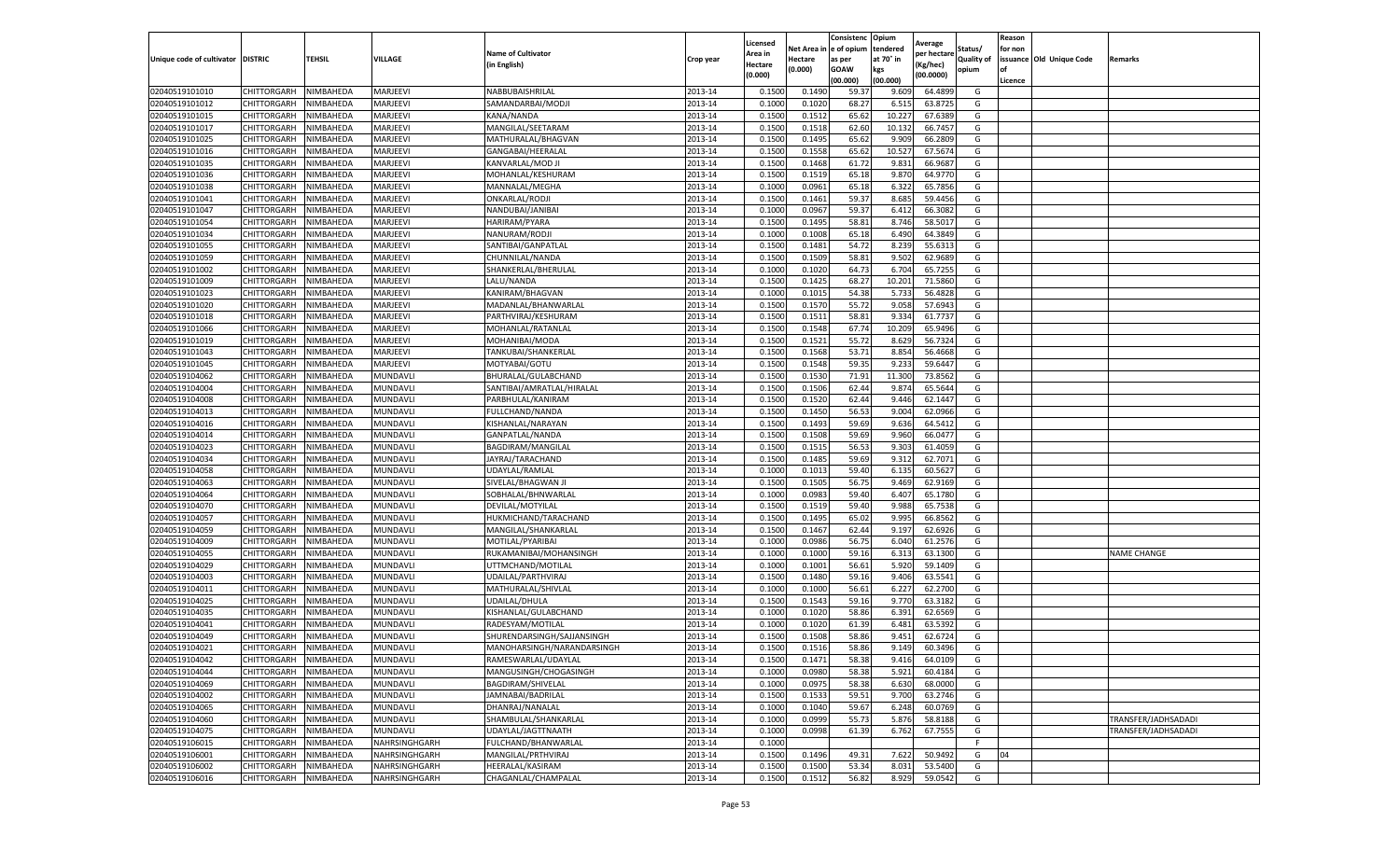| Unique code of cultivator | DISTRIC | TEHSIL | VILLAGE | Name of Cultivator (in English) | Crop year | Licensed Area in Hectare (0.000) | Net Area in Hectare (0.000) | Consistenc e of opium as per GOAW (00.000) | Opium tendered at 70° in kgs (00.000) | Average per hectare (Kg/hec) (00.0000) | Status/ Quality of opium | Reason for non issuance of Licence | Old Unique Code | Remarks |
|---|---|---|---|---|---|---|---|---|---|---|---|---|---|---|
| 02040519101010 | CHITTORGARH | NIMBAHEDA | MARJEEVI | NABBUBAISHRILAL | 2013-14 | 0.1500 | 0.1490 | 59.37 | 9.609 | 64.4899 | G | | | |
| 02040519101012 | CHITTORGARH | NIMBAHEDA | MARJEEVI | SAMANDARBAI/MODJI | 2013-14 | 0.1000 | 0.1020 | 68.27 | 6.515 | 63.8725 | G | | | |
| 02040519101015 | CHITTORGARH | NIMBAHEDA | MARJEEVI | KANA/NANDA | 2013-14 | 0.1500 | 0.1512 | 65.62 | 10.227 | 67.6389 | G | | | |
| 02040519101017 | CHITTORGARH | NIMBAHEDA | MARJEEVI | MANGILAL/SEETARAM | 2013-14 | 0.1500 | 0.1518 | 62.60 | 10.132 | 66.7457 | G | | | |
| 02040519101025 | CHITTORGARH | NIMBAHEDA | MARJEEVI | MATHURALAL/BHAGVAN | 2013-14 | 0.1500 | 0.1495 | 65.62 | 9.909 | 66.2809 | G | | | |
| 02040519101016 | CHITTORGARH | NIMBAHEDA | MARJEEVI | GANGABAI/HEERALAL | 2013-14 | 0.1500 | 0.1558 | 65.62 | 10.527 | 67.5674 | G | | | |
| 02040519101035 | CHITTORGARH | NIMBAHEDA | MARJEEVI | KANVARLAL/MOD JI | 2013-14 | 0.1500 | 0.1468 | 61.72 | 9.831 | 66.9687 | G | | | |
| 02040519101036 | CHITTORGARH | NIMBAHEDA | MARJEEVI | MOHANLAL/KESHURAM | 2013-14 | 0.1500 | 0.1519 | 65.18 | 9.870 | 64.9770 | G | | | |
| 02040519101038 | CHITTORGARH | NIMBAHEDA | MARJEEVI | MANNALAL/MEGHA | 2013-14 | 0.1000 | 0.0961 | 65.18 | 6.322 | 65.7856 | G | | | |
| 02040519101041 | CHITTORGARH | NIMBAHEDA | MARJEEVI | ONKARLAL/RODJI | 2013-14 | 0.1500 | 0.1461 | 59.37 | 8.685 | 59.4456 | G | | | |
| 02040519101047 | CHITTORGARH | NIMBAHEDA | MARJEEVI | NANDUBAI/JANIBAI | 2013-14 | 0.1000 | 0.0967 | 59.37 | 6.412 | 66.3082 | G | | | |
| 02040519101054 | CHITTORGARH | NIMBAHEDA | MARJEEVI | HARIRAM/PYARA | 2013-14 | 0.1500 | 0.1495 | 58.81 | 8.746 | 58.5017 | G | | | |
| 02040519101034 | CHITTORGARH | NIMBAHEDA | MARJEEVI | NANURAM/RODJI | 2013-14 | 0.1000 | 0.1008 | 65.18 | 6.490 | 64.3849 | G | | | |
| 02040519101055 | CHITTORGARH | NIMBAHEDA | MARJEEVI | SANTIBAI/GANPATLAL | 2013-14 | 0.1500 | 0.1481 | 54.72 | 8.239 | 55.6313 | G | | | |
| 02040519101059 | CHITTORGARH | NIMBAHEDA | MARJEEVI | CHUNNILAL/NANDA | 2013-14 | 0.1500 | 0.1509 | 58.81 | 9.502 | 62.9689 | G | | | |
| 02040519101002 | CHITTORGARH | NIMBAHEDA | MARJEEVI | SHANKERLAL/BHERULAL | 2013-14 | 0.1000 | 0.1020 | 64.73 | 6.704 | 65.7255 | G | | | |
| 02040519101009 | CHITTORGARH | NIMBAHEDA | MARJEEVI | LALU/NANDA | 2013-14 | 0.1500 | 0.1425 | 68.27 | 10.201 | 71.5860 | G | | | |
| 02040519101023 | CHITTORGARH | NIMBAHEDA | MARJEEVI | KANIRAM/BHAGVAN | 2013-14 | 0.1000 | 0.1015 | 54.38 | 5.733 | 56.4828 | G | | | |
| 02040519101020 | CHITTORGARH | NIMBAHEDA | MARJEEVI | MADANLAL/BHANWARLAL | 2013-14 | 0.1500 | 0.1570 | 55.72 | 9.058 | 57.6943 | G | | | |
| 02040519101018 | CHITTORGARH | NIMBAHEDA | MARJEEVI | PARTHVIRAJ/KESHURAM | 2013-14 | 0.1500 | 0.1511 | 58.81 | 9.334 | 61.7737 | G | | | |
| 02040519101066 | CHITTORGARH | NIMBAHEDA | MARJEEVI | MOHANLAL/RATANLAL | 2013-14 | 0.1500 | 0.1548 | 67.74 | 10.209 | 65.9496 | G | | | |
| 02040519101019 | CHITTORGARH | NIMBAHEDA | MARJEEVI | MOHANIBAI/MODA | 2013-14 | 0.1500 | 0.1521 | 55.72 | 8.629 | 56.7324 | G | | | |
| 02040519101043 | CHITTORGARH | NIMBAHEDA | MARJEEVI | TANKUBAI/SHANKERLAL | 2013-14 | 0.1500 | 0.1568 | 53.71 | 8.854 | 56.4668 | G | | | |
| 02040519101045 | CHITTORGARH | NIMBAHEDA | MARJEEVI | MOTYABAI/GOTU | 2013-14 | 0.1500 | 0.1548 | 59.35 | 9.233 | 59.6447 | G | | | |
| 02040519104062 | CHITTORGARH | NIMBAHEDA | MUNDAVLI | BHURALAL/GULABCHAND | 2013-14 | 0.1500 | 0.1530 | 71.91 | 11.300 | 73.8562 | G | | | |
| 02040519104004 | CHITTORGARH | NIMBAHEDA | MUNDAVLI | SANTIBAI/AMRATLAL/HIRALAL | 2013-14 | 0.1500 | 0.1506 | 62.44 | 9.874 | 65.5644 | G | | | |
| 02040519104008 | CHITTORGARH | NIMBAHEDA | MUNDAVLI | PARBHULAL/KANIRAM | 2013-14 | 0.1500 | 0.1520 | 62.44 | 9.446 | 62.1447 | G | | | |
| 02040519104013 | CHITTORGARH | NIMBAHEDA | MUNDAVLI | FULLCHAND/NANDA | 2013-14 | 0.1500 | 0.1450 | 56.53 | 9.004 | 62.0966 | G | | | |
| 02040519104016 | CHITTORGARH | NIMBAHEDA | MUNDAVLI | KISHANLAL/NARAYAN | 2013-14 | 0.1500 | 0.1493 | 59.69 | 9.636 | 64.5412 | G | | | |
| 02040519104014 | CHITTORGARH | NIMBAHEDA | MUNDAVLI | GANPATLAL/NANDA | 2013-14 | 0.1500 | 0.1508 | 59.69 | 9.960 | 66.0477 | G | | | |
| 02040519104023 | CHITTORGARH | NIMBAHEDA | MUNDAVLI | BAGDIRAM/MANGILAL | 2013-14 | 0.1500 | 0.1515 | 56.53 | 9.303 | 61.4059 | G | | | |
| 02040519104034 | CHITTORGARH | NIMBAHEDA | MUNDAVLI | JAYRAJ/TARACHAND | 2013-14 | 0.1500 | 0.1485 | 59.69 | 9.312 | 62.7071 | G | | | |
| 02040519104058 | CHITTORGARH | NIMBAHEDA | MUNDAVLI | UDAYLAL/RAMLAL | 2013-14 | 0.1000 | 0.1013 | 59.40 | 6.135 | 60.5627 | G | | | |
| 02040519104063 | CHITTORGARH | NIMBAHEDA | MUNDAVLI | SIVELAL/BHAGWAN JI | 2013-14 | 0.1500 | 0.1505 | 56.75 | 9.469 | 62.9169 | G | | | |
| 02040519104064 | CHITTORGARH | NIMBAHEDA | MUNDAVLI | SOBHALAL/BHNWARLAL | 2013-14 | 0.1000 | 0.0983 | 59.40 | 6.407 | 65.1780 | G | | | |
| 02040519104070 | CHITTORGARH | NIMBAHEDA | MUNDAVLI | DEVILAL/MOTYILAL | 2013-14 | 0.1500 | 0.1519 | 59.40 | 9.988 | 65.7538 | G | | | |
| 02040519104057 | CHITTORGARH | NIMBAHEDA | MUNDAVLI | HUKMICHAND/TARACHAND | 2013-14 | 0.1500 | 0.1495 | 65.02 | 9.995 | 66.8562 | G | | | |
| 02040519104059 | CHITTORGARH | NIMBAHEDA | MUNDAVLI | MANGILAL/SHANKARLAL | 2013-14 | 0.1500 | 0.1467 | 62.44 | 9.197 | 62.6926 | G | | | |
| 02040519104009 | CHITTORGARH | NIMBAHEDA | MUNDAVLI | MOTILAL/PYARIBAI | 2013-14 | 0.1000 | 0.0986 | 56.75 | 6.040 | 61.2576 | G | | | |
| 02040519104055 | CHITTORGARH | NIMBAHEDA | MUNDAVLI | RUKAMANIBAI/MOHANSINGH | 2013-14 | 0.1000 | 0.1000 | 59.16 | 6.313 | 63.1300 | G | | | NAME CHANGE |
| 02040519104029 | CHITTORGARH | NIMBAHEDA | MUNDAVLI | UTTMCHAND/MOTILAL | 2013-14 | 0.1000 | 0.1001 | 56.61 | 5.920 | 59.1409 | G | | | |
| 02040519104003 | CHITTORGARH | NIMBAHEDA | MUNDAVLI | UDAILAL/PARTHVIRAJ | 2013-14 | 0.1500 | 0.1480 | 59.16 | 9.406 | 63.5541 | G | | | |
| 02040519104011 | CHITTORGARH | NIMBAHEDA | MUNDAVLI | MATHURALAL/SHIVLAL | 2013-14 | 0.1000 | 0.1000 | 56.61 | 6.227 | 62.2700 | G | | | |
| 02040519104025 | CHITTORGARH | NIMBAHEDA | MUNDAVLI | UDAILAL/DHULA | 2013-14 | 0.1500 | 0.1543 | 59.16 | 9.770 | 63.3182 | G | | | |
| 02040519104035 | CHITTORGARH | NIMBAHEDA | MUNDAVLI | KISHANLAL/GULABCHAND | 2013-14 | 0.1000 | 0.1020 | 58.86 | 6.391 | 62.6569 | G | | | |
| 02040519104041 | CHITTORGARH | NIMBAHEDA | MUNDAVLI | RADESYAM/MOTILAL | 2013-14 | 0.1000 | 0.1020 | 61.39 | 6.481 | 63.5392 | G | | | |
| 02040519104049 | CHITTORGARH | NIMBAHEDA | MUNDAVLI | SHURENDARSINGH/SAJJANSINGH | 2013-14 | 0.1500 | 0.1508 | 58.86 | 9.451 | 62.6724 | G | | | |
| 02040519104021 | CHITTORGARH | NIMBAHEDA | MUNDAVLI | MANOHARSINGH/NARANDARSINGH | 2013-14 | 0.1500 | 0.1516 | 58.86 | 9.149 | 60.3496 | G | | | |
| 02040519104042 | CHITTORGARH | NIMBAHEDA | MUNDAVLI | RAMESWARLAL/UDAYLAL | 2013-14 | 0.1500 | 0.1471 | 58.38 | 9.416 | 64.0109 | G | | | |
| 02040519104044 | CHITTORGARH | NIMBAHEDA | MUNDAVLI | MANGUSINGH/CHOGASINGH | 2013-14 | 0.1000 | 0.0980 | 58.38 | 5.921 | 60.4184 | G | | | |
| 02040519104069 | CHITTORGARH | NIMBAHEDA | MUNDAVLI | BAGDIRAM/SHIVELAL | 2013-14 | 0.1000 | 0.0975 | 58.38 | 6.630 | 68.0000 | G | | | |
| 02040519104002 | CHITTORGARH | NIMBAHEDA | MUNDAVLI | JAMNABAI/BADRILAL | 2013-14 | 0.1500 | 0.1533 | 59.51 | 9.700 | 63.2746 | G | | | |
| 02040519104065 | CHITTORGARH | NIMBAHEDA | MUNDAVLI | DHANRAJ/NANALAL | 2013-14 | 0.1000 | 0.1040 | 59.67 | 6.248 | 60.0769 | G | | | |
| 02040519104060 | CHITTORGARH | NIMBAHEDA | MUNDAVLI | SHAMBULAL/SHANKARLAL | 2013-14 | 0.1000 | 0.0999 | 55.73 | 5.876 | 58.8188 | G | | | TRANSFER/JADHSADADI |
| 02040519104075 | CHITTORGARH | NIMBAHEDA | MUNDAVLI | UDAYLAL/JAGTTNAATH | 2013-14 | 0.1000 | 0.0998 | 61.39 | 6.762 | 67.7555 | G | | | TRANSFER/JADHSADADI |
| 02040519106015 | CHITTORGARH | NIMBAHEDA | NAHRSINGHGARH | FULCHAND/BHANWARLAL | 2013-14 | 0.1000 | | | | | F | | | |
| 02040519106001 | CHITTORGARH | NIMBAHEDA | NAHRSINGHGARH | MANGILAL/PRTHVIRAJ | 2013-14 | 0.1500 | 0.1496 | 49.31 | 7.622 | 50.9492 | G | 04 | | |
| 02040519106002 | CHITTORGARH | NIMBAHEDA | NAHRSINGHGARH | HEERALAL/KASIRAM | 2013-14 | 0.1500 | 0.1500 | 53.34 | 8.031 | 53.5400 | G | | | |
| 02040519106016 | CHITTORGARH | NIMBAHEDA | NAHRSINGHGARH | CHAGANLAL/CHAMPALAL | 2013-14 | 0.1500 | 0.1512 | 56.82 | 8.929 | 59.0542 | G | | | |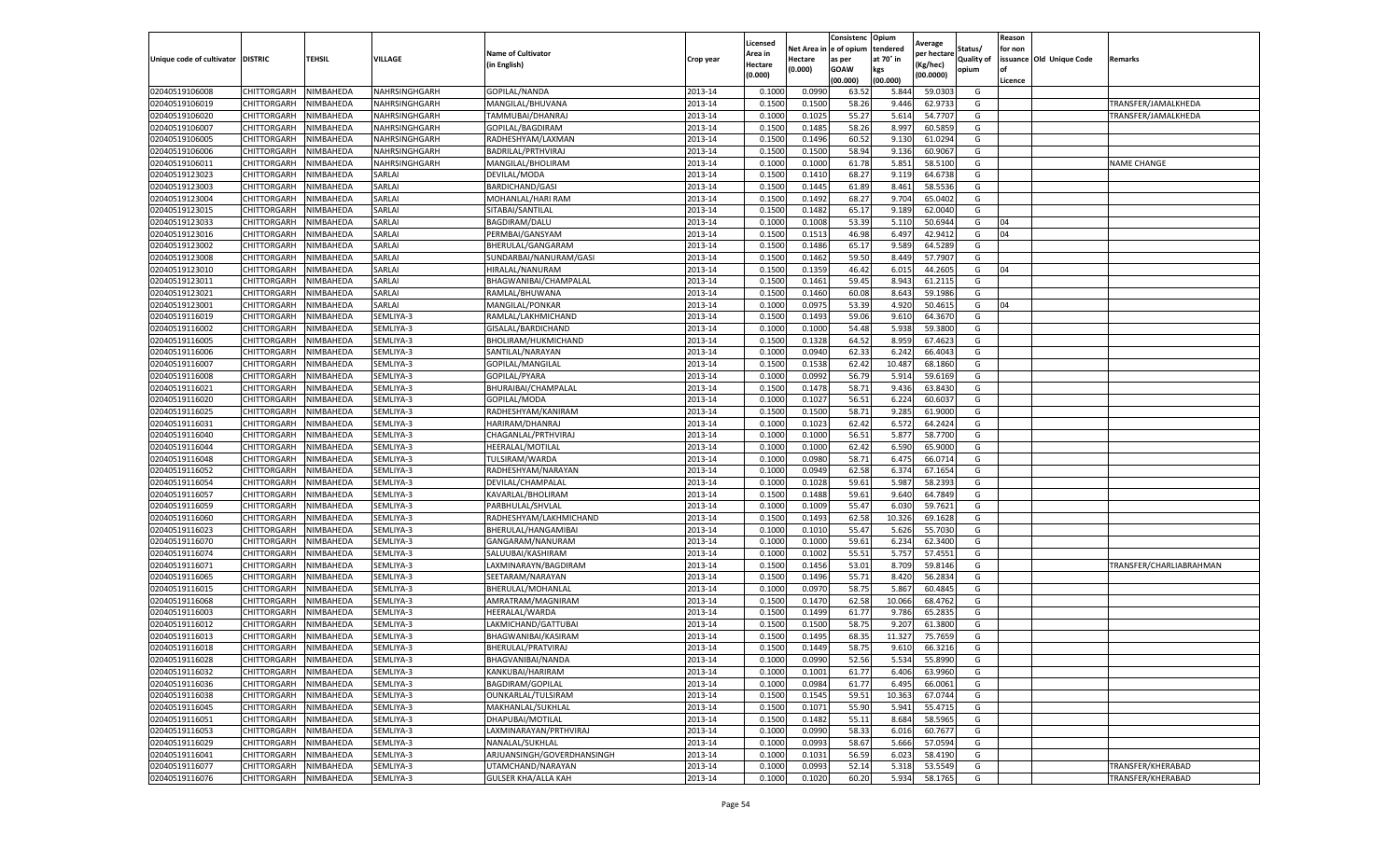| Unique code of cultivator | DISTRIC | TEHSIL | VILLAGE | Name of Cultivator (in English) | Crop year | Licensed Area in Hectare (0.000) | Net Area in Hectare (0.000) | Consistenc e of opium as per GOAW (00.000) | Opium tendered at 70° in kgs (00.000) | Average per hectare (Kg/hec) (00.0000) | Status/ Quality of opium | Reason for non issuance of Licence | Old Unique Code | Remarks |
|---|---|---|---|---|---|---|---|---|---|---|---|---|---|---|
| 02040519106008 | CHITTORGARH | NIMBAHEDA | NAHRSINGHGARH | GOPILAL/NANDA | 2013-14 | 0.1000 | 0.0990 | 63.52 | 5.844 | 59.0303 | G | | | |
| 02040519106019 | CHITTORGARH | NIMBAHEDA | NAHRSINGHGARH | MANGILAL/BHUVANA | 2013-14 | 0.1500 | 0.1500 | 58.26 | 9.446 | 62.9733 | G | | | TRANSFER/JAMALKHEDA |
| 02040519106020 | CHITTORGARH | NIMBAHEDA | NAHRSINGHGARH | TAMMUBAI/DHANRAJ | 2013-14 | 0.1000 | 0.1025 | 55.27 | 5.614 | 54.7707 | G | | | TRANSFER/JAMALKHEDA |
| 02040519106007 | CHITTORGARH | NIMBAHEDA | NAHRSINGHGARH | GOPILAL/BAGDIRAM | 2013-14 | 0.1500 | 0.1485 | 58.26 | 8.997 | 60.5859 | G | | | |
| 02040519106005 | CHITTORGARH | NIMBAHEDA | NAHRSINGHGARH | RADHESHYAM/LAXMAN | 2013-14 | 0.1500 | 0.1496 | 60.52 | 9.130 | 61.0294 | G | | | |
| 02040519106006 | CHITTORGARH | NIMBAHEDA | NAHRSINGHGARH | BADRILAL/PRTHVIRAJ | 2013-14 | 0.1500 | 0.1500 | 58.94 | 9.136 | 60.9067 | G | | | |
| 02040519106011 | CHITTORGARH | NIMBAHEDA | NAHRSINGHGARH | MANGILAL/BHOLIRAM | 2013-14 | 0.1000 | 0.1000 | 61.78 | 5.851 | 58.5100 | G | | | NAME CHANGE |
| 02040519123023 | CHITTORGARH | NIMBAHEDA | SARLAI | DEVILAL/MODA | 2013-14 | 0.1500 | 0.1410 | 68.27 | 9.119 | 64.6738 | G | | | |
| 02040519123003 | CHITTORGARH | NIMBAHEDA | SARLAI | BARDICHAND/GASI | 2013-14 | 0.1500 | 0.1445 | 61.89 | 8.461 | 58.5536 | G | | | |
| 02040519123004 | CHITTORGARH | NIMBAHEDA | SARLAI | MOHANLAL/HARI RAM | 2013-14 | 0.1500 | 0.1492 | 68.27 | 9.704 | 65.0402 | G | | | |
| 02040519123015 | CHITTORGARH | NIMBAHEDA | SARLAI | SITABAI/SANTILAL | 2013-14 | 0.1500 | 0.1482 | 65.17 | 9.189 | 62.0040 | G | | | |
| 02040519123033 | CHITTORGARH | NIMBAHEDA | SARLAI | BAGDIRAM/DALU | 2013-14 | 0.1000 | 0.1008 | 53.39 | 5.110 | 50.6944 | G | 04 | | |
| 02040519123016 | CHITTORGARH | NIMBAHEDA | SARLAI | PERMBAI/GANSYAM | 2013-14 | 0.1500 | 0.1513 | 46.98 | 6.497 | 42.9412 | G | 04 | | |
| 02040519123002 | CHITTORGARH | NIMBAHEDA | SARLAI | BHERULAL/GANGARAM | 2013-14 | 0.1500 | 0.1486 | 65.17 | 9.589 | 64.5289 | G | | | |
| 02040519123008 | CHITTORGARH | NIMBAHEDA | SARLAI | SUNDARBAI/NANURAM/GASI | 2013-14 | 0.1500 | 0.1462 | 59.50 | 8.449 | 57.7907 | G | | | |
| 02040519123010 | CHITTORGARH | NIMBAHEDA | SARLAI | HIRALAL/NANURAM | 2013-14 | 0.1500 | 0.1359 | 46.42 | 6.015 | 44.2605 | G | 04 | | |
| 02040519123011 | CHITTORGARH | NIMBAHEDA | SARLAI | BHAGWANIBAI/CHAMPALAL | 2013-14 | 0.1500 | 0.1461 | 59.45 | 8.943 | 61.2115 | G | | | |
| 02040519123021 | CHITTORGARH | NIMBAHEDA | SARLAI | RAMLAL/BHUWANA | 2013-14 | 0.1500 | 0.1460 | 60.08 | 8.643 | 59.1986 | G | | | |
| 02040519123001 | CHITTORGARH | NIMBAHEDA | SARLAI | MANGILAL/PONKAR | 2013-14 | 0.1000 | 0.0975 | 53.39 | 4.920 | 50.4615 | G | 04 | | |
| 02040519116019 | CHITTORGARH | NIMBAHEDA | SEMLIYA-3 | RAMLAL/LAKHMICHAND | 2013-14 | 0.1500 | 0.1493 | 59.06 | 9.610 | 64.3670 | G | | | |
| 02040519116002 | CHITTORGARH | NIMBAHEDA | SEMLIYA-3 | GISALAL/BARDICHAND | 2013-14 | 0.1000 | 0.1000 | 54.48 | 5.938 | 59.3800 | G | | | |
| 02040519116005 | CHITTORGARH | NIMBAHEDA | SEMLIYA-3 | BHOLIRAM/HUKMICHAND | 2013-14 | 0.1500 | 0.1328 | 64.52 | 8.959 | 67.4623 | G | | | |
| 02040519116006 | CHITTORGARH | NIMBAHEDA | SEMLIYA-3 | SANTILAL/NARAYAN | 2013-14 | 0.1000 | 0.0940 | 62.33 | 6.242 | 66.4043 | G | | | |
| 02040519116007 | CHITTORGARH | NIMBAHEDA | SEMLIYA-3 | GOPILAL/MANGILAL | 2013-14 | 0.1500 | 0.1538 | 62.42 | 10.487 | 68.1860 | G | | | |
| 02040519116008 | CHITTORGARH | NIMBAHEDA | SEMLIYA-3 | GOPILAL/PYARA | 2013-14 | 0.1000 | 0.0992 | 56.79 | 5.914 | 59.6169 | G | | | |
| 02040519116021 | CHITTORGARH | NIMBAHEDA | SEMLIYA-3 | BHURAIBAI/CHAMPALAL | 2013-14 | 0.1500 | 0.1478 | 58.71 | 9.436 | 63.8430 | G | | | |
| 02040519116020 | CHITTORGARH | NIMBAHEDA | SEMLIYA-3 | GOPILAL/MODA | 2013-14 | 0.1000 | 0.1027 | 56.51 | 6.224 | 60.6037 | G | | | |
| 02040519116025 | CHITTORGARH | NIMBAHEDA | SEMLIYA-3 | RADHESHYAM/KANIRAM | 2013-14 | 0.1500 | 0.1500 | 58.71 | 9.285 | 61.9000 | G | | | |
| 02040519116031 | CHITTORGARH | NIMBAHEDA | SEMLIYA-3 | HARIRAM/DHANRAJ | 2013-14 | 0.1000 | 0.1023 | 62.42 | 6.572 | 64.2424 | G | | | |
| 02040519116040 | CHITTORGARH | NIMBAHEDA | SEMLIYA-3 | CHAGANLAL/PRTHVIRAJ | 2013-14 | 0.1000 | 0.1000 | 56.51 | 5.877 | 58.7700 | G | | | |
| 02040519116044 | CHITTORGARH | NIMBAHEDA | SEMLIYA-3 | HEERALAL/MOTILAL | 2013-14 | 0.1000 | 0.1000 | 62.42 | 6.590 | 65.9000 | G | | | |
| 02040519116048 | CHITTORGARH | NIMBAHEDA | SEMLIYA-3 | TULSIRAM/WARDA | 2013-14 | 0.1000 | 0.0980 | 58.71 | 6.475 | 66.0714 | G | | | |
| 02040519116052 | CHITTORGARH | NIMBAHEDA | SEMLIYA-3 | RADHESHYAM/NARAYAN | 2013-14 | 0.1000 | 0.0949 | 62.58 | 6.374 | 67.1654 | G | | | |
| 02040519116054 | CHITTORGARH | NIMBAHEDA | SEMLIYA-3 | DEVILAL/CHAMPALAL | 2013-14 | 0.1000 | 0.1028 | 59.61 | 5.987 | 58.2393 | G | | | |
| 02040519116057 | CHITTORGARH | NIMBAHEDA | SEMLIYA-3 | KAVARLAL/BHOLIRAM | 2013-14 | 0.1500 | 0.1488 | 59.61 | 9.640 | 64.7849 | G | | | |
| 02040519116059 | CHITTORGARH | NIMBAHEDA | SEMLIYA-3 | PARBHULAL/SHVLAL | 2013-14 | 0.1000 | 0.1009 | 55.47 | 6.030 | 59.7621 | G | | | |
| 02040519116060 | CHITTORGARH | NIMBAHEDA | SEMLIYA-3 | RADHESHYAM/LAKHMICHAND | 2013-14 | 0.1500 | 0.1493 | 62.58 | 10.326 | 69.1628 | G | | | |
| 02040519116023 | CHITTORGARH | NIMBAHEDA | SEMLIYA-3 | BHERULAL/HANGAMIBAI | 2013-14 | 0.1000 | 0.1010 | 55.47 | 5.626 | 55.7030 | G | | | |
| 02040519116070 | CHITTORGARH | NIMBAHEDA | SEMLIYA-3 | GANGARAM/NANURAM | 2013-14 | 0.1000 | 0.1000 | 59.61 | 6.234 | 62.3400 | G | | | |
| 02040519116074 | CHITTORGARH | NIMBAHEDA | SEMLIYA-3 | SALUUBAI/KASHIRAM | 2013-14 | 0.1000 | 0.1002 | 55.51 | 5.757 | 57.4551 | G | | | |
| 02040519116071 | CHITTORGARH | NIMBAHEDA | SEMLIYA-3 | LAXMINARAYN/BAGDIRAM | 2013-14 | 0.1500 | 0.1456 | 53.01 | 8.709 | 59.8146 | G | | | TRANSFER/CHARLIABRAHMAN |
| 02040519116065 | CHITTORGARH | NIMBAHEDA | SEMLIYA-3 | SEETARAM/NARAYAN | 2013-14 | 0.1500 | 0.1496 | 55.71 | 8.420 | 56.2834 | G | | | |
| 02040519116015 | CHITTORGARH | NIMBAHEDA | SEMLIYA-3 | BHERULAL/MOHANLAL | 2013-14 | 0.1000 | 0.0970 | 58.75 | 5.867 | 60.4845 | G | | | |
| 02040519116068 | CHITTORGARH | NIMBAHEDA | SEMLIYA-3 | AMRATRAM/MAGNIRAM | 2013-14 | 0.1500 | 0.1470 | 62.58 | 10.066 | 68.4762 | G | | | |
| 02040519116003 | CHITTORGARH | NIMBAHEDA | SEMLIYA-3 | HEERALAL/WARDA | 2013-14 | 0.1500 | 0.1499 | 61.77 | 9.786 | 65.2835 | G | | | |
| 02040519116012 | CHITTORGARH | NIMBAHEDA | SEMLIYA-3 | LAKMICHAND/GATTUBAI | 2013-14 | 0.1500 | 0.1500 | 58.75 | 9.207 | 61.3800 | G | | | |
| 02040519116013 | CHITTORGARH | NIMBAHEDA | SEMLIYA-3 | BHAGWANIBAI/KASIRAM | 2013-14 | 0.1500 | 0.1495 | 68.35 | 11.327 | 75.7659 | G | | | |
| 02040519116018 | CHITTORGARH | NIMBAHEDA | SEMLIYA-3 | BHERULAL/PRATVIRAJ | 2013-14 | 0.1500 | 0.1449 | 58.75 | 9.610 | 66.3216 | G | | | |
| 02040519116028 | CHITTORGARH | NIMBAHEDA | SEMLIYA-3 | BHAGVANIBAI/NANDA | 2013-14 | 0.1000 | 0.0990 | 52.56 | 5.534 | 55.8990 | G | | | |
| 02040519116032 | CHITTORGARH | NIMBAHEDA | SEMLIYA-3 | KANKUBAI/HARIRAM | 2013-14 | 0.1000 | 0.1001 | 61.77 | 6.406 | 63.9960 | G | | | |
| 02040519116036 | CHITTORGARH | NIMBAHEDA | SEMLIYA-3 | BAGDIRAM/GOPILAL | 2013-14 | 0.1000 | 0.0984 | 61.77 | 6.495 | 66.0061 | G | | | |
| 02040519116038 | CHITTORGARH | NIMBAHEDA | SEMLIYA-3 | OUNKARLAL/TULSIRAM | 2013-14 | 0.1500 | 0.1545 | 59.51 | 10.363 | 67.0744 | G | | | |
| 02040519116045 | CHITTORGARH | NIMBAHEDA | SEMLIYA-3 | MAKHANLAL/SUKHLAL | 2013-14 | 0.1500 | 0.1071 | 55.90 | 5.941 | 55.4715 | G | | | |
| 02040519116051 | CHITTORGARH | NIMBAHEDA | SEMLIYA-3 | DHAPUBAI/MOTILAL | 2013-14 | 0.1500 | 0.1482 | 55.11 | 8.684 | 58.5965 | G | | | |
| 02040519116053 | CHITTORGARH | NIMBAHEDA | SEMLIYA-3 | LAXMINARAYAN/PRTHVIRAJ | 2013-14 | 0.1000 | 0.0990 | 58.33 | 6.016 | 60.7677 | G | | | |
| 02040519116029 | CHITTORGARH | NIMBAHEDA | SEMLIYA-3 | NANALAL/SUKHLAL | 2013-14 | 0.1000 | 0.0993 | 58.67 | 5.666 | 57.0594 | G | | | |
| 02040519116041 | CHITTORGARH | NIMBAHEDA | SEMLIYA-3 | ARJUANSINGH/GOVERDHANSINGH | 2013-14 | 0.1000 | 0.1031 | 56.59 | 6.023 | 58.4190 | G | | | |
| 02040519116077 | CHITTORGARH | NIMBAHEDA | SEMLIYA-3 | UTAMCHAND/NARAYAN | 2013-14 | 0.1000 | 0.0993 | 52.14 | 5.318 | 53.5549 | G | | | TRANSFER/KHERABAD |
| 02040519116076 | CHITTORGARH | NIMBAHEDA | SEMLIYA-3 | GULSER KHA/ALLA KAH | 2013-14 | 0.1000 | 0.1020 | 60.20 | 5.934 | 58.1765 | G | | | TRANSFER/KHERABAD |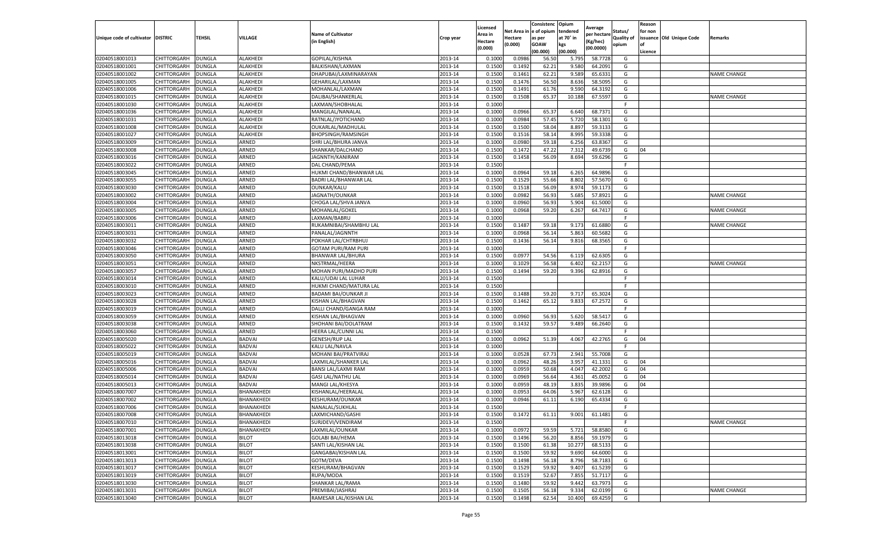| Unique code of cultivator | DISTRIC | TEHSIL | VILLAGE | Name of Cultivator (in English) | Crop year | Licensed Area in Hectare (0.000) | Net Area in Hectare (0.000) | Consistence of opium as per GOAW (00.000) | Opium tendered at 70° in kgs (00.000) | Average per hectare (Kg/hec) (00.0000) | Status/ Quality of opium | Reason for non issuance of Licence | Old Unique Code | Remarks |
|---|---|---|---|---|---|---|---|---|---|---|---|---|---|---|
| 02040518001013 | CHITTORGARH | DUNGLA | ALAKHEDI | GOPILAL/KISHNA | 2013-14 | 0.1000 | 0.0986 | 56.50 | 5.795 | 58.7728 | G | | | |
| 02040518001001 | CHITTORGARH | DUNGLA | ALAKHEDI | BALKISHAN/LAXMAN | 2013-14 | 0.1500 | 0.1492 | 62.21 | 9.580 | 64.2091 | G | | | |
| 02040518001002 | CHITTORGARH | DUNGLA | ALAKHEDI | DHAPUBAI/LAXMINARAYAN | 2013-14 | 0.1500 | 0.1461 | 62.21 | 9.589 | 65.6331 | G | | | NAME CHANGE |
| 02040518001005 | CHITTORGARH | DUNGLA | ALAKHEDI | GEHARILAL/LAXMAN | 2013-14 | 0.1500 | 0.1476 | 56.50 | 8.636 | 58.5095 | G | | | |
| 02040518001006 | CHITTORGARH | DUNGLA | ALAKHEDI | MOHANLAL/LAXMAN | 2013-14 | 0.1500 | 0.1491 | 61.76 | 9.590 | 64.3192 | G | | | |
| 02040518001015 | CHITTORGARH | DUNGLA | ALAKHEDI | DALIBAI/SHANKERLAL | 2013-14 | 0.1500 | 0.1508 | 65.37 | 10.188 | 67.5597 | G | | | NAME CHANGE |
| 02040518001030 | CHITTORGARH | DUNGLA | ALAKHEDI | LAXMAN/SHOBHALAL | 2013-14 | 0.1000 | | | | | F | | | |
| 02040518001036 | CHITTORGARH | DUNGLA | ALAKHEDI | MANGILAL/NANALAL | 2013-14 | 0.1000 | 0.0966 | 65.37 | 6.640 | 68.7371 | G | | | |
| 02040518001031 | CHITTORGARH | DUNGLA | ALAKHEDI | RATNLAL/JYOTICHAND | 2013-14 | 0.1000 | 0.0984 | 57.45 | 5.720 | 58.1301 | G | | | |
| 02040518001008 | CHITTORGARH | DUNGLA | ALAKHEDI | OUKARLAL/MADHULAL | 2013-14 | 0.1500 | 0.1500 | 58.04 | 8.897 | 59.3133 | G | | | |
| 02040518001027 | CHITTORGARH | DUNGLA | ALAKHEDI | BHOPSINGH/RAMSINGH | 2013-14 | 0.1500 | 0.1516 | 58.14 | 8.995 | 59.3338 | G | | | |
| 02040518003009 | CHITTORGARH | DUNGLA | ARNED | SHRI LAL/BHURA JANVA | 2013-14 | 0.1000 | 0.0980 | 59.18 | 6.256 | 63.8367 | G | | | |
| 02040518003008 | CHITTORGARH | DUNGLA | ARNED | SHANKAR/DALCHAND | 2013-14 | 0.1500 | 0.1472 | 47.22 | 7.312 | 49.6739 | G | 04 | | |
| 02040518003016 | CHITTORGARH | DUNGLA | ARNED | JAGNNTH/KANIRAM | 2013-14 | 0.1500 | 0.1458 | 56.09 | 8.694 | 59.6296 | G | | | |
| 02040518003022 | CHITTORGARH | DUNGLA | ARNED | DAL CHAND/PEMA | 2013-14 | 0.1500 | | | | | F | | | |
| 02040518003045 | CHITTORGARH | DUNGLA | ARNED | HUKMI CHAND/BHANWAR LAL | 2013-14 | 0.1000 | 0.0964 | 59.18 | 6.265 | 64.9896 | G | | | |
| 02040518003055 | CHITTORGARH | DUNGLA | ARNED | BADRI LAL/BHANWAR LAL | 2013-14 | 0.1500 | 0.1529 | 55.66 | 8.802 | 57.5670 | G | | | |
| 02040518003030 | CHITTORGARH | DUNGLA | ARNED | OUNKAR/KALU | 2013-14 | 0.1500 | 0.1518 | 56.09 | 8.974 | 59.1173 | G | | | |
| 02040518003002 | CHITTORGARH | DUNGLA | ARNED | JAGNATH/OUNKAR | 2013-14 | 0.1000 | 0.0982 | 56.93 | 5.685 | 57.8921 | G | | | NAME CHANGE |
| 02040518003004 | CHITTORGARH | DUNGLA | ARNED | CHOGA LAL/SHVA JANVA | 2013-14 | 0.1000 | 0.0960 | 56.93 | 5.904 | 61.5000 | G | | | |
| 02040518003005 | CHITTORGARH | DUNGLA | ARNED | MOHANLAL/GOKEL | 2013-14 | 0.1000 | 0.0968 | 59.20 | 6.267 | 64.7417 | G | | | NAME CHANGE |
| 02040518003006 | CHITTORGARH | DUNGLA | ARNED | LAXMAN/BABRU | 2013-14 | 0.1000 | | | | | F | | | |
| 02040518003011 | CHITTORGARH | DUNGLA | ARNED | RUKAMNIBAI/SHAMBHU LAL | 2013-14 | 0.1500 | 0.1487 | 59.18 | 9.173 | 61.6880 | G | | | NAME CHANGE |
| 02040518003031 | CHITTORGARH | DUNGLA | ARNED | PANALAL/JAGNNTH | 2013-14 | 0.1000 | 0.0968 | 56.14 | 5.863 | 60.5682 | G | | | |
| 02040518003032 | CHITTORGARH | DUNGLA | ARNED | POKHAR LAL/CHTRBHUJ | 2013-14 | 0.1500 | 0.1436 | 56.14 | 9.816 | 68.3565 | G | | | |
| 02040518003046 | CHITTORGARH | DUNGLA | ARNED | GOTAM PURI/RAM PURI | 2013-14 | 0.1000 | | | | | F | | | |
| 02040518003050 | CHITTORGARH | DUNGLA | ARNED | BHANWAR LAL/BHURA | 2013-14 | 0.1500 | 0.0977 | 54.56 | 6.119 | 62.6305 | G | | | |
| 02040518003051 | CHITTORGARH | DUNGLA | ARNED | NKSTRMAL/HEERA | 2013-14 | 0.1000 | 0.1029 | 56.58 | 6.402 | 62.2157 | G | | | NAME CHANGE |
| 02040518003057 | CHITTORGARH | DUNGLA | ARNED | MOHAN PURI/MADHO PURI | 2013-14 | 0.1500 | 0.1494 | 59.20 | 9.396 | 62.8916 | G | | | |
| 02040518003014 | CHITTORGARH | DUNGLA | ARNED | KALU/UDAI LAL LUHAR | 2013-14 | 0.1500 | | | | | F | | | |
| 02040518003010 | CHITTORGARH | DUNGLA | ARNED | HUKMI CHAND/MATURA LAL | 2013-14 | 0.1500 | | | | | F | | | |
| 02040518003023 | CHITTORGARH | DUNGLA | ARNED | BADAMI BAI/OUNKAR JI | 2013-14 | 0.1500 | 0.1488 | 59.20 | 9.717 | 65.3024 | G | | | |
| 02040518003028 | CHITTORGARH | DUNGLA | ARNED | KISHAN LAL/BHAGVAN | 2013-14 | 0.1500 | 0.1462 | 65.12 | 9.833 | 67.2572 | G | | | |
| 02040518003019 | CHITTORGARH | DUNGLA | ARNED | DALLI CHAND/GANGA RAM | 2013-14 | 0.1000 | | | | | F | | | |
| 02040518003059 | CHITTORGARH | DUNGLA | ARNED | KISHAN LAL/BHAGVAN | 2013-14 | 0.1000 | 0.0960 | 56.93 | 5.620 | 58.5417 | G | | | |
| 02040518003038 | CHITTORGARH | DUNGLA | ARNED | SHOHANI BAI/DOLATRAM | 2013-14 | 0.1500 | 0.1432 | 59.57 | 9.489 | 66.2640 | G | | | |
| 02040518003060 | CHITTORGARH | DUNGLA | ARNED | HEERA LAL/CUNNI LAL | 2013-14 | 0.1500 | | | | | F | | | |
| 02040518005020 | CHITTORGARH | DUNGLA | BADVAI | GENESH/RUP LAL | 2013-14 | 0.1000 | 0.0962 | 51.39 | 4.067 | 42.2765 | G | 04 | | |
| 02040518005022 | CHITTORGARH | DUNGLA | BADVAI | KALU LAL/NAVLA | 2013-14 | 0.1000 | | | | | F | | | |
| 02040518005019 | CHITTORGARH | DUNGLA | BADVAI | MOHANI BAI/PRATVIRAJ | 2013-14 | 0.1000 | 0.0528 | 67.73 | 2.941 | 55.7008 | G | | | |
| 02040518005016 | CHITTORGARH | DUNGLA | BADVAI | LAXMILAL/SHANKER LAL | 2013-14 | 0.1000 | 0.0962 | 48.26 | 3.957 | 41.1331 | G | 04 | | |
| 02040518005006 | CHITTORGARH | DUNGLA | BADVAI | BANSI LAL/LAXMI RAM | 2013-14 | 0.1000 | 0.0959 | 50.68 | 4.047 | 42.2002 | G | 04 | | |
| 02040518005014 | CHITTORGARH | DUNGLA | BADVAI | GASI LAL/NATHU LAL | 2013-14 | 0.1000 | 0.0969 | 56.64 | 4.361 | 45.0052 | G | 04 | | |
| 02040518005013 | CHITTORGARH | DUNGLA | BADVAI | MANGI LAL/KHESYA | 2013-14 | 0.1000 | 0.0959 | 48.19 | 3.835 | 39.9896 | G | 04 | | |
| 02040518007007 | CHITTORGARH | DUNGLA | BHANAKHEDI | KISHANLAL/HEERALAL | 2013-14 | 0.1000 | 0.0953 | 64.06 | 5.967 | 62.6128 | G | | | |
| 02040518007002 | CHITTORGARH | DUNGLA | BHANAKHEDI | KESHURAM/OUNKAR | 2013-14 | 0.1000 | 0.0946 | 61.11 | 6.190 | 65.4334 | G | | | |
| 02040518007006 | CHITTORGARH | DUNGLA | BHANAKHEDI | NANALAL/SUKHLAL | 2013-14 | 0.1500 | | | | | F | | | |
| 02040518007008 | CHITTORGARH | DUNGLA | BHANAKHEDI | LAXMICHAND/GASHI | 2013-14 | 0.1500 | 0.1472 | 61.11 | 9.001 | 61.1481 | G | | | |
| 02040518007010 | CHITTORGARH | DUNGLA | BHANAKHEDI | SURJDEVI/VENDIRAM | 2013-14 | 0.1500 | | | | | F | | | NAME CHANGE |
| 02040518007001 | CHITTORGARH | DUNGLA | BHANAKHEDI | LAXMILAL/OUNKAR | 2013-14 | 0.1000 | 0.0972 | 59.59 | 5.721 | 58.8580 | G | | | |
| 02040518013018 | CHITTORGARH | DUNGLA | BILOT | GOLABI BAI/HEMA | 2013-14 | 0.1500 | 0.1496 | 56.20 | 8.856 | 59.1979 | G | | | |
| 02040518013038 | CHITTORGARH | DUNGLA | BILOT | SANTI LAL/KISHAN LAL | 2013-14 | 0.1500 | 0.1500 | 61.38 | 10.277 | 68.5133 | G | | | |
| 02040518013001 | CHITTORGARH | DUNGLA | BILOT | GANGABAI/KISHAN LAL | 2013-14 | 0.1500 | 0.1500 | 59.92 | 9.690 | 64.6000 | G | | | |
| 02040518013013 | CHITTORGARH | DUNGLA | BILOT | GOTM/DEVA | 2013-14 | 0.1500 | 0.1498 | 56.18 | 8.796 | 58.7183 | G | | | |
| 02040518013017 | CHITTORGARH | DUNGLA | BILOT | KESHURAM/BHAGVAN | 2013-14 | 0.1500 | 0.1529 | 59.92 | 9.407 | 61.5239 | G | | | |
| 02040518013019 | CHITTORGARH | DUNGLA | BILOT | RUPA/MODA | 2013-14 | 0.1500 | 0.1519 | 52.67 | 7.855 | 51.7117 | G | | | |
| 02040518013030 | CHITTORGARH | DUNGLA | BILOT | SHANKAR LAL/RAMA | 2013-14 | 0.1500 | 0.1480 | 59.92 | 9.442 | 63.7973 | G | | | |
| 02040518013031 | CHITTORGARH | DUNGLA | BILOT | PREMIBAI/JASHRAJ | 2013-14 | 0.1500 | 0.1505 | 56.18 | 9.334 | 62.0199 | G | | | NAME CHANGE |
| 02040518013040 | CHITTORGARH | DUNGLA | BILOT | RAMESAR LAL/KISHAN LAL | 2013-14 | 0.1500 | 0.1498 | 62.54 | 10.400 | 69.4259 | G | | | |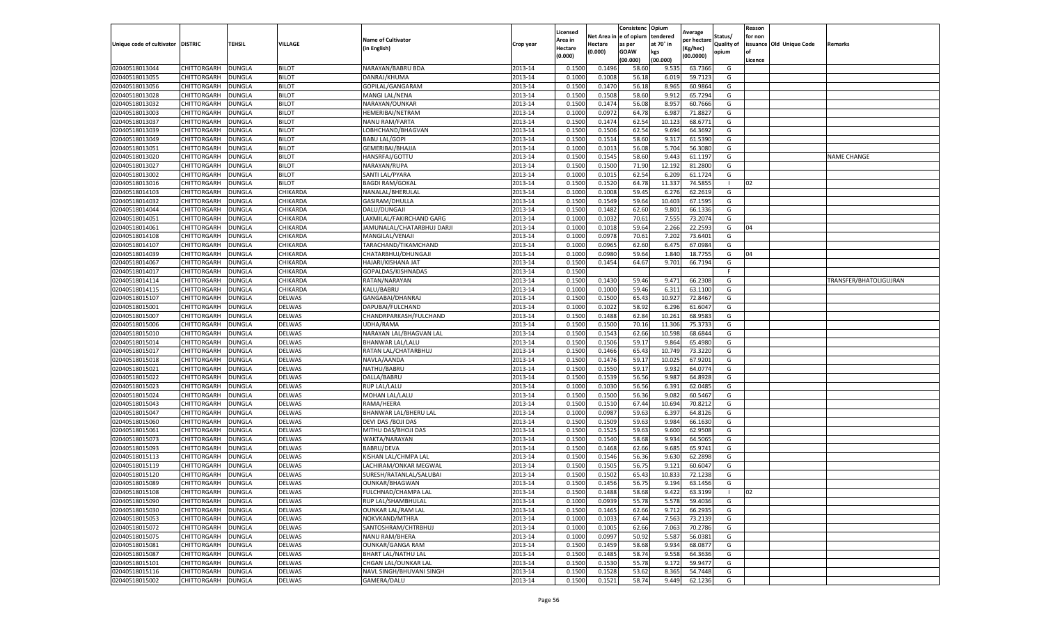| Unique code of cultivator | DISTRIC | TEHSIL | VILLAGE | Name of Cultivator (in English) | Crop year | Licensed Area in Hectare (0.000) | Net Area in Hectare (0.000) | Consistence of opium as per GOAW (00.000) | Opium tendered at 70° in kgs (00.000) | Average per hectare (Kg/hec) (00.0000) | Status/ Quality of opium | Reason for non issuance of Licence | Old Unique Code | Remarks |
|---|---|---|---|---|---|---|---|---|---|---|---|---|---|---|
| 02040518013044 | CHITTORGARH | DUNGLA | BILOT | NARAYAN/BABRU BDA | 2013-14 | 0.1500 | 0.1496 | 58.60 | 9.535 | 63.7366 | G | | | |
| 02040518013055 | CHITTORGARH | DUNGLA | BILOT | DANRAJ/KHUMA | 2013-14 | 0.1000 | 0.1008 | 56.18 | 6.019 | 59.7123 | G | | | |
| 02040518013056 | CHITTORGARH | DUNGLA | BILOT | GOPILAL/GANGARAM | 2013-14 | 0.1500 | 0.1470 | 56.18 | 8.965 | 60.9864 | G | | | |
| 02040518013028 | CHITTORGARH | DUNGLA | BILOT | MANGI LAL/NENA | 2013-14 | 0.1500 | 0.1508 | 58.60 | 9.912 | 65.7294 | G | | | |
| 02040518013032 | CHITTORGARH | DUNGLA | BILOT | NARAYAN/OUNKAR | 2013-14 | 0.1500 | 0.1474 | 56.08 | 8.957 | 60.7666 | G | | | |
| 02040518013003 | CHITTORGARH | DUNGLA | BILOT | HEMERIBAI/NETRAM | 2013-14 | 0.1000 | 0.0972 | 64.78 | 6.987 | 71.8827 | G | | | |
| 02040518013037 | CHITTORGARH | DUNGLA | BILOT | NANU RAM/FARTA | 2013-14 | 0.1500 | 0.1474 | 62.54 | 10.123 | 68.6771 | G | | | |
| 02040518013039 | CHITTORGARH | DUNGLA | BILOT | LOBHCHAND/BHAGVAN | 2013-14 | 0.1500 | 0.1506 | 62.54 | 9.694 | 64.3692 | G | | | |
| 02040518013049 | CHITTORGARH | DUNGLA | BILOT | BABU LAL/GOPI | 2013-14 | 0.1500 | 0.1514 | 58.60 | 9.317 | 61.5390 | G | | | |
| 02040518013051 | CHITTORGARH | DUNGLA | BILOT | GEMERIBAI/BHAJJA | 2013-14 | 0.1000 | 0.1013 | 56.08 | 5.704 | 56.3080 | G | | | |
| 02040518013020 | CHITTORGARH | DUNGLA | BILOT | HANSRFAJ/GOTTU | 2013-14 | 0.1500 | 0.1545 | 58.60 | 9.443 | 61.1197 | G | | | NAME CHANGE |
| 02040518013027 | CHITTORGARH | DUNGLA | BILOT | NARAYAN/RUPA | 2013-14 | 0.1500 | 0.1500 | 71.90 | 12.192 | 81.2800 | G | | | |
| 02040518013002 | CHITTORGARH | DUNGLA | BILOT | SANTI LAL/PYARA | 2013-14 | 0.1000 | 0.1015 | 62.54 | 6.209 | 61.1724 | G | | | |
| 02040518013016 | CHITTORGARH | DUNGLA | BILOT | BAGDI RAM/GOKAL | 2013-14 | 0.1500 | 0.1520 | 64.78 | 11.337 | 74.5855 | I | 02 | | |
| 02040518014103 | CHITTORGARH | DUNGLA | CHIKARDA | NANALAL/BHERULAL | 2013-14 | 0.1000 | 0.1008 | 59.45 | 6.276 | 62.2619 | G | | | |
| 02040518014032 | CHITTORGARH | DUNGLA | CHIKARDA | GASIRAM/DHULLA | 2013-14 | 0.1500 | 0.1549 | 59.64 | 10.403 | 67.1595 | G | | | |
| 02040518014044 | CHITTORGARH | DUNGLA | CHIKARDA | DALU/DUNGAJI | 2013-14 | 0.1500 | 0.1482 | 62.60 | 9.801 | 66.1336 | G | | | |
| 02040518014051 | CHITTORGARH | DUNGLA | CHIKARDA | LAXMILAL/FAKIRCHAND GARG | 2013-14 | 0.1000 | 0.1032 | 70.61 | 7.555 | 73.2074 | G | | | |
| 02040518014061 | CHITTORGARH | DUNGLA | CHIKARDA | JAMUNALAL/CHATARBHUJ DARJI | 2013-14 | 0.1000 | 0.1018 | 59.64 | 2.266 | 22.2593 | G | 04 | | |
| 02040518014108 | CHITTORGARH | DUNGLA | CHIKARDA | MANGILAL/VENAJI | 2013-14 | 0.1000 | 0.0978 | 70.61 | 7.202 | 73.6401 | G | | | |
| 02040518014107 | CHITTORGARH | DUNGLA | CHIKARDA | TARACHAND/TIKAMCHAND | 2013-14 | 0.1000 | 0.0965 | 62.60 | 6.475 | 67.0984 | G | | | |
| 02040518014039 | CHITTORGARH | DUNGLA | CHIKARDA | CHATARBHUJ/DHUNGAJI | 2013-14 | 0.1000 | 0.0980 | 59.64 | 1.840 | 18.7755 | G | 04 | | |
| 02040518014067 | CHITTORGARH | DUNGLA | CHIKARDA | HAJARI/KISHANA JAT | 2013-14 | 0.1500 | 0.1454 | 64.67 | 9.701 | 66.7194 | G | | | |
| 02040518014017 | CHITTORGARH | DUNGLA | CHIKARDA | GOPALDAS/KISHNADAS | 2013-14 | 0.1500 | | | | | F | | | |
| 02040518014114 | CHITTORGARH | DUNGLA | CHIKARDA | RATAN/NARAYAN | 2013-14 | 0.1500 | 0.1430 | 59.46 | 9.471 | 66.2308 | G | | | TRANSFER/BHATOLIGUJRAN |
| 02040518014115 | CHITTORGARH | DUNGLA | CHIKARDA | KALU/BABRU | 2013-14 | 0.1000 | 0.1000 | 59.46 | 6.311 | 63.1100 | G | | | |
| 02040518015107 | CHITTORGARH | DUNGLA | DELWAS | GANGABAI/DHANRAJ | 2013-14 | 0.1500 | 0.1500 | 65.43 | 10.927 | 72.8467 | G | | | |
| 02040518015001 | CHITTORGARH | DUNGLA | DELWAS | DAPUBAI/FULCHAND | 2013-14 | 0.1000 | 0.1022 | 58.92 | 6.296 | 61.6047 | G | | | |
| 02040518015007 | CHITTORGARH | DUNGLA | DELWAS | CHANDRPARKASH/FULCHAND | 2013-14 | 0.1500 | 0.1488 | 62.84 | 10.261 | 68.9583 | G | | | |
| 02040518015006 | CHITTORGARH | DUNGLA | DELWAS | UDHA/RAMA | 2013-14 | 0.1500 | 0.1500 | 70.16 | 11.306 | 75.3733 | G | | | |
| 02040518015010 | CHITTORGARH | DUNGLA | DELWAS | NARAYAN LAL/BHAGVAN LAL | 2013-14 | 0.1500 | 0.1543 | 62.66 | 10.598 | 68.6844 | G | | | |
| 02040518015014 | CHITTORGARH | DUNGLA | DELWAS | BHANWAR LAL/LALU | 2013-14 | 0.1500 | 0.1506 | 59.17 | 9.864 | 65.4980 | G | | | |
| 02040518015017 | CHITTORGARH | DUNGLA | DELWAS | RATAN LAL/CHATARBHUJ | 2013-14 | 0.1500 | 0.1466 | 65.43 | 10.749 | 73.3220 | G | | | |
| 02040518015018 | CHITTORGARH | DUNGLA | DELWAS | NAVLA/AANDA | 2013-14 | 0.1500 | 0.1476 | 59.17 | 10.025 | 67.9201 | G | | | |
| 02040518015021 | CHITTORGARH | DUNGLA | DELWAS | NATHU/BABRU | 2013-14 | 0.1500 | 0.1550 | 59.17 | 9.932 | 64.0774 | G | | | |
| 02040518015022 | CHITTORGARH | DUNGLA | DELWAS | DALLA/BABRU | 2013-14 | 0.1500 | 0.1539 | 56.56 | 9.987 | 64.8928 | G | | | |
| 02040518015023 | CHITTORGARH | DUNGLA | DELWAS | RUP LAL/LALU | 2013-14 | 0.1000 | 0.1030 | 56.56 | 6.391 | 62.0485 | G | | | |
| 02040518015024 | CHITTORGARH | DUNGLA | DELWAS | MOHAN LAL/LALU | 2013-14 | 0.1500 | 0.1500 | 56.36 | 9.082 | 60.5467 | G | | | |
| 02040518015043 | CHITTORGARH | DUNGLA | DELWAS | RAMA/HEERA | 2013-14 | 0.1500 | 0.1510 | 67.44 | 10.694 | 70.8212 | G | | | |
| 02040518015047 | CHITTORGARH | DUNGLA | DELWAS | BHANWAR LAL/BHERU LAL | 2013-14 | 0.1000 | 0.0987 | 59.63 | 6.397 | 64.8126 | G | | | |
| 02040518015060 | CHITTORGARH | DUNGLA | DELWAS | DEVI DAS /BOJI DAS | 2013-14 | 0.1500 | 0.1509 | 59.63 | 9.984 | 66.1630 | G | | | |
| 02040518015061 | CHITTORGARH | DUNGLA | DELWAS | MITHU DAS/BHOJI DAS | 2013-14 | 0.1500 | 0.1525 | 59.63 | 9.600 | 62.9508 | G | | | |
| 02040518015073 | CHITTORGARH | DUNGLA | DELWAS | WAKTA/NARAYAN | 2013-14 | 0.1500 | 0.1540 | 58.68 | 9.934 | 64.5065 | G | | | |
| 02040518015093 | CHITTORGARH | DUNGLA | DELWAS | BABRU/DEVA | 2013-14 | 0.1500 | 0.1468 | 62.66 | 9.685 | 65.9741 | G | | | |
| 02040518015113 | CHITTORGARH | DUNGLA | DELWAS | KISHAN LAL/CHMPA LAL | 2013-14 | 0.1500 | 0.1546 | 56.36 | 9.630 | 62.2898 | G | | | |
| 02040518015119 | CHITTORGARH | DUNGLA | DELWAS | LACHIRAM/ONKAR MEGWAL | 2013-14 | 0.1500 | 0.1505 | 56.75 | 9.121 | 60.6047 | G | | | |
| 02040518015120 | CHITTORGARH | DUNGLA | DELWAS | SURESH/RATANLAL/SALUBAI | 2013-14 | 0.1500 | 0.1502 | 65.43 | 10.833 | 72.1238 | G | | | |
| 02040518015089 | CHITTORGARH | DUNGLA | DELWAS | OUNKAR/BHAGWAN | 2013-14 | 0.1500 | 0.1456 | 56.75 | 9.194 | 63.1456 | G | | | |
| 02040518015108 | CHITTORGARH | DUNGLA | DELWAS | FULCHNAD/CHAMPA LAL | 2013-14 | 0.1500 | 0.1488 | 58.68 | 9.422 | 63.3199 | I | 02 | | |
| 02040518015090 | CHITTORGARH | DUNGLA | DELWAS | RUP LAL/SHAMBHULAL | 2013-14 | 0.1000 | 0.0939 | 55.78 | 5.578 | 59.4036 | G | | | |
| 02040518015030 | CHITTORGARH | DUNGLA | DELWAS | OUNKAR LAL/RAM LAL | 2013-14 | 0.1500 | 0.1465 | 62.66 | 9.712 | 66.2935 | G | | | |
| 02040518015053 | CHITTORGARH | DUNGLA | DELWAS | NOKVKAND/MTHRA | 2013-14 | 0.1000 | 0.1033 | 67.44 | 7.563 | 73.2139 | G | | | |
| 02040518015072 | CHITTORGARH | DUNGLA | DELWAS | SANTOSHRAM/CHTRBHUJ | 2013-14 | 0.1000 | 0.1005 | 62.66 | 7.063 | 70.2786 | G | | | |
| 02040518015075 | CHITTORGARH | DUNGLA | DELWAS | NANU RAM/BHERA | 2013-14 | 0.1000 | 0.0997 | 50.92 | 5.587 | 56.0381 | G | | | |
| 02040518015081 | CHITTORGARH | DUNGLA | DELWAS | OUNKAR/GANGA RAM | 2013-14 | 0.1500 | 0.1459 | 58.68 | 9.934 | 68.0877 | G | | | |
| 02040518015087 | CHITTORGARH | DUNGLA | DELWAS | BHART LAL/NATHU LAL | 2013-14 | 0.1500 | 0.1485 | 58.74 | 9.558 | 64.3636 | G | | | |
| 02040518015101 | CHITTORGARH | DUNGLA | DELWAS | CHGAN LAL/OUNKAR LAL | 2013-14 | 0.1500 | 0.1530 | 55.78 | 9.172 | 59.9477 | G | | | |
| 02040518015116 | CHITTORGARH | DUNGLA | DELWAS | NAVL SINGH/BHUVANI SINGH | 2013-14 | 0.1500 | 0.1528 | 53.62 | 8.365 | 54.7448 | G | | | |
| 02040518015002 | CHITTORGARH | DUNGLA | DELWAS | GAMERA/DALU | 2013-14 | 0.1500 | 0.1521 | 58.74 | 9.449 | 62.1236 | G | | | |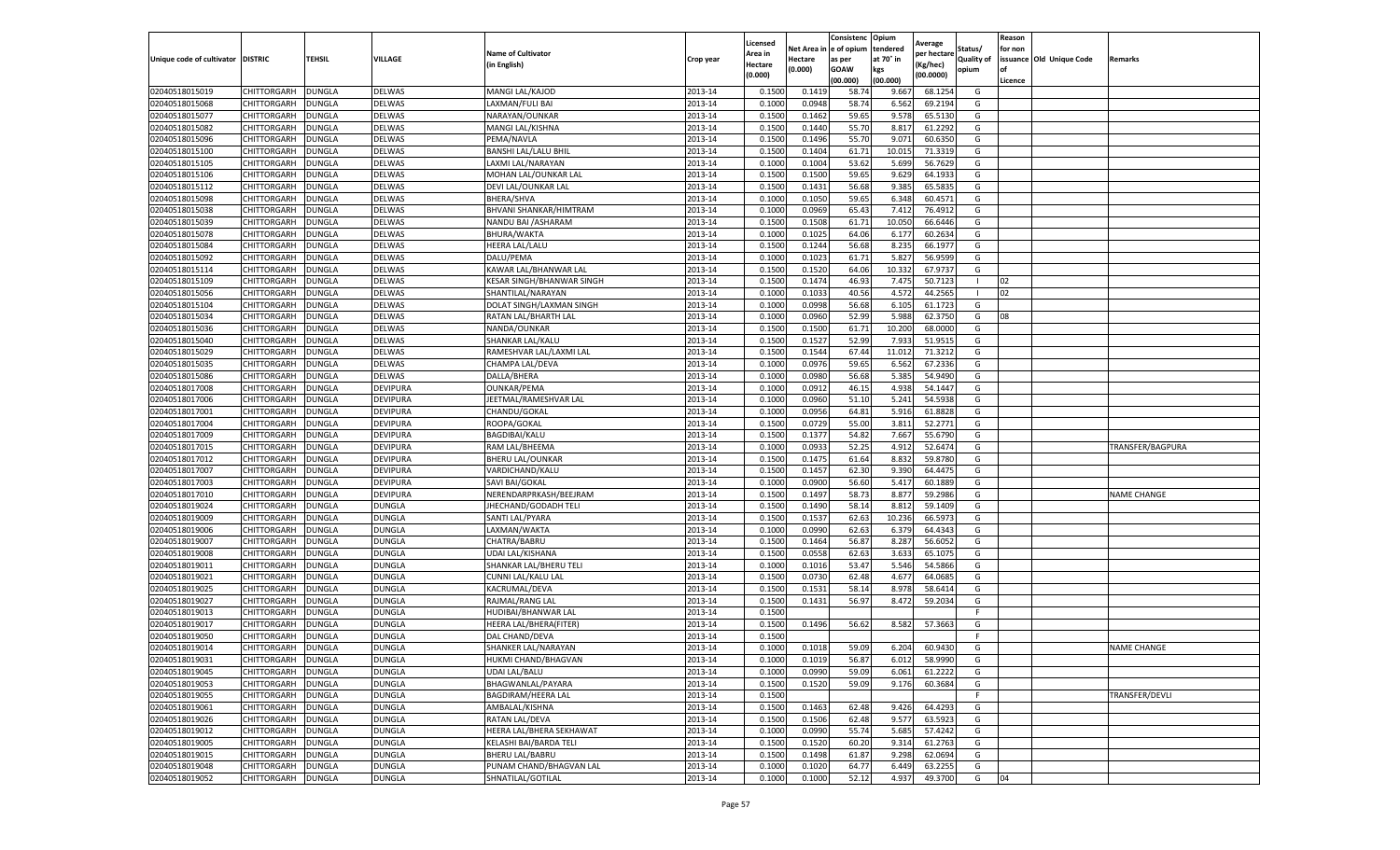| Unique code of cultivator | DISTRIC | TEHSIL | VILLAGE | Name of Cultivator (in English) | Crop year | Licensed Area in Hectare (0.000) | Net Area in Hectare (0.000) | Consistenc e of opium as per GOAW (00.000) | Opium tendered at 70° in kgs (00.000) | Average per hectare (Kg/hec) (00.0000) | Status/ Quality of opium | Reason for non issuance of Licence | Old Unique Code | Remarks |
|---|---|---|---|---|---|---|---|---|---|---|---|---|---|---|
| 02040518015019 | CHITTORGARH | DUNGLA | DELWAS | MANGI LAL/KAJOD | 2013-14 | 0.1500 | 0.1419 | 58.74 | 9.667 | 68.1254 | G | | | |
| 02040518015068 | CHITTORGARH | DUNGLA | DELWAS | LAXMAN/FULI BAI | 2013-14 | 0.1000 | 0.0948 | 58.74 | 6.562 | 69.2194 | G | | | |
| 02040518015077 | CHITTORGARH | DUNGLA | DELWAS | NARAYAN/OUNKAR | 2013-14 | 0.1500 | 0.1462 | 59.65 | 9.578 | 65.5130 | G | | | |
| 02040518015082 | CHITTORGARH | DUNGLA | DELWAS | MANGI LAL/KISHNA | 2013-14 | 0.1500 | 0.1440 | 55.70 | 8.817 | 61.2292 | G | | | |
| 02040518015096 | CHITTORGARH | DUNGLA | DELWAS | PEMA/NAVLA | 2013-14 | 0.1500 | 0.1496 | 55.70 | 9.071 | 60.6350 | G | | | |
| 02040518015100 | CHITTORGARH | DUNGLA | DELWAS | BANSHI LAL/LALU BHIL | 2013-14 | 0.1500 | 0.1404 | 61.71 | 10.015 | 71.3319 | G | | | |
| 02040518015105 | CHITTORGARH | DUNGLA | DELWAS | LAXMI LAL/NARAYAN | 2013-14 | 0.1000 | 0.1004 | 53.62 | 5.699 | 56.7629 | G | | | |
| 02040518015106 | CHITTORGARH | DUNGLA | DELWAS | MOHAN LAL/OUNKAR LAL | 2013-14 | 0.1500 | 0.1500 | 59.65 | 9.629 | 64.1933 | G | | | |
| 02040518015112 | CHITTORGARH | DUNGLA | DELWAS | DEVI LAL/OUNKAR LAL | 2013-14 | 0.1500 | 0.1431 | 56.68 | 9.385 | 65.5835 | G | | | |
| 02040518015098 | CHITTORGARH | DUNGLA | DELWAS | BHERA/SHVA | 2013-14 | 0.1000 | 0.1050 | 59.65 | 6.348 | 60.4571 | G | | | |
| 02040518015038 | CHITTORGARH | DUNGLA | DELWAS | BHVANI SHANKAR/HIMTRAM | 2013-14 | 0.1000 | 0.0969 | 65.43 | 7.412 | 76.4912 | G | | | |
| 02040518015039 | CHITTORGARH | DUNGLA | DELWAS | NANDU BAI /ASHARAM | 2013-14 | 0.1500 | 0.1508 | 61.71 | 10.050 | 66.6446 | G | | | |
| 02040518015078 | CHITTORGARH | DUNGLA | DELWAS | BHURA/WAKTA | 2013-14 | 0.1000 | 0.1025 | 64.06 | 6.177 | 60.2634 | G | | | |
| 02040518015084 | CHITTORGARH | DUNGLA | DELWAS | HEERA LAL/LALU | 2013-14 | 0.1500 | 0.1244 | 56.68 | 8.235 | 66.1977 | G | | | |
| 02040518015092 | CHITTORGARH | DUNGLA | DELWAS | DALU/PEMA | 2013-14 | 0.1000 | 0.1023 | 61.71 | 5.827 | 56.9599 | G | | | |
| 02040518015114 | CHITTORGARH | DUNGLA | DELWAS | KAWAR LAL/BHANWAR LAL | 2013-14 | 0.1500 | 0.1520 | 64.06 | 10.332 | 67.9737 | G | | | |
| 02040518015109 | CHITTORGARH | DUNGLA | DELWAS | KESAR SINGH/BHANWAR SINGH | 2013-14 | 0.1500 | 0.1474 | 46.93 | 7.475 | 50.7123 | I | 02 | | |
| 02040518015056 | CHITTORGARH | DUNGLA | DELWAS | SHANTILAL/NARAYAN | 2013-14 | 0.1000 | 0.1033 | 40.56 | 4.572 | 44.2565 | I | 02 | | |
| 02040518015104 | CHITTORGARH | DUNGLA | DELWAS | DOLAT SINGH/LAXMAN SINGH | 2013-14 | 0.1000 | 0.0998 | 56.68 | 6.105 | 61.1723 | G | | | |
| 02040518015034 | CHITTORGARH | DUNGLA | DELWAS | RATAN LAL/BHARTH LAL | 2013-14 | 0.1000 | 0.0960 | 52.99 | 5.988 | 62.3750 | G | 08 | | |
| 02040518015036 | CHITTORGARH | DUNGLA | DELWAS | NANDA/OUNKAR | 2013-14 | 0.1500 | 0.1500 | 61.71 | 10.200 | 68.0000 | G | | | |
| 02040518015040 | CHITTORGARH | DUNGLA | DELWAS | SHANKAR LAL/KALU | 2013-14 | 0.1500 | 0.1527 | 52.99 | 7.933 | 51.9515 | G | | | |
| 02040518015029 | CHITTORGARH | DUNGLA | DELWAS | RAMESHVAR LAL/LAXMI LAL | 2013-14 | 0.1500 | 0.1544 | 67.44 | 11.012 | 71.3212 | G | | | |
| 02040518015035 | CHITTORGARH | DUNGLA | DELWAS | CHAMPA LAL/DEVA | 2013-14 | 0.1000 | 0.0976 | 59.65 | 6.562 | 67.2336 | G | | | |
| 02040518015086 | CHITTORGARH | DUNGLA | DELWAS | DALLA/BHERA | 2013-14 | 0.1000 | 0.0980 | 56.68 | 5.385 | 54.9490 | G | | | |
| 02040518017008 | CHITTORGARH | DUNGLA | DEVIPURA | OUNKAR/PEMA | 2013-14 | 0.1000 | 0.0912 | 46.15 | 4.938 | 54.1447 | G | | | |
| 02040518017006 | CHITTORGARH | DUNGLA | DEVIPURA | JEETMAL/RAMESHVAR LAL | 2013-14 | 0.1000 | 0.0960 | 51.10 | 5.241 | 54.5938 | G | | | |
| 02040518017001 | CHITTORGARH | DUNGLA | DEVIPURA | CHANDU/GOKAL | 2013-14 | 0.1000 | 0.0956 | 64.81 | 5.916 | 61.8828 | G | | | |
| 02040518017004 | CHITTORGARH | DUNGLA | DEVIPURA | ROOPA/GOKAL | 2013-14 | 0.1500 | 0.0729 | 55.00 | 3.811 | 52.2771 | G | | | |
| 02040518017009 | CHITTORGARH | DUNGLA | DEVIPURA | BAGDIBAI/KALU | 2013-14 | 0.1500 | 0.1377 | 54.82 | 7.667 | 55.6790 | G | | | |
| 02040518017015 | CHITTORGARH | DUNGLA | DEVIPURA | RAM LAL/BHEEMA | 2013-14 | 0.1000 | 0.0933 | 52.25 | 4.912 | 52.6474 | G | | | TRANSFER/BAGPURA |
| 02040518017012 | CHITTORGARH | DUNGLA | DEVIPURA | BHERU LAL/OUNKAR | 2013-14 | 0.1500 | 0.1475 | 61.64 | 8.832 | 59.8780 | G | | | |
| 02040518017007 | CHITTORGARH | DUNGLA | DEVIPURA | VARDICHAND/KALU | 2013-14 | 0.1500 | 0.1457 | 62.30 | 9.390 | 64.4475 | G | | | |
| 02040518017003 | CHITTORGARH | DUNGLA | DEVIPURA | SAVI BAI/GOKAL | 2013-14 | 0.1000 | 0.0900 | 56.60 | 5.417 | 60.1889 | G | | | |
| 02040518017010 | CHITTORGARH | DUNGLA | DEVIPURA | NERENDARPRKASH/BEEJRAM | 2013-14 | 0.1500 | 0.1497 | 58.73 | 8.877 | 59.2986 | G | | | NAME CHANGE |
| 02040518019024 | CHITTORGARH | DUNGLA | DUNGLA | JHECHAND/GODADH TELI | 2013-14 | 0.1500 | 0.1490 | 58.14 | 8.812 | 59.1409 | G | | | |
| 02040518019009 | CHITTORGARH | DUNGLA | DUNGLA | SANTI LAL/PYARA | 2013-14 | 0.1500 | 0.1537 | 62.63 | 10.236 | 66.5973 | G | | | |
| 02040518019006 | CHITTORGARH | DUNGLA | DUNGLA | LAXMAN/WAKTA | 2013-14 | 0.1000 | 0.0990 | 62.63 | 6.379 | 64.4343 | G | | | |
| 02040518019007 | CHITTORGARH | DUNGLA | DUNGLA | CHATRA/BABRU | 2013-14 | 0.1500 | 0.1464 | 56.87 | 8.287 | 56.6052 | G | | | |
| 02040518019008 | CHITTORGARH | DUNGLA | DUNGLA | UDAI LAL/KISHANA | 2013-14 | 0.1500 | 0.0558 | 62.63 | 3.633 | 65.1075 | G | | | |
| 02040518019011 | CHITTORGARH | DUNGLA | DUNGLA | SHANKAR LAL/BHERU TELI | 2013-14 | 0.1000 | 0.1016 | 53.47 | 5.546 | 54.5866 | G | | | |
| 02040518019021 | CHITTORGARH | DUNGLA | DUNGLA | CUNNI LAL/KALU LAL | 2013-14 | 0.1500 | 0.0730 | 62.48 | 4.677 | 64.0685 | G | | | |
| 02040518019025 | CHITTORGARH | DUNGLA | DUNGLA | KACRUMAL/DEVA | 2013-14 | 0.1500 | 0.1531 | 58.14 | 8.978 | 58.6414 | G | | | |
| 02040518019027 | CHITTORGARH | DUNGLA | DUNGLA | RAJMAL/RANG LAL | 2013-14 | 0.1500 | 0.1431 | 56.97 | 8.472 | 59.2034 | G | | | |
| 02040518019013 | CHITTORGARH | DUNGLA | DUNGLA | HUDIBAI/BHANWAR LAL | 2013-14 | 0.1500 | | | | | F | | | |
| 02040518019017 | CHITTORGARH | DUNGLA | DUNGLA | HEERA LAL/BHERA(FITER) | 2013-14 | 0.1500 | 0.1496 | 56.62 | 8.582 | 57.3663 | G | | | |
| 02040518019050 | CHITTORGARH | DUNGLA | DUNGLA | DAL CHAND/DEVA | 2013-14 | 0.1500 | | | | | F | | | |
| 02040518019014 | CHITTORGARH | DUNGLA | DUNGLA | SHANKER LAL/NARAYAN | 2013-14 | 0.1000 | 0.1018 | 59.09 | 6.204 | 60.9430 | G | | | NAME CHANGE |
| 02040518019031 | CHITTORGARH | DUNGLA | DUNGLA | HUKMI CHAND/BHAGVAN | 2013-14 | 0.1000 | 0.1019 | 56.87 | 6.012 | 58.9990 | G | | | |
| 02040518019045 | CHITTORGARH | DUNGLA | DUNGLA | UDAI LAL/BALU | 2013-14 | 0.1000 | 0.0990 | 59.09 | 6.061 | 61.2222 | G | | | |
| 02040518019053 | CHITTORGARH | DUNGLA | DUNGLA | BHAGWANLAL/PAYARA | 2013-14 | 0.1500 | 0.1520 | 59.09 | 9.176 | 60.3684 | G | | | |
| 02040518019055 | CHITTORGARH | DUNGLA | DUNGLA | BAGDIRAM/HEERA LAL | 2013-14 | 0.1500 | | | | | F | | | TRANSFER/DEVLI |
| 02040518019061 | CHITTORGARH | DUNGLA | DUNGLA | AMBALAL/KISHNA | 2013-14 | 0.1500 | 0.1463 | 62.48 | 9.426 | 64.4293 | G | | | |
| 02040518019026 | CHITTORGARH | DUNGLA | DUNGLA | RATAN LAL/DEVA | 2013-14 | 0.1500 | 0.1506 | 62.48 | 9.577 | 63.5923 | G | | | |
| 02040518019012 | CHITTORGARH | DUNGLA | DUNGLA | HEERA LAL/BHERA SEKHAWAT | 2013-14 | 0.1000 | 0.0990 | 55.74 | 5.685 | 57.4242 | G | | | |
| 02040518019005 | CHITTORGARH | DUNGLA | DUNGLA | KELASHI BAI/BARDA TELI | 2013-14 | 0.1500 | 0.1520 | 60.20 | 9.314 | 61.2763 | G | | | |
| 02040518019015 | CHITTORGARH | DUNGLA | DUNGLA | BHERU LAL/BABRU | 2013-14 | 0.1500 | 0.1498 | 61.87 | 9.298 | 62.0694 | G | | | |
| 02040518019048 | CHITTORGARH | DUNGLA | DUNGLA | PUNAM CHAND/BHAGVAN LAL | 2013-14 | 0.1000 | 0.1020 | 64.77 | 6.449 | 63.2255 | G | | | |
| 02040518019052 | CHITTORGARH | DUNGLA | DUNGLA | SHNATILAL/GOTILAL | 2013-14 | 0.1000 | 0.1000 | 52.12 | 4.937 | 49.3700 | G | 04 | | |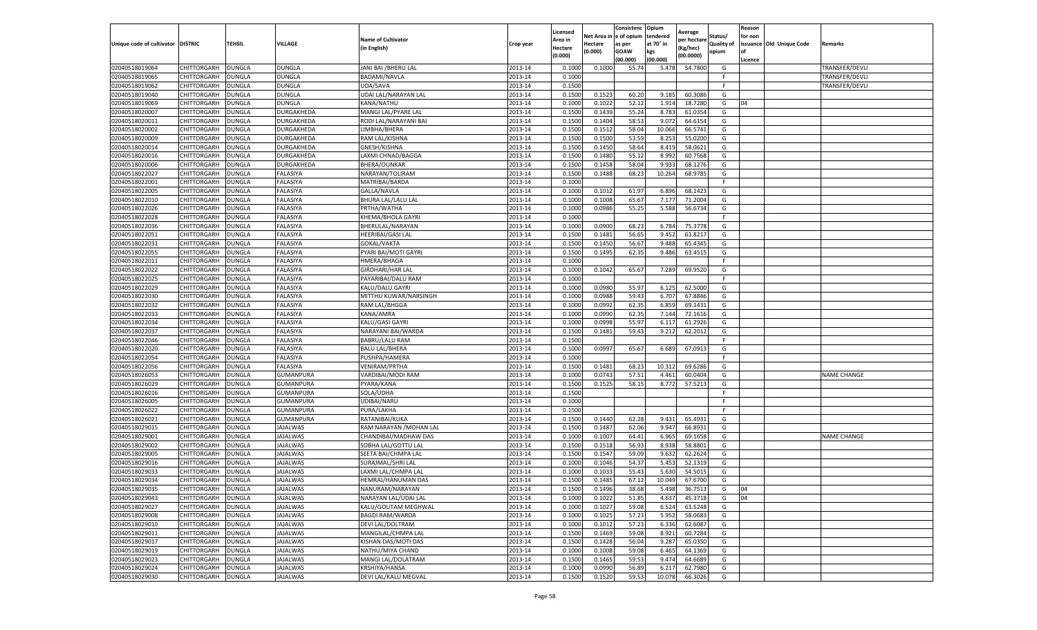| Unique code of cultivator | DISTRIC | TEHSIL | VILLAGE | Name of Cultivator (in English) | Crop year | Licensed Area in Hectare (0.000) | Net Area in Hectare (0.000) | Consistence of opium as per GOAW (00.000) | Opium tendered at 70° in kgs (00.000) | Average per hectare (Kg/hec) (00.0000) | Status/ Quality of opium | Reason for non issuance of Licence | Old Unique Code | Remarks |
|---|---|---|---|---|---|---|---|---|---|---|---|---|---|---|
| 02040518019064 | CHITTORGARH | DUNGLA | DUNGLA | JANI BAI /BHERU LAL | 2013-14 | 0.1000 | 0.1000 | 55.74 | 5.478 | 54.7800 | G | | | TRANSFER/DEVLI |
| 02040518019065 | CHITTORGARH | DUNGLA | DUNGLA | BADAMI/NAVLA | 2013-14 | 0.1000 | | | | | F | | | TRANSFER/DEVLI |
| 02040518019062 | CHITTORGARH | DUNGLA | DUNGLA | UDA/SAVA | 2013-14 | 0.1500 | | | | | F | | | TRANSFER/DEVLI |
| 02040518019040 | CHITTORGARH | DUNGLA | DUNGLA | UDAI LAL/NARAYAN LAL | 2013-14 | 0.1500 | 0.1523 | 60.20 | 9.185 | 60.3086 | G | | | |
| 02040518019069 | CHITTORGARH | DUNGLA | DUNGLA | KANA/NATHU | 2013-14 | 0.1000 | 0.1022 | 52.12 | 1.914 | 18.7280 | G | 04 | | |
| 02040518020007 | CHITTORGARH | DUNGLA | DURGAKHEDA | MANGI LAL/PYARE LAL | 2013-14 | 0.1500 | 0.1439 | 55.24 | 8.783 | 61.0354 | G | | | |
| 02040518020011 | CHITTORGARH | DUNGLA | DURGAKHEDA | RODI LAL/NARAYANI BAI | 2013-14 | 0.1500 | 0.1404 | 58.53 | 9.072 | 64.6154 | G | | | |
| 02040518020002 | CHITTORGARH | DUNGLA | DURGAKHEDA | LIMBHA/BHERA | 2013-14 | 0.1500 | 0.1512 | 58.04 | 10.066 | 66.5741 | G | | | |
| 02040518020009 | CHITTORGARH | DUNGLA | DURGAKHEDA | RAM LAL/KISHNA | 2013-14 | 0.1500 | 0.1500 | 53.59 | 8.253 | 55.0200 | G | | | |
| 02040518020014 | CHITTORGARH | DUNGLA | DURGAKHEDA | GNESH/KISHNA | 2013-14 | 0.1500 | 0.1450 | 58.64 | 8.419 | 58.0621 | G | | | |
| 02040518020016 | CHITTORGARH | DUNGLA | DURGAKHEDA | LAXMI CHNAD/BAGGA | 2013-14 | 0.1500 | 0.1480 | 55.12 | 8.992 | 60.7568 | G | | | |
| 02040518020006 | CHITTORGARH | DUNGLA | DURGAKHEDA | BHERA/OUNKAR | 2013-14 | 0.1500 | 0.1458 | 58.04 | 9.933 | 68.1276 | G | | | |
| 02040518022027 | CHITTORGARH | DUNGLA | FALASIYA | NARAYAN/TOLIRAM | 2013-14 | 0.1500 | 0.1488 | 68.23 | 10.264 | 68.9785 | G | | | |
| 02040518022001 | CHITTORGARH | DUNGLA | FALASIYA | MATRIBAI/BARDA | 2013-14 | 0.1000 | | | | | F | | | |
| 02040518022005 | CHITTORGARH | DUNGLA | FALASIYA | GALLA/NAVLA | 2013-14 | 0.1000 | 0.1012 | 61.97 | 6.896 | 68.1423 | G | | | |
| 02040518022010 | CHITTORGARH | DUNGLA | FALASIYA | BHURA LAL/LALU LAL | 2013-14 | 0.1000 | 0.1008 | 65.67 | 7.177 | 71.2004 | G | | | |
| 02040518022026 | CHITTORGARH | DUNGLA | FALASIYA | PRTHA/WATHA | 2013-14 | 0.1000 | 0.0986 | 55.25 | 5.588 | 56.6734 | G | | | |
| 02040518022028 | CHITTORGARH | DUNGLA | FALASIYA | KHEMA/BHOLA GAYRI | 2013-14 | 0.1000 | | | | | F | | | |
| 02040518022036 | CHITTORGARH | DUNGLA | FALASIYA | BHERULAL/NARAYAN | 2013-14 | 0.1000 | 0.0900 | 68.23 | 6.784 | 75.3778 | G | | | |
| 02040518022051 | CHITTORGARH | DUNGLA | FALASIYA | HEERIBAI/GASI LAL | 2013-14 | 0.1500 | 0.1481 | 56.65 | 9.452 | 63.8217 | G | | | |
| 02040518022031 | CHITTORGARH | DUNGLA | FALASIYA | GOKAL/VAKTA | 2013-14 | 0.1500 | 0.1450 | 56.67 | 9.488 | 65.4345 | G | | | |
| 02040518022055 | CHITTORGARH | DUNGLA | FALASIYA | PYARI BAI/MOTI GAYRI | 2013-14 | 0.1500 | 0.1495 | 62.35 | 9.486 | 63.4515 | G | | | |
| 02040518022011 | CHITTORGARH | DUNGLA | FALASIYA | HMERA/BHAGA | 2013-14 | 0.1000 | | | | | F | | | |
| 02040518022022 | CHITTORGARH | DUNGLA | FALASIYA | GIRDHARI/HAR LAL | 2013-14 | 0.1000 | 0.1042 | 65.67 | 7.289 | 69.9520 | G | | | |
| 02040518022025 | CHITTORGARH | DUNGLA | FALASIYA | PAYARIBAI/DALU RAM | 2013-14 | 0.1000 | | | | | F | | | |
| 02040518022029 | CHITTORGARH | DUNGLA | FALASIYA | KALU/DALU GAYRI | 2013-14 | 0.1000 | 0.0980 | 55.97 | 6.125 | 62.5000 | G | | | |
| 02040518022030 | CHITTORGARH | DUNGLA | FALASIYA | MITTHU KUWAR/NARSINGH | 2013-14 | 0.1000 | 0.0988 | 59.43 | 6.707 | 67.8846 | G | | | |
| 02040518022032 | CHITTORGARH | DUNGLA | FALASIYA | RAM LAL/BHGGA | 2013-14 | 0.1000 | 0.0992 | 62.35 | 6.859 | 69.1431 | G | | | |
| 02040518022033 | CHITTORGARH | DUNGLA | FALASIYA | KANA/AMRA | 2013-14 | 0.1000 | 0.0990 | 62.35 | 7.144 | 72.1616 | G | | | |
| 02040518022034 | CHITTORGARH | DUNGLA | FALASIYA | KALU/GASI GAYRI | 2013-14 | 0.1000 | 0.0998 | 55.97 | 6.117 | 61.2926 | G | | | |
| 02040518022037 | CHITTORGARH | DUNGLA | FALASIYA | NARAYANI BAI/WARDA | 2013-14 | 0.1500 | 0.1481 | 59.43 | 9.212 | 62.2012 | G | | | |
| 02040518022046 | CHITTORGARH | DUNGLA | FALASIYA | BABRU/LALU RAM | 2013-14 | 0.1500 | | | | | F | | | |
| 02040518022020 | CHITTORGARH | DUNGLA | FALASIYA | BALU LAL/BHERA | 2013-14 | 0.1000 | 0.0997 | 65.67 | 6.689 | 67.0913 | G | | | |
| 02040518022054 | CHITTORGARH | DUNGLA | FALASIYA | PUSHPA/HAMERA | 2013-14 | 0.1000 | | | | | F | | | |
| 02040518022056 | CHITTORGARH | DUNGLA | FALASIYA | VENIRAM/PRTHA | 2013-14 | 0.1500 | 0.1481 | 68.23 | 10.312 | 69.6286 | G | | | |
| 02040518026053 | CHITTORGARH | DUNGLA | GUMANPURA | VARDIBAI/MODI RAM | 2013-14 | 0.1000 | 0.0743 | 57.51 | 4.461 | 60.0404 | G | | | NAME CHANGE |
| 02040518026029 | CHITTORGARH | DUNGLA | GUMANPURA | PYARA/KANA | 2013-14 | 0.1500 | 0.1525 | 58.15 | 8.772 | 57.5213 | G | | | |
| 02040518026016 | CHITTORGARH | DUNGLA | GUMANPURA | SOLA/UDHA | 2013-14 | 0.1500 | | | | | F | | | |
| 02040518026005 | CHITTORGARH | DUNGLA | GUMANPURA | UDIBAI/NARU | 2013-14 | 0.1000 | | | | | F | | | |
| 02040518026022 | CHITTORGARH | DUNGLA | GUMANPURA | PURA/LAKHA | 2013-14 | 0.1500 | | | | | F | | | |
| 02040518026021 | CHITTORGARH | DUNGLA | GUMANPURA | RATANIBAI/KUKA | 2013-14 | 0.1500 | 0.1440 | 62.28 | 9.431 | 65.4931 | G | | | |
| 02040518029015 | CHITTORGARH | DUNGLA | JAJALWAS | RAM NARAYAN /MOHAN LAL | 2013-14 | 0.1500 | 0.1487 | 62.06 | 9.947 | 66.8931 | G | | | |
| 02040518029001 | CHITTORGARH | DUNGLA | JAJALWAS | CHANDIBAI/MADHAW DAS | 2013-14 | 0.1000 | 0.1007 | 64.41 | 6.965 | 69.1658 | G | | | NAME CHANGE |
| 02040518029002 | CHITTORGARH | DUNGLA | JAJALWAS | SOBHA LAL/GOTTU LAL | 2013-14 | 0.1500 | 0.1518 | 56.93 | 8.938 | 58.8801 | G | | | |
| 02040518029005 | CHITTORGARH | DUNGLA | JAJALWAS | SEETA BAI/CHMPA LAL | 2013-14 | 0.1500 | 0.1547 | 59.09 | 9.632 | 62.2624 | G | | | |
| 02040518029016 | CHITTORGARH | DUNGLA | JAJALWAS | SURAJMAL/SHRI LAL | 2013-14 | 0.1000 | 0.1046 | 54.37 | 5.453 | 52.1319 | G | | | |
| 02040518029033 | CHITTORGARH | DUNGLA | JAJALWAS | LAXMI LAL/CHMPA LAL | 2013-14 | 0.1000 | 0.1033 | 55.43 | 5.630 | 54.5015 | G | | | |
| 02040518029034 | CHITTORGARH | DUNGLA | JAJALWAS | HEMRAJ/HANUMAN DAS | 2013-14 | 0.1500 | 0.1485 | 67.12 | 10.049 | 67.6700 | G | | | |
| 02040518029035 | CHITTORGARH | DUNGLA | JAJALWAS | NANURAM/NARAYAN | 2013-14 | 0.1500 | 0.1496 | 38.68 | 5.498 | 36.7513 | G | 04 | | |
| 02040518029043 | CHITTORGARH | DUNGLA | JAJALWAS | NARAYAN LAL/UDAI LAL | 2013-14 | 0.1000 | 0.1022 | 51.85 | 4.637 | 45.3718 | G | 04 | | |
| 02040518029027 | CHITTORGARH | DUNGLA | JAJALWAS | KALU/GOUTAM MEGHWAL | 2013-14 | 0.1000 | 0.1027 | 59.08 | 6.524 | 63.5248 | G | | | |
| 02040518029008 | CHITTORGARH | DUNGLA | JAJALWAS | BAGDI RAM/WARDA | 2013-14 | 0.1000 | 0.1025 | 57.23 | 5.952 | 58.0683 | G | | | |
| 02040518029010 | CHITTORGARH | DUNGLA | JAJALWAS | DEVI LAL/DOLTRAM | 2013-14 | 0.1000 | 0.1012 | 57.23 | 6.336 | 62.6087 | G | | | |
| 02040518029011 | CHITTORGARH | DUNGLA | JAJALWAS | MANGILAL/CHMPA LAL | 2013-14 | 0.1500 | 0.1469 | 59.08 | 8.921 | 60.7284 | G | | | |
| 02040518029017 | CHITTORGARH | DUNGLA | JAJALWAS | KISHAN DAS/MOTI DAS | 2013-14 | 0.1500 | 0.1428 | 56.04 | 9.287 | 65.0350 | G | | | |
| 02040518029019 | CHITTORGARH | DUNGLA | JAJALWAS | NATHU/MIYA CHAND | 2013-14 | 0.1000 | 0.1008 | 59.08 | 6.465 | 64.1369 | G | | | |
| 02040518029023 | CHITTORGARH | DUNGLA | JAJALWAS | MANGI LAL/DOLATRAM | 2013-14 | 0.1500 | 0.1465 | 59.53 | 9.474 | 64.6689 | G | | | |
| 02040518029024 | CHITTORGARH | DUNGLA | JAJALWAS | KRSHIYA/HANSA | 2013-14 | 0.1000 | 0.0990 | 56.89 | 6.217 | 62.7980 | G | | | |
| 02040518029030 | CHITTORGARH | DUNGLA | JAJALWAS | DEVI LAL/KALU MEGVAL | 2013-14 | 0.1500 | 0.1520 | 59.53 | 10.078 | 66.3026 | G | | | |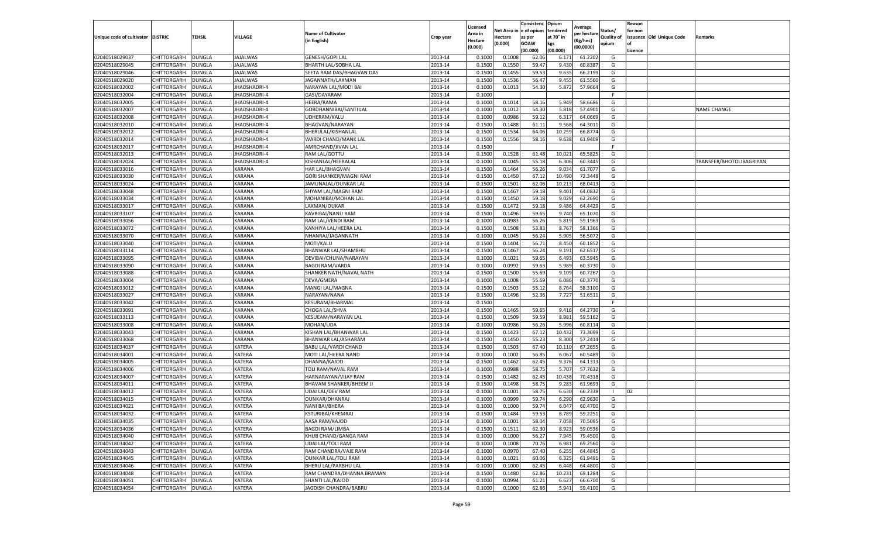| Unique code of cultivator | DISTRIC | TEHSIL | VILLAGE | Name of Cultivator (in English) | Crop year | Licensed Area in Hectare (0.000) | Net Area in Hectare (0.000) | Consistence of opium as per GOAW (00.000) | Opium tendered at 70° in kgs (00.000) | Average per hectare (Kg/hec) (00.0000) | Status/ Quality of opium | Reason for non issuance of Licence | Old Unique Code | Remarks |
|---|---|---|---|---|---|---|---|---|---|---|---|---|---|---|
| 02040518029037 | CHITTORGARH | DUNGLA | JAJALWAS | GENESH/GOPI LAL | 2013-14 | 0.1000 | 0.1008 | 62.06 | 6.171 | 61.2202 | G | | | |
| 02040518029045 | CHITTORGARH | DUNGLA | JAJALWAS | BHARTH LAL/SOBHA LAL | 2013-14 | 0.1500 | 0.1550 | 59.47 | 9.430 | 60.8387 | G | | | |
| 02040518029046 | CHITTORGARH | DUNGLA | JAJALWAS | SEETA RAM DAS/BHAGVAN DAS | 2013-14 | 0.1500 | 0.1455 | 59.53 | 9.635 | 66.2199 | G | | | |
| 02040518029020 | CHITTORGARH | DUNGLA | JAJALWAS | JAGANNATH/LAXMAN | 2013-14 | 0.1500 | 0.1536 | 56.47 | 9.455 | 61.5560 | G | | | |
| 02040518032002 | CHITTORGARH | DUNGLA | JHADSHADRI-4 | NARAYAN LAL/MODI BAI | 2013-14 | 0.1000 | 0.1013 | 54.30 | 5.872 | 57.9664 | G | | | |
| 02040518032004 | CHITTORGARH | DUNGLA | JHADSHADRI-4 | GASI/DAYARAM | 2013-14 | 0.1000 | | | | | F | | | |
| 02040518032005 | CHITTORGARH | DUNGLA | JHADSHADRI-4 | HEERA/RAMA | 2013-14 | 0.1000 | 0.1014 | 58.16 | 5.949 | 58.6686 | G | | | |
| 02040518032007 | CHITTORGARH | DUNGLA | JHADSHADRI-4 | GORDHANNIBAI/SANTI LAL | 2013-14 | 0.1000 | 0.1012 | 54.30 | 5.818 | 57.4901 | G | | | NAME CHANGE |
| 02040518032008 | CHITTORGARH | DUNGLA | JHADSHADRI-4 | UDHERAM/KALU | 2013-14 | 0.1000 | 0.0986 | 59.12 | 6.317 | 64.0669 | G | | | |
| 02040518032010 | CHITTORGARH | DUNGLA | JHADSHADRI-4 | BHAGVAN/NARAYAN | 2013-14 | 0.1500 | 0.1488 | 61.11 | 9.568 | 64.3011 | G | | | |
| 02040518032012 | CHITTORGARH | DUNGLA | JHADSHADRI-4 | BHERULAL/KISHANLAL | 2013-14 | 0.1500 | 0.1534 | 64.06 | 10.259 | 66.8774 | G | | | |
| 02040518032014 | CHITTORGARH | DUNGLA | JHADSHADRI-4 | WARDI CHAND/MANK LAL | 2013-14 | 0.1500 | 0.1556 | 58.16 | 9.638 | 61.9409 | G | | | |
| 02040518032017 | CHITTORGARH | DUNGLA | JHADSHADRI-4 | AMRCHAND/JIVAN LAL | 2013-14 | 0.1500 | | | | | F | | | |
| 02040518032013 | CHITTORGARH | DUNGLA | JHADSHADRI-4 | RAM LAL/GOTTU | 2013-14 | 0.1500 | 0.1528 | 61.48 | 10.021 | 65.5825 | G | | | |
| 02040518032024 | CHITTORGARH | DUNGLA | JHADSHADRI-4 | KISHANLAL/HEERALAL | 2013-14 | 0.1000 | 0.1045 | 55.18 | 6.306 | 60.3445 | G | | | TRANSFER/BHOTOLIBAGRIYAN |
| 02040518033016 | CHITTORGARH | DUNGLA | KARANA | HAR LAL/BHAGVAN | 2013-14 | 0.1500 | 0.1464 | 56.26 | 9.034 | 61.7077 | G | | | |
| 02040518033030 | CHITTORGARH | DUNGLA | KARANA | GORI SHANKER/MAGNI RAM | 2013-14 | 0.1500 | 0.1450 | 67.12 | 10.490 | 72.3448 | G | | | |
| 02040518033024 | CHITTORGARH | DUNGLA | KARANA | JAMUNALAL/OUNKAR LAL | 2013-14 | 0.1500 | 0.1501 | 62.06 | 10.213 | 68.0413 | G | | | |
| 02040518033048 | CHITTORGARH | DUNGLA | KARANA | SHYAM LAL/MAGNI RAM | 2013-14 | 0.1500 | 0.1467 | 59.18 | 9.401 | 64.0832 | G | | | |
| 02040518033034 | CHITTORGARH | DUNGLA | KARANA | MOHANIBAI/MOHAN LAL | 2013-14 | 0.1500 | 0.1450 | 59.18 | 9.029 | 62.2690 | G | | | |
| 02040518033017 | CHITTORGARH | DUNGLA | KARANA | LAXMAN/OUKAR | 2013-14 | 0.1500 | 0.1472 | 59.18 | 9.486 | 64.4429 | G | | | |
| 02040518033107 | CHITTORGARH | DUNGLA | KARANA | KAVRIBAI/NANU RAM | 2013-14 | 0.1500 | 0.1496 | 59.65 | 9.740 | 65.1070 | G | | | |
| 02040518033056 | CHITTORGARH | DUNGLA | KARANA | RAM LAL/VENDI RAM | 2013-14 | 0.1000 | 0.0983 | 56.26 | 5.819 | 59.1963 | G | | | |
| 02040518033072 | CHITTORGARH | DUNGLA | KARANA | KANHIYA LAL/HEERA LAL | 2013-14 | 0.1500 | 0.1508 | 53.83 | 8.767 | 58.1366 | G | | | |
| 02040518033070 | CHITTORGARH | DUNGLA | KARANA | NHANRAJ/JAGANNATH | 2013-14 | 0.1000 | 0.1045 | 56.24 | 5.905 | 56.5072 | G | | | |
| 02040518033040 | CHITTORGARH | DUNGLA | KARANA | MOTI/KALU | 2013-14 | 0.1500 | 0.1404 | 56.71 | 8.450 | 60.1852 | G | | | |
| 02040518033114 | CHITTORGARH | DUNGLA | KARANA | BHANWAR LAL/SHAMBHU | 2013-14 | 0.1500 | 0.1467 | 56.24 | 9.191 | 62.6517 | G | | | |
| 02040518033095 | CHITTORGARH | DUNGLA | KARANA | DEVIBAI/CHUNA/NARAYAN | 2013-14 | 0.1000 | 0.1021 | 59.65 | 6.493 | 63.5945 | G | | | |
| 02040518033090 | CHITTORGARH | DUNGLA | KARANA | BAGDI RAM/VARDA | 2013-14 | 0.1000 | 0.0992 | 59.63 | 5.989 | 60.3730 | G | | | |
| 02040518033088 | CHITTORGARH | DUNGLA | KARANA | SHANKER NATH/NAVAL NATH | 2013-14 | 0.1500 | 0.1500 | 55.69 | 9.109 | 60.7267 | G | | | |
| 02040518033004 | CHITTORGARH | DUNGLA | KARANA | DEVA/GMERA | 2013-14 | 0.1000 | 0.1008 | 55.69 | 6.086 | 60.3770 | G | | | |
| 02040518033012 | CHITTORGARH | DUNGLA | KARANA | MANGI LAL/MAGNA | 2013-14 | 0.1500 | 0.1503 | 55.12 | 8.764 | 58.3100 | G | | | |
| 02040518033027 | CHITTORGARH | DUNGLA | KARANA | NARAYAN/NANA | 2013-14 | 0.1500 | 0.1496 | 52.36 | 7.727 | 51.6511 | G | | | |
| 02040518033042 | CHITTORGARH | DUNGLA | KARANA | KESURAM/BHARMAL | 2013-14 | 0.1500 | | | | | F | | | |
| 02040518033091 | CHITTORGARH | DUNGLA | KARANA | CHOGA LAL/SHVA | 2013-14 | 0.1500 | 0.1465 | 59.65 | 9.416 | 64.2730 | G | | | |
| 02040518033113 | CHITTORGARH | DUNGLA | KARANA | KESUEAM/NARAYAN LAL | 2013-14 | 0.1500 | 0.1509 | 59.59 | 8.981 | 59.5162 | G | | | |
| 02040518033008 | CHITTORGARH | DUNGLA | KARANA | MOHAN/UDA | 2013-14 | 0.1000 | 0.0986 | 56.26 | 5.996 | 60.8114 | G | | | |
| 02040518033043 | CHITTORGARH | DUNGLA | KARANA | KISHAN LAL/BHANWAR LAL | 2013-14 | 0.1500 | 0.1423 | 67.12 | 10.432 | 73.3099 | G | | | |
| 02040518033068 | CHITTORGARH | DUNGLA | KARANA | BHANWAR LAL/ASHARAM | 2013-14 | 0.1500 | 0.1450 | 55.23 | 8.300 | 57.2414 | G | | | |
| 02040518034037 | CHITTORGARH | DUNGLA | KATERA | BABU LAL/VARDI CHAND | 2013-14 | 0.1500 | 0.1503 | 67.40 | 10.110 | 67.2655 | G | | | |
| 02040518034001 | CHITTORGARH | DUNGLA | KATERA | MOTI LAL/HEERA NAND | 2013-14 | 0.1000 | 0.1002 | 56.85 | 6.067 | 60.5489 | G | | | |
| 02040518034005 | CHITTORGARH | DUNGLA | KATERA | DHANNA/KAJOD | 2013-14 | 0.1500 | 0.1462 | 62.45 | 9.376 | 64.1313 | G | | | |
| 02040518034006 | CHITTORGARH | DUNGLA | KATERA | TOLI RAM/NAVAL RAM | 2013-14 | 0.1000 | 0.0988 | 58.75 | 5.707 | 57.7632 | G | | | |
| 02040518034007 | CHITTORGARH | DUNGLA | KATERA | HARNARAYAN/VIJAY RAM | 2013-14 | 0.1500 | 0.1482 | 62.45 | 10.438 | 70.4318 | G | | | |
| 02040518034011 | CHITTORGARH | DUNGLA | KATERA | BHAVANI SHANKER/BHEEM JI | 2013-14 | 0.1500 | 0.1498 | 58.75 | 9.283 | 61.9693 | G | | | |
| 02040518034012 | CHITTORGARH | DUNGLA | KATERA | UDAI LAL/DEV RAM | 2013-14 | 0.1000 | 0.1001 | 58.75 | 6.630 | 66.2338 | I | 02 | | |
| 02040518034015 | CHITTORGARH | DUNGLA | KATERA | OUNKAR/DHANRAJ | 2013-14 | 0.1000 | 0.0999 | 59.74 | 6.290 | 62.9630 | G | | | |
| 02040518034021 | CHITTORGARH | DUNGLA | KATERA | NANI BAI/BHERA | 2013-14 | 0.1000 | 0.1000 | 59.74 | 6.047 | 60.4700 | G | | | |
| 02040518034032 | CHITTORGARH | DUNGLA | KATERA | KSTURIBAI/KHEMRAJ | 2013-14 | 0.1500 | 0.1484 | 59.53 | 8.789 | 59.2251 | G | | | |
| 02040518034035 | CHITTORGARH | DUNGLA | KATERA | AASA RAM/KAJOD | 2013-14 | 0.1000 | 0.1001 | 58.04 | 7.058 | 70.5095 | G | | | |
| 02040518034036 | CHITTORGARH | DUNGLA | KATERA | BAGDI RAM/LIMBA | 2013-14 | 0.1500 | 0.1511 | 62.30 | 8.923 | 59.0536 | G | | | |
| 02040518034040 | CHITTORGARH | DUNGLA | KATERA | KHUB CHAND/GANGA RAM | 2013-14 | 0.1000 | 0.1000 | 56.27 | 7.945 | 79.4500 | G | | | |
| 02040518034042 | CHITTORGARH | DUNGLA | KATERA | UDAI LAL/TOLI RAM | 2013-14 | 0.1000 | 0.1008 | 70.76 | 6.981 | 69.2560 | G | | | |
| 02040518034043 | CHITTORGARH | DUNGLA | KATERA | RAM CHANDRA/VAJE RAM | 2013-14 | 0.1000 | 0.0970 | 67.40 | 6.255 | 64.4845 | G | | | |
| 02040518034045 | CHITTORGARH | DUNGLA | KATERA | OUNKAR LAL/TOLI RAM | 2013-14 | 0.1000 | 0.1021 | 60.06 | 6.325 | 61.9491 | G | | | |
| 02040518034046 | CHITTORGARH | DUNGLA | KATERA | BHERU LAL/PARBHU LAL | 2013-14 | 0.1000 | 0.1000 | 62.45 | 6.448 | 64.4800 | G | | | |
| 02040518034048 | CHITTORGARH | DUNGLA | KATERA | RAM CHANDRA/DHANNA BRAMAN | 2013-14 | 0.1500 | 0.1480 | 62.86 | 10.231 | 69.1284 | G | | | |
| 02040518034051 | CHITTORGARH | DUNGLA | KATERA | SHANTI LAL/KAJOD | 2013-14 | 0.1000 | 0.0994 | 61.21 | 6.627 | 66.6700 | G | | | |
| 02040518034054 | CHITTORGARH | DUNGLA | KATERA | JAGDISH CHANDRA/BABRU | 2013-14 | 0.1000 | 0.1000 | 62.86 | 5.941 | 59.4100 | G | | | |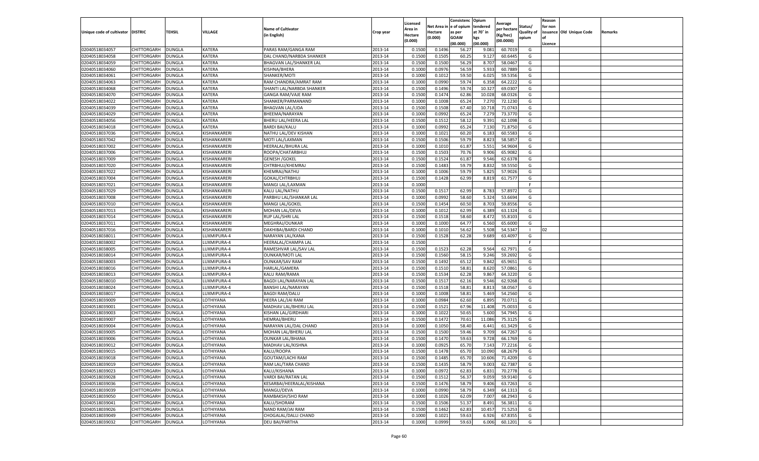| Unique code of cultivator | DISTRIC | TEHSIL | VILLAGE | Name of Cultivator (in English) | Crop year | Licensed Area in Hectare (0.000) | Net Area in Hectare (0.000) | Consistence of opium as per GOAW (00.000) | Opium tendered at 70° in kgs (00.000) | Average per hectare (Kg/hec) (00.0000) | Status/ Quality of opium | Reason for non issuance of Licence | Old Unique Code | Remarks |
|---|---|---|---|---|---|---|---|---|---|---|---|---|---|---|
| 02040518034057 | CHITTORGARH | DUNGLA | KATERA | PARAS RAM/GANGA RAM | 2013-14 | 0.1500 | 0.1496 | 56.27 | 9.081 | 60.7019 | G | | | |
| 02040518034058 | CHITTORGARH | DUNGLA | KATERA | DAL CHAND/NARBDA SHANKER | 2013-14 | 0.1500 | 0.1505 | 60.25 | 9.127 | 60.6445 | G | | | |
| 02040518034059 | CHITTORGARH | DUNGLA | KATERA | BHAGVAN LAL/SHANKER LAL | 2013-14 | 0.1500 | 0.1500 | 56.29 | 8.707 | 58.0467 | G | | | |
| 02040518034060 | CHITTORGARH | DUNGLA | KATERA | KISHNA/BHERA | 2013-14 | 0.1000 | 0.0976 | 56.59 | 5.933 | 60.7889 | G | | | |
| 02040518034061 | CHITTORGARH | DUNGLA | KATERA | SHANKER/MOTI | 2013-14 | 0.1000 | 0.1012 | 59.50 | 6.025 | 59.5356 | G | | | |
| 02040518034063 | CHITTORGARH | DUNGLA | KATERA | RAM CHANDRA/AMRAT RAM | 2013-14 | 0.1000 | 0.0990 | 59.74 | 6.358 | 64.2222 | G | | | |
| 02040518034068 | CHITTORGARH | DUNGLA | KATERA | SHANTI LAL/NARBDA SHANKER | 2013-14 | 0.1500 | 0.1496 | 59.74 | 10.327 | 69.0307 | G | | | |
| 02040518034070 | CHITTORGARH | DUNGLA | KATERA | GANGA RAM/VAJE RAM | 2013-14 | 0.1500 | 0.1474 | 62.86 | 10.028 | 68.0326 | G | | | |
| 02040518034022 | CHITTORGARH | DUNGLA | KATERA | SHANKER/PARMANAND | 2013-14 | 0.1000 | 0.1008 | 65.24 | 7.270 | 72.1230 | G | | | |
| 02040518034039 | CHITTORGARH | DUNGLA | KATERA | BHAGVAN LAL/UDA | 2013-14 | 0.1500 | 0.1508 | 67.40 | 10.718 | 71.0743 | G | | | |
| 02040518034029 | CHITTORGARH | DUNGLA | KATERA | BHEEMA/NARAYAN | 2013-14 | 0.1000 | 0.0992 | 65.24 | 7.279 | 73.3770 | G | | | |
| 02040518034056 | CHITTORGARH | DUNGLA | KATERA | BHERU LAL/HEERA LAL | 2013-14 | 0.1500 | 0.1512 | 58.12 | 9.391 | 62.1098 | G | | | |
| 02040518034018 | CHITTORGARH | DUNGLA | KATERA | BARDI BAI/KALU | 2013-14 | 0.1000 | 0.0992 | 65.24 | 7.130 | 71.8750 | G | | | |
| 02040518037036 | CHITTORGARH | DUNGLA | KISHANKARERI | NATHU LAL/DEV KISHAN | 2013-14 | 0.1000 | 0.1021 | 60.20 | 6.183 | 60.5583 | G | | | |
| 02040518037042 | CHITTORGARH | DUNGLA | KISHANKARERI | MOTI LAL/LAXMAN | 2013-14 | 0.1500 | 0.1506 | 59.79 | 8.823 | 58.5857 | G | | | |
| 02040518037002 | CHITTORGARH | DUNGLA | KISHANKARERI | HEERALAL/BHURA LAL | 2013-14 | 0.1000 | 0.1010 | 61.87 | 5.551 | 54.9604 | G | | | |
| 02040518037006 | CHITTORGARH | DUNGLA | KISHANKARERI | ROOPA/CHATARBHUJ | 2013-14 | 0.1500 | 0.1503 | 70.76 | 9.906 | 65.9082 | G | | | |
| 02040518037009 | CHITTORGARH | DUNGLA | KISHANKARERI | GENESH /GOKEL | 2013-14 | 0.1500 | 0.1524 | 61.87 | 9.546 | 62.6378 | G | | | |
| 02040518037020 | CHITTORGARH | DUNGLA | KISHANKARERI | CHTRBHUJ/KHEMRAJ | 2013-14 | 0.1500 | 0.1483 | 59.79 | 8.832 | 59.5550 | G | | | |
| 02040518037022 | CHITTORGARH | DUNGLA | KISHANKARERI | KHEMRAJ/NATHU | 2013-14 | 0.1000 | 0.1006 | 59.79 | 5.825 | 57.9026 | G | | | |
| 02040518037004 | CHITTORGARH | DUNGLA | KISHANKARERI | GOKAL/CHTRBHUJ | 2013-14 | 0.1500 | 0.1428 | 62.99 | 8.819 | 61.7577 | G | | | |
| 02040518037021 | CHITTORGARH | DUNGLA | KISHANKARERI | MANGI LAL/LAXMAN | 2013-14 | 0.1000 | | | | | F | | | |
| 02040518037029 | CHITTORGARH | DUNGLA | KISHANKARERI | KALU LAL/NATHU | 2013-14 | 0.1500 | 0.1517 | 62.99 | 8.783 | 57.8972 | G | | | |
| 02040518037008 | CHITTORGARH | DUNGLA | KISHANKARERI | PARBHU LAL/SHANKAR LAL | 2013-14 | 0.1000 | 0.0992 | 58.60 | 5.324 | 53.6694 | G | | | |
| 02040518037010 | CHITTORGARH | DUNGLA | KISHANKARERI | MANGI LAL/GOKEL | 2013-14 | 0.1500 | 0.1454 | 60.50 | 8.703 | 59.8556 | G | | | |
| 02040518037013 | CHITTORGARH | DUNGLA | KISHANKARERI | MOHAN LAL/DEVA | 2013-14 | 0.1000 | 0.1012 | 62.99 | 6.389 | 63.1324 | G | | | |
| 02040518037014 | CHITTORGARH | DUNGLA | KISHANKARERI | RUP LAL/SHRI LAL | 2013-14 | 0.1500 | 0.1518 | 58.60 | 8.472 | 55.8103 | G | | | |
| 02040518037011 | CHITTORGARH | DUNGLA | KISHANKARERI | MEGHRAJ/OUNKAR | 2013-14 | 0.1000 | 0.1000 | 64.77 | 6.560 | 65.6000 | G | | | |
| 02040518037016 | CHITTORGARH | DUNGLA | KISHANKARERI | DAKHIBAI/BARDI CHAND | 2013-14 | 0.1000 | 0.1010 | 56.62 | 5.508 | 54.5347 | I | 02 | | |
| 02040518038011 | CHITTORGARH | DUNGLA | LUXMIPURA-4 | NARAYAN LAL/KANA | 2013-14 | 0.1500 | 0.1528 | 62.28 | 9.689 | 63.4097 | G | | | |
| 02040518038002 | CHITTORGARH | DUNGLA | LUXMIPURA-4 | HEERALAL/CHAMPA LAL | 2013-14 | 0.1500 | | | | | F | | | |
| 02040518038005 | CHITTORGARH | DUNGLA | LUXMIPURA-4 | RAMESHVAR LAL/SAV LAL | 2013-14 | 0.1500 | 0.1523 | 62.28 | 9.564 | 62.7971 | G | | | |
| 02040518038014 | CHITTORGARH | DUNGLA | LUXMIPURA-4 | OUNKAR/MOTI LAL | 2013-14 | 0.1500 | 0.1560 | 58.15 | 9.246 | 59.2692 | G | | | |
| 02040518038003 | CHITTORGARH | DUNGLA | LUXMIPURA-4 | OUNKAR/SAV RAM | 2013-14 | 0.1500 | 0.1492 | 65.12 | 9.842 | 65.9651 | G | | | |
| 02040518038016 | CHITTORGARH | DUNGLA | LUXMIPURA-4 | HARLAL/GAMERA | 2013-14 | 0.1500 | 0.1510 | 58.81 | 8.620 | 57.0861 | G | | | |
| 02040518038013 | CHITTORGARH | DUNGLA | LUXMIPURA-4 | KALU RAM/RAMA | 2013-14 | 0.1500 | 0.1534 | 62.28 | 9.867 | 64.3220 | G | | | |
| 02040518038010 | CHITTORGARH | DUNGLA | LUXMIPURA-4 | BAGDI LAL/NARAYAN LAL | 2013-14 | 0.1500 | 0.1517 | 62.16 | 9.546 | 62.9268 | G | | | |
| 02040518038024 | CHITTORGARH | DUNGLA | LUXMIPURA-4 | BANSHI LAL/NARAYAN | 2013-14 | 0.1500 | 0.1518 | 58.81 | 8.813 | 58.0567 | G | | | |
| 02040518038017 | CHITTORGARH | DUNGLA | LUXMIPURA-4 | BAGDI RAM/DALU | 2013-14 | 0.1000 | 0.1008 | 58.81 | 5.469 | 54.2560 | G | | | |
| 02040518039009 | CHITTORGARH | DUNGLA | LOTHIYANA | HEERA LAL/JAI RAM | 2013-14 | 0.1000 | 0.0984 | 62.60 | 6.895 | 70.0711 | G | | | |
| 02040518039001 | CHITTORGARH | DUNGLA | LOTHIYANA | MADHAV LAL/BHERU LAL | 2013-14 | 0.1500 | 0.1521 | 67.96 | 11.408 | 75.0033 | G | | | |
| 02040518039003 | CHITTORGARH | DUNGLA | LOTHIYANA | KISHAN LAL/GIRDHARI | 2013-14 | 0.1000 | 0.1022 | 50.65 | 5.600 | 54.7945 | G | | | |
| 02040518039007 | CHITTORGARH | DUNGLA | LOTHIYANA | HEMRAJ/BHERU | 2013-14 | 0.1500 | 0.1472 | 70.61 | 11.086 | 75.3125 | G | | | |
| 02040518039004 | CHITTORGARH | DUNGLA | LOTHIYANA | NARAYAN LAL/DAL CHAND | 2013-14 | 0.1000 | 0.1050 | 58.40 | 6.441 | 61.3429 | G | | | |
| 02040518039005 | CHITTORGARH | DUNGLA | LOTHIYANA | MOHAN LAL/BHERU LAL | 2013-14 | 0.1500 | 0.1500 | 59.46 | 9.709 | 64.7267 | G | | | |
| 02040518039006 | CHITTORGARH | DUNGLA | LOTHIYANA | OUNKAR LAL/BHANA | 2013-14 | 0.1500 | 0.1470 | 59.63 | 9.728 | 66.1769 | G | | | |
| 02040518039012 | CHITTORGARH | DUNGLA | LOTHIYANA | MADHAV LAL/KISHNA | 2013-14 | 0.1000 | 0.0925 | 65.70 | 7.143 | 77.2216 | G | | | |
| 02040518039015 | CHITTORGARH | DUNGLA | LOTHIYANA | KALU/ROOPA | 2013-14 | 0.1500 | 0.1478 | 65.70 | 10.090 | 68.2679 | G | | | |
| 02040518039018 | CHITTORGARH | DUNGLA | LOTHIYANA | GOUTAM/LACHI RAM | 2013-14 | 0.1500 | 0.1485 | 65.70 | 10.606 | 71.4209 | G | | | |
| 02040518039019 | CHITTORGARH | DUNGLA | LOTHIYANA | RAM LAL/TARA CHAND | 2013-14 | 0.1500 | 0.1435 | 58.79 | 9.003 | 62.7387 | G | | | |
| 02040518039023 | CHITTORGARH | DUNGLA | LOTHIYANA | KALU/KISHANA | 2013-14 | 0.1000 | 0.0972 | 62.83 | 6.831 | 70.2778 | G | | | |
| 02040518039028 | CHITTORGARH | DUNGLA | LOTHIYANA | VARDI BAI/RATAN LAL | 2013-14 | 0.1500 | 0.1512 | 56.37 | 9.059 | 59.9140 | G | | | |
| 02040518039036 | CHITTORGARH | DUNGLA | LOTHIYANA | KESARBAI/HEERALAL/KISHANA | 2013-14 | 0.1500 | 0.1476 | 58.79 | 9.406 | 63.7263 | G | | | |
| 02040518039039 | CHITTORGARH | DUNGLA | LOTHIYANA | MANGU/DEVA | 2013-14 | 0.1000 | 0.0990 | 58.79 | 6.349 | 64.1313 | G | | | |
| 02040518039050 | CHITTORGARH | DUNGLA | LOTHIYANA | RAMBAKSH/SHO RAM | 2013-14 | 0.1000 | 0.1026 | 62.09 | 7.007 | 68.2943 | G | | | |
| 02040518039041 | CHITTORGARH | DUNGLA | LOTHIYANA | KALU/SHORAM | 2013-14 | 0.1500 | 0.1506 | 51.37 | 8.491 | 56.3811 | G | | | |
| 02040518039026 | CHITTORGARH | DUNGLA | LOTHIYANA | NAND RAM/JAI RAM | 2013-14 | 0.1500 | 0.1462 | 62.83 | 10.457 | 71.5253 | G | | | |
| 02040518039049 | CHITTORGARH | DUNGLA | LOTHIYANA | CHOGALAL/DALLI CHAND | 2013-14 | 0.1000 | 0.1021 | 59.63 | 6.926 | 67.8355 | G | | | |
| 02040518039032 | CHITTORGARH | DUNGLA | LOTHIYANA | DEU BAI/PARTHA | 2013-14 | 0.1000 | 0.0999 | 59.63 | 6.006 | 60.1201 | G | | | |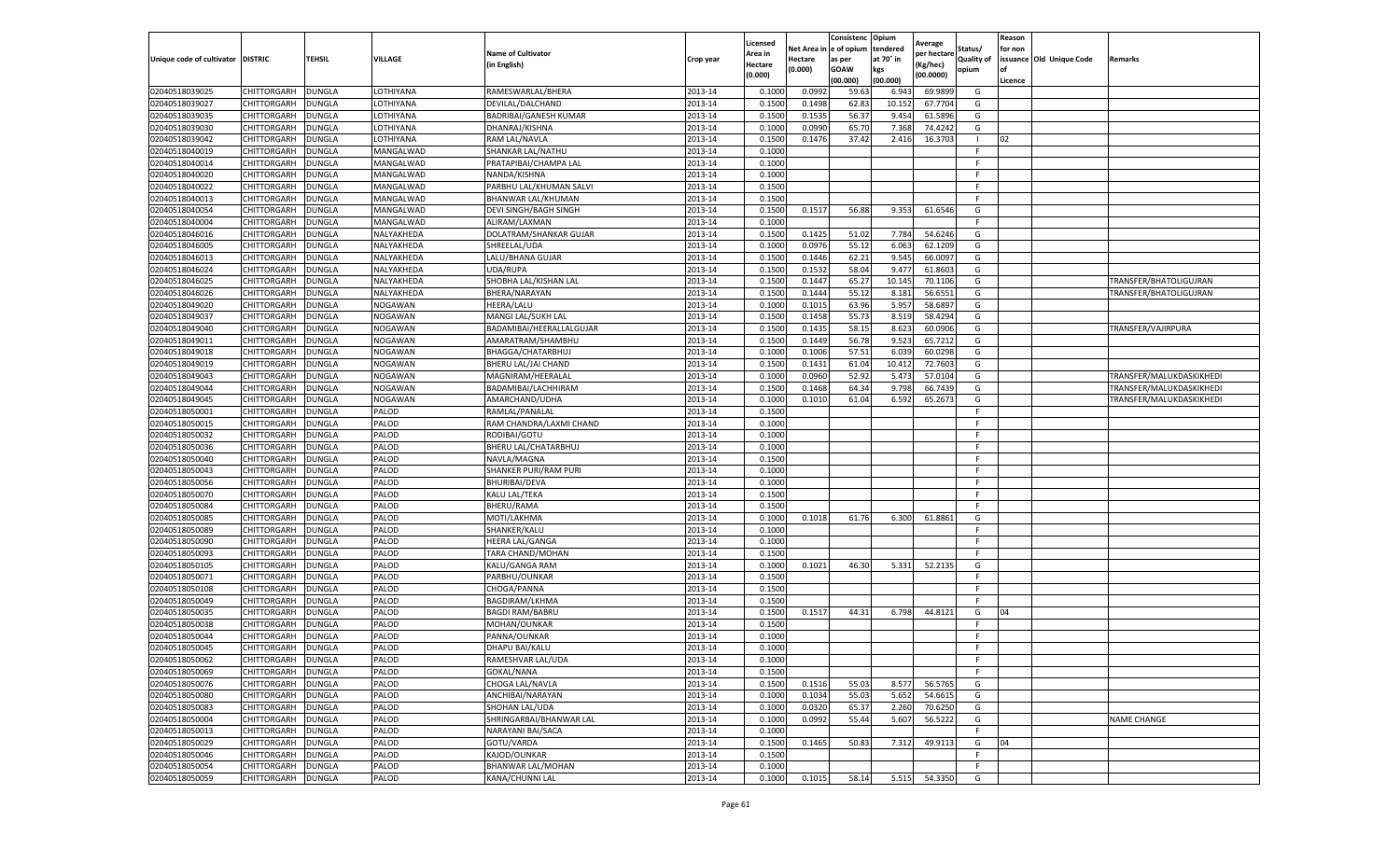| Unique code of cultivator | DISTRIC | TEHSIL | VILLAGE | Name of Cultivator (in English) | Crop year | Licensed Area in Hectare (0.000) | Net Area in Hectare (0.000) | Consistenc e of opium as per GOAW (00.000) | Opium tendered at 70° in kgs (00.000) | Average per hectare (Kg/hec) (00.0000) | Status/ Quality of opium | Reason for non issuance of Licence | Old Unique Code | Remarks |
|---|---|---|---|---|---|---|---|---|---|---|---|---|---|---|
| 02040518039025 | CHITTORGARH | DUNGLA | LOTHIYANA | RAMESWARLAL/BHERA | 2013-14 | 0.1000 | 0.0992 | 59.63 | 6.943 | 69.9899 | G | | | |
| 02040518039027 | CHITTORGARH | DUNGLA | LOTHIYANA | DEVILAL/DALCHAND | 2013-14 | 0.1500 | 0.1498 | 62.83 | 10.152 | 67.7704 | G | | | |
| 02040518039035 | CHITTORGARH | DUNGLA | LOTHIYANA | BADRIBAI/GANESH KUMAR | 2013-14 | 0.1500 | 0.1535 | 56.37 | 9.454 | 61.5896 | G | | | |
| 02040518039030 | CHITTORGARH | DUNGLA | LOTHIYANA | DHANRAJ/KISHNA | 2013-14 | 0.1000 | 0.0990 | 65.70 | 7.368 | 74.4242 | G | | | |
| 02040518039042 | CHITTORGARH | DUNGLA | LOTHIYANA | RAM LAL/NAVLA | 2013-14 | 0.1500 | 0.1476 | 37.42 | 2.416 | 16.3703 | I | 02 | | |
| 02040518040019 | CHITTORGARH | DUNGLA | MANGALWAD | SHANKAR LAL/NATHU | 2013-14 | 0.1000 | | | | | F | | | |
| 02040518040014 | CHITTORGARH | DUNGLA | MANGALWAD | PRATAPIBAI/CHAMPA LAL | 2013-14 | 0.1000 | | | | | F | | | |
| 02040518040020 | CHITTORGARH | DUNGLA | MANGALWAD | NANDA/KISHNA | 2013-14 | 0.1000 | | | | | F | | | |
| 02040518040022 | CHITTORGARH | DUNGLA | MANGALWAD | PARBHU LAL/KHUMAN SALVI | 2013-14 | 0.1500 | | | | | F | | | |
| 02040518040013 | CHITTORGARH | DUNGLA | MANGALWAD | BHANWAR LAL/KHUMAN | 2013-14 | 0.1500 | | | | | F | | | |
| 02040518040054 | CHITTORGARH | DUNGLA | MANGALWAD | DEVI SINGH/BAGH SINGH | 2013-14 | 0.1500 | 0.1517 | 56.88 | 9.353 | 61.6546 | G | | | |
| 02040518040004 | CHITTORGARH | DUNGLA | MANGALWAD | ALIRAM/LAXMAN | 2013-14 | 0.1000 | | | | | F | | | |
| 02040518046016 | CHITTORGARH | DUNGLA | NALYAKHEDA | DOLATRAM/SHANKAR GUJAR | 2013-14 | 0.1500 | 0.1425 | 51.02 | 7.784 | 54.6246 | G | | | |
| 02040518046005 | CHITTORGARH | DUNGLA | NALYAKHEDA | SHREELAL/UDA | 2013-14 | 0.1000 | 0.0976 | 55.12 | 6.063 | 62.1209 | G | | | |
| 02040518046013 | CHITTORGARH | DUNGLA | NALYAKHEDA | LALU/BHANA GUJAR | 2013-14 | 0.1500 | 0.1446 | 62.21 | 9.545 | 66.0097 | G | | | |
| 02040518046024 | CHITTORGARH | DUNGLA | NALYAKHEDA | UDA/RUPA | 2013-14 | 0.1500 | 0.1532 | 58.04 | 9.477 | 61.8603 | G | | | |
| 02040518046025 | CHITTORGARH | DUNGLA | NALYAKHEDA | SHOBHA LAL/KISHAN LAL | 2013-14 | 0.1500 | 0.1447 | 65.27 | 10.145 | 70.1106 | G | | | TRANSFER/BHATOLIGUJRAN |
| 02040518046026 | CHITTORGARH | DUNGLA | NALYAKHEDA | BHERA/NARAYAN | 2013-14 | 0.1500 | 0.1444 | 55.12 | 8.181 | 56.6551 | G | | | TRANSFER/BHATOLIGUJRAN |
| 02040518049020 | CHITTORGARH | DUNGLA | NOGAWAN | HEERA/LALU | 2013-14 | 0.1000 | 0.1015 | 63.96 | 5.957 | 58.6897 | G | | | |
| 02040518049037 | CHITTORGARH | DUNGLA | NOGAWAN | MANGI LAL/SUKH LAL | 2013-14 | 0.1500 | 0.1458 | 55.73 | 8.519 | 58.4294 | G | | | |
| 02040518049040 | CHITTORGARH | DUNGLA | NOGAWAN | BADAMIBAI/HEERALALGUJAR | 2013-14 | 0.1500 | 0.1435 | 58.15 | 8.623 | 60.0906 | G | | | TRANSFER/VAJIRPURA |
| 02040518049011 | CHITTORGARH | DUNGLA | NOGAWAN | AMARATRAM/SHAMBHU | 2013-14 | 0.1500 | 0.1449 | 56.78 | 9.523 | 65.7212 | G | | | |
| 02040518049018 | CHITTORGARH | DUNGLA | NOGAWAN | BHAGGA/CHATARBHUJ | 2013-14 | 0.1000 | 0.1006 | 57.51 | 6.039 | 60.0298 | G | | | |
| 02040518049019 | CHITTORGARH | DUNGLA | NOGAWAN | BHERU LAL/JAI CHAND | 2013-14 | 0.1500 | 0.1431 | 61.04 | 10.412 | 72.7603 | G | | | |
| 02040518049043 | CHITTORGARH | DUNGLA | NOGAWAN | MAGNIRAM/HEERALAL | 2013-14 | 0.1000 | 0.0960 | 52.92 | 5.473 | 57.0104 | G | | | TRANSFER/MALUKDASKIKHEDI |
| 02040518049044 | CHITTORGARH | DUNGLA | NOGAWAN | BADAMIBAI/LACHHIRAM | 2013-14 | 0.1500 | 0.1468 | 64.34 | 9.798 | 66.7439 | G | | | TRANSFER/MALUKDASKIKHEDI |
| 02040518049045 | CHITTORGARH | DUNGLA | NOGAWAN | AMARCHAND/UDHA | 2013-14 | 0.1000 | 0.1010 | 61.04 | 6.592 | 65.2673 | G | | | TRANSFER/MALUKDASKIKHEDI |
| 02040518050001 | CHITTORGARH | DUNGLA | PALOD | RAMLAL/PANALAL | 2013-14 | 0.1500 | | | | | F | | | |
| 02040518050015 | CHITTORGARH | DUNGLA | PALOD | RAM CHANDRA/LAXMI CHAND | 2013-14 | 0.1000 | | | | | F | | | |
| 02040518050032 | CHITTORGARH | DUNGLA | PALOD | RODIBAI/GOTU | 2013-14 | 0.1000 | | | | | F | | | |
| 02040518050036 | CHITTORGARH | DUNGLA | PALOD | BHERU LAL/CHATARBHUJ | 2013-14 | 0.1000 | | | | | F | | | |
| 02040518050040 | CHITTORGARH | DUNGLA | PALOD | NAVLA/MAGNA | 2013-14 | 0.1500 | | | | | F | | | |
| 02040518050043 | CHITTORGARH | DUNGLA | PALOD | SHANKER PURI/RAM PURI | 2013-14 | 0.1000 | | | | | F | | | |
| 02040518050056 | CHITTORGARH | DUNGLA | PALOD | BHURIBAI/DEVA | 2013-14 | 0.1000 | | | | | F | | | |
| 02040518050070 | CHITTORGARH | DUNGLA | PALOD | KALU LAL/TEKA | 2013-14 | 0.1500 | | | | | F | | | |
| 02040518050084 | CHITTORGARH | DUNGLA | PALOD | BHERU/RAMA | 2013-14 | 0.1500 | | | | | F | | | |
| 02040518050085 | CHITTORGARH | DUNGLA | PALOD | MOTI/LAKHMA | 2013-14 | 0.1000 | 0.1018 | 61.76 | 6.300 | 61.8861 | G | | | |
| 02040518050089 | CHITTORGARH | DUNGLA | PALOD | SHANKER/KALU | 2013-14 | 0.1000 | | | | | F | | | |
| 02040518050090 | CHITTORGARH | DUNGLA | PALOD | HEERA LAL/GANGA | 2013-14 | 0.1000 | | | | | F | | | |
| 02040518050093 | CHITTORGARH | DUNGLA | PALOD | TARA CHAND/MOHAN | 2013-14 | 0.1500 | | | | | F | | | |
| 02040518050105 | CHITTORGARH | DUNGLA | PALOD | KALU/GANGA RAM | 2013-14 | 0.1000 | 0.1021 | 46.30 | 5.331 | 52.2135 | G | | | |
| 02040518050071 | CHITTORGARH | DUNGLA | PALOD | PARBHU/OUNKAR | 2013-14 | 0.1500 | | | | | F | | | |
| 02040518050108 | CHITTORGARH | DUNGLA | PALOD | CHOGA/PANNA | 2013-14 | 0.1500 | | | | | F | | | |
| 02040518050049 | CHITTORGARH | DUNGLA | PALOD | BAGDIRAM/LKHMA | 2013-14 | 0.1500 | | | | | F | | | |
| 02040518050035 | CHITTORGARH | DUNGLA | PALOD | BAGDI RAM/BABRU | 2013-14 | 0.1500 | 0.1517 | 44.31 | 6.798 | 44.8121 | G | 04 | | |
| 02040518050038 | CHITTORGARH | DUNGLA | PALOD | MOHAN/OUNKAR | 2013-14 | 0.1500 | | | | | F | | | |
| 02040518050044 | CHITTORGARH | DUNGLA | PALOD | PANNA/OUNKAR | 2013-14 | 0.1000 | | | | | F | | | |
| 02040518050045 | CHITTORGARH | DUNGLA | PALOD | DHAPU BAI/KALU | 2013-14 | 0.1000 | | | | | F | | | |
| 02040518050062 | CHITTORGARH | DUNGLA | PALOD | RAMESHVAR LAL/UDA | 2013-14 | 0.1000 | | | | | F | | | |
| 02040518050069 | CHITTORGARH | DUNGLA | PALOD | GOKAL/NANA | 2013-14 | 0.1500 | | | | | F | | | |
| 02040518050076 | CHITTORGARH | DUNGLA | PALOD | CHOGA LAL/NAVLA | 2013-14 | 0.1500 | 0.1516 | 55.03 | 8.577 | 56.5765 | G | | | |
| 02040518050080 | CHITTORGARH | DUNGLA | PALOD | ANCHIBAI/NARAYAN | 2013-14 | 0.1000 | 0.1034 | 55.03 | 5.652 | 54.6615 | G | | | |
| 02040518050083 | CHITTORGARH | DUNGLA | PALOD | SHOHAN LAL/UDA | 2013-14 | 0.1000 | 0.0320 | 65.37 | 2.260 | 70.6250 | G | | | |
| 02040518050004 | CHITTORGARH | DUNGLA | PALOD | SHRINGARBAI/BHANWAR LAL | 2013-14 | 0.1000 | 0.0992 | 55.44 | 5.607 | 56.5222 | G | | | NAME CHANGE |
| 02040518050013 | CHITTORGARH | DUNGLA | PALOD | NARAYANI BAI/SACA | 2013-14 | 0.1000 | | | | | F | | | |
| 02040518050029 | CHITTORGARH | DUNGLA | PALOD | GOTU/VARDA | 2013-14 | 0.1500 | 0.1465 | 50.83 | 7.312 | 49.9113 | G | 04 | | |
| 02040518050046 | CHITTORGARH | DUNGLA | PALOD | KAJOD/OUNKAR | 2013-14 | 0.1500 | | | | | F | | | |
| 02040518050054 | CHITTORGARH | DUNGLA | PALOD | BHANWAR LAL/MOHAN | 2013-14 | 0.1000 | | | | | F | | | |
| 02040518050059 | CHITTORGARH | DUNGLA | PALOD | KANA/CHUNNI LAL | 2013-14 | 0.1000 | 0.1015 | 58.14 | 5.515 | 54.3350 | G | | | |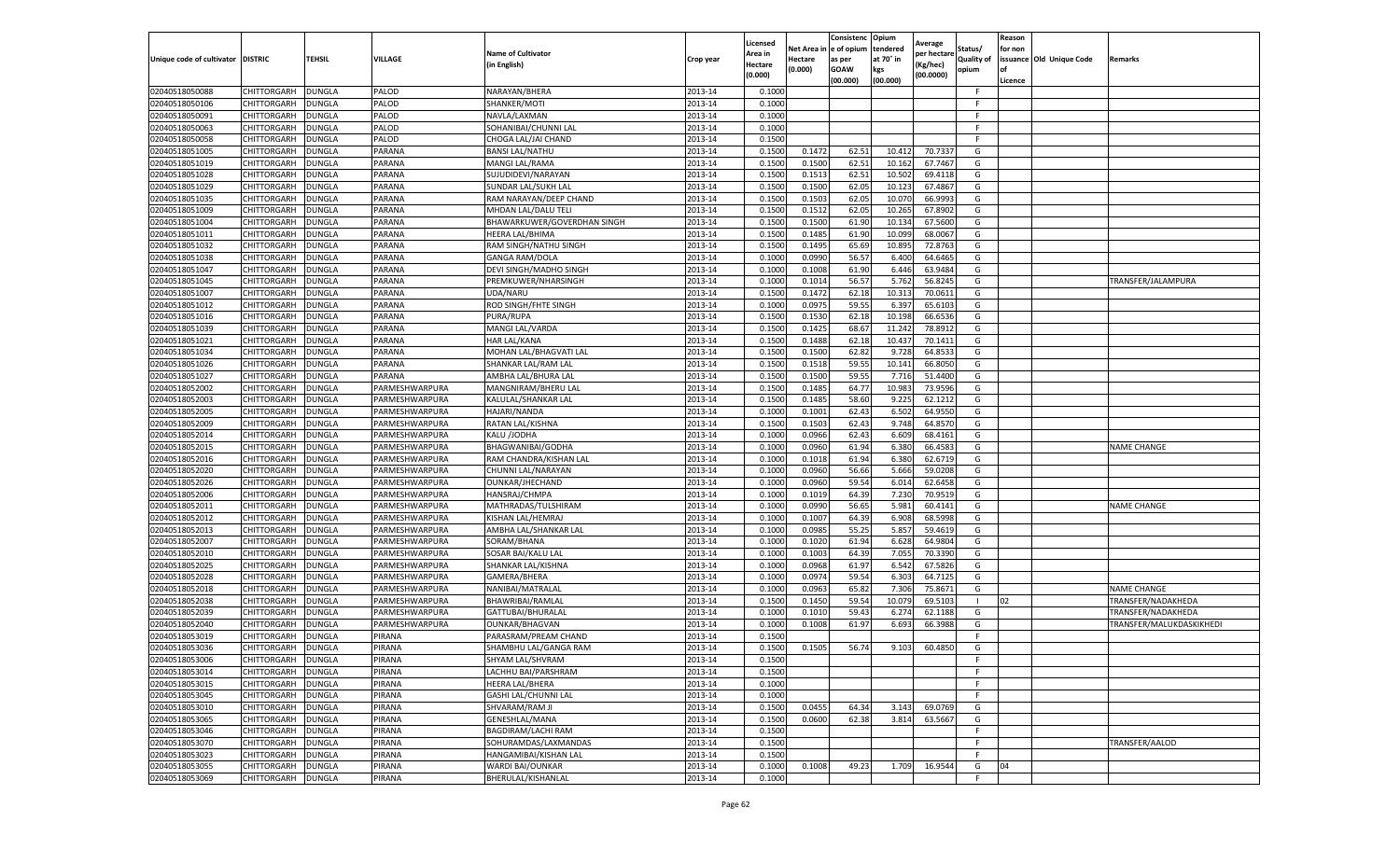| Unique code of cultivator | DISTRIC | TEHSIL | VILLAGE | Name of Cultivator (in English) | Crop year | Licensed Area in Hectare (0.000) | Net Area in Hectare (0.000) | Consistence of opium as per GOAW (00.000) | Opium tendered at 70˚ in kgs (00.000) | Average per hectare (Kg/hec) (00.0000) | Status/ Quality of opium | Reason for non issuance of Licence | Old Unique Code | Remarks |
|---|---|---|---|---|---|---|---|---|---|---|---|---|---|---|
| 02040518050088 | CHITTORGARH | DUNGLA | PALOD | NARAYAN/BHERA | 2013-14 | 0.1000 | | | | | F | | | |
| 02040518050106 | CHITTORGARH | DUNGLA | PALOD | SHANKER/MOTI | 2013-14 | 0.1000 | | | | | F | | | |
| 02040518050091 | CHITTORGARH | DUNGLA | PALOD | NAVLA/LAXMAN | 2013-14 | 0.1000 | | | | | F | | | |
| 02040518050063 | CHITTORGARH | DUNGLA | PALOD | SOHANIBAI/CHUNNI LAL | 2013-14 | 0.1000 | | | | | F | | | |
| 02040518050058 | CHITTORGARH | DUNGLA | PALOD | CHOGA LAL/JAI CHAND | 2013-14 | 0.1500 | | | | | F | | | |
| 02040518051005 | CHITTORGARH | DUNGLA | PARANA | BANSI LAL/NATHU | 2013-14 | 0.1500 | 0.1472 | 62.51 | 10.412 | 70.7337 | G | | | |
| 02040518051019 | CHITTORGARH | DUNGLA | PARANA | MANGI LAL/RAMA | 2013-14 | 0.1500 | 0.1500 | 62.51 | 10.162 | 67.7467 | G | | | |
| 02040518051028 | CHITTORGARH | DUNGLA | PARANA | SUJUDIDEVI/NARAYAN | 2013-14 | 0.1500 | 0.1513 | 62.51 | 10.502 | 69.4118 | G | | | |
| 02040518051029 | CHITTORGARH | DUNGLA | PARANA | SUNDAR LAL/SUKH LAL | 2013-14 | 0.1500 | 0.1500 | 62.05 | 10.123 | 67.4867 | G | | | |
| 02040518051035 | CHITTORGARH | DUNGLA | PARANA | RAM NARAYAN/DEEP CHAND | 2013-14 | 0.1500 | 0.1503 | 62.05 | 10.070 | 66.9993 | G | | | |
| 02040518051009 | CHITTORGARH | DUNGLA | PARANA | MHDAN LAL/DALU TELI | 2013-14 | 0.1500 | 0.1512 | 62.05 | 10.265 | 67.8902 | G | | | |
| 02040518051004 | CHITTORGARH | DUNGLA | PARANA | BHAWARKUWER/GOVERDHAN SINGH | 2013-14 | 0.1500 | 0.1500 | 61.90 | 10.134 | 67.5600 | G | | | |
| 02040518051011 | CHITTORGARH | DUNGLA | PARANA | HEERA LAL/BHIMA | 2013-14 | 0.1500 | 0.1485 | 61.90 | 10.099 | 68.0067 | G | | | |
| 02040518051032 | CHITTORGARH | DUNGLA | PARANA | RAM SINGH/NATHU SINGH | 2013-14 | 0.1500 | 0.1495 | 65.69 | 10.895 | 72.8763 | G | | | |
| 02040518051038 | CHITTORGARH | DUNGLA | PARANA | GANGA RAM/DOLA | 2013-14 | 0.1000 | 0.0990 | 56.57 | 6.400 | 64.6465 | G | | | |
| 02040518051047 | CHITTORGARH | DUNGLA | PARANA | DEVI SINGH/MADHO SINGH | 2013-14 | 0.1000 | 0.1008 | 61.90 | 6.446 | 63.9484 | G | | | |
| 02040518051045 | CHITTORGARH | DUNGLA | PARANA | PREMKUWER/NHARSINGH | 2013-14 | 0.1000 | 0.1014 | 56.57 | 5.762 | 56.8245 | G | | | TRANSFER/JALAMPURA |
| 02040518051007 | CHITTORGARH | DUNGLA | PARANA | UDA/NARU | 2013-14 | 0.1500 | 0.1472 | 62.18 | 10.313 | 70.0611 | G | | | |
| 02040518051012 | CHITTORGARH | DUNGLA | PARANA | ROD SINGH/FHTE SINGH | 2013-14 | 0.1000 | 0.0975 | 59.55 | 6.397 | 65.6103 | G | | | |
| 02040518051016 | CHITTORGARH | DUNGLA | PARANA | PURA/RUPA | 2013-14 | 0.1500 | 0.1530 | 62.18 | 10.198 | 66.6536 | G | | | |
| 02040518051039 | CHITTORGARH | DUNGLA | PARANA | MANGI LAL/VARDA | 2013-14 | 0.1500 | 0.1425 | 68.67 | 11.242 | 78.8912 | G | | | |
| 02040518051021 | CHITTORGARH | DUNGLA | PARANA | HAR LAL/KANA | 2013-14 | 0.1500 | 0.1488 | 62.18 | 10.437 | 70.1411 | G | | | |
| 02040518051034 | CHITTORGARH | DUNGLA | PARANA | MOHAN LAL/BHAGVATI LAL | 2013-14 | 0.1500 | 0.1500 | 62.82 | 9.728 | 64.8533 | G | | | |
| 02040518051026 | CHITTORGARH | DUNGLA | PARANA | SHANKAR LAL/RAM LAL | 2013-14 | 0.1500 | 0.1518 | 59.55 | 10.141 | 66.8050 | G | | | |
| 02040518051027 | CHITTORGARH | DUNGLA | PARANA | AMBHA LAL/BHURA LAL | 2013-14 | 0.1500 | 0.1500 | 59.55 | 7.716 | 51.4400 | G | | | |
| 02040518052002 | CHITTORGARH | DUNGLA | PARMESHWARPURA | MANGNIRAM/BHERU LAL | 2013-14 | 0.1500 | 0.1485 | 64.77 | 10.983 | 73.9596 | G | | | |
| 02040518052003 | CHITTORGARH | DUNGLA | PARMESHWARPURA | KALULAL/SHANKAR LAL | 2013-14 | 0.1500 | 0.1485 | 58.60 | 9.225 | 62.1212 | G | | | |
| 02040518052005 | CHITTORGARH | DUNGLA | PARMESHWARPURA | HAJARI/NANDA | 2013-14 | 0.1000 | 0.1001 | 62.43 | 6.502 | 64.9550 | G | | | |
| 02040518052009 | CHITTORGARH | DUNGLA | PARMESHWARPURA | RATAN LAL/KISHNA | 2013-14 | 0.1500 | 0.1503 | 62.43 | 9.748 | 64.8570 | G | | | |
| 02040518052014 | CHITTORGARH | DUNGLA | PARMESHWARPURA | KALU /JODHA | 2013-14 | 0.1000 | 0.0966 | 62.43 | 6.609 | 68.4161 | G | | | |
| 02040518052015 | CHITTORGARH | DUNGLA | PARMESHWARPURA | BHAGWANIBAI/GODHA | 2013-14 | 0.1000 | 0.0960 | 61.94 | 6.380 | 66.4583 | G | | | NAME CHANGE |
| 02040518052016 | CHITTORGARH | DUNGLA | PARMESHWARPURA | RAM CHANDRA/KISHAN LAL | 2013-14 | 0.1000 | 0.1018 | 61.94 | 6.380 | 62.6719 | G | | | |
| 02040518052020 | CHITTORGARH | DUNGLA | PARMESHWARPURA | CHUNNI LAL/NARAYAN | 2013-14 | 0.1000 | 0.0960 | 56.66 | 5.666 | 59.0208 | G | | | |
| 02040518052026 | CHITTORGARH | DUNGLA | PARMESHWARPURA | OUNKAR/JHECHAND | 2013-14 | 0.1000 | 0.0960 | 59.54 | 6.014 | 62.6458 | G | | | |
| 02040518052006 | CHITTORGARH | DUNGLA | PARMESHWARPURA | HANSRAJ/CHMPA | 2013-14 | 0.1000 | 0.1019 | 64.39 | 7.230 | 70.9519 | G | | | |
| 02040518052011 | CHITTORGARH | DUNGLA | PARMESHWARPURA | MATHRADAS/TULSHIRAM | 2013-14 | 0.1000 | 0.0990 | 56.65 | 5.981 | 60.4141 | G | | | NAME CHANGE |
| 02040518052012 | CHITTORGARH | DUNGLA | PARMESHWARPURA | KISHAN LAL/HEMRAJ | 2013-14 | 0.1000 | 0.1007 | 64.39 | 6.908 | 68.5998 | G | | | |
| 02040518052013 | CHITTORGARH | DUNGLA | PARMESHWARPURA | AMBHA LAL/SHANKAR LAL | 2013-14 | 0.1000 | 0.0985 | 55.25 | 5.857 | 59.4619 | G | | | |
| 02040518052007 | CHITTORGARH | DUNGLA | PARMESHWARPURA | SORAM/BHANA | 2013-14 | 0.1000 | 0.1020 | 61.94 | 6.628 | 64.9804 | G | | | |
| 02040518052010 | CHITTORGARH | DUNGLA | PARMESHWARPURA | SOSAR BAI/KALU LAL | 2013-14 | 0.1000 | 0.1003 | 64.39 | 7.055 | 70.3390 | G | | | |
| 02040518052025 | CHITTORGARH | DUNGLA | PARMESHWARPURA | SHANKAR LAL/KISHNA | 2013-14 | 0.1000 | 0.0968 | 61.97 | 6.542 | 67.5826 | G | | | |
| 02040518052028 | CHITTORGARH | DUNGLA | PARMESHWARPURA | GAMERA/BHERA | 2013-14 | 0.1000 | 0.0974 | 59.54 | 6.303 | 64.7125 | G | | | |
| 02040518052018 | CHITTORGARH | DUNGLA | PARMESHWARPURA | NANIBAI/MATRALAL | 2013-14 | 0.1000 | 0.0963 | 65.82 | 7.306 | 75.8671 | G | | | NAME CHANGE |
| 02040518052038 | CHITTORGARH | DUNGLA | PARMESHWARPURA | BHAWRIBAI/RAMLAL | 2013-14 | 0.1500 | 0.1450 | 59.54 | 10.079 | 69.5103 | I | 02 | | TRANSFER/NADAKHEDA |
| 02040518052039 | CHITTORGARH | DUNGLA | PARMESHWARPURA | GATTUBAI/BHURALAL | 2013-14 | 0.1000 | 0.1010 | 59.43 | 6.274 | 62.1188 | G | | | TRANSFER/NADAKHEDA |
| 02040518052040 | CHITTORGARH | DUNGLA | PARMESHWARPURA | OUNKAR/BHAGVAN | 2013-14 | 0.1000 | 0.1008 | 61.97 | 6.693 | 66.3988 | G | | | TRANSFER/MALUKDASKIKHEDI |
| 02040518053019 | CHITTORGARH | DUNGLA | PIRANA | PARASRAM/PREAM CHAND | 2013-14 | 0.1500 | | | | | F | | | |
| 02040518053036 | CHITTORGARH | DUNGLA | PIRANA | SHAMBHU LAL/GANGA RAM | 2013-14 | 0.1500 | 0.1505 | 56.74 | 9.103 | 60.4850 | G | | | |
| 02040518053006 | CHITTORGARH | DUNGLA | PIRANA | SHYAM LAL/SHVRAM | 2013-14 | 0.1500 | | | | | F | | | |
| 02040518053014 | CHITTORGARH | DUNGLA | PIRANA | LACHHU BAI/PARSHRAM | 2013-14 | 0.1500 | | | | | F | | | |
| 02040518053015 | CHITTORGARH | DUNGLA | PIRANA | HEERA LAL/BHERA | 2013-14 | 0.1000 | | | | | F | | | |
| 02040518053045 | CHITTORGARH | DUNGLA | PIRANA | GASHI LAL/CHUNNI LAL | 2013-14 | 0.1000 | | | | | F | | | |
| 02040518053010 | CHITTORGARH | DUNGLA | PIRANA | SHVARAM/RAM JI | 2013-14 | 0.1500 | 0.0455 | 64.34 | 3.143 | 69.0769 | G | | | |
| 02040518053065 | CHITTORGARH | DUNGLA | PIRANA | GENESHLAL/MANA | 2013-14 | 0.1500 | 0.0600 | 62.38 | 3.814 | 63.5667 | G | | | |
| 02040518053046 | CHITTORGARH | DUNGLA | PIRANA | BAGDIRAM/LACHI RAM | 2013-14 | 0.1500 | | | | | F | | | |
| 02040518053070 | CHITTORGARH | DUNGLA | PIRANA | SOHURAMDAS/LAXMANDAS | 2013-14 | 0.1500 | | | | | F | | | TRANSFER/AALOD |
| 02040518053023 | CHITTORGARH | DUNGLA | PIRANA | HANGAMIBAI/KISHAN LAL | 2013-14 | 0.1500 | | | | | F | | | |
| 02040518053055 | CHITTORGARH | DUNGLA | PIRANA | WARDI BAI/OUNKAR | 2013-14 | 0.1000 | 0.1008 | 49.23 | 1.709 | 16.9544 | G | 04 | | |
| 02040518053069 | CHITTORGARH | DUNGLA | PIRANA | BHERULAL/KISHANLAL | 2013-14 | 0.1000 | | | | | F | | | |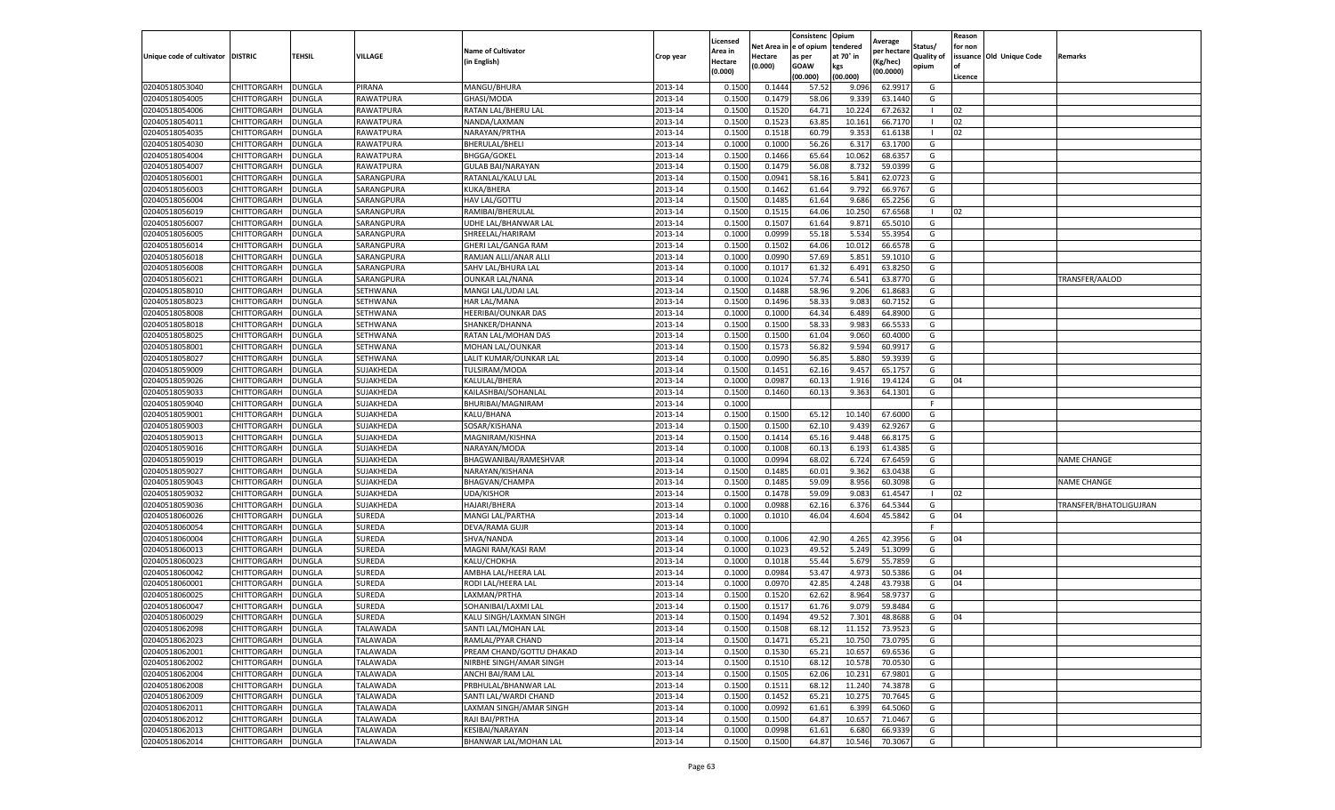| Unique code of cultivator | DISTRIC | TEHSIL | VILLAGE | Name of Cultivator (in English) | Crop year | Licensed Area in Hectare (0.000) | Net Area in Hectare (0.000) | Consistence of opium as per GOAW (00.000) | Opium tendered at 70° in kgs (00.000) | Average per hectare (Kg/hec) (00.0000) | Status/ Quality of opium | Reason for non issuance of Licence | Old Unique Code | Remarks |
|---|---|---|---|---|---|---|---|---|---|---|---|---|---|---|
| 02040518053040 | CHITTORGARH | DUNGLA | PIRANA | MANGU/BHURA | 2013-14 | 0.1500 | 0.1444 | 57.52 | 9.096 | 62.9917 | G | | | |
| 02040518054005 | CHITTORGARH | DUNGLA | RAWATPURA | GHASI/MODA | 2013-14 | 0.1500 | 0.1479 | 58.06 | 9.339 | 63.1440 | G | | | |
| 02040518054006 | CHITTORGARH | DUNGLA | RAWATPURA | RATAN LAL/BHERU LAL | 2013-14 | 0.1500 | 0.1520 | 64.71 | 10.224 | 67.2632 | I | 02 | | |
| 02040518054011 | CHITTORGARH | DUNGLA | RAWATPURA | NANDA/LAXMAN | 2013-14 | 0.1500 | 0.1523 | 63.85 | 10.161 | 66.7170 | I | 02 | | |
| 02040518054035 | CHITTORGARH | DUNGLA | RAWATPURA | NARAYAN/PRTHA | 2013-14 | 0.1500 | 0.1518 | 60.79 | 9.353 | 61.6138 | I | 02 | | |
| 02040518054030 | CHITTORGARH | DUNGLA | RAWATPURA | BHERULAL/BHELI | 2013-14 | 0.1000 | 0.1000 | 56.26 | 6.317 | 63.1700 | G | | | |
| 02040518054004 | CHITTORGARH | DUNGLA | RAWATPURA | BHGGA/GOKEL | 2013-14 | 0.1500 | 0.1466 | 65.64 | 10.062 | 68.6357 | G | | | |
| 02040518054007 | CHITTORGARH | DUNGLA | RAWATPURA | GULAB BAI/NARAYAN | 2013-14 | 0.1500 | 0.1479 | 56.08 | 8.732 | 59.0399 | G | | | |
| 02040518056001 | CHITTORGARH | DUNGLA | SARANGPURA | RATANLAL/KALU LAL | 2013-14 | 0.1500 | 0.0941 | 58.16 | 5.841 | 62.0723 | G | | | |
| 02040518056003 | CHITTORGARH | DUNGLA | SARANGPURA | KUKA/BHERA | 2013-14 | 0.1500 | 0.1462 | 61.64 | 9.792 | 66.9767 | G | | | |
| 02040518056004 | CHITTORGARH | DUNGLA | SARANGPURA | HAV LAL/GOTTU | 2013-14 | 0.1500 | 0.1485 | 61.64 | 9.686 | 65.2256 | G | | | |
| 02040518056019 | CHITTORGARH | DUNGLA | SARANGPURA | RAMIBAI/BHERULAL | 2013-14 | 0.1500 | 0.1515 | 64.06 | 10.250 | 67.6568 | I | 02 | | |
| 02040518056007 | CHITTORGARH | DUNGLA | SARANGPURA | UDHE LAL/BHANWAR LAL | 2013-14 | 0.1500 | 0.1507 | 61.64 | 9.871 | 65.5010 | G | | | |
| 02040518056005 | CHITTORGARH | DUNGLA | SARANGPURA | SHREELAL/HARIRAM | 2013-14 | 0.1000 | 0.0999 | 55.18 | 5.534 | 55.3954 | G | | | |
| 02040518056014 | CHITTORGARH | DUNGLA | SARANGPURA | GHERI LAL/GANGA RAM | 2013-14 | 0.1500 | 0.1502 | 64.06 | 10.012 | 66.6578 | G | | | |
| 02040518056018 | CHITTORGARH | DUNGLA | SARANGPURA | RAMJAN ALLI/ANAR ALLI | 2013-14 | 0.1000 | 0.0990 | 57.69 | 5.851 | 59.1010 | G | | | |
| 02040518056008 | CHITTORGARH | DUNGLA | SARANGPURA | SAHV LAL/BHURA LAL | 2013-14 | 0.1000 | 0.1017 | 61.32 | 6.491 | 63.8250 | G | | | |
| 02040518056021 | CHITTORGARH | DUNGLA | SARANGPURA | OUNKAR LAL/NANA | 2013-14 | 0.1000 | 0.1024 | 57.74 | 6.541 | 63.8770 | G | | | TRANSFER/AALOD |
| 02040518058010 | CHITTORGARH | DUNGLA | SETHWANA | MANGI LAL/UDAI LAL | 2013-14 | 0.1500 | 0.1488 | 58.96 | 9.206 | 61.8683 | G | | | |
| 02040518058023 | CHITTORGARH | DUNGLA | SETHWANA | HAR LAL/MANA | 2013-14 | 0.1500 | 0.1496 | 58.33 | 9.083 | 60.7152 | G | | | |
| 02040518058008 | CHITTORGARH | DUNGLA | SETHWANA | HEERIBAI/OUNKAR DAS | 2013-14 | 0.1000 | 0.1000 | 64.34 | 6.489 | 64.8900 | G | | | |
| 02040518058018 | CHITTORGARH | DUNGLA | SETHWANA | SHANKER/DHANNA | 2013-14 | 0.1500 | 0.1500 | 58.33 | 9.983 | 66.5533 | G | | | |
| 02040518058025 | CHITTORGARH | DUNGLA | SETHWANA | RATAN LAL/MOHAN DAS | 2013-14 | 0.1500 | 0.1500 | 61.04 | 9.060 | 60.4000 | G | | | |
| 02040518058001 | CHITTORGARH | DUNGLA | SETHWANA | MOHAN LAL/OUNKAR | 2013-14 | 0.1500 | 0.1573 | 56.82 | 9.594 | 60.9917 | G | | | |
| 02040518058027 | CHITTORGARH | DUNGLA | SETHWANA | LALIT KUMAR/OUNKAR LAL | 2013-14 | 0.1000 | 0.0990 | 56.85 | 5.880 | 59.3939 | G | | | |
| 02040518059009 | CHITTORGARH | DUNGLA | SUJAKHEDA | TULSIRAM/MODA | 2013-14 | 0.1500 | 0.1451 | 62.16 | 9.457 | 65.1757 | G | | | |
| 02040518059026 | CHITTORGARH | DUNGLA | SUJAKHEDA | KALULAL/BHERA | 2013-14 | 0.1000 | 0.0987 | 60.13 | 1.916 | 19.4124 | G | 04 | | |
| 02040518059033 | CHITTORGARH | DUNGLA | SUJAKHEDA | KAILASHBAI/SOHANLAL | 2013-14 | 0.1500 | 0.1460 | 60.13 | 9.363 | 64.1301 | G | | | |
| 02040518059040 | CHITTORGARH | DUNGLA | SUJAKHEDA | BHURIBAI/MAGNIRAM | 2013-14 | 0.1000 | | | | | F | | | |
| 02040518059001 | CHITTORGARH | DUNGLA | SUJAKHEDA | KALU/BHANA | 2013-14 | 0.1500 | 0.1500 | 65.12 | 10.140 | 67.6000 | G | | | |
| 02040518059003 | CHITTORGARH | DUNGLA | SUJAKHEDA | SOSAR/KISHANA | 2013-14 | 0.1500 | 0.1500 | 62.10 | 9.439 | 62.9267 | G | | | |
| 02040518059013 | CHITTORGARH | DUNGLA | SUJAKHEDA | MAGNIRAM/KISHNA | 2013-14 | 0.1500 | 0.1414 | 65.16 | 9.448 | 66.8175 | G | | | |
| 02040518059016 | CHITTORGARH | DUNGLA | SUJAKHEDA | NARAYAN/MODA | 2013-14 | 0.1000 | 0.1008 | 60.13 | 6.193 | 61.4385 | G | | | |
| 02040518059019 | CHITTORGARH | DUNGLA | SUJAKHEDA | BHAGWANIBAI/RAMESHVAR | 2013-14 | 0.1000 | 0.0994 | 68.02 | 6.724 | 67.6459 | G | | | NAME CHANGE |
| 02040518059027 | CHITTORGARH | DUNGLA | SUJAKHEDA | NARAYAN/KISHANA | 2013-14 | 0.1500 | 0.1485 | 60.01 | 9.362 | 63.0438 | G | | | |
| 02040518059043 | CHITTORGARH | DUNGLA | SUJAKHEDA | BHAGVAN/CHAMPA | 2013-14 | 0.1500 | 0.1485 | 59.09 | 8.956 | 60.3098 | G | | | NAME CHANGE |
| 02040518059032 | CHITTORGARH | DUNGLA | SUJAKHEDA | UDA/KISHOR | 2013-14 | 0.1500 | 0.1478 | 59.09 | 9.083 | 61.4547 | I | 02 | | |
| 02040518059036 | CHITTORGARH | DUNGLA | SUJAKHEDA | HAJARI/BHERA | 2013-14 | 0.1000 | 0.0988 | 62.16 | 6.376 | 64.5344 | G | | | TRANSFER/BHATOLIGUJRAN |
| 02040518060026 | CHITTORGARH | DUNGLA | SUREDA | MANGI LAL/PARTHA | 2013-14 | 0.1000 | 0.1010 | 46.04 | 4.604 | 45.5842 | G | 04 | | |
| 02040518060054 | CHITTORGARH | DUNGLA | SUREDA | DEVA/RAMA GUJR | 2013-14 | 0.1000 | | | | | F | | | |
| 02040518060004 | CHITTORGARH | DUNGLA | SUREDA | SHVA/NANDA | 2013-14 | 0.1000 | 0.1006 | 42.90 | 4.265 | 42.3956 | G | 04 | | |
| 02040518060013 | CHITTORGARH | DUNGLA | SUREDA | MAGNI RAM/KASI RAM | 2013-14 | 0.1000 | 0.1023 | 49.52 | 5.249 | 51.3099 | G | | | |
| 02040518060023 | CHITTORGARH | DUNGLA | SUREDA | KALU/CHOKHA | 2013-14 | 0.1000 | 0.1018 | 55.44 | 5.679 | 55.7859 | G | | | |
| 02040518060042 | CHITTORGARH | DUNGLA | SUREDA | AMBHA LAL/HEERA LAL | 2013-14 | 0.1000 | 0.0984 | 53.47 | 4.973 | 50.5386 | G | 04 | | |
| 02040518060001 | CHITTORGARH | DUNGLA | SUREDA | RODI LAL/HEERA LAL | 2013-14 | 0.1000 | 0.0970 | 42.85 | 4.248 | 43.7938 | G | 04 | | |
| 02040518060025 | CHITTORGARH | DUNGLA | SUREDA | LAXMAN/PRTHA | 2013-14 | 0.1500 | 0.1520 | 62.62 | 8.964 | 58.9737 | G | | | |
| 02040518060047 | CHITTORGARH | DUNGLA | SUREDA | SOHANIBAI/LAXMI LAL | 2013-14 | 0.1500 | 0.1517 | 61.76 | 9.079 | 59.8484 | G | | | |
| 02040518060029 | CHITTORGARH | DUNGLA | SUREDA | KALU SINGH/LAXMAN SINGH | 2013-14 | 0.1500 | 0.1494 | 49.52 | 7.301 | 48.8688 | G | 04 | | |
| 02040518062098 | CHITTORGARH | DUNGLA | TALAWADA | SANTI LAL/MOHAN LAL | 2013-14 | 0.1500 | 0.1508 | 68.12 | 11.152 | 73.9523 | G | | | |
| 02040518062023 | CHITTORGARH | DUNGLA | TALAWADA | RAMLAL/PYAR CHAND | 2013-14 | 0.1500 | 0.1471 | 65.21 | 10.750 | 73.0795 | G | | | |
| 02040518062001 | CHITTORGARH | DUNGLA | TALAWADA | PREAM CHAND/GOTTU DHAKAD | 2013-14 | 0.1500 | 0.1530 | 65.21 | 10.657 | 69.6536 | G | | | |
| 02040518062002 | CHITTORGARH | DUNGLA | TALAWADA | NIRBHE SINGH/AMAR SINGH | 2013-14 | 0.1500 | 0.1510 | 68.12 | 10.578 | 70.0530 | G | | | |
| 02040518062004 | CHITTORGARH | DUNGLA | TALAWADA | ANCHI BAI/RAM LAL | 2013-14 | 0.1500 | 0.1505 | 62.06 | 10.231 | 67.9801 | G | | | |
| 02040518062008 | CHITTORGARH | DUNGLA | TALAWADA | PRBHULAL/BHANWAR LAL | 2013-14 | 0.1500 | 0.1511 | 68.12 | 11.240 | 74.3878 | G | | | |
| 02040518062009 | CHITTORGARH | DUNGLA | TALAWADA | SANTI LAL/WARDI CHAND | 2013-14 | 0.1500 | 0.1452 | 65.21 | 10.275 | 70.7645 | G | | | |
| 02040518062011 | CHITTORGARH | DUNGLA | TALAWADA | LAXMAN SINGH/AMAR SINGH | 2013-14 | 0.1000 | 0.0992 | 61.61 | 6.399 | 64.5060 | G | | | |
| 02040518062012 | CHITTORGARH | DUNGLA | TALAWADA | RAJI BAI/PRTHA | 2013-14 | 0.1500 | 0.1500 | 64.87 | 10.657 | 71.0467 | G | | | |
| 02040518062013 | CHITTORGARH | DUNGLA | TALAWADA | KESIBAI/NARAYAN | 2013-14 | 0.1000 | 0.0998 | 61.61 | 6.680 | 66.9339 | G | | | |
| 02040518062014 | CHITTORGARH | DUNGLA | TALAWADA | BHANWAR LAL/MOHAN LAL | 2013-14 | 0.1500 | 0.1500 | 64.87 | 10.546 | 70.3067 | G | | | |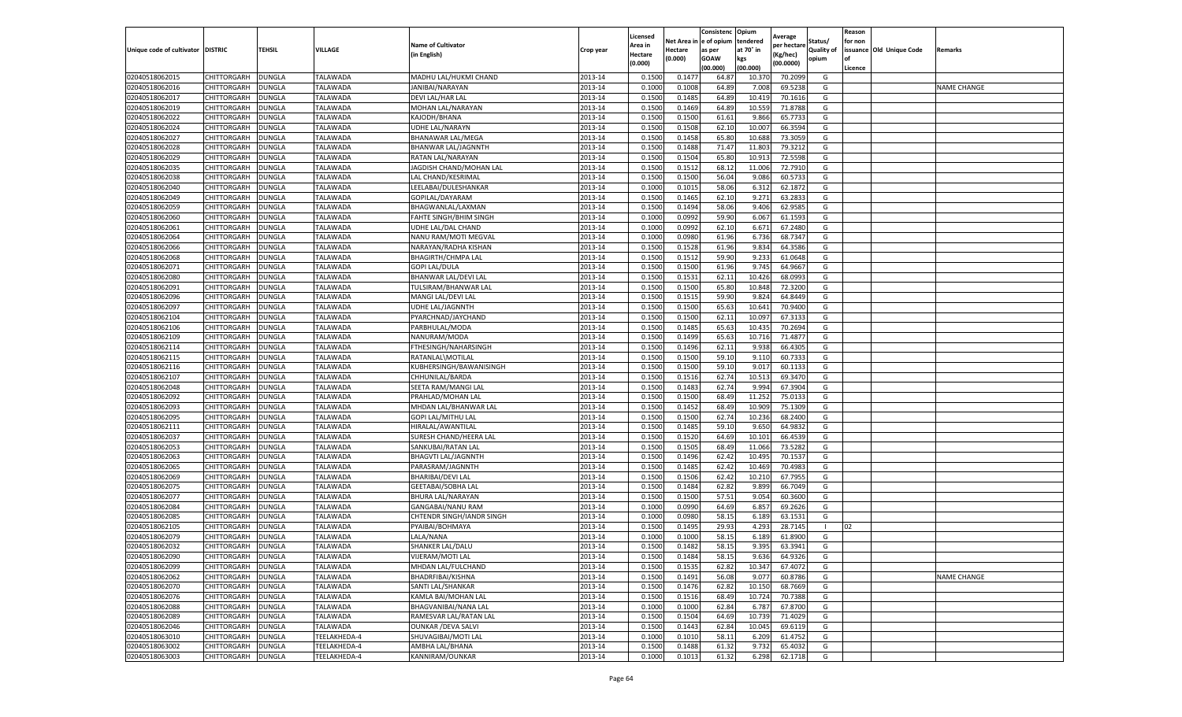| Unique code of cultivator | DISTRIC | TEHSIL | VILLAGE | Name of Cultivator (in English) | Crop year | Licensed Area in Hectare (0.000) | Net Area in Hectare (0.000) | Consistence of opium as per GOAW (00.000) | Opium tendered at 70° in kgs (00.000) | Average per hectare (Kg/hec) (00.0000) | Status/ Quality of opium | Reason for non issuance of Licence | Old Unique Code | Remarks |
|---|---|---|---|---|---|---|---|---|---|---|---|---|---|---|
| 02040518062015 | CHITTORGARH | DUNGLA | TALAWADA | MADHU LAL/HUKMI CHAND | 2013-14 | 0.1500 | 0.1477 | 64.87 | 10.370 | 70.2099 | G | | | |
| 02040518062016 | CHITTORGARH | DUNGLA | TALAWADA | JANIBAI/NARAYAN | 2013-14 | 0.1000 | 0.1008 | 64.89 | 7.008 | 69.5238 | G | | | NAME CHANGE |
| 02040518062017 | CHITTORGARH | DUNGLA | TALAWADA | DEVI LAL/HAR LAL | 2013-14 | 0.1500 | 0.1485 | 64.89 | 10.419 | 70.1616 | G | | | |
| 02040518062019 | CHITTORGARH | DUNGLA | TALAWADA | MOHAN LAL/NARAYAN | 2013-14 | 0.1500 | 0.1469 | 64.89 | 10.559 | 71.8788 | G | | | |
| 02040518062022 | CHITTORGARH | DUNGLA | TALAWADA | KAJODH/BHANA | 2013-14 | 0.1500 | 0.1500 | 61.61 | 9.866 | 65.7733 | G | | | |
| 02040518062024 | CHITTORGARH | DUNGLA | TALAWADA | UDHE LAL/NARAYN | 2013-14 | 0.1500 | 0.1508 | 62.10 | 10.007 | 66.3594 | G | | | |
| 02040518062027 | CHITTORGARH | DUNGLA | TALAWADA | BHANAWAR LAL/MEGA | 2013-14 | 0.1500 | 0.1458 | 65.80 | 10.688 | 73.3059 | G | | | |
| 02040518062028 | CHITTORGARH | DUNGLA | TALAWADA | BHANWAR LAL/JAGNNTH | 2013-14 | 0.1500 | 0.1488 | 71.47 | 11.803 | 79.3212 | G | | | |
| 02040518062029 | CHITTORGARH | DUNGLA | TALAWADA | RATAN LAL/NARAYAN | 2013-14 | 0.1500 | 0.1504 | 65.80 | 10.913 | 72.5598 | G | | | |
| 02040518062035 | CHITTORGARH | DUNGLA | TALAWADA | JAGDISH CHAND/MOHAN LAL | 2013-14 | 0.1500 | 0.1512 | 68.12 | 11.006 | 72.7910 | G | | | |
| 02040518062038 | CHITTORGARH | DUNGLA | TALAWADA | LAL CHAND/KESRIMAL | 2013-14 | 0.1500 | 0.1500 | 56.04 | 9.086 | 60.5733 | G | | | |
| 02040518062040 | CHITTORGARH | DUNGLA | TALAWADA | LEELABAI/DULESHANKAR | 2013-14 | 0.1000 | 0.1015 | 58.06 | 6.312 | 62.1872 | G | | | |
| 02040518062049 | CHITTORGARH | DUNGLA | TALAWADA | GOPILAL/DAYARAM | 2013-14 | 0.1500 | 0.1465 | 62.10 | 9.271 | 63.2833 | G | | | |
| 02040518062059 | CHITTORGARH | DUNGLA | TALAWADA | BHAGWANLAL/LAXMAN | 2013-14 | 0.1500 | 0.1494 | 58.06 | 9.406 | 62.9585 | G | | | |
| 02040518062060 | CHITTORGARH | DUNGLA | TALAWADA | FAHTE SINGH/BHIM SINGH | 2013-14 | 0.1000 | 0.0992 | 59.90 | 6.067 | 61.1593 | G | | | |
| 02040518062061 | CHITTORGARH | DUNGLA | TALAWADA | UDHE LAL/DAL CHAND | 2013-14 | 0.1000 | 0.0992 | 62.10 | 6.671 | 67.2480 | G | | | |
| 02040518062064 | CHITTORGARH | DUNGLA | TALAWADA | NANU RAM/MOTI MEGVAL | 2013-14 | 0.1000 | 0.0980 | 61.96 | 6.736 | 68.7347 | G | | | |
| 02040518062066 | CHITTORGARH | DUNGLA | TALAWADA | NARAYAN/RADHA KISHAN | 2013-14 | 0.1500 | 0.1528 | 61.96 | 9.834 | 64.3586 | G | | | |
| 02040518062068 | CHITTORGARH | DUNGLA | TALAWADA | BHAGIRTH/CHMPA LAL | 2013-14 | 0.1500 | 0.1512 | 59.90 | 9.233 | 61.0648 | G | | | |
| 02040518062071 | CHITTORGARH | DUNGLA | TALAWADA | GOPI LAL/DULA | 2013-14 | 0.1500 | 0.1500 | 61.96 | 9.745 | 64.9667 | G | | | |
| 02040518062080 | CHITTORGARH | DUNGLA | TALAWADA | BHANWAR LAL/DEVI LAL | 2013-14 | 0.1500 | 0.1531 | 62.11 | 10.426 | 68.0993 | G | | | |
| 02040518062091 | CHITTORGARH | DUNGLA | TALAWADA | TULSIRAM/BHANWAR LAL | 2013-14 | 0.1500 | 0.1500 | 65.80 | 10.848 | 72.3200 | G | | | |
| 02040518062096 | CHITTORGARH | DUNGLA | TALAWADA | MANGI LAL/DEVI LAL | 2013-14 | 0.1500 | 0.1515 | 59.90 | 9.824 | 64.8449 | G | | | |
| 02040518062097 | CHITTORGARH | DUNGLA | TALAWADA | UDHE LAL/JAGNNTH | 2013-14 | 0.1500 | 0.1500 | 65.63 | 10.641 | 70.9400 | G | | | |
| 02040518062104 | CHITTORGARH | DUNGLA | TALAWADA | PYARCHNAD/JAYCHAND | 2013-14 | 0.1500 | 0.1500 | 62.11 | 10.097 | 67.3133 | G | | | |
| 02040518062106 | CHITTORGARH | DUNGLA | TALAWADA | PARBHULAL/MODA | 2013-14 | 0.1500 | 0.1485 | 65.63 | 10.435 | 70.2694 | G | | | |
| 02040518062109 | CHITTORGARH | DUNGLA | TALAWADA | NANURAM/MODA | 2013-14 | 0.1500 | 0.1499 | 65.63 | 10.716 | 71.4877 | G | | | |
| 02040518062114 | CHITTORGARH | DUNGLA | TALAWADA | FTHESINGH/NAHARSINGH | 2013-14 | 0.1500 | 0.1496 | 62.11 | 9.938 | 66.4305 | G | | | |
| 02040518062115 | CHITTORGARH | DUNGLA | TALAWADA | RATANLAL\MOTILAL | 2013-14 | 0.1500 | 0.1500 | 59.10 | 9.110 | 60.7333 | G | | | |
| 02040518062116 | CHITTORGARH | DUNGLA | TALAWADA | KUBHERSINGH/BAWANISINGH | 2013-14 | 0.1500 | 0.1500 | 59.10 | 9.017 | 60.1133 | G | | | |
| 02040518062107 | CHITTORGARH | DUNGLA | TALAWADA | CHHUNILAL/BARDA | 2013-14 | 0.1500 | 0.1516 | 62.74 | 10.513 | 69.3470 | G | | | |
| 02040518062048 | CHITTORGARH | DUNGLA | TALAWADA | SEETA RAM/MANGI LAL | 2013-14 | 0.1500 | 0.1483 | 62.74 | 9.994 | 67.3904 | G | | | |
| 02040518062092 | CHITTORGARH | DUNGLA | TALAWADA | PRAHLAD/MOHAN LAL | 2013-14 | 0.1500 | 0.1500 | 68.49 | 11.252 | 75.0133 | G | | | |
| 02040518062093 | CHITTORGARH | DUNGLA | TALAWADA | MHDAN LAL/BHANWAR LAL | 2013-14 | 0.1500 | 0.1452 | 68.49 | 10.909 | 75.1309 | G | | | |
| 02040518062095 | CHITTORGARH | DUNGLA | TALAWADA | GOPI LAL/MITHU LAL | 2013-14 | 0.1500 | 0.1500 | 62.74 | 10.236 | 68.2400 | G | | | |
| 02040518062111 | CHITTORGARH | DUNGLA | TALAWADA | HIRALAL/AWANTILAL | 2013-14 | 0.1500 | 0.1485 | 59.10 | 9.650 | 64.9832 | G | | | |
| 02040518062037 | CHITTORGARH | DUNGLA | TALAWADA | SURESH CHAND/HEERA LAL | 2013-14 | 0.1500 | 0.1520 | 64.69 | 10.101 | 66.4539 | G | | | |
| 02040518062053 | CHITTORGARH | DUNGLA | TALAWADA | SANKUBAI/RATAN LAL | 2013-14 | 0.1500 | 0.1505 | 68.49 | 11.066 | 73.5282 | G | | | |
| 02040518062063 | CHITTORGARH | DUNGLA | TALAWADA | BHAGVTI LAL/JAGNNTH | 2013-14 | 0.1500 | 0.1496 | 62.42 | 10.495 | 70.1537 | G | | | |
| 02040518062065 | CHITTORGARH | DUNGLA | TALAWADA | PARASRAM/JAGNNTH | 2013-14 | 0.1500 | 0.1485 | 62.42 | 10.469 | 70.4983 | G | | | |
| 02040518062069 | CHITTORGARH | DUNGLA | TALAWADA | BHARIBAI/DEVI LAL | 2013-14 | 0.1500 | 0.1506 | 62.42 | 10.210 | 67.7955 | G | | | |
| 02040518062075 | CHITTORGARH | DUNGLA | TALAWADA | GEETABAI/SOBHA LAL | 2013-14 | 0.1500 | 0.1484 | 62.82 | 9.899 | 66.7049 | G | | | |
| 02040518062077 | CHITTORGARH | DUNGLA | TALAWADA | BHURA LAL/NARAYAN | 2013-14 | 0.1500 | 0.1500 | 57.51 | 9.054 | 60.3600 | G | | | |
| 02040518062084 | CHITTORGARH | DUNGLA | TALAWADA | GANGABAI/NANU RAM | 2013-14 | 0.1000 | 0.0990 | 64.69 | 6.857 | 69.2626 | G | | | |
| 02040518062085 | CHITTORGARH | DUNGLA | TALAWADA | CHTENDR SINGH/IANDR SINGH | 2013-14 | 0.1000 | 0.0980 | 58.15 | 6.189 | 63.1531 | G | | | |
| 02040518062105 | CHITTORGARH | DUNGLA | TALAWADA | PYAIBAI/BOHMAYA | 2013-14 | 0.1500 | 0.1495 | 29.93 | 4.293 | 28.7145 | I | 02 | | |
| 02040518062079 | CHITTORGARH | DUNGLA | TALAWADA | LALA/NANA | 2013-14 | 0.1000 | 0.1000 | 58.15 | 6.189 | 61.8900 | G | | | |
| 02040518062032 | CHITTORGARH | DUNGLA | TALAWADA | SHANKER LAL/DALU | 2013-14 | 0.1500 | 0.1482 | 58.15 | 9.395 | 63.3941 | G | | | |
| 02040518062090 | CHITTORGARH | DUNGLA | TALAWADA | VIJERAM/MOTI LAL | 2013-14 | 0.1500 | 0.1484 | 58.15 | 9.636 | 64.9326 | G | | | |
| 02040518062099 | CHITTORGARH | DUNGLA | TALAWADA | MHDAN LAL/FULCHAND | 2013-14 | 0.1500 | 0.1535 | 62.82 | 10.347 | 67.4072 | G | | | |
| 02040518062062 | CHITTORGARH | DUNGLA | TALAWADA | BHADRFIBAI/KISHNA | 2013-14 | 0.1500 | 0.1491 | 56.08 | 9.077 | 60.8786 | G | | | NAME CHANGE |
| 02040518062070 | CHITTORGARH | DUNGLA | TALAWADA | SANTI LAL/SHANKAR | 2013-14 | 0.1500 | 0.1476 | 62.82 | 10.150 | 68.7669 | G | | | |
| 02040518062076 | CHITTORGARH | DUNGLA | TALAWADA | KAMLA BAI/MOHAN LAL | 2013-14 | 0.1500 | 0.1516 | 68.49 | 10.724 | 70.7388 | G | | | |
| 02040518062088 | CHITTORGARH | DUNGLA | TALAWADA | BHAGVANIBAI/NANA LAL | 2013-14 | 0.1000 | 0.1000 | 62.84 | 6.787 | 67.8700 | G | | | |
| 02040518062089 | CHITTORGARH | DUNGLA | TALAWADA | RAMESVAR LAL/RATAN LAL | 2013-14 | 0.1500 | 0.1504 | 64.69 | 10.739 | 71.4029 | G | | | |
| 02040518062046 | CHITTORGARH | DUNGLA | TALAWADA | OUNKAR /DEVA SALVI | 2013-14 | 0.1500 | 0.1443 | 62.84 | 10.045 | 69.6119 | G | | | |
| 02040518063010 | CHITTORGARH | DUNGLA | TEELAKHEDA-4 | SHUVAGIBAI/MOTI LAL | 2013-14 | 0.1000 | 0.1010 | 58.11 | 6.209 | 61.4752 | G | | | |
| 02040518063002 | CHITTORGARH | DUNGLA | TEELAKHEDA-4 | AMBHA LAL/BHANA | 2013-14 | 0.1500 | 0.1488 | 61.32 | 9.732 | 65.4032 | G | | | |
| 02040518063003 | CHITTORGARH | DUNGLA | TEELAKHEDA-4 | KANNIRAM/OUNKAR | 2013-14 | 0.1000 | 0.1013 | 61.32 | 6.298 | 62.1718 | G | | | |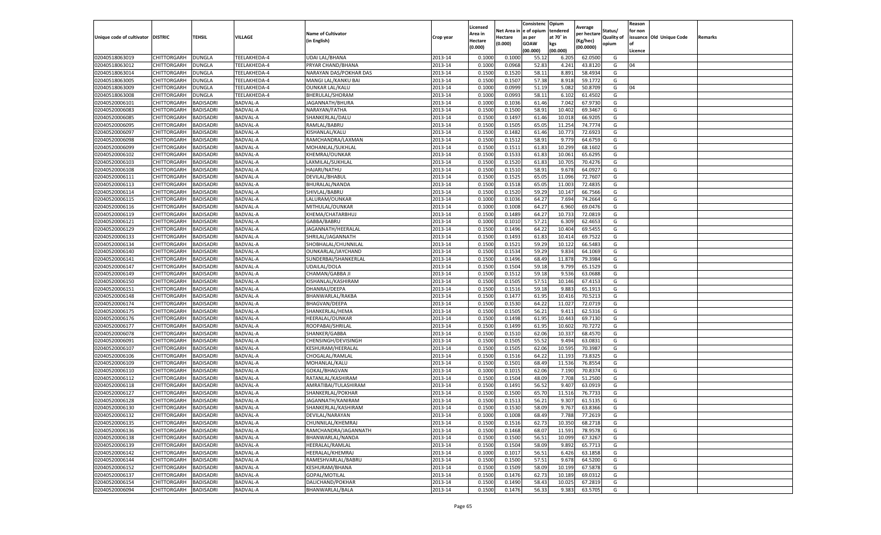| Unique code of cultivator | DISTRIC | TEHSIL | VILLAGE | Name of Cultivator (in English) | Crop year | Licensed Area in Hectare (0.000) | Net Area in Hectare (0.000) | Consistenc e of opium as per GOAW (00.000) | Opium tendered at 70° in kgs (00.000) | Average per hectare (Kg/hec) (00.0000) | Status/ Quality of opium | Reason for non issuance of Licence | Old Unique Code | Remarks |
|---|---|---|---|---|---|---|---|---|---|---|---|---|---|---|
| 02040518063019 | CHITTORGARH | DUNGLA | TEELAKHEDA-4 | UDAI LAL/BHANA | 2013-14 | 0.1000 | 0.1000 | 55.12 | 6.205 | 62.0500 | G | | | |
| 02040518063012 | CHITTORGARH | DUNGLA | TEELAKHEDA-4 | PRYAR CHAND/BHANA | 2013-14 | 0.1000 | 0.0968 | 52.83 | 4.241 | 43.8120 | G | 04 | | |
| 02040518063014 | CHITTORGARH | DUNGLA | TEELAKHEDA-4 | NARAYAN DAS/POKHAR DAS | 2013-14 | 0.1500 | 0.1520 | 58.11 | 8.891 | 58.4934 | G | | | |
| 02040518063005 | CHITTORGARH | DUNGLA | TEELAKHEDA-4 | MANGI LAL/KANKU BAI | 2013-14 | 0.1500 | 0.1507 | 57.38 | 8.918 | 59.1772 | G | | | |
| 02040518063009 | CHITTORGARH | DUNGLA | TEELAKHEDA-4 | OUNKAR LAL/KALU | 2013-14 | 0.1000 | 0.0999 | 51.19 | 5.082 | 50.8709 | G | 04 | | |
| 02040518063008 | CHITTORGARH | DUNGLA | TEELAKHEDA-4 | BHERULAL/SHORAM | 2013-14 | 0.1000 | 0.0993 | 58.11 | 6.102 | 61.4502 | G | | | |
| 02040520006101 | CHITTORGARH | BADISADRI | BADVAL-A | JAGANNATH/BHURA | 2013-14 | 0.1000 | 0.1036 | 61.46 | 7.042 | 67.9730 | G | | | |
| 02040520006083 | CHITTORGARH | BADISADRI | BADVAL-A | NARAYAN/FATHA | 2013-14 | 0.1500 | 0.1500 | 58.91 | 10.402 | 69.3467 | G | | | |
| 02040520006085 | CHITTORGARH | BADISADRI | BADVAL-A | SHANKERLAL/DALU | 2013-14 | 0.1500 | 0.1497 | 61.46 | 10.018 | 66.9205 | G | | | |
| 02040520006095 | CHITTORGARH | BADISADRI | BADVAL-A | RAMLAL/BABRU | 2013-14 | 0.1500 | 0.1505 | 65.05 | 11.254 | 74.7774 | G | | | |
| 02040520006097 | CHITTORGARH | BADISADRI | BADVAL-A | KISHANLAL/KALU | 2013-14 | 0.1500 | 0.1482 | 61.46 | 10.773 | 72.6923 | G | | | |
| 02040520006098 | CHITTORGARH | BADISADRI | BADVAL-A | RAMCHANDRA/LAXMAN | 2013-14 | 0.1500 | 0.1512 | 58.91 | 9.779 | 64.6759 | G | | | |
| 02040520006099 | CHITTORGARH | BADISADRI | BADVAL-A | MOHANLAL/SUKHLAL | 2013-14 | 0.1500 | 0.1511 | 61.83 | 10.299 | 68.1602 | G | | | |
| 02040520006102 | CHITTORGARH | BADISADRI | BADVAL-A | KHEMRAJ/OUNKAR | 2013-14 | 0.1500 | 0.1533 | 61.83 | 10.061 | 65.6295 | G | | | |
| 02040520006103 | CHITTORGARH | BADISADRI | BADVAL-A | LAXMILAL/SUKHLAL | 2013-14 | 0.1500 | 0.1520 | 61.83 | 10.705 | 70.4276 | G | | | |
| 02040520006108 | CHITTORGARH | BADISADRI | BADVAL-A | HAJARI/NATHU | 2013-14 | 0.1500 | 0.1510 | 58.91 | 9.678 | 64.0927 | G | | | |
| 02040520006111 | CHITTORGARH | BADISADRI | BADVAL-A | DEVILAL/BHABUL | 2013-14 | 0.1500 | 0.1525 | 65.05 | 11.096 | 72.7607 | G | | | |
| 02040520006113 | CHITTORGARH | BADISADRI | BADVAL-A | BHURALAL/NANDA | 2013-14 | 0.1500 | 0.1518 | 65.05 | 11.003 | 72.4835 | G | | | |
| 02040520006114 | CHITTORGARH | BADISADRI | BADVAL-A | SHIVLAL/BABRU | 2013-14 | 0.1500 | 0.1520 | 59.29 | 10.147 | 66.7566 | G | | | |
| 02040520006115 | CHITTORGARH | BADISADRI | BADVAL-A | LALURAM/OUNKAR | 2013-14 | 0.1000 | 0.1036 | 64.27 | 7.694 | 74.2664 | G | | | |
| 02040520006116 | CHITTORGARH | BADISADRI | BADVAL-A | MITHULAL/OUNKAR | 2013-14 | 0.1000 | 0.1008 | 64.27 | 6.960 | 69.0476 | G | | | |
| 02040520006119 | CHITTORGARH | BADISADRI | BADVAL-A | KHEMA/CHATARBHUJ | 2013-14 | 0.1500 | 0.1489 | 64.27 | 10.733 | 72.0819 | G | | | |
| 02040520006121 | CHITTORGARH | BADISADRI | BADVAL-A | GABBA/BABRU | 2013-14 | 0.1000 | 0.1010 | 57.21 | 6.309 | 62.4653 | G | | | |
| 02040520006129 | CHITTORGARH | BADISADRI | BADVAL-A | JAGANNATH/HEERALAL | 2013-14 | 0.1500 | 0.1496 | 64.22 | 10.404 | 69.5455 | G | | | |
| 02040520006133 | CHITTORGARH | BADISADRI | BADVAL-A | SHRILAL/JAGANNATH | 2013-14 | 0.1500 | 0.1493 | 61.83 | 10.414 | 69.7522 | G | | | |
| 02040520006134 | CHITTORGARH | BADISADRI | BADVAL-A | SHOBHALAL/CHUNNILAL | 2013-14 | 0.1500 | 0.1521 | 59.29 | 10.122 | 66.5483 | G | | | |
| 02040520006140 | CHITTORGARH | BADISADRI | BADVAL-A | OUNKARLAL/JAYCHAND | 2013-14 | 0.1500 | 0.1534 | 59.29 | 9.834 | 64.1069 | G | | | |
| 02040520006141 | CHITTORGARH | BADISADRI | BADVAL-A | SUNDERBAI/SHANKERLAL | 2013-14 | 0.1500 | 0.1496 | 68.49 | 11.878 | 79.3984 | G | | | |
| 02040520006147 | CHITTORGARH | BADISADRI | BADVAL-A | UDAILAL/DOLA | 2013-14 | 0.1500 | 0.1504 | 59.18 | 9.799 | 65.1529 | G | | | |
| 02040520006149 | CHITTORGARH | BADISADRI | BADVAL-A | CHAMAN/GABBA JI | 2013-14 | 0.1500 | 0.1512 | 59.18 | 9.536 | 63.0688 | G | | | |
| 02040520006150 | CHITTORGARH | BADISADRI | BADVAL-A | KISHANLAL/KASHIRAM | 2013-14 | 0.1500 | 0.1505 | 57.51 | 10.146 | 67.4153 | G | | | |
| 02040520006151 | CHITTORGARH | BADISADRI | BADVAL-A | DHANRAJ/DEEPA | 2013-14 | 0.1500 | 0.1516 | 59.18 | 9.883 | 65.1913 | G | | | |
| 02040520006148 | CHITTORGARH | BADISADRI | BADVAL-A | BHANWARLAL/RAKBA | 2013-14 | 0.1500 | 0.1477 | 61.95 | 10.416 | 70.5213 | G | | | |
| 02040520006174 | CHITTORGARH | BADISADRI | BADVAL-A | BHAGVAN/DEEPA | 2013-14 | 0.1500 | 0.1530 | 64.22 | 11.027 | 72.0719 | G | | | |
| 02040520006175 | CHITTORGARH | BADISADRI | BADVAL-A | SHANKERLAL/HEMA | 2013-14 | 0.1500 | 0.1505 | 56.21 | 9.411 | 62.5316 | G | | | |
| 02040520006176 | CHITTORGARH | BADISADRI | BADVAL-A | HEERALAL/OUNKAR | 2013-14 | 0.1500 | 0.1498 | 61.95 | 10.443 | 69.7130 | G | | | |
| 02040520006177 | CHITTORGARH | BADISADRI | BADVAL-A | ROOPABAI/SHRILAL | 2013-14 | 0.1500 | 0.1499 | 61.95 | 10.602 | 70.7272 | G | | | |
| 02040520006078 | CHITTORGARH | BADISADRI | BADVAL-A | SHANKER/GABBA | 2013-14 | 0.1500 | 0.1510 | 62.06 | 10.337 | 68.4570 | G | | | |
| 02040520006091 | CHITTORGARH | BADISADRI | BADVAL-A | CHENSINGH/DEVISINGH | 2013-14 | 0.1500 | 0.1505 | 55.52 | 9.494 | 63.0831 | G | | | |
| 02040520006107 | CHITTORGARH | BADISADRI | BADVAL-A | KESHURAM/HEERALAL | 2013-14 | 0.1500 | 0.1505 | 62.06 | 10.595 | 70.3987 | G | | | |
| 02040520006106 | CHITTORGARH | BADISADRI | BADVAL-A | CHOGALAL/RAMLAL | 2013-14 | 0.1500 | 0.1516 | 64.22 | 11.193 | 73.8325 | G | | | |
| 02040520006109 | CHITTORGARH | BADISADRI | BADVAL-A | MOHANLAL/KALU | 2013-14 | 0.1500 | 0.1501 | 68.49 | 11.536 | 76.8554 | G | | | |
| 02040520006110 | CHITTORGARH | BADISADRI | BADVAL-A | GOKAL/BHAGVAN | 2013-14 | 0.1000 | 0.1015 | 62.06 | 7.190 | 70.8374 | G | | | |
| 02040520006112 | CHITTORGARH | BADISADRI | BADVAL-A | RATANLAL/KASHIRAM | 2013-14 | 0.1500 | 0.1504 | 48.09 | 7.708 | 51.2500 | G | | | |
| 02040520006118 | CHITTORGARH | BADISADRI | BADVAL-A | AMRATIBAI/TULASHIRAM | 2013-14 | 0.1500 | 0.1491 | 56.52 | 9.407 | 63.0919 | G | | | |
| 02040520006127 | CHITTORGARH | BADISADRI | BADVAL-A | SHANKERLAL/POKHAR | 2013-14 | 0.1500 | 0.1500 | 65.70 | 11.516 | 76.7733 | G | | | |
| 02040520006128 | CHITTORGARH | BADISADRI | BADVAL-A | JAGANNATH/KANIRAM | 2013-14 | 0.1500 | 0.1513 | 56.21 | 9.307 | 61.5135 | G | | | |
| 02040520006130 | CHITTORGARH | BADISADRI | BADVAL-A | SHANKERLAL/KASHIRAM | 2013-14 | 0.1500 | 0.1530 | 58.09 | 9.767 | 63.8366 | G | | | |
| 02040520006132 | CHITTORGARH | BADISADRI | BADVAL-A | DEVILAL/NARAYAN | 2013-14 | 0.1000 | 0.1008 | 68.49 | 7.788 | 77.2619 | G | | | |
| 02040520006135 | CHITTORGARH | BADISADRI | BADVAL-A | CHUNNILAL/KHEMRAJ | 2013-14 | 0.1500 | 0.1516 | 62.73 | 10.350 | 68.2718 | G | | | |
| 02040520006136 | CHITTORGARH | BADISADRI | BADVAL-A | RAMCHANDRA/JAGANNATH | 2013-14 | 0.1500 | 0.1468 | 68.07 | 11.591 | 78.9578 | G | | | |
| 02040520006138 | CHITTORGARH | BADISADRI | BADVAL-A | BHANWARLAL/NANDA | 2013-14 | 0.1500 | 0.1500 | 56.51 | 10.099 | 67.3267 | G | | | |
| 02040520006139 | CHITTORGARH | BADISADRI | BADVAL-A | HEERALAL/RAMLAL | 2013-14 | 0.1500 | 0.1504 | 58.09 | 9.892 | 65.7713 | G | | | |
| 02040520006142 | CHITTORGARH | BADISADRI | BADVAL-A | HEERALAL/KHEMRAJ | 2013-14 | 0.1000 | 0.1017 | 56.51 | 6.426 | 63.1858 | G | | | |
| 02040520006144 | CHITTORGARH | BADISADRI | BADVAL-A | RAMESHVARLAL/BABRU | 2013-14 | 0.1500 | 0.1500 | 57.51 | 9.678 | 64.5200 | G | | | |
| 02040520006152 | CHITTORGARH | BADISADRI | BADVAL-A | KESHURAM/BHANA | 2013-14 | 0.1500 | 0.1509 | 58.09 | 10.199 | 67.5878 | G | | | |
| 02040520006137 | CHITTORGARH | BADISADRI | BADVAL-A | GOPAL/MOTILAL | 2013-14 | 0.1500 | 0.1476 | 62.73 | 10.189 | 69.0312 | G | | | |
| 02040520006154 | CHITTORGARH | BADISADRI | BADVAL-A | DALICHAND/POKHAR | 2013-14 | 0.1500 | 0.1490 | 58.43 | 10.025 | 67.2819 | G | | | |
| 02040520006094 | CHITTORGARH | BADISADRI | BADVAL-A | BHANWARLAL/BALA | 2013-14 | 0.1500 | 0.1476 | 56.33 | 9.383 | 63.5705 | G | | | |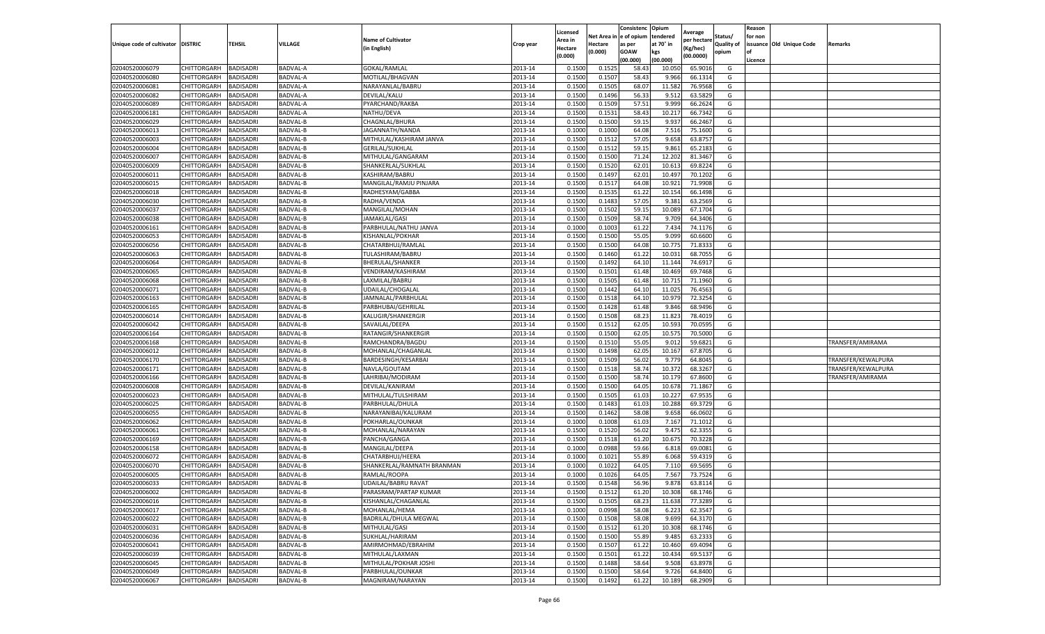| Unique code of cultivator | DISTRIC | TEHSIL | VILLAGE | Name of Cultivator (in English) | Crop year | Licensed Area in Hectare (0.000) | Net Area in Hectare (0.000) | Consistence of opium as per GOAW (00.000) | Opium tendered at 70° in kgs (00.000) | Average per hectare (Kg/hec) (00.0000) | Status/ Quality of opium | Reason for non issuance of Licence | Old Unique Code | Remarks |
|---|---|---|---|---|---|---|---|---|---|---|---|---|---|---|
| 02040520006079 | CHITTORGARH | BADISADRI | BADVAL-A | GOKAL/RAMLAL | 2013-14 | 0.1500 | 0.1525 | 58.43 | 10.050 | 65.9016 | G | | | |
| 02040520006080 | CHITTORGARH | BADISADRI | BADVAL-A | MOTILAL/BHAGVAN | 2013-14 | 0.1500 | 0.1507 | 58.43 | 9.966 | 66.1314 | G | | | |
| 02040520006081 | CHITTORGARH | BADISADRI | BADVAL-A | NARAYANLAL/BABRU | 2013-14 | 0.1500 | 0.1505 | 68.07 | 11.582 | 76.9568 | G | | | |
| 02040520006082 | CHITTORGARH | BADISADRI | BADVAL-A | DEVILAL/KALU | 2013-14 | 0.1500 | 0.1496 | 56.33 | 9.512 | 63.5829 | G | | | |
| 02040520006089 | CHITTORGARH | BADISADRI | BADVAL-A | PYARCHAND/RAKBA | 2013-14 | 0.1500 | 0.1509 | 57.51 | 9.999 | 66.2624 | G | | | |
| 02040520006181 | CHITTORGARH | BADISADRI | BADVAL-A | NATHU/DEVA | 2013-14 | 0.1500 | 0.1531 | 58.43 | 10.217 | 66.7342 | G | | | |
| 02040520006029 | CHITTORGARH | BADISADRI | BADVAL-B | CHAGNLAL/BHURA | 2013-14 | 0.1500 | 0.1500 | 59.15 | 9.937 | 66.2467 | G | | | |
| 02040520006013 | CHITTORGARH | BADISADRI | BADVAL-B | JAGANNATH/NANDA | 2013-14 | 0.1000 | 0.1000 | 64.08 | 7.516 | 75.1600 | G | | | |
| 02040520006003 | CHITTORGARH | BADISADRI | BADVAL-B | MITHULAL/KASHIRAM JANVA | 2013-14 | 0.1500 | 0.1512 | 57.05 | 9.658 | 63.8757 | G | | | |
| 02040520006004 | CHITTORGARH | BADISADRI | BADVAL-B | GERILAL/SUKHLAL | 2013-14 | 0.1500 | 0.1512 | 59.15 | 9.861 | 65.2183 | G | | | |
| 02040520006007 | CHITTORGARH | BADISADRI | BADVAL-B | MITHULAL/GANGARAM | 2013-14 | 0.1500 | 0.1500 | 71.24 | 12.202 | 81.3467 | G | | | |
| 02040520006009 | CHITTORGARH | BADISADRI | BADVAL-B | SHANKERLAL/SUKHLAL | 2013-14 | 0.1500 | 0.1520 | 62.01 | 10.613 | 69.8224 | G | | | |
| 02040520006011 | CHITTORGARH | BADISADRI | BADVAL-B | KASHIRAM/BABRU | 2013-14 | 0.1500 | 0.1497 | 62.01 | 10.497 | 70.1202 | G | | | |
| 02040520006015 | CHITTORGARH | BADISADRI | BADVAL-B | MANGILAL/RAMJU PINJARA | 2013-14 | 0.1500 | 0.1517 | 64.08 | 10.921 | 71.9908 | G | | | |
| 02040520006018 | CHITTORGARH | BADISADRI | BADVAL-B | RADHESYAM/GABBA | 2013-14 | 0.1500 | 0.1535 | 61.22 | 10.154 | 66.1498 | G | | | |
| 02040520006030 | CHITTORGARH | BADISADRI | BADVAL-B | RADHA/VENDA | 2013-14 | 0.1500 | 0.1483 | 57.05 | 9.381 | 63.2569 | G | | | |
| 02040520006037 | CHITTORGARH | BADISADRI | BADVAL-B | MANGILAL/MOHAN | 2013-14 | 0.1500 | 0.1502 | 59.15 | 10.089 | 67.1704 | G | | | |
| 02040520006038 | CHITTORGARH | BADISADRI | BADVAL-B | JAMAKLAL/GASI | 2013-14 | 0.1500 | 0.1509 | 58.74 | 9.709 | 64.3406 | G | | | |
| 02040520006161 | CHITTORGARH | BADISADRI | BADVAL-B | PARBHULAL/NATHU JANVA | 2013-14 | 0.1000 | 0.1003 | 61.22 | 7.434 | 74.1176 | G | | | |
| 02040520006053 | CHITTORGARH | BADISADRI | BADVAL-B | KISHANLAL/POKHAR | 2013-14 | 0.1500 | 0.1500 | 55.05 | 9.099 | 60.6600 | G | | | |
| 02040520006056 | CHITTORGARH | BADISADRI | BADVAL-B | CHATARBHUJ/RAMLAL | 2013-14 | 0.1500 | 0.1500 | 64.08 | 10.775 | 71.8333 | G | | | |
| 02040520006063 | CHITTORGARH | BADISADRI | BADVAL-B | TULASHIRAM/BABRU | 2013-14 | 0.1500 | 0.1460 | 61.22 | 10.031 | 68.7055 | G | | | |
| 02040520006064 | CHITTORGARH | BADISADRI | BADVAL-B | BHERULAL/SHANKER | 2013-14 | 0.1500 | 0.1492 | 64.10 | 11.144 | 74.6917 | G | | | |
| 02040520006065 | CHITTORGARH | BADISADRI | BADVAL-B | VENDIRAM/KASHIRAM | 2013-14 | 0.1500 | 0.1501 | 61.48 | 10.469 | 69.7468 | G | | | |
| 02040520006068 | CHITTORGARH | BADISADRI | BADVAL-B | LAXMILAL/BABRU | 2013-14 | 0.1500 | 0.1505 | 61.48 | 10.715 | 71.1960 | G | | | |
| 02040520006071 | CHITTORGARH | BADISADRI | BADVAL-B | UDAILAL/CHOGALAL | 2013-14 | 0.1500 | 0.1442 | 64.10 | 11.025 | 76.4563 | G | | | |
| 02040520006163 | CHITTORGARH | BADISADRI | BADVAL-B | JAMNALAL/PARBHULAL | 2013-14 | 0.1500 | 0.1518 | 64.10 | 10.979 | 72.3254 | G | | | |
| 02040520006165 | CHITTORGARH | BADISADRI | BADVAL-B | PARBHUBAI/GEHRILAL | 2013-14 | 0.1500 | 0.1428 | 61.48 | 9.846 | 68.9496 | G | | | |
| 02040520006014 | CHITTORGARH | BADISADRI | BADVAL-B | KALUGIR/SHANKERGIR | 2013-14 | 0.1500 | 0.1508 | 68.23 | 11.823 | 78.4019 | G | | | |
| 02040520006042 | CHITTORGARH | BADISADRI | BADVAL-B | SAVAILAL/DEEPA | 2013-14 | 0.1500 | 0.1512 | 62.05 | 10.593 | 70.0595 | G | | | |
| 02040520006164 | CHITTORGARH | BADISADRI | BADVAL-B | RATANGIR/SHANKERGIR | 2013-14 | 0.1500 | 0.1500 | 62.05 | 10.575 | 70.5000 | G | | | |
| 02040520006168 | CHITTORGARH | BADISADRI | BADVAL-B | RAMCHANDRA/BAGDU | 2013-14 | 0.1500 | 0.1510 | 55.05 | 9.012 | 59.6821 | G | | | TRANSFER/AMIRAMA |
| 02040520006012 | CHITTORGARH | BADISADRI | BADVAL-B | MOHANLAL/CHAGANLAL | 2013-14 | 0.1500 | 0.1498 | 62.05 | 10.167 | 67.8705 | G | | | |
| 02040520006170 | CHITTORGARH | BADISADRI | BADVAL-B | BARDESINGH/KESARBAI | 2013-14 | 0.1500 | 0.1509 | 56.02 | 9.779 | 64.8045 | G | | | TRANSFER/KEWALPURA |
| 02040520006171 | CHITTORGARH | BADISADRI | BADVAL-B | NAVLA/GOUTAM | 2013-14 | 0.1500 | 0.1518 | 58.74 | 10.372 | 68.3267 | G | | | TRANSFER/KEWALPURA |
| 02040520006166 | CHITTORGARH | BADISADRI | BADVAL-B | LAHRIBAI/MODIRAM | 2013-14 | 0.1500 | 0.1500 | 58.74 | 10.179 | 67.8600 | G | | | TRANSFER/AMIRAMA |
| 02040520006008 | CHITTORGARH | BADISADRI | BADVAL-B | DEVILAL/KANIRAM | 2013-14 | 0.1500 | 0.1500 | 64.05 | 10.678 | 71.1867 | G | | | |
| 02040520006023 | CHITTORGARH | BADISADRI | BADVAL-B | MITHULAL/TULSHIRAM | 2013-14 | 0.1500 | 0.1505 | 61.03 | 10.227 | 67.9535 | G | | | |
| 02040520006025 | CHITTORGARH | BADISADRI | BADVAL-B | PARBHULAL/DHULA | 2013-14 | 0.1500 | 0.1483 | 61.03 | 10.288 | 69.3729 | G | | | |
| 02040520006055 | CHITTORGARH | BADISADRI | BADVAL-B | NARAYANIBAI/KALURAM | 2013-14 | 0.1500 | 0.1462 | 58.08 | 9.658 | 66.0602 | G | | | |
| 02040520006062 | CHITTORGARH | BADISADRI | BADVAL-B | POKHARLAL/OUNKAR | 2013-14 | 0.1000 | 0.1008 | 61.03 | 7.167 | 71.1012 | G | | | |
| 02040520006061 | CHITTORGARH | BADISADRI | BADVAL-B | MOHANLAL/NARAYAN | 2013-14 | 0.1500 | 0.1520 | 56.02 | 9.475 | 62.3355 | G | | | |
| 02040520006169 | CHITTORGARH | BADISADRI | BADVAL-B | PANCHA/GANGA | 2013-14 | 0.1500 | 0.1518 | 61.20 | 10.675 | 70.3228 | G | | | |
| 02040520006158 | CHITTORGARH | BADISADRI | BADVAL-B | MANGILAL/DEEPA | 2013-14 | 0.1000 | 0.0988 | 59.66 | 6.818 | 69.0081 | G | | | |
| 02040520006072 | CHITTORGARH | BADISADRI | BADVAL-B | CHATARBHUJ/HEERA | 2013-14 | 0.1000 | 0.1021 | 55.89 | 6.068 | 59.4319 | G | | | |
| 02040520006070 | CHITTORGARH | BADISADRI | BADVAL-B | SHANKERLAL/RAMNATH BRANMAN | 2013-14 | 0.1000 | 0.1022 | 64.05 | 7.110 | 69.5695 | G | | | |
| 02040520006005 | CHITTORGARH | BADISADRI | BADVAL-B | RAMLAL/ROOPA | 2013-14 | 0.1000 | 0.1026 | 64.05 | 7.567 | 73.7524 | G | | | |
| 02040520006033 | CHITTORGARH | BADISADRI | BADVAL-B | UDAILAL/BABRU RAVAT | 2013-14 | 0.1500 | 0.1548 | 56.96 | 9.878 | 63.8114 | G | | | |
| 02040520006002 | CHITTORGARH | BADISADRI | BADVAL-B | PARASRAM/PARTAP KUMAR | 2013-14 | 0.1500 | 0.1512 | 61.20 | 10.308 | 68.1746 | G | | | |
| 02040520006016 | CHITTORGARH | BADISADRI | BADVAL-B | KISHANLAL/CHAGANLAL | 2013-14 | 0.1500 | 0.1505 | 68.23 | 11.638 | 77.3289 | G | | | |
| 02040520006017 | CHITTORGARH | BADISADRI | BADVAL-B | MOHANLAL/HEMA | 2013-14 | 0.1000 | 0.0998 | 58.08 | 6.223 | 62.3547 | G | | | |
| 02040520006022 | CHITTORGARH | BADISADRI | BADVAL-B | BADRILAL/DHULA MEGWAL | 2013-14 | 0.1500 | 0.1508 | 58.08 | 9.699 | 64.3170 | G | | | |
| 02040520006031 | CHITTORGARH | BADISADRI | BADVAL-B | MITHULAL/GASI | 2013-14 | 0.1500 | 0.1512 | 61.20 | 10.308 | 68.1746 | G | | | |
| 02040520006036 | CHITTORGARH | BADISADRI | BADVAL-B | SUKHLAL/HARIRAM | 2013-14 | 0.1500 | 0.1500 | 55.89 | 9.485 | 63.2333 | G | | | |
| 02040520006041 | CHITTORGARH | BADISADRI | BADVAL-B | AMIRMOHMAD/EBRAHIM | 2013-14 | 0.1500 | 0.1507 | 61.22 | 10.460 | 69.4094 | G | | | |
| 02040520006039 | CHITTORGARH | BADISADRI | BADVAL-B | MITHULAL/LAXMAN | 2013-14 | 0.1500 | 0.1501 | 61.22 | 10.434 | 69.5137 | G | | | |
| 02040520006045 | CHITTORGARH | BADISADRI | BADVAL-B | MITHULAL/POKHAR JOSHI | 2013-14 | 0.1500 | 0.1488 | 58.64 | 9.508 | 63.8978 | G | | | |
| 02040520006049 | CHITTORGARH | BADISADRI | BADVAL-B | PARBHULAL/OUNKAR | 2013-14 | 0.1500 | 0.1500 | 58.64 | 9.726 | 64.8400 | G | | | |
| 02040520006067 | CHITTORGARH | BADISADRI | BADVAL-B | MAGNIRAM/NARAYAN | 2013-14 | 0.1500 | 0.1492 | 61.22 | 10.189 | 68.2909 | G | | | |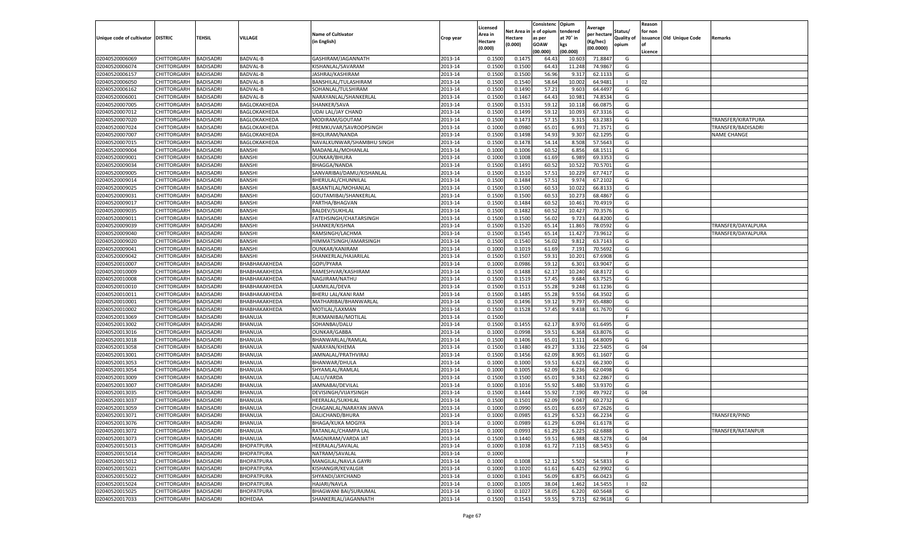| Unique code of cultivator | DISTRIC | TEHSIL | VILLAGE | Name of Cultivator (in English) | Crop year | Licensed Area in Hectare (0.000) | Net Area in Hectare (0.000) | Consistence of opium as per GOAW (00.000) | Opium tendered at 70° in kgs (00.000) | Average per hectare (Kg/hec) (00.0000) | Status/ Quality of opium | Reason for non issuance of Licence | Old Unique Code | Remarks |
|---|---|---|---|---|---|---|---|---|---|---|---|---|---|---|
| 02040520006069 | CHITTORGARH | BADISADRI | BADVAL-B | GASHIRAM/JAGANNATH | 2013-14 | 0.1500 | 0.1475 | 64.43 | 10.603 | 71.8847 | G | | | |
| 02040520006074 | CHITTORGARH | BADISADRI | BADVAL-B | KISHANLAL/SAVARAM | 2013-14 | 0.1500 | 0.1500 | 64.43 | 11.248 | 74.9867 | G | | | |
| 02040520006157 | CHITTORGARH | BADISADRI | BADVAL-B | JASHRAJ/KASHIRAM | 2013-14 | 0.1500 | 0.1500 | 56.96 | 9.317 | 62.1133 | G | | | |
| 02040520006050 | CHITTORGARH | BADISADRI | BADVAL-B | BANSHILAL/TULASHIRAM | 2013-14 | 0.1500 | 0.1540 | 58.64 | 10.002 | 64.9481 | I | 02 | | |
| 02040520006162 | CHITTORGARH | BADISADRI | BADVAL-B | SOHANLAL/TULSHIRAM | 2013-14 | 0.1500 | 0.1490 | 57.21 | 9.603 | 64.4497 | G | | | |
| 02040520006001 | CHITTORGARH | BADISADRI | BADVAL-B | NARAYANLAL/SHANKERLAL | 2013-14 | 0.1500 | 0.1467 | 64.43 | 10.981 | 74.8534 | G | | | |
| 02040520007005 | CHITTORGARH | BADISADRI | BAGLOKAKHEDA | SHANKER/SAVA | 2013-14 | 0.1500 | 0.1531 | 59.12 | 10.118 | 66.0875 | G | | | |
| 02040520007012 | CHITTORGARH | BADISADRI | BAGLOKAKHEDA | UDAI LAL/JAY CHAND | 2013-14 | 0.1500 | 0.1499 | 59.12 | 10.093 | 67.3316 | G | | | |
| 02040520007020 | CHITTORGARH | BADISADRI | BAGLOKAKHEDA | MODIRAM/GOUTAM | 2013-14 | 0.1500 | 0.1473 | 57.15 | 9.315 | 63.2383 | G | | | TRANSFER/KIRATPURA |
| 02040520007024 | CHITTORGARH | BADISADRI | BAGLOKAKHEDA | PREMKUVAR/SAVROOPSINGH | 2013-14 | 0.1000 | 0.0980 | 65.01 | 6.993 | 71.3571 | G | | | TRANSFER/BADISADRI |
| 02040520007007 | CHITTORGARH | BADISADRI | BAGLOKAKHEDA | BHOLIRAM/NANDA | 2013-14 | 0.1500 | 0.1498 | 54.93 | 9.307 | 62.1295 | G | | | NAME CHANGE |
| 02040520007015 | CHITTORGARH | BADISADRI | BAGLOKAKHEDA | NAVALKUNWAR/SHAMBHU SINGH | 2013-14 | 0.1500 | 0.1478 | 54.14 | 8.508 | 57.5643 | G | | | |
| 02040520009004 | CHITTORGARH | BADISADRI | BANSHI | MADANLAL/MOHANLAL | 2013-14 | 0.1000 | 0.1006 | 60.52 | 6.856 | 68.1511 | G | | | |
| 02040520009001 | CHITTORGARH | BADISADRI | BANSHI | OUNKAR/BHURA | 2013-14 | 0.1000 | 0.1008 | 61.69 | 6.989 | 69.3353 | G | | | |
| 02040520009034 | CHITTORGARH | BADISADRI | BANSHI | BHAGGA/NANDA | 2013-14 | 0.1500 | 0.1491 | 60.52 | 10.522 | 70.5701 | G | | | |
| 02040520009005 | CHITTORGARH | BADISADRI | BANSHI | SANVARIBAI/DAMU/KISHANLAL | 2013-14 | 0.1500 | 0.1510 | 57.51 | 10.229 | 67.7417 | G | | | |
| 02040520009014 | CHITTORGARH | BADISADRI | BANSHI | BHERULAL/CHUNNILAL | 2013-14 | 0.1500 | 0.1484 | 57.51 | 9.974 | 67.2102 | G | | | |
| 02040520009025 | CHITTORGARH | BADISADRI | BANSHI | BASANTILAL/MOHANLAL | 2013-14 | 0.1500 | 0.1500 | 60.53 | 10.022 | 66.8133 | G | | | |
| 02040520009031 | CHITTORGARH | BADISADRI | BANSHI | GOUTAMIBAI/SHANKERLAL | 2013-14 | 0.1500 | 0.1500 | 60.53 | 10.273 | 68.4867 | G | | | |
| 02040520009017 | CHITTORGARH | BADISADRI | BANSHI | PARTHA/BHAGVAN | 2013-14 | 0.1500 | 0.1484 | 60.52 | 10.461 | 70.4919 | G | | | |
| 02040520009035 | CHITTORGARH | BADISADRI | BANSHI | BALDEV/SUKHLAL | 2013-14 | 0.1500 | 0.1482 | 60.52 | 10.427 | 70.3576 | G | | | |
| 02040520009011 | CHITTORGARH | BADISADRI | BANSHI | FATEHSINGH/CHATARSINGH | 2013-14 | 0.1500 | 0.1500 | 56.02 | 9.723 | 64.8200 | G | | | |
| 02040520009039 | CHITTORGARH | BADISADRI | BANSHI | SHANKER/KISHNA | 2013-14 | 0.1500 | 0.1520 | 65.14 | 11.865 | 78.0592 | G | | | TRANSFER/DAYALPURA |
| 02040520009040 | CHITTORGARH | BADISADRI | BANSHI | RAMSINGH/LACHMA | 2013-14 | 0.1500 | 0.1545 | 65.14 | 11.427 | 73.9612 | G | | | TRANSFER/DAYALPURA |
| 02040520009020 | CHITTORGARH | BADISADRI | BANSHI | HIMMATSINGH/AMARSINGH | 2013-14 | 0.1500 | 0.1540 | 56.02 | 9.812 | 63.7143 | G | | | |
| 02040520009041 | CHITTORGARH | BADISADRI | BANSHI | OUNKAR/KANIRAM | 2013-14 | 0.1000 | 0.1019 | 61.69 | 7.191 | 70.5692 | G | | | |
| 02040520009042 | CHITTORGARH | BADISADRI | BANSHI | SHANKERLAL/HAJARILAL | 2013-14 | 0.1500 | 0.1507 | 59.31 | 10.201 | 67.6908 | G | | | |
| 02040520010007 | CHITTORGARH | BADISADRI | BHABHAKAKHEDA | GOPI/PYARA | 2013-14 | 0.1000 | 0.0986 | 59.12 | 6.301 | 63.9047 | G | | | |
| 02040520010009 | CHITTORGARH | BADISADRI | BHABHAKAKHEDA | RAMESHVAR/KASHIRAM | 2013-14 | 0.1500 | 0.1488 | 62.17 | 10.240 | 68.8172 | G | | | |
| 02040520010008 | CHITTORGARH | BADISADRI | BHABHAKAKHEDA | NAGJIRAM/NATHU | 2013-14 | 0.1500 | 0.1519 | 57.45 | 9.684 | 63.7525 | G | | | |
| 02040520010010 | CHITTORGARH | BADISADRI | BHABHAKAKHEDA | LAXMILAL/DEVA | 2013-14 | 0.1500 | 0.1513 | 55.28 | 9.248 | 61.1236 | G | | | |
| 02040520010011 | CHITTORGARH | BADISADRI | BHABHAKAKHEDA | BHERU LAL/KANI RAM | 2013-14 | 0.1500 | 0.1485 | 55.28 | 9.556 | 64.3502 | G | | | |
| 02040520010001 | CHITTORGARH | BADISADRI | BHABHAKAKHEDA | MATHARIBAI/BHANWARLAL | 2013-14 | 0.1500 | 0.1496 | 59.12 | 9.797 | 65.4880 | G | | | |
| 02040520010002 | CHITTORGARH | BADISADRI | BHABHAKAKHEDA | MOTILAL/LAXMAN | 2013-14 | 0.1500 | 0.1528 | 57.45 | 9.438 | 61.7670 | G | | | |
| 02040520013069 | CHITTORGARH | BADISADRI | BHANUJA | RUKMANIBAI/MOTILAL | 2013-14 | 0.1500 | | | | | F | | | |
| 02040520013002 | CHITTORGARH | BADISADRI | BHANUJA | SOHANBAI/DALU | 2013-14 | 0.1500 | 0.1455 | 62.17 | 8.970 | 61.6495 | G | | | |
| 02040520013016 | CHITTORGARH | BADISADRI | BHANUJA | OUNKAR/GABBA | 2013-14 | 0.1000 | 0.0998 | 59.51 | 6.368 | 63.8076 | G | | | |
| 02040520013018 | CHITTORGARH | BADISADRI | BHANUJA | BHANWARLAL/RAMLAL | 2013-14 | 0.1500 | 0.1406 | 65.01 | 9.111 | 64.8009 | G | | | |
| 02040520013058 | CHITTORGARH | BADISADRI | BHANUJA | NARAYAN/KHEMA | 2013-14 | 0.1500 | 0.1480 | 49.27 | 3.336 | 22.5405 | G | 04 | | |
| 02040520013001 | CHITTORGARH | BADISADRI | BHANUJA | JAMNALAL/PRATHVIRAJ | 2013-14 | 0.1500 | 0.1456 | 62.09 | 8.905 | 61.1607 | G | | | |
| 02040520013053 | CHITTORGARH | BADISADRI | BHANUJA | BHANWAR/DHULA | 2013-14 | 0.1000 | 0.1000 | 59.51 | 6.623 | 66.2300 | G | | | |
| 02040520013054 | CHITTORGARH | BADISADRI | BHANUJA | SHYAMLAL/RAMLAL | 2013-14 | 0.1000 | 0.1005 | 62.09 | 6.236 | 62.0498 | G | | | |
| 02040520013009 | CHITTORGARH | BADISADRI | BHANUJA | LALU/VARDA | 2013-14 | 0.1500 | 0.1500 | 65.01 | 9.343 | 62.2867 | G | | | |
| 02040520013007 | CHITTORGARH | BADISADRI | BHANUJA | JAMNABAI/DEVILAL | 2013-14 | 0.1000 | 0.1016 | 55.92 | 5.480 | 53.9370 | G | | | |
| 02040520013035 | CHITTORGARH | BADISADRI | BHANUJA | DEVISINGH/VIJAYSINGH | 2013-14 | 0.1500 | 0.1444 | 55.92 | 7.190 | 49.7922 | G | 04 | | |
| 02040520013037 | CHITTORGARH | BADISADRI | BHANUJA | HEERALAL/SUKHLAL | 2013-14 | 0.1500 | 0.1501 | 62.09 | 9.047 | 60.2732 | G | | | |
| 02040520013059 | CHITTORGARH | BADISADRI | BHANUJA | CHAGANLAL/NARAYAN JANVA | 2013-14 | 0.1000 | 0.0990 | 65.01 | 6.659 | 67.2626 | G | | | |
| 02040520013071 | CHITTORGARH | BADISADRI | BHANUJA | DALICHAND/BHURA | 2013-14 | 0.1000 | 0.0985 | 61.29 | 6.523 | 66.2234 | G | | | TRANSFER/PIND |
| 02040520013076 | CHITTORGARH | BADISADRI | BHANUJA | BHAGA/KUKA MOGIYA | 2013-14 | 0.1000 | 0.0989 | 61.29 | 6.094 | 61.6178 | G | | | |
| 02040520013072 | CHITTORGARH | BADISADRI | BHANUJA | RATANLAL/CHAMPA LAL | 2013-14 | 0.1000 | 0.0993 | 61.29 | 6.225 | 62.6888 | G | | | TRANSFER/RATANPUR |
| 02040520013073 | CHITTORGARH | BADISADRI | BHANUJA | MAGNIRAM/VARDA JAT | 2013-14 | 0.1500 | 0.1440 | 59.51 | 6.988 | 48.5278 | G | 04 | | |
| 02040520015013 | CHITTORGARH | BADISADRI | BHOPATPURA | HEERALAL/SAVALAL | 2013-14 | 0.1000 | 0.1038 | 61.72 | 7.115 | 68.5453 | G | | | |
| 02040520015014 | CHITTORGARH | BADISADRI | BHOPATPURA | NATRAM/SAVALAL | 2013-14 | 0.1000 | | | | | F | | | |
| 02040520015012 | CHITTORGARH | BADISADRI | BHOPATPURA | MANGILAL/NAVLA GAYRI | 2013-14 | 0.1000 | 0.1008 | 52.12 | 5.502 | 54.5833 | G | | | |
| 02040520015021 | CHITTORGARH | BADISADRI | BHOPATPURA | KISHANGIR/KEVALGIR | 2013-14 | 0.1000 | 0.1020 | 61.61 | 6.425 | 62.9902 | G | | | |
| 02040520015022 | CHITTORGARH | BADISADRI | BHOPATPURA | SHYANDI/JAYCHAND | 2013-14 | 0.1000 | 0.1041 | 56.09 | 6.875 | 66.0423 | G | | | |
| 02040520015024 | CHITTORGARH | BADISADRI | BHOPATPURA | HAJARI/NAVLA | 2013-14 | 0.1000 | 0.1005 | 38.04 | 1.462 | 14.5455 | I | 02 | | |
| 02040520015025 | CHITTORGARH | BADISADRI | BHOPATPURA | BHAGWANI BAI/SURAJMAL | 2013-14 | 0.1000 | 0.1027 | 58.05 | 6.220 | 60.5648 | G | | | |
| 02040520017033 | CHITTORGARH | BADISADRI | BOHEDAA | SHANKERLAL/JAGANNATH | 2013-14 | 0.1500 | 0.1543 | 59.55 | 9.715 | 62.9618 | G | | | |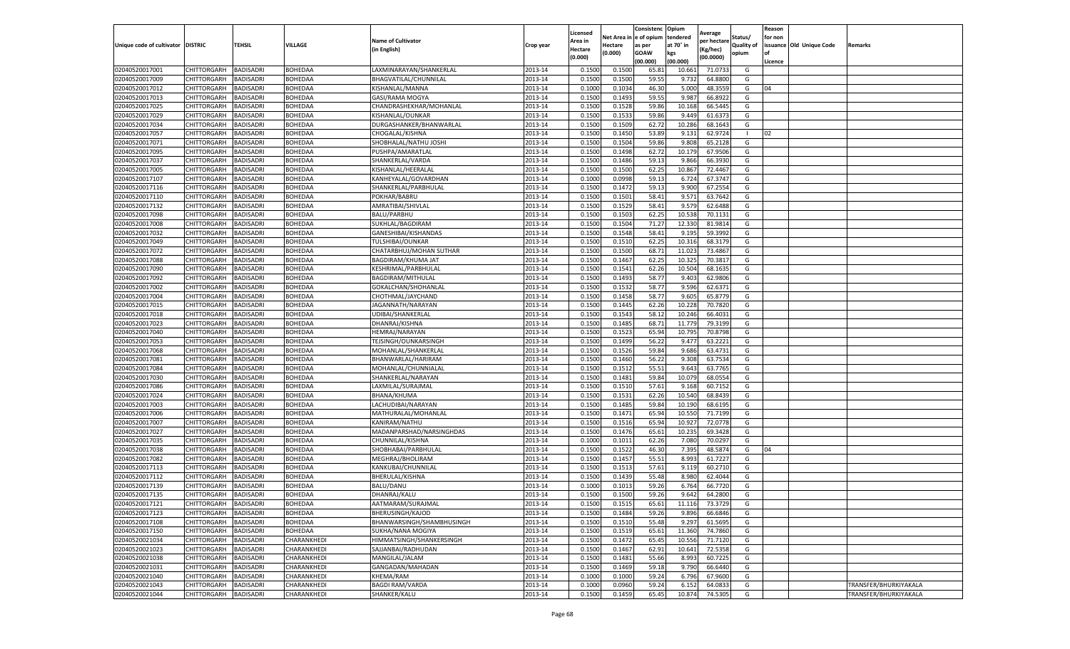| Unique code of cultivator | DISTRIC | TEHSIL | VILLAGE | Name of Cultivator (in English) | Crop year | Licensed Area in Hectare (0.000) | Net Area in Hectare (0.000) | Consistence of opium as per GOAW (00.000) | Opium tendered at 70° in kgs (00.000) | Average per hectare (Kg/hec) (00.0000) | Status/ Quality of opium | Reason for non issuance of Licence | Old Unique Code | Remarks |
|---|---|---|---|---|---|---|---|---|---|---|---|---|---|---|
| 02040520017001 | CHITTORGARH | BADISADRI | BOHEDAA | LAXMINARAYAN/SHANKERLAL | 2013-14 | 0.1500 | 0.1500 | 65.81 | 10.661 | 71.0733 | G | | | |
| 02040520017009 | CHITTORGARH | BADISADRI | BOHEDAA | BHAGVATILAL/CHUNNILAL | 2013-14 | 0.1500 | 0.1500 | 59.55 | 9.732 | 64.8800 | G | | | |
| 02040520017012 | CHITTORGARH | BADISADRI | BOHEDAA | KISHANLAL/MANNA | 2013-14 | 0.1000 | 0.1034 | 46.30 | 5.000 | 48.3559 | G | 04 | | |
| 02040520017013 | CHITTORGARH | BADISADRI | BOHEDAA | GASI/RAMA MOGYA | 2013-14 | 0.1500 | 0.1493 | 59.55 | 9.987 | 66.8922 | G | | | |
| 02040520017025 | CHITTORGARH | BADISADRI | BOHEDAA | CHANDRASHEKHAR/MOHANLAL | 2013-14 | 0.1500 | 0.1528 | 59.86 | 10.168 | 66.5445 | G | | | |
| 02040520017029 | CHITTORGARH | BADISADRI | BOHEDAA | KISHANLAL/OUNKAR | 2013-14 | 0.1500 | 0.1533 | 59.86 | 9.449 | 61.6373 | G | | | |
| 02040520017034 | CHITTORGARH | BADISADRI | BOHEDAA | DURGASHANKER/BHANWARLAL | 2013-14 | 0.1500 | 0.1509 | 62.72 | 10.286 | 68.1643 | G | | | |
| 02040520017057 | CHITTORGARH | BADISADRI | BOHEDAA | CHOGALAL/KISHNA | 2013-14 | 0.1500 | 0.1450 | 53.89 | 9.131 | 62.9724 | I | 02 | | |
| 02040520017071 | CHITTORGARH | BADISADRI | BOHEDAA | SHOBHALAL/NATHU JOSHI | 2013-14 | 0.1500 | 0.1504 | 59.86 | 9.808 | 65.2128 | G | | | |
| 02040520017095 | CHITTORGARH | BADISADRI | BOHEDAA | PUSHPA/AMARATLAL | 2013-14 | 0.1500 | 0.1498 | 62.72 | 10.179 | 67.9506 | G | | | |
| 02040520017037 | CHITTORGARH | BADISADRI | BOHEDAA | SHANKERLAL/VARDA | 2013-14 | 0.1500 | 0.1486 | 59.13 | 9.866 | 66.3930 | G | | | |
| 02040520017005 | CHITTORGARH | BADISADRI | BOHEDAA | KISHANLAL/HEERALAL | 2013-14 | 0.1500 | 0.1500 | 62.25 | 10.867 | 72.4467 | G | | | |
| 02040520017107 | CHITTORGARH | BADISADRI | BOHEDAA | KANHEYALAL/GOVARDHAN | 2013-14 | 0.1000 | 0.0998 | 59.13 | 6.724 | 67.3747 | G | | | |
| 02040520017116 | CHITTORGARH | BADISADRI | BOHEDAA | SHANKERLAL/PARBHULAL | 2013-14 | 0.1500 | 0.1472 | 59.13 | 9.900 | 67.2554 | G | | | |
| 02040520017110 | CHITTORGARH | BADISADRI | BOHEDAA | POKHAR/BABRU | 2013-14 | 0.1500 | 0.1501 | 58.41 | 9.571 | 63.7642 | G | | | |
| 02040520017132 | CHITTORGARH | BADISADRI | BOHEDAA | AMRATIBAI/SHIVLAL | 2013-14 | 0.1500 | 0.1529 | 58.41 | 9.579 | 62.6488 | G | | | |
| 02040520017098 | CHITTORGARH | BADISADRI | BOHEDAA | BALU/PARBHU | 2013-14 | 0.1500 | 0.1503 | 62.25 | 10.538 | 70.1131 | G | | | |
| 02040520017008 | CHITTORGARH | BADISADRI | BOHEDAA | SUKHLAL/BAGDIRAM | 2013-14 | 0.1500 | 0.1504 | 71.27 | 12.330 | 81.9814 | G | | | |
| 02040520017032 | CHITTORGARH | BADISADRI | BOHEDAA | GANESHIBAI/KISHANDAS | 2013-14 | 0.1500 | 0.1548 | 58.41 | 9.195 | 59.3992 | G | | | |
| 02040520017049 | CHITTORGARH | BADISADRI | BOHEDAA | TULSHIBAI/OUNKAR | 2013-14 | 0.1500 | 0.1510 | 62.25 | 10.316 | 68.3179 | G | | | |
| 02040520017072 | CHITTORGARH | BADISADRI | BOHEDAA | CHATARBHUJ/MOHAN SUTHAR | 2013-14 | 0.1500 | 0.1500 | 68.71 | 11.023 | 73.4867 | G | | | |
| 02040520017088 | CHITTORGARH | BADISADRI | BOHEDAA | BAGDIRAM/KHUMA JAT | 2013-14 | 0.1500 | 0.1467 | 62.25 | 10.325 | 70.3817 | G | | | |
| 02040520017090 | CHITTORGARH | BADISADRI | BOHEDAA | KESHRIMAL/PARBHULAL | 2013-14 | 0.1500 | 0.1541 | 62.26 | 10.504 | 68.1635 | G | | | |
| 02040520017092 | CHITTORGARH | BADISADRI | BOHEDAA | BAGDIRAM/MITHULAL | 2013-14 | 0.1500 | 0.1493 | 58.77 | 9.403 | 62.9806 | G | | | |
| 02040520017002 | CHITTORGARH | BADISADRI | BOHEDAA | GOKALCHAN/SHOHANLAL | 2013-14 | 0.1500 | 0.1532 | 58.77 | 9.596 | 62.6371 | G | | | |
| 02040520017004 | CHITTORGARH | BADISADRI | BOHEDAA | CHOTHMAL/JAYCHAND | 2013-14 | 0.1500 | 0.1458 | 58.77 | 9.605 | 65.8779 | G | | | |
| 02040520017015 | CHITTORGARH | BADISADRI | BOHEDAA | JAGANNATH/NARAYAN | 2013-14 | 0.1500 | 0.1445 | 62.26 | 10.228 | 70.7820 | G | | | |
| 02040520017018 | CHITTORGARH | BADISADRI | BOHEDAA | UDIBAI/SHANKERLAL | 2013-14 | 0.1500 | 0.1543 | 58.12 | 10.246 | 66.4031 | G | | | |
| 02040520017023 | CHITTORGARH | BADISADRI | BOHEDAA | DHANRAJ/KISHNA | 2013-14 | 0.1500 | 0.1485 | 68.71 | 11.779 | 79.3199 | G | | | |
| 02040520017040 | CHITTORGARH | BADISADRI | BOHEDAA | HEMRAJ/NARAYAN | 2013-14 | 0.1500 | 0.1523 | 65.94 | 10.795 | 70.8798 | G | | | |
| 02040520017053 | CHITTORGARH | BADISADRI | BOHEDAA | TEJSINGH/OUNKARSINGH | 2013-14 | 0.1500 | 0.1499 | 56.22 | 9.477 | 63.2221 | G | | | |
| 02040520017068 | CHITTORGARH | BADISADRI | BOHEDAA | MOHANLAL/SHANKERLAL | 2013-14 | 0.1500 | 0.1526 | 59.84 | 9.686 | 63.4731 | G | | | |
| 02040520017081 | CHITTORGARH | BADISADRI | BOHEDAA | BHANWARLAL/HARIRAM | 2013-14 | 0.1500 | 0.1460 | 56.22 | 9.308 | 63.7534 | G | | | |
| 02040520017084 | CHITTORGARH | BADISADRI | BOHEDAA | MOHANLAL/CHUNNIALAL | 2013-14 | 0.1500 | 0.1512 | 55.51 | 9.643 | 63.7765 | G | | | |
| 02040520017030 | CHITTORGARH | BADISADRI | BOHEDAA | SHANKERLAL/NARAYAN | 2013-14 | 0.1500 | 0.1481 | 59.84 | 10.079 | 68.0554 | G | | | |
| 02040520017086 | CHITTORGARH | BADISADRI | BOHEDAA | LAXMILAL/SURAJMAL | 2013-14 | 0.1500 | 0.1510 | 57.61 | 9.168 | 60.7152 | G | | | |
| 02040520017024 | CHITTORGARH | BADISADRI | BOHEDAA | BHANA/KHUMA | 2013-14 | 0.1500 | 0.1531 | 62.26 | 10.540 | 68.8439 | G | | | |
| 02040520017003 | CHITTORGARH | BADISADRI | BOHEDAA | LACHUDIBAI/NARAYAN | 2013-14 | 0.1500 | 0.1485 | 59.84 | 10.190 | 68.6195 | G | | | |
| 02040520017006 | CHITTORGARH | BADISADRI | BOHEDAA | MATHURALAL/MOHANLAL | 2013-14 | 0.1500 | 0.1471 | 65.94 | 10.550 | 71.7199 | G | | | |
| 02040520017007 | CHITTORGARH | BADISADRI | BOHEDAA | KANIRAM/NATHU | 2013-14 | 0.1500 | 0.1516 | 65.94 | 10.927 | 72.0778 | G | | | |
| 02040520017027 | CHITTORGARH | BADISADRI | BOHEDAA | MADANPARSHAD/NARSINGHDAS | 2013-14 | 0.1500 | 0.1476 | 65.61 | 10.235 | 69.3428 | G | | | |
| 02040520017035 | CHITTORGARH | BADISADRI | BOHEDAA | CHUNNILAL/KISHNA | 2013-14 | 0.1000 | 0.1011 | 62.26 | 7.080 | 70.0297 | G | | | |
| 02040520017038 | CHITTORGARH | BADISADRI | BOHEDAA | SHOBHABAI/PARBHULAL | 2013-14 | 0.1500 | 0.1522 | 46.30 | 7.395 | 48.5874 | G | 04 | | |
| 02040520017082 | CHITTORGARH | BADISADRI | BOHEDAA | MEGHRAJ/BHOLIRAM | 2013-14 | 0.1500 | 0.1457 | 55.51 | 8.993 | 61.7227 | G | | | |
| 02040520017113 | CHITTORGARH | BADISADRI | BOHEDAA | KANKUBAI/CHUNNILAL | 2013-14 | 0.1500 | 0.1513 | 57.61 | 9.119 | 60.2710 | G | | | |
| 02040520017112 | CHITTORGARH | BADISADRI | BOHEDAA | BHERULAL/KISHNA | 2013-14 | 0.1500 | 0.1439 | 55.48 | 8.980 | 62.4044 | G | | | |
| 02040520017139 | CHITTORGARH | BADISADRI | BOHEDAA | BALU/DANU | 2013-14 | 0.1000 | 0.1013 | 59.26 | 6.764 | 66.7720 | G | | | |
| 02040520017135 | CHITTORGARH | BADISADRI | BOHEDAA | DHANRAJ/KALU | 2013-14 | 0.1500 | 0.1500 | 59.26 | 9.642 | 64.2800 | G | | | |
| 02040520017121 | CHITTORGARH | BADISADRI | BOHEDAA | AATMARAM/SURAJMAL | 2013-14 | 0.1500 | 0.1515 | 65.61 | 11.116 | 73.3729 | G | | | |
| 02040520017123 | CHITTORGARH | BADISADRI | BOHEDAA | BHERUSINGH/KAJOD | 2013-14 | 0.1500 | 0.1484 | 59.26 | 9.896 | 66.6846 | G | | | |
| 02040520017108 | CHITTORGARH | BADISADRI | BOHEDAA | BHANWARSINGH/SHAMBHUSINGH | 2013-14 | 0.1500 | 0.1510 | 55.48 | 9.297 | 61.5695 | G | | | |
| 02040520017150 | CHITTORGARH | BADISADRI | BOHEDAA | SUKHA/NANA MOGIYA | 2013-14 | 0.1500 | 0.1519 | 65.61 | 11.360 | 74.7860 | G | | | |
| 02040520021034 | CHITTORGARH | BADISADRI | CHARANKHEDI | HIMMATSINGH/SHANKERSINGH | 2013-14 | 0.1500 | 0.1472 | 65.45 | 10.556 | 71.7120 | G | | | |
| 02040520021023 | CHITTORGARH | BADISADRI | CHARANKHEDI | SAJJANBAI/RADHUDAN | 2013-14 | 0.1500 | 0.1467 | 62.91 | 10.641 | 72.5358 | G | | | |
| 02040520021038 | CHITTORGARH | BADISADRI | CHARANKHEDI | MANGILAL/JALAM | 2013-14 | 0.1500 | 0.1481 | 55.66 | 8.993 | 60.7225 | G | | | |
| 02040520021031 | CHITTORGARH | BADISADRI | CHARANKHEDI | GANGADAN/MAHADAN | 2013-14 | 0.1500 | 0.1469 | 59.18 | 9.790 | 66.6440 | G | | | |
| 02040520021040 | CHITTORGARH | BADISADRI | CHARANKHEDI | KHEMA/RAM | 2013-14 | 0.1000 | 0.1000 | 59.24 | 6.796 | 67.9600 | G | | | |
| 02040520021043 | CHITTORGARH | BADISADRI | CHARANKHEDI | BAGDI RAM/VARDA | 2013-14 | 0.1000 | 0.0960 | 59.24 | 6.152 | 64.0833 | G | | | TRANSFER/BHURKIYAKALA |
| 02040520021044 | CHITTORGARH | BADISADRI | CHARANKHEDI | SHANKER/KALU | 2013-14 | 0.1500 | 0.1459 | 65.45 | 10.874 | 74.5305 | G | | | TRANSFER/BHURKIYAKALA |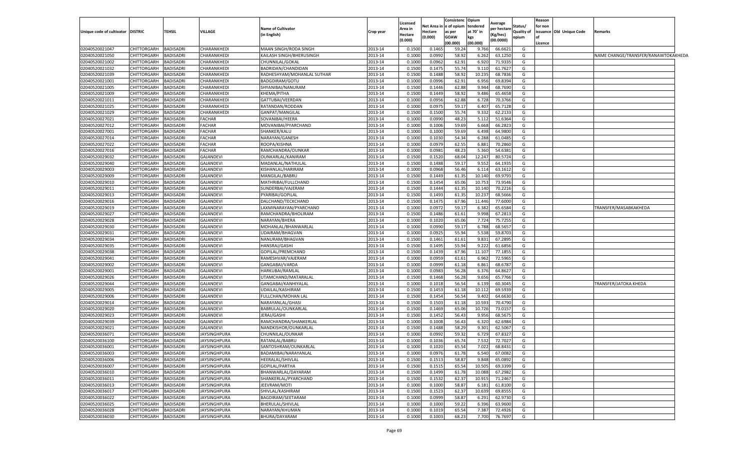| Unique code of cultivator | DISTRIC | TEHSIL | VILLAGE | Name of Cultivator (in English) | Crop year | Licensed Area in Hectare (0.000) | Net Area in Hectare (0.000) | Consistence of opium as per GOAW (00.000) | Opium tendered at 70° in kgs (00.000) | Average per hectare (Kg/hec) (00.0000) | Status/ Quality of opium | Reason for non issuance of Licence | Old Unique Code | Remarks |
|---|---|---|---|---|---|---|---|---|---|---|---|---|---|---|
| 02040520021047 | CHITTORGARH | BADISADRI | CHARANKHEDI | MAAN SINGH/RODA SINGH | 2013-14 | 0.1500 | 0.1465 | 59.24 | 9.766 | 66.6621 | G | | | |
| 02040520021050 | CHITTORGARH | BADISADRI | CHARANKHEDI | KAILASH SINGH/BHERUSINGH | 2013-14 | 0.1000 | 0.0992 | 58.92 | 6.262 | 63.1250 | G | | | NAME CHANGE/TRANSFER/RANAWTOKAKHEDA |
| 02040520021002 | CHITTORGARH | BADISADRI | CHARANKHEDI | CHUNNILAL/GOKAL | 2013-14 | 0.1000 | 0.0962 | 62.91 | 6.920 | 71.9335 | G | | | |
| 02040520021032 | CHITTORGARH | BADISADRI | CHARANKHEDI | BADRIDAN/CHANDIDAN | 2013-14 | 0.1500 | 0.1475 | 55.74 | 9.110 | 61.7627 | G | | | |
| 02040520021039 | CHITTORGARH | BADISADRI | CHARANKHEDI | RADHESHYAM/MOHANLAL SUTHAR | 2013-14 | 0.1500 | 0.1488 | 58.92 | 10.235 | 68.7836 | G | | | |
| 02040520021001 | CHITTORGARH | BADISADRI | CHARANKHEDI | BADGDIRAM/GOTU | 2013-14 | 0.1000 | 0.0996 | 62.91 | 6.956 | 69.8394 | G | | | |
| 02040520021005 | CHITTORGARH | BADISADRI | CHARANKHEDI | SHYANIBAI/NANURAM | 2013-14 | 0.1500 | 0.1446 | 62.88 | 9.944 | 68.7690 | G | | | |
| 02040520021009 | CHITTORGARH | BADISADRI | CHARANKHEDI | KHEMA/PITHA | 2013-14 | 0.1500 | 0.1449 | 58.92 | 9.486 | 65.4658 | G | | | |
| 02040520021011 | CHITTORGARH | BADISADRI | CHARANKHEDI | GATTUBAI/VEERDAN | 2013-14 | 0.1000 | 0.0956 | 62.88 | 6.728 | 70.3766 | G | | | |
| 02040520021025 | CHITTORGARH | BADISADRI | CHARANKHEDI | RATANDAN/RODDAN | 2013-14 | 0.1000 | 0.0975 | 59.17 | 6.407 | 65.7128 | G | | | |
| 02040520021029 | CHITTORGARH | BADISADRI | CHARANKHEDI | GANPAT/MANGILAL | 2013-14 | 0.1500 | 0.1500 | 55.74 | 9.332 | 62.2133 | G | | | |
| 02040520027021 | CHITTORGARH | BADISADRI | FACHAR | SOVANIBAI/HEERA | 2013-14 | 0.1000 | 0.0990 | 48.23 | 5.112 | 51.6364 | G | | | |
| 02040520027012 | CHITTORGARH | BADISADRI | FACHAR | MOVANIBAI/PYARCHAND | 2013-14 | 0.1000 | 0.1006 | 59.69 | 6.668 | 66.2823 | G | | | |
| 02040520027001 | CHITTORGARH | BADISADRI | FACHAR | SHANKER/KALU | 2013-14 | 0.1000 | 0.1000 | 59.69 | 6.498 | 64.9800 | G | | | |
| 02040520027014 | CHITTORGARH | BADISADRI | FACHAR | NARAYAN/GANESH | 2013-14 | 0.1000 | 0.1030 | 54.34 | 6.288 | 61.0485 | G | | | |
| 02040520027022 | CHITTORGARH | BADISADRI | FACHAR | ROOPA/KISHNA | 2013-14 | 0.1000 | 0.0979 | 62.55 | 6.881 | 70.2860 | G | | | |
| 02040520027016 | CHITTORGARH | BADISADRI | FACHAR | RAMCHANDRA/OUNKAR | 2013-14 | 0.1000 | 0.0981 | 48.23 | 5.360 | 54.6381 | G | | | |
| 02040520029032 | CHITTORGARH | BADISADRI | GAJANDEVI | OUNKARLAL/KANIRAM | 2013-14 | 0.1500 | 0.1520 | 68.04 | 12.247 | 80.5724 | G | | | |
| 02040520029040 | CHITTORGARH | BADISADRI | GAJANDEVI | MADANLAL/NATHULAL | 2013-14 | 0.1500 | 0.1488 | 59.17 | 9.552 | 64.1935 | G | | | |
| 02040520029003 | CHITTORGARH | BADISADRI | GAJANDEVI | KISHANLAL/HARIRAM | 2013-14 | 0.1000 | 0.0968 | 56.46 | 6.114 | 63.1612 | G | | | |
| 02040520029009 | CHITTORGARH | BADISADRI | GAJANDEVI | MANGILAL/BABRU | 2013-14 | 0.1500 | 0.1449 | 61.35 | 10.140 | 69.9793 | G | | | |
| 02040520029010 | CHITTORGARH | BADISADRI | GAJANDEVI | MATHRIBAI/FULLCHAND | 2013-14 | 0.1500 | 0.1454 | 65.06 | 10.753 | 73.9546 | G | | | |
| 02040520029011 | CHITTORGARH | BADISADRI | GAJANDEVI | SUNDERBAI/VAJERAM | 2013-14 | 0.1500 | 0.1444 | 61.35 | 10.140 | 70.2216 | G | | | |
| 02040520029013 | CHITTORGARH | BADISADRI | GAJANDEVI | PYARIBAI/GOPILAL | 2013-14 | 0.1500 | 0.1493 | 61.35 | 10.237 | 68.5666 | G | | | |
| 02040520029016 | CHITTORGARH | BADISADRI | GAJANDEVI | DALCHAND/TECKCHAND | 2013-14 | 0.1500 | 0.1475 | 67.96 | 11.446 | 77.6000 | G | | | |
| 02040520029019 | CHITTORGARH | BADISADRI | GAJANDEVI | LAXMINARAYAN/PYARCHAND | 2013-14 | 0.1000 | 0.0972 | 59.17 | 6.382 | 65.6584 | G | | | TRANSFER/MASABKAKHEDA |
| 02040520029027 | CHITTORGARH | BADISADRI | GAJANDEVI | RAMCHANDRA/BHOLIRAM | 2013-14 | 0.1500 | 0.1486 | 61.61 | 9.998 | 67.2813 | G | | | |
| 02040520029028 | CHITTORGARH | BADISADRI | GAJANDEVI | NARAYAN/BHERA | 2013-14 | 0.1000 | 0.1020 | 65.06 | 7.724 | 75.7255 | G | | | |
| 02040520029030 | CHITTORGARH | BADISADRI | GAJANDEVI | MOHANLAL/BHANWARLAL | 2013-14 | 0.1000 | 0.0990 | 59.17 | 6.788 | 68.5657 | G | | | |
| 02040520029031 | CHITTORGARH | BADISADRI | GAJANDEVI | UDAIRAM/BHAGVAN | 2013-14 | 0.1000 | 0.0925 | 55.94 | 5.538 | 59.8703 | G | | | |
| 02040520029034 | CHITTORGARH | BADISADRI | GAJANDEVI | NANURAM/BHAGVAN | 2013-14 | 0.1500 | 0.1461 | 61.61 | 9.831 | 67.2895 | G | | | |
| 02040520029035 | CHITTORGARH | BADISADRI | GAJANDEVI | HANSRAJ/GASHI | 2013-14 | 0.1500 | 0.1495 | 55.94 | 9.222 | 61.6856 | G | | | |
| 02040520029038 | CHITTORGARH | BADISADRI | GAJANDEVI | GOPILAL/PREMCHAND | 2013-14 | 0.1500 | 0.1439 | 67.96 | 11.107 | 77.1855 | G | | | |
| 02040520029041 | CHITTORGARH | BADISADRI | GAJANDEVI | RAMESHVAR/VAJERAM | 2013-14 | 0.1000 | 0.0959 | 61.61 | 6.962 | 72.5965 | G | | | |
| 02040520029002 | CHITTORGARH | BADISADRI | GAJANDEVI | GANGABAI/VARDA | 2013-14 | 0.1000 | 0.0999 | 61.18 | 6.861 | 68.6787 | G | | | |
| 02040520029001 | CHITTORGARH | BADISADRI | GAJANDEVI | HARKUBAI/RAMLAL | 2013-14 | 0.1000 | 0.0983 | 56.28 | 6.376 | 64.8627 | G | | | |
| 02040520029026 | CHITTORGARH | BADISADRI | GAJANDEVI | UTAMCHAND/MATARALAL | 2013-14 | 0.1500 | 0.1468 | 56.28 | 9.656 | 65.7766 | G | | | |
| 02040520029044 | CHITTORGARH | BADISADRI | GAJANDEVI | GANGABAI/KANHIYALAL | 2013-14 | 0.1000 | 0.1018 | 56.54 | 6.139 | 60.3045 | G | | | TRANSFER/JATOKA KHEDA |
| 02040520029005 | CHITTORGARH | BADISADRI | GAJANDEVI | UDAILAL/KASHIRAM | 2013-14 | 0.1500 | 0.1453 | 61.18 | 10.112 | 69.5939 | G | | | |
| 02040520029006 | CHITTORGARH | BADISADRI | GAJANDEVI | FULLCHAN/MOHAN LAL | 2013-14 | 0.1500 | 0.1454 | 56.54 | 9.402 | 64.6630 | G | | | |
| 02040520029014 | CHITTORGARH | BADISADRI | GAJANDEVI | NARAYANLAL/GHASI | 2013-14 | 0.1500 | 0.1503 | 61.18 | 10.593 | 70.4790 | G | | | |
| 02040520029020 | CHITTORGARH | BADISADRI | GAJANDEVI | BABRULAL/OUNKARLAL | 2013-14 | 0.1500 | 0.1469 | 65.06 | 10.726 | 73.0157 | G | | | |
| 02040520029023 | CHITTORGARH | BADISADRI | GAJANDEVI | JERAJ/GASHI | 2013-14 | 0.1500 | 0.1452 | 56.43 | 9.956 | 68.5675 | G | | | |
| 02040520029039 | CHITTORGARH | BADISADRI | GAJANDEVI | RAMCHANDRA/SHANKERLAL | 2013-14 | 0.1000 | 0.1008 | 56.43 | 6.320 | 62.6984 | G | | | |
| 02040520029021 | CHITTORGARH | BADISADRI | GAJANDEVI | NANDKISHOR/OUNKARLAL | 2013-14 | 0.1500 | 0.1488 | 58.29 | 9.301 | 62.5067 | G | | | |
| 02040520036071 | CHITTORGARH | BADISADRI | JAYSINGHPURA | CHUNNILAL/OUNKAR | 2013-14 | 0.1000 | 0.0992 | 59.32 | 6.729 | 67.8327 | G | | | |
| 02040520036100 | CHITTORGARH | BADISADRI | JAYSINGHPURA | RATANLAL/BABRU | 2013-14 | 0.1000 | 0.1036 | 65.74 | 7.532 | 72.7027 | G | | | |
| 02040520036001 | CHITTORGARH | BADISADRI | JAYSINGHPURA | SANTOSHRAM/OUNKARLAL | 2013-14 | 0.1000 | 0.1020 | 65.54 | 7.022 | 68.8431 | G | | | |
| 02040520036003 | CHITTORGARH | BADISADRI | JAYSINGHPURA | BADAMIBAI/NARAYANLAL | 2013-14 | 0.1000 | 0.0976 | 61.78 | 6.540 | 67.0082 | G | | | |
| 02040520036006 | CHITTORGARH | BADISADRI | JAYSINGHPURA | HEERALAL/SHIVLAL | 2013-14 | 0.1500 | 0.1513 | 58.87 | 9.848 | 65.0892 | G | | | |
| 02040520036007 | CHITTORGARH | BADISADRI | JAYSINGHPURA | GOPILAL/PARTHA | 2013-14 | 0.1500 | 0.1515 | 65.54 | 10.505 | 69.3399 | G | | | |
| 02040520036010 | CHITTORGARH | BADISADRI | JAYSINGHPURA | BHANWARLAL/DAYARAM | 2013-14 | 0.1500 | 0.1499 | 61.78 | 10.088 | 67.2982 | G | | | |
| 02040520036011 | CHITTORGARH | BADISADRI | JAYSINGHPURA | SHANKERLAL/PYARCHAND | 2013-14 | 0.1500 | 0.1532 | 62.37 | 10.915 | 71.2467 | G | | | |
| 02040520036013 | CHITTORGARH | BADISADRI | JAYSINGHPURA | JEEVRAM/MOTI | 2013-14 | 0.1000 | 0.1000 | 58.87 | 6.181 | 61.8100 | G | | | |
| 02040520036017 | CHITTORGARH | BADISADRI | JAYSINGHPURA | SHIVLAL/KASHIRAM | 2013-14 | 0.1500 | 0.1523 | 62.37 | 10.639 | 69.8555 | G | | | |
| 02040520036022 | CHITTORGARH | BADISADRI | JAYSINGHPURA | BAGDIRAM/SEETARAM | 2013-14 | 0.1000 | 0.0999 | 58.87 | 6.291 | 62.9730 | G | | | |
| 02040520036025 | CHITTORGARH | BADISADRI | JAYSINGHPURA | BHERULAL/SHIVLAL | 2013-14 | 0.1000 | 0.1000 | 59.22 | 6.396 | 63.9600 | G | | | |
| 02040520036028 | CHITTORGARH | BADISADRI | JAYSINGHPURA | NARAYAN/KHUMAN | 2013-14 | 0.1000 | 0.1019 | 65.54 | 7.387 | 72.4926 | G | | | |
| 02040520036030 | CHITTORGARH | BADISADRI | JAYSINGHPURA | BHURA/DAYARAM | 2013-14 | 0.1000 | 0.1003 | 68.23 | 7.700 | 76.7697 | G | | | |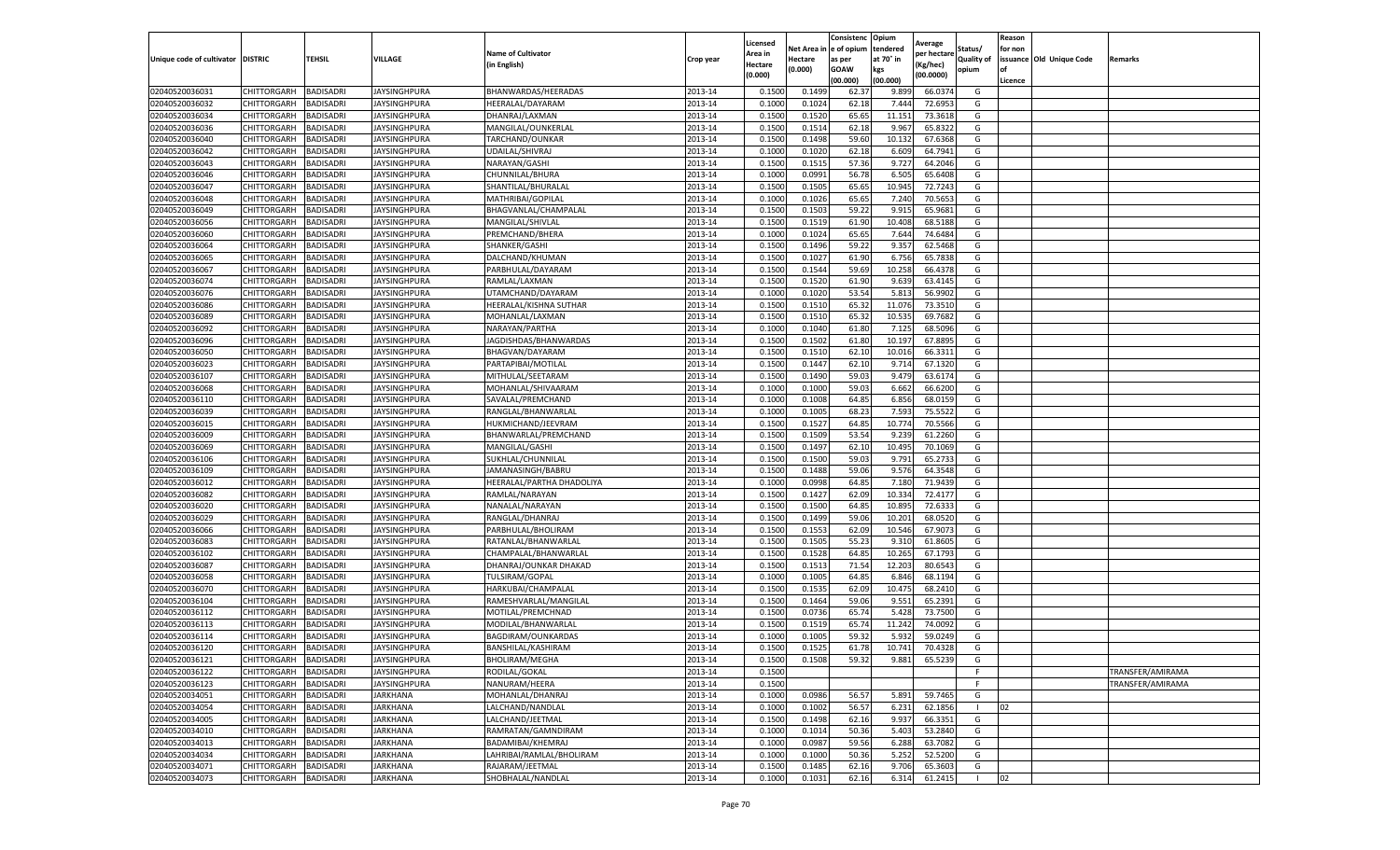| Unique code of cultivator | DISTRIC | TEHSIL | VILLAGE | Name of Cultivator (in English) | Crop year | Licensed Area in Hectare (0.000) | Net Area in Hectare (0.000) | Consistence of opium as per GOAW (00.000) | Opium tendered at 70° in kgs (00.000) | Average per hectare (Kg/hec) (00.0000) | Status/ Quality of opium | Reason for non issuance of Licence | Old Unique Code | Remarks |
|---|---|---|---|---|---|---|---|---|---|---|---|---|---|---|
| 02040520036031 | CHITTORGARH | BADISADRI | JAYSINGHPURA | BHANWARDAS/HEERADAS | 2013-14 | 0.1500 | 0.1499 | 62.37 | 9.899 | 66.0374 | G | | | |
| 02040520036032 | CHITTORGARH | BADISADRI | JAYSINGHPURA | HEERALAL/DAYARAM | 2013-14 | 0.1000 | 0.1024 | 62.18 | 7.444 | 72.6953 | G | | | |
| 02040520036034 | CHITTORGARH | BADISADRI | JAYSINGHPURA | DHANRAJ/LAXMAN | 2013-14 | 0.1500 | 0.1520 | 65.65 | 11.151 | 73.3618 | G | | | |
| 02040520036036 | CHITTORGARH | BADISADRI | JAYSINGHPURA | MANGILAL/OUNKERLAL | 2013-14 | 0.1500 | 0.1514 | 62.18 | 9.967 | 65.8322 | G | | | |
| 02040520036040 | CHITTORGARH | BADISADRI | JAYSINGHPURA | TARCHAND/OUNKAR | 2013-14 | 0.1500 | 0.1498 | 59.60 | 10.132 | 67.6368 | G | | | |
| 02040520036042 | CHITTORGARH | BADISADRI | JAYSINGHPURA | UDAILAL/SHIVRAJ | 2013-14 | 0.1000 | 0.1020 | 62.18 | 6.609 | 64.7941 | G | | | |
| 02040520036043 | CHITTORGARH | BADISADRI | JAYSINGHPURA | NARAYAN/GASHI | 2013-14 | 0.1500 | 0.1515 | 57.36 | 9.727 | 64.2046 | G | | | |
| 02040520036046 | CHITTORGARH | BADISADRI | JAYSINGHPURA | CHUNNILAL/BHURA | 2013-14 | 0.1000 | 0.0991 | 56.78 | 6.505 | 65.6408 | G | | | |
| 02040520036047 | CHITTORGARH | BADISADRI | JAYSINGHPURA | SHANTILAL/BHURALAL | 2013-14 | 0.1500 | 0.1505 | 65.65 | 10.945 | 72.7243 | G | | | |
| 02040520036048 | CHITTORGARH | BADISADRI | JAYSINGHPURA | MATHRIBAI/GOPILAL | 2013-14 | 0.1000 | 0.1026 | 65.65 | 7.240 | 70.5653 | G | | | |
| 02040520036049 | CHITTORGARH | BADISADRI | JAYSINGHPURA | BHAGVANLAL/CHAMPALAL | 2013-14 | 0.1500 | 0.1503 | 59.22 | 9.915 | 65.9681 | G | | | |
| 02040520036056 | CHITTORGARH | BADISADRI | JAYSINGHPURA | MANGILAL/SHIVLAL | 2013-14 | 0.1500 | 0.1519 | 61.90 | 10.408 | 68.5188 | G | | | |
| 02040520036060 | CHITTORGARH | BADISADRI | JAYSINGHPURA | PREMCHAND/BHERA | 2013-14 | 0.1000 | 0.1024 | 65.65 | 7.644 | 74.6484 | G | | | |
| 02040520036064 | CHITTORGARH | BADISADRI | JAYSINGHPURA | SHANKER/GASHI | 2013-14 | 0.1500 | 0.1496 | 59.22 | 9.357 | 62.5468 | G | | | |
| 02040520036065 | CHITTORGARH | BADISADRI | JAYSINGHPURA | DALCHAND/KHUMAN | 2013-14 | 0.1500 | 0.1027 | 61.90 | 6.756 | 65.7838 | G | | | |
| 02040520036067 | CHITTORGARH | BADISADRI | JAYSINGHPURA | PARBHULAL/DAYARAM | 2013-14 | 0.1500 | 0.1544 | 59.69 | 10.258 | 66.4378 | G | | | |
| 02040520036074 | CHITTORGARH | BADISADRI | JAYSINGHPURA | RAMLAL/LAXMAN | 2013-14 | 0.1500 | 0.1520 | 61.90 | 9.639 | 63.4145 | G | | | |
| 02040520036076 | CHITTORGARH | BADISADRI | JAYSINGHPURA | UTAMCHAND/DAYARAM | 2013-14 | 0.1000 | 0.1020 | 53.54 | 5.813 | 56.9902 | G | | | |
| 02040520036086 | CHITTORGARH | BADISADRI | JAYSINGHPURA | HEERALAL/KISHNA SUTHAR | 2013-14 | 0.1500 | 0.1510 | 65.32 | 11.076 | 73.3510 | G | | | |
| 02040520036089 | CHITTORGARH | BADISADRI | JAYSINGHPURA | MOHANLAL/LAXMAN | 2013-14 | 0.1500 | 0.1510 | 65.32 | 10.535 | 69.7682 | G | | | |
| 02040520036092 | CHITTORGARH | BADISADRI | JAYSINGHPURA | NARAYAN/PARTHA | 2013-14 | 0.1000 | 0.1040 | 61.80 | 7.125 | 68.5096 | G | | | |
| 02040520036096 | CHITTORGARH | BADISADRI | JAYSINGHPURA | JAGDISHDAS/BHANWARDAS | 2013-14 | 0.1500 | 0.1502 | 61.80 | 10.197 | 67.8895 | G | | | |
| 02040520036050 | CHITTORGARH | BADISADRI | JAYSINGHPURA | BHAGVAN/DAYARAM | 2013-14 | 0.1500 | 0.1510 | 62.10 | 10.016 | 66.3311 | G | | | |
| 02040520036023 | CHITTORGARH | BADISADRI | JAYSINGHPURA | PARTAPIBAI/MOTILAL | 2013-14 | 0.1500 | 0.1447 | 62.10 | 9.714 | 67.1320 | G | | | |
| 02040520036107 | CHITTORGARH | BADISADRI | JAYSINGHPURA | MITHULAL/SEETARAM | 2013-14 | 0.1500 | 0.1490 | 59.03 | 9.479 | 63.6174 | G | | | |
| 02040520036068 | CHITTORGARH | BADISADRI | JAYSINGHPURA | MOHANLAL/SHIVAARAM | 2013-14 | 0.1000 | 0.1000 | 59.03 | 6.662 | 66.6200 | G | | | |
| 02040520036110 | CHITTORGARH | BADISADRI | JAYSINGHPURA | SAVALAL/PREMCHAND | 2013-14 | 0.1000 | 0.1008 | 64.85 | 6.856 | 68.0159 | G | | | |
| 02040520036039 | CHITTORGARH | BADISADRI | JAYSINGHPURA | RANGLAL/BHANWARLAL | 2013-14 | 0.1000 | 0.1005 | 68.23 | 7.593 | 75.5522 | G | | | |
| 02040520036015 | CHITTORGARH | BADISADRI | JAYSINGHPURA | HUKMICHAND/JEEVRAM | 2013-14 | 0.1500 | 0.1527 | 64.85 | 10.774 | 70.5566 | G | | | |
| 02040520036009 | CHITTORGARH | BADISADRI | JAYSINGHPURA | BHANWARLAL/PREMCHAND | 2013-14 | 0.1500 | 0.1509 | 53.54 | 9.239 | 61.2260 | G | | | |
| 02040520036069 | CHITTORGARH | BADISADRI | JAYSINGHPURA | MANGILAL/GASHI | 2013-14 | 0.1500 | 0.1497 | 62.10 | 10.495 | 70.1069 | G | | | |
| 02040520036106 | CHITTORGARH | BADISADRI | JAYSINGHPURA | SUKHLAL/CHUNNILAL | 2013-14 | 0.1500 | 0.1500 | 59.03 | 9.791 | 65.2733 | G | | | |
| 02040520036109 | CHITTORGARH | BADISADRI | JAYSINGHPURA | JAMANASINGH/BABRU | 2013-14 | 0.1500 | 0.1488 | 59.06 | 9.576 | 64.3548 | G | | | |
| 02040520036012 | CHITTORGARH | BADISADRI | JAYSINGHPURA | HEERALAL/PARTHA DHADOLIYA | 2013-14 | 0.1000 | 0.0998 | 64.85 | 7.180 | 71.9439 | G | | | |
| 02040520036082 | CHITTORGARH | BADISADRI | JAYSINGHPURA | RAMLAL/NARAYAN | 2013-14 | 0.1500 | 0.1427 | 62.09 | 10.334 | 72.4177 | G | | | |
| 02040520036020 | CHITTORGARH | BADISADRI | JAYSINGHPURA | NANALAL/NARAYAN | 2013-14 | 0.1500 | 0.1500 | 64.85 | 10.895 | 72.6333 | G | | | |
| 02040520036029 | CHITTORGARH | BADISADRI | JAYSINGHPURA | RANGLAL/DHANRAJ | 2013-14 | 0.1500 | 0.1499 | 59.06 | 10.201 | 68.0520 | G | | | |
| 02040520036066 | CHITTORGARH | BADISADRI | JAYSINGHPURA | PARBHULAL/BHOLIRAM | 2013-14 | 0.1500 | 0.1553 | 62.09 | 10.546 | 67.9073 | G | | | |
| 02040520036083 | CHITTORGARH | BADISADRI | JAYSINGHPURA | RATANLAL/BHANWARLAL | 2013-14 | 0.1500 | 0.1505 | 55.23 | 9.310 | 61.8605 | G | | | |
| 02040520036102 | CHITTORGARH | BADISADRI | JAYSINGHPURA | CHAMPALAL/BHANWARLAL | 2013-14 | 0.1500 | 0.1528 | 64.85 | 10.265 | 67.1793 | G | | | |
| 02040520036087 | CHITTORGARH | BADISADRI | JAYSINGHPURA | DHANRAJ/OUNKAR DHAKAD | 2013-14 | 0.1500 | 0.1513 | 71.54 | 12.203 | 80.6543 | G | | | |
| 02040520036058 | CHITTORGARH | BADISADRI | JAYSINGHPURA | TULSIRAM/GOPAL | 2013-14 | 0.1000 | 0.1005 | 64.85 | 6.846 | 68.1194 | G | | | |
| 02040520036070 | CHITTORGARH | BADISADRI | JAYSINGHPURA | HARKUBAI/CHAMPALAL | 2013-14 | 0.1500 | 0.1535 | 62.09 | 10.475 | 68.2410 | G | | | |
| 02040520036104 | CHITTORGARH | BADISADRI | JAYSINGHPURA | RAMESHVARLAL/MANGILAL | 2013-14 | 0.1500 | 0.1464 | 59.06 | 9.551 | 65.2391 | G | | | |
| 02040520036112 | CHITTORGARH | BADISADRI | JAYSINGHPURA | MOTILAL/PREMCHNAD | 2013-14 | 0.1500 | 0.0736 | 65.74 | 5.428 | 73.7500 | G | | | |
| 02040520036113 | CHITTORGARH | BADISADRI | JAYSINGHPURA | MODILAL/BHANWARLAL | 2013-14 | 0.1500 | 0.1519 | 65.74 | 11.242 | 74.0092 | G | | | |
| 02040520036114 | CHITTORGARH | BADISADRI | JAYSINGHPURA | BAGDIRAM/OUNKARDAS | 2013-14 | 0.1000 | 0.1005 | 59.32 | 5.932 | 59.0249 | G | | | |
| 02040520036120 | CHITTORGARH | BADISADRI | JAYSINGHPURA | BANSHILAL/KASHIRAM | 2013-14 | 0.1500 | 0.1525 | 61.78 | 10.741 | 70.4328 | G | | | |
| 02040520036121 | CHITTORGARH | BADISADRI | JAYSINGHPURA | BHOLIRAM/MEGHA | 2013-14 | 0.1500 | 0.1508 | 59.32 | 9.881 | 65.5239 | G | | | |
| 02040520036122 | CHITTORGARH | BADISADRI | JAYSINGHPURA | RODILAL/GOKAL | 2013-14 | 0.1500 | | | | | F | | | TRANSFER/AMIRAMA |
| 02040520036123 | CHITTORGARH | BADISADRI | JAYSINGHPURA | NANURAM/HEERA | 2013-14 | 0.1500 | | | | | F | | | TRANSFER/AMIRAMA |
| 02040520034051 | CHITTORGARH | BADISADRI | JARKHANA | MOHANLAL/DHANRAJ | 2013-14 | 0.1000 | 0.0986 | 56.57 | 5.891 | 59.7465 | G | | | |
| 02040520034054 | CHITTORGARH | BADISADRI | JARKHANA | LALCHAND/NANDLAL | 2013-14 | 0.1000 | 0.1002 | 56.57 | 6.231 | 62.1856 | I | 02 | | |
| 02040520034005 | CHITTORGARH | BADISADRI | JARKHANA | LALCHAND/JEETMAL | 2013-14 | 0.1500 | 0.1498 | 62.16 | 9.937 | 66.3351 | G | | | |
| 02040520034010 | CHITTORGARH | BADISADRI | JARKHANA | RAMRATAN/GAMNDIRAM | 2013-14 | 0.1000 | 0.1014 | 50.36 | 5.403 | 53.2840 | G | | | |
| 02040520034013 | CHITTORGARH | BADISADRI | JARKHANA | BADAMIBAI/KHEMRAJ | 2013-14 | 0.1000 | 0.0987 | 59.56 | 6.288 | 63.7082 | G | | | |
| 02040520034034 | CHITTORGARH | BADISADRI | JARKHANA | LAHRIBAI/RAMLAL/BHOLIRAM | 2013-14 | 0.1000 | 0.1000 | 50.36 | 5.252 | 52.5200 | G | | | |
| 02040520034071 | CHITTORGARH | BADISADRI | JARKHANA | RAJARAM/JEETMAL | 2013-14 | 0.1500 | 0.1485 | 62.16 | 9.706 | 65.3603 | G | | | |
| 02040520034073 | CHITTORGARH | BADISADRI | JARKHANA | SHOBHALAL/NANDLAL | 2013-14 | 0.1000 | 0.1031 | 62.16 | 6.314 | 61.2415 | I | 02 | | |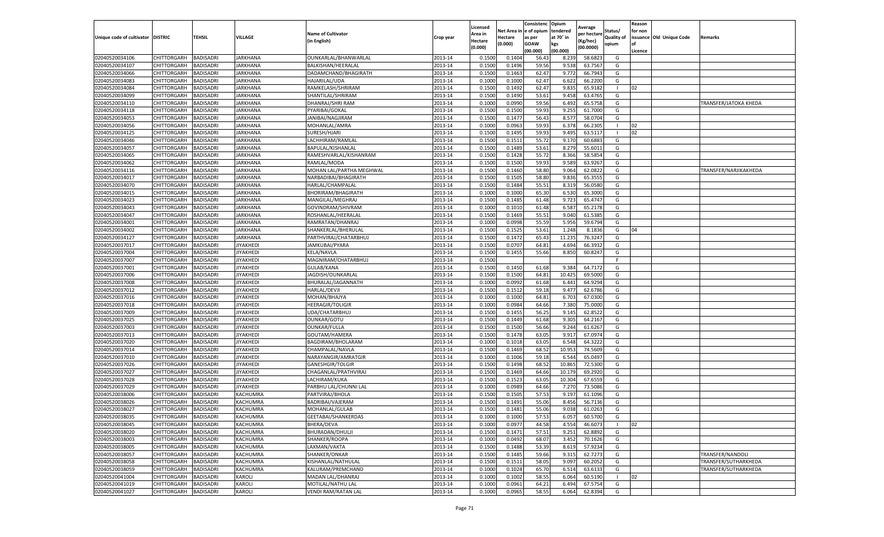| Unique code of cultivator | DISTRIC | TEHSIL | VILLAGE | Name of Cultivator (in English) | Crop year | Licensed Area in Hectare (0.000) | Net Area in Hectare (0.000) | Consistenc e of opium as per GOAW (00.000) | Opium tendered at 70° in kgs (00.000) | Average per hectare (Kg/hec) (00.0000) | Status/ Quality of opium | Reason for non issuance of Licence | Old Unique Code | Remarks |
|---|---|---|---|---|---|---|---|---|---|---|---|---|---|---|
| 02040520034106 | CHITTORGARH | BADISADRI | JARKHANA | OUNKARLAL/BHANWARLAL | 2013-14 | 0.1500 | 0.1404 | 56.43 | 8.239 | 58.6823 | G | | | |
| 02040520034107 | CHITTORGARH | BADISADRI | JARKHANA | BALKISHAN/HEERALAL | 2013-14 | 0.1500 | 0.1496 | 59.56 | 9.538 | 63.7567 | G | | | |
| 02040520034066 | CHITTORGARH | BADISADRI | JARKHANA | DADAMCHAND/BHAGIRATH | 2013-14 | 0.1500 | 0.1463 | 62.47 | 9.772 | 66.7943 | G | | | |
| 02040520034083 | CHITTORGARH | BADISADRI | JARKHANA | HAJARILAL/UDA | 2013-14 | 0.1000 | 0.1000 | 62.47 | 6.622 | 66.2200 | G | | | |
| 02040520034084 | CHITTORGARH | BADISADRI | JARKHANA | RAMKELASH/SHRIRAM | 2013-14 | 0.1500 | 0.1492 | 62.47 | 9.835 | 65.9182 | I | 02 | | |
| 02040520034099 | CHITTORGARH | BADISADRI | JARKHANA | SHANTILAL/SHRIRAM | 2013-14 | 0.1500 | 0.1490 | 53.61 | 9.458 | 63.4765 | G | | | |
| 02040520034110 | CHITTORGARH | BADISADRI | JARKHANA | DHANRAJ/SHRI RAM | 2013-14 | 0.1000 | 0.0990 | 59.56 | 6.492 | 65.5758 | G | | | TRANSFER/JATOKA KHEDA |
| 02040520034118 | CHITTORGARH | BADISADRI | JARKHANA | PYARIBAI/GOKAL | 2013-14 | 0.1500 | 0.1500 | 59.93 | 9.255 | 61.7000 | G | | | |
| 02040520034053 | CHITTORGARH | BADISADRI | JARKHANA | JANIBAI/NAGJIRAM | 2013-14 | 0.1500 | 0.1477 | 56.43 | 8.577 | 58.0704 | G | | | |
| 02040520034056 | CHITTORGARH | BADISADRI | JARKHANA | MOHANLAL/AMRA | 2013-14 | 0.1000 | 0.0963 | 59.93 | 6.378 | 66.2305 | I | 02 | | |
| 02040520034125 | CHITTORGARH | BADISADRI | JARKHANA | SURESH/HJARI | 2013-14 | 0.1500 | 0.1495 | 59.93 | 9.495 | 63.5117 | I | 02 | | |
| 02040520034046 | CHITTORGARH | BADISADRI | JARKHANA | LACHHIRAM/RAMLAL | 2013-14 | 0.1500 | 0.1511 | 55.72 | 9.170 | 60.6883 | G | | | |
| 02040520034057 | CHITTORGARH | BADISADRI | JARKHANA | BAPULAL/KISHANLAL | 2013-14 | 0.1500 | 0.1489 | 53.61 | 8.279 | 55.6011 | G | | | |
| 02040520034065 | CHITTORGARH | BADISADRI | JARKHANA | RAMESHVARLAL/KISHANRAM | 2013-14 | 0.1500 | 0.1428 | 55.72 | 8.366 | 58.5854 | G | | | |
| 02040520034062 | CHITTORGARH | BADISADRI | JARKHANA | RAMLAL/MODA | 2013-14 | 0.1500 | 0.1500 | 59.93 | 9.589 | 63.9267 | G | | | |
| 02040520034116 | CHITTORGARH | BADISADRI | JARKHANA | MOHAN LAL/PARTHA MEGHWAL | 2013-14 | 0.1500 | 0.1460 | 58.80 | 9.064 | 62.0822 | G | | | TRANSFER/NARJIKAKHEDA |
| 02040520034017 | CHITTORGARH | BADISADRI | JARKHANA | NARBADIBAI/BHAGIRATH | 2013-14 | 0.1500 | 0.1505 | 58.80 | 9.836 | 65.3555 | G | | | |
| 02040520034070 | CHITTORGARH | BADISADRI | JARKHANA | HARLAL/CHAMPALAL | 2013-14 | 0.1500 | 0.1484 | 55.51 | 8.319 | 56.0580 | G | | | |
| 02040520034015 | CHITTORGARH | BADISADRI | JARKHANA | BHORIRAM/BHAGIRATH | 2013-14 | 0.1000 | 0.1000 | 65.30 | 6.530 | 65.3000 | G | | | |
| 02040520034023 | CHITTORGARH | BADISADRI | JARKHANA | MANGILAL/MEGHRAJ | 2013-14 | 0.1500 | 0.1485 | 61.48 | 9.723 | 65.4747 | G | | | |
| 02040520034043 | CHITTORGARH | BADISADRI | JARKHANA | GOVINDRAM/SHIVRAM | 2013-14 | 0.1000 | 0.1010 | 61.48 | 6.587 | 65.2178 | G | | | |
| 02040520034047 | CHITTORGARH | BADISADRI | JARKHANA | ROSHANLAL/HEERALAL | 2013-14 | 0.1500 | 0.1469 | 55.51 | 9.040 | 61.5385 | G | | | |
| 02040520034001 | CHITTORGARH | BADISADRI | JARKHANA | RAMRATAN/DHANRAJ | 2013-14 | 0.1000 | 0.0998 | 55.59 | 5.956 | 59.6794 | G | | | |
| 02040520034002 | CHITTORGARH | BADISADRI | JARKHANA | SHANKERLAL/BHERULAL | 2013-14 | 0.1500 | 0.1525 | 53.61 | 1.248 | 8.1836 | G | 04 | | |
| 02040520034127 | CHITTORGARH | BADISADRI | JARKHANA | PARTHVIRAJ/CHATARBHUJ | 2013-14 | 0.1500 | 0.1472 | 65.43 | 11.235 | 76.3247 | G | | | |
| 02040520037017 | CHITTORGARH | BADISADRI | JIYAKHEDI | JAMKUBAI/PYARA | 2013-14 | 0.1500 | 0.0707 | 64.81 | 4.694 | 66.3932 | G | | | |
| 02040520037004 | CHITTORGARH | BADISADRI | JIYAKHEDI | KELA/NAVLA | 2013-14 | 0.1500 | 0.1455 | 55.66 | 8.850 | 60.8247 | G | | | |
| 02040520037007 | CHITTORGARH | BADISADRI | JIYAKHEDI | MAGNIRAM/CHATARBHUJ | 2013-14 | 0.1500 | | | | | F | | | |
| 02040520037001 | CHITTORGARH | BADISADRI | JIYAKHEDI | GULAB/KANA | 2013-14 | 0.1500 | 0.1450 | 61.68 | 9.384 | 64.7172 | G | | | |
| 02040520037006 | CHITTORGARH | BADISADRI | JIYAKHEDI | JAGDISH/OUNKARLAL | 2013-14 | 0.1500 | 0.1500 | 64.81 | 10.425 | 69.5000 | G | | | |
| 02040520037008 | CHITTORGARH | BADISADRI | JIYAKHEDI | BHURALAL/JAGANNATH | 2013-14 | 0.1000 | 0.0992 | 61.68 | 6.441 | 64.9294 | G | | | |
| 02040520037012 | CHITTORGARH | BADISADRI | JIYAKHEDI | HARLAL/DEVJI | 2013-14 | 0.1500 | 0.1512 | 59.18 | 9.477 | 62.6786 | G | | | |
| 02040520037016 | CHITTORGARH | BADISADRI | JIYAKHEDI | MOHAN/BHAJYA | 2013-14 | 0.1000 | 0.1000 | 64.81 | 6.703 | 67.0300 | G | | | |
| 02040520037018 | CHITTORGARH | BADISADRI | JIYAKHEDI | HEERAGIR/TOLGIR | 2013-14 | 0.1000 | 0.0984 | 64.66 | 7.380 | 75.0000 | G | | | |
| 02040520037009 | CHITTORGARH | BADISADRI | JIYAKHEDI | UDA/CHATARBHUJ | 2013-14 | 0.1500 | 0.1455 | 56.25 | 9.145 | 62.8522 | G | | | |
| 02040520037025 | CHITTORGARH | BADISADRI | JIYAKHEDI | OUNKAR/GOTU | 2013-14 | 0.1500 | 0.1449 | 61.68 | 9.305 | 64.2167 | G | | | |
| 02040520037003 | CHITTORGARH | BADISADRI | JIYAKHEDI | OUNKAR/FULLA | 2013-14 | 0.1500 | 0.1500 | 56.66 | 9.244 | 61.6267 | G | | | |
| 02040520037013 | CHITTORGARH | BADISADRI | JIYAKHEDI | GOUTAM/HAMERA | 2013-14 | 0.1500 | 0.1478 | 63.05 | 9.917 | 67.0974 | G | | | |
| 02040520037020 | CHITTORGARH | BADISADRI | JIYAKHEDI | BAGDIRAM/BHOLARAM | 2013-14 | 0.1000 | 0.1018 | 63.05 | 6.548 | 64.3222 | G | | | |
| 02040520037014 | CHITTORGARH | BADISADRI | JIYAKHEDI | CHAMPALAL/NAVLA | 2013-14 | 0.1500 | 0.1469 | 68.52 | 10.953 | 74.5609 | G | | | |
| 02040520037010 | CHITTORGARH | BADISADRI | JIYAKHEDI | NARAYANGIR/AMRATGIR | 2013-14 | 0.1000 | 0.1006 | 59.18 | 6.544 | 65.0497 | G | | | |
| 02040520037026 | CHITTORGARH | BADISADRI | JIYAKHEDI | GANESHGIR/TOLGIR | 2013-14 | 0.1500 | 0.1498 | 68.52 | 10.865 | 72.5300 | G | | | |
| 02040520037027 | CHITTORGARH | BADISADRI | JIYAKHEDI | CHAGANLAL/PRATHVIRAJ | 2013-14 | 0.1500 | 0.1469 | 64.66 | 10.179 | 69.2920 | G | | | |
| 02040520037028 | CHITTORGARH | BADISADRI | JIYAKHEDI | LACHIRAM/KUKA | 2013-14 | 0.1500 | 0.1523 | 63.05 | 10.304 | 67.6559 | G | | | |
| 02040520037029 | CHITTORGARH | BADISADRI | JIYAKHEDI | PARBHU LAL/CHUNNI LAL | 2013-14 | 0.1000 | 0.0989 | 64.66 | 7.270 | 73.5086 | G | | | |
| 02040520038006 | CHITTORGARH | BADISADRI | KACHUMRA | PARTVIRAJ/BHOLA | 2013-14 | 0.1500 | 0.1505 | 57.53 | 9.197 | 61.1096 | G | | | |
| 02040520038026 | CHITTORGARH | BADISADRI | KACHUMRA | BADRIBAI/VAJERAM | 2013-14 | 0.1500 | 0.1491 | 55.06 | 8.456 | 56.7136 | G | | | |
| 02040520038027 | CHITTORGARH | BADISADRI | KACHUMRA | MOHANLAL/GULAB | 2013-14 | 0.1500 | 0.1481 | 55.06 | 9.038 | 61.0263 | G | | | |
| 02040520038035 | CHITTORGARH | BADISADRI | KACHUMRA | GEETABAI/SHANKERDAS | 2013-14 | 0.1000 | 0.1000 | 57.53 | 6.057 | 60.5700 | G | | | |
| 02040520038045 | CHITTORGARH | BADISADRI | KACHUMRA | BHERA/DEVA | 2013-14 | 0.1000 | 0.0977 | 44.58 | 4.554 | 46.6073 | I | 02 | | |
| 02040520038020 | CHITTORGARH | BADISADRI | KACHUMRA | BHURADAN/DHULJI | 2013-14 | 0.1500 | 0.1471 | 57.51 | 9.251 | 62.8892 | G | | | |
| 02040520038003 | CHITTORGARH | BADISADRI | KACHUMRA | SHANKER/ROOPA | 2013-14 | 0.1000 | 0.0492 | 68.07 | 3.452 | 70.1626 | G | | | |
| 02040520038005 | CHITTORGARH | BADISADRI | KACHUMRA | LAXMAN/VAKTA | 2013-14 | 0.1500 | 0.1488 | 53.39 | 8.619 | 57.9234 | G | | | |
| 02040520038057 | CHITTORGARH | BADISADRI | KACHUMRA | SHANKER/ONKAR | 2013-14 | 0.1500 | 0.1485 | 59.66 | 9.315 | 62.7273 | G | | | TRANSFER/NANDOLI |
| 02040520038058 | CHITTORGARH | BADISADRI | KACHUMRA | KISHANLAL/NATHULAL | 2013-14 | 0.1500 | 0.1511 | 58.05 | 9.097 | 60.2052 | G | | | TRANSFER/SUTHARKHEDA |
| 02040520038059 | CHITTORGARH | BADISADRI | KACHUMRA | KALURAM/PREMCHAND | 2013-14 | 0.1000 | 0.1024 | 65.70 | 6.514 | 63.6133 | G | | | TRANSFER/SUTHARKHEDA |
| 02040520041004 | CHITTORGARH | BADISADRI | KAROLI | MADAN LAL/DHANRAJ | 2013-14 | 0.1000 | 0.1002 | 58.55 | 6.064 | 60.5190 | I | 02 | | |
| 02040520041019 | CHITTORGARH | BADISADRI | KAROLI | MOTILAL/NATHU LAL | 2013-14 | 0.1000 | 0.0961 | 64.21 | 6.494 | 67.5754 | G | | | |
| 02040520041027 | CHITTORGARH | BADISADRI | KAROLI | VENDI RAM/RATAN LAL | 2013-14 | 0.1000 | 0.0965 | 58.55 | 6.064 | 62.8394 | G | | | |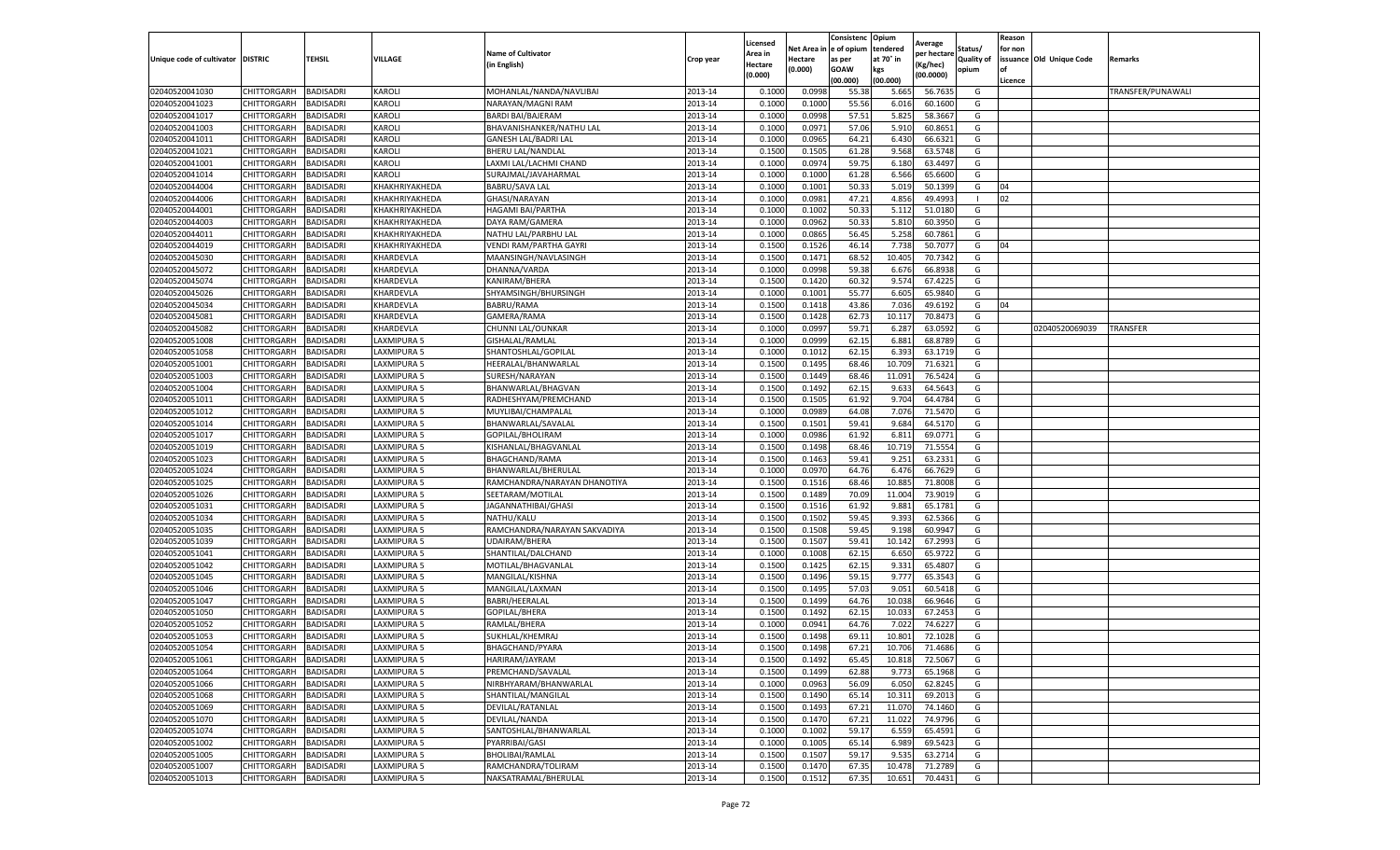| Unique code of cultivator | DISTRIC | TEHSIL | VILLAGE | Name of Cultivator (in English) | Crop year | Licensed Area in Hectare (0.000) | Net Area in Hectare (0.000) | Consistenc e of opium as per GOAW (00.000) | Opium tendered at 70° in kgs (00.000) | Average per hectare (Kg/hec) (00.0000) | Status/ Quality of opium | Reason for non issuance of Licence | Old Unique Code | Remarks |
|---|---|---|---|---|---|---|---|---|---|---|---|---|---|---|
| 02040520041030 | CHITTORGARH | BADISADRI | KAROLI | MOHANLAL/NANDA/NAVLIBAI | 2013-14 | 0.1000 | 0.0998 | 55.38 | 5.665 | 56.7635 | G | | | TRANSFER/PUNAWALI |
| 02040520041023 | CHITTORGARH | BADISADRI | KAROLI | NARAYAN/MAGNI RAM | 2013-14 | 0.1000 | 0.1000 | 55.56 | 6.016 | 60.1600 | G | | | |
| 02040520041017 | CHITTORGARH | BADISADRI | KAROLI | BARDI BAI/BAJERAM | 2013-14 | 0.1000 | 0.0998 | 57.51 | 5.825 | 58.3667 | G | | | |
| 02040520041003 | CHITTORGARH | BADISADRI | KAROLI | BHAVANISHANKER/NATHU LAL | 2013-14 | 0.1000 | 0.0971 | 57.06 | 5.910 | 60.8651 | G | | | |
| 02040520041011 | CHITTORGARH | BADISADRI | KAROLI | GANESH LAL/BADRI LAL | 2013-14 | 0.1000 | 0.0965 | 64.21 | 6.430 | 66.6321 | G | | | |
| 02040520041021 | CHITTORGARH | BADISADRI | KAROLI | BHERU LAL/NANDLAL | 2013-14 | 0.1500 | 0.1505 | 61.28 | 9.568 | 63.5748 | G | | | |
| 02040520041001 | CHITTORGARH | BADISADRI | KAROLI | LAXMI LAL/LACHMI CHAND | 2013-14 | 0.1000 | 0.0974 | 59.75 | 6.180 | 63.4497 | G | | | |
| 02040520041014 | CHITTORGARH | BADISADRI | KAROLI | SURAJMAL/JAVAHARMAL | 2013-14 | 0.1000 | 0.1000 | 61.28 | 6.566 | 65.6600 | G | | | |
| 02040520044004 | CHITTORGARH | BADISADRI | KHAKHRIYAKHEDA | BABRU/SAVA LAL | 2013-14 | 0.1000 | 0.1001 | 50.33 | 5.019 | 50.1399 | G | 04 | | |
| 02040520044006 | CHITTORGARH | BADISADRI | KHAKHRIYAKHEDA | GHASI/NARAYAN | 2013-14 | 0.1000 | 0.0981 | 47.21 | 4.856 | 49.4993 | I | 02 | | |
| 02040520044001 | CHITTORGARH | BADISADRI | KHAKHRIYAKHEDA | HAGAMI BAI/PARTHA | 2013-14 | 0.1000 | 0.1002 | 50.33 | 5.112 | 51.0180 | G | | | |
| 02040520044003 | CHITTORGARH | BADISADRI | KHAKHRIYAKHEDA | DAYA RAM/GAMERA | 2013-14 | 0.1000 | 0.0962 | 50.33 | 5.810 | 60.3950 | G | | | |
| 02040520044011 | CHITTORGARH | BADISADRI | KHAKHRIYAKHEDA | NATHU LAL/PARBHU LAL | 2013-14 | 0.1000 | 0.0865 | 56.45 | 5.258 | 60.7861 | G | | | |
| 02040520044019 | CHITTORGARH | BADISADRI | KHAKHRIYAKHEDA | VENDI RAM/PARTHA GAYRI | 2013-14 | 0.1500 | 0.1526 | 46.14 | 7.738 | 50.7077 | G | 04 | | |
| 02040520045030 | CHITTORGARH | BADISADRI | KHARDEVLA | MAANSINGH/NAVLASINGH | 2013-14 | 0.1500 | 0.1471 | 68.52 | 10.405 | 70.7342 | G | | | |
| 02040520045072 | CHITTORGARH | BADISADRI | KHARDEVLA | DHANNA/VARDA | 2013-14 | 0.1000 | 0.0998 | 59.38 | 6.676 | 66.8938 | G | | | |
| 02040520045074 | CHITTORGARH | BADISADRI | KHARDEVLA | KANIRAM/BHERA | 2013-14 | 0.1500 | 0.1420 | 60.32 | 9.574 | 67.4225 | G | | | |
| 02040520045026 | CHITTORGARH | BADISADRI | KHARDEVLA | SHYAMSINGH/BHURSINGH | 2013-14 | 0.1000 | 0.1001 | 55.77 | 6.605 | 65.9840 | G | | | |
| 02040520045034 | CHITTORGARH | BADISADRI | KHARDEVLA | BABRU/RAMA | 2013-14 | 0.1500 | 0.1418 | 43.86 | 7.036 | 49.6192 | G | 04 | | |
| 02040520045081 | CHITTORGARH | BADISADRI | KHARDEVLA | GAMERA/RAMA | 2013-14 | 0.1500 | 0.1428 | 62.73 | 10.117 | 70.8473 | G | | | |
| 02040520045082 | CHITTORGARH | BADISADRI | KHARDEVLA | CHUNNI LAL/OUNKAR | 2013-14 | 0.1000 | 0.0997 | 59.71 | 6.287 | 63.0592 | G | | 02040520069039 | TRANSFER |
| 02040520051008 | CHITTORGARH | BADISADRI | LAXMIPURA 5 | GISHALAL/RAMLAL | 2013-14 | 0.1000 | 0.0999 | 62.15 | 6.881 | 68.8789 | G | | | |
| 02040520051058 | CHITTORGARH | BADISADRI | LAXMIPURA 5 | SHANTOSHLAL/GOPILAL | 2013-14 | 0.1000 | 0.1012 | 62.15 | 6.393 | 63.1719 | G | | | |
| 02040520051001 | CHITTORGARH | BADISADRI | LAXMIPURA 5 | HEERALAL/BHANWARLAL | 2013-14 | 0.1500 | 0.1495 | 68.46 | 10.709 | 71.6321 | G | | | |
| 02040520051003 | CHITTORGARH | BADISADRI | LAXMIPURA 5 | SURESH/NARAYAN | 2013-14 | 0.1500 | 0.1449 | 68.46 | 11.091 | 76.5424 | G | | | |
| 02040520051004 | CHITTORGARH | BADISADRI | LAXMIPURA 5 | BHANWARLAL/BHAGVAN | 2013-14 | 0.1500 | 0.1492 | 62.15 | 9.633 | 64.5643 | G | | | |
| 02040520051011 | CHITTORGARH | BADISADRI | LAXMIPURA 5 | RADHESHYAM/PREMCHAND | 2013-14 | 0.1500 | 0.1505 | 61.92 | 9.704 | 64.4784 | G | | | |
| 02040520051012 | CHITTORGARH | BADISADRI | LAXMIPURA 5 | MUYLIBAI/CHAMPALAL | 2013-14 | 0.1000 | 0.0989 | 64.08 | 7.076 | 71.5470 | G | | | |
| 02040520051014 | CHITTORGARH | BADISADRI | LAXMIPURA 5 | BHANWARLAL/SAVALAL | 2013-14 | 0.1500 | 0.1501 | 59.41 | 9.684 | 64.5170 | G | | | |
| 02040520051017 | CHITTORGARH | BADISADRI | LAXMIPURA 5 | GOPILAL/BHOLIRAM | 2013-14 | 0.1000 | 0.0986 | 61.92 | 6.811 | 69.0771 | G | | | |
| 02040520051019 | CHITTORGARH | BADISADRI | LAXMIPURA 5 | KISHANLAL/BHAGVANLAL | 2013-14 | 0.1500 | 0.1498 | 68.46 | 10.719 | 71.5554 | G | | | |
| 02040520051023 | CHITTORGARH | BADISADRI | LAXMIPURA 5 | BHAGCHAND/RAMA | 2013-14 | 0.1500 | 0.1463 | 59.41 | 9.251 | 63.2331 | G | | | |
| 02040520051024 | CHITTORGARH | BADISADRI | LAXMIPURA 5 | BHANWARLAL/BHERULAL | 2013-14 | 0.1000 | 0.0970 | 64.76 | 6.476 | 66.7629 | G | | | |
| 02040520051025 | CHITTORGARH | BADISADRI | LAXMIPURA 5 | RAMCHANDRA/NARAYAN DHANOTIYA | 2013-14 | 0.1500 | 0.1516 | 68.46 | 10.885 | 71.8008 | G | | | |
| 02040520051026 | CHITTORGARH | BADISADRI | LAXMIPURA 5 | SEETARAM/MOTILAL | 2013-14 | 0.1500 | 0.1489 | 70.09 | 11.004 | 73.9019 | G | | | |
| 02040520051031 | CHITTORGARH | BADISADRI | LAXMIPURA 5 | JAGANNATHIBAI/GHASI | 2013-14 | 0.1500 | 0.1516 | 61.92 | 9.881 | 65.1781 | G | | | |
| 02040520051034 | CHITTORGARH | BADISADRI | LAXMIPURA 5 | NATHU/KALU | 2013-14 | 0.1500 | 0.1502 | 59.45 | 9.393 | 62.5366 | G | | | |
| 02040520051035 | CHITTORGARH | BADISADRI | LAXMIPURA 5 | RAMCHANDRA/NARAYAN SAKVADIYA | 2013-14 | 0.1500 | 0.1508 | 59.45 | 9.198 | 60.9947 | G | | | |
| 02040520051039 | CHITTORGARH | BADISADRI | LAXMIPURA 5 | UDAIRAM/BHERA | 2013-14 | 0.1500 | 0.1507 | 59.41 | 10.142 | 67.2993 | G | | | |
| 02040520051041 | CHITTORGARH | BADISADRI | LAXMIPURA 5 | SHANTILAL/DALCHAND | 2013-14 | 0.1000 | 0.1008 | 62.15 | 6.650 | 65.9722 | G | | | |
| 02040520051042 | CHITTORGARH | BADISADRI | LAXMIPURA 5 | MOTILAL/BHAGVANLAL | 2013-14 | 0.1500 | 0.1425 | 62.15 | 9.331 | 65.4807 | G | | | |
| 02040520051045 | CHITTORGARH | BADISADRI | LAXMIPURA 5 | MANGILAL/KISHNA | 2013-14 | 0.1500 | 0.1496 | 59.15 | 9.777 | 65.3543 | G | | | |
| 02040520051046 | CHITTORGARH | BADISADRI | LAXMIPURA 5 | MANGILAL/LAXMAN | 2013-14 | 0.1500 | 0.1495 | 57.03 | 9.051 | 60.5418 | G | | | |
| 02040520051047 | CHITTORGARH | BADISADRI | LAXMIPURA 5 | BABRI/HEERALAL | 2013-14 | 0.1500 | 0.1499 | 64.76 | 10.038 | 66.9646 | G | | | |
| 02040520051050 | CHITTORGARH | BADISADRI | LAXMIPURA 5 | GOPILAL/BHERA | 2013-14 | 0.1500 | 0.1492 | 62.15 | 10.033 | 67.2453 | G | | | |
| 02040520051052 | CHITTORGARH | BADISADRI | LAXMIPURA 5 | RAMLAL/BHERA | 2013-14 | 0.1000 | 0.0941 | 64.76 | 7.022 | 74.6227 | G | | | |
| 02040520051053 | CHITTORGARH | BADISADRI | LAXMIPURA 5 | SUKHLAL/KHEMRAJ | 2013-14 | 0.1500 | 0.1498 | 69.11 | 10.801 | 72.1028 | G | | | |
| 02040520051054 | CHITTORGARH | BADISADRI | LAXMIPURA 5 | BHAGCHAND/PYARA | 2013-14 | 0.1500 | 0.1498 | 67.21 | 10.706 | 71.4686 | G | | | |
| 02040520051061 | CHITTORGARH | BADISADRI | LAXMIPURA 5 | HARIRAM/JAYRAM | 2013-14 | 0.1500 | 0.1492 | 65.45 | 10.818 | 72.5067 | G | | | |
| 02040520051064 | CHITTORGARH | BADISADRI | LAXMIPURA 5 | PREMCHAND/SAVALAL | 2013-14 | 0.1500 | 0.1499 | 62.88 | 9.773 | 65.1968 | G | | | |
| 02040520051066 | CHITTORGARH | BADISADRI | LAXMIPURA 5 | NIRBHYARAM/BHANWARLAL | 2013-14 | 0.1000 | 0.0963 | 56.09 | 6.050 | 62.8245 | G | | | |
| 02040520051068 | CHITTORGARH | BADISADRI | LAXMIPURA 5 | SHANTILAL/MANGILAL | 2013-14 | 0.1500 | 0.1490 | 65.14 | 10.311 | 69.2013 | G | | | |
| 02040520051069 | CHITTORGARH | BADISADRI | LAXMIPURA 5 | DEVILAL/RATANLAL | 2013-14 | 0.1500 | 0.1493 | 67.21 | 11.070 | 74.1460 | G | | | |
| 02040520051070 | CHITTORGARH | BADISADRI | LAXMIPURA 5 | DEVILAL/NANDA | 2013-14 | 0.1500 | 0.1470 | 67.21 | 11.022 | 74.9796 | G | | | |
| 02040520051074 | CHITTORGARH | BADISADRI | LAXMIPURA 5 | SANTOSHLAL/BHANWARLAL | 2013-14 | 0.1000 | 0.1002 | 59.17 | 6.559 | 65.4591 | G | | | |
| 02040520051002 | CHITTORGARH | BADISADRI | LAXMIPURA 5 | PYARRIBAI/GASI | 2013-14 | 0.1000 | 0.1005 | 65.14 | 6.989 | 69.5423 | G | | | |
| 02040520051005 | CHITTORGARH | BADISADRI | LAXMIPURA 5 | BHOLIBAI/RAMLAL | 2013-14 | 0.1500 | 0.1507 | 59.17 | 9.535 | 63.2714 | G | | | |
| 02040520051007 | CHITTORGARH | BADISADRI | LAXMIPURA 5 | RAMCHANDRA/TOLIRAM | 2013-14 | 0.1500 | 0.1470 | 67.35 | 10.478 | 71.2789 | G | | | |
| 02040520051013 | CHITTORGARH | BADISADRI | LAXMIPURA 5 | NAKSATRAMAL/BHERULAL | 2013-14 | 0.1500 | 0.1512 | 67.35 | 10.651 | 70.4431 | G | | | |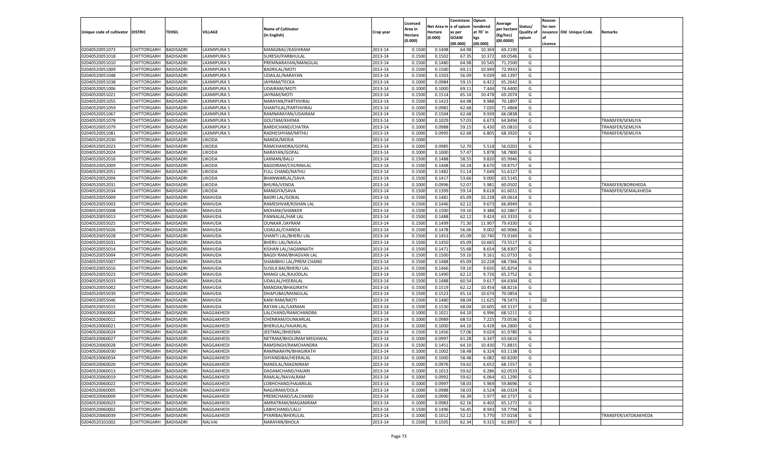| Unique code of cultivator | DISTRIC | TEHSIL | VILLAGE | Name of Cultivator (in English) | Crop year | Licensed Area in Hectare (0.000) | Net Area in Hectare (0.000) | Consistenc e of opium as per GOAW (00.000) | Opium tendered at 70° in kgs (00.000) | Average per hectare (Kg/hec) (00.0000) | Status/ Quality of opium | Reason for non issuance of Licence | Old Unique Code | Remarks |
|---|---|---|---|---|---|---|---|---|---|---|---|---|---|---|
| 02040520051073 | CHITTORGARH | BADISADRI | LAXMIPURA 5 | MANGIBAI//KASHIRAM | 2013-14 | 0.1500 | 0.1498 | 64.98 | 10.369 | 69.2190 | G | | | |
| 02040520051018 | CHITTORGARH | BADISADRI | LAXMIPURA 5 | SURESH/PARBHULAL | 2013-14 | 0.1500 | 0.1502 | 67.35 | 10.372 | 69.0546 | G | | | |
| 02040520051010 | CHITTORGARH | BADISADRI | LAXMIPURA 5 | PREMNARAYAN/MANGILAL | 2013-14 | 0.1500 | 0.1480 | 64.98 | 10.545 | 71.2500 | G | | | |
| 02040520051009 | CHITTORGARH | BADISADRI | LAXMIPURA 5 | BADRILAL/MOTI | 2013-14 | 0.1500 | 0.1500 | 69.11 | 10.949 | 72.9933 | G | | | |
| 02040520051048 | CHITTORGARH | BADISADRI | LAXMIPURA 5 | UDAILAL/NARAYAN | 2013-14 | 0.1500 | 0.1503 | 56.09 | 9.039 | 60.1397 | G | | | |
| 02040520051038 | CHITTORGARH | BADISADRI | LAXMIPURA 5 | JAYRAM/TECKA | 2013-14 | 0.1000 | 0.0984 | 59.15 | 6.422 | 65.2642 | G | | | |
| 02040520051006 | CHITTORGARH | BADISADRI | LAXMIPURA 5 | UDAIRAM/MOTI | 2013-14 | 0.1000 | 0.1000 | 69.11 | 7.444 | 74.4400 | G | | | |
| 02040520051021 | CHITTORGARH | BADISADRI | LAXMIPURA 5 | JAYRAM/MOTI | 2013-14 | 0.1500 | 0.1514 | 65.14 | 10.478 | 69.2074 | G | | | |
| 02040520051055 | CHITTORGARH | BADISADRI | LAXMIPURA 5 | NARAYAN/PARTHVIRAJ | 2013-14 | 0.1500 | 0.1423 | 64.98 | 9.988 | 70.1897 | G | | | |
| 02040520051059 | CHITTORGARH | BADISADRI | LAXMIPURA 5 | SHANTILAL/PARTHVIRAJ | 2013-14 | 0.1000 | 0.0982 | 62.68 | 7.020 | 71.4868 | G | | | |
| 02040520051067 | CHITTORGARH | BADISADRI | LAXMIPURA 5 | RAMNARAYAN/UDAIRAM | 2013-14 | 0.1500 | 0.1504 | 62.68 | 9.939 | 66.0838 | G | | | |
| 02040520051078 | CHITTORGARH | BADISADRI | LAXMIPURA 5 | GOUTAM/KHEMA | 2013-14 | 0.1000 | 0.1029 | 57.03 | 6.673 | 64.8494 | G | | | TRANSFER/SEMLIYA |
| 02040520051079 | CHITTORGARH | BADISADRI | LAXMIPURA 5 | BARDICHAND/CHATRA | 2013-14 | 0.1000 | 0.0988 | 59.15 | 6.430 | 65.0810 | G | | | TRANSFER/SEMLIYA |
| 02040520051081 | CHITTORGARH | BADISADRI | LAXMIPURA 5 | RADHESHYAM/MITHU | 2013-14 | 0.1000 | 0.0995 | 62.68 | 6.805 | 68.3920 | G | | | TRANSFER/SEMLIYA |
| 02040520052030 | CHITTORGARH | BADISADRI | LIKODA | NANDA/MODA | 2013-14 | 0.1000 | | | | | F | | | |
| 02040520052023 | CHITTORGARH | BADISADRI | LIKODA | RAMCHANDRA/GOPAL | 2013-14 | 0.1000 | 0.0985 | 52.70 | 5.518 | 56.0203 | G | | | |
| 02040520052024 | CHITTORGARH | BADISADRI | LIKODA | NARAYAN/GOPAL | 2013-14 | 0.1000 | 0.1000 | 57.47 | 5.878 | 58.7800 | G | | | |
| 02040520052016 | CHITTORGARH | BADISADRI | LIKODA | LAXMAN/BALU | 2013-14 | 0.1500 | 0.1488 | 58.55 | 9.820 | 65.9946 | G | | | |
| 02040520052009 | CHITTORGARH | BADISADRI | LIKODA | BAGDIRAM/CHUNNILAL | 2013-14 | 0.1500 | 0.1448 | 50.24 | 8.670 | 59.8757 | G | | | |
| 02040520052051 | CHITTORGARH | BADISADRI | LIKODA | FULL CHAND/NATHU | 2013-14 | 0.1500 | 0.1482 | 51.14 | 7.649 | 51.6127 | G | | | |
| 02040520052004 | CHITTORGARH | BADISADRI | LIKODA | BHANWARLAL/SAVA | 2013-14 | 0.1500 | 0.1417 | 53.66 | 9.000 | 63.5145 | G | | | |
| 02040520052031 | CHITTORGARH | BADISADRI | LIKODA | BHURA/VENDA | 2013-14 | 0.1000 | 0.0996 | 52.07 | 5.981 | 60.0502 | G | | | TRANSFER/BORKHEDA |
| 02040520052034 | CHITTORGARH | BADISADRI | LIKODA | MANGIYA/SAVA | 2013-14 | 0.1500 | 0.1399 | 59.14 | 8.618 | 61.6011 | G | | | TRANSFER/SEMALKHEDA |
| 02040520055009 | CHITTORGARH | BADISADRI | MAHUDA | BADRI LAL/GOKAL | 2013-14 | 0.1500 | 0.1481 | 65.09 | 10.228 | 69.0614 | G | | | |
| 02040520055003 | CHITTORGARH | BADISADRI | MAHUDA | RAMESHVAR/KISHAN LAL | 2013-14 | 0.1500 | 0.1446 | 62.12 | 9.673 | 66.8949 | G | | | |
| 02040520055008 | CHITTORGARH | BADISADRI | MAHUDA | MOHANI/SHANKER | 2013-14 | 0.1500 | 0.1500 | 59.10 | 9.388 | 62.5867 | G | | | |
| 02040520055013 | CHITTORGARH | BADISADRI | MAHUDA | PANNALAL/HAR LAL | 2013-14 | 0.1500 | 0.1488 | 62.12 | 9.424 | 63.3333 | G | | | |
| 02040520055025 | CHITTORGARH | BADISADRI | MAHUDA | OUNKAR /JAYRAM | 2013-14 | 0.1500 | 0.1499 | 71.30 | 11.907 | 79.4330 | G | | | |
| 02040520055026 | CHITTORGARH | BADISADRI | MAHUDA | UDAILAL/CHANDA | 2013-14 | 0.1500 | 0.1478 | 56.06 | 9.002 | 60.9066 | G | | | |
| 02040520055028 | CHITTORGARH | BADISADRI | MAHUDA | SHANTI LAL/BHERU LAL | 2013-14 | 0.1500 | 0.1453 | 65.09 | 10.740 | 73.9160 | G | | | |
| 02040520055031 | CHITTORGARH | BADISADRI | MAHUDA | BHERU LAL/NAVLA | 2013-14 | 0.1500 | 0.1450 | 65.09 | 10.665 | 73.5517 | G | | | |
| 02040520055014 | CHITTORGARH | BADISADRI | MAHUDA | KISHAN LAL/JAGANNATH | 2013-14 | 0.1500 | 0.1471 | 55.68 | 8.654 | 58.8307 | G | | | |
| 02040520055004 | CHITTORGARH | BADISADRI | MAHUDA | BAGDI RAM/BHAGVAN LAL | 2013-14 | 0.1500 | 0.1500 | 59.10 | 9.161 | 61.0733 | G | | | |
| 02040520055007 | CHITTORGARH | BADISADRI | MAHUDA | SHAMBHU LAL/PREM CHAND | 2013-14 | 0.1500 | 0.1488 | 65.09 | 10.228 | 68.7366 | G | | | |
| 02040520055016 | CHITTORGARH | BADISADRI | MAHUDA | SUSILA BAI/BHERU LAL | 2013-14 | 0.1500 | 0.1466 | 59.10 | 9.650 | 65.8254 | G | | | |
| 02040520055023 | CHITTORGARH | BADISADRI | MAHUDA | MANGI LAL/KAJODLAL | 2013-14 | 0.1500 | 0.1490 | 62.12 | 9.726 | 65.2752 | G | | | |
| 02040520055033 | CHITTORGARH | BADISADRI | MAHUDA | UDAILAL/HEERALAL | 2013-14 | 0.1500 | 0.1488 | 60.54 | 9.617 | 64.6304 | G | | | |
| 02040520055002 | CHITTORGARH | BADISADRI | MAHUDA | MANDAK/BHAGIRATH | 2013-14 | 0.1500 | 0.1519 | 62.12 | 10.454 | 68.8216 | G | | | |
| 02040520055039 | CHITTORGARH | BADISADRI | MAHUDA | DHAPUBAI/MANGILAL | 2013-14 | 0.1500 | 0.1523 | 65.14 | 10.674 | 70.0854 | G | | | |
| 02040520055046 | CHITTORGARH | BADISADRI | MAHUDA | KANI RAM/MOTI | 2013-14 | 0.1500 | 0.1480 | 68.04 | 11.625 | 78.5473 | I | 02 | | |
| 02040520055015 | CHITTORGARH | BADISADRI | MAHUDA | RATAN LAL/LAXMAN | 2013-14 | 0.1500 | 0.1530 | 68.04 | 10.605 | 69.3137 | G | | | |
| 02040520060004 | CHITTORGARH | BADISADRI | NAGGAKHEDI | LALCHAND/RAMCHANDRA | 2013-14 | 0.1000 | 0.1021 | 64.10 | 6.996 | 68.5211 | G | | | |
| 02040520060012 | CHITTORGARH | BADISADRI | NAGGAKHEDI | CHENRAM/OUNKARLAL | 2013-14 | 0.1000 | 0.0989 | 68.53 | 7.225 | 73.0536 | G | | | |
| 02040520060021 | CHITTORGARH | BADISADRI | NAGGAKHEDI | BHERULAL/HAJARILAL | 2013-14 | 0.1000 | 0.1000 | 64.10 | 6.428 | 64.2800 | G | | | |
| 02040520060024 | CHITTORGARH | BADISADRI | NAGGAKHEDI | JEETMAL/BHEEMA | 2013-14 | 0.1500 | 0.1456 | 57.06 | 9.024 | 61.9780 | G | | | |
| 02040520060027 | CHITTORGARH | BADISADRI | NAGGAKHEDI | NETRAM/BHOLIRAM MEGHWAL | 2013-14 | 0.1000 | 0.0997 | 61.28 | 6.347 | 63.6610 | G | | | |
| 02040520060028 | CHITTORGARH | BADISADRI | NAGGAKHEDI | RAMSINGH/RAMCHANDRA | 2013-14 | 0.1500 | 0.1451 | 64.10 | 10.430 | 71.8815 | G | | | |
| 02040520060030 | CHITTORGARH | BADISADRI | NAGGAKHEDI | RAMNARAYN/BHAGIRATH | 2013-14 | 0.1000 | 0.1002 | 58.48 | 6.324 | 63.1138 | G | | | |
| 02040520060034 | CHITTORGARH | BADISADRI | NAGGAKHEDI | SHYANDIBAI/HEERALAL | 2013-14 | 0.1000 | 0.1000 | 58.48 | 6.082 | 60.8200 | G | | | |
| 02040520060020 | CHITTORGARH | BADISADRI | NAGGAKHEDI | NANDLAL/MAGNIRAM | 2013-14 | 0.1000 | 0.0976 | 59.62 | 6.652 | 68.1557 | G | | | |
| 02040520060013 | CHITTORGARH | BADISADRI | NAGGAKHEDI | DADAMCHAND/HAJARI | 2013-14 | 0.1000 | 0.1013 | 59.62 | 6.286 | 62.0533 | G | | | |
| 02040520060019 | CHITTORGARH | BADISADRI | NAGGAKHEDI | RAMLAL/NAVALRAM | 2013-14 | 0.1000 | 0.0992 | 59.62 | 6.064 | 61.1290 | G | | | |
| 02040520060022 | CHITTORGARH | BADISADRI | NAGGAKHEDI | LOBHCHAND/HAJARILAL | 2013-14 | 0.1000 | 0.0997 | 58.03 | 5.969 | 59.8696 | G | | | |
| 02040520060005 | CHITTORGARH | BADISADRI | NAGGAKHEDI | NAGJIRAM/DOLA | 2013-14 | 0.1000 | 0.0988 | 58.03 | 6.524 | 66.0324 | G | | | |
| 02040520060009 | CHITTORGARH | BADISADRI | NAGGAKHEDI | PREMCHAND/LALCHAND | 2013-14 | 0.1000 | 0.0990 | 56.39 | 5.977 | 60.3737 | G | | | |
| 02040520060023 | CHITTORGARH | BADISADRI | NAGGAKHEDI | AMRATRAM/MAGANIRAM | 2013-14 | 0.1000 | 0.0983 | 62.16 | 6.402 | 65.1272 | G | | | |
| 02040520060002 | CHITTORGARH | BADISADRI | NAGGAKHEDI | LABHCHAND/LALU | 2013-14 | 0.1500 | 0.1496 | 56.45 | 8.943 | 59.7794 | G | | | |
| 02040520060039 | CHITTORGARH | BADISADRI | NAGGAKHEDI | PYARIBAI/BHERULAL | 2013-14 | 0.1000 | 0.1012 | 52.12 | 5.770 | 57.0158 | G | | | TRANSFER/JATOKAKHEDA |
| 02040520101002 | CHITTORGARH | BADISADRI | NALVAI | NARAYAN/BHOLA | 2013-14 | 0.1500 | 0.1505 | 62.34 | 9.315 | 61.8937 | G | | | |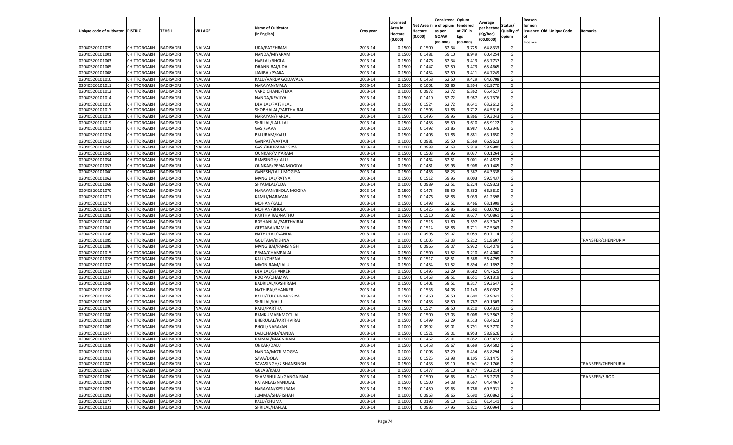| Unique code of cultivator | DISTRIC | TEHSIL | VILLAGE | Name of Cultivator (in English) | Crop year | Licensed Area in Hectare (0.000) | Net Area in Hectare (0.000) | Consistence of opium as per GOAW (00.000) | Opium tendered at 70° in kgs (00.000) | Average per hectare (Kg/hec) (00.0000) | Status/ Quality of opium | Reason for non issuance of Licence | Old Unique Code | Remarks |
|---|---|---|---|---|---|---|---|---|---|---|---|---|---|---|
| 02040520101029 | CHITTORGARH | BADISADRI | NALVAI | UDA/FATEHRAM | 2013-14 | 0.1500 | 0.1500 | 62.34 | 9.725 | 64.8333 | G | | | |
| 02040520101001 | CHITTORGARH | BADISADRI | NALVAI | NANDA/MIYARAM | 2013-14 | 0.1500 | 0.1481 | 59.10 | 8.949 | 60.4254 | G | | | |
| 02040520101003 | CHITTORGARH | BADISADRI | NALVAI | HARLAL/BHOLA | 2013-14 | 0.1500 | 0.1476 | 62.34 | 9.413 | 63.7737 | G | | | |
| 02040520101005 | CHITTORGARH | BADISADRI | NALVAI | DHANNIBAI/UDA | 2013-14 | 0.1500 | 0.1447 | 62.50 | 9.473 | 65.4665 | G | | | |
| 02040520101008 | CHITTORGARH | BADISADRI | NALVAI | JANIBAI/PYARA | 2013-14 | 0.1500 | 0.1454 | 62.50 | 9.411 | 64.7249 | G | | | |
| 02040520101010 | CHITTORGARH | BADISADRI | NALVAI | KALU/VARDA GODAVALA | 2013-14 | 0.1500 | 0.1458 | 62.50 | 9.429 | 64.6708 | G | | | |
| 02040520101011 | CHITTORGARH | BADISADRI | NALVAI | NARAYAN/MALA | 2013-14 | 0.1000 | 0.1001 | 62.86 | 6.304 | 62.9770 | G | | | |
| 02040520101012 | CHITTORGARH | BADISADRI | NALVAI | VARDICHAND/TEKA | 2013-14 | 0.1000 | 0.0972 | 62.72 | 6.362 | 65.4527 | G | | | |
| 02040520101014 | CHITTORGARH | BADISADRI | NALVAI | NANDA/KEVLIYA | 2013-14 | 0.1500 | 0.1410 | 62.72 | 8.987 | 63.7376 | G | | | |
| 02040520101016 | CHITTORGARH | BADISADRI | NALVAI | DEVILAL/FATEHLAL | 2013-14 | 0.1500 | 0.1524 | 62.72 | 9.641 | 63.2612 | G | | | |
| 02040520101017 | CHITTORGARH | BADISADRI | NALVAI | SHOBHALAL/PARTHVIRAJ | 2013-14 | 0.1500 | 0.1505 | 61.86 | 9.712 | 64.5316 | G | | | |
| 02040520101018 | CHITTORGARH | BADISADRI | NALVAI | NARAYAN/HARLAL | 2013-14 | 0.1500 | 0.1495 | 59.96 | 8.866 | 59.3043 | G | | | |
| 02040520101019 | CHITTORGARH | BADISADRI | NALVAI | SHRILAL/LALULAL | 2013-14 | 0.1500 | 0.1458 | 65.50 | 9.610 | 65.9122 | G | | | |
| 02040520101021 | CHITTORGARH | BADISADRI | NALVAI | GASI/SAVA | 2013-14 | 0.1500 | 0.1492 | 61.86 | 8.987 | 60.2346 | G | | | |
| 02040520101024 | CHITTORGARH | BADISADRI | NALVAI | BALURAM/KALU | 2013-14 | 0.1500 | 0.1406 | 61.86 | 8.881 | 63.1650 | G | | | |
| 02040520101042 | CHITTORGARH | BADISADRI | NALVAI | GANPAT/VAKTAJI | 2013-14 | 0.1000 | 0.0981 | 65.50 | 6.569 | 66.9623 | G | | | |
| 02040520101045 | CHITTORGARH | BADISADRI | NALVAI | GASI/BHURA MOGIYA | 2013-14 | 0.1000 | 0.0988 | 60.63 | 5.829 | 58.9980 | G | | | |
| 02040520101049 | CHITTORGARH | BADISADRI | NALVAI | OUNKAR/MIYARAM | 2013-14 | 0.1500 | 0.1503 | 59.96 | 9.037 | 60.1264 | G | | | |
| 02040520101054 | CHITTORGARH | BADISADRI | NALVAI | RAMSINGH/LALU | 2013-14 | 0.1500 | 0.1464 | 62.51 | 9.001 | 61.4822 | G | | | |
| 02040520101057 | CHITTORGARH | BADISADRI | NALVAI | OUNKAR/PEMA MOGIYA | 2013-14 | 0.1500 | 0.1481 | 59.96 | 8.908 | 60.1485 | G | | | |
| 02040520101060 | CHITTORGARH | BADISADRI | NALVAI | GANESH/LALU MOGIYA | 2013-14 | 0.1500 | 0.1456 | 68.23 | 9.367 | 64.3338 | G | | | |
| 02040520101062 | CHITTORGARH | BADISADRI | NALVAI | MANGILAL/RATNA | 2013-14 | 0.1500 | 0.1512 | 59.96 | 9.003 | 59.5437 | G | | | |
| 02040520101068 | CHITTORGARH | BADISADRI | NALVAI | SHYAMLAL/UDA | 2013-14 | 0.1000 | 0.0989 | 62.51 | 6.224 | 62.9323 | G | | | |
| 02040520101070 | CHITTORGARH | BADISADRI | NALVAI | NARAYAN/BHOLA MOGIYA | 2013-14 | 0.1500 | 0.1475 | 65.50 | 9.862 | 66.8610 | G | | | |
| 02040520101071 | CHITTORGARH | BADISADRI | NALVAI | KAMLI/NARAYAN | 2013-14 | 0.1500 | 0.1476 | 58.86 | 9.039 | 61.2398 | G | | | |
| 02040520101074 | CHITTORGARH | BADISADRI | NALVAI | MOHAN/KALU | 2013-14 | 0.1500 | 0.1498 | 62.51 | 9.466 | 63.1909 | G | | | |
| 02040520101075 | CHITTORGARH | BADISADRI | NALVAI | MOHAN/BHOLA | 2013-14 | 0.1500 | 0.1425 | 58.86 | 8.560 | 60.0702 | G | | | |
| 02040520101083 | CHITTORGARH | BADISADRI | NALVAI | PARTHVIRAJ/NATHU | 2013-14 | 0.1500 | 0.1510 | 65.32 | 9.677 | 64.0861 | G | | | |
| 02040520101040 | CHITTORGARH | BADISADRI | NALVAI | ROSHANLAL/PARTHVIRAJ | 2013-14 | 0.1500 | 0.1516 | 61.80 | 9.597 | 63.3047 | G | | | |
| 02040520101061 | CHITTORGARH | BADISADRI | NALVAI | GEETABAI/RAMLAL | 2013-14 | 0.1500 | 0.1514 | 58.86 | 8.711 | 57.5363 | G | | | |
| 02040520101036 | CHITTORGARH | BADISADRI | NALVAI | NATHULAL/NANDA | 2013-14 | 0.1000 | 0.0998 | 59.07 | 6.059 | 60.7114 | G | | | |
| 02040520101085 | CHITTORGARH | BADISADRI | NALVAI | GOUTAM/KISHNA | 2013-14 | 0.1000 | 0.1005 | 53.03 | 5.212 | 51.8607 | G | | | TRANSFER/CHENPURIA |
| 02040520101086 | CHITTORGARH | BADISADRI | NALVAI | MANGIBAI/RAMSINGH | 2013-14 | 0.1000 | 0.0966 | 59.07 | 5.932 | 61.4079 | G | | | |
| 02040520101015 | CHITTORGARH | BADISADRI | NALVAI | PEMA/CHAMPALAL | 2013-14 | 0.1500 | 0.1500 | 61.52 | 9.210 | 61.4000 | G | | | |
| 02040520101028 | CHITTORGARH | BADISADRI | NALVAI | KALU/CHENA | 2013-14 | 0.1500 | 0.1517 | 58.51 | 8.568 | 56.4799 | G | | | |
| 02040520101032 | CHITTORGARH | BADISADRI | NALVAI | MAGNIRAM/LALU | 2013-14 | 0.1500 | 0.1454 | 61.52 | 8.894 | 61.1692 | G | | | |
| 02040520101034 | CHITTORGARH | BADISADRI | NALVAI | DEVILAL/SHANKER | 2013-14 | 0.1500 | 0.1495 | 62.29 | 9.682 | 64.7625 | G | | | |
| 02040520101037 | CHITTORGARH | BADISADRI | NALVAI | ROOPA/CHAMPA | 2013-14 | 0.1500 | 0.1463 | 58.51 | 8.651 | 59.1319 | G | | | |
| 02040520101048 | CHITTORGARH | BADISADRI | NALVAI | BADRILAL/KASHIRAM | 2013-14 | 0.1500 | 0.1401 | 58.51 | 8.317 | 59.3647 | G | | | |
| 02040520101058 | CHITTORGARH | BADISADRI | NALVAI | NATHIBAI/SHANKER | 2013-14 | 0.1500 | 0.1536 | 64.08 | 10.143 | 66.0352 | G | | | |
| 02040520101059 | CHITTORGARH | BADISADRI | NALVAI | KALU/TULCHA MOGIYA | 2013-14 | 0.1500 | 0.1460 | 58.50 | 8.600 | 58.9041 | G | | | |
| 02040520101065 | CHITTORGARH | BADISADRI | NALVAI | SHRILAL/KALU | 2013-14 | 0.1500 | 0.1458 | 58.50 | 8.767 | 60.1303 | G | | | |
| 02040520101076 | CHITTORGARH | BADISADRI | NALVAI | RAJU/PARTHA | 2013-14 | 0.1500 | 0.1524 | 58.50 | 9.210 | 60.4331 | G | | | |
| 02040520101080 | CHITTORGARH | BADISADRI | NALVAI | RAMKUMARI/MOTILAL | 2013-14 | 0.1500 | 0.1500 | 53.03 | 8.008 | 53.3867 | G | | | |
| 02040520101081 | CHITTORGARH | BADISADRI | NALVAI | BHERULAL/PARTHVIRAJ | 2013-14 | 0.1500 | 0.1499 | 62.29 | 9.513 | 63.4623 | G | | | |
| 02040520101009 | CHITTORGARH | BADISADRI | NALVAI | BHOLI/NARAYAN | 2013-14 | 0.1000 | 0.0992 | 59.01 | 5.791 | 58.3770 | G | | | |
| 02040520101047 | CHITTORGARH | BADISADRI | NALVAI | DALICHAND/NANDA | 2013-14 | 0.1500 | 0.1521 | 59.01 | 8.953 | 58.8626 | G | | | |
| 02040520101072 | CHITTORGARH | BADISADRI | NALVAI | RAJMAL/MAGNIRAM | 2013-14 | 0.1500 | 0.1462 | 59.01 | 8.852 | 60.5472 | G | | | |
| 02040520101038 | CHITTORGARH | BADISADRI | NALVAI | ONKAR/DALU | 2013-14 | 0.1500 | 0.1458 | 59.67 | 8.669 | 59.4582 | G | | | |
| 02040520101051 | CHITTORGARH | BADISADRI | NALVAI | NANDA/MOTI MOGYA | 2013-14 | 0.1000 | 0.1008 | 62.29 | 6.434 | 63.8294 | G | | | |
| 02040520101033 | CHITTORGARH | BADISADRI | NALVAI | SAVA/DOLA | 2013-14 | 0.1500 | 0.1525 | 53.98 | 8.105 | 53.1475 | G | | | |
| 02040520101087 | CHITTORGARH | BADISADRI | NALVAI | SAVASINGH/KISHANSINGH | 2013-14 | 0.1500 | 0.1438 | 59.10 | 8.941 | 62.1766 | G | | | TRANSFER/CHENPURIA |
| 02040520101067 | CHITTORGARH | BADISADRI | NALVAI | GULAB/KALU | 2013-14 | 0.1500 | 0.1477 | 59.10 | 8.747 | 59.2214 | G | | | |
| 02040520101090 | CHITTORGARH | BADISADRI | NALVAI | SHAMBHULAL/GANGA RAM | 2013-14 | 0.1500 | 0.1500 | 56.65 | 8.441 | 56.2733 | G | | | TRANSFER/SIROD |
| 02040520101091 | CHITTORGARH | BADISADRI | NALVAI | RATANLAL/NANDLAL | 2013-14 | 0.1500 | 0.1500 | 64.08 | 9.667 | 64.4467 | G | | | |
| 02040520101092 | CHITTORGARH | BADISADRI | NALVAI | NARAYAN/KESURAM | 2013-14 | 0.1500 | 0.1450 | 59.65 | 8.786 | 60.5931 | G | | | |
| 02040520101093 | CHITTORGARH | BADISADRI | NALVAI | JUMMA/SHAFISHAH | 2013-14 | 0.1000 | 0.0963 | 58.66 | 5.690 | 59.0862 | G | | | |
| 02040520101077 | CHITTORGARH | BADISADRI | NALVAI | KALU/KHUMA | 2013-14 | 0.1000 | 0.0198 | 59.10 | 1.216 | 61.4141 | G | | | |
| 02040520101031 | CHITTORGARH | BADISADRI | NALVAI | SHRILAL/HARLAL | 2013-14 | 0.1000 | 0.0985 | 57.96 | 5.821 | 59.0964 | G | | | |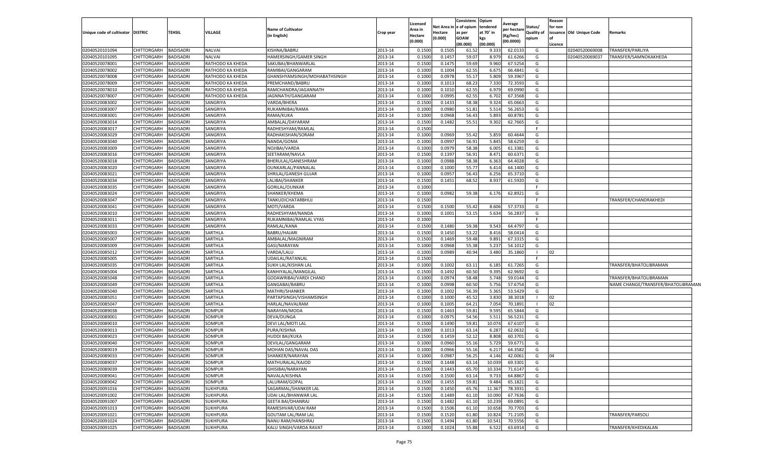| Unique code of cultivator | DISTRIC | TEHSIL | VILLAGE | Name of Cultivator (in English) | Crop year | Licensed Area in Hectare (0.000) | Net Area in Hectare (0.000) | Consistenc e of opium as per GOAW (00.000) | Opium tendered at 70° in kgs (00.000) | Average per hectare (Kg/hec) (00.0000) | Status/ Quality of opium | Reason for non issuance of Licence | Old Unique Code | Remarks |
|---|---|---|---|---|---|---|---|---|---|---|---|---|---|---|
| 02040520101094 | CHITTORGARH | BADISADRI | NALVAI | KISHNA/BABRU | 2013-14 | 0.1500 | 0.1505 | 61.52 | 9.333 | 62.0133 | G | | 02040520069008 | TRANSFER/PARLIYA |
| 02040520101095 | CHITTORGARH | BADISADRI | NALVAI | HAMERSINGH/GAMER SINGH | 2013-14 | 0.1500 | 0.1457 | 59.07 | 8.979 | 61.6266 | G | | 02040520069037 | TRANSFER/SAMNOKAKHEDA |
| 02040520078001 | CHITTORGARH | BADISADRI | RATHODO KA KHEDA | SAKUBAI/BHANWARLAL | 2013-14 | 0.1500 | 0.1475 | 59.69 | 9.960 | 67.5254 | G | | | |
| 02040520078002 | CHITTORGARH | BADISADRI | RATHODO KA KHEDA | RAMIBAI/GANGARAM | 2013-14 | 0.1000 | 0.1004 | 62.55 | 6.675 | 66.4841 | G | | | |
| 02040520078008 | CHITTORGARH | BADISADRI | RATHODO KA KHEDA | GHANSHYAMSINGH/MOHABATHSINGH | 2013-14 | 0.1000 | 0.0978 | 55.17 | 5.809 | 59.3967 | G | | | |
| 02040520078009 | CHITTORGARH | BADISADRI | RATHODO KA KHEDA | PREMCHAND/BABRU | 2013-14 | 0.1000 | 0.1013 | 68.23 | 7.330 | 72.3593 | G | | | |
| 02040520078010 | CHITTORGARH | BADISADRI | RATHODO KA KHEDA | RAMCHANDRA/JAGANNATH | 2013-14 | 0.1000 | 0.1010 | 62.55 | 6.979 | 69.0990 | G | | | |
| 02040520078007 | CHITTORGARH | BADISADRI | RATHODO KA KHEDA | JAGNNATH/GANGARAM | 2013-14 | 0.1000 | 0.0995 | 62.55 | 6.702 | 67.3568 | G | | | |
| 02040520083002 | CHITTORGARH | BADISADRI | SANGRIYA | VARDA/BHERA | 2013-14 | 0.1500 | 0.1433 | 58.38 | 9.324 | 65.0663 | G | | | |
| 02040520083007 | CHITTORGARH | BADISADRI | SANGRIYA | RUKAMNIBAI/RAMA | 2013-14 | 0.1000 | 0.0980 | 51.81 | 5.514 | 56.2653 | G | | | |
| 02040520083001 | CHITTORGARH | BADISADRI | SANGRIYA | RAMA/KUKA | 2013-14 | 0.1000 | 0.0968 | 56.43 | 5.893 | 60.8781 | G | | | |
| 02040520083014 | CHITTORGARH | BADISADRI | SANGRIYA | AMBALAL/DAYARAM | 2013-14 | 0.1500 | 0.1482 | 55.51 | 9.302 | 62.7665 | G | | | |
| 02040520083017 | CHITTORGARH | BADISADRI | SANGRIYA | RADHESHYAM/RAMLAL | 2013-14 | 0.1500 | | | | | F | | | |
| 02040520083029 | CHITTORGARH | BADISADRI | SANGRIYA | RADHAKISHAN/SORAM | 2013-14 | 0.1000 | 0.0969 | 55.42 | 5.859 | 60.4644 | G | | | |
| 02040520083040 | CHITTORGARH | BADISADRI | SANGRIYA | NANDA/GOMA | 2013-14 | 0.1000 | 0.0997 | 56.91 | 5.845 | 58.6259 | G | | | |
| 02040520083009 | CHITTORGARH | BADISADRI | SANGRIYA | NOJIBAI/VARDA | 2013-14 | 0.1000 | 0.0979 | 58.38 | 6.005 | 61.3381 | G | | | |
| 02040520083016 | CHITTORGARH | BADISADRI | SANGRIYA | SEETARAM/NAVLA | 2013-14 | 0.1500 | 0.1397 | 56.91 | 8.471 | 60.6371 | G | | | |
| 02040520083018 | CHITTORGARH | BADISADRI | SANGRIYA | BHERULAL/GANESHRAM | 2013-14 | 0.1000 | 0.0988 | 58.38 | 6.363 | 64.4028 | G | | | |
| 02040520083020 | CHITTORGARH | BADISADRI | SANGRIYA | OUNKARLAL/PANNALAL | 2013-14 | 0.1000 | 0.1000 | 55.77 | 6.414 | 64.1400 | G | | | |
| 02040520083021 | CHITTORGARH | BADISADRI | SANGRIYA | SHRILAL/GANESH GUJAR | 2013-14 | 0.1000 | 0.0957 | 56.43 | 6.256 | 65.3710 | G | | | |
| 02040520083034 | CHITTORGARH | BADISADRI | SANGRIYA | LALIBAI/SHANKER | 2013-14 | 0.1500 | 0.1451 | 68.52 | 8.937 | 61.5920 | G | | | |
| 02040520083035 | CHITTORGARH | BADISADRI | SANGRIYA | GORILAL/OUNKAR | 2013-14 | 0.1000 | | | | | F | | | |
| 02040520083024 | CHITTORGARH | BADISADRI | SANGRIYA | SHANKER/KHEMA | 2013-14 | 0.1000 | 0.0982 | 59.38 | 6.176 | 62.8921 | G | | | |
| 02040520083047 | CHITTORGARH | BADISADRI | SANGRIYA | TANKUDICHATARBHUJ | 2013-14 | 0.1500 | | | | | F | | | TRANSFER/CHANDRAKHEDI |
| 02040520083041 | CHITTORGARH | BADISADRI | SANGRIYA | MOTI/VARDA | 2013-14 | 0.1500 | 0.1500 | 55.42 | 8.606 | 57.3733 | G | | | |
| 02040520083010 | CHITTORGARH | BADISADRI | SANGRIYA | RADHESHYAM/NANDA | 2013-14 | 0.1000 | 0.1001 | 53.15 | 5.634 | 56.2837 | G | | | |
| 02040520083011 | CHITTORGARH | BADISADRI | SANGRIYA | RUKAMNIBAI/RAMLAL VYAS | 2013-14 | 0.1000 | | | | | F | | | |
| 02040520083033 | CHITTORGARH | BADISADRI | SANGRIYA | RAMLAL/KANA | 2013-14 | 0.1500 | 0.1480 | 59.38 | 9.543 | 64.4797 | G | | | |
| 02040520085003 | CHITTORGARH | BADISADRI | SARTHLA | BABRU/HAJARI | 2013-14 | 0.1500 | 0.1450 | 53.22 | 8.416 | 58.0414 | G | | | |
| 02040520085007 | CHITTORGARH | BADISADRI | SARTHLA | AMBALAL/MAGNIRAM | 2013-14 | 0.1500 | 0.1469 | 59.48 | 9.891 | 67.3315 | G | | | |
| 02040520085009 | CHITTORGARH | BADISADRI | SARTHLA | GASI/NARAYAN | 2013-14 | 0.1000 | 0.0968 | 55.38 | 5.237 | 54.1012 | G | | | |
| 02040520085012 | CHITTORGARH | BADISADRI | SARTHLA | VARDA/LALU | 2013-14 | 0.1000 | 0.0989 | 40.94 | 3.480 | 35.1860 | I | 02 | | |
| 02040520085005 | CHITTORGARH | BADISADRI | SARTHLA | UDAILAL/RATANLAL | 2013-14 | 0.1500 | | | | | F | | | |
| 02040520085035 | CHITTORGARH | BADISADRI | SARTHLA | SUKH LAL/KISHAN LAL | 2013-14 | 0.1000 | 0.1002 | 63.11 | 6.185 | 61.7265 | G | | | TRANSFER/BHATOLIBRAMAN |
| 02040520085004 | CHITTORGARH | BADISADRI | SARTHLA | KANHIYALAL/MANGILAL | 2013-14 | 0.1500 | 0.1492 | 60.50 | 9.395 | 62.9692 | G | | | |
| 02040520085048 | CHITTORGARH | BADISADRI | SARTHLA | GODAWRIBAI/VARDI CHAND | 2013-14 | 0.1000 | 0.0974 | 58.48 | 5.748 | 59.0144 | G | | | TRANSFER/BHATOLIBRAMAN |
| 02040520085049 | CHITTORGARH | BADISADRI | SARTHLA | GANGABAI/BABRU | 2013-14 | 0.1000 | 0.0998 | 60.50 | 5.756 | 57.6754 | G | | | NAME CHANGE/TRANSFER/BHATOLIBRAMAN |
| 02040520085040 | CHITTORGARH | BADISADRI | SARTHLA | MATHRI/SHANKER | 2013-14 | 0.1000 | 0.1002 | 56.39 | 5.365 | 53.5429 | G | | | |
| 02040520085051 | CHITTORGARH | BADISADRI | SARTHLA | PARTAPSINGH/VISHAMSINGH | 2013-14 | 0.1000 | 0.1000 | 45.52 | 3.830 | 38.3018 | I | 02 | | |
| 02040520085047 | CHITTORGARH | BADISADRI | SARTHLA | HARLAL/NAVALRAM | 2013-14 | 0.1000 | 0.1005 | 64.21 | 7.054 | 70.1891 | I | 02 | | |
| 02040520089038 | CHITTORGARH | BADISADRI | SOMPUR | NARAYAN/MODA | 2013-14 | 0.1500 | 0.1463 | 59.81 | 9.595 | 65.5844 | G | | | |
| 02040520089001 | CHITTORGARH | BADISADRI | SOMPUR | DEVA/DUNGA | 2013-14 | 0.1000 | 0.0975 | 54.56 | 5.511 | 56.5231 | G | | | |
| 02040520089010 | CHITTORGARH | BADISADRI | SOMPUR | DEVI LAL/MOTI LAL | 2013-14 | 0.1500 | 0.1490 | 59.81 | 10.074 | 67.6107 | G | | | |
| 02040520089013 | CHITTORGARH | BADISADRI | SOMPUR | PURA/KISHNA | 2013-14 | 0.1000 | 0.1013 | 63.14 | 6.287 | 62.0632 | G | | | |
| 02040520089023 | CHITTORGARH | BADISADRI | SOMPUR | HUDDI BAI/KUKA | 2013-14 | 0.1500 | 0.1459 | 52.12 | 8.808 | 60.3701 | G | | | |
| 02040520089040 | CHITTORGARH | BADISADRI | SOMPUR | DEVILAL/GANGARAM | 2013-14 | 0.1000 | 0.0960 | 55.16 | 5.729 | 59.6771 | G | | | |
| 02040520089019 | CHITTORGARH | BADISADRI | SOMPUR | MOHAN DAS/NAVAL DAS | 2013-14 | 0.1000 | 0.0966 | 55.16 | 6.217 | 64.3582 | G | | | |
| 02040520089033 | CHITTORGARH | BADISADRI | SOMPUR | SHANKER/NARAYAN | 2013-14 | 0.1000 | 0.0987 | 56.25 | 4.146 | 42.0061 | G | 04 | | |
| 02040520089037 | CHITTORGARH | BADISADRI | SOMPUR | MATHURALAL/KAJOD | 2013-14 | 0.1500 | 0.1448 | 63.14 | 10.039 | 69.3301 | G | | | |
| 02040520089039 | CHITTORGARH | BADISADRI | SOMPUR | GHISIBAI/NARAYAN | 2013-14 | 0.1500 | 0.1443 | 65.70 | 10.334 | 71.6147 | G | | | |
| 02040520089041 | CHITTORGARH | BADISADRI | SOMPUR | NAVALA/KISHNA | 2013-14 | 0.1500 | 0.1500 | 63.14 | 9.733 | 64.8867 | G | | | |
| 02040520089042 | CHITTORGARH | BADISADRI | SOMPUR | LALURAM/GOPAL | 2013-14 | 0.1500 | 0.1455 | 59.81 | 9.484 | 65.1821 | G | | | |
| 02040520091016 | CHITTORGARH | BADISADRI | SUKHPURA | SAGARMAL/SHANKER LAL | 2013-14 | 0.1500 | 0.1450 | 65.76 | 11.367 | 78.3931 | G | | | |
| 02040520091002 | CHITTORGARH | BADISADRI | SUKHPURA | UDAI LAL/BHANWAR LAL | 2013-14 | 0.1500 | 0.1489 | 61.10 | 10.090 | 67.7636 | G | | | |
| 02040520091007 | CHITTORGARH | BADISADRI | SUKHPURA | GEETA BAI/DHANRAJ | 2013-14 | 0.1500 | 0.1482 | 61.10 | 10.239 | 69.0891 | G | | | |
| 02040520091013 | CHITTORGARH | BADISADRI | SUKHPURA | RAMESHVAR/UDAI RAM | 2013-14 | 0.1500 | 0.1506 | 61.10 | 10.658 | 70.7703 | G | | | |
| 02040520091021 | CHITTORGARH | BADISADRI | SUKHPURA | GOUTAM LAL/RAM LAL | 2013-14 | 0.1500 | 0.1520 | 61.80 | 10.824 | 71.2105 | G | | | TRANSFER/PARSOLI |
| 02040520091024 | CHITTORGARH | BADISADRI | SUKHPURA | NANU RAM/HANSHRAJ | 2013-14 | 0.1500 | 0.1494 | 61.80 | 10.541 | 70.5556 | G | | | |
| 02040520091025 | CHITTORGARH | BADISADRI | SUKHPURA | KALU SINGH/VARDA RAVAT | 2013-14 | 0.1000 | 0.1024 | 55.88 | 6.522 | 63.6914 | G | | | TRANSFER/KHEDIKALAN |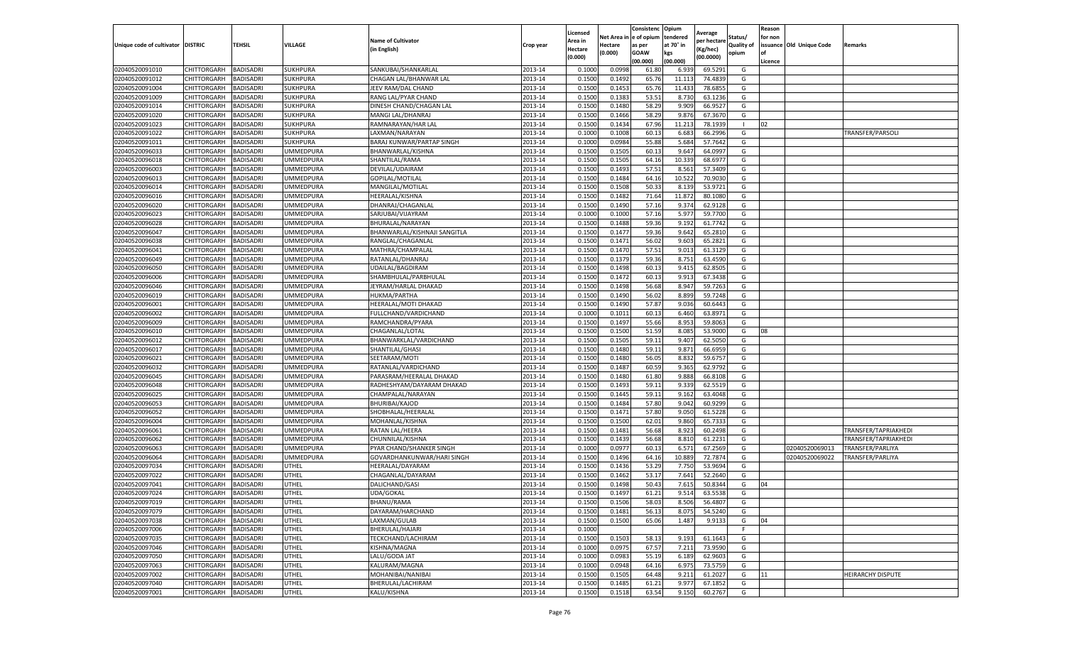| Unique code of cultivator | DISTRIC | TEHSIL | VILLAGE | Name of Cultivator (in English) | Crop year | Licensed Area in Hectare (0.000) | Net Area in Hectare (0.000) | Consistence of opium as per GOAW (00.000) | Opium tendered at 70˚ in kgs (00.000) | Average per hectare (Kg/hec) (00.0000) | Status/ Quality of opium | Reason for non issuance of Licence | Old Unique Code | Remarks |
|---|---|---|---|---|---|---|---|---|---|---|---|---|---|---|
| 02040520091010 | CHITTORGARH | BADISADRI | SUKHPURA | SANKUBAI/SHANKARLAL | 2013-14 | 0.1000 | 0.0998 | 61.80 | 6.939 | 69.5291 | G | | | |
| 02040520091012 | CHITTORGARH | BADISADRI | SUKHPURA | CHAGAN LAL/BHANWAR LAL | 2013-14 | 0.1500 | 0.1492 | 65.76 | 11.113 | 74.4839 | G | | | |
| 02040520091004 | CHITTORGARH | BADISADRI | SUKHPURA | JEEV RAM/DAL CHAND | 2013-14 | 0.1500 | 0.1453 | 65.76 | 11.433 | 78.6855 | G | | | |
| 02040520091009 | CHITTORGARH | BADISADRI | SUKHPURA | RANG LAL/PYAR CHAND | 2013-14 | 0.1500 | 0.1383 | 53.51 | 8.730 | 63.1236 | G | | | |
| 02040520091014 | CHITTORGARH | BADISADRI | SUKHPURA | DINESH CHAND/CHAGAN LAL | 2013-14 | 0.1500 | 0.1480 | 58.29 | 9.909 | 66.9527 | G | | | |
| 02040520091020 | CHITTORGARH | BADISADRI | SUKHPURA | MANGI LAL/DHANRAJ | 2013-14 | 0.1500 | 0.1466 | 58.29 | 9.876 | 67.3670 | G | | | |
| 02040520091023 | CHITTORGARH | BADISADRI | SUKHPURA | RAMNARAYAN/HAR LAL | 2013-14 | 0.1500 | 0.1434 | 67.96 | 11.213 | 78.1939 | I | 02 | | |
| 02040520091022 | CHITTORGARH | BADISADRI | SUKHPURA | LAXMAN/NARAYAN | 2013-14 | 0.1000 | 0.1008 | 60.13 | 6.683 | 66.2996 | G | | | TRANSFER/PARSOLI |
| 02040520091011 | CHITTORGARH | BADISADRI | SUKHPURA | BARAJ KUNWAR/PARTAP SINGH | 2013-14 | 0.1000 | 0.0984 | 55.88 | 5.684 | 57.7642 | G | | | |
| 02040520096033 | CHITTORGARH | BADISADRI | UMMEDPURA | BHANWARLAL/KISHNA | 2013-14 | 0.1500 | 0.1505 | 60.13 | 9.647 | 64.0997 | G | | | |
| 02040520096018 | CHITTORGARH | BADISADRI | UMMEDPURA | SHANTILAL/RAMA | 2013-14 | 0.1500 | 0.1505 | 64.16 | 10.339 | 68.6977 | G | | | |
| 02040520096003 | CHITTORGARH | BADISADRI | UMMEDPURA | DEVILAL/UDAIRAM | 2013-14 | 0.1500 | 0.1493 | 57.51 | 8.561 | 57.3409 | G | | | |
| 02040520096013 | CHITTORGARH | BADISADRI | UMMEDPURA | GOPILAL/MOTILAL | 2013-14 | 0.1500 | 0.1484 | 64.16 | 10.522 | 70.9030 | G | | | |
| 02040520096014 | CHITTORGARH | BADISADRI | UMMEDPURA | MANGILAL/MOTILAL | 2013-14 | 0.1500 | 0.1508 | 50.33 | 8.139 | 53.9721 | G | | | |
| 02040520096016 | CHITTORGARH | BADISADRI | UMMEDPURA | HEERALAL/KISHNA | 2013-14 | 0.1500 | 0.1482 | 71.64 | 11.872 | 80.1080 | G | | | |
| 02040520096020 | CHITTORGARH | BADISADRI | UMMEDPURA | DHANRAJ/CHAGANLAL | 2013-14 | 0.1500 | 0.1490 | 57.16 | 9.374 | 62.9128 | G | | | |
| 02040520096023 | CHITTORGARH | BADISADRI | UMMEDPURA | SARJUBAI/VIJAYRAM | 2013-14 | 0.1000 | 0.1000 | 57.16 | 5.977 | 59.7700 | G | | | |
| 02040520096028 | CHITTORGARH | BADISADRI | UMMEDPURA | BHURALAL/NARAYAN | 2013-14 | 0.1500 | 0.1488 | 59.36 | 9.192 | 61.7742 | G | | | |
| 02040520096047 | CHITTORGARH | BADISADRI | UMMEDPURA | BHANWARLAL/KISHNAJI SANGITLA | 2013-14 | 0.1500 | 0.1477 | 59.36 | 9.642 | 65.2810 | G | | | |
| 02040520096038 | CHITTORGARH | BADISADRI | UMMEDPURA | RANGLAL/CHAGANLAL | 2013-14 | 0.1500 | 0.1471 | 56.02 | 9.603 | 65.2821 | G | | | |
| 02040520096041 | CHITTORGARH | BADISADRI | UMMEDPURA | MATHRA/CHAMPALAL | 2013-14 | 0.1500 | 0.1470 | 57.51 | 9.013 | 61.3129 | G | | | |
| 02040520096049 | CHITTORGARH | BADISADRI | UMMEDPURA | RATANLAL/DHANRAJ | 2013-14 | 0.1500 | 0.1379 | 59.36 | 8.751 | 63.4590 | G | | | |
| 02040520096050 | CHITTORGARH | BADISADRI | UMMEDPURA | UDAILAL/BAGDIRAM | 2013-14 | 0.1500 | 0.1498 | 60.13 | 9.415 | 62.8505 | G | | | |
| 02040520096006 | CHITTORGARH | BADISADRI | UMMEDPURA | SHAMBHULAL/PARBHULAL | 2013-14 | 0.1500 | 0.1472 | 60.13 | 9.913 | 67.3438 | G | | | |
| 02040520096046 | CHITTORGARH | BADISADRI | UMMEDPURA | JEYRAM/HARLAL DHAKAD | 2013-14 | 0.1500 | 0.1498 | 56.68 | 8.947 | 59.7263 | G | | | |
| 02040520096019 | CHITTORGARH | BADISADRI | UMMEDPURA | HUKMA/PARTHA | 2013-14 | 0.1500 | 0.1490 | 56.02 | 8.899 | 59.7248 | G | | | |
| 02040520096001 | CHITTORGARH | BADISADRI | UMMEDPURA | HEERALAL/MOTI DHAKAD | 2013-14 | 0.1500 | 0.1490 | 57.87 | 9.036 | 60.6443 | G | | | |
| 02040520096002 | CHITTORGARH | BADISADRI | UMMEDPURA | FULLCHAND/VARDICHAND | 2013-14 | 0.1000 | 0.1011 | 60.13 | 6.460 | 63.8971 | G | | | |
| 02040520096009 | CHITTORGARH | BADISADRI | UMMEDPURA | RAMCHANDRA/PYARA | 2013-14 | 0.1500 | 0.1497 | 55.66 | 8.953 | 59.8063 | G | | | |
| 02040520096010 | CHITTORGARH | BADISADRI | UMMEDPURA | CHAGANLAL/LOTAL | 2013-14 | 0.1500 | 0.1500 | 51.59 | 8.085 | 53.9000 | G | 08 | | |
| 02040520096012 | CHITTORGARH | BADISADRI | UMMEDPURA | BHANWARKLAL/VARDICHAND | 2013-14 | 0.1500 | 0.1505 | 59.11 | 9.407 | 62.5050 | G | | | |
| 02040520096017 | CHITTORGARH | BADISADRI | UMMEDPURA | SHANTILAL/GHASI | 2013-14 | 0.1500 | 0.1480 | 59.11 | 9.871 | 66.6959 | G | | | |
| 02040520096021 | CHITTORGARH | BADISADRI | UMMEDPURA | SEETARAM/MOTI | 2013-14 | 0.1500 | 0.1480 | 56.05 | 8.832 | 59.6757 | G | | | |
| 02040520096032 | CHITTORGARH | BADISADRI | UMMEDPURA | RATANLAL/VARDICHAND | 2013-14 | 0.1500 | 0.1487 | 60.59 | 9.365 | 62.9792 | G | | | |
| 02040520096045 | CHITTORGARH | BADISADRI | UMMEDPURA | PARASRAM/HEERALAL DHAKAD | 2013-14 | 0.1500 | 0.1480 | 61.80 | 9.888 | 66.8108 | G | | | |
| 02040520096048 | CHITTORGARH | BADISADRI | UMMEDPURA | RADHESHYAM/DAYARAM DHAKAD | 2013-14 | 0.1500 | 0.1493 | 59.11 | 9.339 | 62.5519 | G | | | |
| 02040520096025 | CHITTORGARH | BADISADRI | UMMEDPURA | CHAMPALAL/NARAYAN | 2013-14 | 0.1500 | 0.1445 | 59.11 | 9.162 | 63.4048 | G | | | |
| 02040520096053 | CHITTORGARH | BADISADRI | UMMEDPURA | BHURIBAI/KAJOD | 2013-14 | 0.1500 | 0.1484 | 57.80 | 9.042 | 60.9299 | G | | | |
| 02040520096052 | CHITTORGARH | BADISADRI | UMMEDPURA | SHOBHALAL/HEERALAL | 2013-14 | 0.1500 | 0.1471 | 57.80 | 9.050 | 61.5228 | G | | | |
| 02040520096004 | CHITTORGARH | BADISADRI | UMMEDPURA | MOHANLAL/KISHNA | 2013-14 | 0.1500 | 0.1500 | 62.01 | 9.860 | 65.7333 | G | | | |
| 02040520096061 | CHITTORGARH | BADISADRI | UMMEDPURA | RATAN LAL/HEERA | 2013-14 | 0.1500 | 0.1481 | 56.68 | 8.923 | 60.2498 | G | | | TRANSFER/TAPRIAKHEDI |
| 02040520096062 | CHITTORGARH | BADISADRI | UMMEDPURA | CHUNNILAL/KISHNA | 2013-14 | 0.1500 | 0.1439 | 56.68 | 8.810 | 61.2231 | G | | | TRANSFER/TAPRIAKHEDI |
| 02040520096063 | CHITTORGARH | BADISADRI | UMMEDPURA | PYAR CHAND/SHANKER SINGH | 2013-14 | 0.1000 | 0.0977 | 60.13 | 6.571 | 67.2569 | G | | 02040520069013 | TRANSFER/PARLIYA |
| 02040520096064 | CHITTORGARH | BADISADRI | UMMEDPURA | GOVARDHANKUNWAR/HARI SINGH | 2013-14 | 0.1500 | 0.1496 | 64.16 | 10.889 | 72.7874 | G | | 02040520069022 | TRANSFER/PARLIYA |
| 02040520097034 | CHITTORGARH | BADISADRI | UTHEL | HEERALAL/DAYARAM | 2013-14 | 0.1500 | 0.1436 | 53.29 | 7.750 | 53.9694 | G | | | |
| 02040520097022 | CHITTORGARH | BADISADRI | UTHEL | CHAGANLAL/DAYARAM | 2013-14 | 0.1500 | 0.1462 | 53.17 | 7.641 | 52.2640 | G | | | |
| 02040520097041 | CHITTORGARH | BADISADRI | UTHEL | DALICHAND/GASI | 2013-14 | 0.1500 | 0.1498 | 50.43 | 7.615 | 50.8344 | G | 04 | | |
| 02040520097024 | CHITTORGARH | BADISADRI | UTHEL | UDA/GOKAL | 2013-14 | 0.1500 | 0.1497 | 61.21 | 9.514 | 63.5538 | G | | | |
| 02040520097019 | CHITTORGARH | BADISADRI | UTHEL | BHANU/RAMA | 2013-14 | 0.1500 | 0.1506 | 58.03 | 8.506 | 56.4807 | G | | | |
| 02040520097079 | CHITTORGARH | BADISADRI | UTHEL | DAYARAM/HARCHAND | 2013-14 | 0.1500 | 0.1481 | 56.13 | 8.075 | 54.5240 | G | | | |
| 02040520097038 | CHITTORGARH | BADISADRI | UTHEL | LAXMAN/GULAB | 2013-14 | 0.1500 | 0.1500 | 65.06 | 1.487 | 9.9133 | G | 04 | | |
| 02040520097006 | CHITTORGARH | BADISADRI | UTHEL | BHERULAL/HAJARI | 2013-14 | 0.1000 | | | | | F | | | |
| 02040520097035 | CHITTORGARH | BADISADRI | UTHEL | TECKCHAND/LACHIRAM | 2013-14 | 0.1500 | 0.1503 | 58.13 | 9.193 | 61.1643 | G | | | |
| 02040520097046 | CHITTORGARH | BADISADRI | UTHEL | KISHNA/MAGNA | 2013-14 | 0.1000 | 0.0975 | 67.57 | 7.211 | 73.9590 | G | | | |
| 02040520097050 | CHITTORGARH | BADISADRI | UTHEL | LALU/GODA JAT | 2013-14 | 0.1000 | 0.0983 | 55.19 | 6.189 | 62.9603 | G | | | |
| 02040520097063 | CHITTORGARH | BADISADRI | UTHEL | KALURAM/MAGNA | 2013-14 | 0.1000 | 0.0948 | 64.16 | 6.975 | 73.5759 | G | | | |
| 02040520097002 | CHITTORGARH | BADISADRI | UTHEL | MOHANIBAI/NANIBAI | 2013-14 | 0.1500 | 0.1505 | 64.48 | 9.211 | 61.2027 | G | 11 | | HEIRARCHY DISPUTE |
| 02040520097040 | CHITTORGARH | BADISADRI | UTHEL | BHERULAL/LACHIRAM | 2013-14 | 0.1500 | 0.1485 | 61.21 | 9.977 | 67.1852 | G | | | |
| 02040520097001 | CHITTORGARH | BADISADRI | UTHEL | KALU/KISHNA | 2013-14 | 0.1500 | 0.1518 | 63.54 | 9.150 | 60.2767 | G | | | |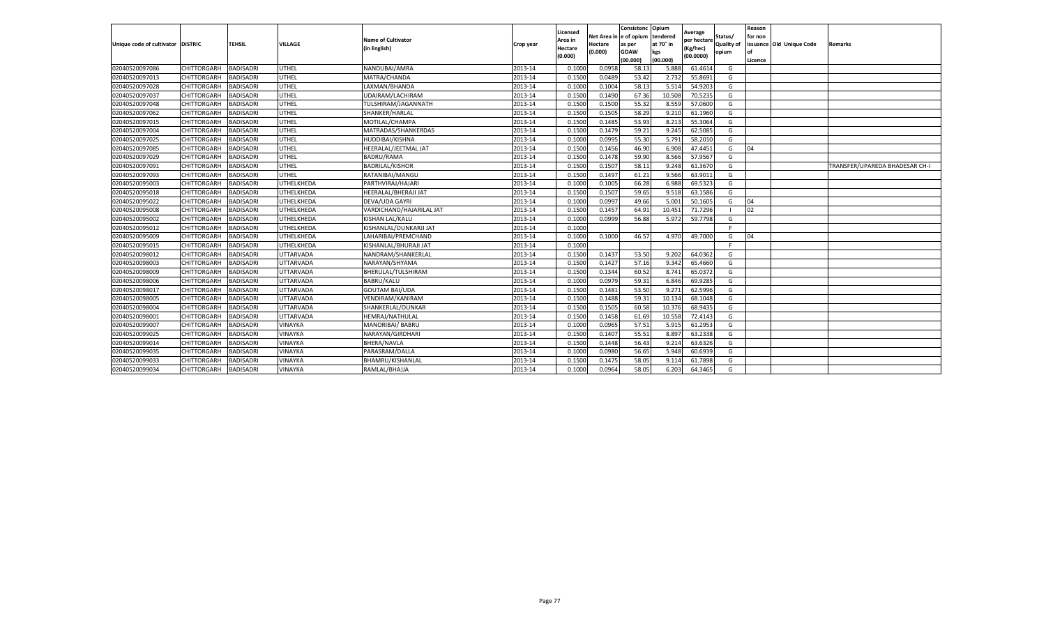| Unique code of cultivator | DISTRIC | TEHSIL | VILLAGE | Name of Cultivator (in English) | Crop year | Licensed Area in Hectare (0.000) | Net Area in Hectare (0.000) | Consistenc e of opium as per GOAW (00.000) | Opium tendered at 70° in kgs (00.000) | Average per hectare (Kg/hec) (00.0000) | Status/ Quality of opium | Reason for non issuance of Licence | Old Unique Code | Remarks |
|---|---|---|---|---|---|---|---|---|---|---|---|---|---|---|
| 02040520097086 | CHITTORGARH | BADISADRI | UTHEL | NANDUBAI/AMRA | 2013-14 | 0.1000 | 0.0958 | 58.13 | 5.888 | 61.4614 | G | | | |
| 02040520097013 | CHITTORGARH | BADISADRI | UTHEL | MATRA/CHANDA | 2013-14 | 0.1500 | 0.0489 | 53.42 | 2.732 | 55.8691 | G | | | |
| 02040520097028 | CHITTORGARH | BADISADRI | UTHEL | LAXMAN/BHANDA | 2013-14 | 0.1000 | 0.1004 | 58.13 | 5.514 | 54.9203 | G | | | |
| 02040520097037 | CHITTORGARH | BADISADRI | UTHEL | UDAIRAM/LACHIRAM | 2013-14 | 0.1500 | 0.1490 | 67.36 | 10.508 | 70.5235 | G | | | |
| 02040520097048 | CHITTORGARH | BADISADRI | UTHEL | TULSHIRAM/JAGANNATH | 2013-14 | 0.1500 | 0.1500 | 55.32 | 8.559 | 57.0600 | G | | | |
| 02040520097062 | CHITTORGARH | BADISADRI | UTHEL | SHANKER/HARLAL | 2013-14 | 0.1500 | 0.1505 | 58.29 | 9.210 | 61.1960 | G | | | |
| 02040520097015 | CHITTORGARH | BADISADRI | UTHEL | MOTILAL/CHAMPA | 2013-14 | 0.1500 | 0.1485 | 53.93 | 8.213 | 55.3064 | G | | | |
| 02040520097004 | CHITTORGARH | BADISADRI | UTHEL | MATRADAS/SHANKERDAS | 2013-14 | 0.1500 | 0.1479 | 59.21 | 9.245 | 62.5085 | G | | | |
| 02040520097025 | CHITTORGARH | BADISADRI | UTHEL | HUDDIBAI/KISHNA | 2013-14 | 0.1000 | 0.0995 | 55.30 | 5.791 | 58.2010 | G | | | |
| 02040520097085 | CHITTORGARH | BADISADRI | UTHEL | HEERALAL/JEETMAL JAT | 2013-14 | 0.1500 | 0.1456 | 46.90 | 6.908 | 47.4451 | G | 04 | | |
| 02040520097029 | CHITTORGARH | BADISADRI | UTHEL | BADRU/RAMA | 2013-14 | 0.1500 | 0.1478 | 59.90 | 8.566 | 57.9567 | G | | | |
| 02040520097091 | CHITTORGARH | BADISADRI | UTHEL | BADRILAL/KISHOR | 2013-14 | 0.1500 | 0.1507 | 58.11 | 9.248 | 61.3670 | G | | | TRANSFER/UPAREDA BHADESAR CH-I |
| 02040520097093 | CHITTORGARH | BADISADRI | UTHEL | RATANIBAI/MANGU | 2013-14 | 0.1500 | 0.1497 | 61.21 | 9.566 | 63.9011 | G | | | |
| 02040520095003 | CHITTORGARH | BADISADRI | UTHELKHEDA | PARTHVIRAJ/HAJARI | 2013-14 | 0.1000 | 0.1005 | 66.28 | 6.988 | 69.5323 | G | | | |
| 02040520095018 | CHITTORGARH | BADISADRI | UTHELKHEDA | HEERALAL/BHERAJI JAT | 2013-14 | 0.1500 | 0.1507 | 59.65 | 9.518 | 63.1586 | G | | | |
| 02040520095022 | CHITTORGARH | BADISADRI | UTHELKHEDA | DEVA/UDA GAYRI | 2013-14 | 0.1000 | 0.0997 | 49.66 | 5.001 | 50.1605 | G | 04 | | |
| 02040520095008 | CHITTORGARH | BADISADRI | UTHELKHEDA | VARDICHAND/HAJARILAL JAT | 2013-14 | 0.1500 | 0.1457 | 64.91 | 10.451 | 71.7296 | I | 02 | | |
| 02040520095002 | CHITTORGARH | BADISADRI | UTHELKHEDA | KISHAN LAL/KALU | 2013-14 | 0.1000 | 0.0999 | 56.88 | 5.972 | 59.7798 | G | | | |
| 02040520095012 | CHITTORGARH | BADISADRI | UTHELKHEDA | KISHANLAL/OUNKARJI JAT | 2013-14 | 0.1000 | | | | | F | | | |
| 02040520095009 | CHITTORGARH | BADISADRI | UTHELKHEDA | LAHARIBAI/PREMCHAND | 2013-14 | 0.1000 | 0.1000 | 46.57 | 4.970 | 49.7000 | G | 04 | | |
| 02040520095015 | CHITTORGARH | BADISADRI | UTHELKHEDA | KISHANLAL/BHURAJI JAT | 2013-14 | 0.1000 | | | | | F | | | |
| 02040520098012 | CHITTORGARH | BADISADRI | UTTARVADA | NANDRAM/SHANKERLAL | 2013-14 | 0.1500 | 0.1437 | 53.50 | 9.202 | 64.0362 | G | | | |
| 02040520098003 | CHITTORGARH | BADISADRI | UTTARVADA | NARAYAN/SHYAMA | 2013-14 | 0.1500 | 0.1427 | 57.16 | 9.342 | 65.4660 | G | | | |
| 02040520098009 | CHITTORGARH | BADISADRI | UTTARVADA | BHERULAL/TULSHIRAM | 2013-14 | 0.1500 | 0.1344 | 60.52 | 8.741 | 65.0372 | G | | | |
| 02040520098006 | CHITTORGARH | BADISADRI | UTTARVADA | BABRU/KALU | 2013-14 | 0.1000 | 0.0979 | 59.31 | 6.846 | 69.9285 | G | | | |
| 02040520098017 | CHITTORGARH | BADISADRI | UTTARVADA | GOUTAM BAI/UDA | 2013-14 | 0.1500 | 0.1481 | 53.50 | 9.271 | 62.5996 | G | | | |
| 02040520098005 | CHITTORGARH | BADISADRI | UTTARVADA | VENDIRAM/KANIRAM | 2013-14 | 0.1500 | 0.1488 | 59.31 | 10.134 | 68.1048 | G | | | |
| 02040520098004 | CHITTORGARH | BADISADRI | UTTARVADA | SHANKERLAL/OUNKAR | 2013-14 | 0.1500 | 0.1505 | 60.58 | 10.376 | 68.9435 | G | | | |
| 02040520098001 | CHITTORGARH | BADISADRI | UTTARVADA | HEMRAJ/NATHULAL | 2013-14 | 0.1500 | 0.1458 | 61.69 | 10.558 | 72.4143 | G | | | |
| 02040520099007 | CHITTORGARH | BADISADRI | VINAYKA | MANORIBAI/ BABRU | 2013-14 | 0.1000 | 0.0965 | 57.51 | 5.915 | 61.2953 | G | | | |
| 02040520099025 | CHITTORGARH | BADISADRI | VINAYKA | NARAYAN/GIRDHARI | 2013-14 | 0.1500 | 0.1407 | 55.51 | 8.897 | 63.2338 | G | | | |
| 02040520099014 | CHITTORGARH | BADISADRI | VINAYKA | BHERA/NAVLA | 2013-14 | 0.1500 | 0.1448 | 56.43 | 9.214 | 63.6326 | G | | | |
| 02040520099035 | CHITTORGARH | BADISADRI | VINAYKA | PARASRAM/DALLA | 2013-14 | 0.1000 | 0.0980 | 56.65 | 5.948 | 60.6939 | G | | | |
| 02040520099033 | CHITTORGARH | BADISADRI | VINAYKA | BHAMRU/KISHANLAL | 2013-14 | 0.1500 | 0.1475 | 58.05 | 9.114 | 61.7898 | G | | | |
| 02040520099034 | CHITTORGARH | BADISADRI | VINAYKA | RAMLAL/BHAJJA | 2013-14 | 0.1000 | 0.0964 | 58.05 | 6.203 | 64.3465 | G | | | |